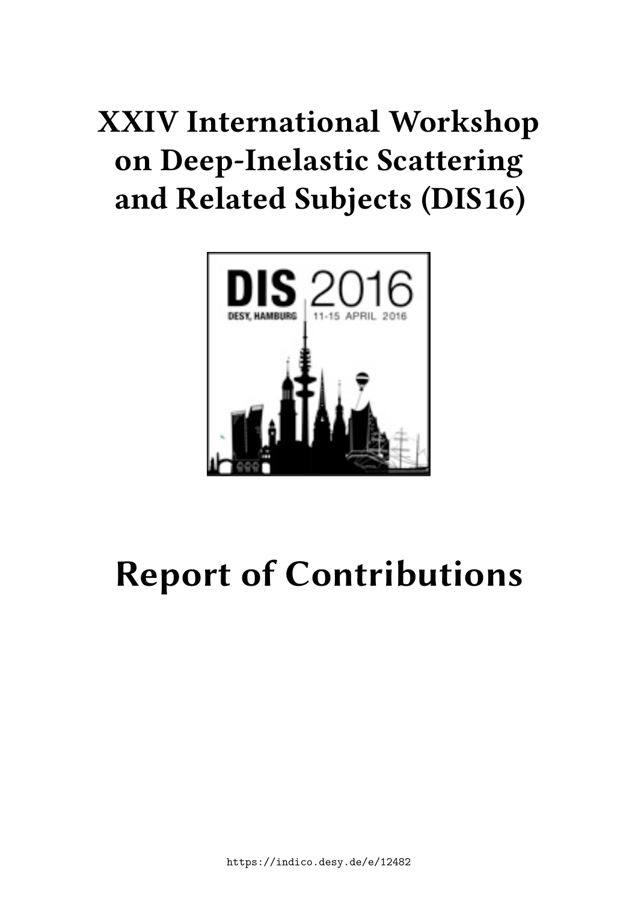# XXIV International Workshop on Deep-Inelastic Scattering and Related Subjects (DIS16)

# Report of Contributions

https://indico.desy.de/e/12482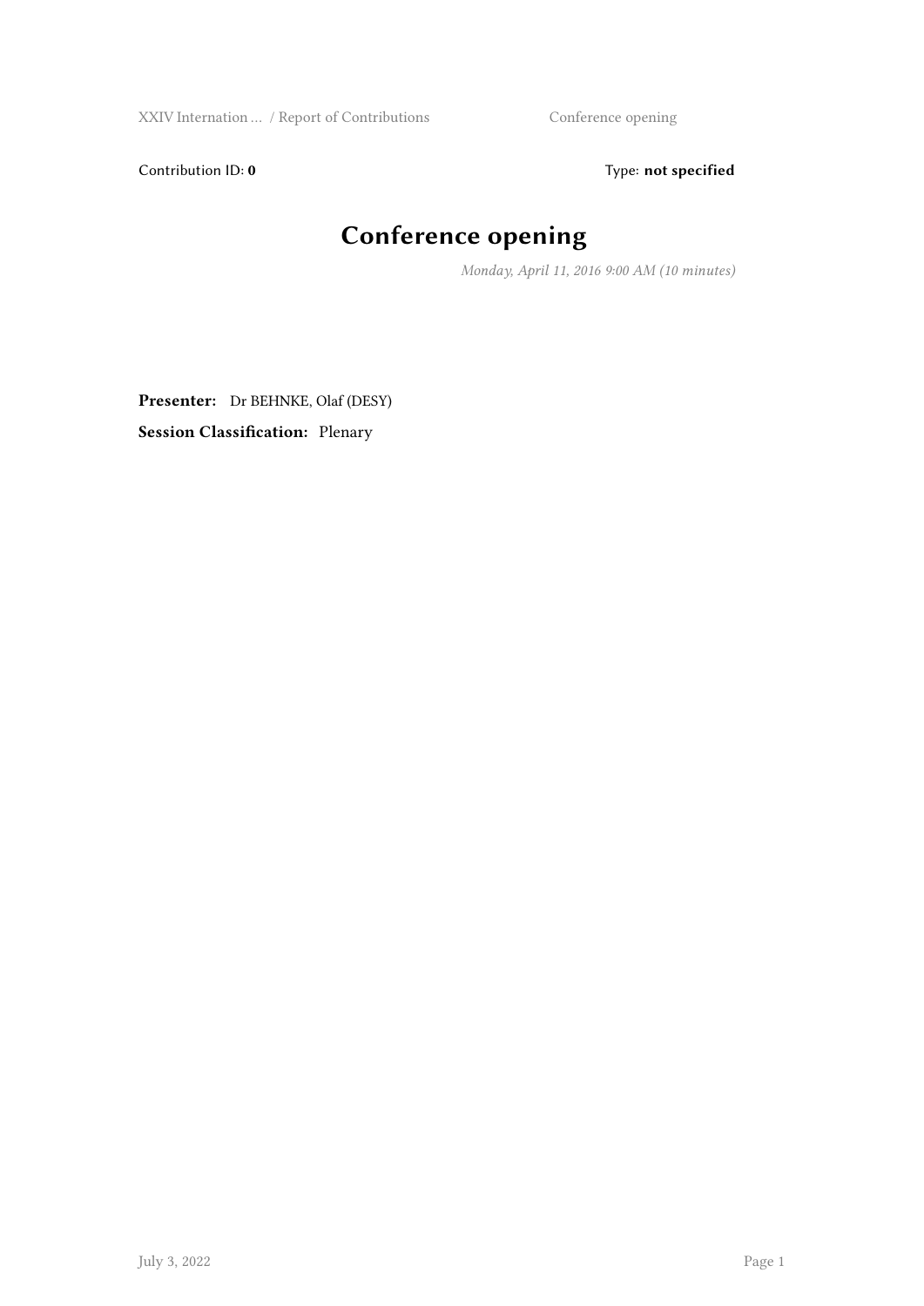Contribution ID: **0**

Type: **not specified**

# Conference opening

*Monday, April 11, 2016 9:00 AM (10 minutes)*

**Presenter:** Dr BEHNKE, Olaf (DESY)

**Session Classification:** Plenary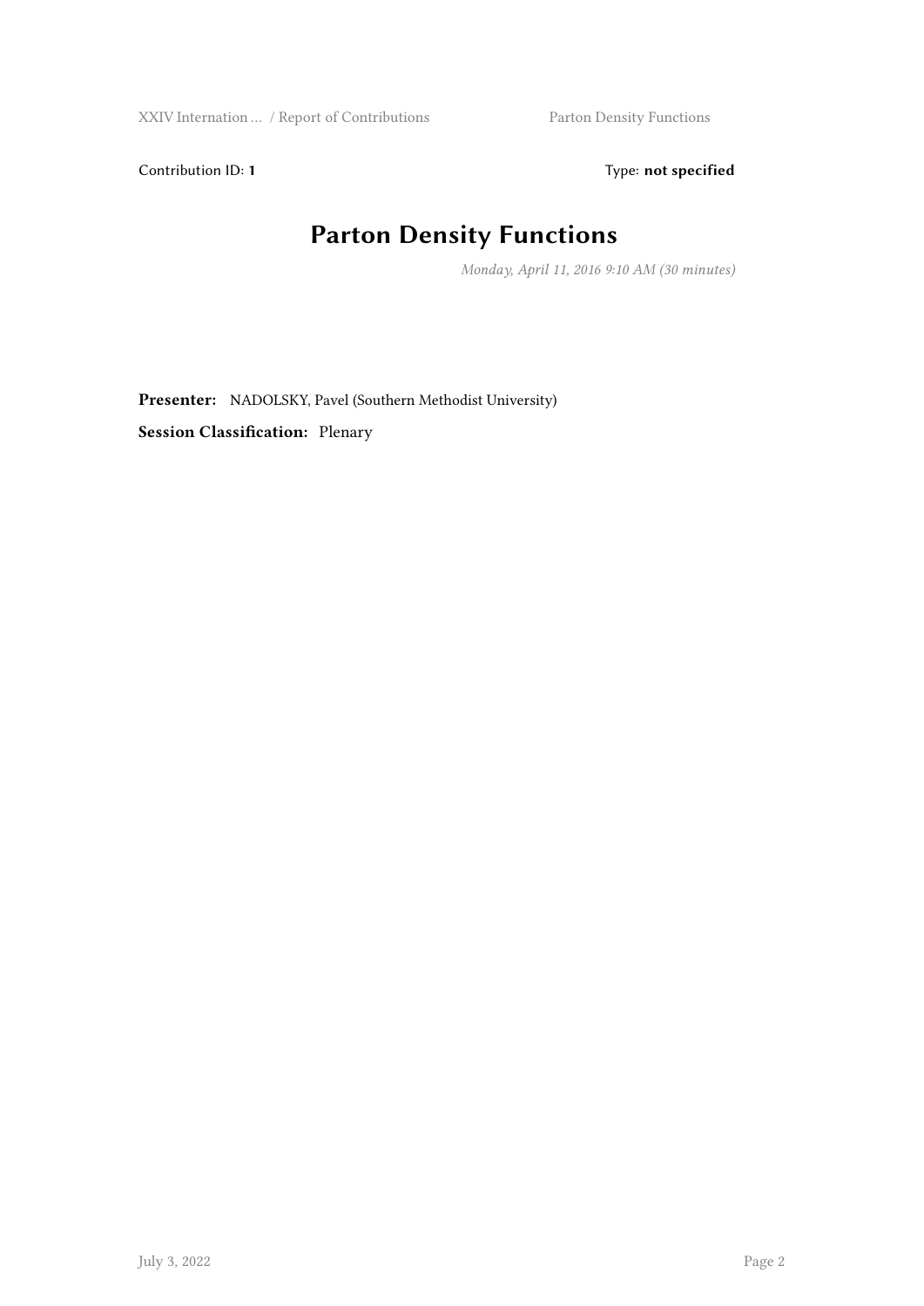Contribution ID: **1**

Type: **not specified**

# Parton Density Functions

*Monday, April 11, 2016 9:10 AM (30 minutes)*

**Presenter:** NADOLSKY, Pavel (Southern Methodist University)

**Session Classification:** Plenary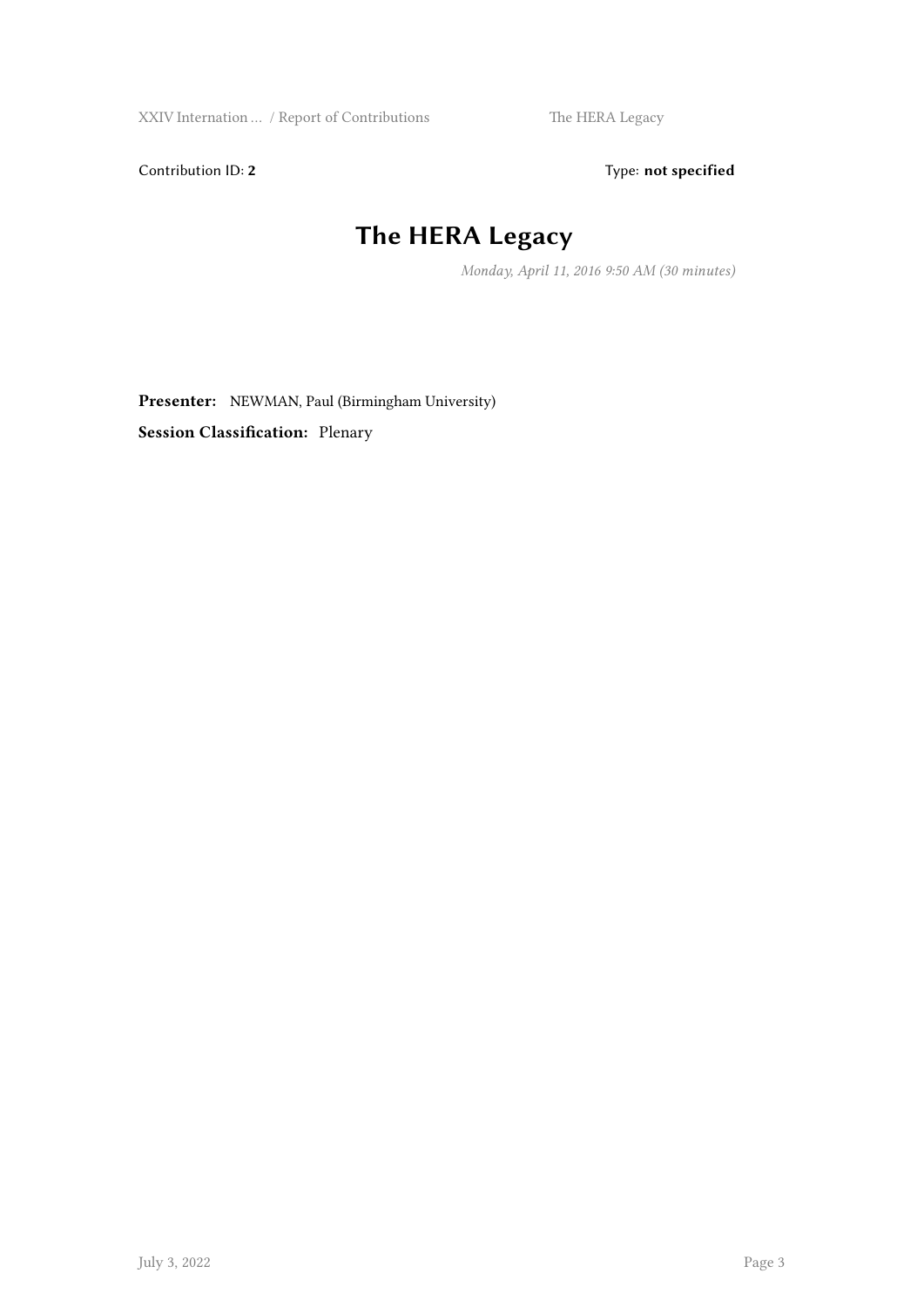Contribution ID: **2** Type: **not specified**

# The HERA Legacy

*Monday, April 11, 2016 9:50 AM (30 minutes)*

**Presenter:** NEWMAN, Paul (Birmingham University)

**Session Classification:** Plenary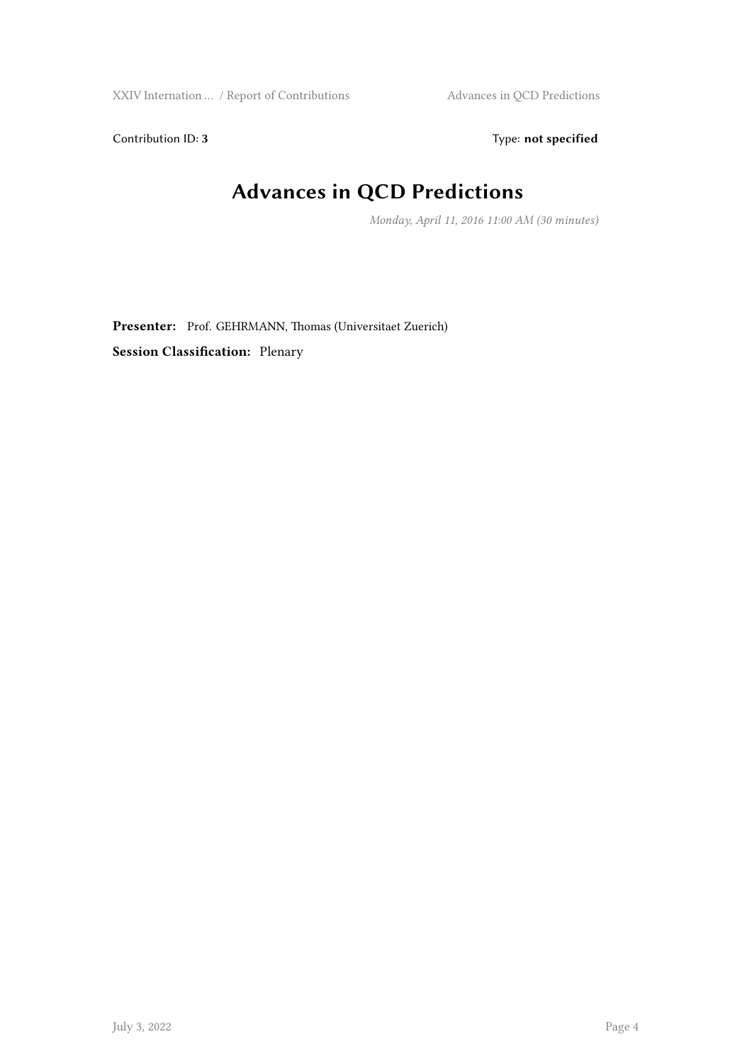Contribution ID: **3**

Type: **not specified**

# Advances in QCD Predictions

*Monday, April 11, 2016 11:00 AM (30 minutes)*

**Presenter:** Prof. GEHRMANN, Thomas (Universitaet Zuerich)

**Session Classification:** Plenary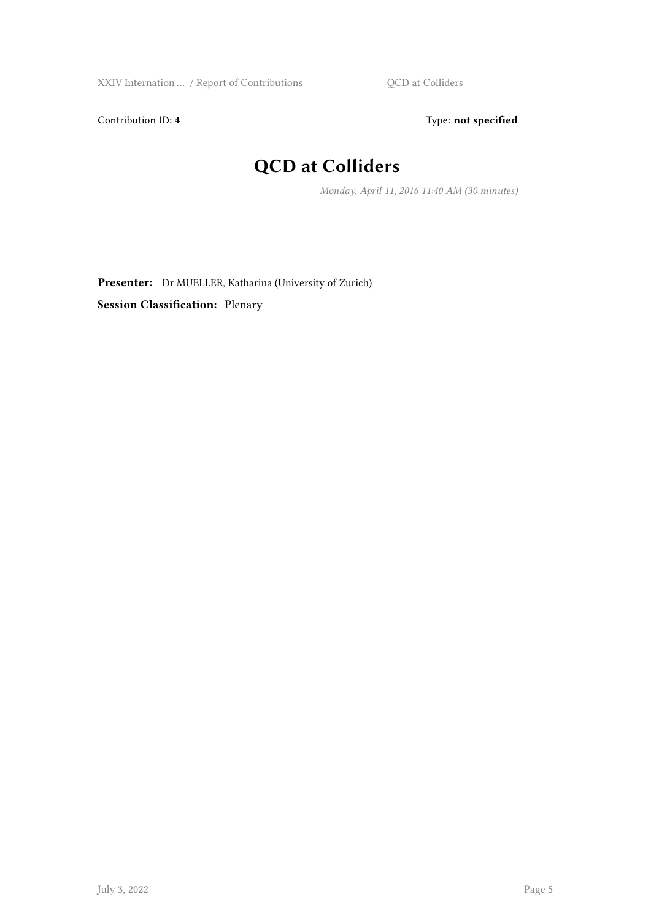Contribution ID: **4** Type: **not specified**

# QCD at Colliders

*Monday, April 11, 2016 11:40 AM (30 minutes)*

**Presenter:** Dr MUELLER, Katharina (University of Zurich)

**Session Classification:** Plenary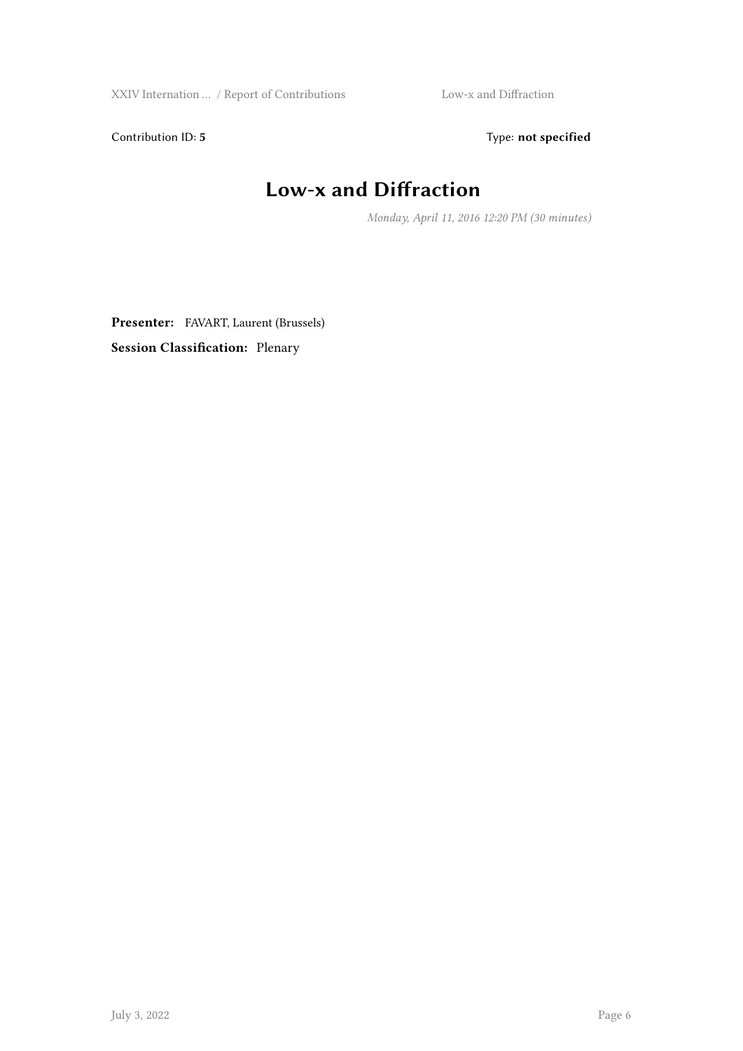Contribution ID: **5** Type: **not specified**

# Low-x and Diffraction

*Monday, April 11, 2016 12:20 PM (30 minutes)*

**Presenter:** FAVART, Laurent (Brussels)

**Session Classification:** Plenary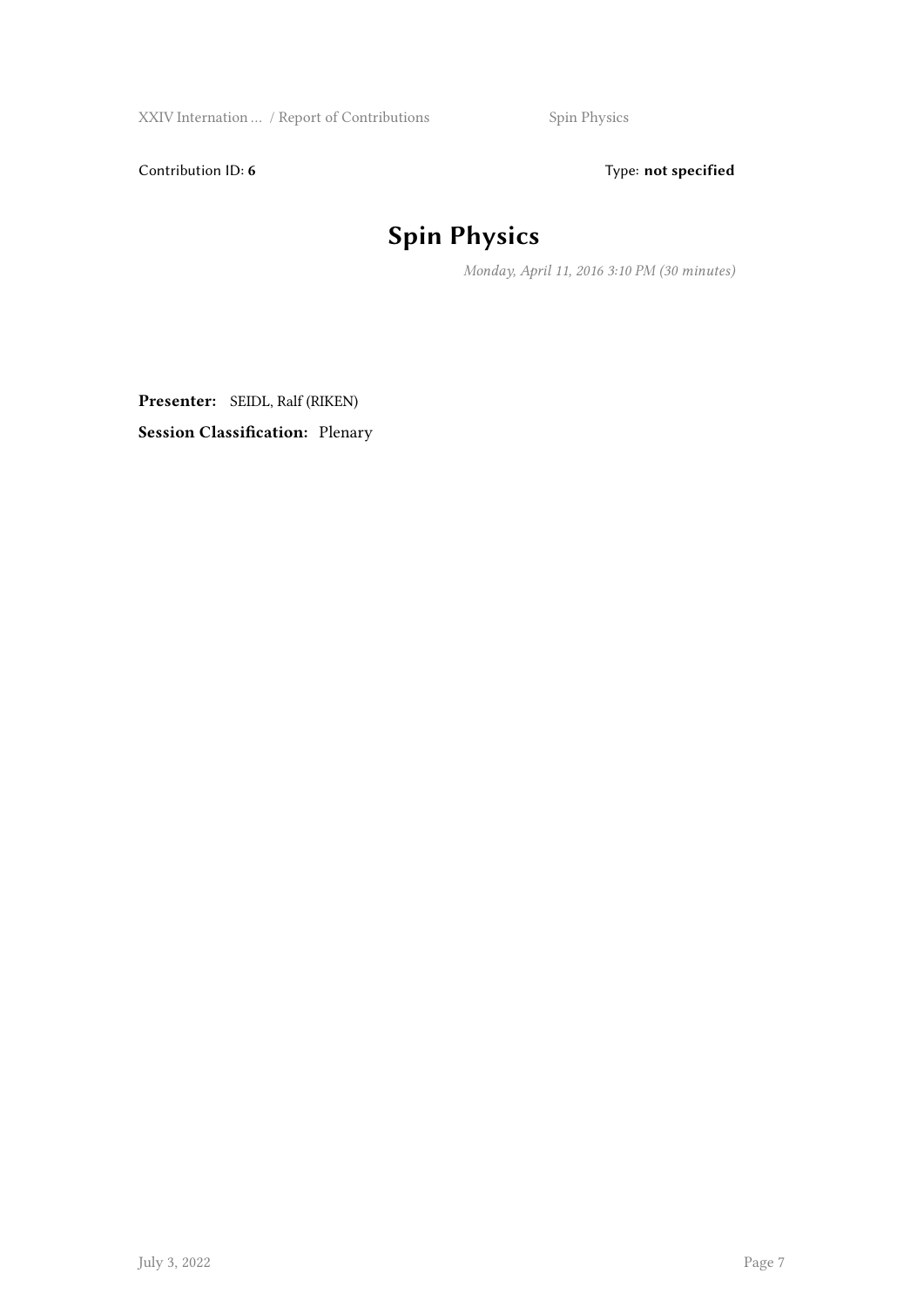Contribution ID: **6** Type: **not specified**

# Spin Physics

*Monday, April 11, 2016 3:10 PM (30 minutes)*

**Presenter:** SEIDL, Ralf (RIKEN)

**Session Classification:** Plenary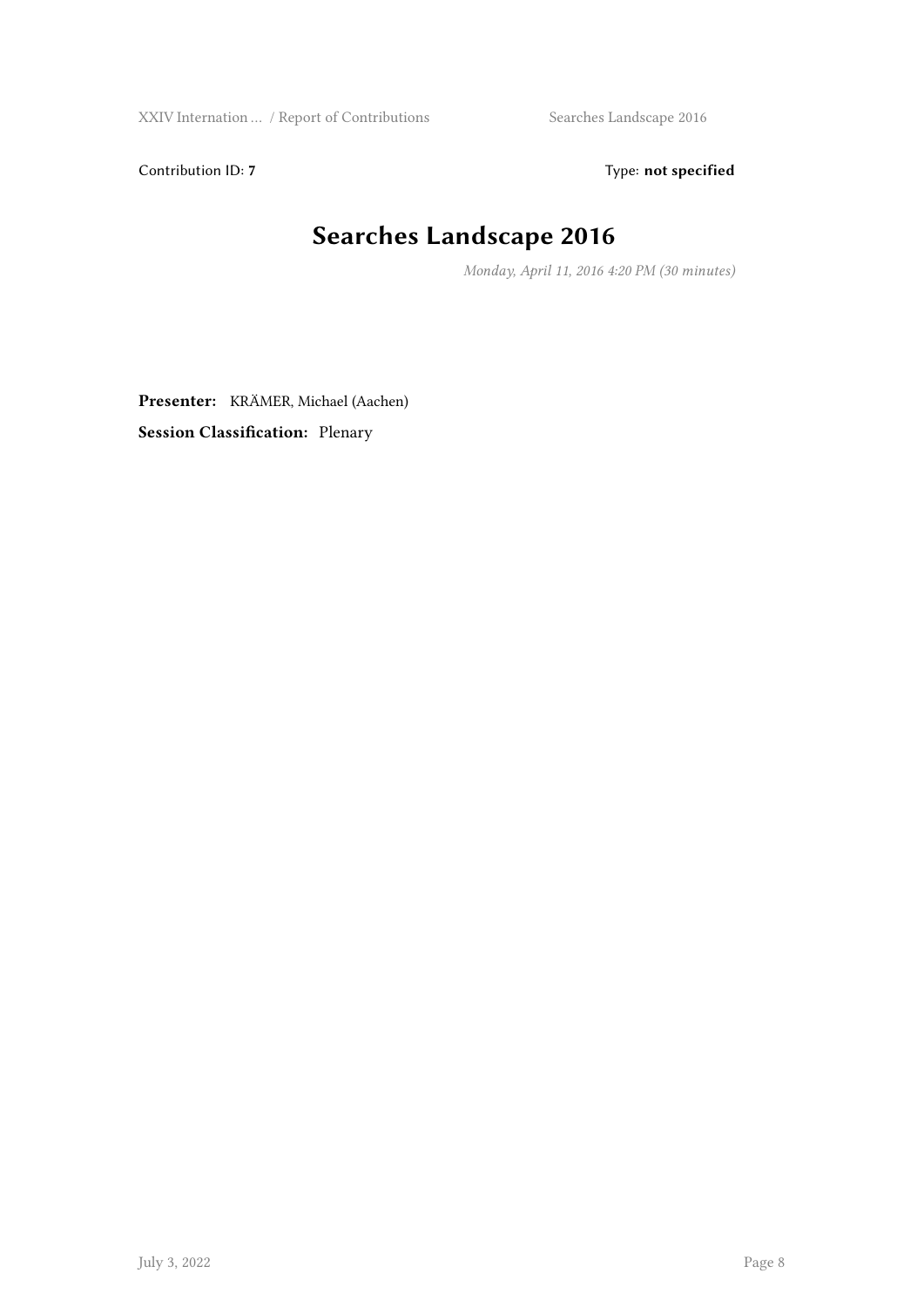Contribution ID: **7** Type: **not specified**

# Searches Landscape 2016

*Monday, April 11, 2016 4:20 PM (30 minutes)*

**Presenter:** KRÄMER, Michael (Aachen)

**Session Classification:** Plenary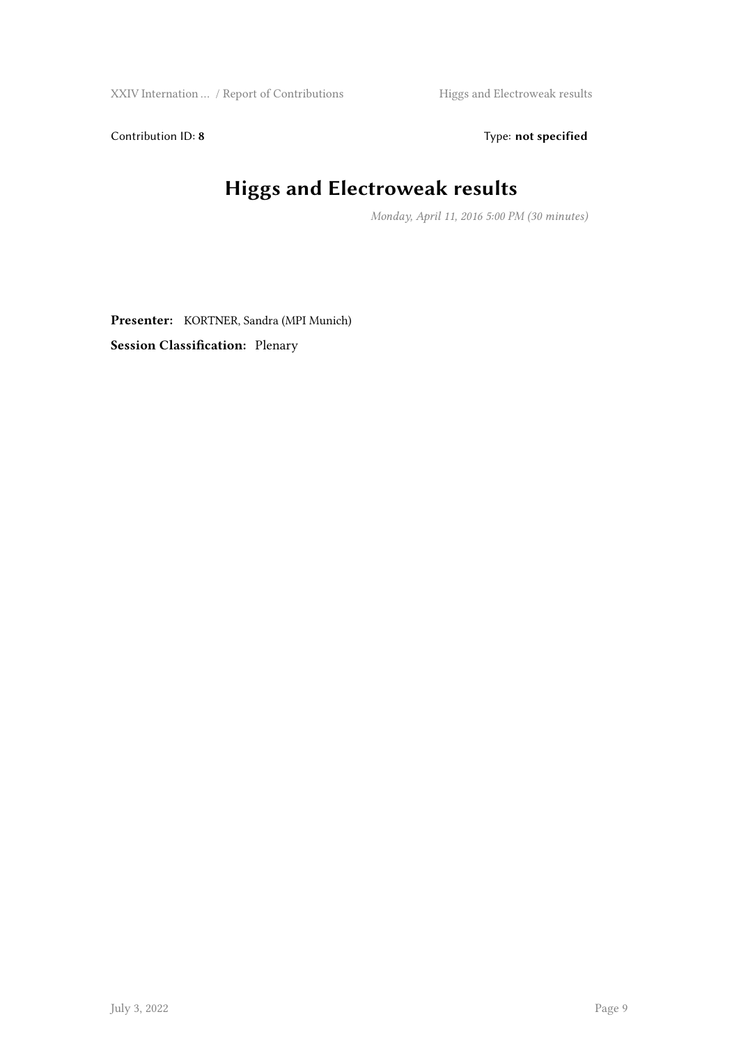Contribution ID: **8** Type: **not specified**

# Higgs and Electroweak results

*Monday, April 11, 2016 5:00 PM (30 minutes)*

**Presenter:** KORTNER, Sandra (MPI Munich)

**Session Classification:** Plenary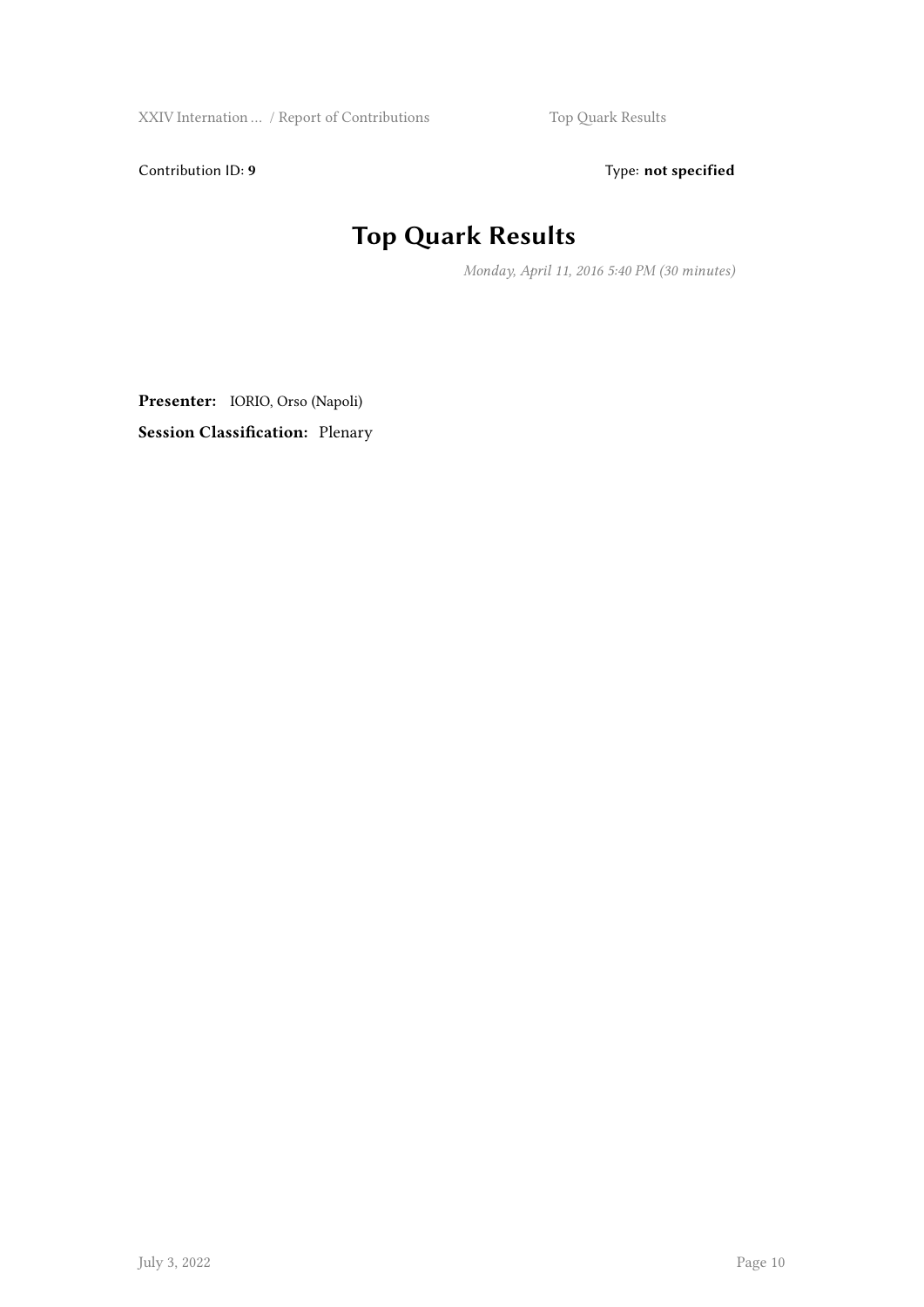Contribution ID: **9** Type: **not specified**

# Top Quark Results

*Monday, April 11, 2016 5:40 PM (30 minutes)*

**Presenter:** IORIO, Orso (Napoli)

**Session Classification:** Plenary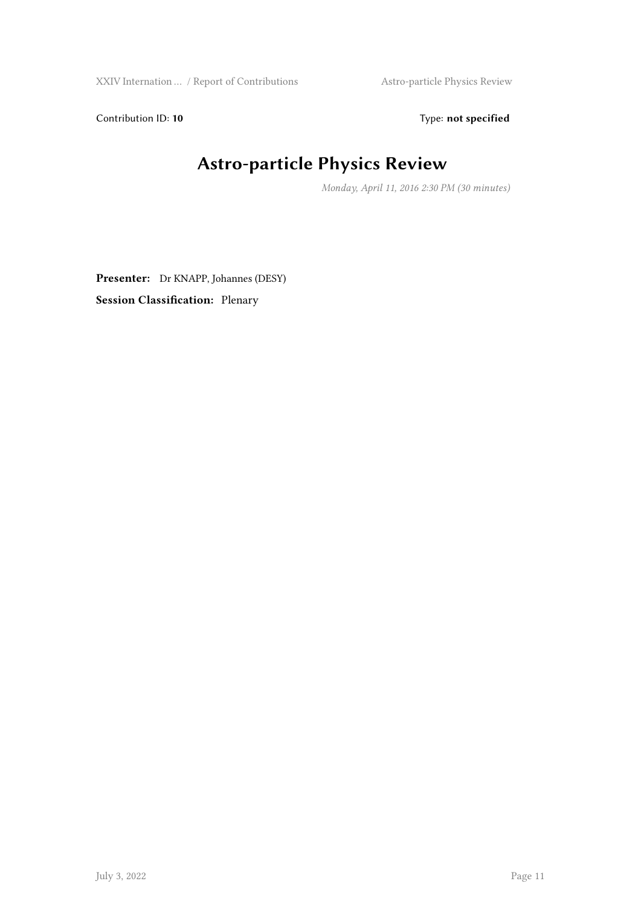Contribution ID: **10** Type: **not specified**

# Astro-particle Physics Review

*Monday, April 11, 2016 2:30 PM (30 minutes)*

**Presenter:** Dr KNAPP, Johannes (DESY)

**Session Classification:** Plenary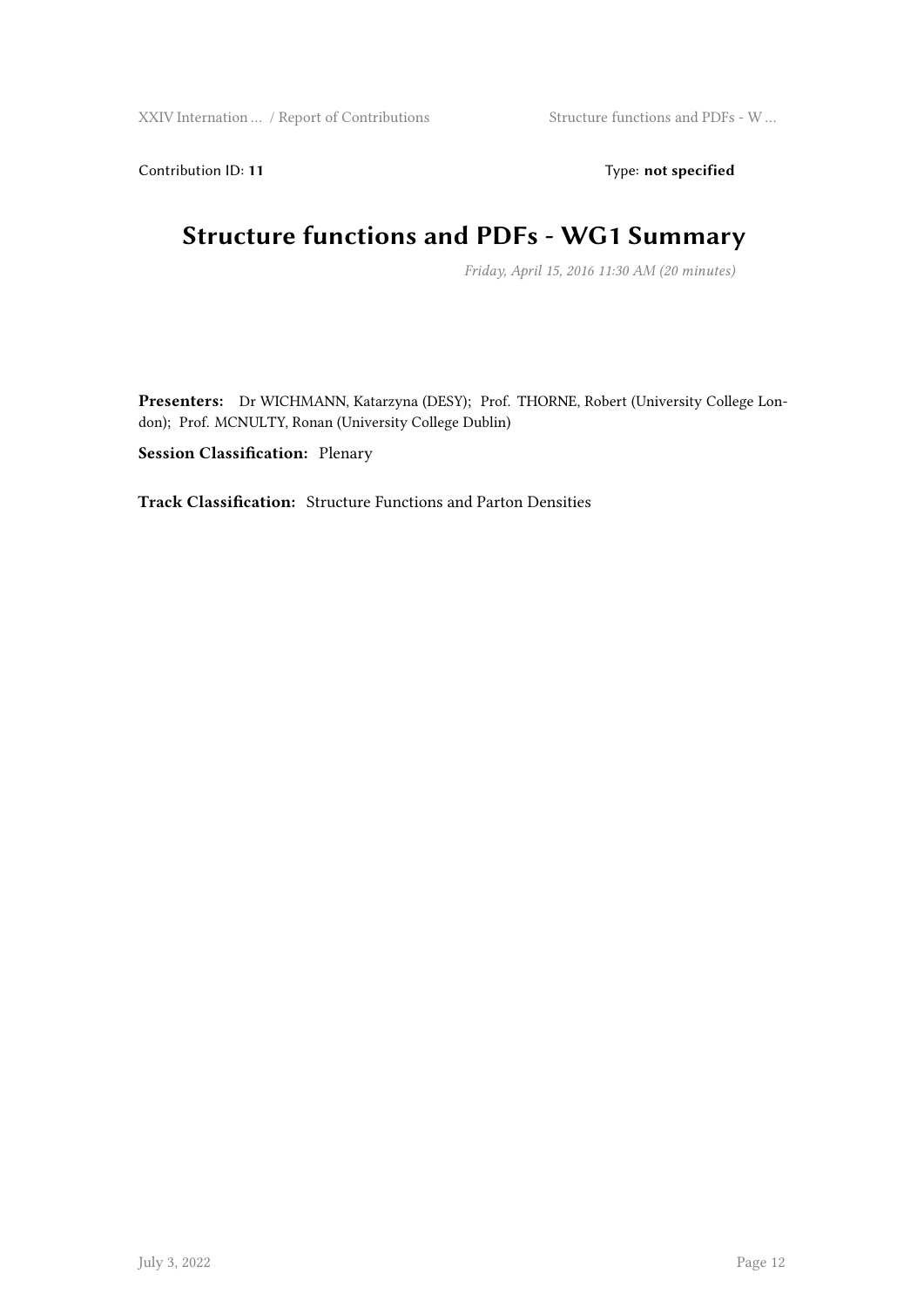Contribution ID: **11** Type: **not specified**

# Structure functions and PDFs - WG1 Summary

*Friday, April 15, 2016 11:30 AM (20 minutes)*

**Presenters:** Dr WICHMANN, Katarzyna (DESY); Prof. THORNE, Robert (University College London); Prof. MCNULTY, Ronan (University College Dublin)

**Session Classification:** Plenary

**Track Classification:** Structure Functions and Parton Densities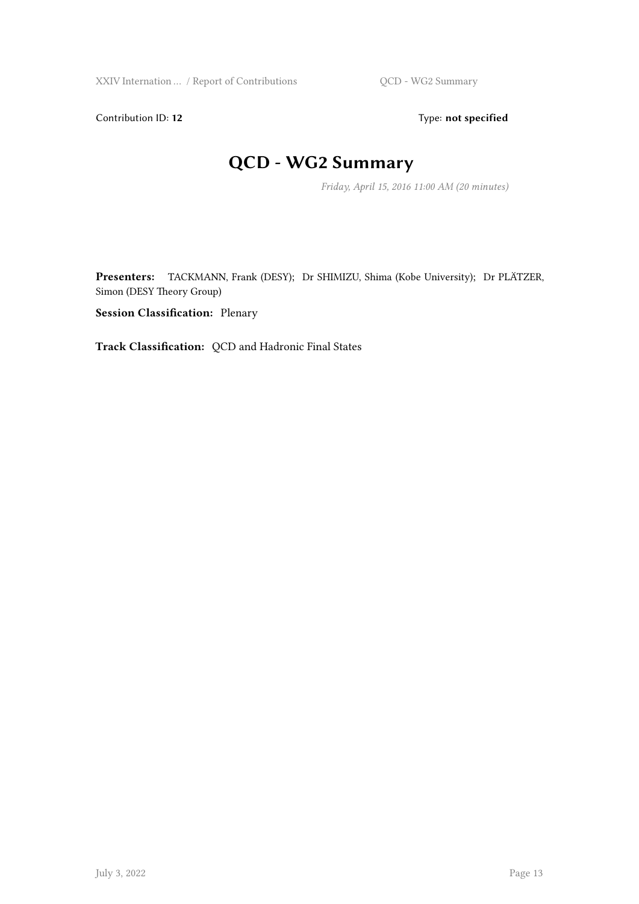Contribution ID: **12** Type: **not specified**

# QCD - WG2 Summary

*Friday, April 15, 2016 11:00 AM (20 minutes)*

**Presenters:** TACKMANN, Frank (DESY); Dr SHIMIZU, Shima (Kobe University); Dr PLÄTZER, Simon (DESY Theory Group)

**Session Classification:** Plenary

**Track Classification:** QCD and Hadronic Final States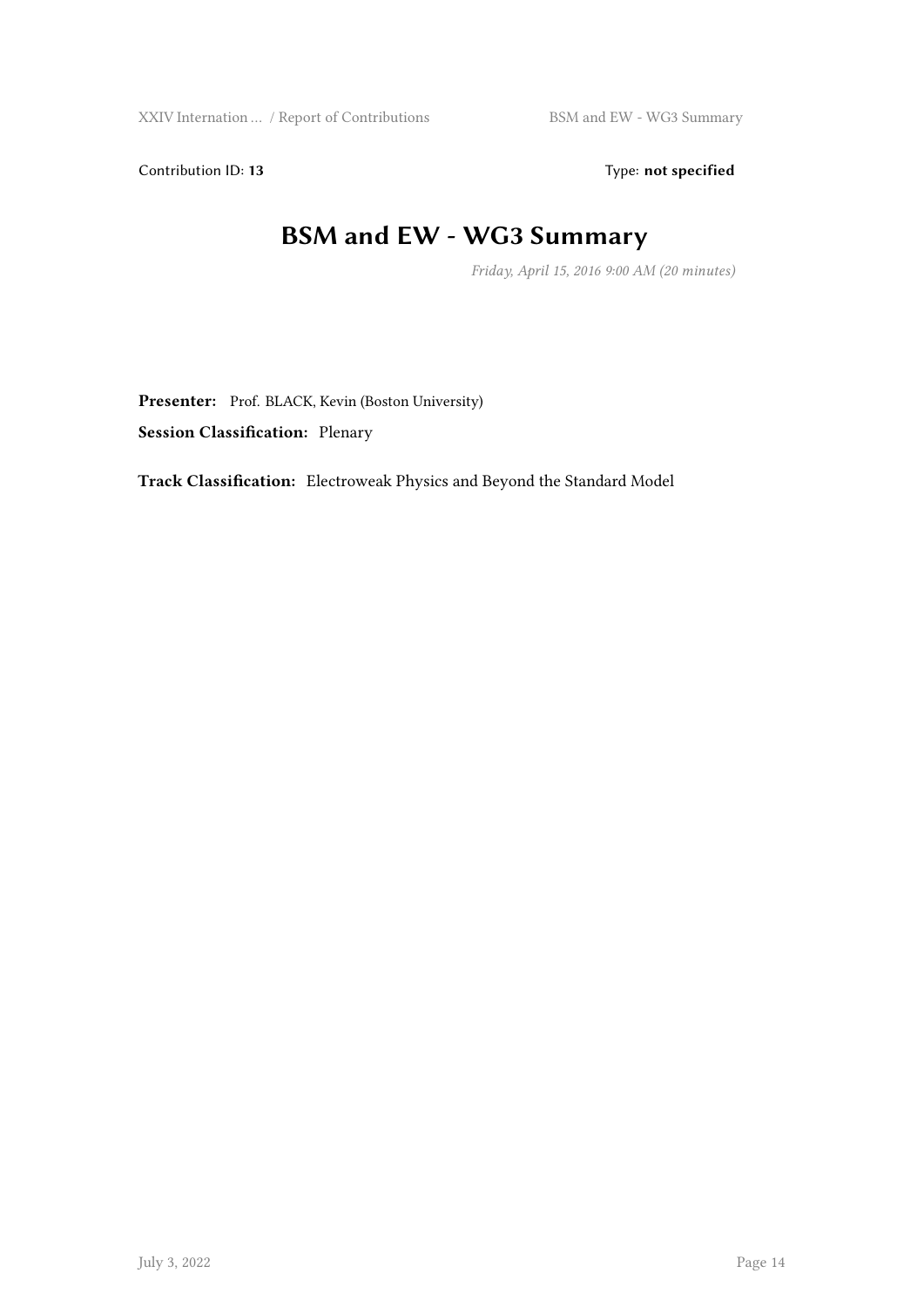Contribution ID: **13** Type: **not specified**

# BSM and EW - WG3 Summary

*Friday, April 15, 2016 9:00 AM (20 minutes)*

**Presenter:** Prof. BLACK, Kevin (Boston University)

**Session Classification:** Plenary

**Track Classification:** Electroweak Physics and Beyond the Standard Model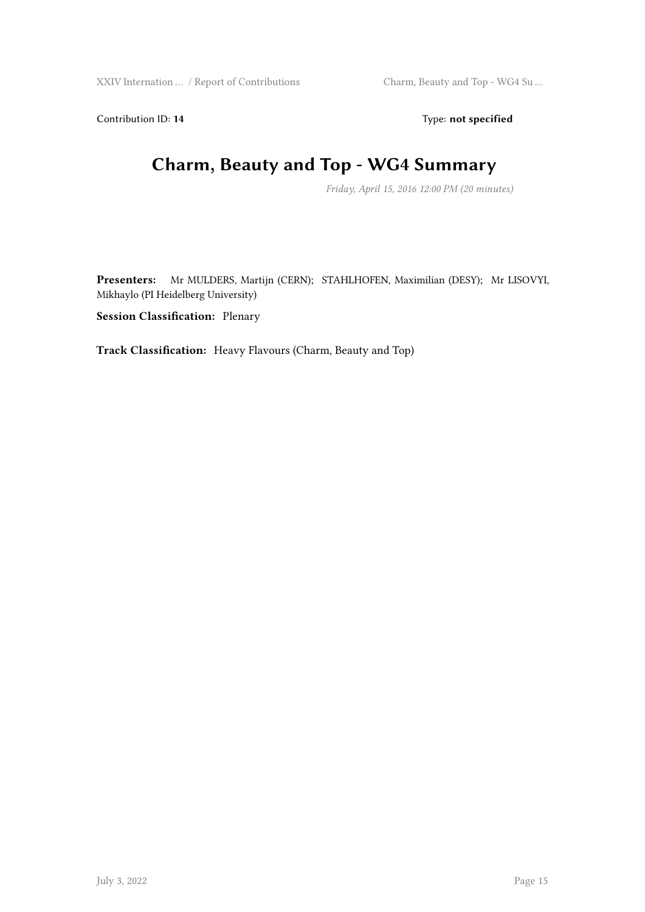Contribution ID: **14** Type: **not specified**

# Charm, Beauty and Top - WG4 Summary

*Friday, April 15, 2016 12:00 PM (20 minutes)*

**Presenters:** Mr MULDERS, Martijn (CERN); STAHLHOFEN, Maximilian (DESY); Mr LISOVYI, Mikhaylo (PI Heidelberg University)

**Session Classification:** Plenary

**Track Classification:** Heavy Flavours (Charm, Beauty and Top)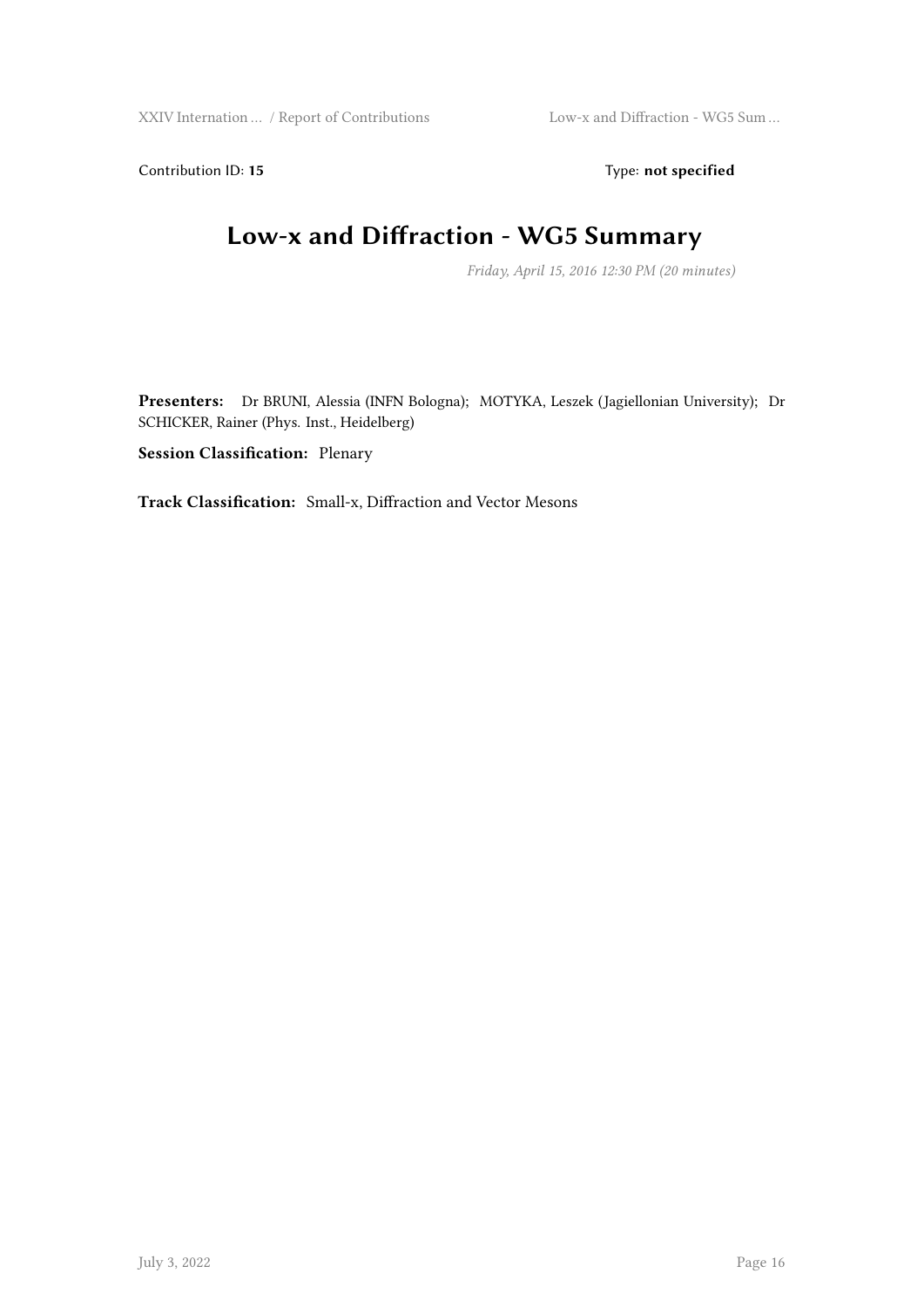Contribution ID: **15** Type: **not specified**

# Low-x and Diffraction - WG5 Summary

*Friday, April 15, 2016 12:30 PM (20 minutes)*

**Presenters:** Dr BRUNI, Alessia (INFN Bologna); MOTYKA, Leszek (Jagiellonian University); Dr SCHICKER, Rainer (Phys. Inst., Heidelberg)

**Session Classification:** Plenary

**Track Classification:** Small-x, Diffraction and Vector Mesons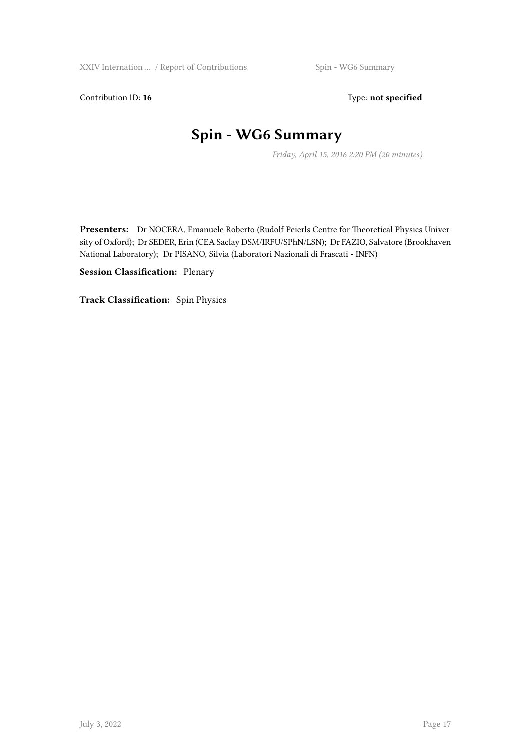Contribution ID: **16** Type: **not specified**

# Spin - WG6 Summary

*Friday, April 15, 2016 2:20 PM (20 minutes)*

**Presenters:** Dr NOCERA, Emanuele Roberto (Rudolf Peierls Centre for Theoretical Physics University of Oxford); Dr SEDER, Erin (CEA Saclay DSM/IRFU/SPhN/LSN); Dr FAZIO, Salvatore (Brookhaven National Laboratory); Dr PISANO, Silvia (Laboratori Nazionali di Frascati - INFN)

**Session Classification:** Plenary

**Track Classification:** Spin Physics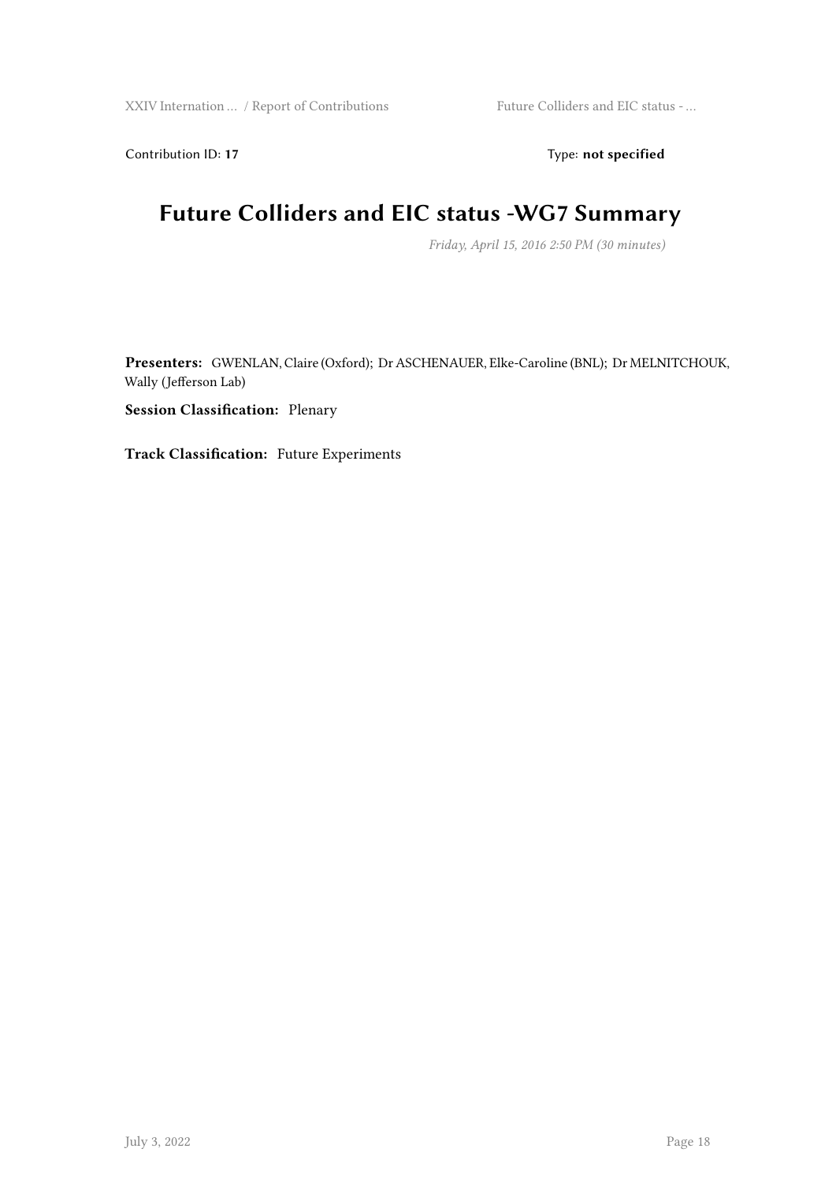Contribution ID: **17** Type: **not specified**

# Future Colliders and EIC status -WG7 Summary

*Friday, April 15, 2016 2:50 PM (30 minutes)*

**Presenters:** GWENLAN, Claire (Oxford); Dr ASCHENAUER, Elke-Caroline (BNL); Dr MELNITCHOUK, Wally (Jefferson Lab)

**Session Classification:** Plenary

**Track Classification:** Future Experiments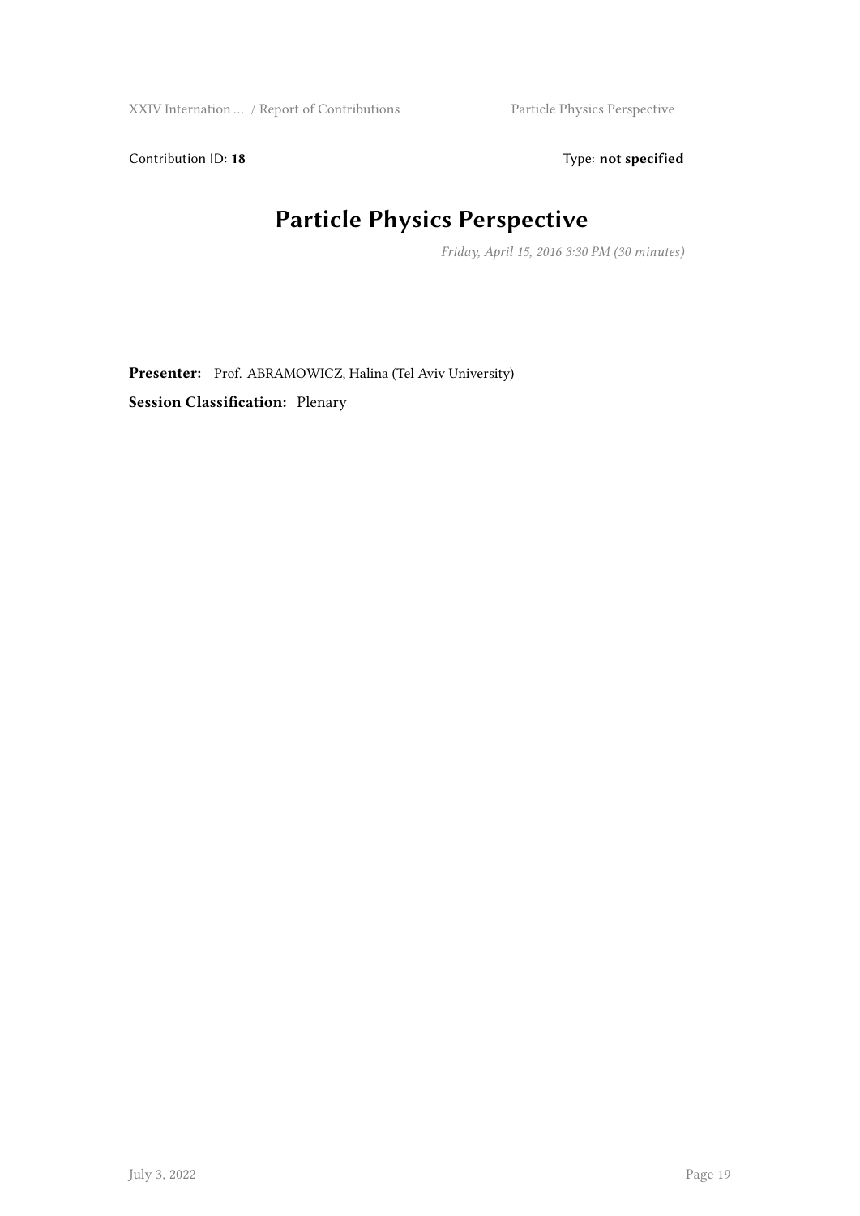Contribution ID: **18** Type: **not specified**

# Particle Physics Perspective

*Friday, April 15, 2016 3:30 PM (30 minutes)*

**Presenter:** Prof. ABRAMOWICZ, Halina (Tel Aviv University)

**Session Classification:** Plenary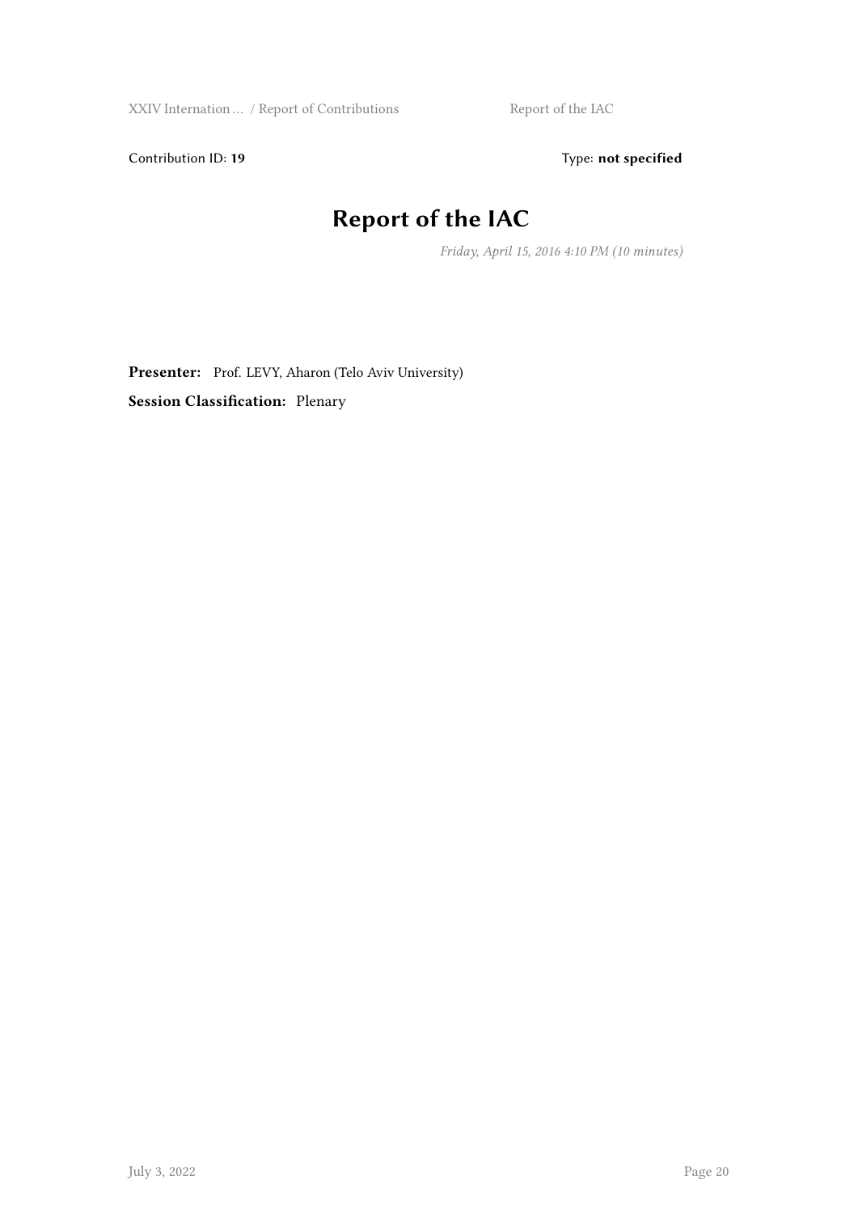Contribution ID: **19** Type: **not specified**

# Report of the IAC

*Friday, April 15, 2016 4:10 PM (10 minutes)*

**Presenter:** Prof. LEVY, Aharon (Telo Aviv University)

**Session Classification:** Plenary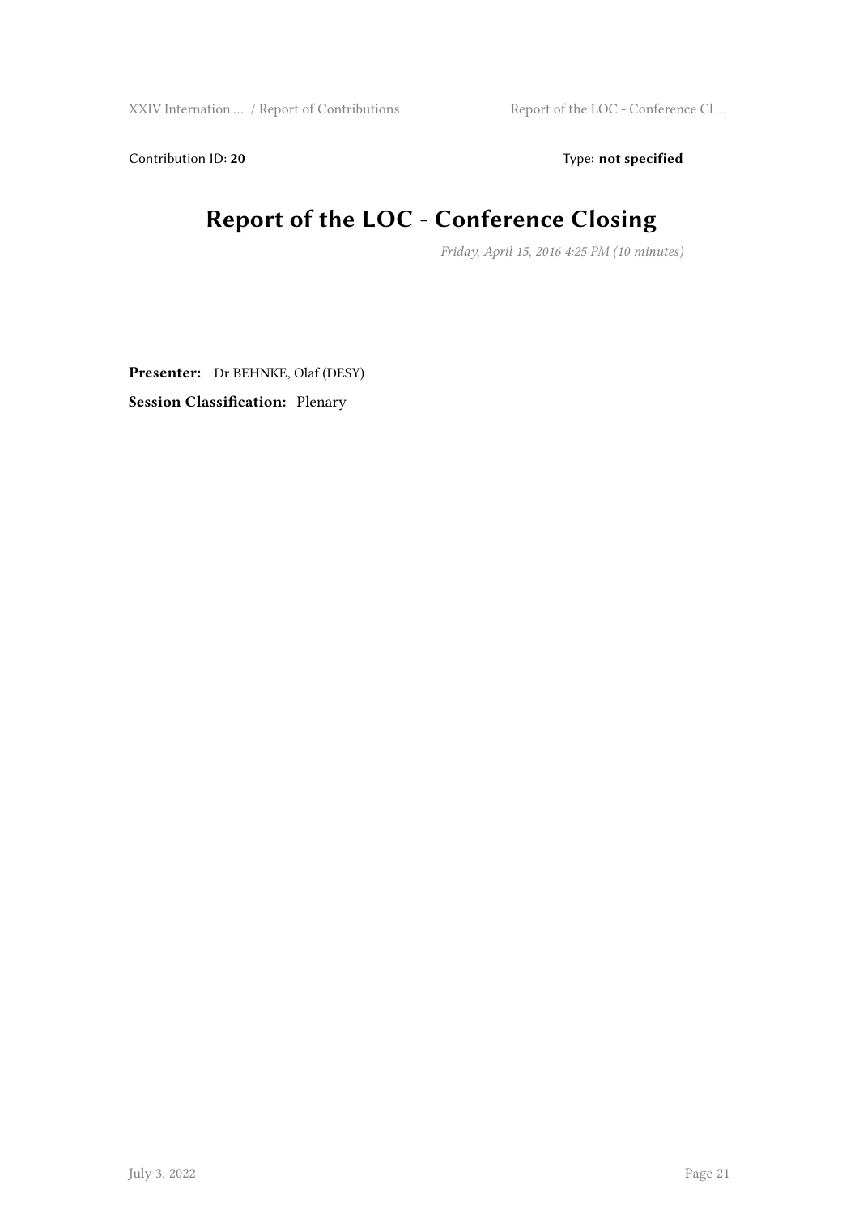Contribution ID: **20** Type: **not specified**

# Report of the LOC - Conference Closing

*Friday, April 15, 2016 4:25 PM (10 minutes)*

**Presenter:** Dr BEHNKE, Olaf (DESY)

**Session Classification:** Plenary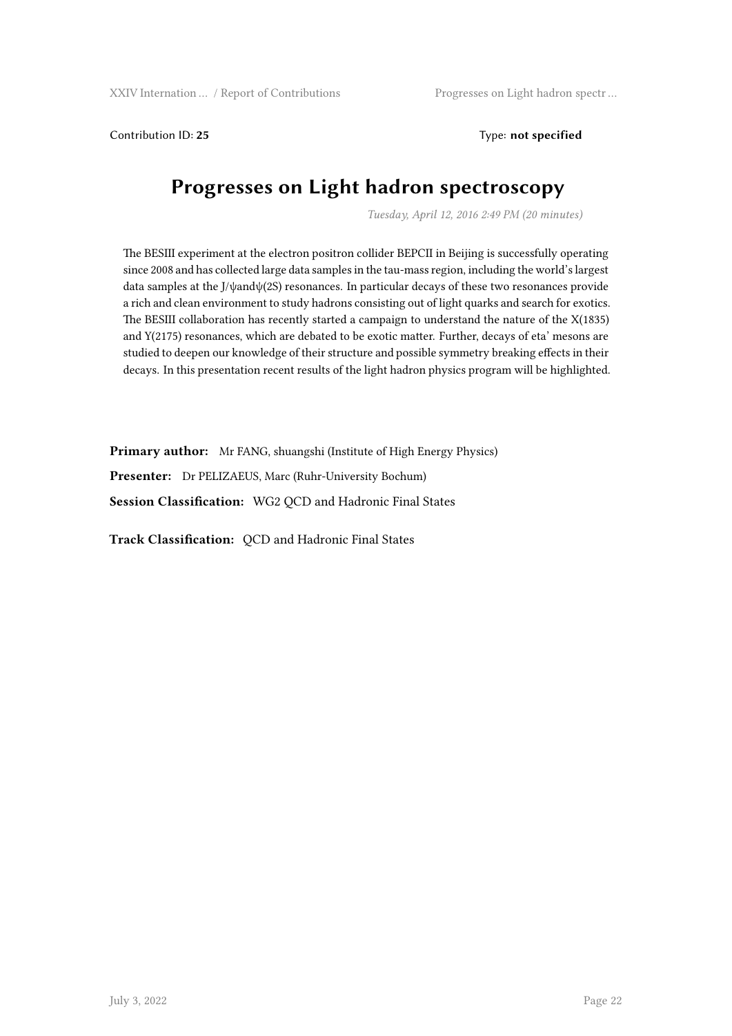Contribution ID: **25** Type: **not specified**

# Progresses on Light hadron spectroscopy

*Tuesday, April 12, 2016 2:49 PM (20 minutes)*

The BESIII experiment at the electron positron collider BEPCII in Beijing is successfully operating since 2008 and has collected large data samples in the tau-mass region, including the world's largest data samples at the J/ψandψ(2S) resonances. In particular decays of these two resonances provide a rich and clean environment to study hadrons consisting out of light quarks and search for exotics. The BESIII collaboration has recently started a campaign to understand the nature of the X(1835) and Y(2175) resonances, which are debated to be exotic matter. Further, decays of eta' mesons are studied to deepen our knowledge of their structure and possible symmetry breaking effects in their decays. In this presentation recent results of the light hadron physics program will be highlighted.

**Primary author:** Mr FANG, shuangshi (Institute of High Energy Physics)

**Presenter:** Dr PELIZAEUS, Marc (Ruhr-University Bochum)

**Session Classification:** WG2 QCD and Hadronic Final States

**Track Classification:** QCD and Hadronic Final States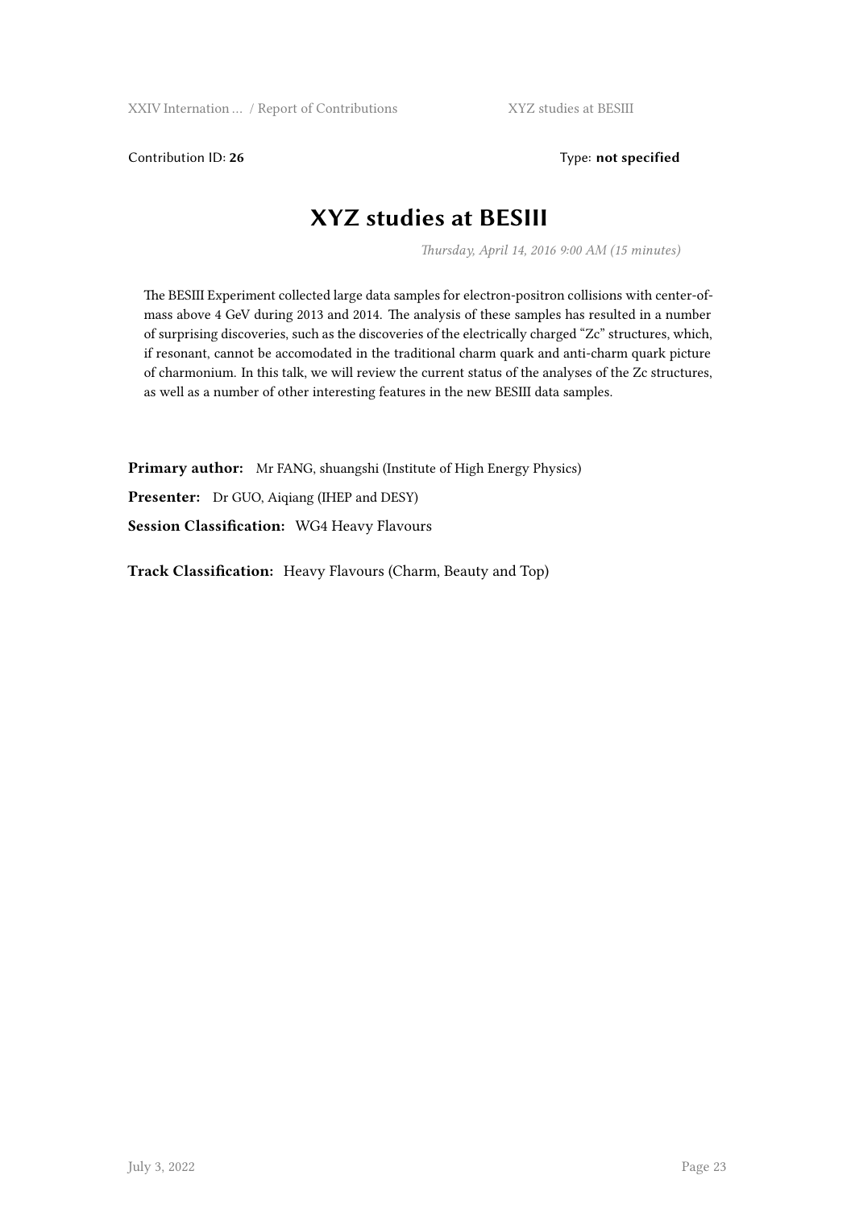Contribution ID: **26** Type: **not specified**

# XYZ studies at BESIII

*Thursday, April 14, 2016 9:00 AM (15 minutes)*

The BESIII Experiment collected large data samples for electron-positron collisions with center-of-mass above 4 GeV during 2013 and 2014. The analysis of these samples has resulted in a number of surprising discoveries, such as the discoveries of the electrically charged "Zc" structures, which, if resonant, cannot be accomodated in the traditional charm quark and anti-charm quark picture of charmonium. In this talk, we will review the current status of the analyses of the Zc structures, as well as a number of other interesting features in the new BESIII data samples.

**Primary author:** Mr FANG, shuangshi (Institute of High Energy Physics)

**Presenter:** Dr GUO, Aiqiang (IHEP and DESY)

**Session Classification:** WG4 Heavy Flavours

**Track Classification:** Heavy Flavours (Charm, Beauty and Top)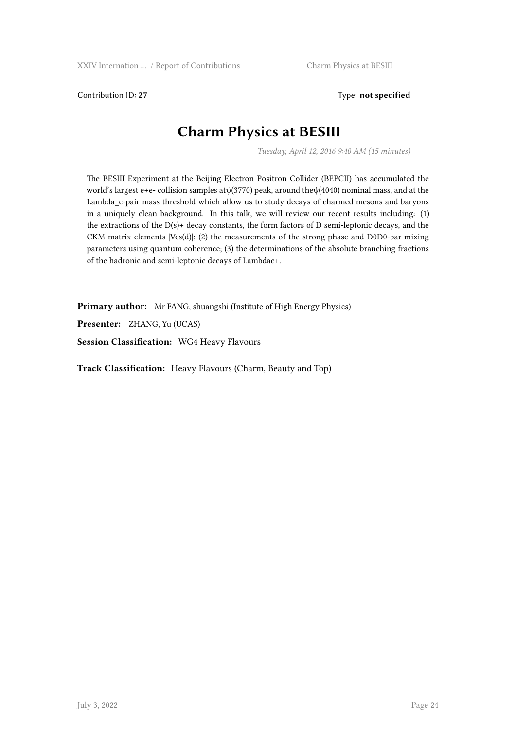Contribution ID: **27** Type: **not specified**

# Charm Physics at BESIII

*Tuesday, April 12, 2016 9:40 AM (15 minutes)*

The BESIII Experiment at the Beijing Electron Positron Collider (BEPCII) has accumulated the world's largest e+e- collision samples atψ(3770) peak, around theψ(4040) nominal mass, and at the Lambda_c-pair mass threshold which allow us to study decays of charmed mesons and baryons in a uniquely clean background. In this talk, we will review our recent results including: (1) the extractions of the D(s)+ decay constants, the form factors of D semi-leptonic decays, and the CKM matrix elements |Vcs(d)|; (2) the measurements of the strong phase and D0D0-bar mixing parameters using quantum coherence; (3) the determinations of the absolute branching fractions of the hadronic and semi-leptonic decays of Lambdac+.

**Primary author:** Mr FANG, shuangshi (Institute of High Energy Physics)

**Presenter:** ZHANG, Yu (UCAS)

**Session Classification:** WG4 Heavy Flavours

**Track Classification:** Heavy Flavours (Charm, Beauty and Top)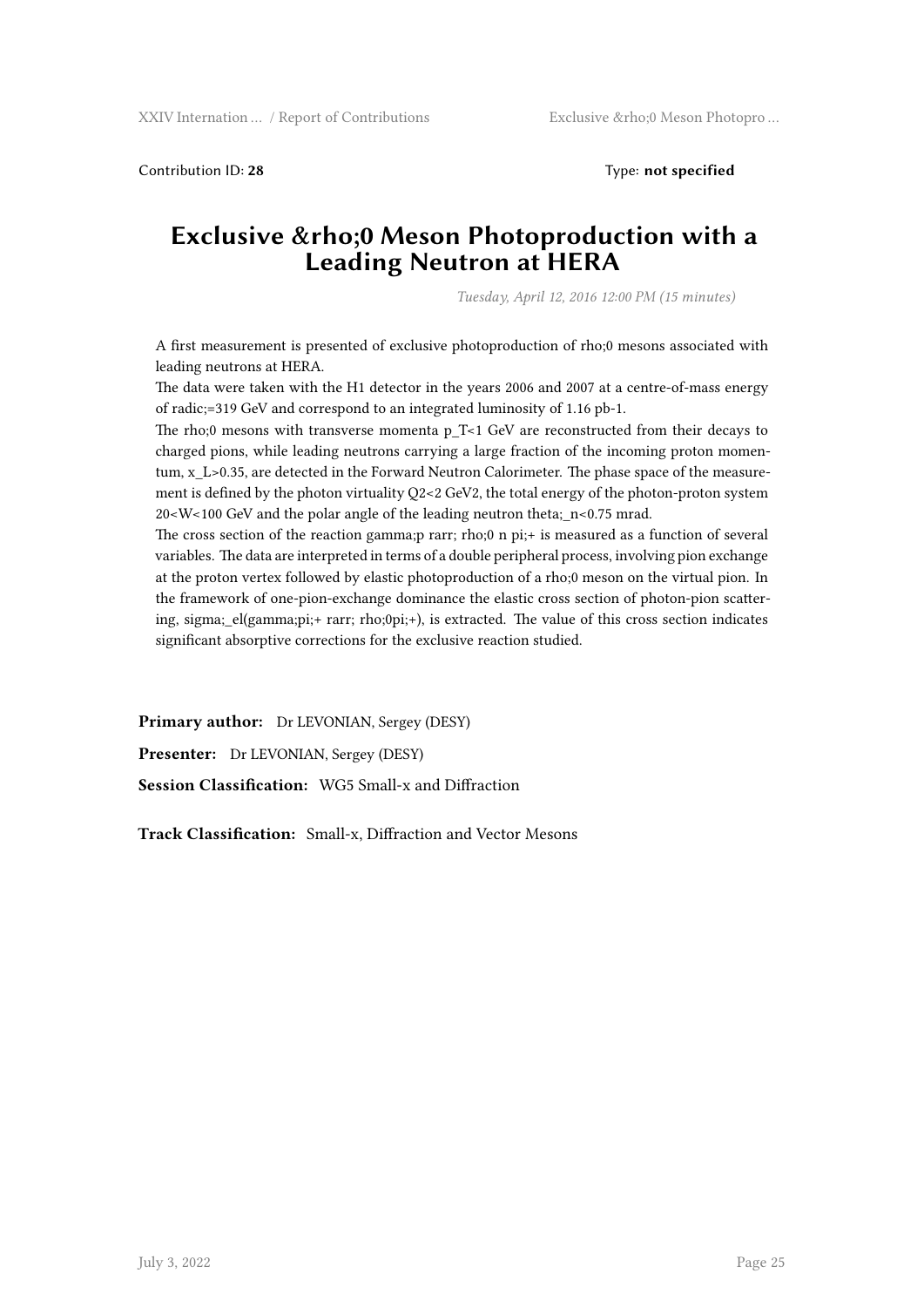Contribution ID: **28** Type: **not specified**

# Exclusive &rho;0 Meson Photoproduction with a Leading Neutron at HERA

*Tuesday, April 12, 2016 12:00 PM (15 minutes)*

A first measurement is presented of exclusive photoproduction of rho;0 mesons associated with leading neutrons at HERA.

The data were taken with the H1 detector in the years 2006 and 2007 at a centre-of-mass energy of radic;=319 GeV and correspond to an integrated luminosity of 1.16 pb-1.

The rho;0 mesons with transverse momenta p_T<1 GeV are reconstructed from their decays to charged pions, while leading neutrons carrying a large fraction of the incoming proton momentum, x_L>0.35, are detected in the Forward Neutron Calorimeter. The phase space of the measurement is defined by the photon virtuality Q2<2 GeV2, the total energy of the photon-proton system 20<W<100 GeV and the polar angle of the leading neutron theta;_n<0.75 mrad.

The cross section of the reaction gamma;p rarr; rho;0 n pi;+ is measured as a function of several variables. The data are interpreted in terms of a double peripheral process, involving pion exchange at the proton vertex followed by elastic photoproduction of a rho;0 meson on the virtual pion. In the framework of one-pion-exchange dominance the elastic cross section of photon-pion scattering, sigma;_el(gamma;pi;+ rarr; rho;0pi;+), is extracted. The value of this cross section indicates significant absorptive corrections for the exclusive reaction studied.

**Primary author:** Dr LEVONIAN, Sergey (DESY)

**Presenter:** Dr LEVONIAN, Sergey (DESY)

**Session Classification:** WG5 Small-x and Diffraction

**Track Classification:** Small-x, Diffraction and Vector Mesons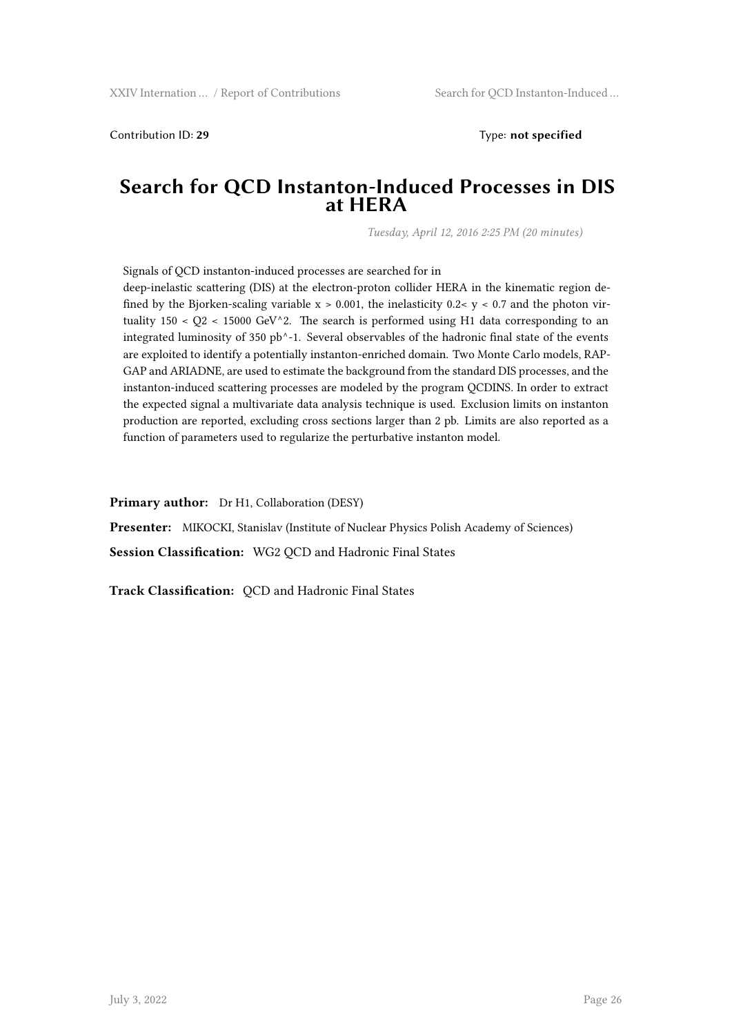Contribution ID: **29** Type: **not specified**

# Search for QCD Instanton-Induced Processes in DIS at HERA

*Tuesday, April 12, 2016 2:25 PM (20 minutes)*

Signals of QCD instanton-induced processes are searched for in deep-inelastic scattering (DIS) at the electron-proton collider HERA in the kinematic region defined by the Bjorken-scaling variable $x > 0.001$, the inelasticity $0.2 < y < 0.7$ and the photon virtuality $150 < Q2 < 15000$ GeV^2. The search is performed using H1 data corresponding to an integrated luminosity of 350 pb^-1. Several observables of the hadronic final state of the events are exploited to identify a potentially instanton-enriched domain. Two Monte Carlo models, RAPGAP and ARIADNE, are used to estimate the background from the standard DIS processes, and the instanton-induced scattering processes are modeled by the program QCDINS. In order to extract the expected signal a multivariate data analysis technique is used. Exclusion limits on instanton production are reported, excluding cross sections larger than 2 pb. Limits are also reported as a function of parameters used to regularize the perturbative instanton model.

**Primary author:** Dr H1, Collaboration (DESY)

**Presenter:** MIKOCKI, Stanislav (Institute of Nuclear Physics Polish Academy of Sciences)

**Session Classification:** WG2 QCD and Hadronic Final States

**Track Classification:** QCD and Hadronic Final States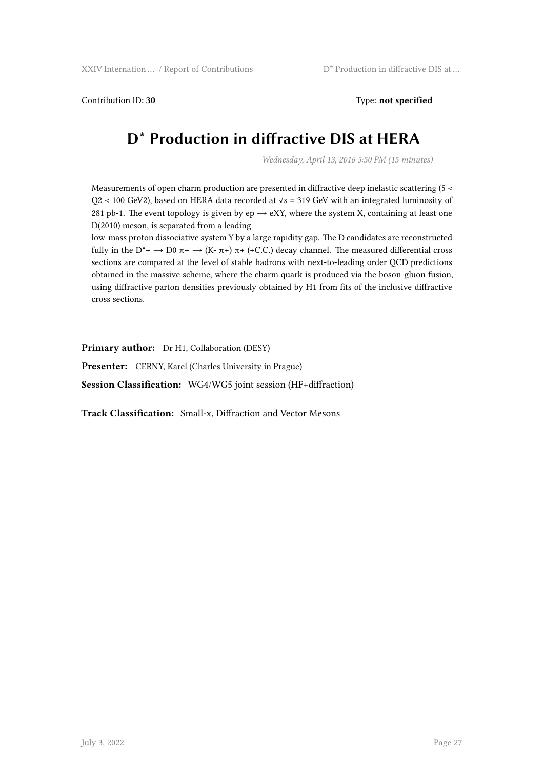Contribution ID: **30** Type: **not specified**

# $D^*$ Production in diffractive DIS at HERA

*Wednesday, April 13, 2016 5:50 PM (15 minutes)*

Measurements of open charm production are presented in diffractive deep inelastic scattering (5 < Q2 < 100 GeV2), based on HERA data recorded at √s = 319 GeV with an integrated luminosity of 281 pb-1. The event topology is given by ep → eXY, where the system X, containing at least one D(2010) meson, is separated from a leading low-mass proton dissociative system Y by a large rapidity gap. The D candidates are reconstructed fully in the D*+ → D0 π+ → (K- π+) π+ (+C.C.) decay channel. The measured differential cross sections are compared at the level of stable hadrons with next-to-leading order QCD predictions obtained in the massive scheme, where the charm quark is produced via the boson-gluon fusion, using diffractive parton densities previously obtained by H1 from fits of the inclusive diffractive cross sections.

**Primary author:** Dr H1, Collaboration (DESY)

**Presenter:** CERNY, Karel (Charles University in Prague)

**Session Classification:** WG4/WG5 joint session (HF+diffraction)

**Track Classification:** Small-x, Diffraction and Vector Mesons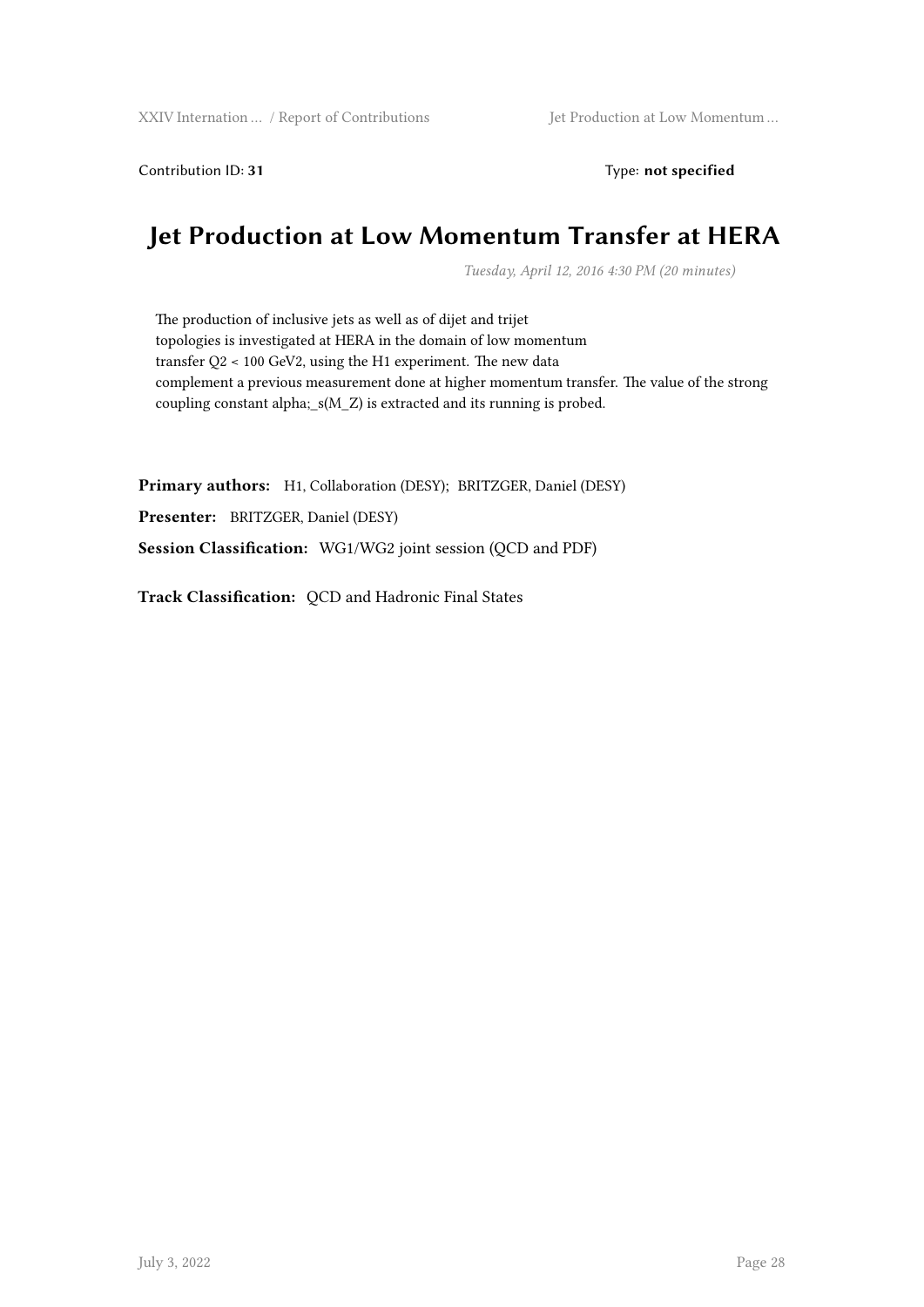Contribution ID: **31** Type: **not specified**

# Jet Production at Low Momentum Transfer at HERA

*Tuesday, April 12, 2016 4:30 PM (20 minutes)*

The production of inclusive jets as well as of dijet and trijet topologies is investigated at HERA in the domain of low momentum transfer Q2 < 100 GeV2, using the H1 experiment. The new data complement a previous measurement done at higher momentum transfer. The value of the strong coupling constant alpha;_s(M_Z) is extracted and its running is probed.

**Primary authors:** H1, Collaboration (DESY); BRITZGER, Daniel (DESY)

**Presenter:** BRITZGER, Daniel (DESY)

**Session Classification:** WG1/WG2 joint session (QCD and PDF)

**Track Classification:** QCD and Hadronic Final States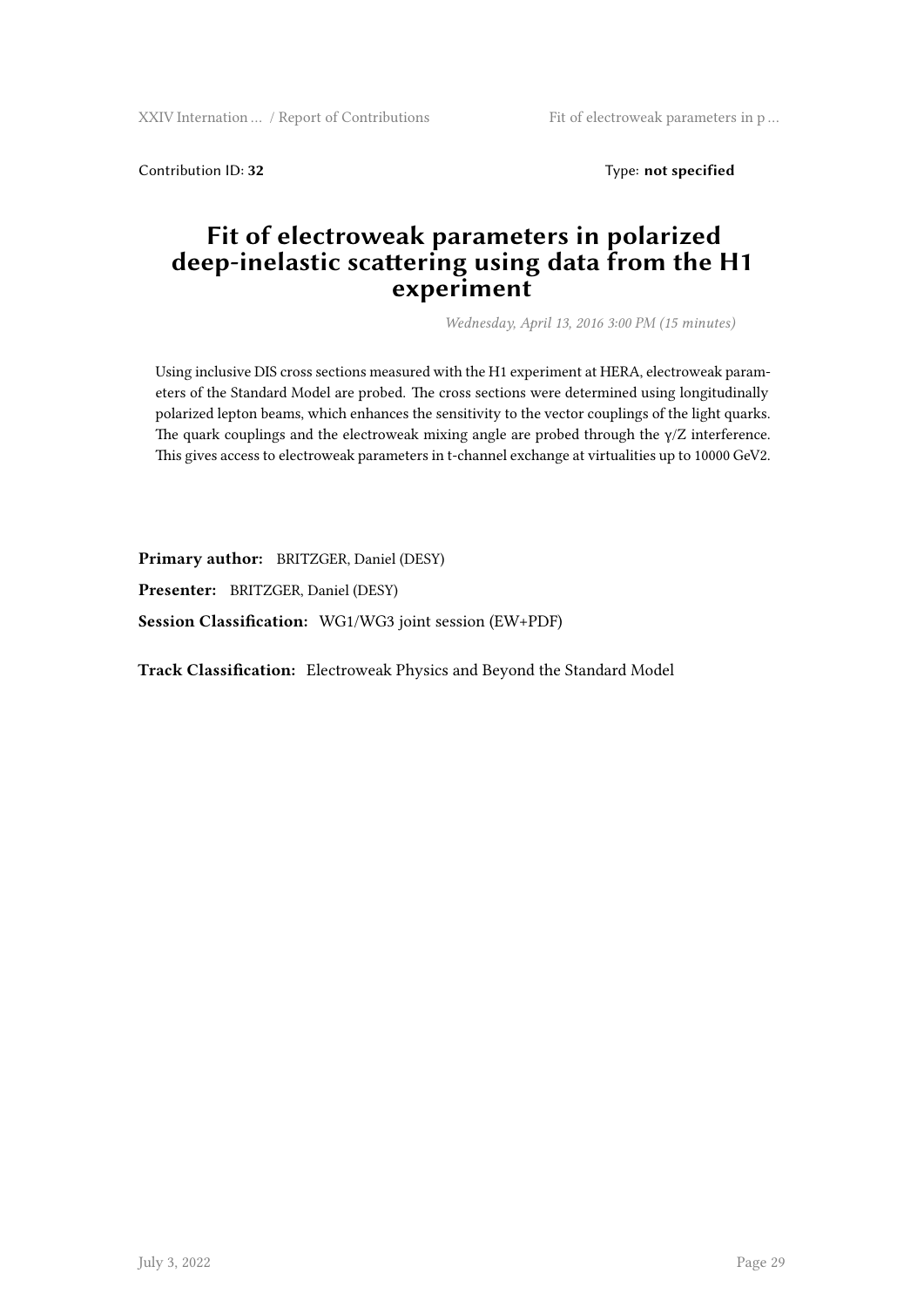Contribution ID: **32** Type: **not specified**

# Fit of electroweak parameters in polarized deep-inelastic scattering using data from the H1 experiment

*Wednesday, April 13, 2016 3:00 PM (15 minutes)*

Using inclusive DIS cross sections measured with the H1 experiment at HERA, electroweak parameters of the Standard Model are probed. The cross sections were determined using longitudinally polarized lepton beams, which enhances the sensitivity to the vector couplings of the light quarks. The quark couplings and the electroweak mixing angle are probed through the γ/Z interference. This gives access to electroweak parameters in t-channel exchange at virtualities up to 10000 GeV2.

**Primary author:** BRITZGER, Daniel (DESY)

**Presenter:** BRITZGER, Daniel (DESY)

**Session Classification:** WG1/WG3 joint session (EW+PDF)

**Track Classification:** Electroweak Physics and Beyond the Standard Model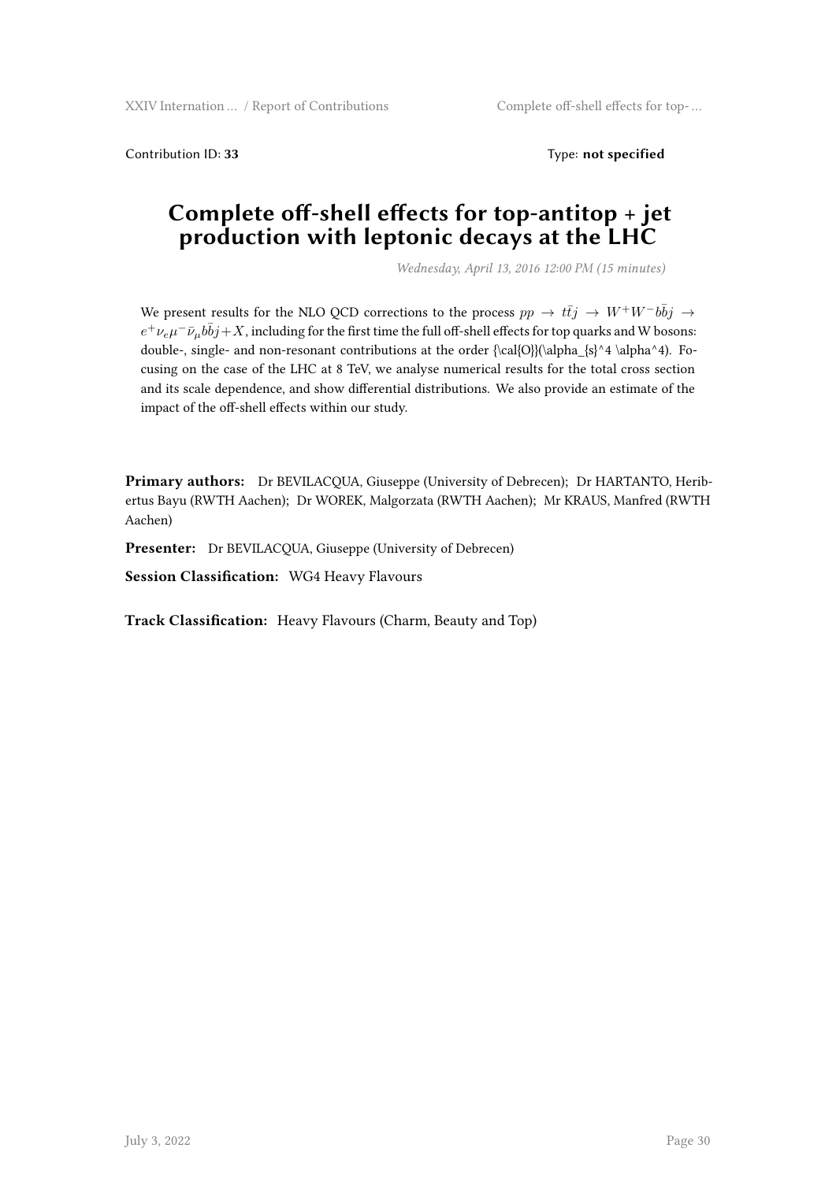Contribution ID: **33** Type: **not specified**

# Complete off-shell effects for top-antitop + jet production with leptonic decays at the LHC

*Wednesday, April 13, 2016 12:00 PM (15 minutes)*

We present results for the NLO QCD corrections to the process $pp \to t\bar{t}j \to W^+W^-b\bar{b}j \to e^+\nu_e\mu^-\bar{\nu}_\mu b\bar{b}j + X$, including for the first time the full off-shell effects for top quarks and W bosons: double-, single- and non-resonant contributions at the order {\cal{O}}(\alpha_{s}^4 \alpha^4). Focusing on the case of the LHC at 8 TeV, we analyse numerical results for the total cross section and its scale dependence, and show differential distributions. We also provide an estimate of the impact of the off-shell effects within our study.

**Primary authors:** Dr BEVILACQUA, Giuseppe (University of Debrecen); Dr HARTANTO, Heribertus Bayu (RWTH Aachen); Dr WOREK, Malgorzata (RWTH Aachen); Mr KRAUS, Manfred (RWTH Aachen)

**Presenter:** Dr BEVILACQUA, Giuseppe (University of Debrecen)

**Session Classification:** WG4 Heavy Flavours

**Track Classification:** Heavy Flavours (Charm, Beauty and Top)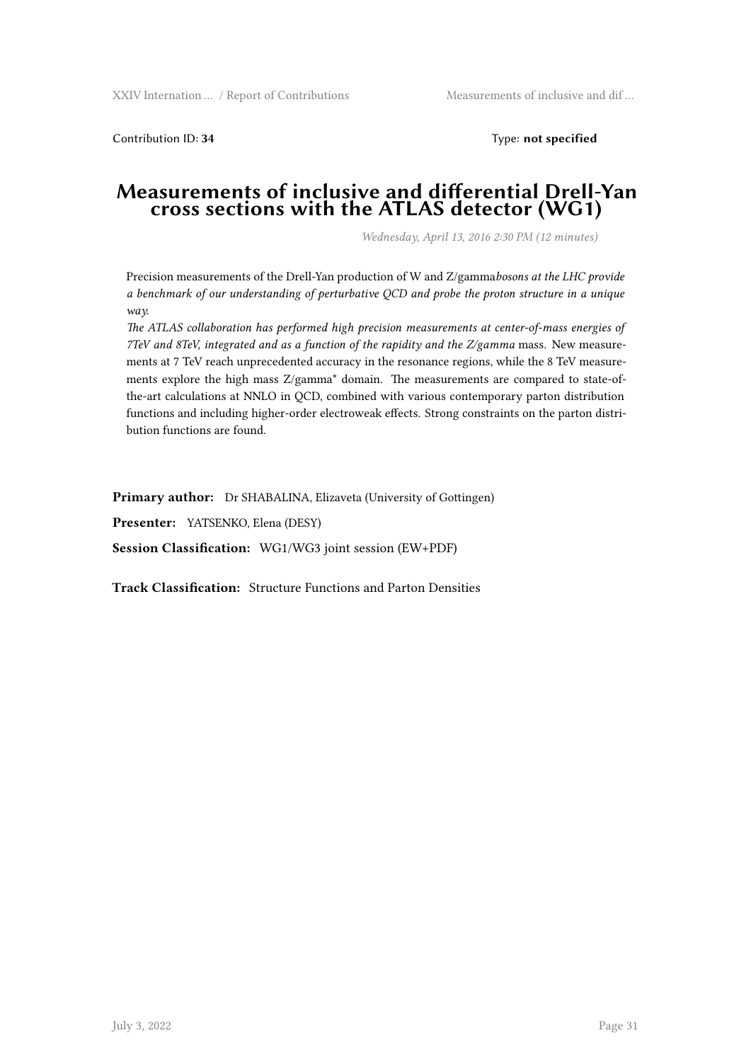Contribution ID: **34** Type: **not specified**

# Measurements of inclusive and differential Drell-Yan cross sections with the ATLAS detector (WG1)

*Wednesday, April 13, 2016 2:30 PM (12 minutes)*

Precision measurements of the Drell-Yan production of W and Z/gamma*bosons at the LHC provide a benchmark of our understanding of perturbative QCD and probe the proton structure in a unique way.*

*The ATLAS collaboration has performed high precision measurements at center-of-mass energies of 7TeV and 8TeV, integrated and as a function of the rapidity and the Z/gamma* mass. New measurements at 7 TeV reach unprecedented accuracy in the resonance regions, while the 8 TeV measurements explore the high mass Z/gamma* domain. The measurements are compared to state-of-the-art calculations at NNLO in QCD, combined with various contemporary parton distribution functions and including higher-order electroweak effects. Strong constraints on the parton distribution functions are found.

**Primary author:** Dr SHABALINA, Elizaveta (University of Gottingen)

**Presenter:** YATSENKO, Elena (DESY)

**Session Classification:** WG1/WG3 joint session (EW+PDF)

**Track Classification:** Structure Functions and Parton Densities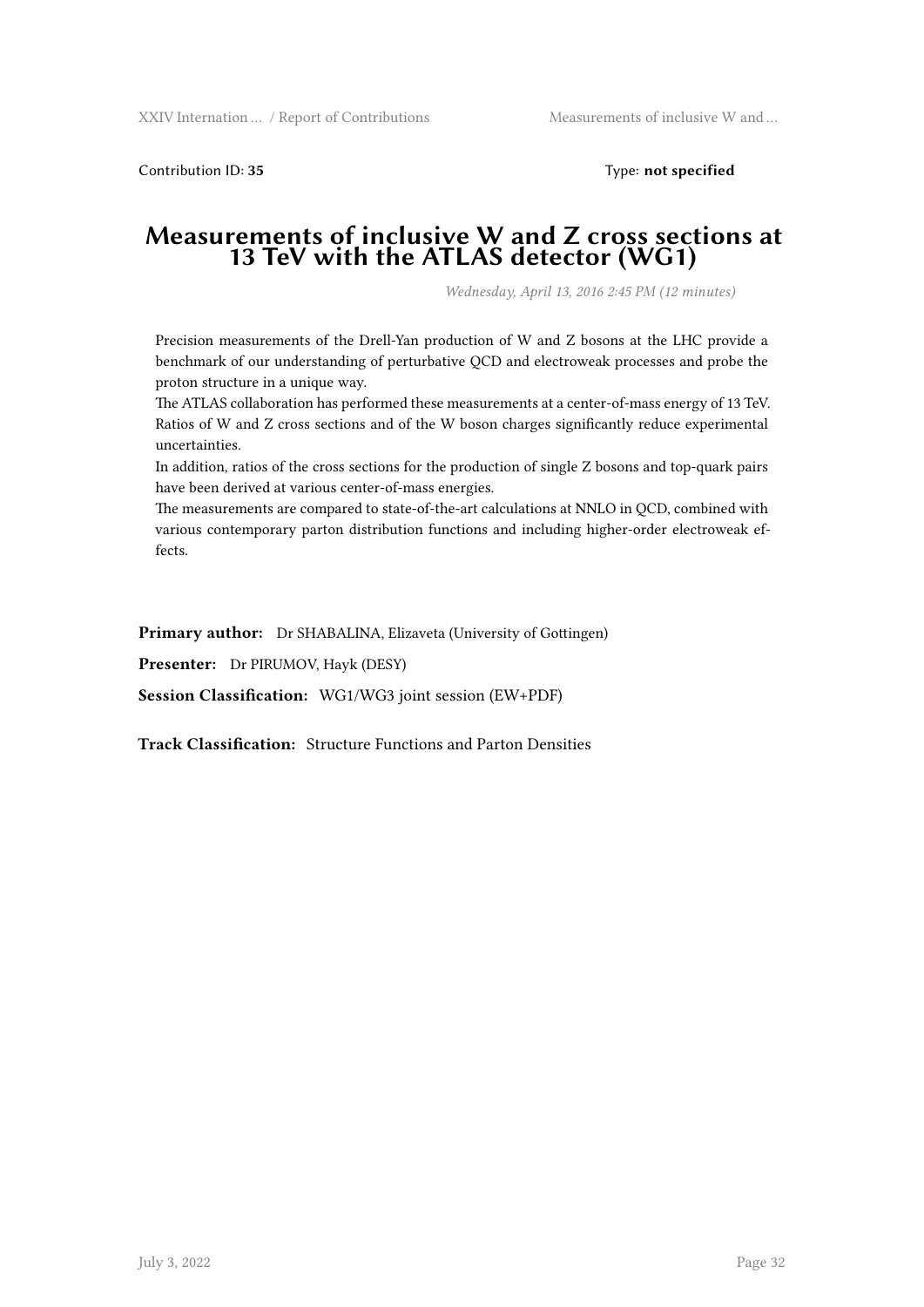Contribution ID: **35** Type: **not specified**

# Measurements of inclusive W and Z cross sections at 13 TeV with the ATLAS detector (WG1)

*Wednesday, April 13, 2016 2:45 PM (12 minutes)*

Precision measurements of the Drell-Yan production of W and Z bosons at the LHC provide a benchmark of our understanding of perturbative QCD and electroweak processes and probe the proton structure in a unique way.
The ATLAS collaboration has performed these measurements at a center-of-mass energy of 13 TeV.
Ratios of W and Z cross sections and of the W boson charges significantly reduce experimental uncertainties.
In addition, ratios of the cross sections for the production of single Z bosons and top-quark pairs have been derived at various center-of-mass energies.
The measurements are compared to state-of-the-art calculations at NNLO in QCD, combined with various contemporary parton distribution functions and including higher-order electroweak effects.

**Primary author:** Dr SHABALINA, Elizaveta (University of Gottingen)

**Presenter:** Dr PIRUMOV, Hayk (DESY)

**Session Classification:** WG1/WG3 joint session (EW+PDF)

**Track Classification:** Structure Functions and Parton Densities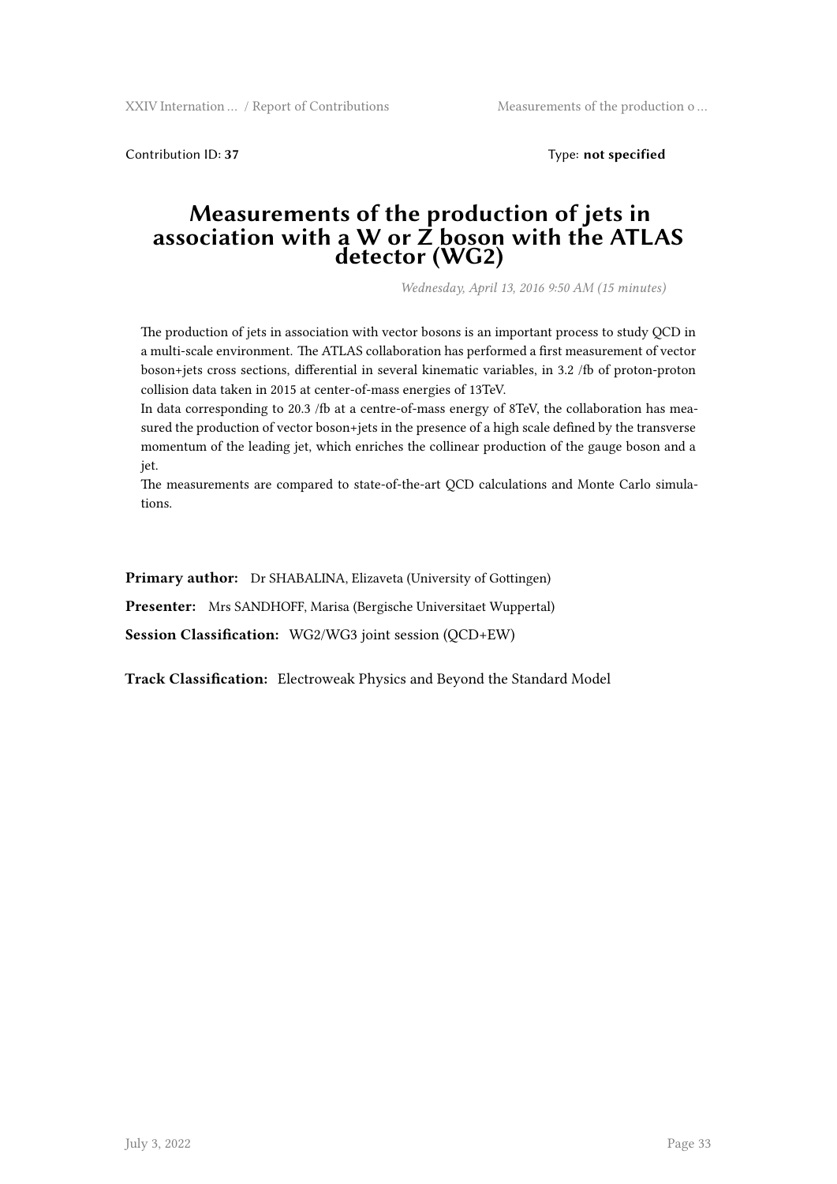Contribution ID: **37** Type: **not specified**

# Measurements of the production of jets in association with a W or Z boson with the ATLAS detector (WG2)

*Wednesday, April 13, 2016 9:50 AM (15 minutes)*

The production of jets in association with vector bosons is an important process to study QCD in a multi-scale environment. The ATLAS collaboration has performed a first measurement of vector boson+jets cross sections, differential in several kinematic variables, in 3.2 /fb of proton-proton collision data taken in 2015 at center-of-mass energies of 13TeV.

In data corresponding to 20.3 /fb at a centre-of-mass energy of 8TeV, the collaboration has measured the production of vector boson+jets in the presence of a high scale defined by the transverse momentum of the leading jet, which enriches the collinear production of the gauge boson and a jet.

The measurements are compared to state-of-the-art QCD calculations and Monte Carlo simulations.

**Primary author:** Dr SHABALINA, Elizaveta (University of Gottingen)

**Presenter:** Mrs SANDHOFF, Marisa (Bergische Universitaet Wuppertal)

**Session Classification:** WG2/WG3 joint session (QCD+EW)

**Track Classification:** Electroweak Physics and Beyond the Standard Model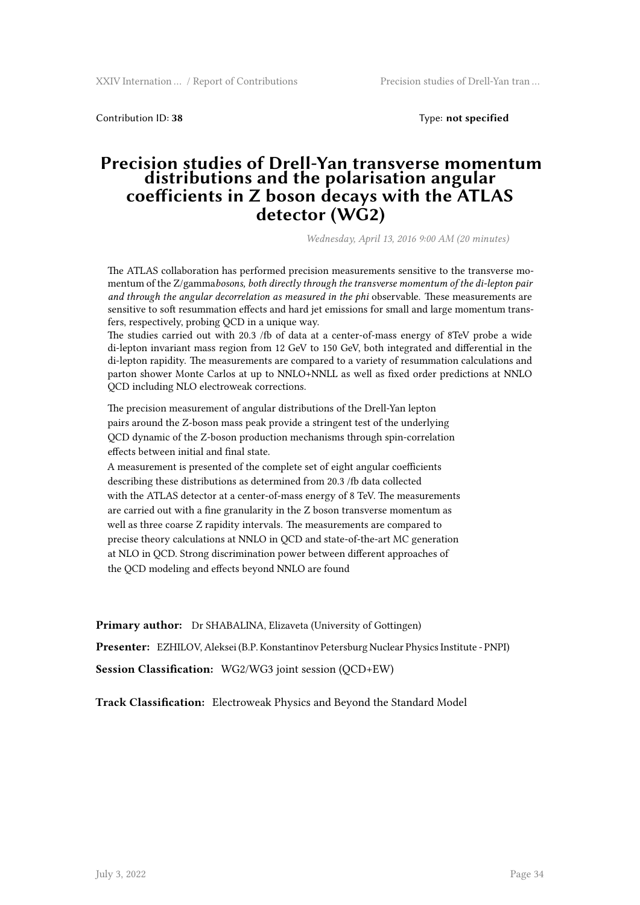Contribution ID: **38** Type: **not specified**

# Precision studies of Drell-Yan transverse momentum distributions and the polarisation angular coefficients in Z boson decays with the ATLAS detector (WG2)

*Wednesday, April 13, 2016 9:00 AM (20 minutes)*

The ATLAS collaboration has performed precision measurements sensitive to the transverse momentum of the Z/gamma*bosons, both directly through the transverse momentum of the di-lepton pair and through the angular decorrelation as measured in the phi* observable. These measurements are sensitive to soft resummation effects and hard jet emissions for small and large momentum transfers, respectively, probing QCD in a unique way.
The studies carried out with 20.3 /fb of data at a center-of-mass energy of 8TeV probe a wide di-lepton invariant mass region from 12 GeV to 150 GeV, both integrated and differential in the di-lepton rapidity. The measurements are compared to a variety of resummation calculations and parton shower Monte Carlos at up to NNLO+NNLL as well as fixed order predictions at NNLO QCD including NLO electroweak corrections.

The precision measurement of angular distributions of the Drell-Yan lepton pairs around the Z-boson mass peak provide a stringent test of the underlying QCD dynamic of the Z-boson production mechanisms through spin-correlation effects between initial and final state.
A measurement is presented of the complete set of eight angular coefficients describing these distributions as determined from 20.3 /fb data collected with the ATLAS detector at a center-of-mass energy of 8 TeV. The measurements are carried out with a fine granularity in the Z boson transverse momentum as well as three coarse Z rapidity intervals. The measurements are compared to precise theory calculations at NNLO in QCD and state-of-the-art MC generation at NLO in QCD. Strong discrimination power between different approaches of the QCD modeling and effects beyond NNLO are found

**Primary author:** Dr SHABALINA, Elizaveta (University of Gottingen)

**Presenter:** EZHILOV, Aleksei (B.P. Konstantinov Petersburg Nuclear Physics Institute - PNPI)

**Session Classification:** WG2/WG3 joint session (QCD+EW)

**Track Classification:** Electroweak Physics and Beyond the Standard Model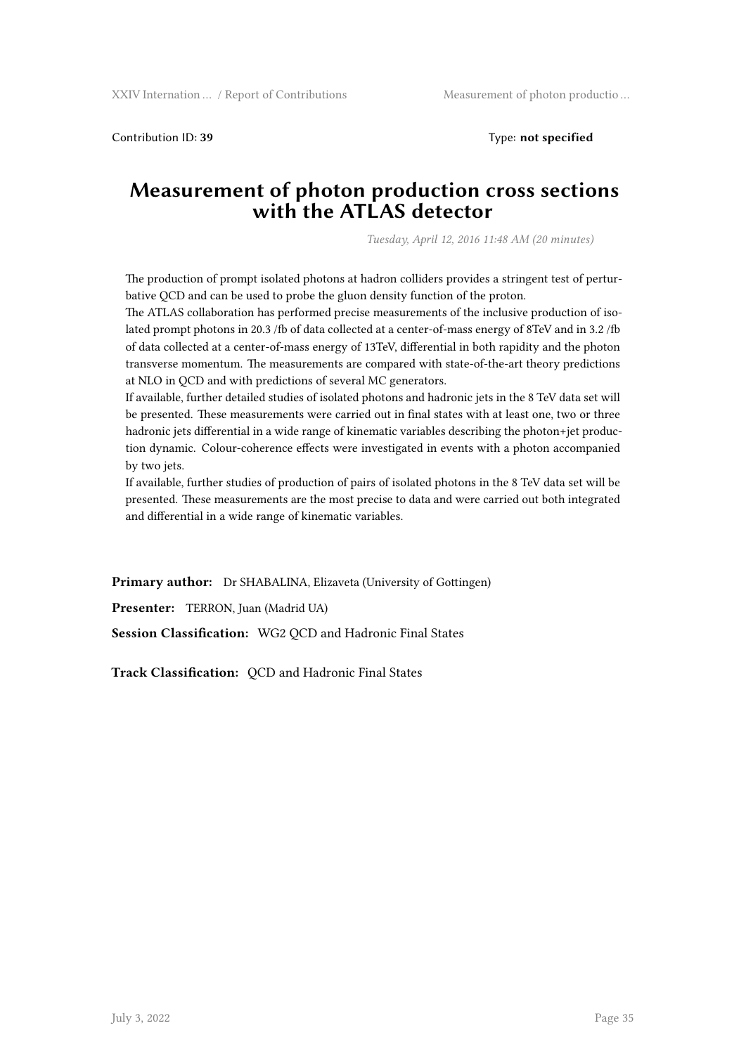Contribution ID: **39** Type: **not specified**

# Measurement of photon production cross sections with the ATLAS detector

*Tuesday, April 12, 2016 11:48 AM (20 minutes)*

The production of prompt isolated photons at hadron colliders provides a stringent test of perturbative QCD and can be used to probe the gluon density function of the proton.
The ATLAS collaboration has performed precise measurements of the inclusive production of isolated prompt photons in 20.3 /fb of data collected at a center-of-mass energy of 8TeV and in 3.2 /fb of data collected at a center-of-mass energy of 13TeV, differential in both rapidity and the photon transverse momentum. The measurements are compared with state-of-the-art theory predictions at NLO in QCD and with predictions of several MC generators.
If available, further detailed studies of isolated photons and hadronic jets in the 8 TeV data set will be presented. These measurements were carried out in final states with at least one, two or three hadronic jets differential in a wide range of kinematic variables describing the photon+jet production dynamic. Colour-coherence effects were investigated in events with a photon accompanied by two jets.
If available, further studies of production of pairs of isolated photons in the 8 TeV data set will be presented. These measurements are the most precise to data and were carried out both integrated and differential in a wide range of kinematic variables.

**Primary author:** Dr SHABALINA, Elizaveta (University of Gottingen)

**Presenter:** TERRON, Juan (Madrid UA)

**Session Classification:** WG2 QCD and Hadronic Final States

**Track Classification:** QCD and Hadronic Final States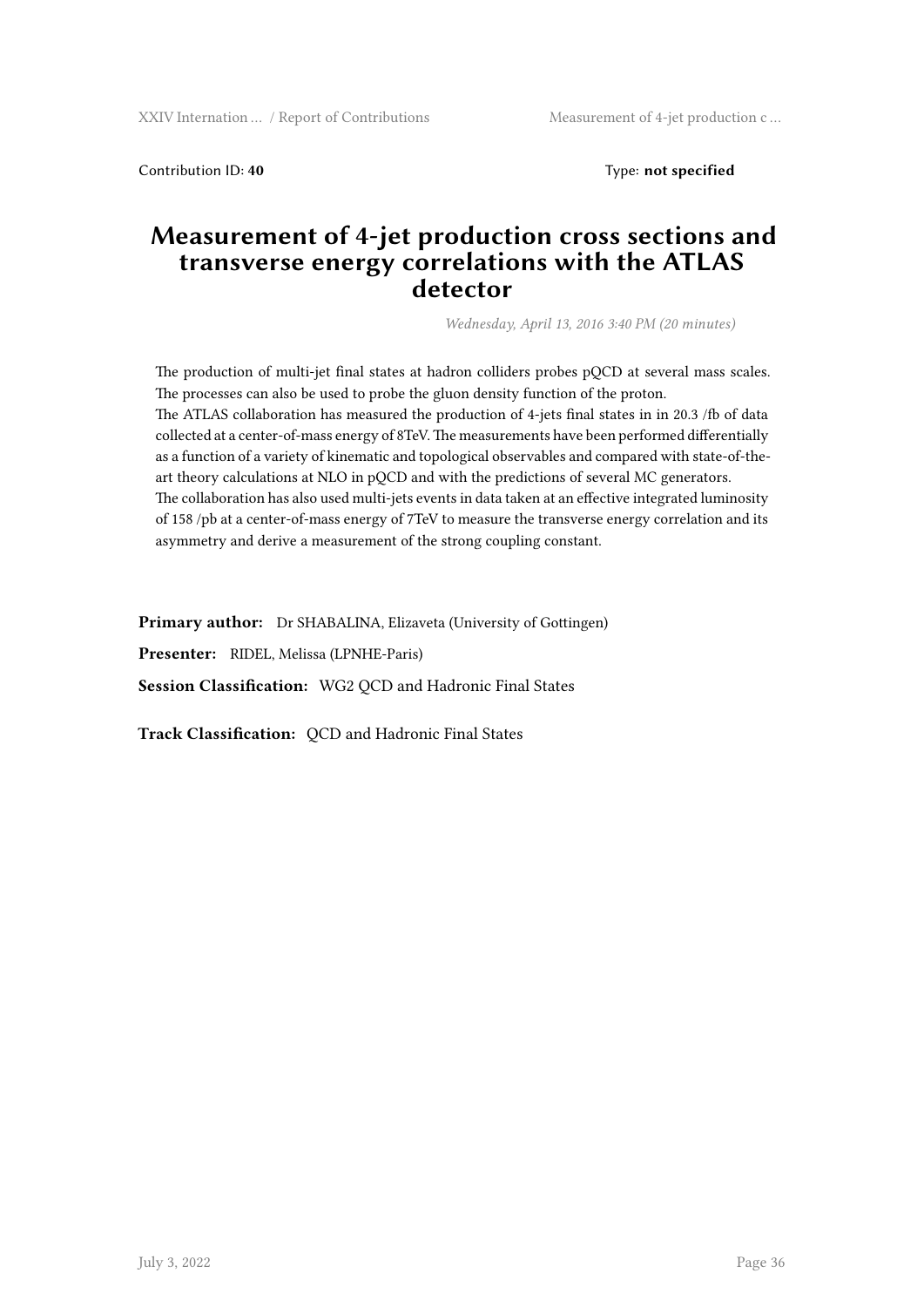Contribution ID: **40** Type: **not specified**

# Measurement of 4-jet production cross sections and transverse energy correlations with the ATLAS detector

*Wednesday, April 13, 2016 3:40 PM (20 minutes)*

The production of multi-jet final states at hadron colliders probes pQCD at several mass scales. The processes can also be used to probe the gluon density function of the proton.
The ATLAS collaboration has measured the production of 4-jets final states in in 20.3 /fb of data collected at a center-of-mass energy of 8TeV. The measurements have been performed differentially as a function of a variety of kinematic and topological observables and compared with state-of-the-art theory calculations at NLO in pQCD and with the predictions of several MC generators.
The collaboration has also used multi-jets events in data taken at an effective integrated luminosity of 158 /pb at a center-of-mass energy of 7TeV to measure the transverse energy correlation and its asymmetry and derive a measurement of the strong coupling constant.

**Primary author:** Dr SHABALINA, Elizaveta (University of Gottingen)

**Presenter:** RIDEL, Melissa (LPNHE-Paris)

**Session Classification:** WG2 QCD and Hadronic Final States

**Track Classification:** QCD and Hadronic Final States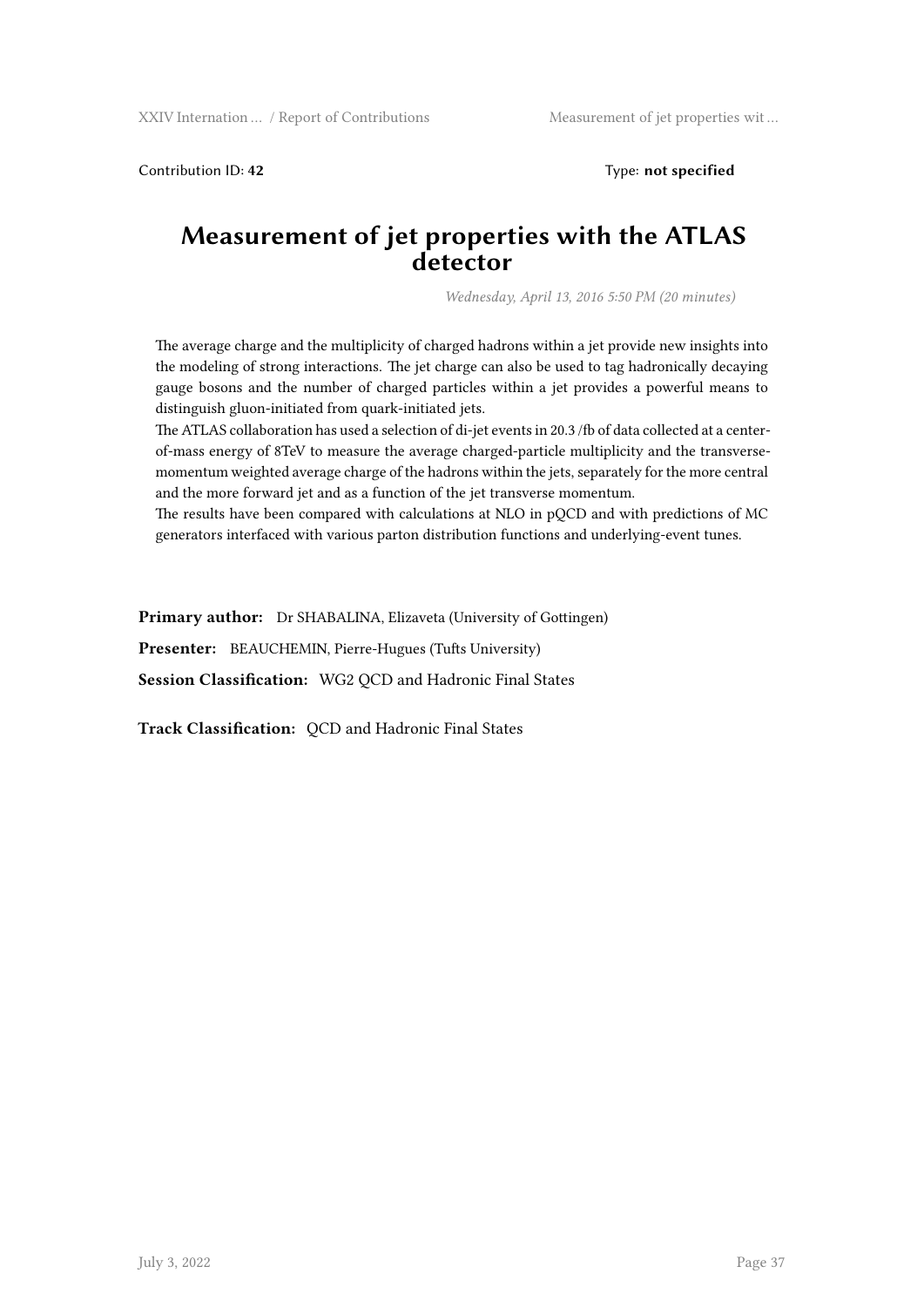Contribution ID: **42** Type: **not specified**

# Measurement of jet properties with the ATLAS detector

*Wednesday, April 13, 2016 5:50 PM (20 minutes)*

The average charge and the multiplicity of charged hadrons within a jet provide new insights into the modeling of strong interactions. The jet charge can also be used to tag hadronically decaying gauge bosons and the number of charged particles within a jet provides a powerful means to distinguish gluon-initiated from quark-initiated jets.

The ATLAS collaboration has used a selection of di-jet events in 20.3 /fb of data collected at a center-of-mass energy of 8TeV to measure the average charged-particle multiplicity and the transverse-momentum weighted average charge of the hadrons within the jets, separately for the more central and the more forward jet and as a function of the jet transverse momentum.

The results have been compared with calculations at NLO in pQCD and with predictions of MC generators interfaced with various parton distribution functions and underlying-event tunes.

**Primary author:** Dr SHABALINA, Elizaveta (University of Gottingen)

**Presenter:** BEAUCHEMIN, Pierre-Hugues (Tufts University)

**Session Classification:** WG2 QCD and Hadronic Final States

**Track Classification:** QCD and Hadronic Final States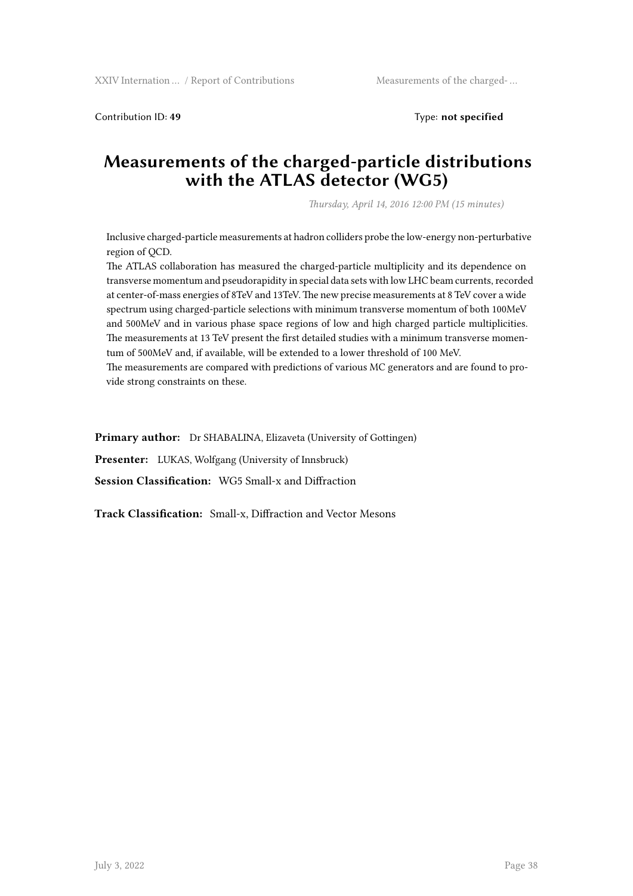Contribution ID: **49** Type: **not specified**

# Measurements of the charged-particle distributions with the ATLAS detector (WG5)

*Thursday, April 14, 2016 12:00 PM (15 minutes)*

Inclusive charged-particle measurements at hadron colliders probe the low-energy non-perturbative region of QCD.
The ATLAS collaboration has measured the charged-particle multiplicity and its dependence on transverse momentum and pseudorapidity in special data sets with low LHC beam currents, recorded at center-of-mass energies of 8TeV and 13TeV. The new precise measurements at 8 TeV cover a wide spectrum using charged-particle selections with minimum transverse momentum of both 100MeV and 500MeV and in various phase space regions of low and high charged particle multiplicities. The measurements at 13 TeV present the first detailed studies with a minimum transverse momentum of 500MeV and, if available, will be extended to a lower threshold of 100 MeV.
The measurements are compared with predictions of various MC generators and are found to provide strong constraints on these.

**Primary author:** Dr SHABALINA, Elizaveta (University of Gottingen)

**Presenter:** LUKAS, Wolfgang (University of Innsbruck)

**Session Classification:** WG5 Small-x and Diffraction

**Track Classification:** Small-x, Diffraction and Vector Mesons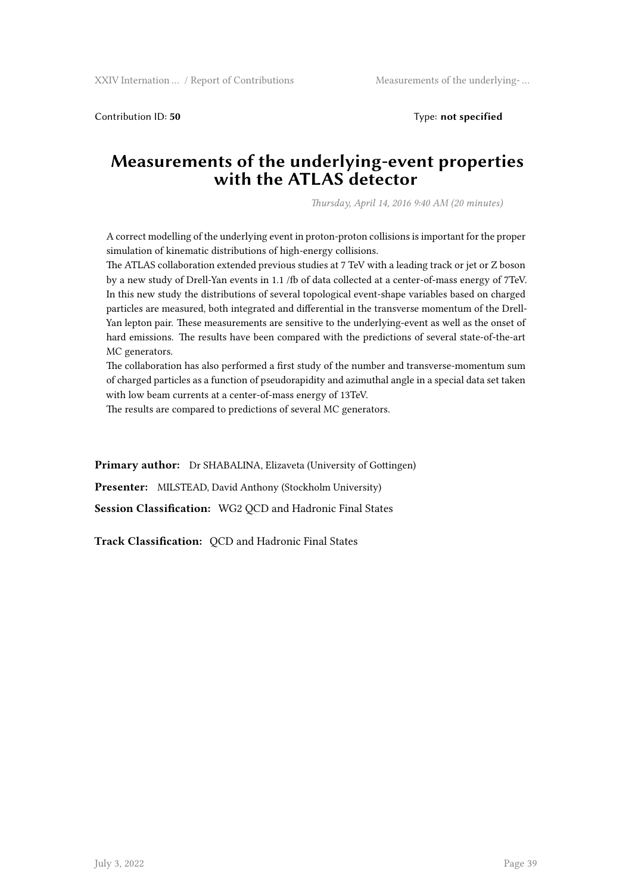Contribution ID: **50** Type: **not specified**

# Measurements of the underlying-event properties with the ATLAS detector

*Thursday, April 14, 2016 9:40 AM (20 minutes)*

A correct modelling of the underlying event in proton-proton collisions is important for the proper simulation of kinematic distributions of high-energy collisions.
The ATLAS collaboration extended previous studies at 7 TeV with a leading track or jet or Z boson by a new study of Drell-Yan events in 1.1 /fb of data collected at a center-of-mass energy of 7TeV. In this new study the distributions of several topological event-shape variables based on charged particles are measured, both integrated and differential in the transverse momentum of the Drell-Yan lepton pair. These measurements are sensitive to the underlying-event as well as the onset of hard emissions. The results have been compared with the predictions of several state-of-the-art MC generators.
The collaboration has also performed a first study of the number and transverse-momentum sum of charged particles as a function of pseudorapidity and azimuthal angle in a special data set taken with low beam currents at a center-of-mass energy of 13TeV.
The results are compared to predictions of several MC generators.

**Primary author:** Dr SHABALINA, Elizaveta (University of Gottingen)

**Presenter:** MILSTEAD, David Anthony (Stockholm University)

**Session Classification:** WG2 QCD and Hadronic Final States

**Track Classification:** QCD and Hadronic Final States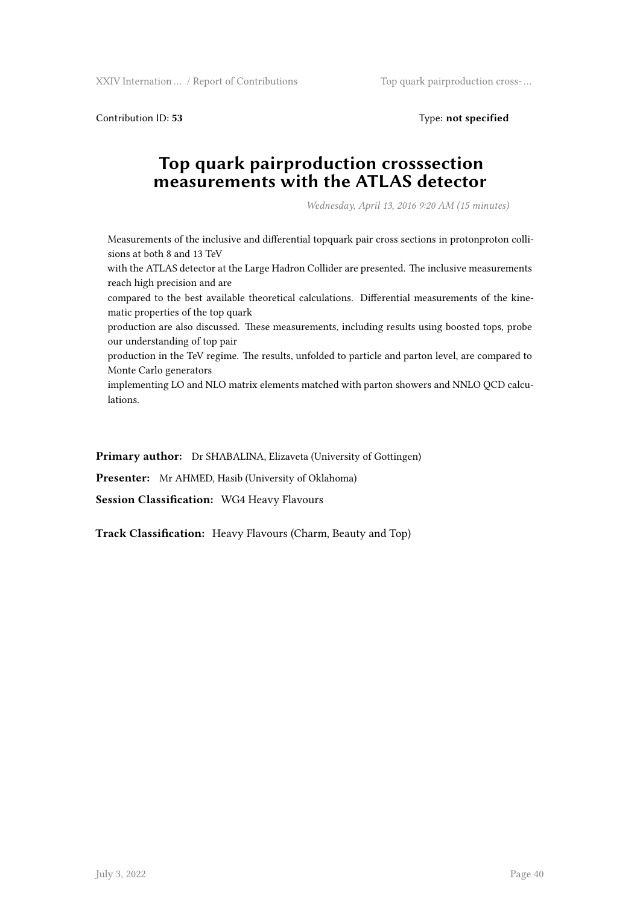Contribution ID: **53** Type: **not specified**

# Top quark pairproduction crosssection measurements with the ATLAS detector

*Wednesday, April 13, 2016 9:20 AM (15 minutes)*

Measurements of the inclusive and differential topquark pair cross sections in protonproton collisions at both 8 and 13 TeV
with the ATLAS detector at the Large Hadron Collider are presented. The inclusive measurements reach high precision and are
compared to the best available theoretical calculations. Differential measurements of the kinematic properties of the top quark
production are also discussed. These measurements, including results using boosted tops, probe our understanding of top pair
production in the TeV regime. The results, unfolded to particle and parton level, are compared to Monte Carlo generators
implementing LO and NLO matrix elements matched with parton showers and NNLO QCD calculations.

**Primary author:** Dr SHABALINA, Elizaveta (University of Gottingen)

**Presenter:** Mr AHMED, Hasib (University of Oklahoma)

**Session Classification:** WG4 Heavy Flavours

**Track Classification:** Heavy Flavours (Charm, Beauty and Top)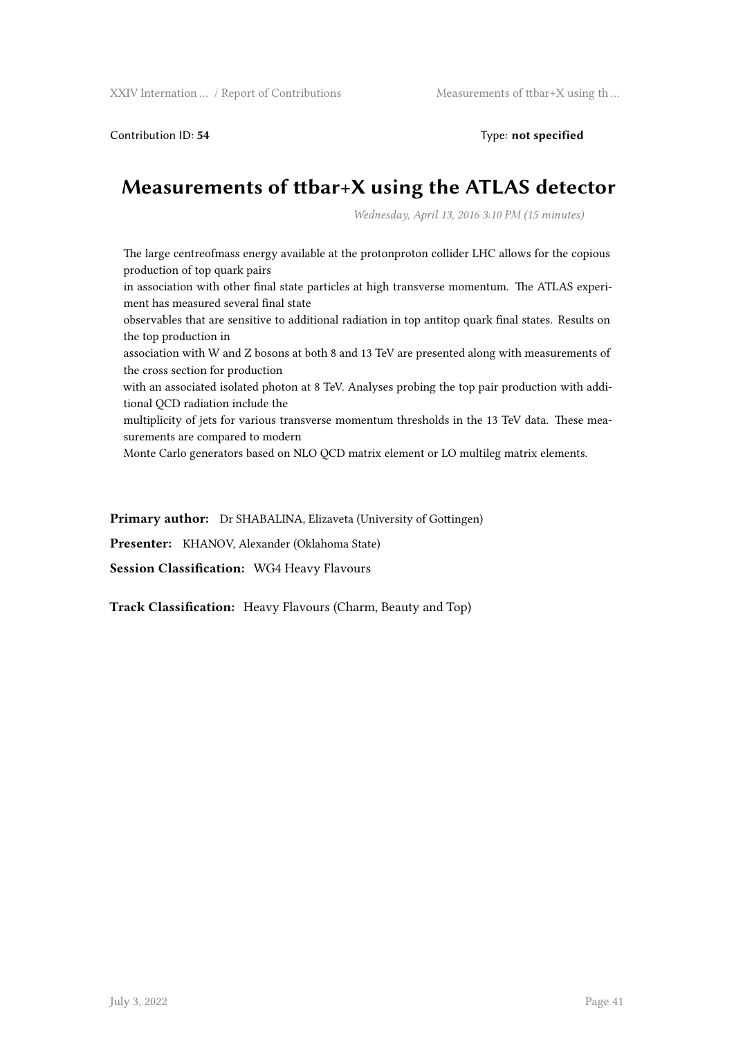Contribution ID: **54** Type: **not specified**

# Measurements of ttbar+X using the ATLAS detector

*Wednesday, April 13, 2016 3:10 PM (15 minutes)*

The large centreofmass energy available at the protonproton collider LHC allows for the copious production of top quark pairs
in association with other final state particles at high transverse momentum. The ATLAS experiment has measured several final state
observables that are sensitive to additional radiation in top antitop quark final states. Results on the top production in
association with W and Z bosons at both 8 and 13 TeV are presented along with measurements of the cross section for production
with an associated isolated photon at 8 TeV. Analyses probing the top pair production with additional QCD radiation include the
multiplicity of jets for various transverse momentum thresholds in the 13 TeV data. These measurements are compared to modern
Monte Carlo generators based on NLO QCD matrix element or LO multileg matrix elements.

**Primary author:** Dr SHABALINA, Elizaveta (University of Gottingen)

**Presenter:** KHANOV, Alexander (Oklahoma State)

**Session Classification:** WG4 Heavy Flavours

**Track Classification:** Heavy Flavours (Charm, Beauty and Top)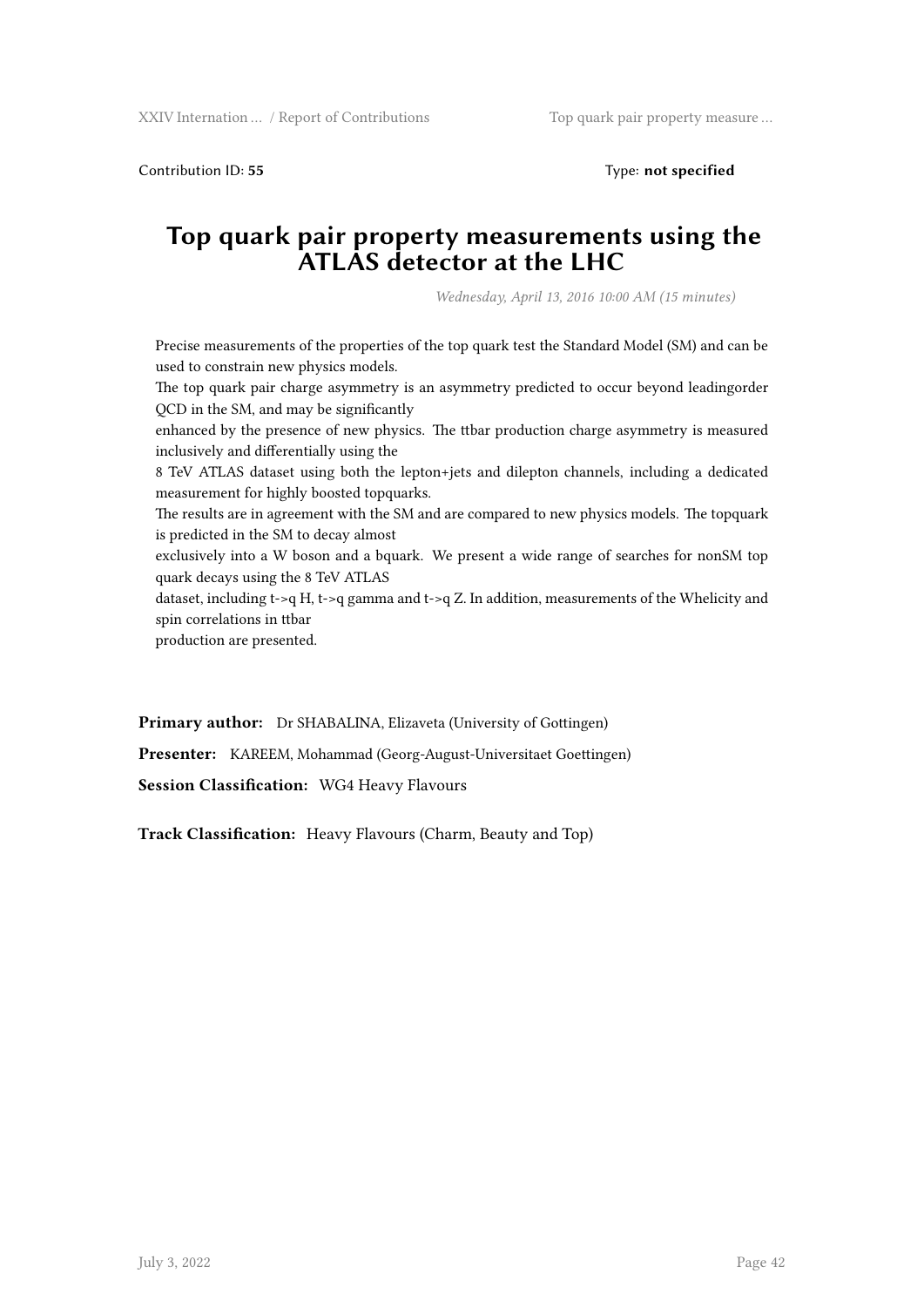Contribution ID: **55**    Type: **not specified**

# Top quark pair property measurements using the ATLAS detector at the LHC

*Wednesday, April 13, 2016 10:00 AM (15 minutes)*

Precise measurements of the properties of the top quark test the Standard Model (SM) and can be used to constrain new physics models.
The top quark pair charge asymmetry is an asymmetry predicted to occur beyond leadingorder QCD in the SM, and may be significantly
enhanced by the presence of new physics. The ttbar production charge asymmetry is measured inclusively and differentially using the
8 TeV ATLAS dataset using both the lepton+jets and dilepton channels, including a dedicated measurement for highly boosted topquarks.
The results are in agreement with the SM and are compared to new physics models. The topquark is predicted in the SM to decay almost
exclusively into a W boson and a bquark. We present a wide range of searches for nonSM top quark decays using the 8 TeV ATLAS
dataset, including t->q H, t->q gamma and t->q Z. In addition, measurements of the Whelicity and spin correlations in ttbar
production are presented.

**Primary author:** Dr SHABALINA, Elizaveta (University of Gottingen)

**Presenter:** KAREEM, Mohammad (Georg-August-Universitaet Goettingen)

**Session Classification:** WG4 Heavy Flavours

**Track Classification:** Heavy Flavours (Charm, Beauty and Top)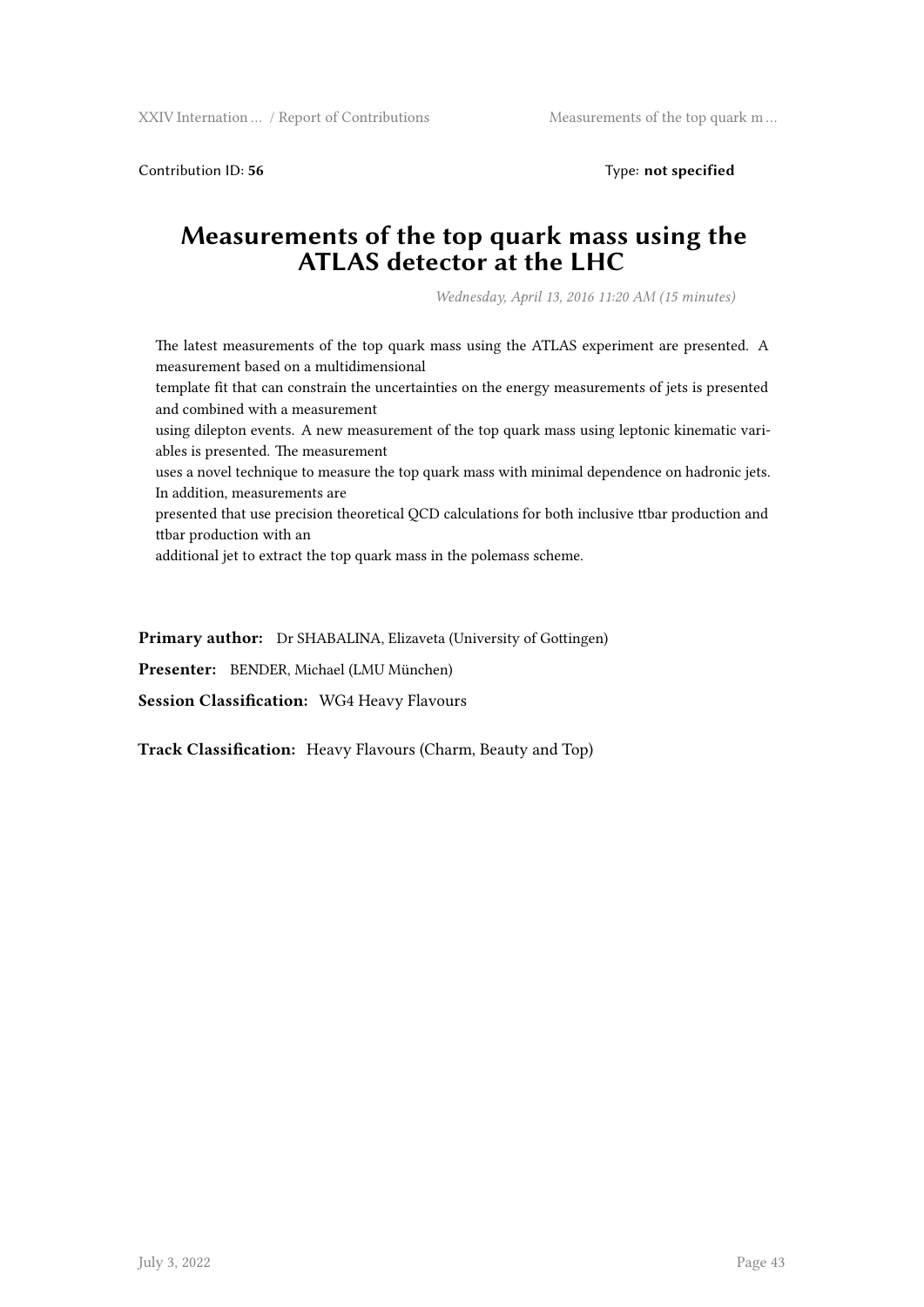Contribution ID: **56** Type: **not specified**

# Measurements of the top quark mass using the ATLAS detector at the LHC

*Wednesday, April 13, 2016 11:20 AM (15 minutes)*

The latest measurements of the top quark mass using the ATLAS experiment are presented. A measurement based on a multidimensional template fit that can constrain the uncertainties on the energy measurements of jets is presented and combined with a measurement using dilepton events. A new measurement of the top quark mass using leptonic kinematic variables is presented. The measurement uses a novel technique to measure the top quark mass with minimal dependence on hadronic jets. In addition, measurements are presented that use precision theoretical QCD calculations for both inclusive ttbar production and ttbar production with an additional jet to extract the top quark mass in the polemass scheme.

**Primary author:** Dr SHABALINA, Elizaveta (University of Gottingen)

**Presenter:** BENDER, Michael (LMU München)

**Session Classification:** WG4 Heavy Flavours

**Track Classification:** Heavy Flavours (Charm, Beauty and Top)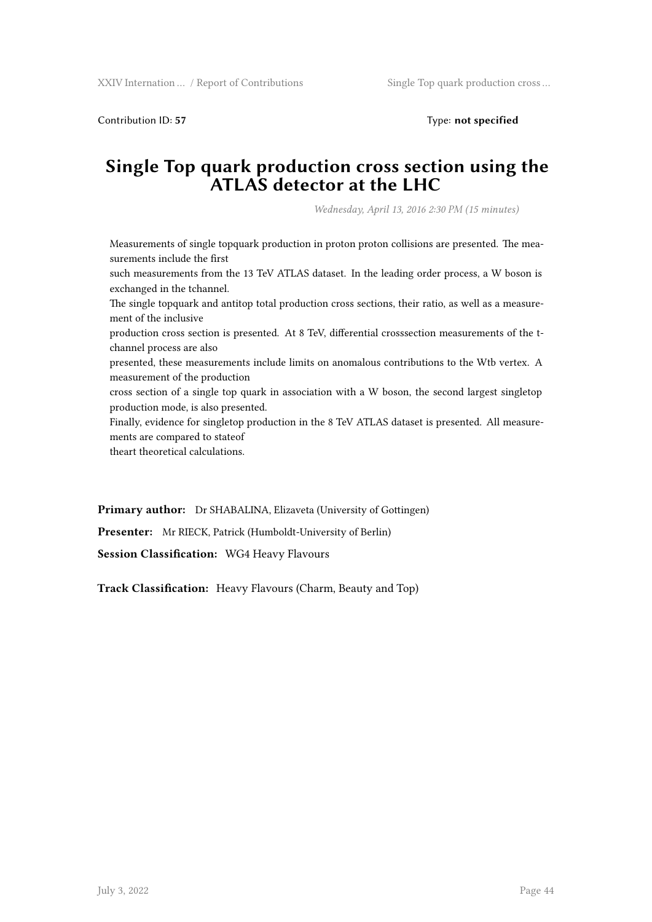Contribution ID: **57** Type: **not specified**

# Single Top quark production cross section using the ATLAS detector at the LHC

*Wednesday, April 13, 2016 2:30 PM (15 minutes)*

Measurements of single topquark production in proton proton collisions are presented. The measurements include the first
such measurements from the 13 TeV ATLAS dataset. In the leading order process, a W boson is exchanged in the tchannel.
The single topquark and antitop total production cross sections, their ratio, as well as a measurement of the inclusive
production cross section is presented. At 8 TeV, differential crosssection measurements of the t-channel process are also
presented, these measurements include limits on anomalous contributions to the Wtb vertex. A measurement of the production
cross section of a single top quark in association with a W boson, the second largest singletop production mode, is also presented.
Finally, evidence for singletop production in the 8 TeV ATLAS dataset is presented. All measurements are compared to stateof
theart theoretical calculations.

**Primary author:** Dr SHABALINA, Elizaveta (University of Gottingen)

**Presenter:** Mr RIECK, Patrick (Humboldt-University of Berlin)

**Session Classification:** WG4 Heavy Flavours

**Track Classification:** Heavy Flavours (Charm, Beauty and Top)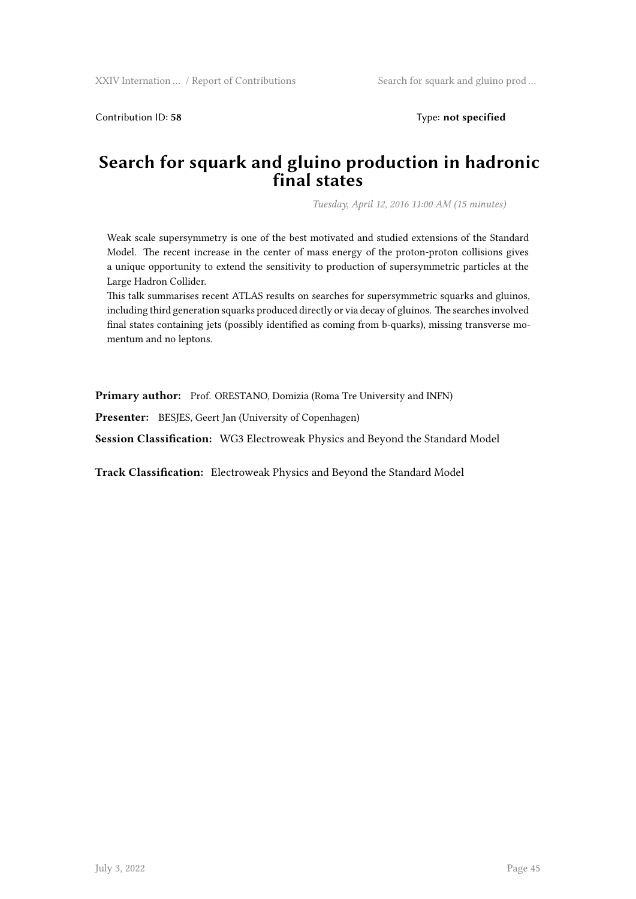Contribution ID: **58** Type: **not specified**

# Search for squark and gluino production in hadronic final states

*Tuesday, April 12, 2016 11:00 AM (15 minutes)*

Weak scale supersymmetry is one of the best motivated and studied extensions of the Standard Model. The recent increase in the center of mass energy of the proton-proton collisions gives a unique opportunity to extend the sensitivity to production of supersymmetric particles at the Large Hadron Collider.
This talk summarises recent ATLAS results on searches for supersymmetric squarks and gluinos, including third generation squarks produced directly or via decay of gluinos. The searches involved final states containing jets (possibly identified as coming from b-quarks), missing transverse momentum and no leptons.

**Primary author:** Prof. ORESTANO, Domizia (Roma Tre University and INFN)

**Presenter:** BESJES, Geert Jan (University of Copenhagen)

**Session Classification:** WG3 Electroweak Physics and Beyond the Standard Model

**Track Classification:** Electroweak Physics and Beyond the Standard Model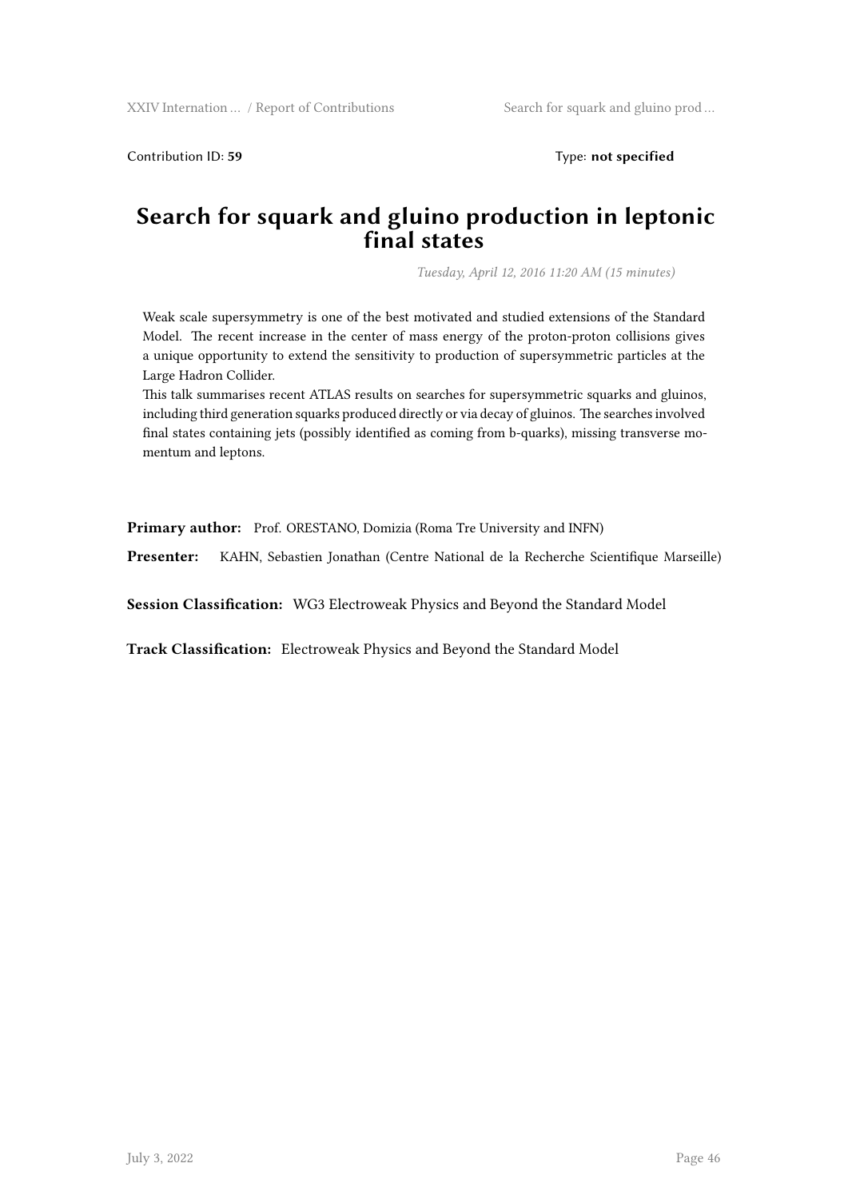Contribution ID: **59** Type: **not specified**

# Search for squark and gluino production in leptonic final states

*Tuesday, April 12, 2016 11:20 AM (15 minutes)*

Weak scale supersymmetry is one of the best motivated and studied extensions of the Standard Model. The recent increase in the center of mass energy of the proton-proton collisions gives a unique opportunity to extend the sensitivity to production of supersymmetric particles at the Large Hadron Collider.

This talk summarises recent ATLAS results on searches for supersymmetric squarks and gluinos, including third generation squarks produced directly or via decay of gluinos. The searches involved final states containing jets (possibly identified as coming from b-quarks), missing transverse momentum and leptons.

**Primary author:** Prof. ORESTANO, Domizia (Roma Tre University and INFN)

**Presenter:** KAHN, Sebastien Jonathan (Centre National de la Recherche Scientifique Marseille)

**Session Classification:** WG3 Electroweak Physics and Beyond the Standard Model

**Track Classification:** Electroweak Physics and Beyond the Standard Model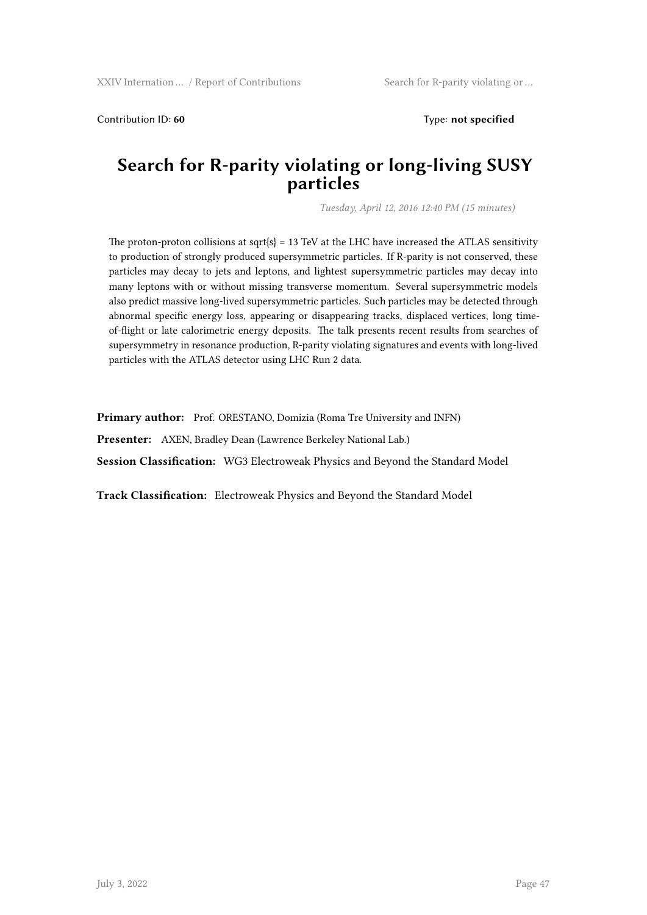Contribution ID: **60** Type: **not specified**

# Search for R-parity violating or long-living SUSY particles

*Tuesday, April 12, 2016 12:40 PM (15 minutes)*

The proton-proton collisions at sqrt{s} = 13 TeV at the LHC have increased the ATLAS sensitivity to production of strongly produced supersymmetric particles. If R-parity is not conserved, these particles may decay to jets and leptons, and lightest supersymmetric particles may decay into many leptons with or without missing transverse momentum. Several supersymmetric models also predict massive long-lived supersymmetric particles. Such particles may be detected through abnormal specific energy loss, appearing or disappearing tracks, displaced vertices, long time-of-flight or late calorimetric energy deposits. The talk presents recent results from searches of supersymmetry in resonance production, R-parity violating signatures and events with long-lived particles with the ATLAS detector using LHC Run 2 data.

**Primary author:** Prof. ORESTANO, Domizia (Roma Tre University and INFN)

**Presenter:** AXEN, Bradley Dean (Lawrence Berkeley National Lab.)

**Session Classification:** WG3 Electroweak Physics and Beyond the Standard Model

**Track Classification:** Electroweak Physics and Beyond the Standard Model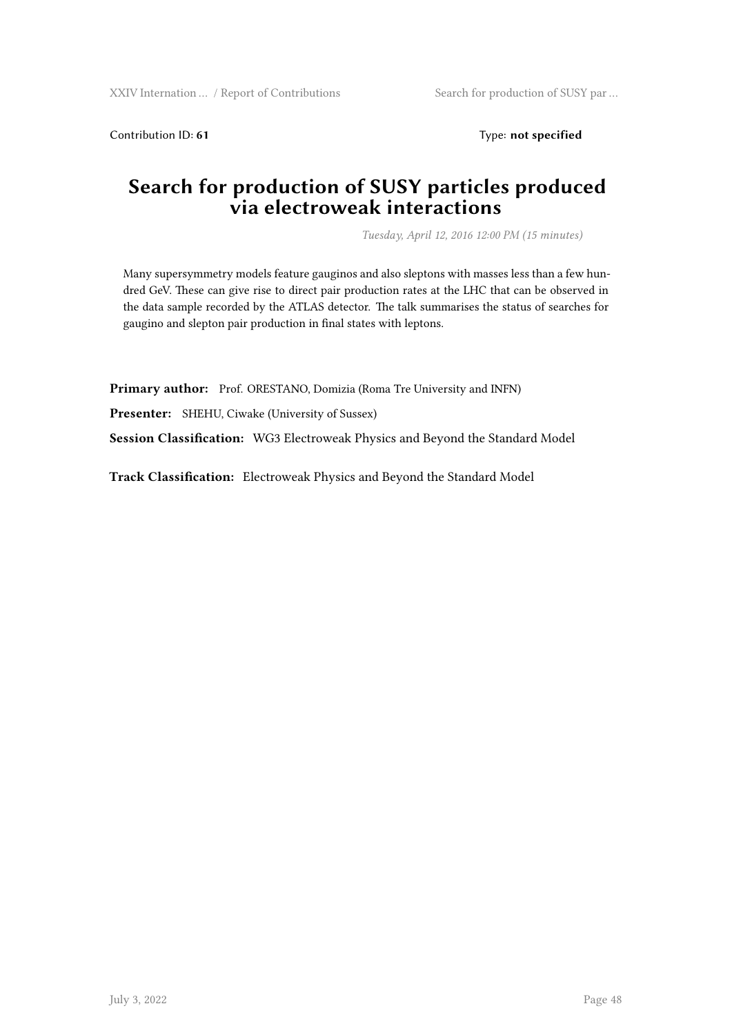Contribution ID: **61** Type: **not specified**

# Search for production of SUSY particles produced via electroweak interactions

*Tuesday, April 12, 2016 12:00 PM (15 minutes)*

Many supersymmetry models feature gauginos and also sleptons with masses less than a few hundred GeV. These can give rise to direct pair production rates at the LHC that can be observed in the data sample recorded by the ATLAS detector. The talk summarises the status of searches for gaugino and slepton pair production in final states with leptons.

**Primary author:** Prof. ORESTANO, Domizia (Roma Tre University and INFN)

**Presenter:** SHEHU, Ciwake (University of Sussex)

**Session Classification:** WG3 Electroweak Physics and Beyond the Standard Model

**Track Classification:** Electroweak Physics and Beyond the Standard Model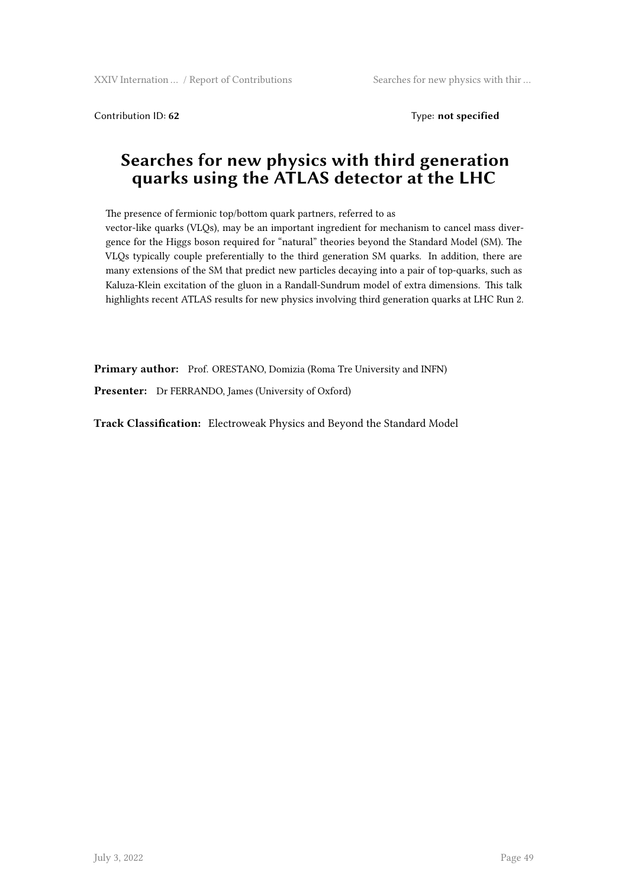Contribution ID: **62** Type: **not specified**

# Searches for new physics with third generation quarks using the ATLAS detector at the LHC

The presence of fermionic top/bottom quark partners, referred to as
vector-like quarks (VLQs), may be an important ingredient for mechanism to cancel mass divergence for the Higgs boson required for "natural" theories beyond the Standard Model (SM). The VLQs typically couple preferentially to the third generation SM quarks. In addition, there are many extensions of the SM that predict new particles decaying into a pair of top-quarks, such as Kaluza-Klein excitation of the gluon in a Randall-Sundrum model of extra dimensions. This talk highlights recent ATLAS results for new physics involving third generation quarks at LHC Run 2.

**Primary author:** Prof. ORESTANO, Domizia (Roma Tre University and INFN)

**Presenter:** Dr FERRANDO, James (University of Oxford)

**Track Classification:** Electroweak Physics and Beyond the Standard Model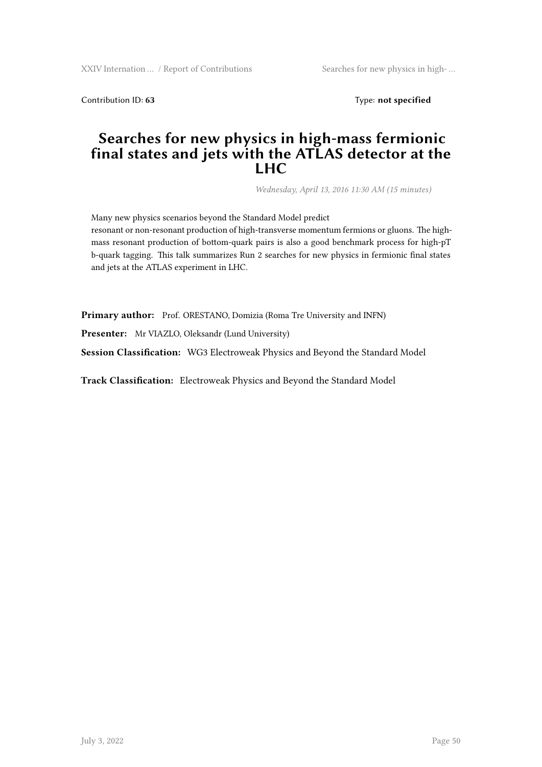Contribution ID: **63** Type: **not specified**

# Searches for new physics in high-mass fermionic final states and jets with the ATLAS detector at the LHC

*Wednesday, April 13, 2016 11:30 AM (15 minutes)*

Many new physics scenarios beyond the Standard Model predict
resonant or non-resonant production of high-transverse momentum fermions or gluons. The high-mass resonant production of bottom-quark pairs is also a good benchmark process for high-pT b-quark tagging. This talk summarizes Run 2 searches for new physics in fermionic final states and jets at the ATLAS experiment in LHC.

**Primary author:** Prof. ORESTANO, Domizia (Roma Tre University and INFN)

**Presenter:** Mr VIAZLO, Oleksandr (Lund University)

**Session Classification:** WG3 Electroweak Physics and Beyond the Standard Model

**Track Classification:** Electroweak Physics and Beyond the Standard Model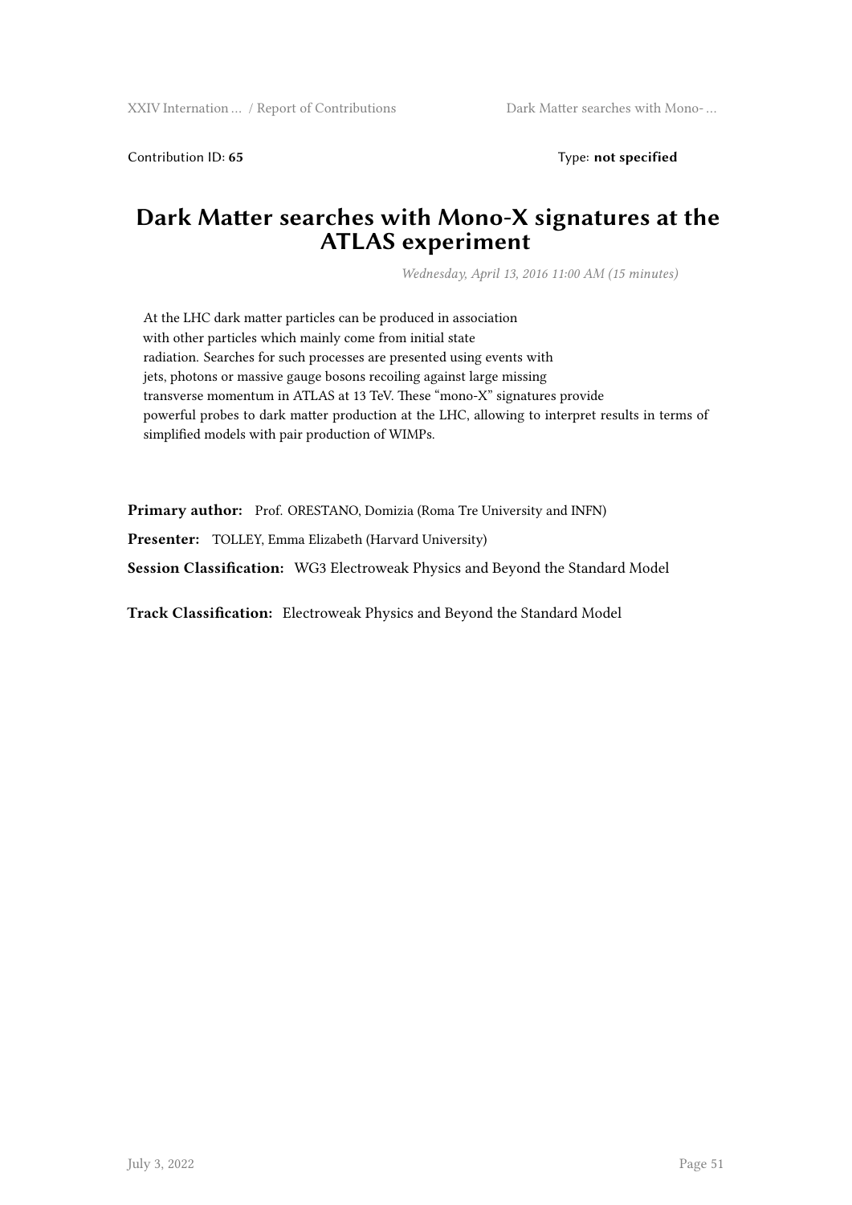Contribution ID: **65** Type: **not specified**

# Dark Matter searches with Mono-X signatures at the ATLAS experiment

*Wednesday, April 13, 2016 11:00 AM (15 minutes)*

At the LHC dark matter particles can be produced in association with other particles which mainly come from initial state radiation. Searches for such processes are presented using events with jets, photons or massive gauge bosons recoiling against large missing transverse momentum in ATLAS at 13 TeV. These "mono-X" signatures provide powerful probes to dark matter production at the LHC, allowing to interpret results in terms of simplified models with pair production of WIMPs.

**Primary author:** Prof. ORESTANO, Domizia (Roma Tre University and INFN)

**Presenter:** TOLLEY, Emma Elizabeth (Harvard University)

**Session Classification:** WG3 Electroweak Physics and Beyond the Standard Model

**Track Classification:** Electroweak Physics and Beyond the Standard Model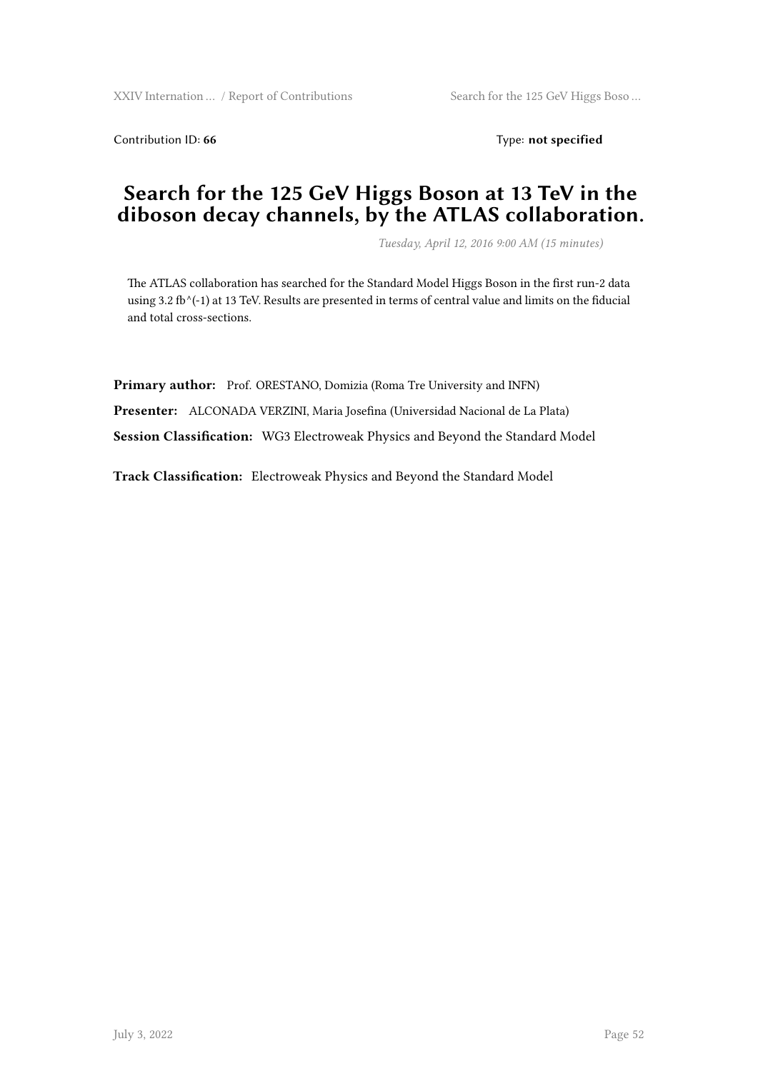Contribution ID: **66** Type: **not specified**

# Search for the 125 GeV Higgs Boson at 13 TeV in the diboson decay channels, by the ATLAS collaboration.

*Tuesday, April 12, 2016 9:00 AM (15 minutes)*

The ATLAS collaboration has searched for the Standard Model Higgs Boson in the first run-2 data using 3.2 fb^(-1) at 13 TeV. Results are presented in terms of central value and limits on the fiducial and total cross-sections.

**Primary author:** Prof. ORESTANO, Domizia (Roma Tre University and INFN)

**Presenter:** ALCONADA VERZINI, Maria Josefina (Universidad Nacional de La Plata)

**Session Classification:** WG3 Electroweak Physics and Beyond the Standard Model

**Track Classification:** Electroweak Physics and Beyond the Standard Model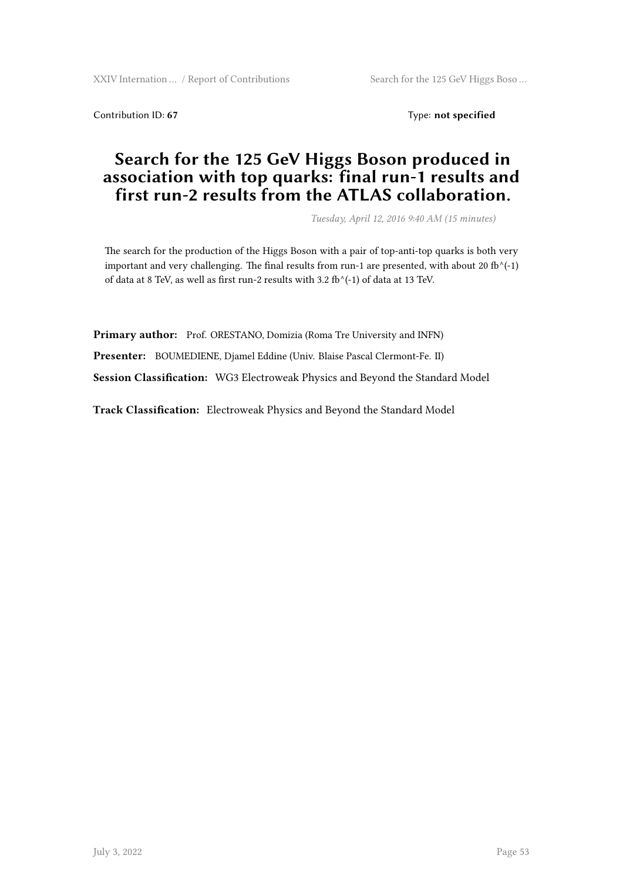Contribution ID: **67** Type: **not specified**

# Search for the 125 GeV Higgs Boson produced in association with top quarks: final run-1 results and first run-2 results from the ATLAS collaboration.

*Tuesday, April 12, 2016 9:40 AM (15 minutes)*

The search for the production of the Higgs Boson with a pair of top-anti-top quarks is both very important and very challenging. The final results from run-1 are presented, with about 20 fb^(-1) of data at 8 TeV, as well as first run-2 results with 3.2 fb^(-1) of data at 13 TeV.

**Primary author:** Prof. ORESTANO, Domizia (Roma Tre University and INFN)

**Presenter:** BOUMEDIENE, Djamel Eddine (Univ. Blaise Pascal Clermont-Fe. II)

**Session Classification:** WG3 Electroweak Physics and Beyond the Standard Model

**Track Classification:** Electroweak Physics and Beyond the Standard Model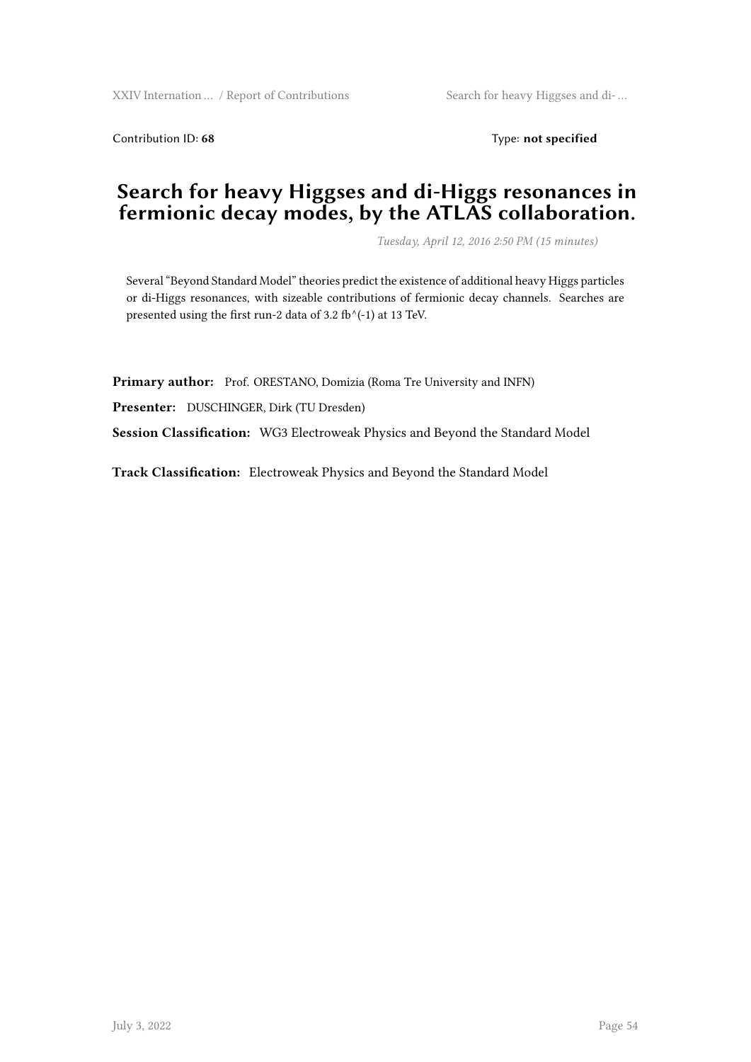Contribution ID: **68**

Type: **not specified**

# Search for heavy Higgses and di-Higgs resonances in fermionic decay modes, by the ATLAS collaboration.

*Tuesday, April 12, 2016 2:50 PM (15 minutes)*

Several "Beyond Standard Model" theories predict the existence of additional heavy Higgs particles or di-Higgs resonances, with sizeable contributions of fermionic decay channels. Searches are presented using the first run-2 data of 3.2 fb^(-1) at 13 TeV.

**Primary author:** Prof. ORESTANO, Domizia (Roma Tre University and INFN)

**Presenter:** DUSCHINGER, Dirk (TU Dresden)

**Session Classification:** WG3 Electroweak Physics and Beyond the Standard Model

**Track Classification:** Electroweak Physics and Beyond the Standard Model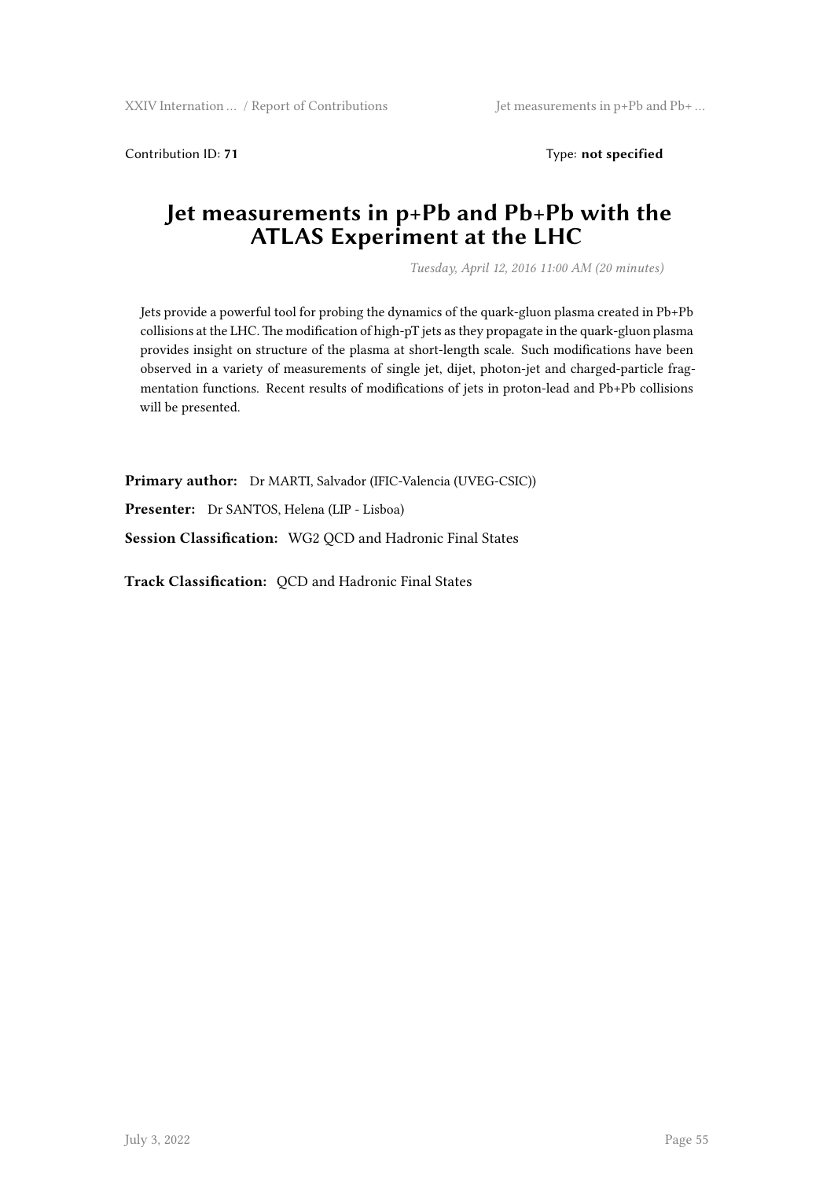Contribution ID: **71** Type: **not specified**

# Jet measurements in p+Pb and Pb+Pb with the ATLAS Experiment at the LHC

*Tuesday, April 12, 2016 11:00 AM (20 minutes)*

Jets provide a powerful tool for probing the dynamics of the quark-gluon plasma created in Pb+Pb collisions at the LHC. The modification of high-pT jets as they propagate in the quark-gluon plasma provides insight on structure of the plasma at short-length scale. Such modifications have been observed in a variety of measurements of single jet, dijet, photon-jet and charged-particle fragmentation functions. Recent results of modifications of jets in proton-lead and Pb+Pb collisions will be presented.

**Primary author:** Dr MARTI, Salvador (IFIC-Valencia (UVEG-CSIC))

**Presenter:** Dr SANTOS, Helena (LIP - Lisboa)

**Session Classification:** WG2 QCD and Hadronic Final States

**Track Classification:** QCD and Hadronic Final States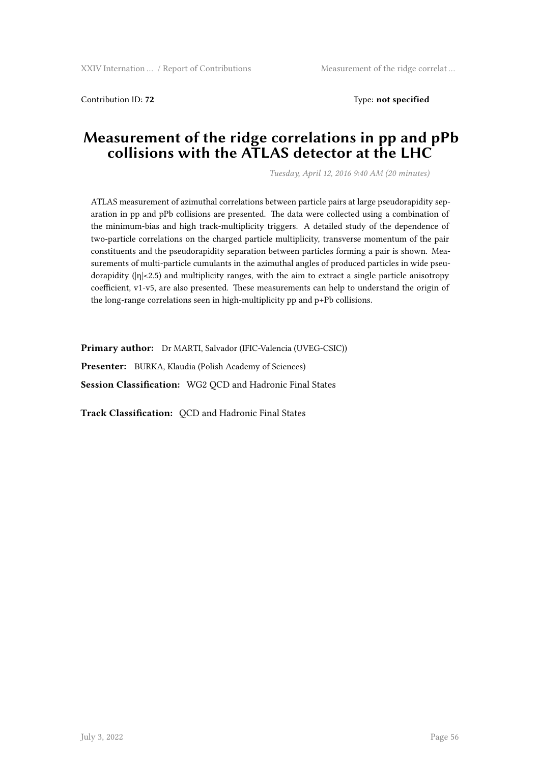Contribution ID: **72** Type: **not specified**

# Measurement of the ridge correlations in pp and pPb collisions with the ATLAS detector at the LHC

*Tuesday, April 12, 2016 9:40 AM (20 minutes)*

ATLAS measurement of azimuthal correlations between particle pairs at large pseudorapidity separation in pp and pPb collisions are presented. The data were collected using a combination of the minimum-bias and high track-multiplicity triggers. A detailed study of the dependence of two-particle correlations on the charged particle multiplicity, transverse momentum of the pair constituents and the pseudorapidity separation between particles forming a pair is shown. Measurements of multi-particle cumulants in the azimuthal angles of produced particles in wide pseudorapidity ($|\eta|<2.5$) and multiplicity ranges, with the aim to extract a single particle anisotropy coefficient, v1-v5, are also presented. These measurements can help to understand the origin of the long-range correlations seen in high-multiplicity pp and p+Pb collisions.

**Primary author:** Dr MARTI, Salvador (IFIC-Valencia (UVEG-CSIC))

**Presenter:** BURKA, Klaudia (Polish Academy of Sciences)

**Session Classification:** WG2 QCD and Hadronic Final States

**Track Classification:** QCD and Hadronic Final States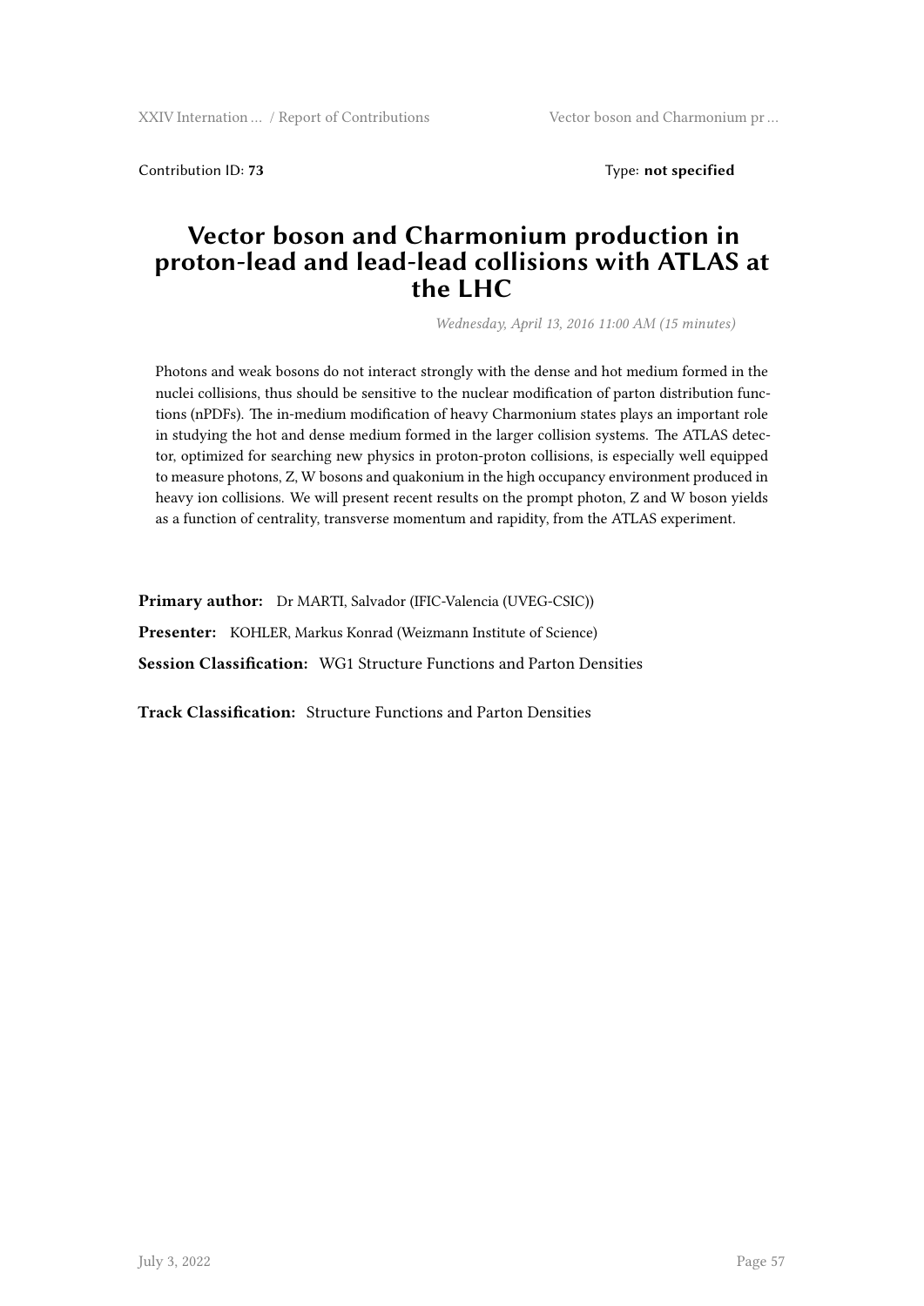Contribution ID: **73** Type: **not specified**

# Vector boson and Charmonium production in proton-lead and lead-lead collisions with ATLAS at the LHC

*Wednesday, April 13, 2016 11:00 AM (15 minutes)*

Photons and weak bosons do not interact strongly with the dense and hot medium formed in the nuclei collisions, thus should be sensitive to the nuclear modification of parton distribution functions (nPDFs). The in-medium modification of heavy Charmonium states plays an important role in studying the hot and dense medium formed in the larger collision systems. The ATLAS detector, optimized for searching new physics in proton-proton collisions, is especially well equipped to measure photons, Z, W bosons and quakonium in the high occupancy environment produced in heavy ion collisions. We will present recent results on the prompt photon, Z and W boson yields as a function of centrality, transverse momentum and rapidity, from the ATLAS experiment.

**Primary author:** Dr MARTI, Salvador (IFIC-Valencia (UVEG-CSIC))

**Presenter:** KOHLER, Markus Konrad (Weizmann Institute of Science)

**Session Classification:** WG1 Structure Functions and Parton Densities

**Track Classification:** Structure Functions and Parton Densities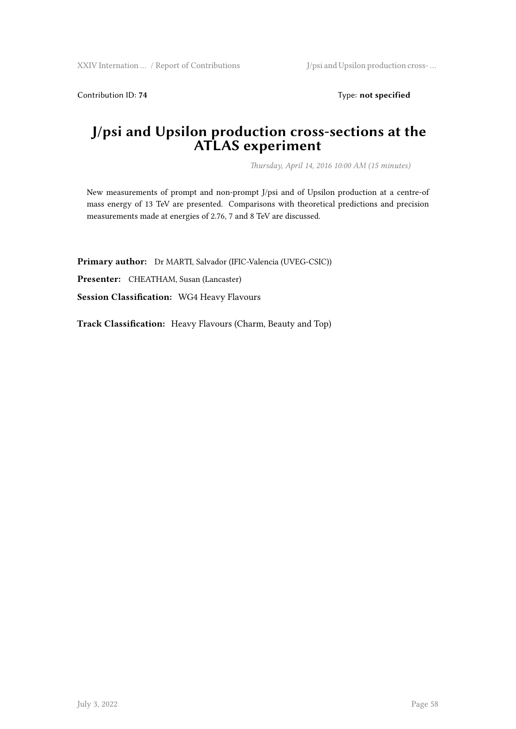Contribution ID: **74** Type: **not specified**

# J/psi and Upsilon production cross-sections at the ATLAS experiment

*Thursday, April 14, 2016 10:00 AM (15 minutes)*

New measurements of prompt and non-prompt J/psi and of Upsilon production at a centre-of mass energy of 13 TeV are presented. Comparisons with theoretical predictions and precision measurements made at energies of 2.76, 7 and 8 TeV are discussed.

**Primary author:** Dr MARTI, Salvador (IFIC-Valencia (UVEG-CSIC))

**Presenter:** CHEATHAM, Susan (Lancaster)

**Session Classification:** WG4 Heavy Flavours

**Track Classification:** Heavy Flavours (Charm, Beauty and Top)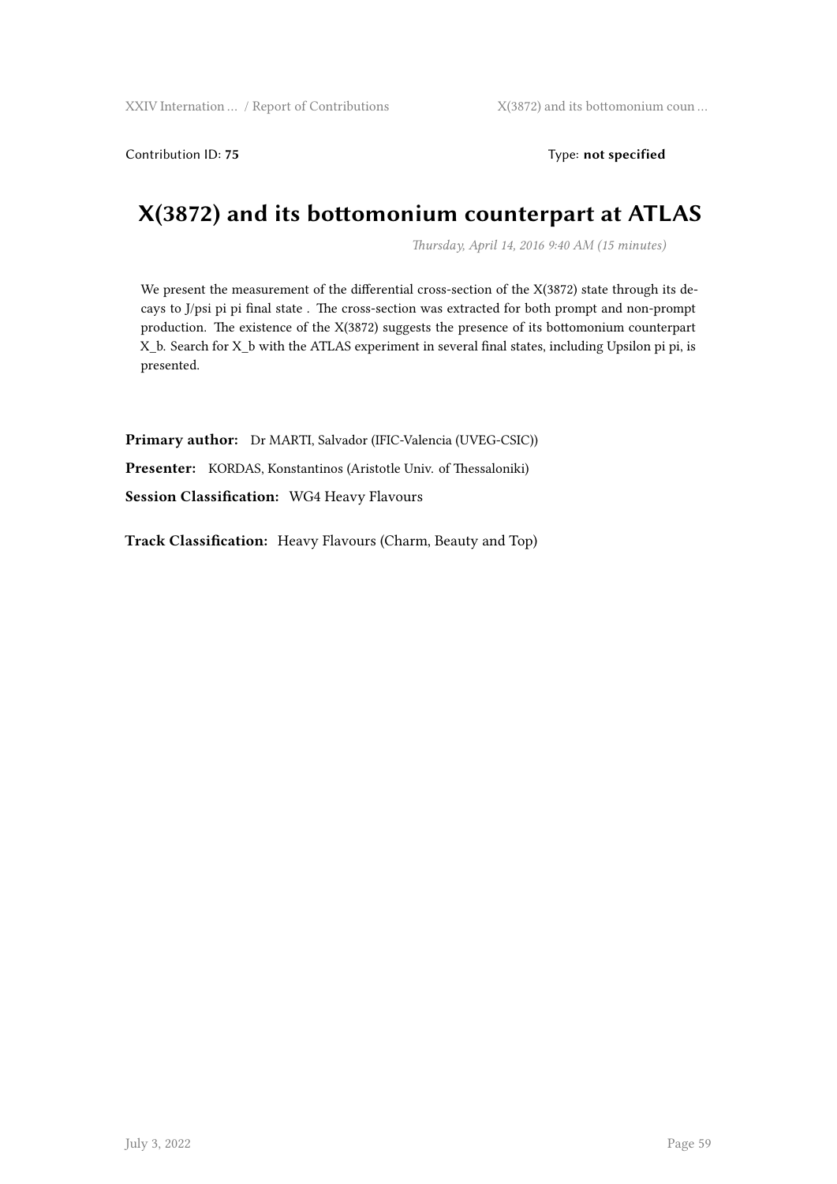Contribution ID: **75** Type: **not specified**

# X(3872) and its bottomonium counterpart at ATLAS

*Thursday, April 14, 2016 9:40 AM (15 minutes)*

We present the measurement of the differential cross-section of the X(3872) state through its decays to J/psi pi pi final state . The cross-section was extracted for both prompt and non-prompt production. The existence of the X(3872) suggests the presence of its bottomonium counterpart X_b. Search for X_b with the ATLAS experiment in several final states, including Upsilon pi pi, is presented.

**Primary author:** Dr MARTI, Salvador (IFIC-Valencia (UVEG-CSIC))

**Presenter:** KORDAS, Konstantinos (Aristotle Univ. of Thessaloniki)

**Session Classification:** WG4 Heavy Flavours

**Track Classification:** Heavy Flavours (Charm, Beauty and Top)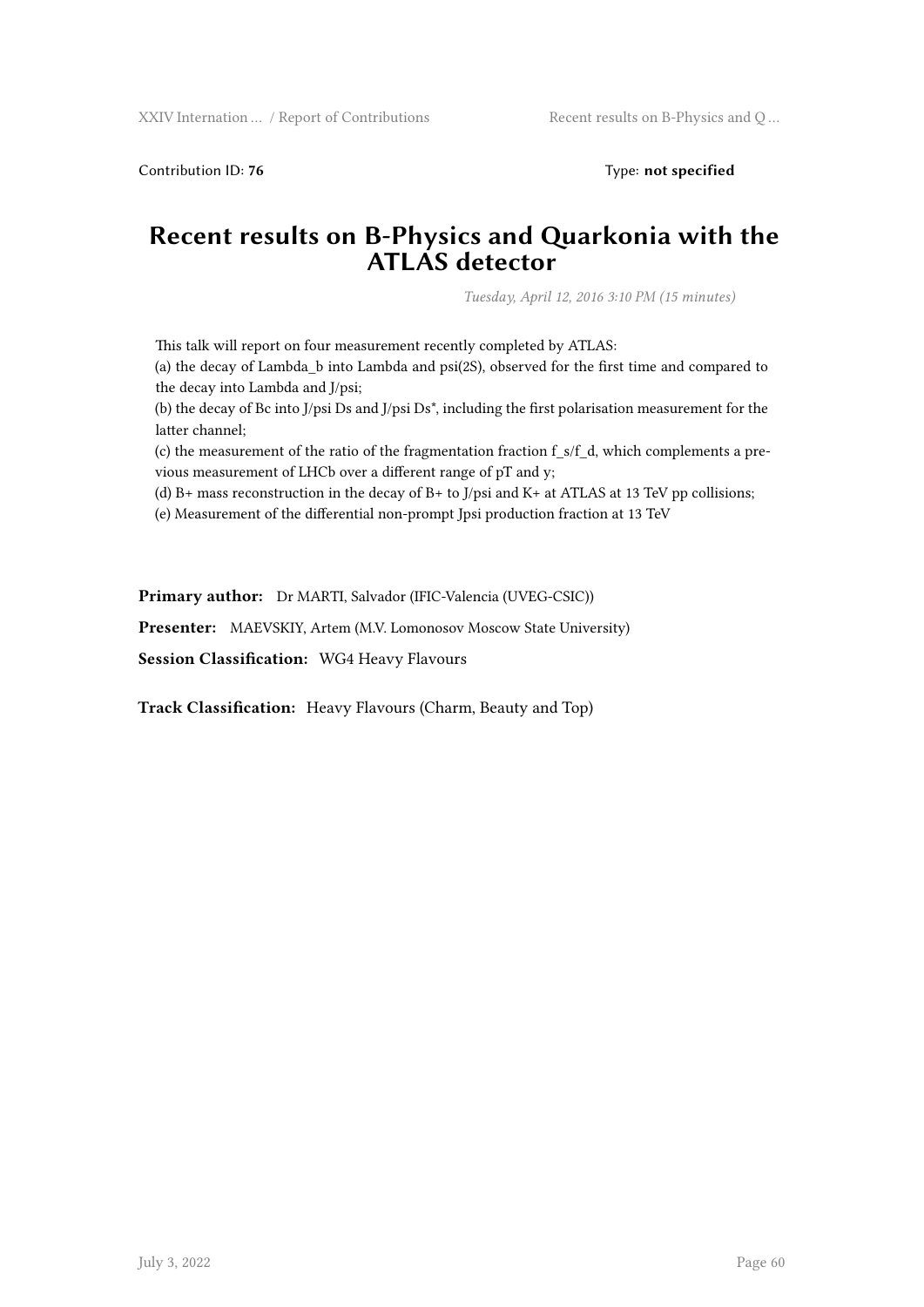Contribution ID: **76** Type: **not specified**

# Recent results on B-Physics and Quarkonia with the ATLAS detector

*Tuesday, April 12, 2016 3:10 PM (15 minutes)*

This talk will report on four measurement recently completed by ATLAS:
(a) the decay of Lambda_b into Lambda and psi(2S), observed for the first time and compared to the decay into Lambda and J/psi;
(b) the decay of Bc into J/psi Ds and J/psi Ds*, including the first polarisation measurement for the latter channel;
(c) the measurement of the ratio of the fragmentation fraction f_s/f_d, which complements a previous measurement of LHCb over a different range of pT and y;
(d) B+ mass reconstruction in the decay of B+ to J/psi and K+ at ATLAS at 13 TeV pp collisions;
(e) Measurement of the differential non-prompt Jpsi production fraction at 13 TeV

**Primary author:** Dr MARTI, Salvador (IFIC-Valencia (UVEG-CSIC))

**Presenter:** MAEVSKIY, Artem (M.V. Lomonosov Moscow State University)

**Session Classification:** WG4 Heavy Flavours

**Track Classification:** Heavy Flavours (Charm, Beauty and Top)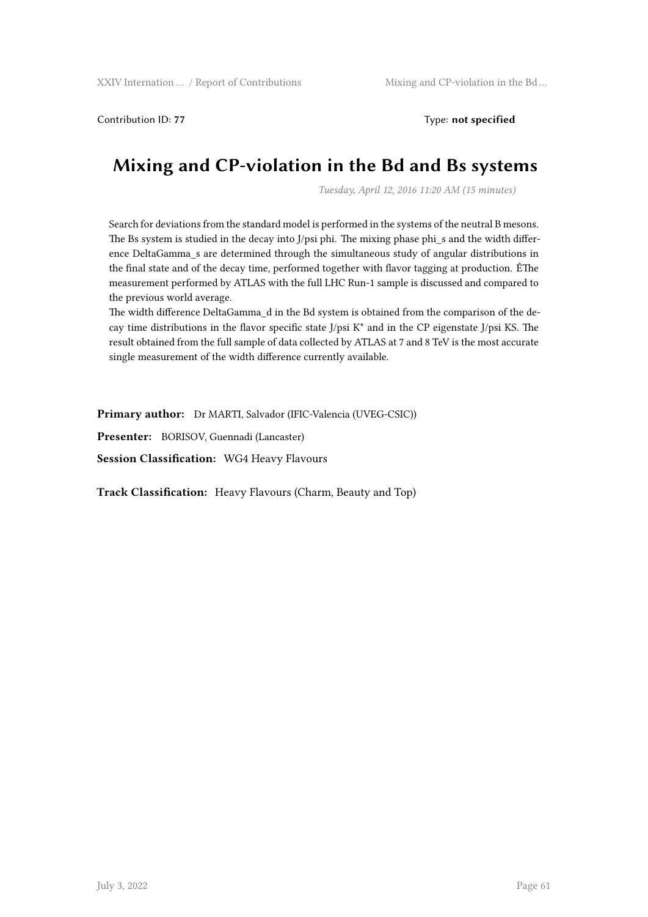Contribution ID: **77** Type: **not specified**

# Mixing and CP-violation in the Bd and Bs systems

*Tuesday, April 12, 2016 11:20 AM (15 minutes)*

Search for deviations from the standard model is performed in the systems of the neutral B mesons. The Bs system is studied in the decay into J/psi phi. The mixing phase phi_s and the width difference DeltaGamma_s are determined through the simultaneous study of angular distributions in the final state and of the decay time, performed together with flavor tagging at production. ÊThe measurement performed by ATLAS with the full LHC Run-1 sample is discussed and compared to the previous world average.

The width difference DeltaGamma_d in the Bd system is obtained from the comparison of the decay time distributions in the flavor specific state J/psi K* and in the CP eigenstate J/psi KS. The result obtained from the full sample of data collected by ATLAS at 7 and 8 TeV is the most accurate single measurement of the width difference currently available.

**Primary author:** Dr MARTI, Salvador (IFIC-Valencia (UVEG-CSIC))

**Presenter:** BORISOV, Guennadi (Lancaster)

**Session Classification:** WG4 Heavy Flavours

**Track Classification:** Heavy Flavours (Charm, Beauty and Top)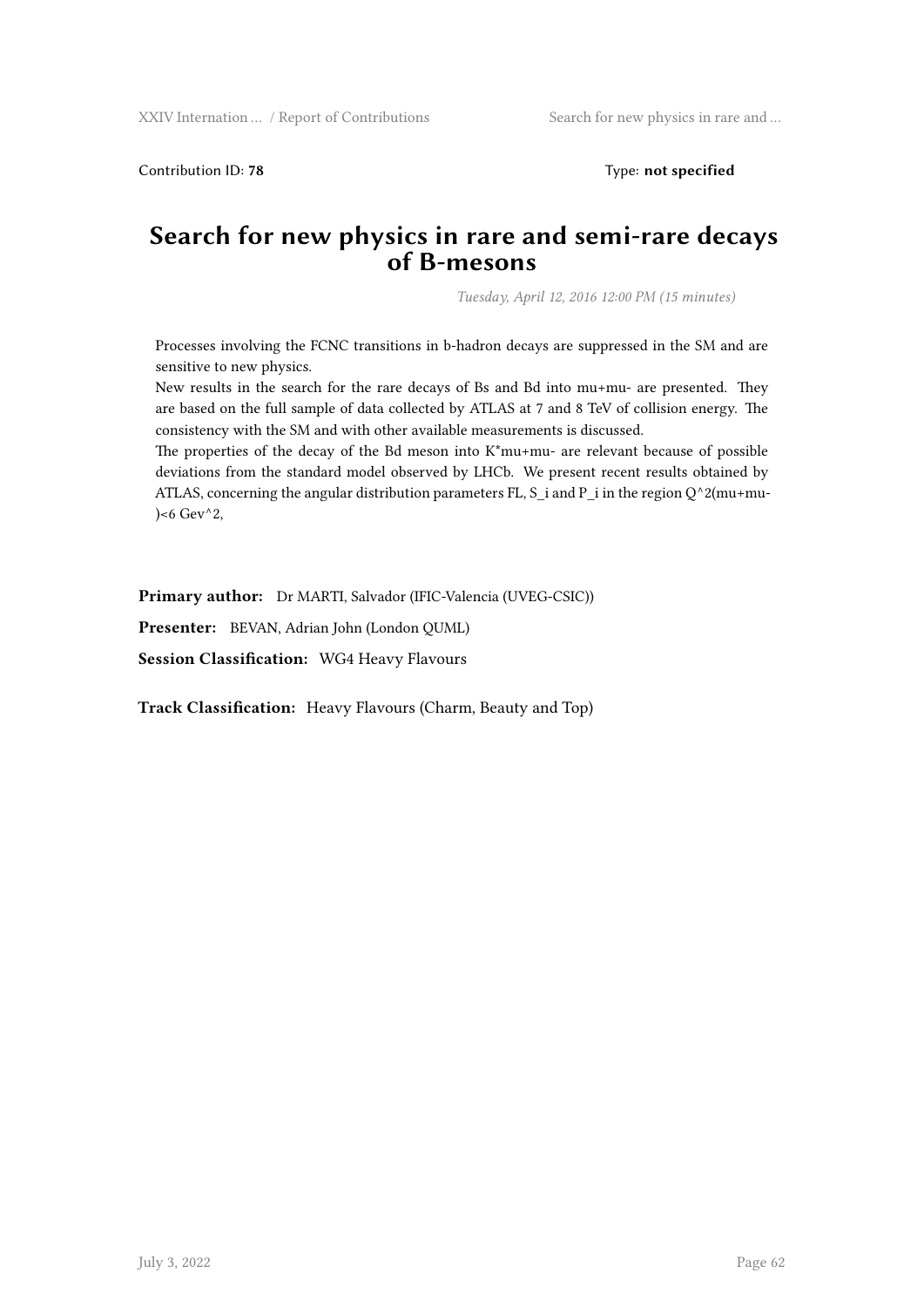Contribution ID: **78** Type: **not specified**

# Search for new physics in rare and semi-rare decays of B-mesons

*Tuesday, April 12, 2016 12:00 PM (15 minutes)*

Processes involving the FCNC transitions in b-hadron decays are suppressed in the SM and are sensitive to new physics.
New results in the search for the rare decays of Bs and Bd into mu+mu- are presented. They are based on the full sample of data collected by ATLAS at 7 and 8 TeV of collision energy. The consistency with the SM and with other available measurements is discussed.
The properties of the decay of the Bd meson into K*mu+mu- are relevant because of possible deviations from the standard model observed by LHCb. We present recent results obtained by ATLAS, concerning the angular distribution parameters FL, S_i and P_i in the region Q^2(mu+mu-)<6 Gev^2,

**Primary author:** Dr MARTI, Salvador (IFIC-Valencia (UVEG-CSIC))

**Presenter:** BEVAN, Adrian John (London QUML)

**Session Classification:** WG4 Heavy Flavours

**Track Classification:** Heavy Flavours (Charm, Beauty and Top)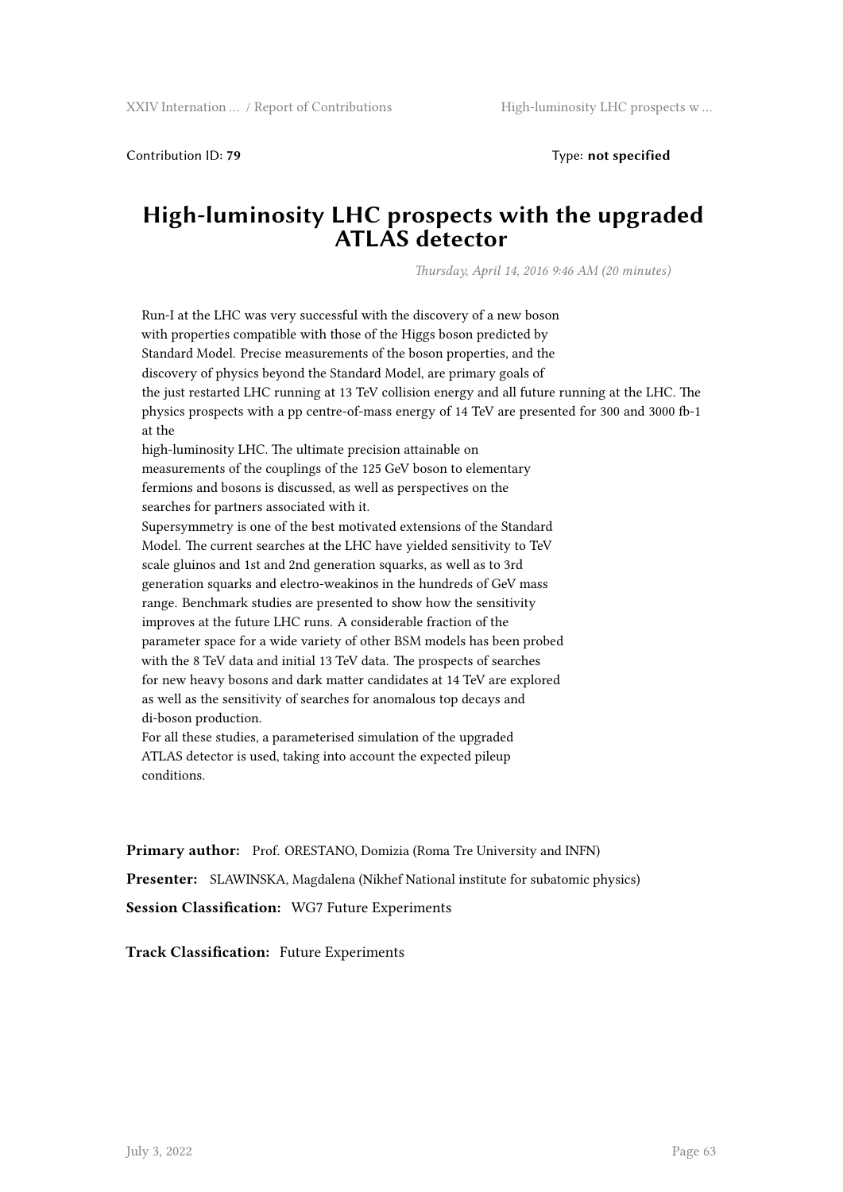Contribution ID: **79**

Type: **not specified**

# High-luminosity LHC prospects with the upgraded ATLAS detector

*Thursday, April 14, 2016 9:46 AM (20 minutes)*

Run-I at the LHC was very successful with the discovery of a new boson with properties compatible with those of the Higgs boson predicted by Standard Model. Precise measurements of the boson properties, and the discovery of physics beyond the Standard Model, are primary goals of the just restarted LHC running at 13 TeV collision energy and all future running at the LHC. The physics prospects with a pp centre-of-mass energy of 14 TeV are presented for 300 and 3000 fb-1 at the high-luminosity LHC. The ultimate precision attainable on measurements of the couplings of the 125 GeV boson to elementary fermions and bosons is discussed, as well as perspectives on the searches for partners associated with it.

Supersymmetry is one of the best motivated extensions of the Standard Model. The current searches at the LHC have yielded sensitivity to TeV scale gluinos and 1st and 2nd generation squarks, as well as to 3rd generation squarks and electro-weakinos in the hundreds of GeV mass range. Benchmark studies are presented to show how the sensitivity improves at the future LHC runs. A considerable fraction of the parameter space for a wide variety of other BSM models has been probed with the 8 TeV data and initial 13 TeV data. The prospects of searches for new heavy bosons and dark matter candidates at 14 TeV are explored as well as the sensitivity of searches for anomalous top decays and di-boson production.

For all these studies, a parameterised simulation of the upgraded ATLAS detector is used, taking into account the expected pileup conditions.

**Primary author:** Prof. ORESTANO, Domizia (Roma Tre University and INFN)

**Presenter:** SLAWINSKA, Magdalena (Nikhef National institute for subatomic physics)

**Session Classification:** WG7 Future Experiments

**Track Classification:** Future Experiments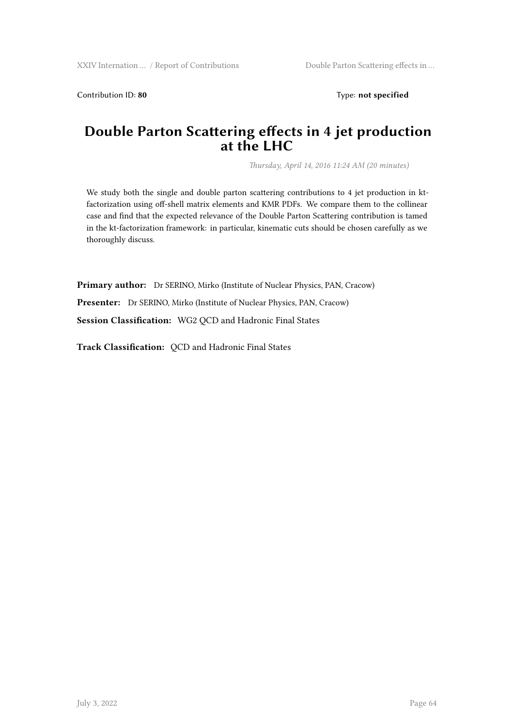Contribution ID: **80** Type: **not specified**

# Double Parton Scattering effects in 4 jet production at the LHC

*Thursday, April 14, 2016 11:24 AM (20 minutes)*

We study both the single and double parton scattering contributions to 4 jet production in kt-factorization using off-shell matrix elements and KMR PDFs. We compare them to the collinear case and find that the expected relevance of the Double Parton Scattering contribution is tamed in the kt-factorization framework: in particular, kinematic cuts should be chosen carefully as we thoroughly discuss.

**Primary author:** Dr SERINO, Mirko (Institute of Nuclear Physics, PAN, Cracow)

**Presenter:** Dr SERINO, Mirko (Institute of Nuclear Physics, PAN, Cracow)

**Session Classification:** WG2 QCD and Hadronic Final States

**Track Classification:** QCD and Hadronic Final States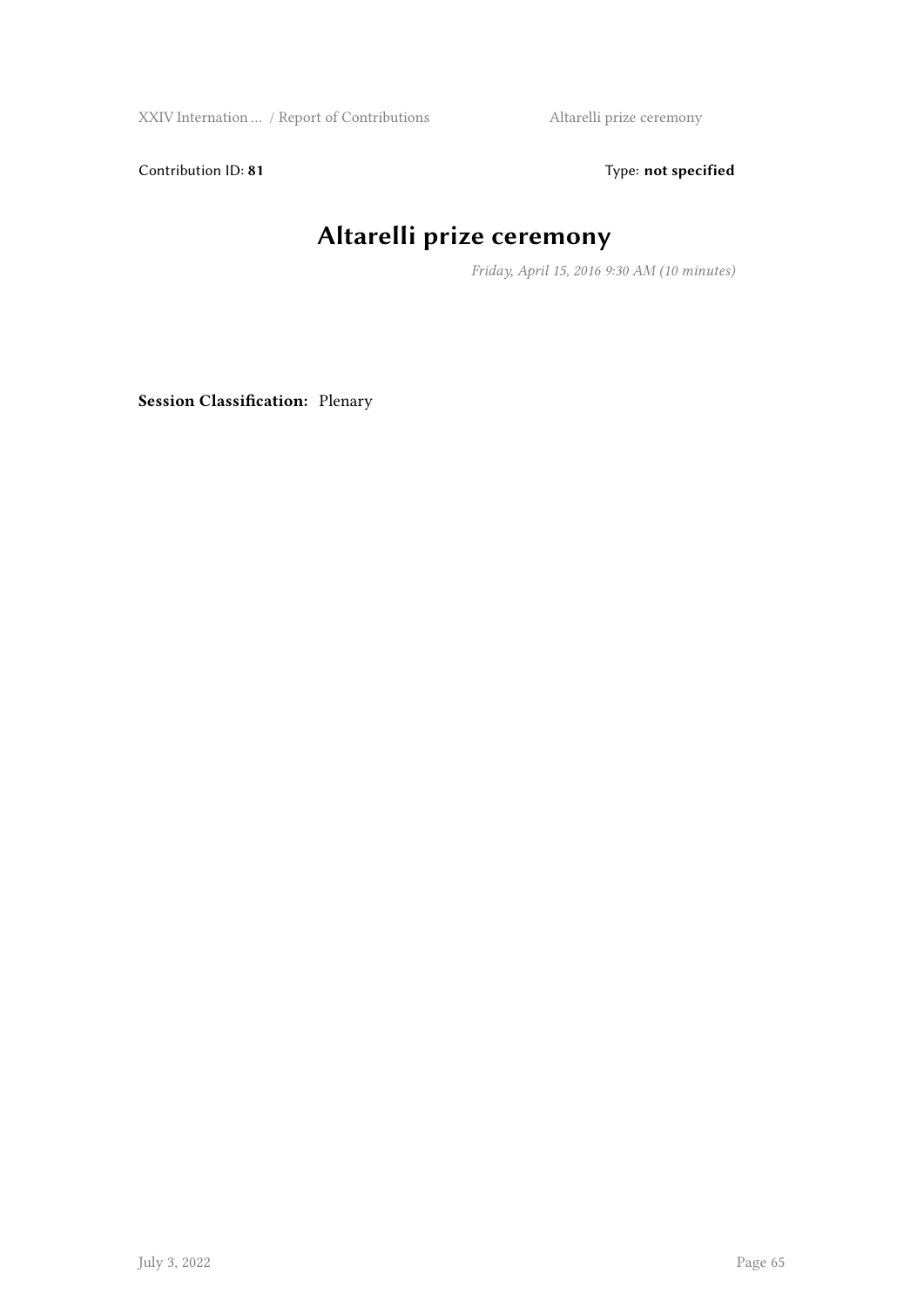Contribution ID: **81** Type: **not specified**

# Altarelli prize ceremony

*Friday, April 15, 2016 9:30 AM (10 minutes)*

**Session Classification:** Plenary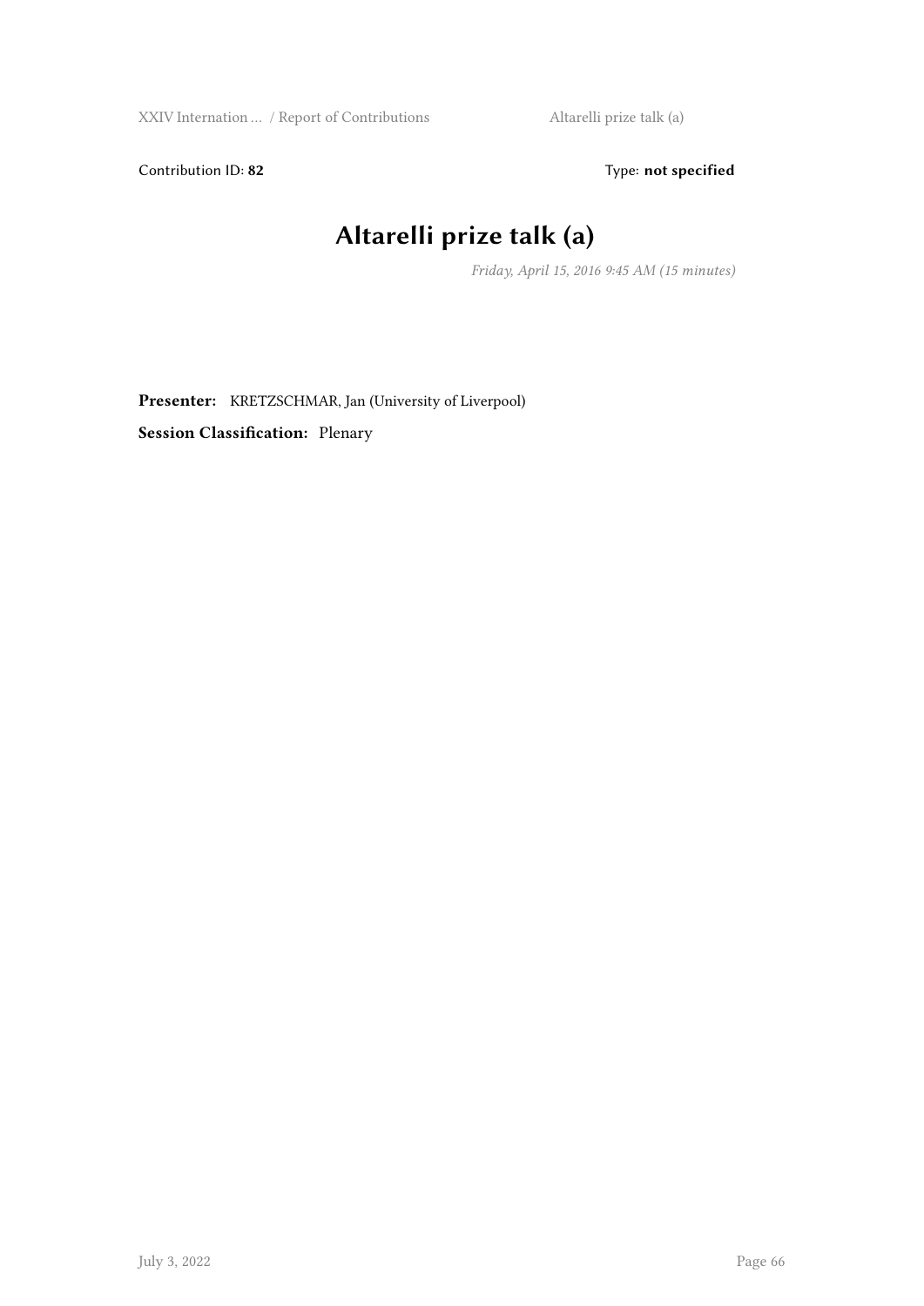Contribution ID: **82** Type: **not specified**

# Altarelli prize talk (a)

*Friday, April 15, 2016 9:45 AM (15 minutes)*

**Presenter:** KRETZSCHMAR, Jan (University of Liverpool)

**Session Classification:** Plenary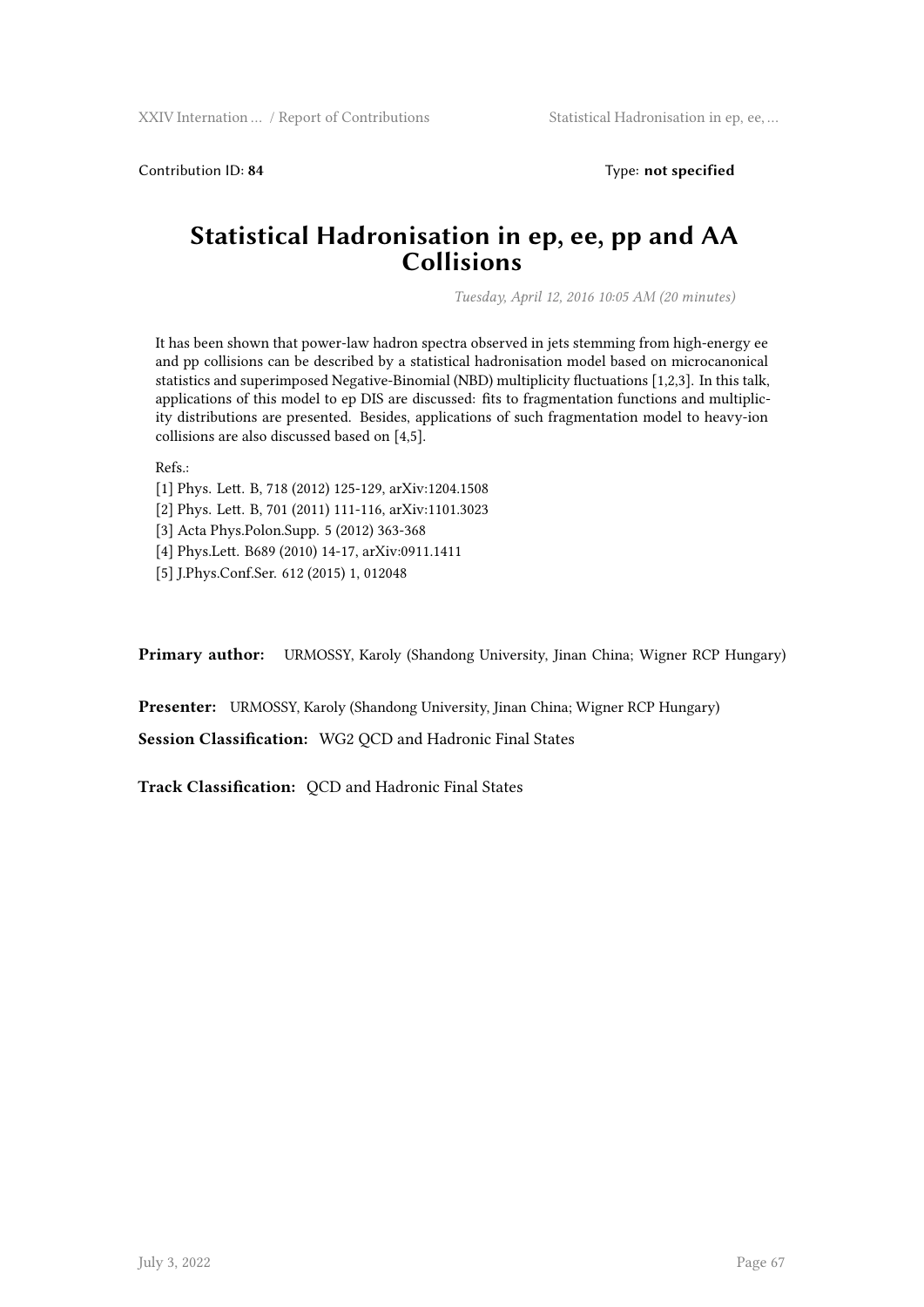Contribution ID: **84** Type: **not specified**

# Statistical Hadronisation in ep, ee, pp and AA Collisions

*Tuesday, April 12, 2016 10:05 AM (20 minutes)*

It has been shown that power-law hadron spectra observed in jets stemming from high-energy ee and pp collisions can be described by a statistical hadronisation model based on microcanonical statistics and superimposed Negative-Binomial (NBD) multiplicity fluctuations [1,2,3]. In this talk, applications of this model to ep DIS are discussed: fits to fragmentation functions and multiplicity distributions are presented. Besides, applications of such fragmentation model to heavy-ion collisions are also discussed based on [4,5].

Refs.:

[1] Phys. Lett. B, 718 (2012) 125-129, arXiv:1204.1508

[2] Phys. Lett. B, 701 (2011) 111-116, arXiv:1101.3023

[3] Acta Phys.Polon.Supp. 5 (2012) 363-368

[4] Phys.Lett. B689 (2010) 14-17, arXiv:0911.1411

[5] J.Phys.Conf.Ser. 612 (2015) 1, 012048

**Primary author:** URMOSSY, Karoly (Shandong University, Jinan China; Wigner RCP Hungary)

**Presenter:** URMOSSY, Karoly (Shandong University, Jinan China; Wigner RCP Hungary)

**Session Classification:** WG2 QCD and Hadronic Final States

**Track Classification:** QCD and Hadronic Final States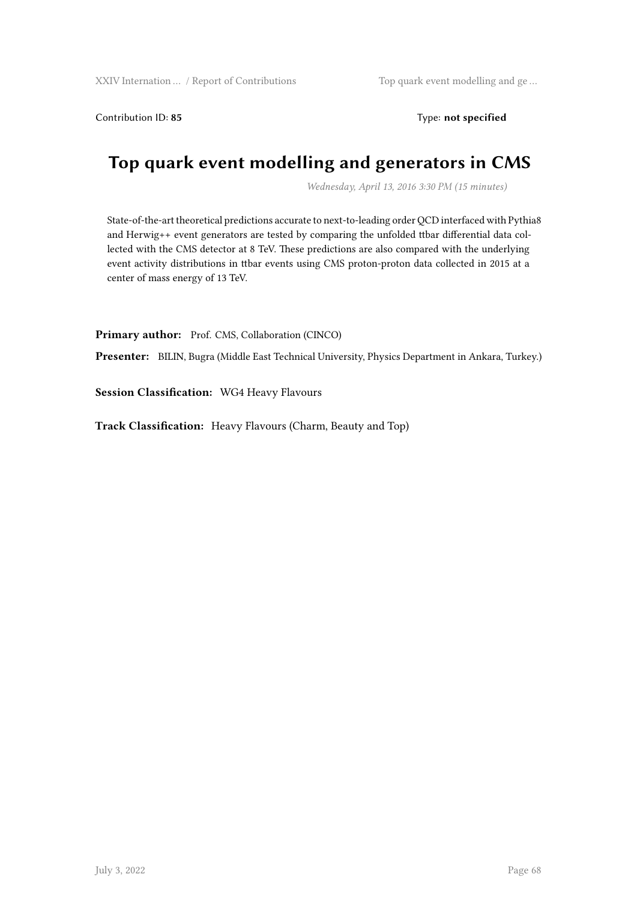Contribution ID: **85** Type: **not specified**

# Top quark event modelling and generators in CMS

*Wednesday, April 13, 2016 3:30 PM (15 minutes)*

State-of-the-art theoretical predictions accurate to next-to-leading order QCD interfaced with Pythia8 and Herwig++ event generators are tested by comparing the unfolded ttbar differential data collected with the CMS detector at 8 TeV. These predictions are also compared with the underlying event activity distributions in ttbar events using CMS proton-proton data collected in 2015 at a center of mass energy of 13 TeV.

**Primary author:** Prof. CMS, Collaboration (CINCO)

**Presenter:** BILIN, Bugra (Middle East Technical University, Physics Department in Ankara, Turkey.)

**Session Classification:** WG4 Heavy Flavours

**Track Classification:** Heavy Flavours (Charm, Beauty and Top)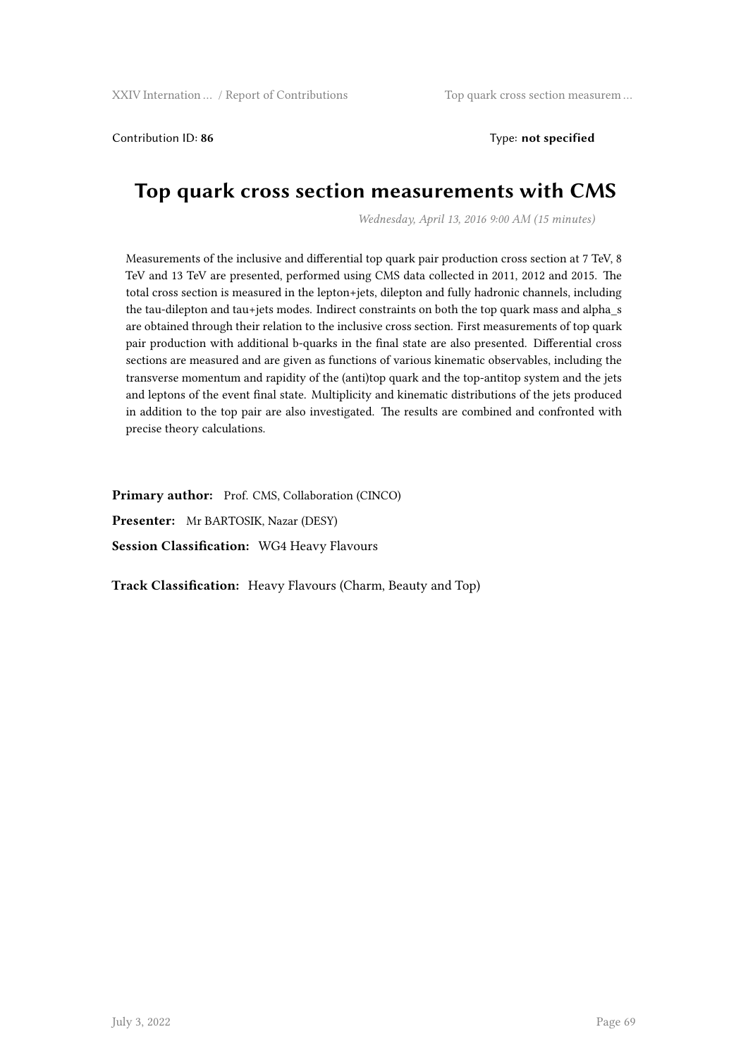Contribution ID: **86** Type: **not specified**

# Top quark cross section measurements with CMS

*Wednesday, April 13, 2016 9:00 AM (15 minutes)*

Measurements of the inclusive and differential top quark pair production cross section at 7 TeV, 8 TeV and 13 TeV are presented, performed using CMS data collected in 2011, 2012 and 2015. The total cross section is measured in the lepton+jets, dilepton and fully hadronic channels, including the tau-dilepton and tau+jets modes. Indirect constraints on both the top quark mass and alpha_s are obtained through their relation to the inclusive cross section. First measurements of top quark pair production with additional b-quarks in the final state are also presented. Differential cross sections are measured and are given as functions of various kinematic observables, including the transverse momentum and rapidity of the (anti)top quark and the top-antitop system and the jets and leptons of the event final state. Multiplicity and kinematic distributions of the jets produced in addition to the top pair are also investigated. The results are combined and confronted with precise theory calculations.

**Primary author:** Prof. CMS, Collaboration (CINCO)

**Presenter:** Mr BARTOSIK, Nazar (DESY)

**Session Classification:** WG4 Heavy Flavours

**Track Classification:** Heavy Flavours (Charm, Beauty and Top)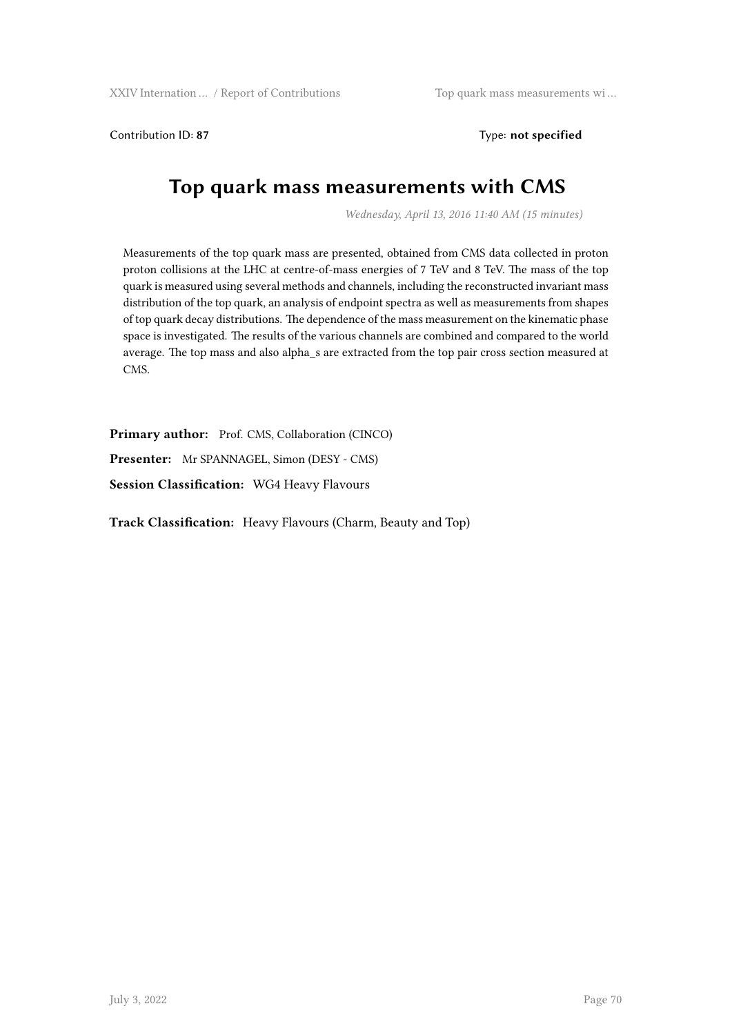Contribution ID: **87** Type: **not specified**

# Top quark mass measurements with CMS

*Wednesday, April 13, 2016 11:40 AM (15 minutes)*

Measurements of the top quark mass are presented, obtained from CMS data collected in proton proton collisions at the LHC at centre-of-mass energies of 7 TeV and 8 TeV. The mass of the top quark is measured using several methods and channels, including the reconstructed invariant mass distribution of the top quark, an analysis of endpoint spectra as well as measurements from shapes of top quark decay distributions. The dependence of the mass measurement on the kinematic phase space is investigated. The results of the various channels are combined and compared to the world average. The top mass and also alpha_s are extracted from the top pair cross section measured at CMS.

**Primary author:** Prof. CMS, Collaboration (CINCO)

**Presenter:** Mr SPANNAGEL, Simon (DESY - CMS)

**Session Classification:** WG4 Heavy Flavours

**Track Classification:** Heavy Flavours (Charm, Beauty and Top)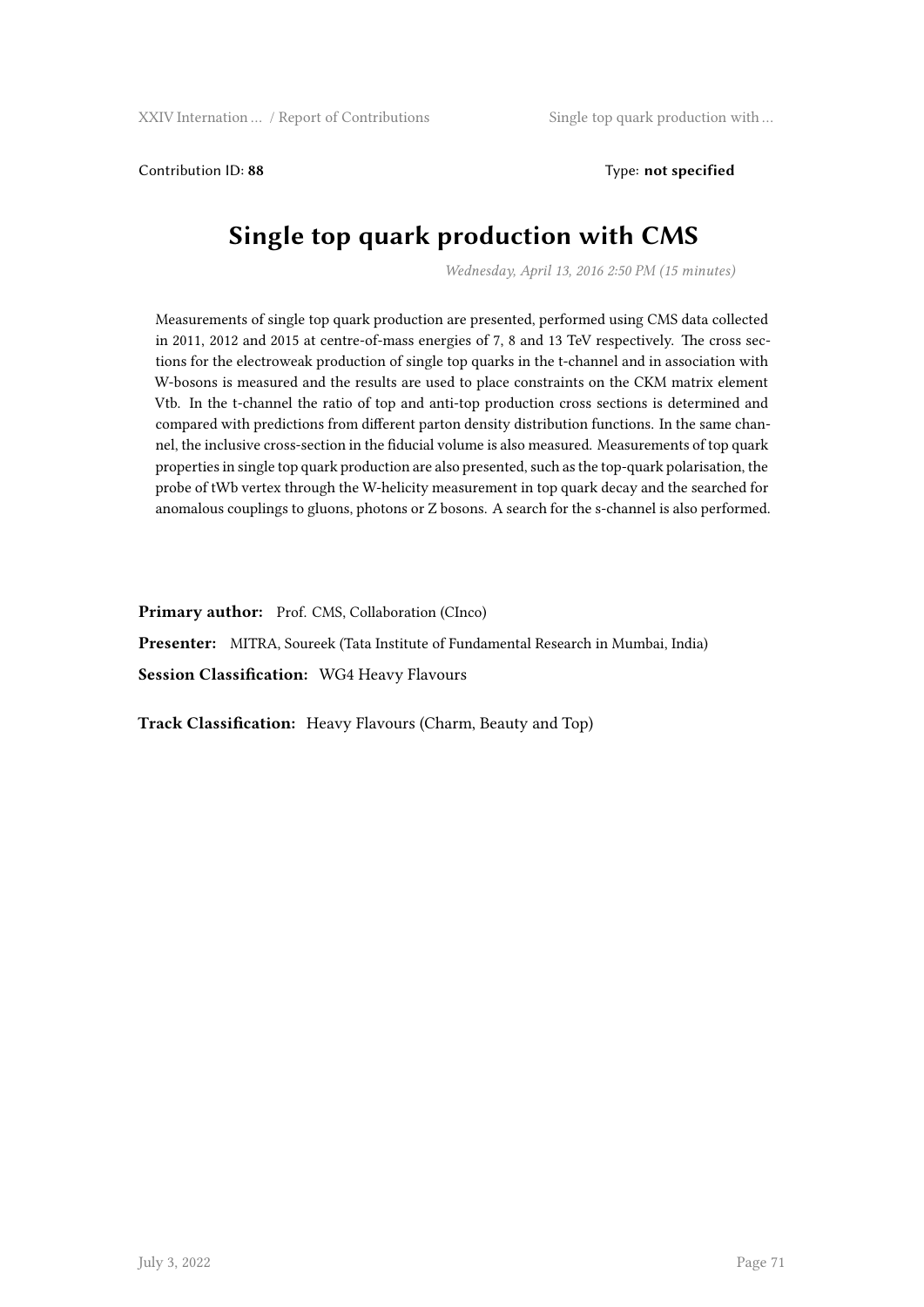Contribution ID: **88** Type: **not specified**

# Single top quark production with CMS

*Wednesday, April 13, 2016 2:50 PM (15 minutes)*

Measurements of single top quark production are presented, performed using CMS data collected in 2011, 2012 and 2015 at centre-of-mass energies of 7, 8 and 13 TeV respectively. The cross sections for the electroweak production of single top quarks in the t-channel and in association with W-bosons is measured and the results are used to place constraints on the CKM matrix element Vtb. In the t-channel the ratio of top and anti-top production cross sections is determined and compared with predictions from different parton density distribution functions. In the same channel, the inclusive cross-section in the fiducial volume is also measured. Measurements of top quark properties in single top quark production are also presented, such as the top-quark polarisation, the probe of tWb vertex through the W-helicity measurement in top quark decay and the searched for anomalous couplings to gluons, photons or Z bosons. A search for the s-channel is also performed.

**Primary author:** Prof. CMS, Collaboration (CInco)

**Presenter:** MITRA, Soureek (Tata Institute of Fundamental Research in Mumbai, India)

**Session Classification:** WG4 Heavy Flavours

**Track Classification:** Heavy Flavours (Charm, Beauty and Top)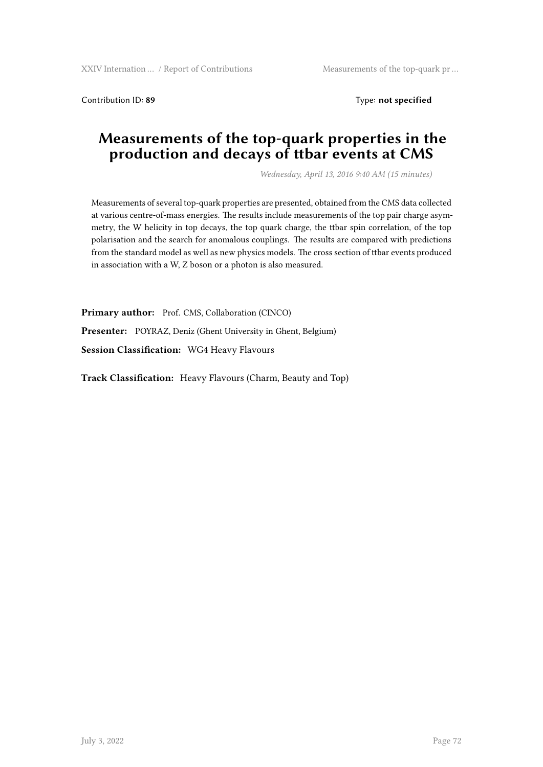Contribution ID: **89** Type: **not specified**

# Measurements of the top-quark properties in the production and decays of ttbar events at CMS

*Wednesday, April 13, 2016 9:40 AM (15 minutes)*

Measurements of several top-quark properties are presented, obtained from the CMS data collected at various centre-of-mass energies. The results include measurements of the top pair charge asymmetry, the W helicity in top decays, the top quark charge, the ttbar spin correlation, of the top polarisation and the search for anomalous couplings. The results are compared with predictions from the standard model as well as new physics models. The cross section of ttbar events produced in association with a W, Z boson or a photon is also measured.

**Primary author:** Prof. CMS, Collaboration (CINCO)

**Presenter:** POYRAZ, Deniz (Ghent University in Ghent, Belgium)

**Session Classification:** WG4 Heavy Flavours

**Track Classification:** Heavy Flavours (Charm, Beauty and Top)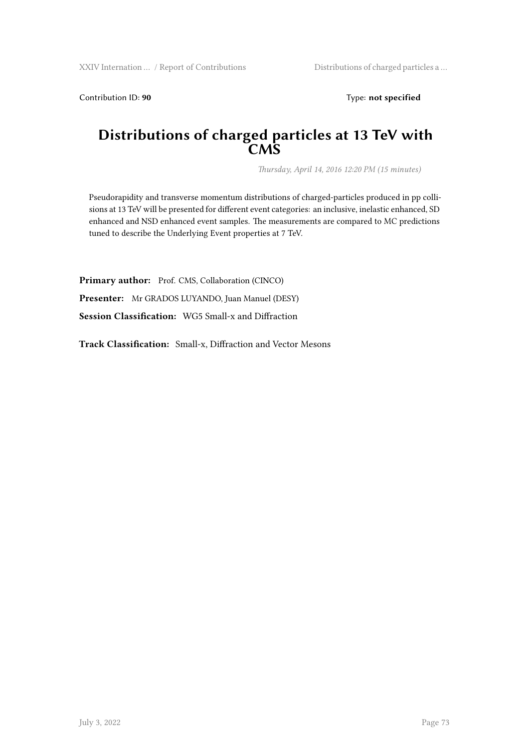Contribution ID: **90** Type: **not specified**

# Distributions of charged particles at 13 TeV with CMS

*Thursday, April 14, 2016 12:20 PM (15 minutes)*

Pseudorapidity and transverse momentum distributions of charged-particles produced in pp collisions at 13 TeV will be presented for different event categories: an inclusive, inelastic enhanced, SD enhanced and NSD enhanced event samples. The measurements are compared to MC predictions tuned to describe the Underlying Event properties at 7 TeV.

**Primary author:** Prof. CMS, Collaboration (CINCO)

**Presenter:** Mr GRADOS LUYANDO, Juan Manuel (DESY)

**Session Classification:** WG5 Small-x and Diffraction

**Track Classification:** Small-x, Diffraction and Vector Mesons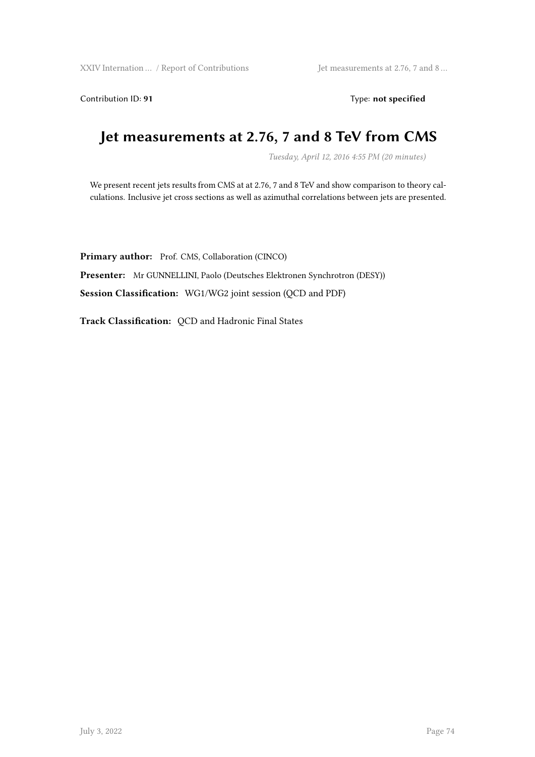Contribution ID: **91** Type: **not specified**

# Jet measurements at 2.76, 7 and 8 TeV from CMS

*Tuesday, April 12, 2016 4:55 PM (20 minutes)*

We present recent jets results from CMS at at 2.76, 7 and 8 TeV and show comparison to theory calculations. Inclusive jet cross sections as well as azimuthal correlations between jets are presented.

**Primary author:** Prof. CMS, Collaboration (CINCO)

**Presenter:** Mr GUNNELLINI, Paolo (Deutsches Elektronen Synchrotron (DESY))

**Session Classification:** WG1/WG2 joint session (QCD and PDF)

**Track Classification:** QCD and Hadronic Final States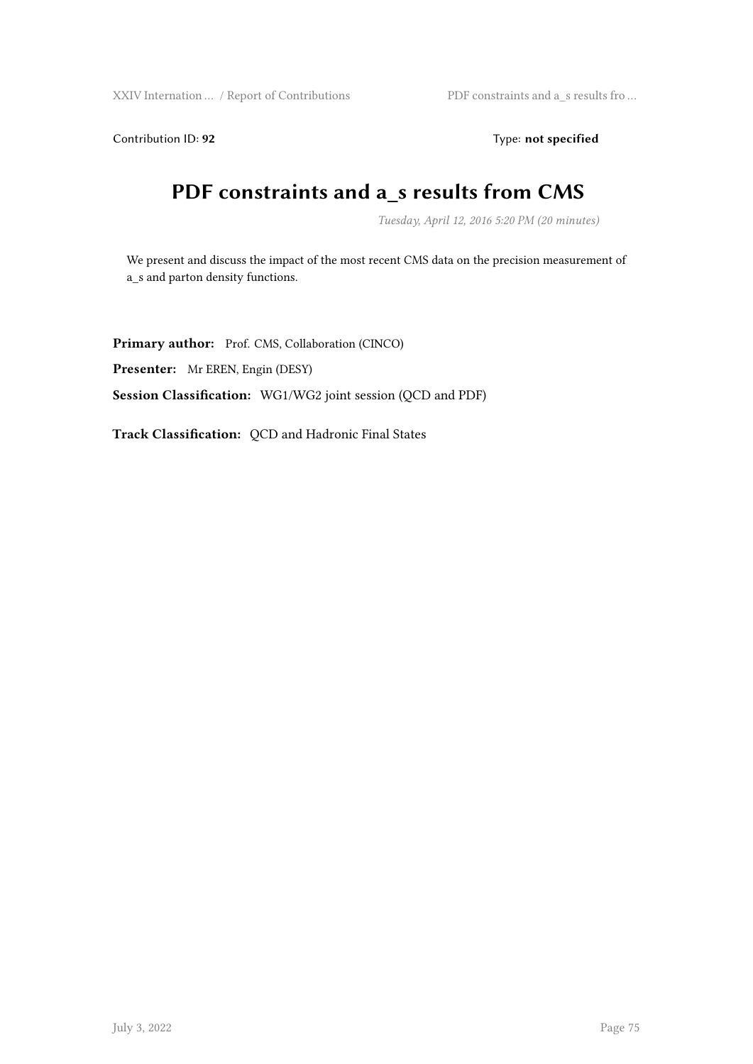Contribution ID: **92** Type: **not specified**

# PDF constraints and a_s results from CMS

*Tuesday, April 12, 2016 5:20 PM (20 minutes)*

We present and discuss the impact of the most recent CMS data on the precision measurement of a_s and parton density functions.

**Primary author:** Prof. CMS, Collaboration (CINCO)

**Presenter:** Mr EREN, Engin (DESY)

**Session Classification:** WG1/WG2 joint session (QCD and PDF)

**Track Classification:** QCD and Hadronic Final States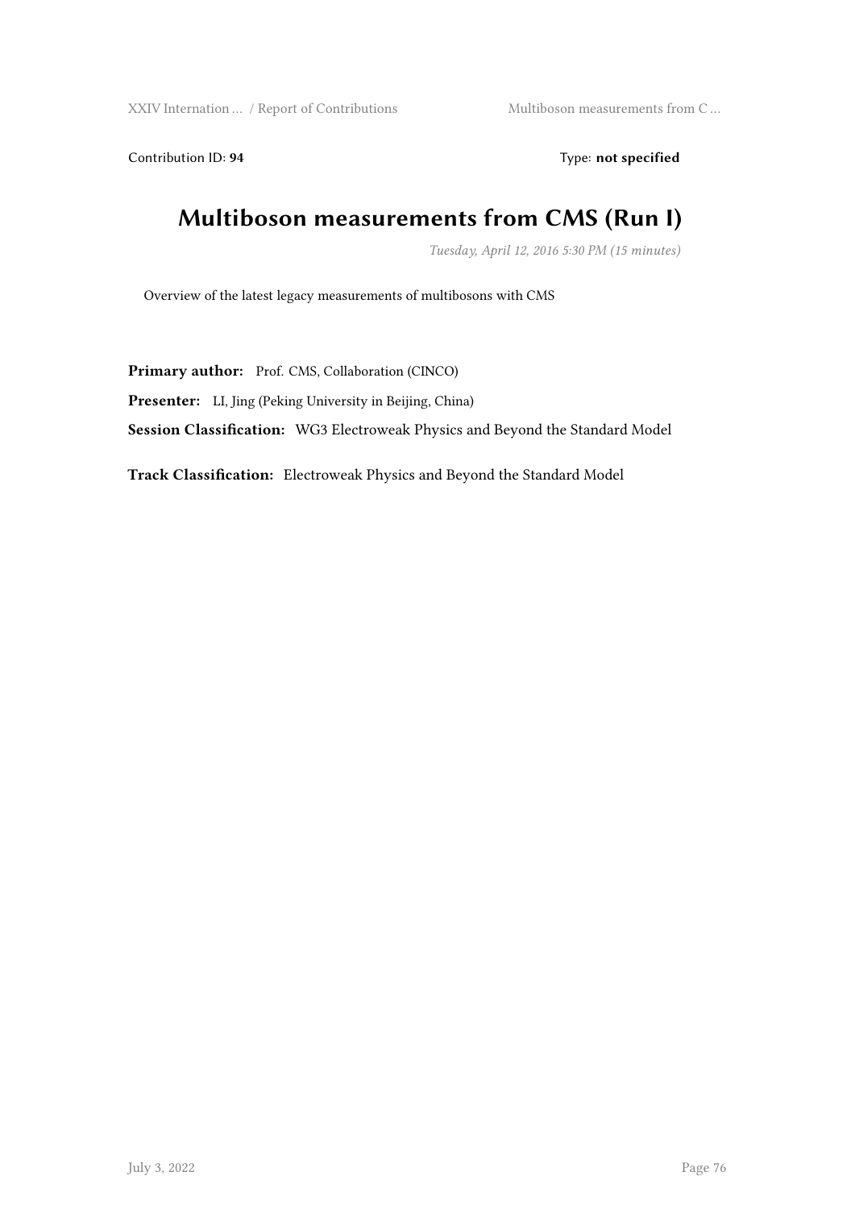Contribution ID: **94** Type: **not specified**

# Multiboson measurements from CMS (Run I)

*Tuesday, April 12, 2016 5:30 PM (15 minutes)*

Overview of the latest legacy measurements of multibosons with CMS

**Primary author:** Prof. CMS, Collaboration (CINCO)

**Presenter:** LI, Jing (Peking University in Beijing, China)

**Session Classification:** WG3 Electroweak Physics and Beyond the Standard Model

**Track Classification:** Electroweak Physics and Beyond the Standard Model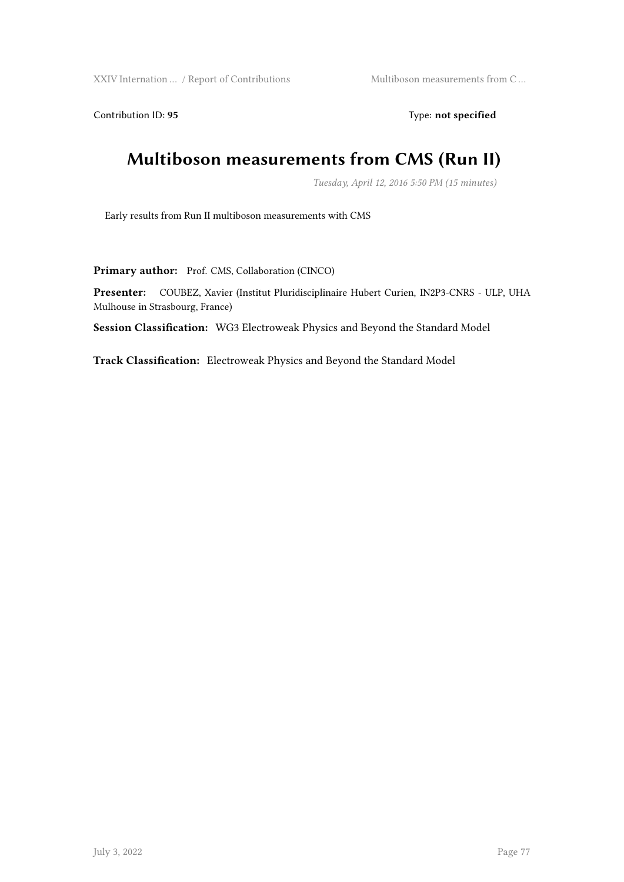Contribution ID: **95** Type: **not specified**

# Multiboson measurements from CMS (Run II)

*Tuesday, April 12, 2016 5:50 PM (15 minutes)*

Early results from Run II multiboson measurements with CMS

**Primary author:** Prof. CMS, Collaboration (CINCO)

**Presenter:** COUBEZ, Xavier (Institut Pluridisciplinaire Hubert Curien, IN2P3-CNRS - ULP, UHA Mulhouse in Strasbourg, France)

**Session Classification:** WG3 Electroweak Physics and Beyond the Standard Model

**Track Classification:** Electroweak Physics and Beyond the Standard Model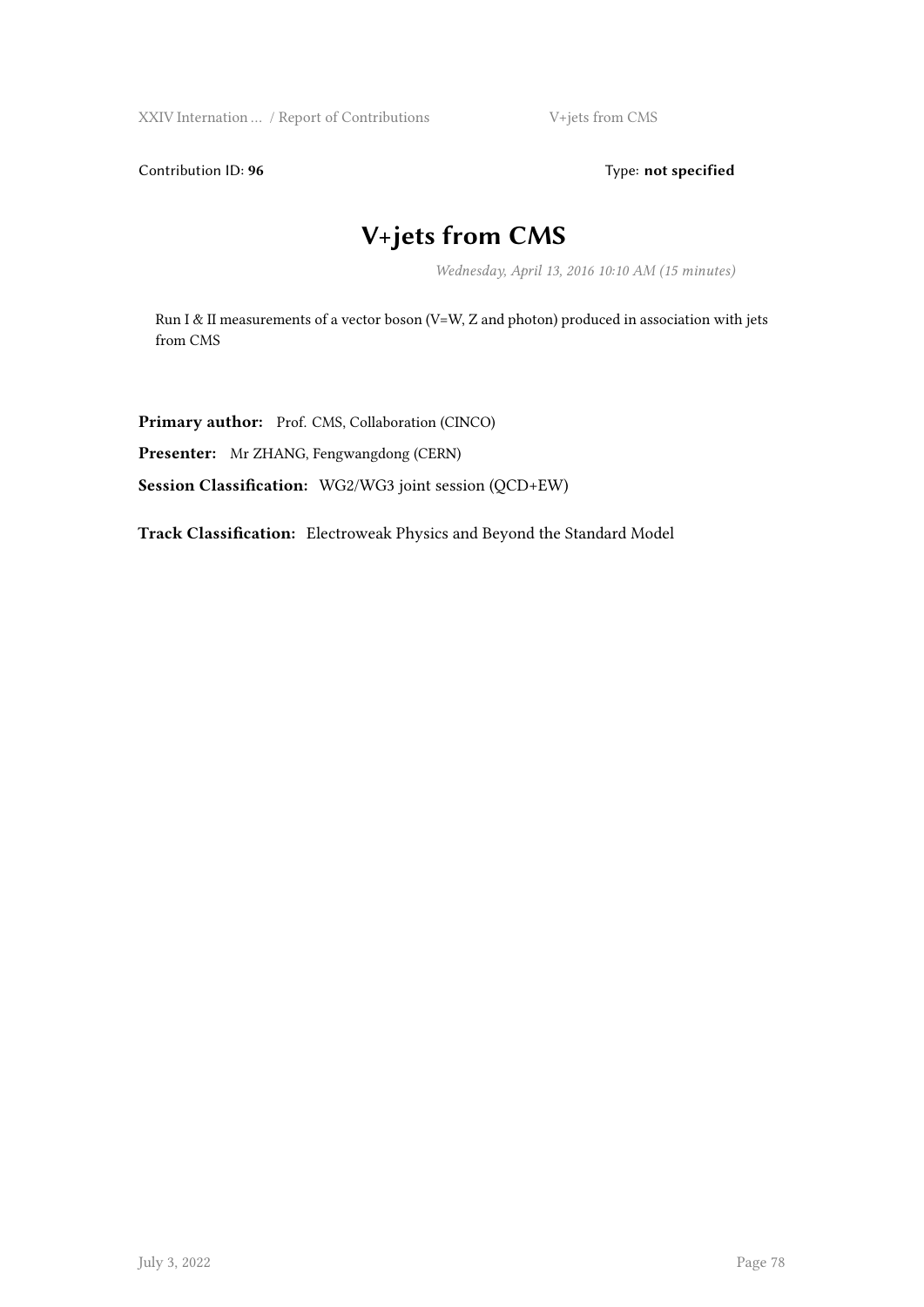Contribution ID: **96** Type: **not specified**

# V+jets from CMS

*Wednesday, April 13, 2016 10:10 AM (15 minutes)*

Run I & II measurements of a vector boson (V=W, Z and photon) produced in association with jets from CMS

**Primary author:** Prof. CMS, Collaboration (CINCO)

**Presenter:** Mr ZHANG, Fengwangdong (CERN)

**Session Classification:** WG2/WG3 joint session (QCD+EW)

**Track Classification:** Electroweak Physics and Beyond the Standard Model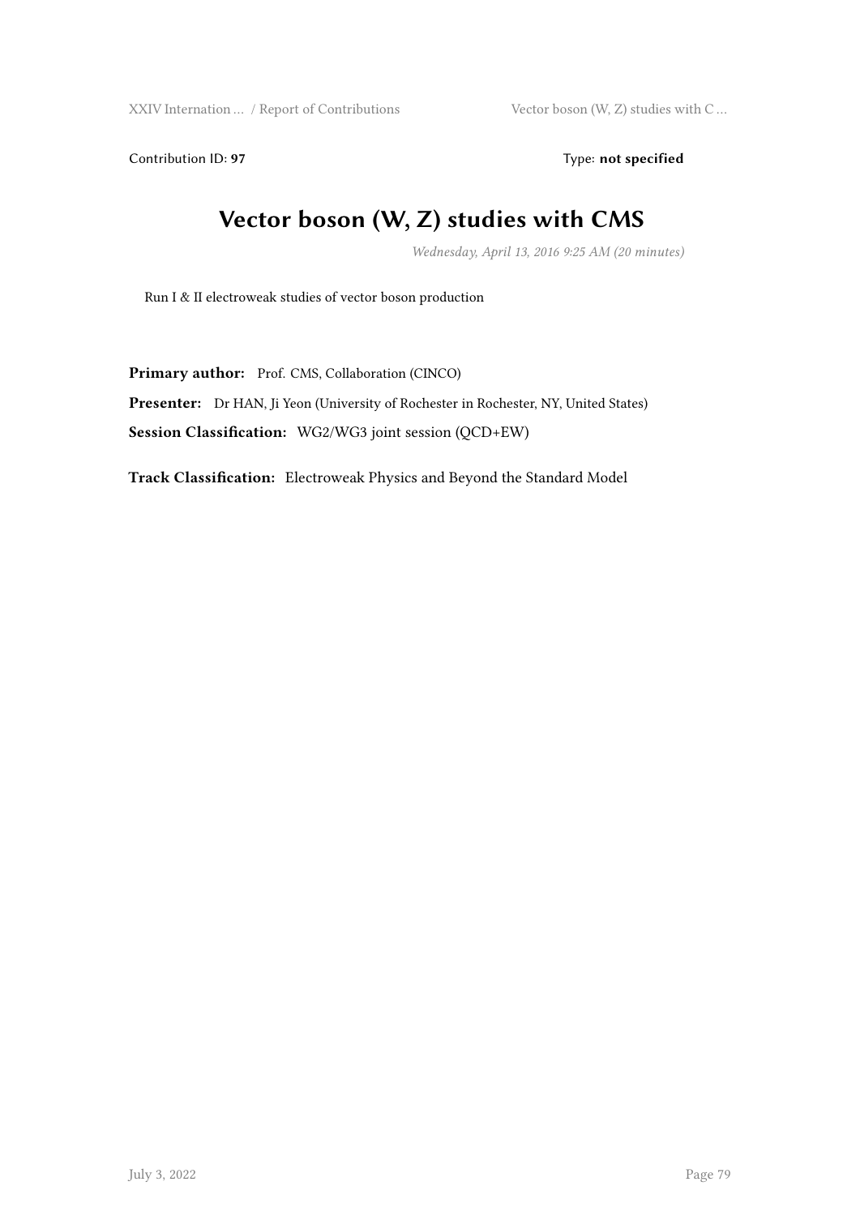Contribution ID: **97** Type: **not specified**

# Vector boson (W, Z) studies with CMS

*Wednesday, April 13, 2016 9:25 AM (20 minutes)*

Run I & II electroweak studies of vector boson production

**Primary author:** Prof. CMS, Collaboration (CINCO)

**Presenter:** Dr HAN, Ji Yeon (University of Rochester in Rochester, NY, United States)

**Session Classification:** WG2/WG3 joint session (QCD+EW)

**Track Classification:** Electroweak Physics and Beyond the Standard Model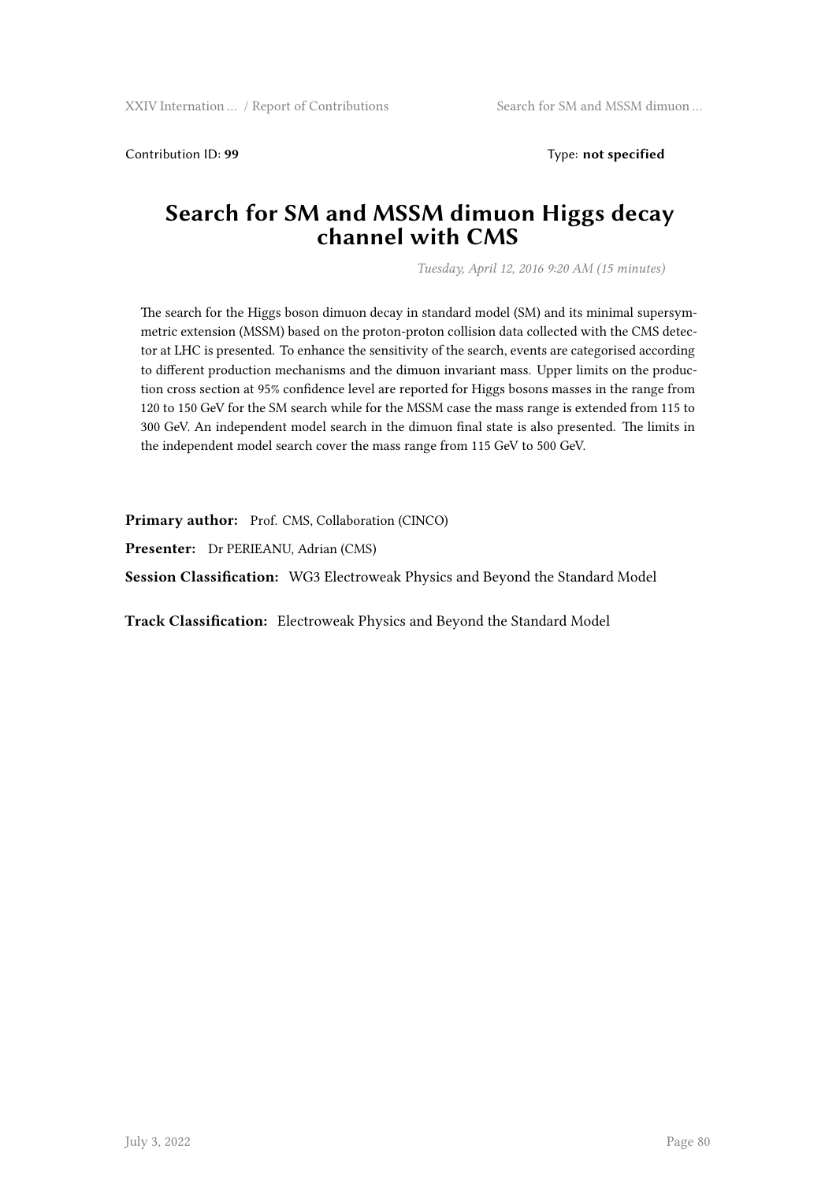Contribution ID: **99** Type: **not specified**

# Search for SM and MSSM dimuon Higgs decay channel with CMS

*Tuesday, April 12, 2016 9:20 AM (15 minutes)*

The search for the Higgs boson dimuon decay in standard model (SM) and its minimal supersymmetric extension (MSSM) based on the proton-proton collision data collected with the CMS detector at LHC is presented. To enhance the sensitivity of the search, events are categorised according to different production mechanisms and the dimuon invariant mass. Upper limits on the production cross section at 95% confidence level are reported for Higgs bosons masses in the range from 120 to 150 GeV for the SM search while for the MSSM case the mass range is extended from 115 to 300 GeV. An independent model search in the dimuon final state is also presented. The limits in the independent model search cover the mass range from 115 GeV to 500 GeV.

**Primary author:** Prof. CMS, Collaboration (CINCO)

**Presenter:** Dr PERIEANU, Adrian (CMS)

**Session Classification:** WG3 Electroweak Physics and Beyond the Standard Model

**Track Classification:** Electroweak Physics and Beyond the Standard Model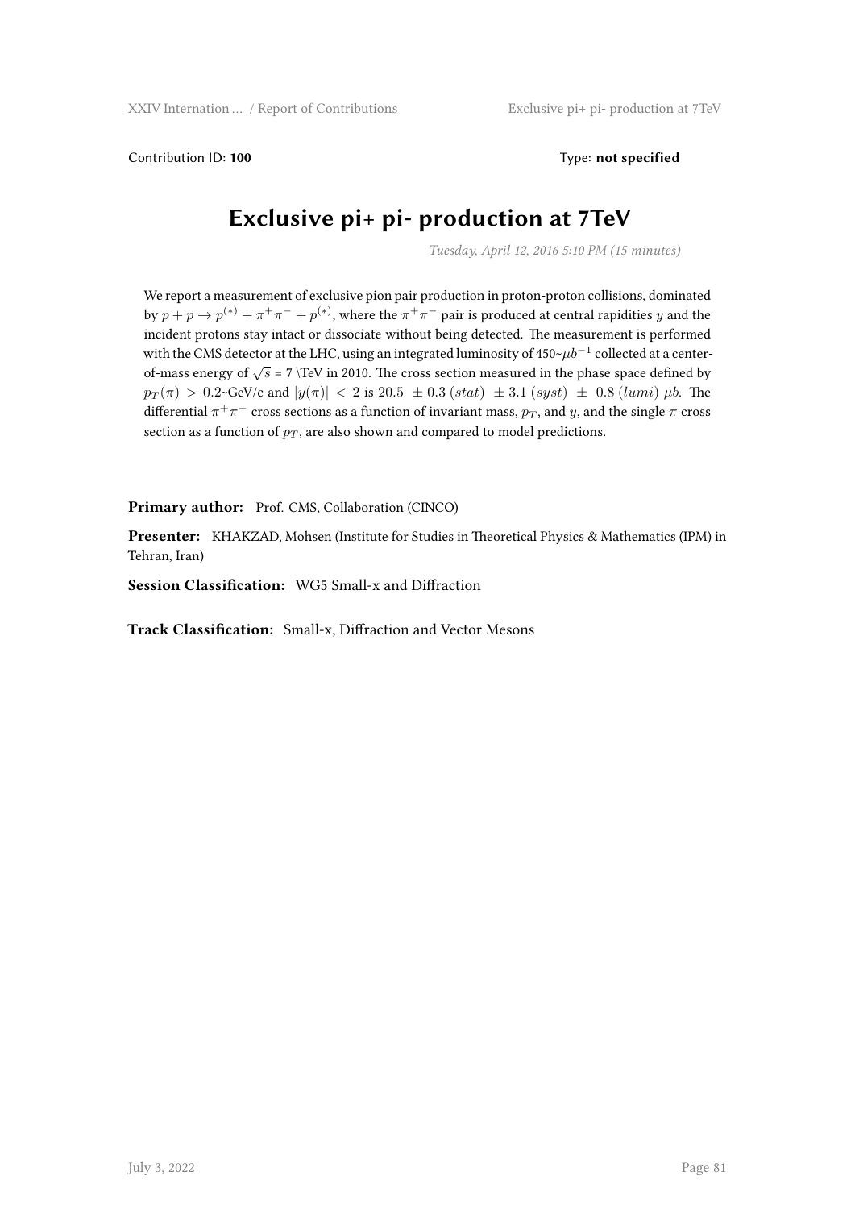Contribution ID: **100** Type: **not specified**

# Exclusive pi+ pi- production at 7TeV

*Tuesday, April 12, 2016 5:10 PM (15 minutes)*

We report a measurement of exclusive pion pair production in proton-proton collisions, dominated by $p + p \to p^{(*)} + \pi^+\pi^- + p^{(*)}$, where the $\pi^+\pi^-$ pair is produced at central rapidities $y$ and the incident protons stay intact or dissociate without being detected. The measurement is performed with the CMS detector at the LHC, using an integrated luminosity of 450~$\mu b^{-1}$ collected at a center-of-mass energy of $\sqrt{s}$ = 7 \TeV in 2010. The cross section measured in the phase space defined by $p_T(\pi) > 0.2$~GeV/c and $|y(\pi)| < 2$ is $20.5 \ \pm 0.3 \ (stat) \ \pm 3.1 \ (syst) \ \pm \ 0.8 \ (lumi) \ \mu b$. The differential $\pi^+\pi^-$ cross sections as a function of invariant mass, $p_T$, and $y$, and the single $\pi$ cross section as a function of $p_T$, are also shown and compared to model predictions.

**Primary author:** Prof. CMS, Collaboration (CINCO)

**Presenter:** KHAKZAD, Mohsen (Institute for Studies in Theoretical Physics & Mathematics (IPM) in Tehran, Iran)

**Session Classification:** WG5 Small-x and Diffraction

**Track Classification:** Small-x, Diffraction and Vector Mesons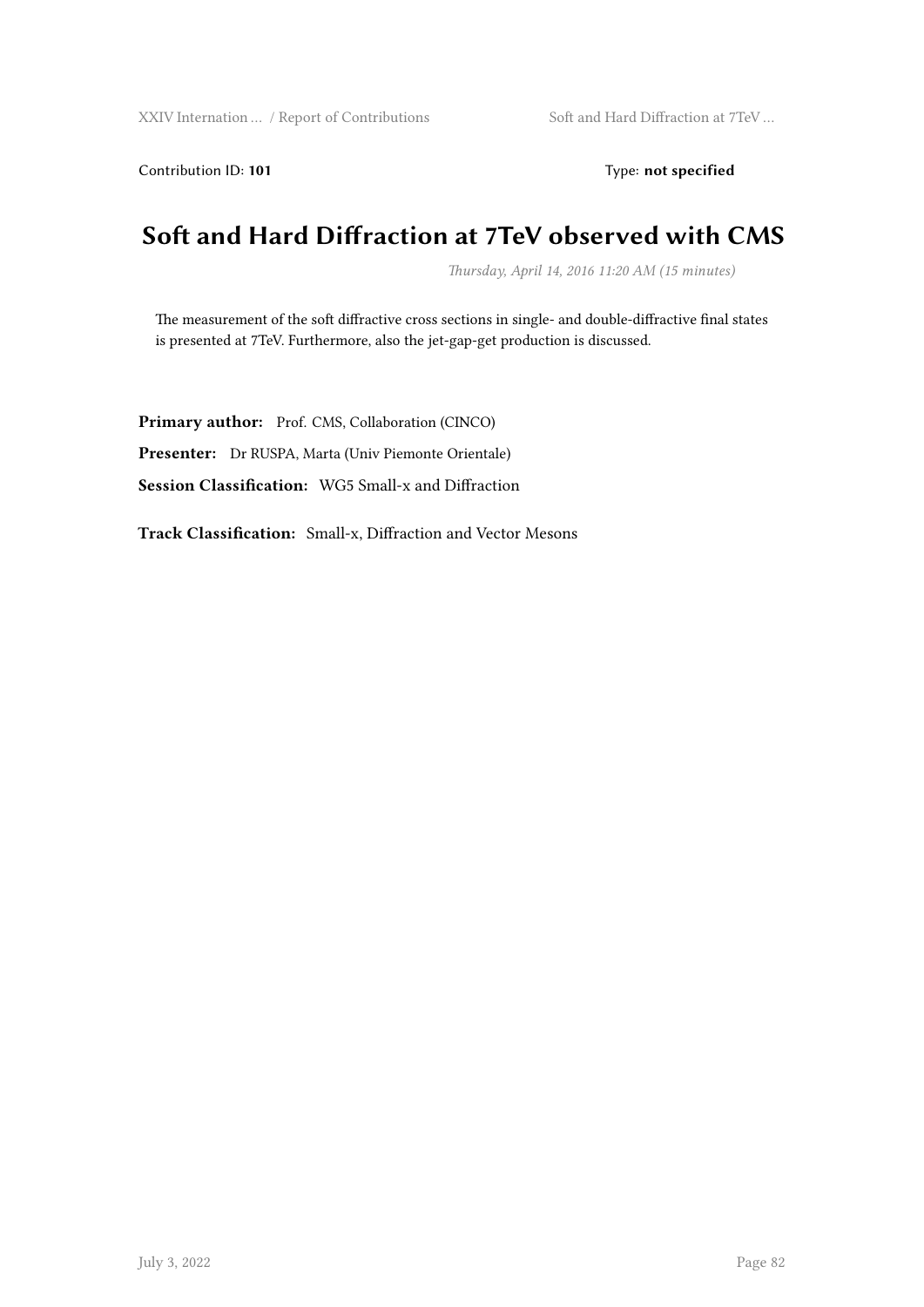Contribution ID: **101** Type: **not specified**

# Soft and Hard Diffraction at 7TeV observed with CMS

*Thursday, April 14, 2016 11:20 AM (15 minutes)*

The measurement of the soft diffractive cross sections in single- and double-diffractive final states is presented at 7TeV. Furthermore, also the jet-gap-get production is discussed.

**Primary author:** Prof. CMS, Collaboration (CINCO)

**Presenter:** Dr RUSPA, Marta (Univ Piemonte Orientale)

**Session Classification:** WG5 Small-x and Diffraction

**Track Classification:** Small-x, Diffraction and Vector Mesons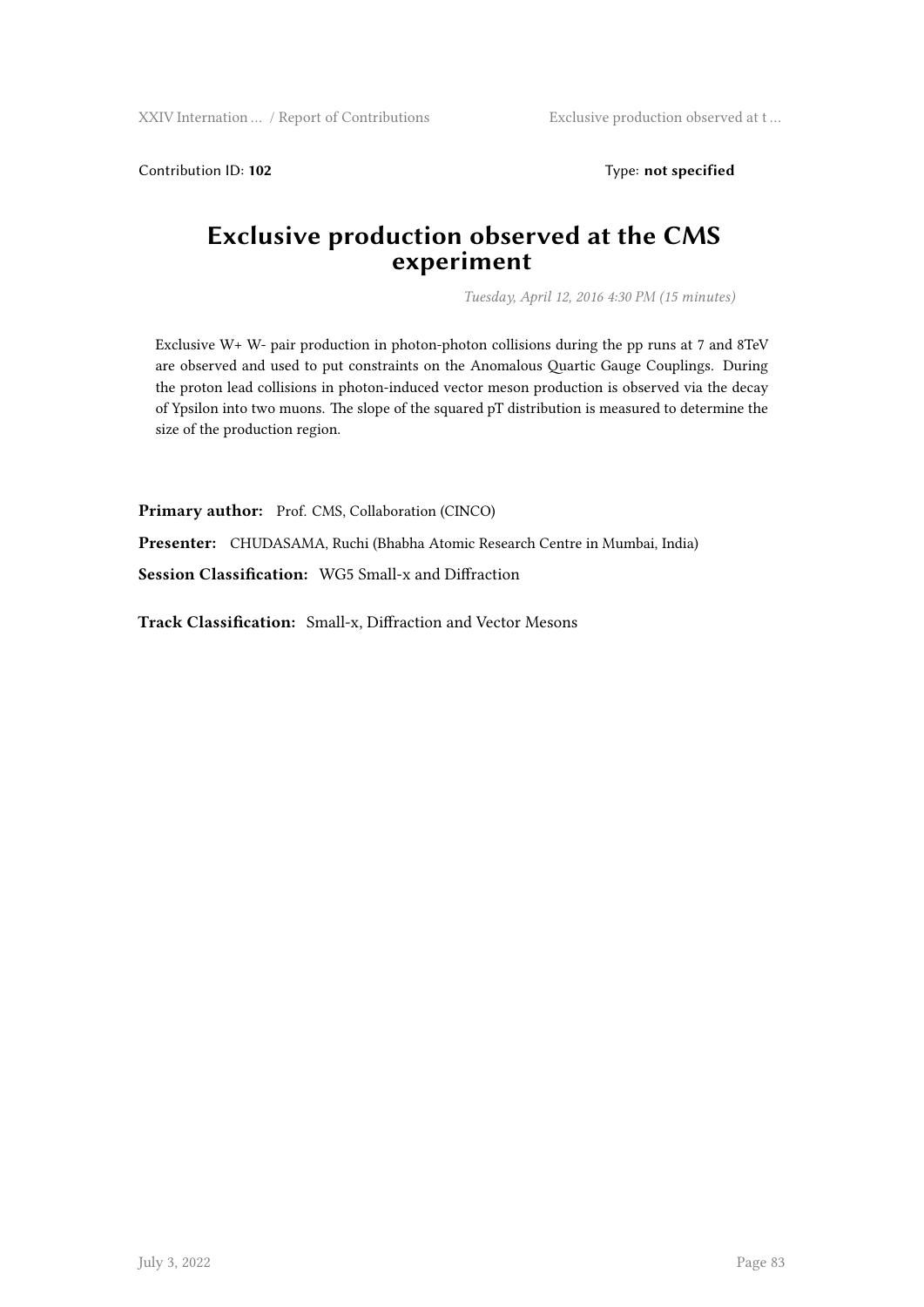Contribution ID: **102** Type: **not specified**

# Exclusive production observed at the CMS experiment

*Tuesday, April 12, 2016 4:30 PM (15 minutes)*

Exclusive W+ W- pair production in photon-photon collisions during the pp runs at 7 and 8TeV are observed and used to put constraints on the Anomalous Quartic Gauge Couplings. During the proton lead collisions in photon-induced vector meson production is observed via the decay of Ypsilon into two muons. The slope of the squared pT distribution is measured to determine the size of the production region.

**Primary author:** Prof. CMS, Collaboration (CINCO)

**Presenter:** CHUDASAMA, Ruchi (Bhabha Atomic Research Centre in Mumbai, India)

**Session Classification:** WG5 Small-x and Diffraction

**Track Classification:** Small-x, Diffraction and Vector Mesons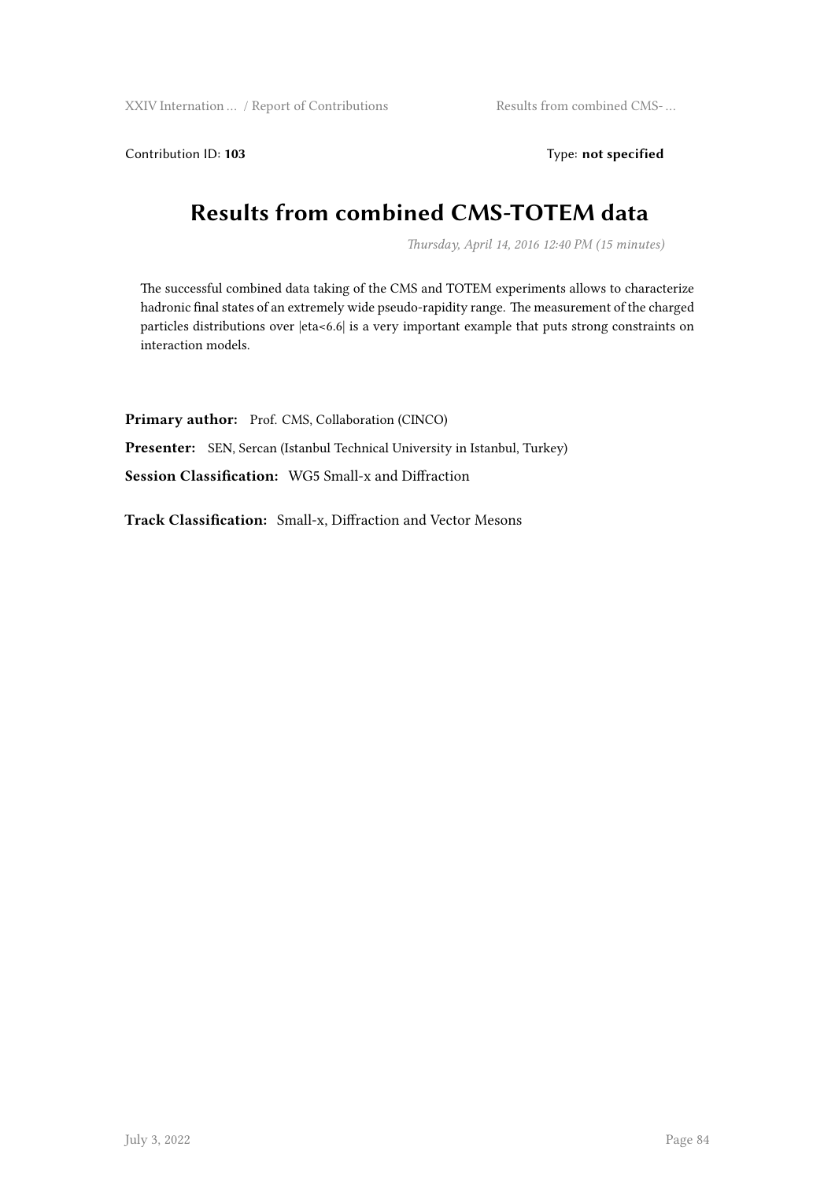Contribution ID: **103** Type: **not specified**

# Results from combined CMS-TOTEM data

*Thursday, April 14, 2016 12:40 PM (15 minutes)*

The successful combined data taking of the CMS and TOTEM experiments allows to characterize hadronic final states of an extremely wide pseudo-rapidity range. The measurement of the charged particles distributions over |eta<6.6| is a very important example that puts strong constraints on interaction models.

**Primary author:** Prof. CMS, Collaboration (CINCO)

**Presenter:** SEN, Sercan (Istanbul Technical University in Istanbul, Turkey)

**Session Classification:** WG5 Small-x and Diffraction

**Track Classification:** Small-x, Diffraction and Vector Mesons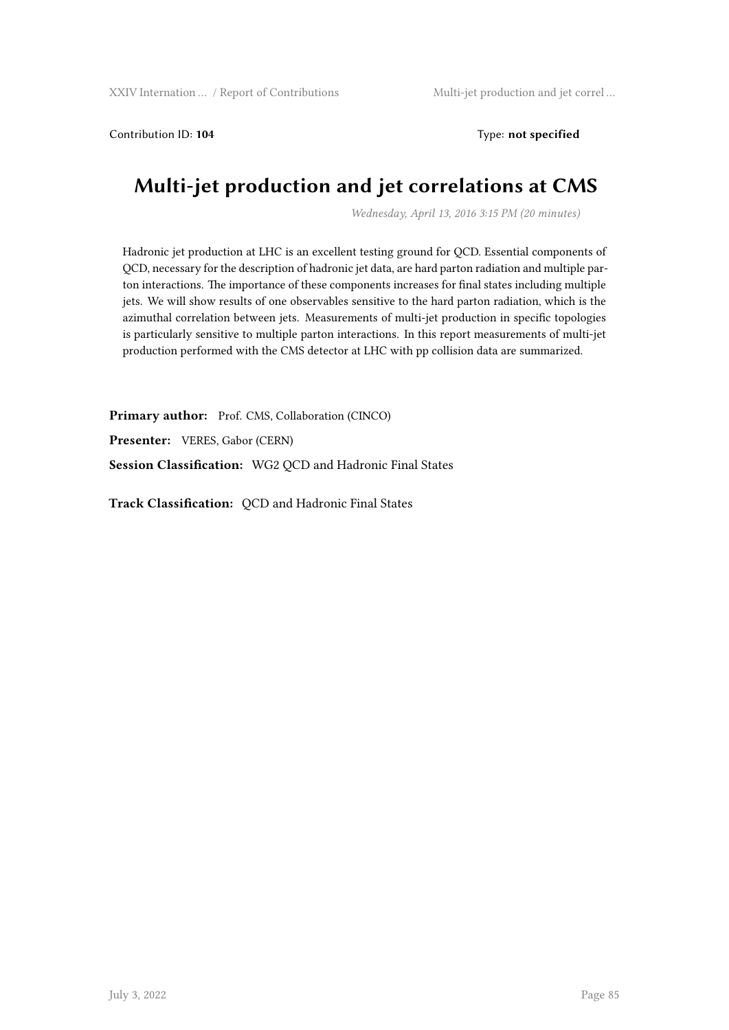Contribution ID: **104** Type: **not specified**

# Multi-jet production and jet correlations at CMS

*Wednesday, April 13, 2016 3:15 PM (20 minutes)*

Hadronic jet production at LHC is an excellent testing ground for QCD. Essential components of QCD, necessary for the description of hadronic jet data, are hard parton radiation and multiple parton interactions. The importance of these components increases for final states including multiple jets. We will show results of one observables sensitive to the hard parton radiation, which is the azimuthal correlation between jets. Measurements of multi-jet production in specific topologies is particularly sensitive to multiple parton interactions. In this report measurements of multi-jet production performed with the CMS detector at LHC with pp collision data are summarized.

**Primary author:** Prof. CMS, Collaboration (CINCO)

**Presenter:** VERES, Gabor (CERN)

**Session Classification:** WG2 QCD and Hadronic Final States

**Track Classification:** QCD and Hadronic Final States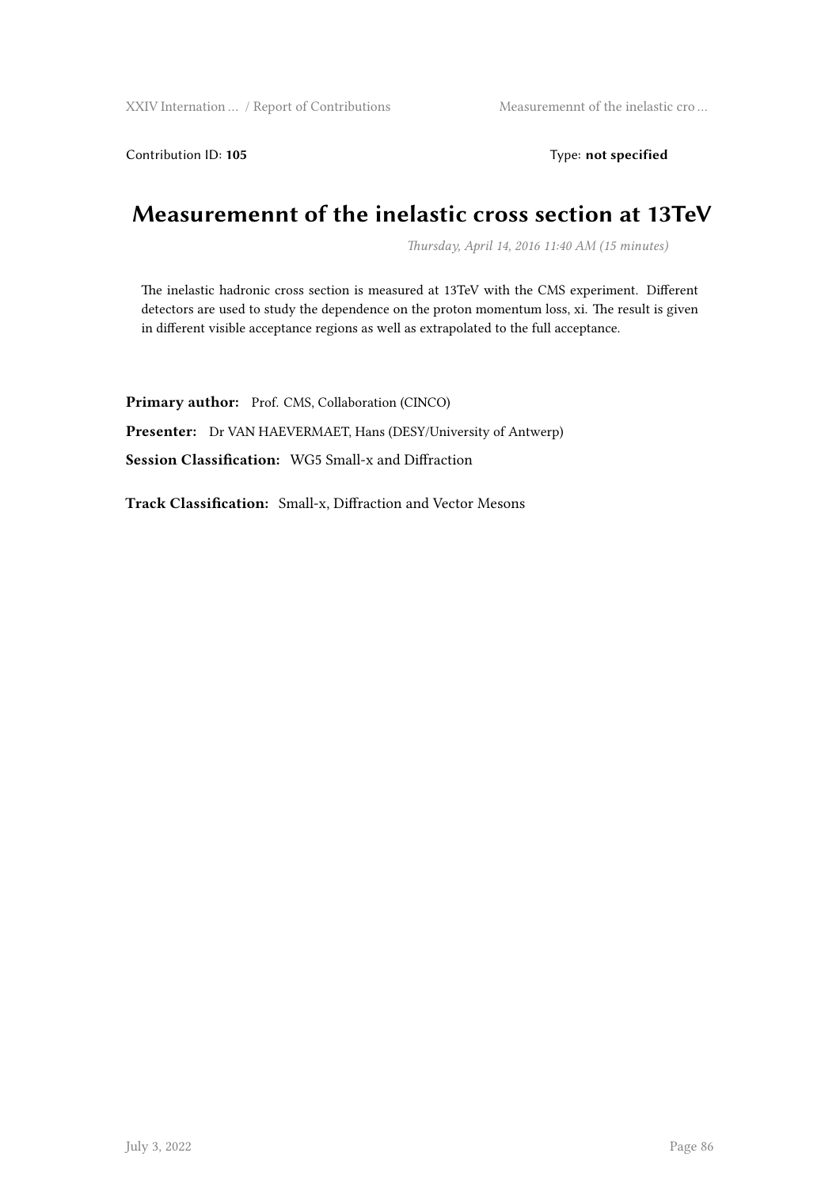Contribution ID: **105** Type: **not specified**

# Measurememnt of the inelastic cross section at 13TeV

*Thursday, April 14, 2016 11:40 AM (15 minutes)*

The inelastic hadronic cross section is measured at 13TeV with the CMS experiment. Different detectors are used to study the dependence on the proton momentum loss, xi. The result is given in different visible acceptance regions as well as extrapolated to the full acceptance.

**Primary author:** Prof. CMS, Collaboration (CINCO)

**Presenter:** Dr VAN HAEVERMAET, Hans (DESY/University of Antwerp)

**Session Classification:** WG5 Small-x and Diffraction

**Track Classification:** Small-x, Diffraction and Vector Mesons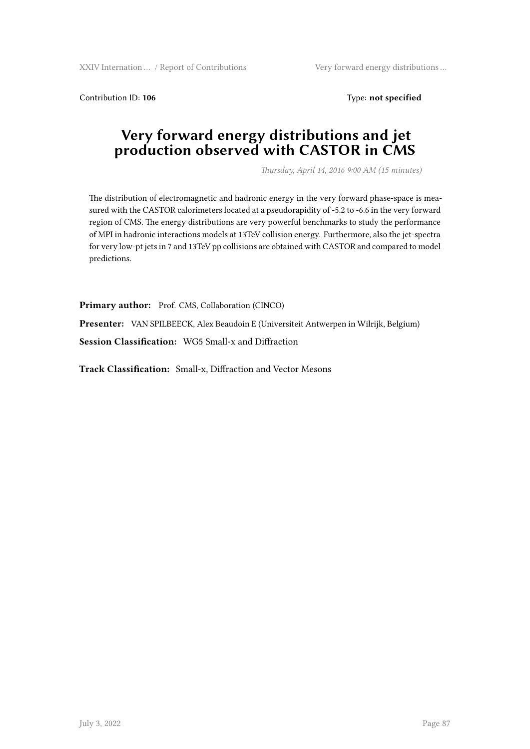Contribution ID: **106** Type: **not specified**

# Very forward energy distributions and jet production observed with CASTOR in CMS

*Thursday, April 14, 2016 9:00 AM (15 minutes)*

The distribution of electromagnetic and hadronic energy in the very forward phase-space is measured with the CASTOR calorimeters located at a pseudorapidity of -5.2 to -6.6 in the very forward region of CMS. The energy distributions are very powerful benchmarks to study the performance of MPI in hadronic interactions models at 13TeV collision energy. Furthermore, also the jet-spectra for very low-pt jets in 7 and 13TeV pp collisions are obtained with CASTOR and compared to model predictions.

**Primary author:** Prof. CMS, Collaboration (CINCO)

**Presenter:** VAN SPILBEECK, Alex Beaudoin E (Universiteit Antwerpen in Wilrijk, Belgium)

**Session Classification:** WG5 Small-x and Diffraction

**Track Classification:** Small-x, Diffraction and Vector Mesons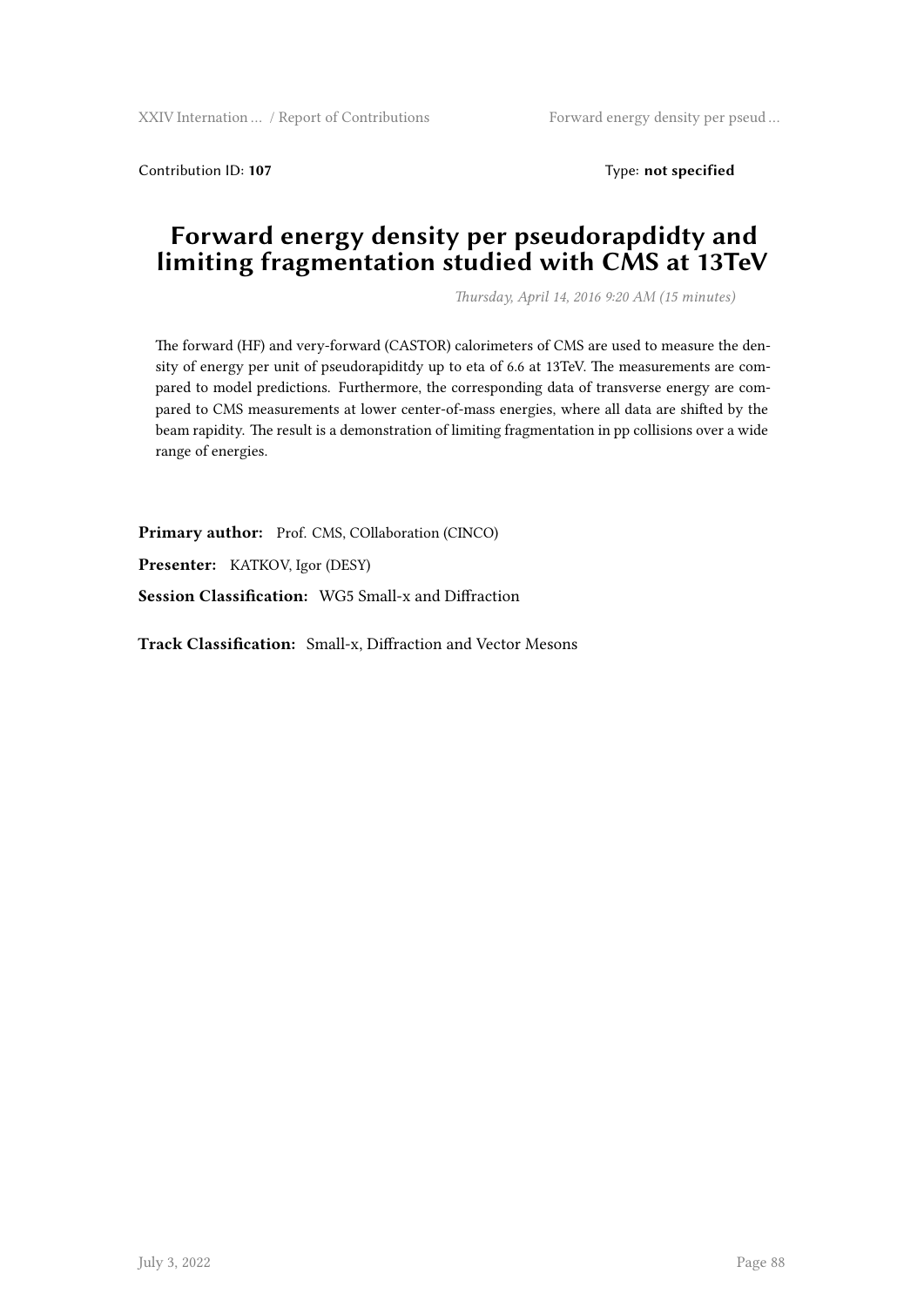Contribution ID: **107** Type: **not specified**

# Forward energy density per pseudorapdidty and limiting fragmentation studied with CMS at 13TeV

*Thursday, April 14, 2016 9:20 AM (15 minutes)*

The forward (HF) and very-forward (CASTOR) calorimeters of CMS are used to measure the density of energy per unit of pseudorapiditdy up to eta of 6.6 at 13TeV. The measurements are compared to model predictions. Furthermore, the corresponding data of transverse energy are compared to CMS measurements at lower center-of-mass energies, where all data are shifted by the beam rapidity. The result is a demonstration of limiting fragmentation in pp collisions over a wide range of energies.

**Primary author:** Prof. CMS, COllaboration (CINCO)

**Presenter:** KATKOV, Igor (DESY)

**Session Classification:** WG5 Small-x and Diffraction

**Track Classification:** Small-x, Diffraction and Vector Mesons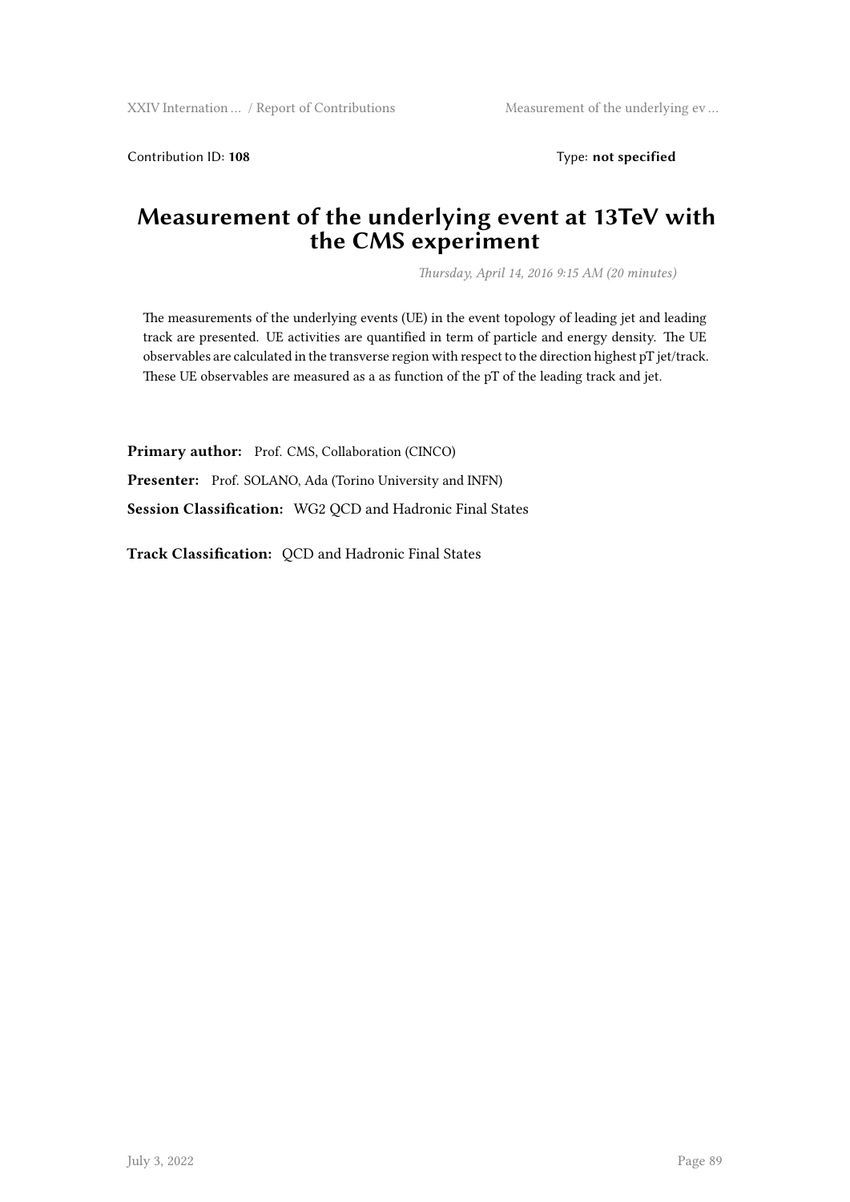Contribution ID: **108** Type: **not specified**

# Measurement of the underlying event at 13TeV with the CMS experiment

*Thursday, April 14, 2016 9:15 AM (20 minutes)*

The measurements of the underlying events (UE) in the event topology of leading jet and leading track are presented. UE activities are quantified in term of particle and energy density. The UE observables are calculated in the transverse region with respect to the direction highest pT jet/track. These UE observables are measured as a as function of the pT of the leading track and jet.

**Primary author:** Prof. CMS, Collaboration (CINCO)

**Presenter:** Prof. SOLANO, Ada (Torino University and INFN)

**Session Classification:** WG2 QCD and Hadronic Final States

**Track Classification:** QCD and Hadronic Final States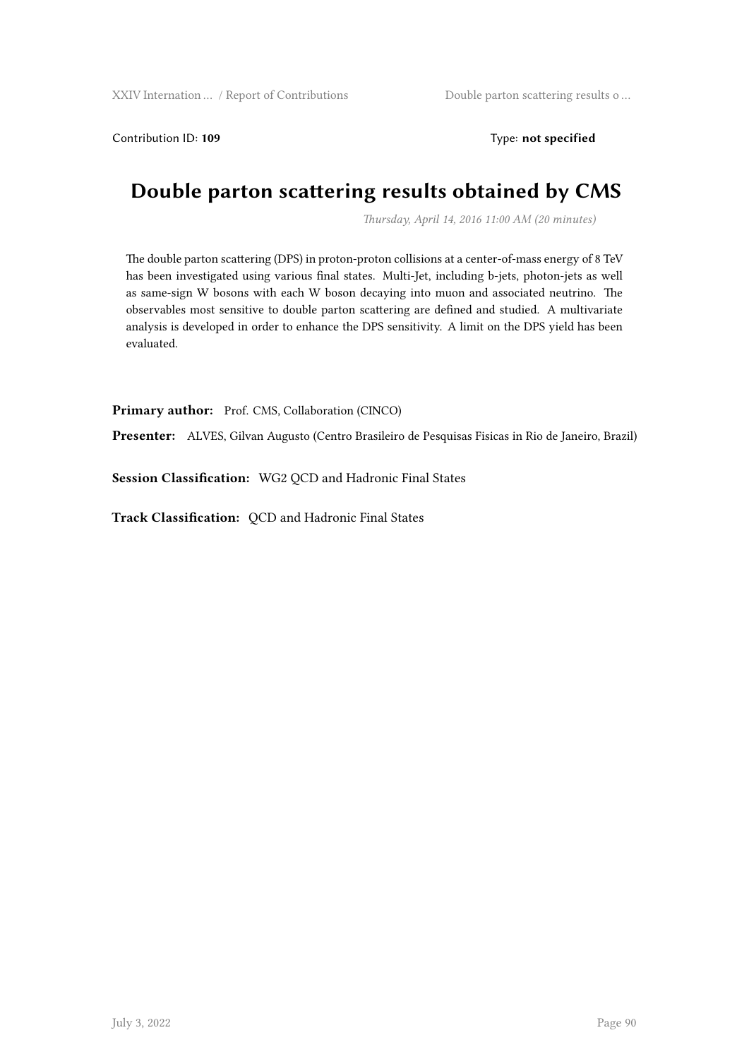Contribution ID: **109** Type: **not specified**

# Double parton scattering results obtained by CMS

*Thursday, April 14, 2016 11:00 AM (20 minutes)*

The double parton scattering (DPS) in proton-proton collisions at a center-of-mass energy of 8 TeV has been investigated using various final states. Multi-Jet, including b-jets, photon-jets as well as same-sign W bosons with each W boson decaying into muon and associated neutrino. The observables most sensitive to double parton scattering are defined and studied. A multivariate analysis is developed in order to enhance the DPS sensitivity. A limit on the DPS yield has been evaluated.

**Primary author:** Prof. CMS, Collaboration (CINCO)

**Presenter:** ALVES, Gilvan Augusto (Centro Brasileiro de Pesquisas Fisicas in Rio de Janeiro, Brazil)

**Session Classification:** WG2 QCD and Hadronic Final States

**Track Classification:** QCD and Hadronic Final States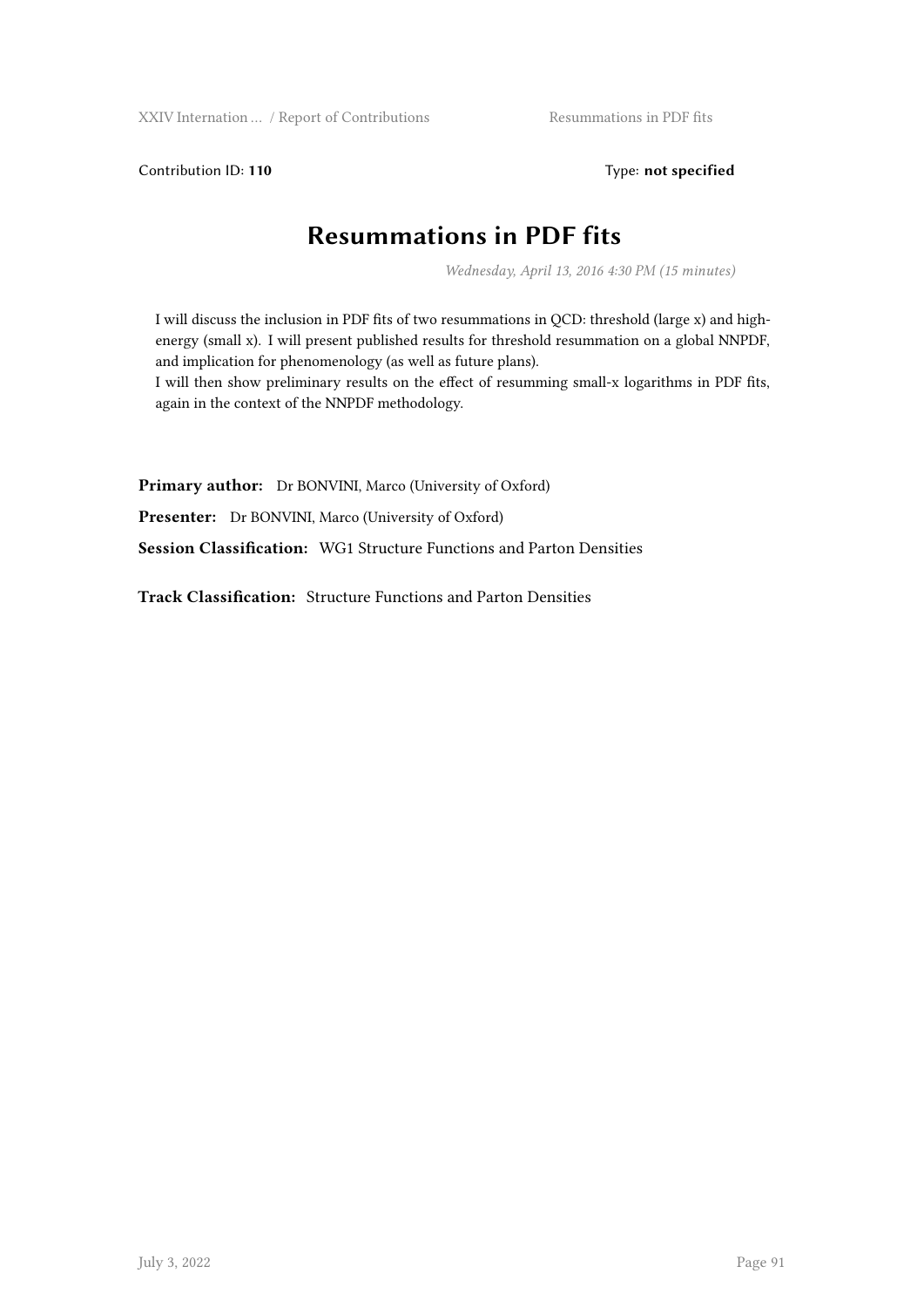Contribution ID: **110** Type: **not specified**

# Resummations in PDF fits

*Wednesday, April 13, 2016 4:30 PM (15 minutes)*

I will discuss the inclusion in PDF fits of two resummations in QCD: threshold (large x) and high-energy (small x). I will present published results for threshold resummation on a global NNPDF, and implication for phenomenology (as well as future plans).
I will then show preliminary results on the effect of resumming small-x logarithms in PDF fits, again in the context of the NNPDF methodology.

**Primary author:** Dr BONVINI, Marco (University of Oxford)

**Presenter:** Dr BONVINI, Marco (University of Oxford)

**Session Classification:** WG1 Structure Functions and Parton Densities

**Track Classification:** Structure Functions and Parton Densities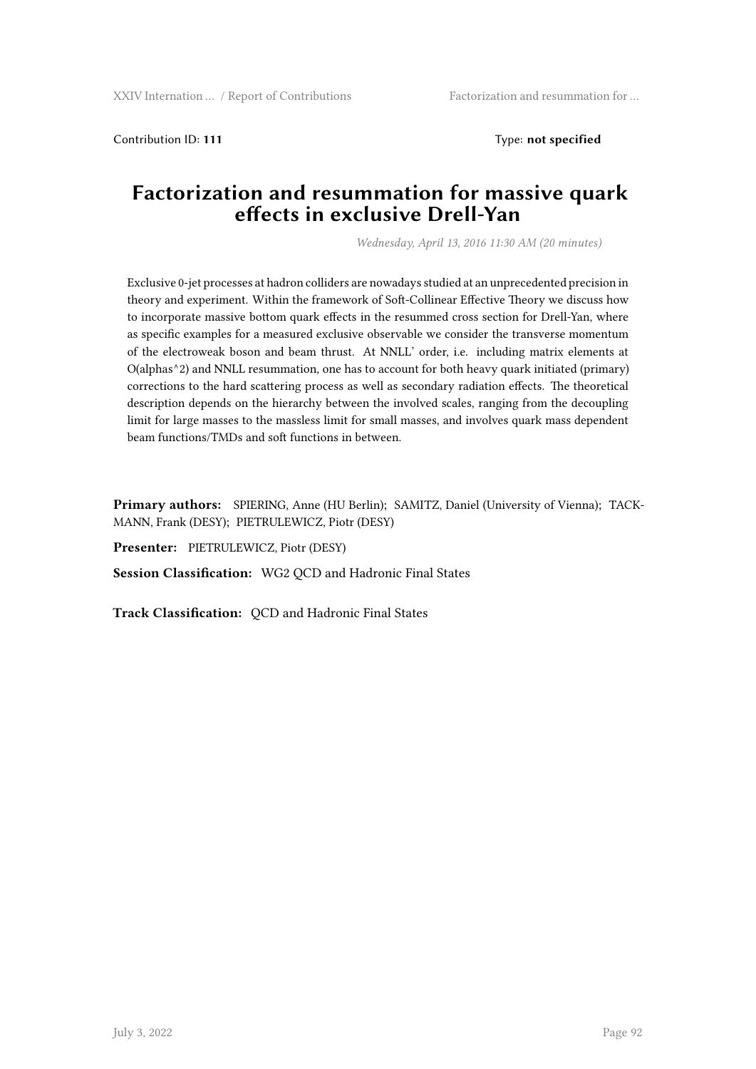Contribution ID: **111** Type: **not specified**

# Factorization and resummation for massive quark effects in exclusive Drell-Yan

*Wednesday, April 13, 2016 11:30 AM (20 minutes)*

Exclusive 0-jet processes at hadron colliders are nowadays studied at an unprecedented precision in theory and experiment. Within the framework of Soft-Collinear Effective Theory we discuss how to incorporate massive bottom quark effects in the resummed cross section for Drell-Yan, where as specific examples for a measured exclusive observable we consider the transverse momentum of the electroweak boson and beam thrust. At NNLL' order, i.e. including matrix elements at O(alphas^2) and NNLL resummation, one has to account for both heavy quark initiated (primary) corrections to the hard scattering process as well as secondary radiation effects. The theoretical description depends on the hierarchy between the involved scales, ranging from the decoupling limit for large masses to the massless limit for small masses, and involves quark mass dependent beam functions/TMDs and soft functions in between.

**Primary authors:** SPIERING, Anne (HU Berlin); SAMITZ, Daniel (University of Vienna); TACKMANN, Frank (DESY); PIETRULEWICZ, Piotr (DESY)

**Presenter:** PIETRULEWICZ, Piotr (DESY)

**Session Classification:** WG2 QCD and Hadronic Final States

**Track Classification:** QCD and Hadronic Final States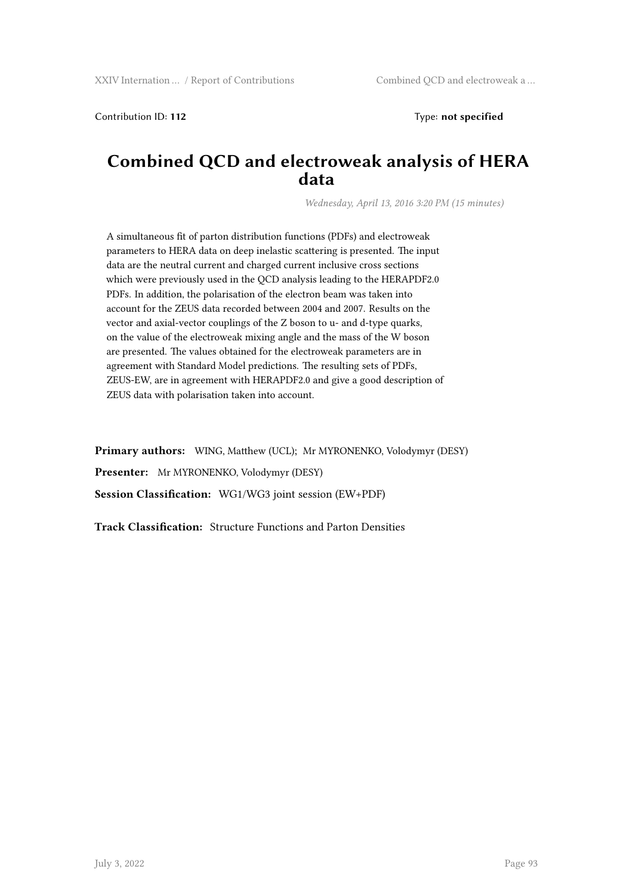Contribution ID: **112** Type: **not specified**

# Combined QCD and electroweak analysis of HERA data

*Wednesday, April 13, 2016 3:20 PM (15 minutes)*

A simultaneous fit of parton distribution functions (PDFs) and electroweak parameters to HERA data on deep inelastic scattering is presented. The input data are the neutral current and charged current inclusive cross sections which were previously used in the QCD analysis leading to the HERAPDF2.0 PDFs. In addition, the polarisation of the electron beam was taken into account for the ZEUS data recorded between 2004 and 2007. Results on the vector and axial-vector couplings of the Z boson to u- and d-type quarks, on the value of the electroweak mixing angle and the mass of the W boson are presented. The values obtained for the electroweak parameters are in agreement with Standard Model predictions. The resulting sets of PDFs, ZEUS-EW, are in agreement with HERAPDF2.0 and give a good description of ZEUS data with polarisation taken into account.

**Primary authors:** WING, Matthew (UCL); Mr MYRONENKO, Volodymyr (DESY)

**Presenter:** Mr MYRONENKO, Volodymyr (DESY)

**Session Classification:** WG1/WG3 joint session (EW+PDF)

**Track Classification:** Structure Functions and Parton Densities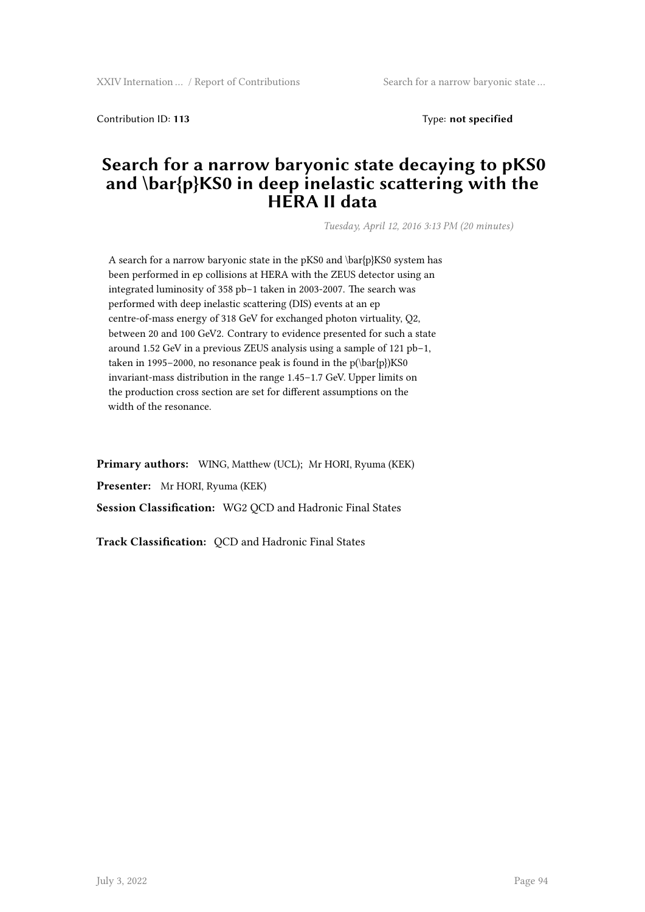Contribution ID: **113** Type: **not specified**

# Search for a narrow baryonic state decaying to pKS0 and \bar{p}KS0 in deep inelastic scattering with the HERA II data

*Tuesday, April 12, 2016 3:13 PM (20 minutes)*

A search for a narrow baryonic state in the pKS0 and \bar{p}KS0 system has been performed in ep collisions at HERA with the ZEUS detector using an integrated luminosity of 358 pb−1 taken in 2003-2007. The search was performed with deep inelastic scattering (DIS) events at an ep centre-of-mass energy of 318 GeV for exchanged photon virtuality, Q2, between 20 and 100 GeV2. Contrary to evidence presented for such a state around 1.52 GeV in a previous ZEUS analysis using a sample of 121 pb−1, taken in 1995−2000, no resonance peak is found in the p(\bar{p})KS0 invariant-mass distribution in the range 1.45−1.7 GeV. Upper limits on the production cross section are set for different assumptions on the width of the resonance.

**Primary authors:** WING, Matthew (UCL); Mr HORI, Ryuma (KEK)

**Presenter:** Mr HORI, Ryuma (KEK)

**Session Classification:** WG2 QCD and Hadronic Final States

**Track Classification:** QCD and Hadronic Final States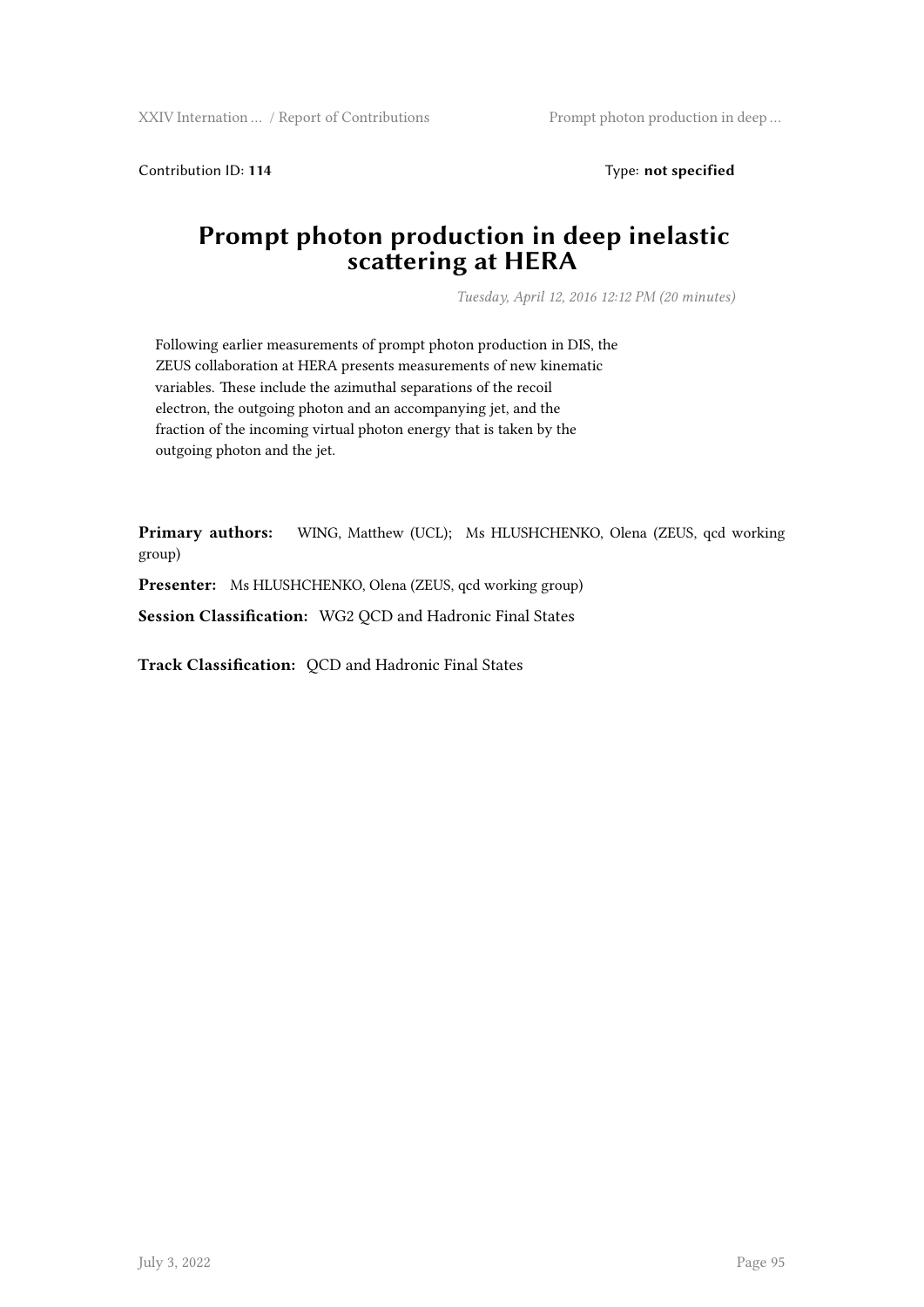Contribution ID: **114** Type: **not specified**

# Prompt photon production in deep inelastic scattering at HERA

*Tuesday, April 12, 2016 12:12 PM (20 minutes)*

Following earlier measurements of prompt photon production in DIS, the ZEUS collaboration at HERA presents measurements of new kinematic variables. These include the azimuthal separations of the recoil electron, the outgoing photon and an accompanying jet, and the fraction of the incoming virtual photon energy that is taken by the outgoing photon and the jet.

**Primary authors:** WING, Matthew (UCL); Ms HLUSHCHENKO, Olena (ZEUS, qcd working group)

**Presenter:** Ms HLUSHCHENKO, Olena (ZEUS, qcd working group)

**Session Classification:** WG2 QCD and Hadronic Final States

**Track Classification:** QCD and Hadronic Final States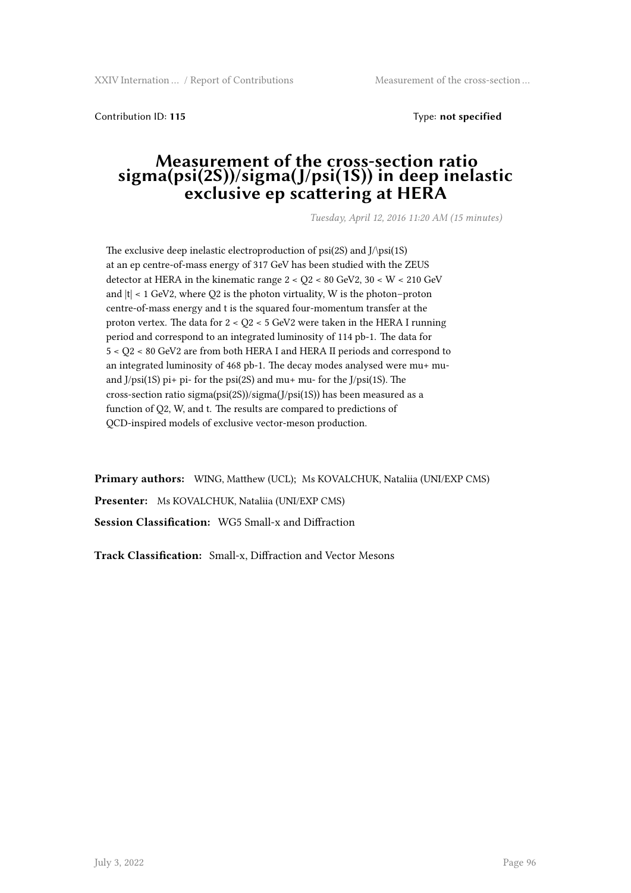Contribution ID: **115** Type: **not specified**

# Measurement of the cross-section ratio sigma(psi(2S))/sigma(J/psi(1S)) in deep inelastic exclusive ep scattering at HERA

*Tuesday, April 12, 2016 11:20 AM (15 minutes)*

The exclusive deep inelastic electroproduction of psi(2S) and J/\psi(1S) at an ep centre-of-mass energy of 317 GeV has been studied with the ZEUS detector at HERA in the kinematic range 2 < Q2 < 80 GeV2, 30 < W < 210 GeV and |t| < 1 GeV2, where Q2 is the photon virtuality, W is the photon–proton centre-of-mass energy and t is the squared four-momentum transfer at the proton vertex. The data for 2 < Q2 < 5 GeV2 were taken in the HERA I running period and correspond to an integrated luminosity of 114 pb-1. The data for 5 < Q2 < 80 GeV2 are from both HERA I and HERA II periods and correspond to an integrated luminosity of 468 pb-1. The decay modes analysed were mu+ mu- and J/psi(1S) pi+ pi- for the psi(2S) and mu+ mu- for the J/psi(1S). The cross-section ratio sigma(psi(2S))/sigma(J/psi(1S)) has been measured as a function of Q2, W, and t. The results are compared to predictions of QCD-inspired models of exclusive vector-meson production.

**Primary authors:** WING, Matthew (UCL); Ms KOVALCHUK, Nataliia (UNI/EXP CMS)

**Presenter:** Ms KOVALCHUK, Nataliia (UNI/EXP CMS)

**Session Classification:** WG5 Small-x and Diffraction

**Track Classification:** Small-x, Diffraction and Vector Mesons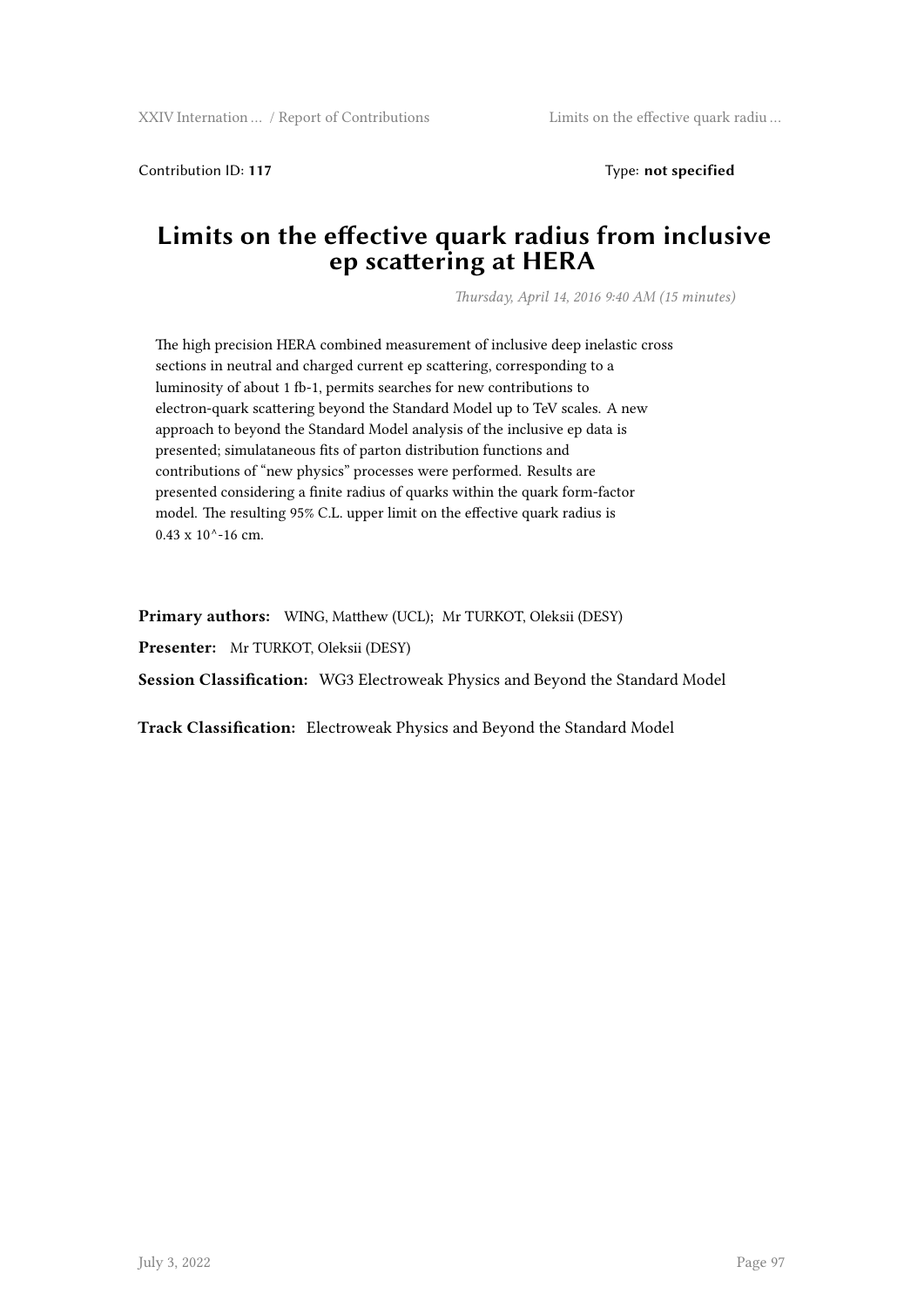Contribution ID: **117** Type: **not specified**

# Limits on the effective quark radius from inclusive ep scattering at HERA

*Thursday, April 14, 2016 9:40 AM (15 minutes)*

The high precision HERA combined measurement of inclusive deep inelastic cross sections in neutral and charged current ep scattering, corresponding to a luminosity of about 1 fb-1, permits searches for new contributions to electron-quark scattering beyond the Standard Model up to TeV scales. A new approach to beyond the Standard Model analysis of the inclusive ep data is presented; simulataneous fits of parton distribution functions and contributions of "new physics" processes were performed. Results are presented considering a finite radius of quarks within the quark form-factor model. The resulting 95% C.L. upper limit on the effective quark radius is 0.43 x 10^-16 cm.

**Primary authors:** WING, Matthew (UCL); Mr TURKOT, Oleksii (DESY)

**Presenter:** Mr TURKOT, Oleksii (DESY)

**Session Classification:** WG3 Electroweak Physics and Beyond the Standard Model

**Track Classification:** Electroweak Physics and Beyond the Standard Model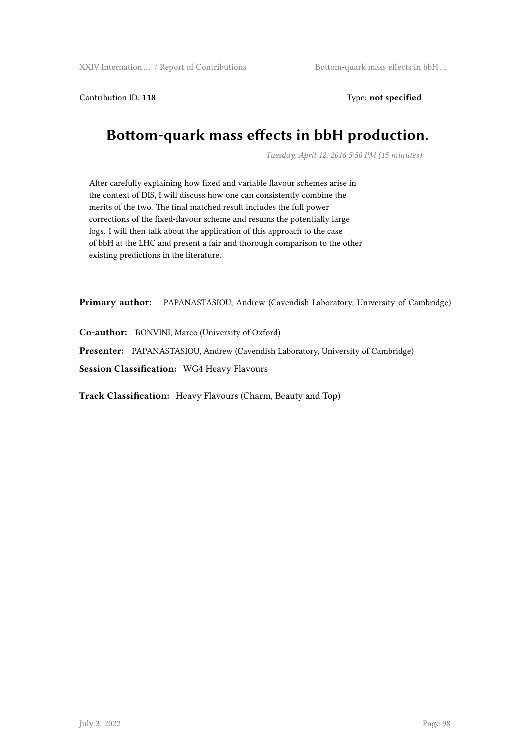Contribution ID: **118** Type: **not specified**

# Bottom-quark mass effects in bbH production.

*Tuesday, April 12, 2016 5:50 PM (15 minutes)*

After carefully explaining how fixed and variable flavour schemes arise in the context of DIS, I will discuss how one can consistently combine the merits of the two. The final matched result includes the full power corrections of the fixed-flavour scheme and resums the potentially large logs. I will then talk about the application of this approach to the case of bbH at the LHC and present a fair and thorough comparison to the other existing predictions in the literature.

**Primary author:** PAPANASTASIOU, Andrew (Cavendish Laboratory, University of Cambridge)

**Co-author:** BONVINI, Marco (University of Oxford)

**Presenter:** PAPANASTASIOU, Andrew (Cavendish Laboratory, University of Cambridge)

**Session Classification:** WG4 Heavy Flavours

**Track Classification:** Heavy Flavours (Charm, Beauty and Top)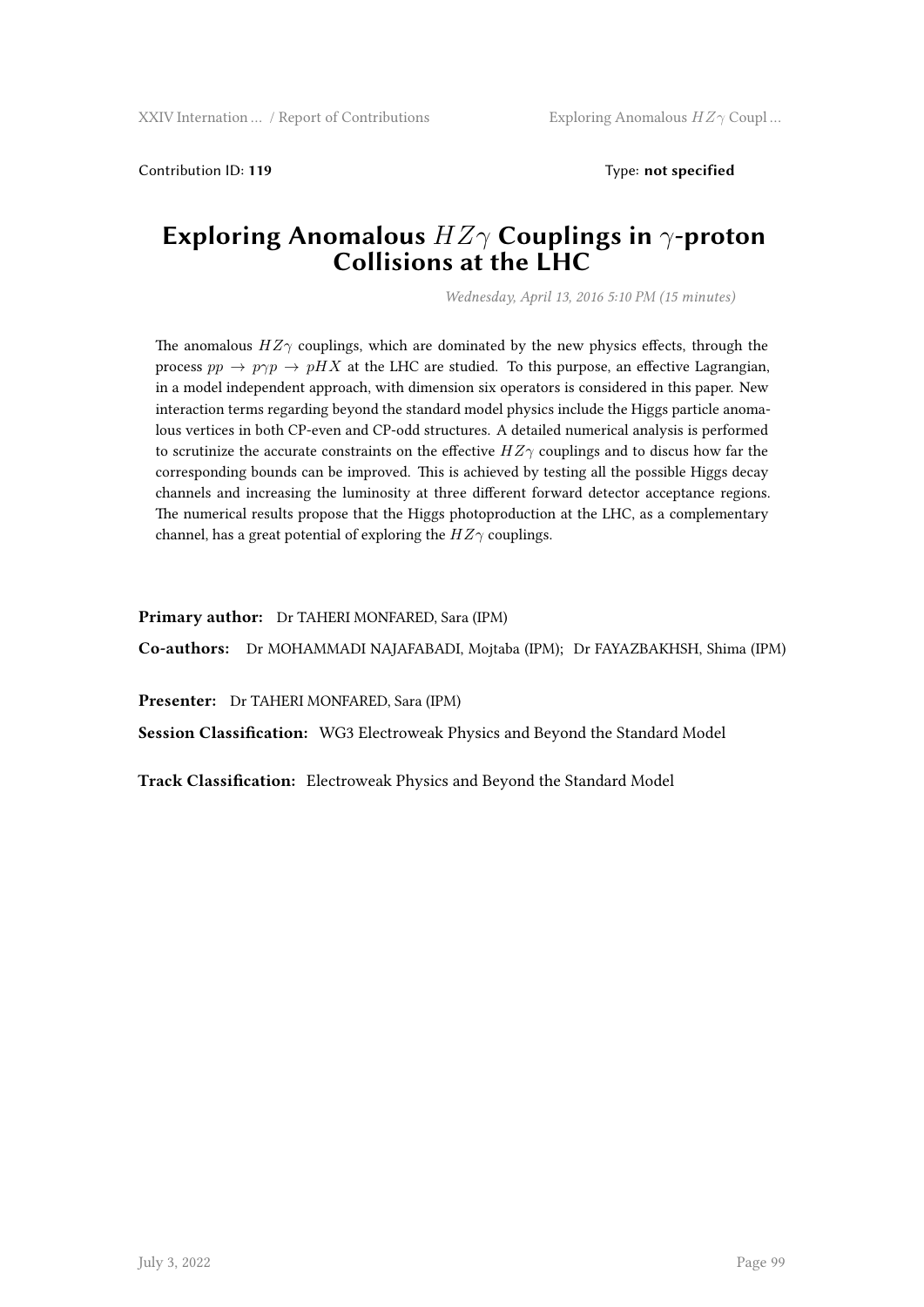Contribution ID: **119** Type: **not specified**

# Exploring Anomalous $HZ\gamma$ Couplings in $\gamma$-proton Collisions at the LHC

*Wednesday, April 13, 2016 5:10 PM (15 minutes)*

The anomalous $HZ\gamma$ couplings, which are dominated by the new physics effects, through the process $pp \rightarrow p\gamma p \rightarrow pHX$ at the LHC are studied. To this purpose, an effective Lagrangian, in a model independent approach, with dimension six operators is considered in this paper. New interaction terms regarding beyond the standard model physics include the Higgs particle anomalous vertices in both CP-even and CP-odd structures. A detailed numerical analysis is performed to scrutinize the accurate constraints on the effective $HZ\gamma$ couplings and to discus how far the corresponding bounds can be improved. This is achieved by testing all the possible Higgs decay channels and increasing the luminosity at three different forward detector acceptance regions. The numerical results propose that the Higgs photoproduction at the LHC, as a complementary channel, has a great potential of exploring the $HZ\gamma$ couplings.

**Primary author:** Dr TAHERI MONFARED, Sara (IPM)

**Co-authors:** Dr MOHAMMADI NAJAFABADI, Mojtaba (IPM); Dr FAYAZBAKHSH, Shima (IPM)

**Presenter:** Dr TAHERI MONFARED, Sara (IPM)

**Session Classification:** WG3 Electroweak Physics and Beyond the Standard Model

**Track Classification:** Electroweak Physics and Beyond the Standard Model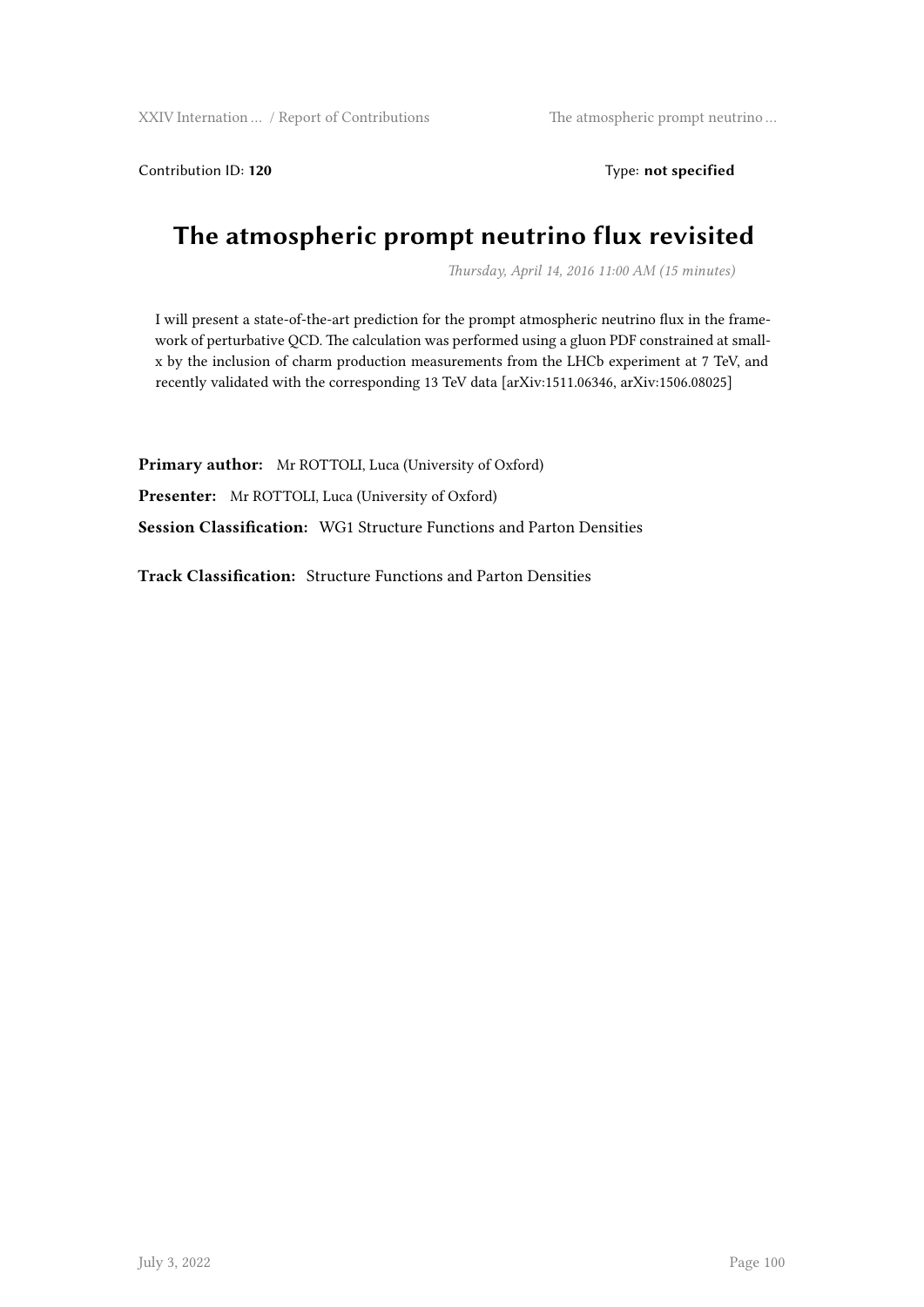Contribution ID: **120** Type: **not specified**

# The atmospheric prompt neutrino flux revisited

*Thursday, April 14, 2016 11:00 AM (15 minutes)*

I will present a state-of-the-art prediction for the prompt atmospheric neutrino flux in the framework of perturbative QCD. The calculation was performed using a gluon PDF constrained at small-x by the inclusion of charm production measurements from the LHCb experiment at 7 TeV, and recently validated with the corresponding 13 TeV data [arXiv:1511.06346, arXiv:1506.08025]

**Primary author:** Mr ROTTOLI, Luca (University of Oxford)

**Presenter:** Mr ROTTOLI, Luca (University of Oxford)

**Session Classification:** WG1 Structure Functions and Parton Densities

**Track Classification:** Structure Functions and Parton Densities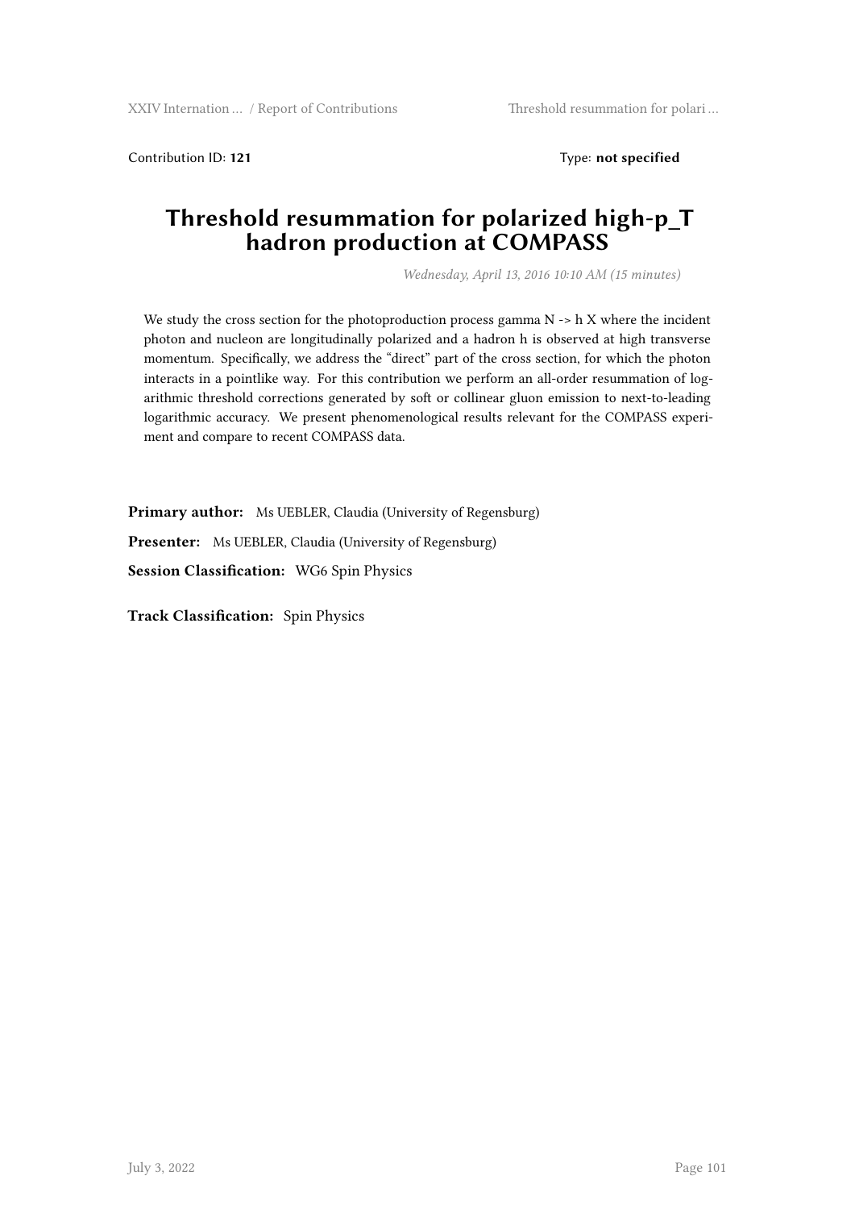Contribution ID: **121** Type: **not specified**

# Threshold resummation for polarized high-p_T hadron production at COMPASS

*Wednesday, April 13, 2016 10:10 AM (15 minutes)*

We study the cross section for the photoproduction process gamma N -> h X where the incident photon and nucleon are longitudinally polarized and a hadron h is observed at high transverse momentum. Specifically, we address the "direct" part of the cross section, for which the photon interacts in a pointlike way. For this contribution we perform an all-order resummation of logarithmic threshold corrections generated by soft or collinear gluon emission to next-to-leading logarithmic accuracy. We present phenomenological results relevant for the COMPASS experiment and compare to recent COMPASS data.

**Primary author:** Ms UEBLER, Claudia (University of Regensburg)

**Presenter:** Ms UEBLER, Claudia (University of Regensburg)

**Session Classification:** WG6 Spin Physics

**Track Classification:** Spin Physics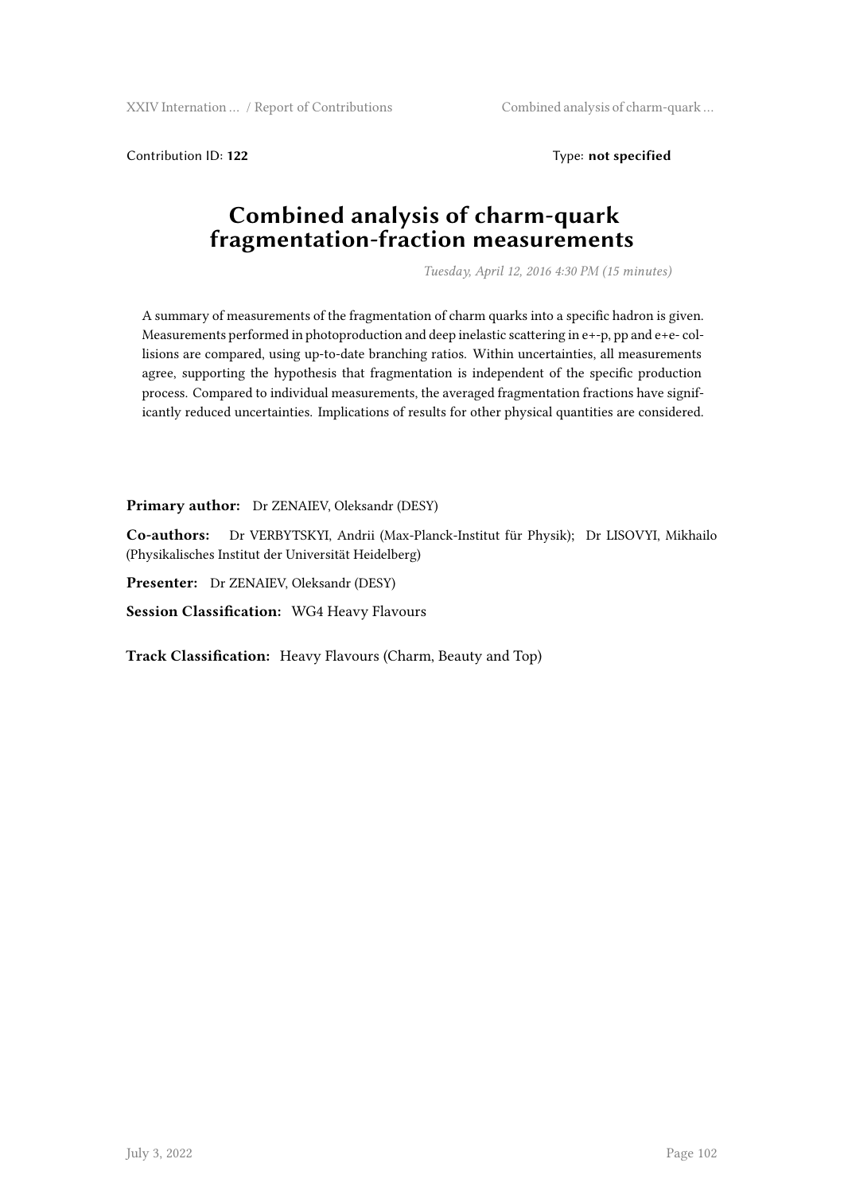Contribution ID: **122** Type: **not specified**

# Combined analysis of charm-quark fragmentation-fraction measurements

*Tuesday, April 12, 2016 4:30 PM (15 minutes)*

A summary of measurements of the fragmentation of charm quarks into a specific hadron is given. Measurements performed in photoproduction and deep inelastic scattering in e+-p, pp and e+e- collisions are compared, using up-to-date branching ratios. Within uncertainties, all measurements agree, supporting the hypothesis that fragmentation is independent of the specific production process. Compared to individual measurements, the averaged fragmentation fractions have significantly reduced uncertainties. Implications of results for other physical quantities are considered.

**Primary author:** Dr ZENAIEV, Oleksandr (DESY)

**Co-authors:** Dr VERBYTSKYI, Andrii (Max-Planck-Institut für Physik); Dr LISOVYI, Mikhailo (Physikalisches Institut der Universität Heidelberg)

**Presenter:** Dr ZENAIEV, Oleksandr (DESY)

**Session Classification:** WG4 Heavy Flavours

**Track Classification:** Heavy Flavours (Charm, Beauty and Top)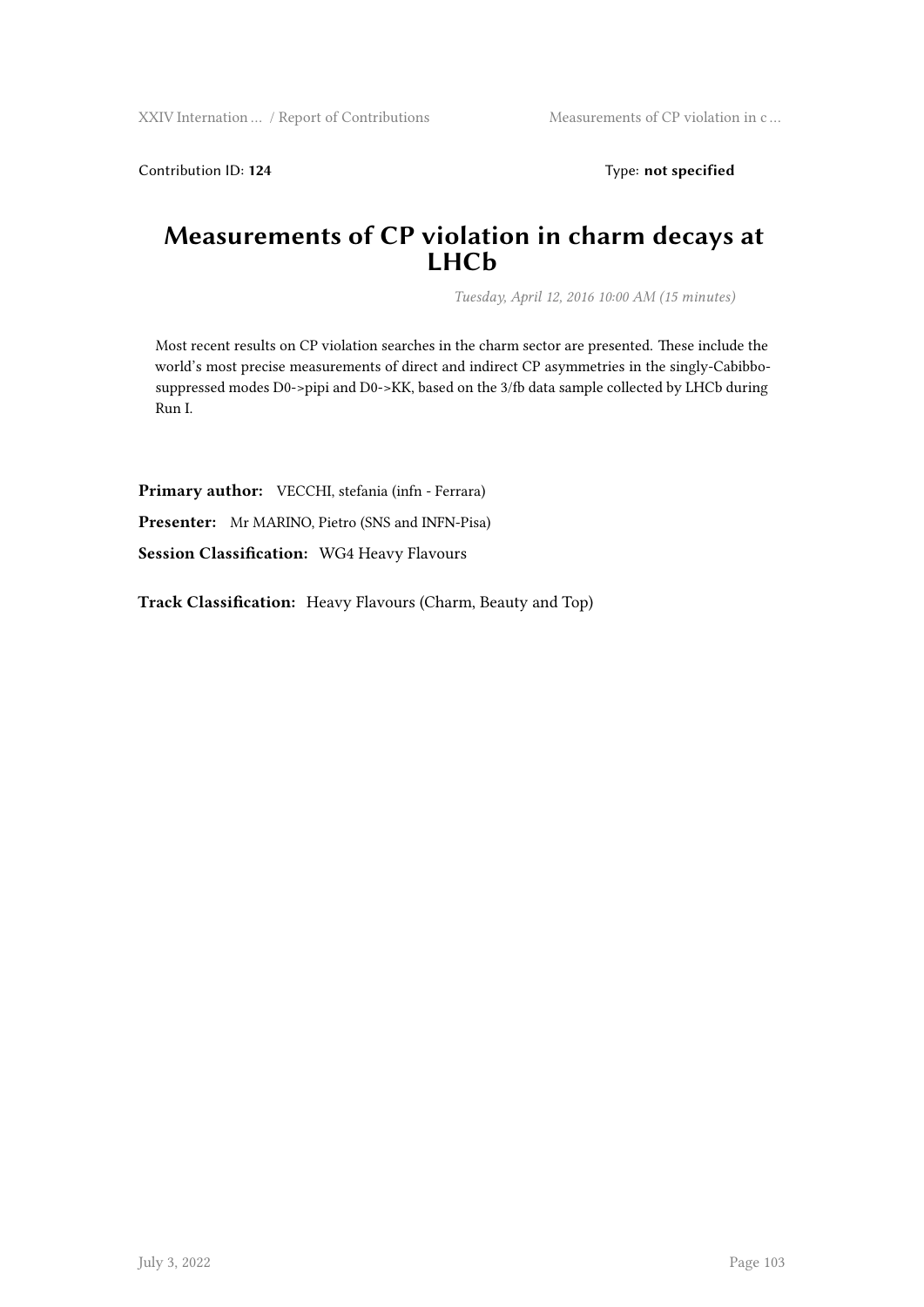Contribution ID: **124** Type: **not specified**

# Measurements of CP violation in charm decays at LHCb

*Tuesday, April 12, 2016 10:00 AM (15 minutes)*

Most recent results on CP violation searches in the charm sector are presented. These include the world's most precise measurements of direct and indirect CP asymmetries in the singly-Cabibbo-suppressed modes D0->pipi and D0->KK, based on the 3/fb data sample collected by LHCb during Run I.

**Primary author:** VECCHI, stefania (infn - Ferrara)

**Presenter:** Mr MARINO, Pietro (SNS and INFN-Pisa)

**Session Classification:** WG4 Heavy Flavours

**Track Classification:** Heavy Flavours (Charm, Beauty and Top)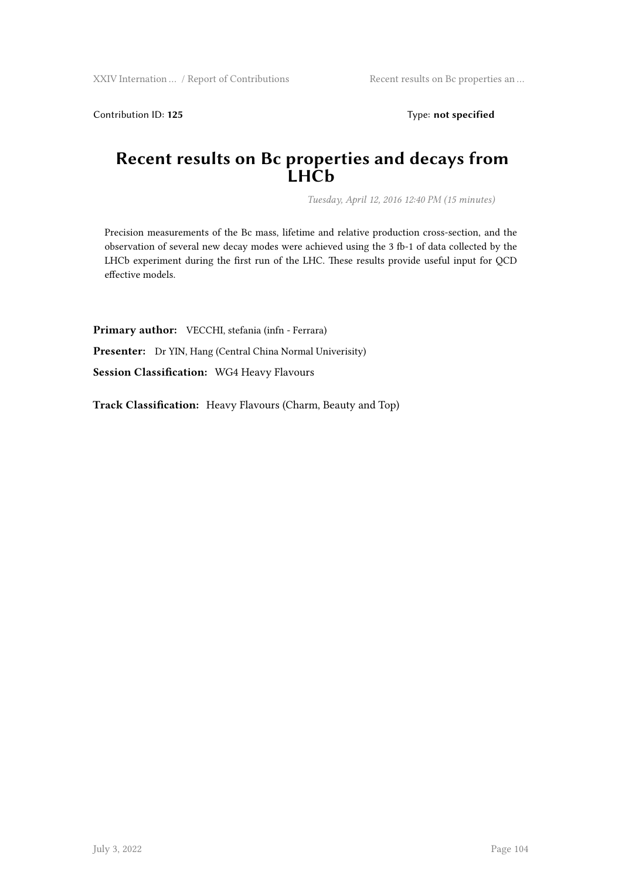Contribution ID: **125**　　　　　　　　　　　　　　　　　　　　Type: **not specified**

# Recent results on Bc properties and decays from LHCb

*Tuesday, April 12, 2016 12:40 PM (15 minutes)*

Precision measurements of the Bc mass, lifetime and relative production cross-section, and the observation of several new decay modes were achieved using the 3 fb-1 of data collected by the LHCb experiment during the first run of the LHC. These results provide useful input for QCD effective models.

**Primary author:** VECCHI, stefania (infn - Ferrara)

**Presenter:** Dr YIN, Hang (Central China Normal Univerisity)

**Session Classification:** WG4 Heavy Flavours

**Track Classification:** Heavy Flavours (Charm, Beauty and Top)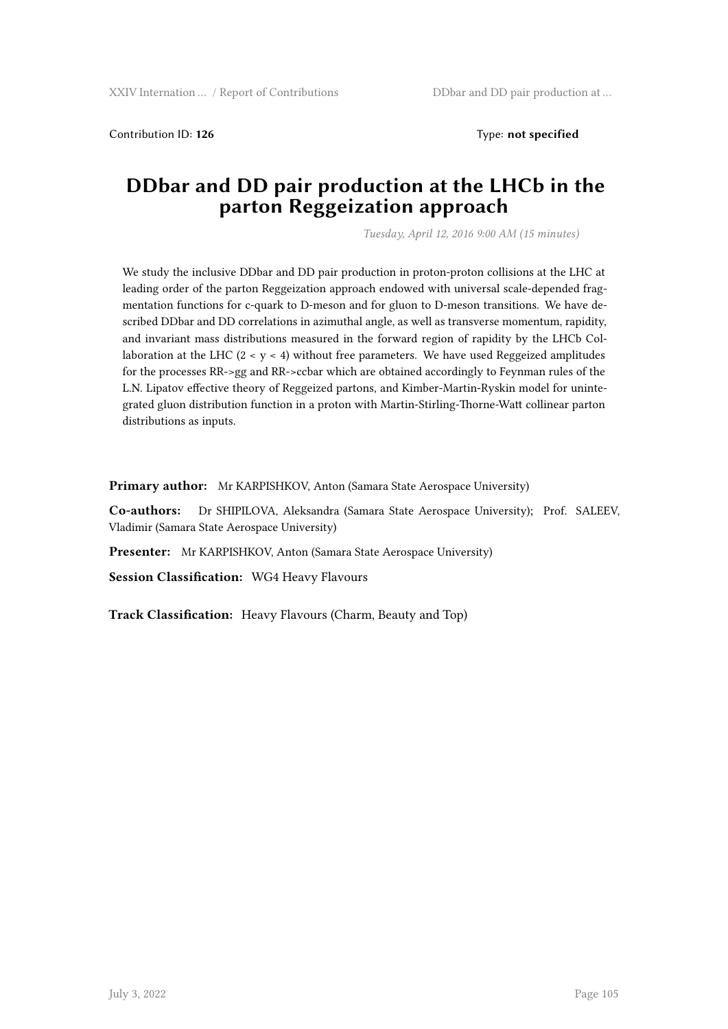Contribution ID: **126** Type: **not specified**

# DDbar and DD pair production at the LHCb in the parton Reggeization approach

*Tuesday, April 12, 2016 9:00 AM (15 minutes)*

We study the inclusive DDbar and DD pair production in proton-proton collisions at the LHC at leading order of the parton Reggeization approach endowed with universal scale-depended fragmentation functions for c-quark to D-meson and for gluon to D-meson transitions. We have described DDbar and DD correlations in azimuthal angle, as well as transverse momentum, rapidity, and invariant mass distributions measured in the forward region of rapidity by the LHCb Collaboration at the LHC ($2 < y < 4$) without free parameters. We have used Reggeized amplitudes for the processes RR->gg and RR->ccbar which are obtained accordingly to Feynman rules of the L.N. Lipatov effective theory of Reggeized partons, and Kimber-Martin-Ryskin model for unintegrated gluon distribution function in a proton with Martin-Stirling-Thorne-Watt collinear parton distributions as inputs.

**Primary author:** Mr KARPISHKOV, Anton (Samara State Aerospace University)

**Co-authors:** Dr SHIPILOVA, Aleksandra (Samara State Aerospace University); Prof. SALEEV, Vladimir (Samara State Aerospace University)

**Presenter:** Mr KARPISHKOV, Anton (Samara State Aerospace University)

**Session Classification:** WG4 Heavy Flavours

**Track Classification:** Heavy Flavours (Charm, Beauty and Top)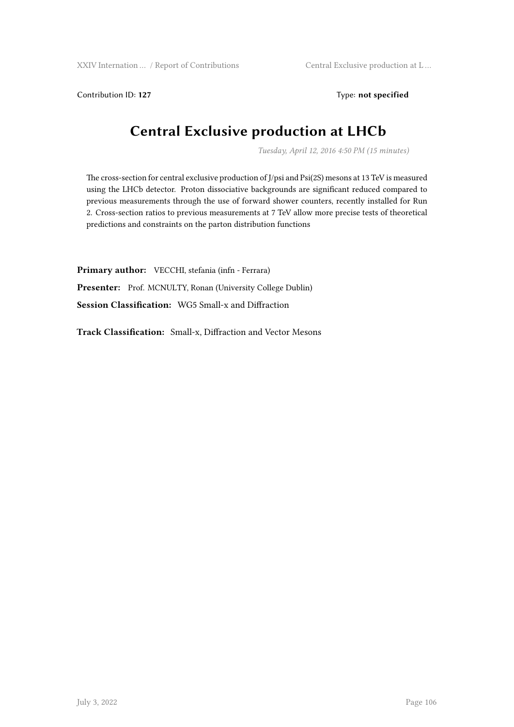Contribution ID: **127** Type: **not specified**

# Central Exclusive production at LHCb

*Tuesday, April 12, 2016 4:50 PM (15 minutes)*

The cross-section for central exclusive production of J/psi and Psi(2S) mesons at 13 TeV is measured using the LHCb detector. Proton dissociative backgrounds are significant reduced compared to previous measurements through the use of forward shower counters, recently installed for Run 2. Cross-section ratios to previous measurements at 7 TeV allow more precise tests of theoretical predictions and constraints on the parton distribution functions

**Primary author:** VECCHI, stefania (infn - Ferrara)

**Presenter:** Prof. MCNULTY, Ronan (University College Dublin)

**Session Classification:** WG5 Small-x and Diffraction

**Track Classification:** Small-x, Diffraction and Vector Mesons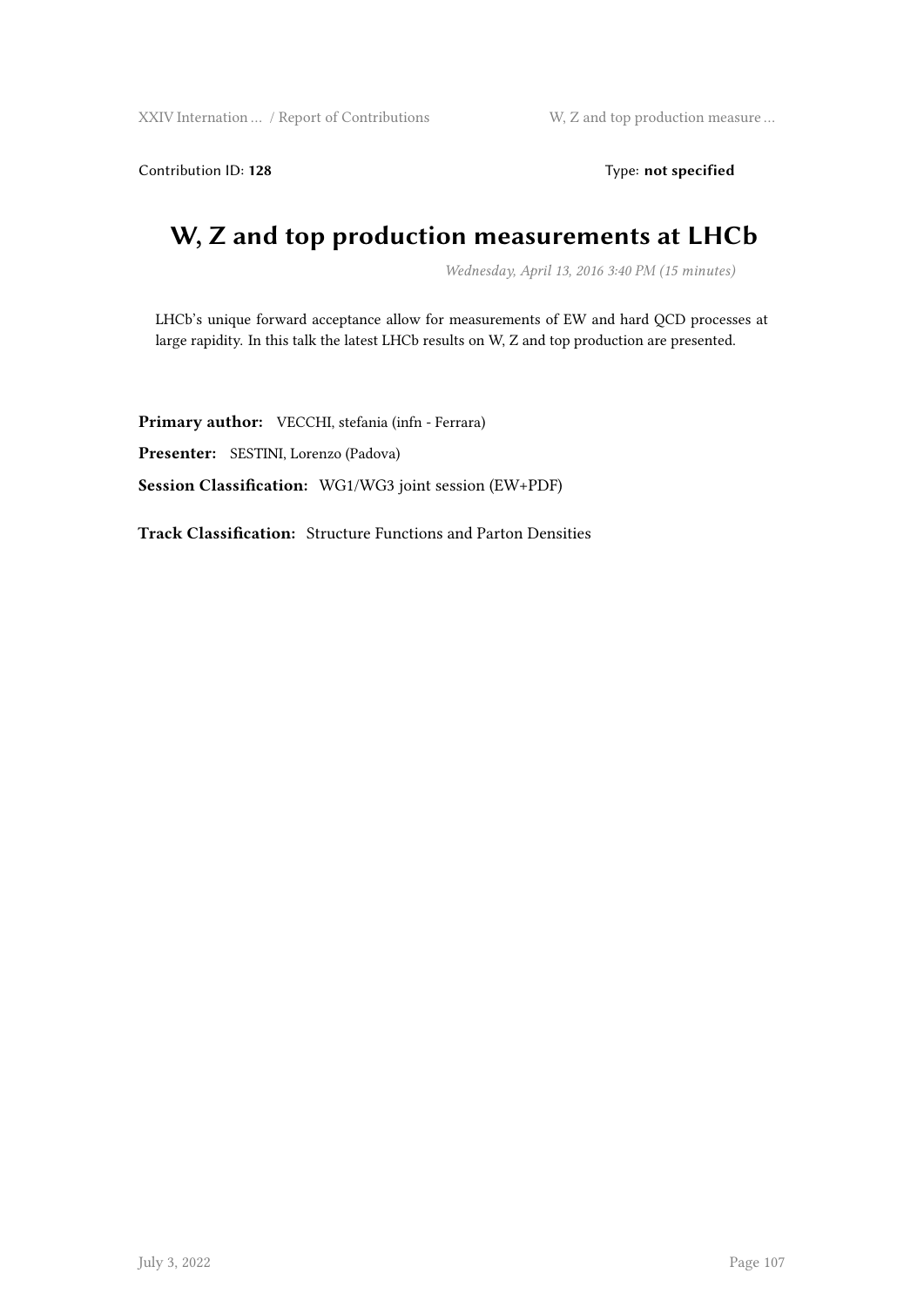Contribution ID: **128** Type: **not specified**

# W, Z and top production measurements at LHCb

*Wednesday, April 13, 2016 3:40 PM (15 minutes)*

LHCb's unique forward acceptance allow for measurements of EW and hard QCD processes at large rapidity. In this talk the latest LHCb results on W, Z and top production are presented.

**Primary author:** VECCHI, stefania (infn - Ferrara)

**Presenter:** SESTINI, Lorenzo (Padova)

**Session Classification:** WG1/WG3 joint session (EW+PDF)

**Track Classification:** Structure Functions and Parton Densities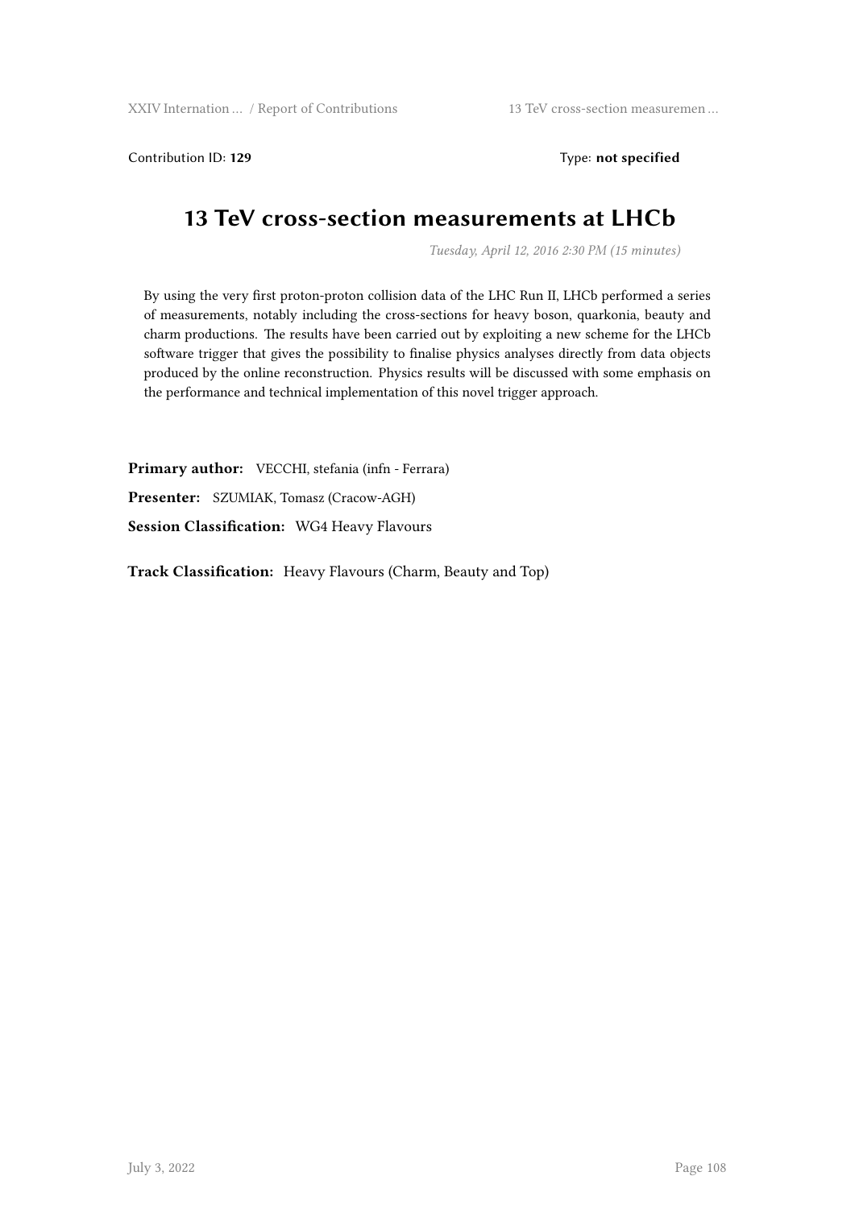Contribution ID: **129** Type: **not specified**

# 13 TeV cross-section measurements at LHCb

*Tuesday, April 12, 2016 2:30 PM (15 minutes)*

By using the very first proton-proton collision data of the LHC Run II, LHCb performed a series of measurements, notably including the cross-sections for heavy boson, quarkonia, beauty and charm productions. The results have been carried out by exploiting a new scheme for the LHCb software trigger that gives the possibility to finalise physics analyses directly from data objects produced by the online reconstruction. Physics results will be discussed with some emphasis on the performance and technical implementation of this novel trigger approach.

**Primary author:** VECCHI, stefania (infn - Ferrara)

**Presenter:** SZUMIAK, Tomasz (Cracow-AGH)

**Session Classification:** WG4 Heavy Flavours

**Track Classification:** Heavy Flavours (Charm, Beauty and Top)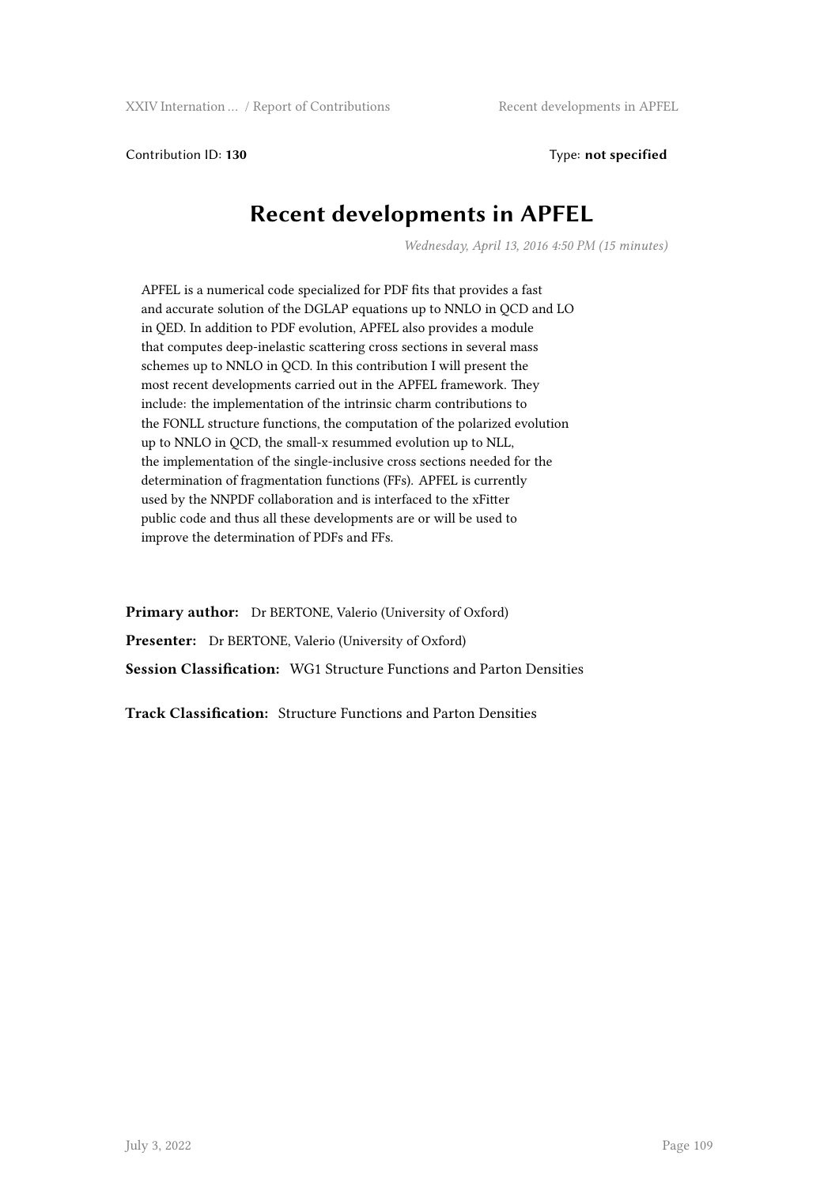Contribution ID: **130** Type: **not specified**

# Recent developments in APFEL

*Wednesday, April 13, 2016 4:50 PM (15 minutes)*

APFEL is a numerical code specialized for PDF fits that provides a fast and accurate solution of the DGLAP equations up to NNLO in QCD and LO in QED. In addition to PDF evolution, APFEL also provides a module that computes deep-inelastic scattering cross sections in several mass schemes up to NNLO in QCD. In this contribution I will present the most recent developments carried out in the APFEL framework. They include: the implementation of the intrinsic charm contributions to the FONLL structure functions, the computation of the polarized evolution up to NNLO in QCD, the small-x resummed evolution up to NLL, the implementation of the single-inclusive cross sections needed for the determination of fragmentation functions (FFs). APFEL is currently used by the NNPDF collaboration and is interfaced to the xFitter public code and thus all these developments are or will be used to improve the determination of PDFs and FFs.

**Primary author:** Dr BERTONE, Valerio (University of Oxford)

**Presenter:** Dr BERTONE, Valerio (University of Oxford)

**Session Classification:** WG1 Structure Functions and Parton Densities

**Track Classification:** Structure Functions and Parton Densities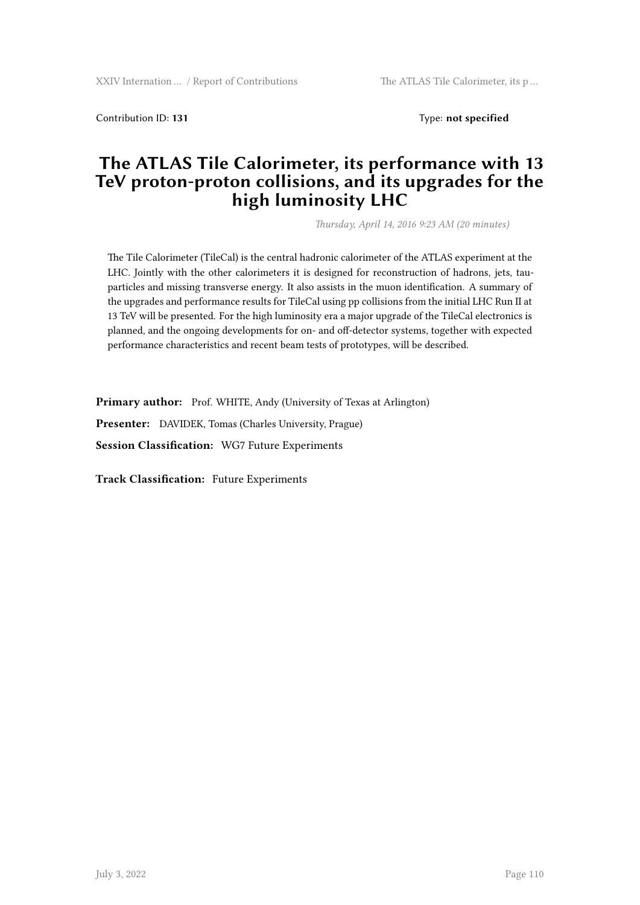Contribution ID: **131** Type: **not specified**

# The ATLAS Tile Calorimeter, its performance with 13 TeV proton-proton collisions, and its upgrades for the high luminosity LHC

*Thursday, April 14, 2016 9:23 AM (20 minutes)*

The Tile Calorimeter (TileCal) is the central hadronic calorimeter of the ATLAS experiment at the LHC. Jointly with the other calorimeters it is designed for reconstruction of hadrons, jets, tau-particles and missing transverse energy. It also assists in the muon identification. A summary of the upgrades and performance results for TileCal using pp collisions from the initial LHC Run II at 13 TeV will be presented. For the high luminosity era a major upgrade of the TileCal electronics is planned, and the ongoing developments for on- and off-detector systems, together with expected performance characteristics and recent beam tests of prototypes, will be described.

**Primary author:** Prof. WHITE, Andy (University of Texas at Arlington)

**Presenter:** DAVIDEK, Tomas (Charles University, Prague)

**Session Classification:** WG7 Future Experiments

**Track Classification:** Future Experiments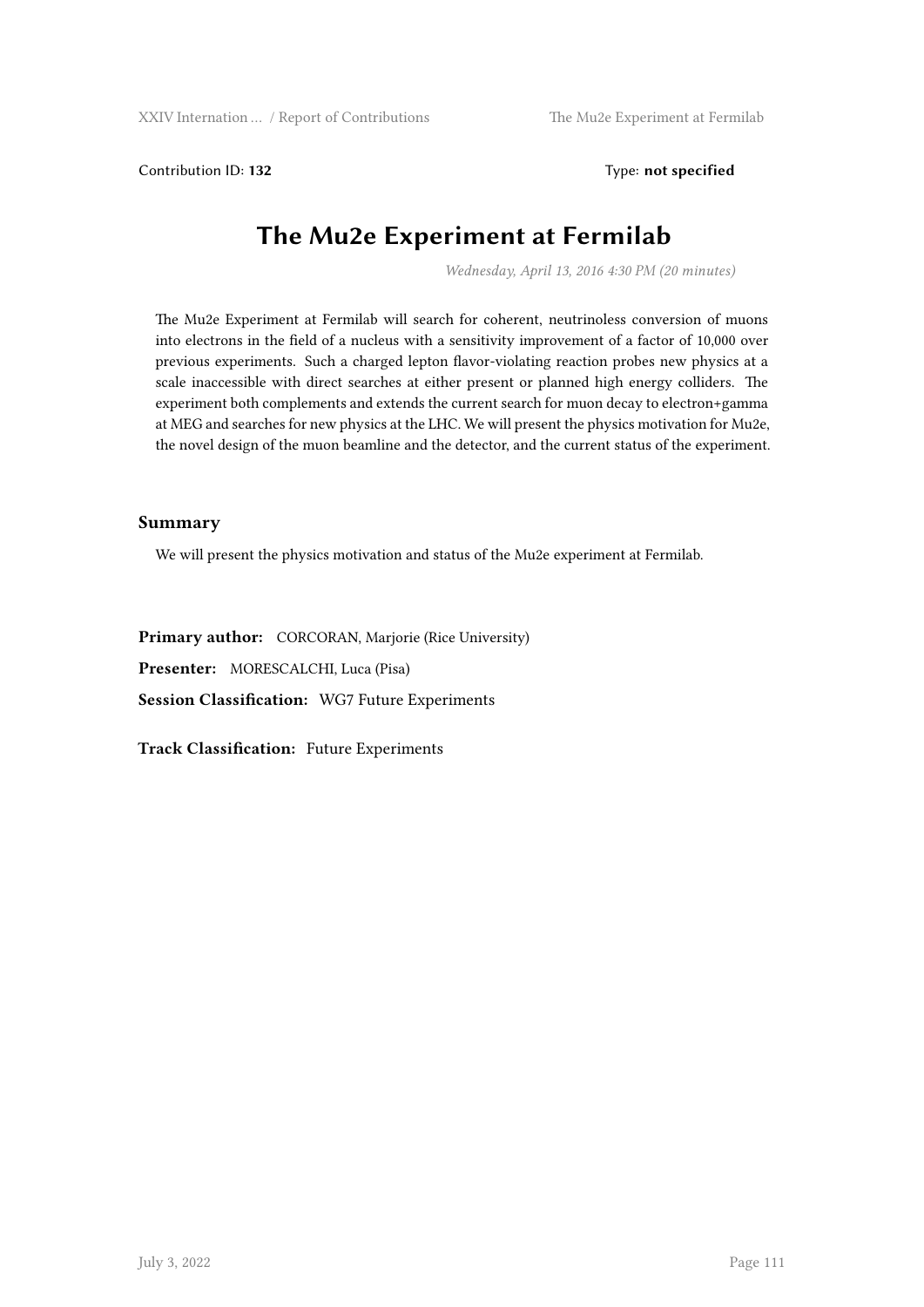Contribution ID: **132** Type: **not specified**

# The Mu2e Experiment at Fermilab

*Wednesday, April 13, 2016 4:30 PM (20 minutes)*

The Mu2e Experiment at Fermilab will search for coherent, neutrinoless conversion of muons into electrons in the field of a nucleus with a sensitivity improvement of a factor of 10,000 over previous experiments. Such a charged lepton flavor-violating reaction probes new physics at a scale inaccessible with direct searches at either present or planned high energy colliders. The experiment both complements and extends the current search for muon decay to electron+gamma at MEG and searches for new physics at the LHC. We will present the physics motivation for Mu2e, the novel design of the muon beamline and the detector, and the current status of the experiment.

## Summary

We will present the physics motivation and status of the Mu2e experiment at Fermilab.

**Primary author:** CORCORAN, Marjorie (Rice University)

**Presenter:** MORESCALCHI, Luca (Pisa)

**Session Classification:** WG7 Future Experiments

**Track Classification:** Future Experiments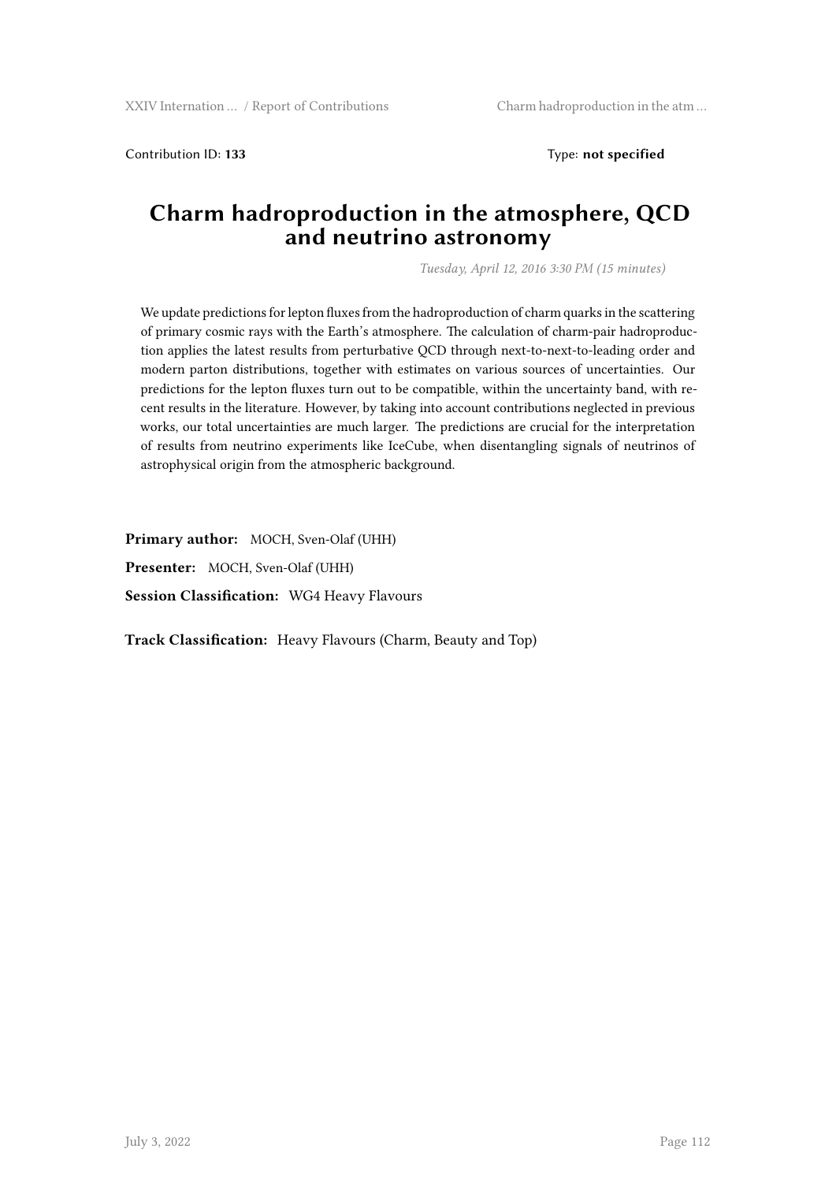Contribution ID: **133** Type: **not specified**

# Charm hadroproduction in the atmosphere, QCD and neutrino astronomy

*Tuesday, April 12, 2016 3:30 PM (15 minutes)*

We update predictions for lepton fluxes from the hadroproduction of charm quarks in the scattering of primary cosmic rays with the Earth's atmosphere. The calculation of charm-pair hadroproduction applies the latest results from perturbative QCD through next-to-next-to-leading order and modern parton distributions, together with estimates on various sources of uncertainties. Our predictions for the lepton fluxes turn out to be compatible, within the uncertainty band, with recent results in the literature. However, by taking into account contributions neglected in previous works, our total uncertainties are much larger. The predictions are crucial for the interpretation of results from neutrino experiments like IceCube, when disentangling signals of neutrinos of astrophysical origin from the atmospheric background.

**Primary author:** MOCH, Sven-Olaf (UHH)

**Presenter:** MOCH, Sven-Olaf (UHH)

**Session Classification:** WG4 Heavy Flavours

**Track Classification:** Heavy Flavours (Charm, Beauty and Top)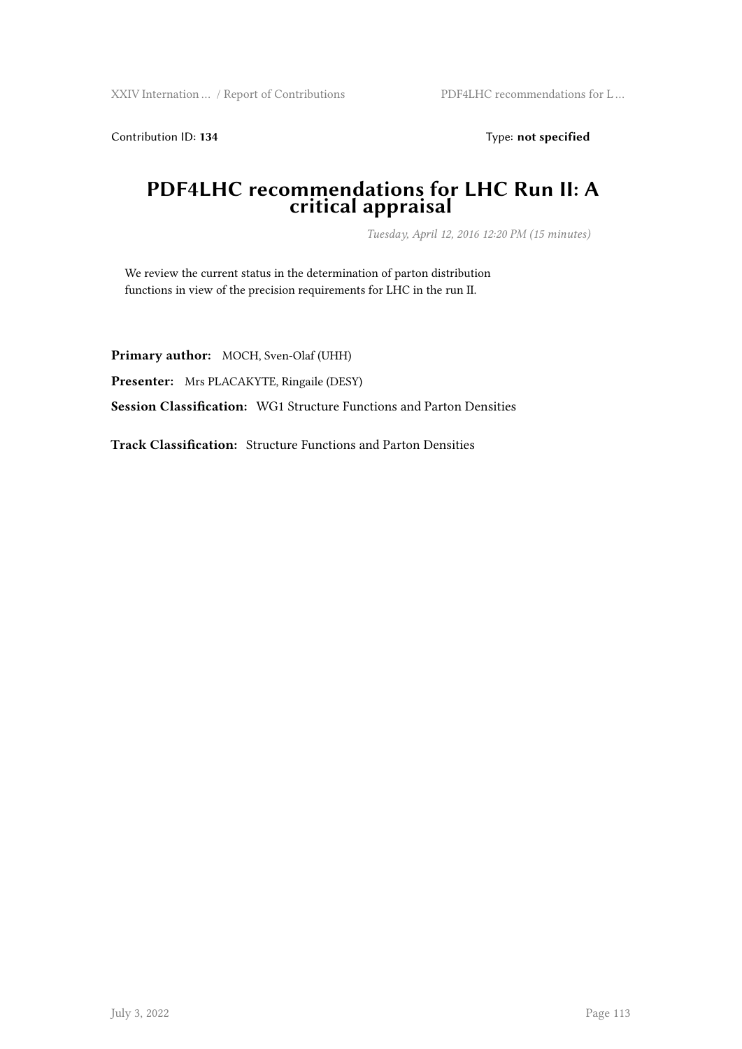Contribution ID: **134** Type: **not specified**

# PDF4LHC recommendations for LHC Run II: A critical appraisal

*Tuesday, April 12, 2016 12:20 PM (15 minutes)*

We review the current status in the determination of parton distribution functions in view of the precision requirements for LHC in the run II.

**Primary author:** MOCH, Sven-Olaf (UHH)

**Presenter:** Mrs PLACAKYTE, Ringaile (DESY)

**Session Classification:** WG1 Structure Functions and Parton Densities

**Track Classification:** Structure Functions and Parton Densities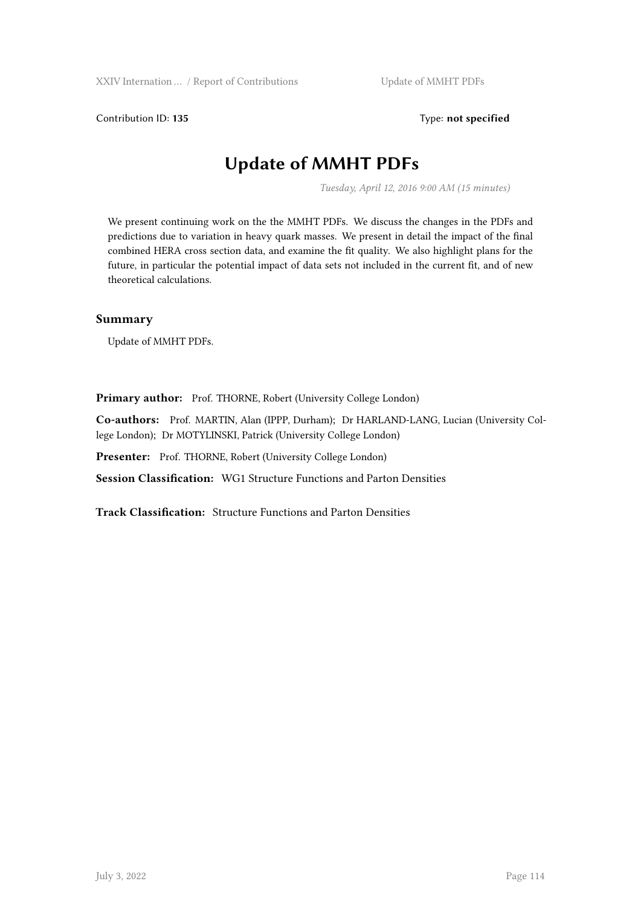Contribution ID: **135**

Type: **not specified**

# Update of MMHT PDFs

*Tuesday, April 12, 2016 9:00 AM (15 minutes)*

We present continuing work on the the MMHT PDFs. We discuss the changes in the PDFs and predictions due to variation in heavy quark masses. We present in detail the impact of the final combined HERA cross section data, and examine the fit quality. We also highlight plans for the future, in particular the potential impact of data sets not included in the current fit, and of new theoretical calculations.

## Summary

Update of MMHT PDFs.

**Primary author:** Prof. THORNE, Robert (University College London)

**Co-authors:** Prof. MARTIN, Alan (IPPP, Durham); Dr HARLAND-LANG, Lucian (University College London); Dr MOTYLINSKI, Patrick (University College London)

**Presenter:** Prof. THORNE, Robert (University College London)

**Session Classification:** WG1 Structure Functions and Parton Densities

**Track Classification:** Structure Functions and Parton Densities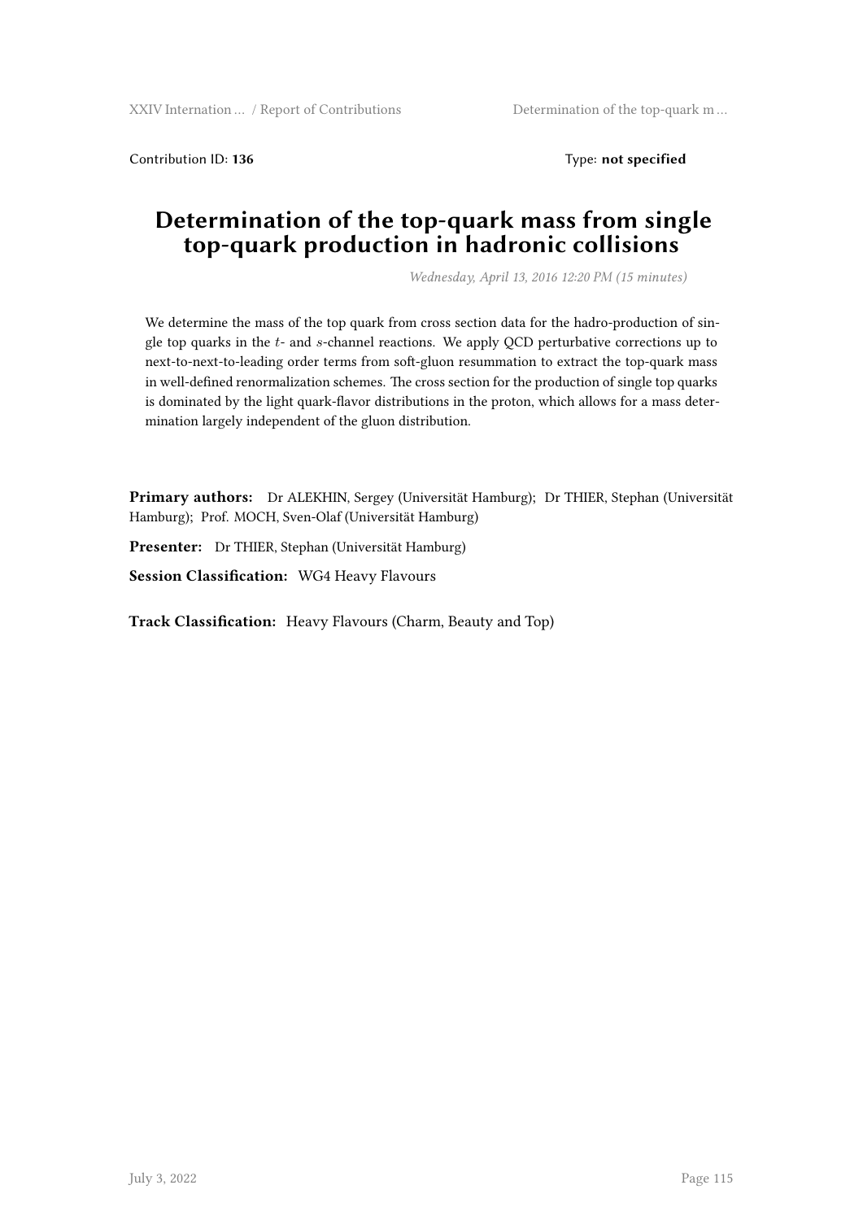Contribution ID: **136** Type: **not specified**

# Determination of the top-quark mass from single top-quark production in hadronic collisions

*Wednesday, April 13, 2016 12:20 PM (15 minutes)*

We determine the mass of the top quark from cross section data for the hadro-production of single top quarks in the $t$- and $s$-channel reactions. We apply QCD perturbative corrections up to next-to-next-to-leading order terms from soft-gluon resummation to extract the top-quark mass in well-defined renormalization schemes. The cross section for the production of single top quarks is dominated by the light quark-flavor distributions in the proton, which allows for a mass determination largely independent of the gluon distribution.

**Primary authors:** Dr ALEKHIN, Sergey (Universität Hamburg); Dr THIER, Stephan (Universität Hamburg); Prof. MOCH, Sven-Olaf (Universität Hamburg)

**Presenter:** Dr THIER, Stephan (Universität Hamburg)

**Session Classification:** WG4 Heavy Flavours

**Track Classification:** Heavy Flavours (Charm, Beauty and Top)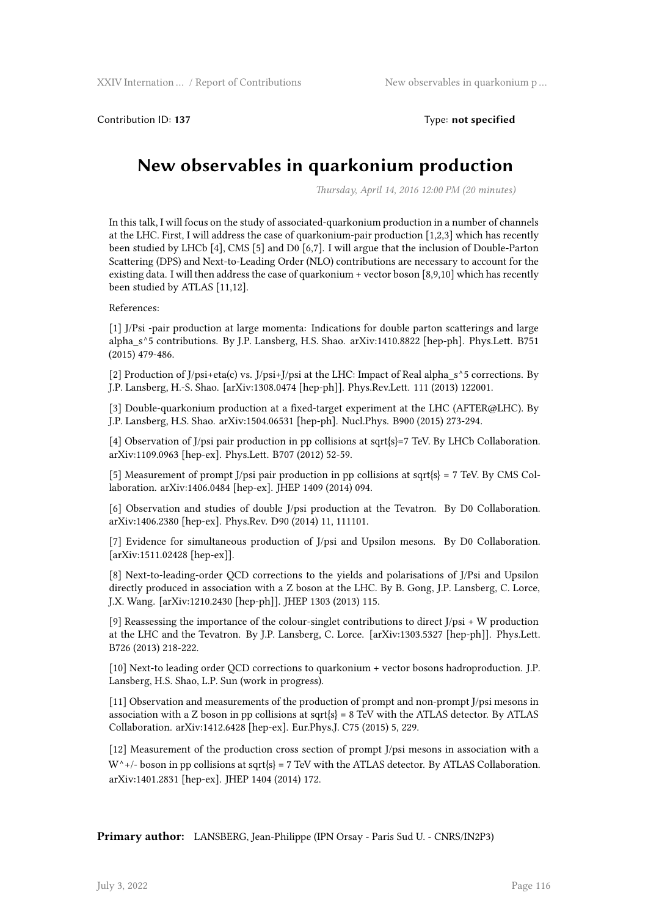Contribution ID: **137** Type: **not specified**

# New observables in quarkonium production

*Thursday, April 14, 2016 12:00 PM (20 minutes)*

In this talk, I will focus on the study of associated-quarkonium production in a number of channels at the LHC. First, I will address the case of quarkonium-pair production [1,2,3] which has recently been studied by LHCb [4], CMS [5] and D0 [6,7]. I will argue that the inclusion of Double-Parton Scattering (DPS) and Next-to-Leading Order (NLO) contributions are necessary to account for the existing data. I will then address the case of quarkonium + vector boson [8,9,10] which has recently been studied by ATLAS [11,12].

References:

[1] J/Psi -pair production at large momenta: Indications for double parton scatterings and large alpha_s^5 contributions. By J.P. Lansberg, H.S. Shao. arXiv:1410.8822 [hep-ph]. Phys.Lett. B751 (2015) 479-486.

[2] Production of J/psi+eta(c) vs. J/psi+J/psi at the LHC: Impact of Real alpha_s^5 corrections. By J.P. Lansberg, H.-S. Shao. [arXiv:1308.0474 [hep-ph]]. Phys.Rev.Lett. 111 (2013) 122001.

[3] Double-quarkonium production at a fixed-target experiment at the LHC (AFTER@LHC). By J.P. Lansberg, H.S. Shao. arXiv:1504.06531 [hep-ph]. Nucl.Phys. B900 (2015) 273-294.

[4] Observation of J/psi pair production in pp collisions at sqrt{s}=7 TeV. By LHCb Collaboration. arXiv:1109.0963 [hep-ex]. Phys.Lett. B707 (2012) 52-59.

[5] Measurement of prompt J/psi pair production in pp collisions at sqrt{s} = 7 TeV. By CMS Collaboration. arXiv:1406.0484 [hep-ex]. JHEP 1409 (2014) 094.

[6] Observation and studies of double J/psi production at the Tevatron. By D0 Collaboration. arXiv:1406.2380 [hep-ex]. Phys.Rev. D90 (2014) 11, 111101.

[7] Evidence for simultaneous production of J/psi and Upsilon mesons. By D0 Collaboration. [arXiv:1511.02428 [hep-ex]].

[8] Next-to-leading-order QCD corrections to the yields and polarisations of J/Psi and Upsilon directly produced in association with a Z boson at the LHC. By B. Gong, J.P. Lansberg, C. Lorce, J.X. Wang. [arXiv:1210.2430 [hep-ph]]. JHEP 1303 (2013) 115.

[9] Reassessing the importance of the colour-singlet contributions to direct J/psi + W production at the LHC and the Tevatron. By J.P. Lansberg, C. Lorce. [arXiv:1303.5327 [hep-ph]]. Phys.Lett. B726 (2013) 218-222.

[10] Next-to leading order QCD corrections to quarkonium + vector bosons hadroproduction. J.P. Lansberg, H.S. Shao, L.P. Sun (work in progress).

[11] Observation and measurements of the production of prompt and non-prompt J/psi mesons in association with a Z boson in pp collisions at sqrt{s} = 8 TeV with the ATLAS detector. By ATLAS Collaboration. arXiv:1412.6428 [hep-ex]. Eur.Phys.J. C75 (2015) 5, 229.

[12] Measurement of the production cross section of prompt J/psi mesons in association with a W^+/- boson in pp collisions at sqrt{s} = 7 TeV with the ATLAS detector. By ATLAS Collaboration. arXiv:1401.2831 [hep-ex]. JHEP 1404 (2014) 172.

**Primary author:** LANSBERG, Jean-Philippe (IPN Orsay - Paris Sud U. - CNRS/IN2P3)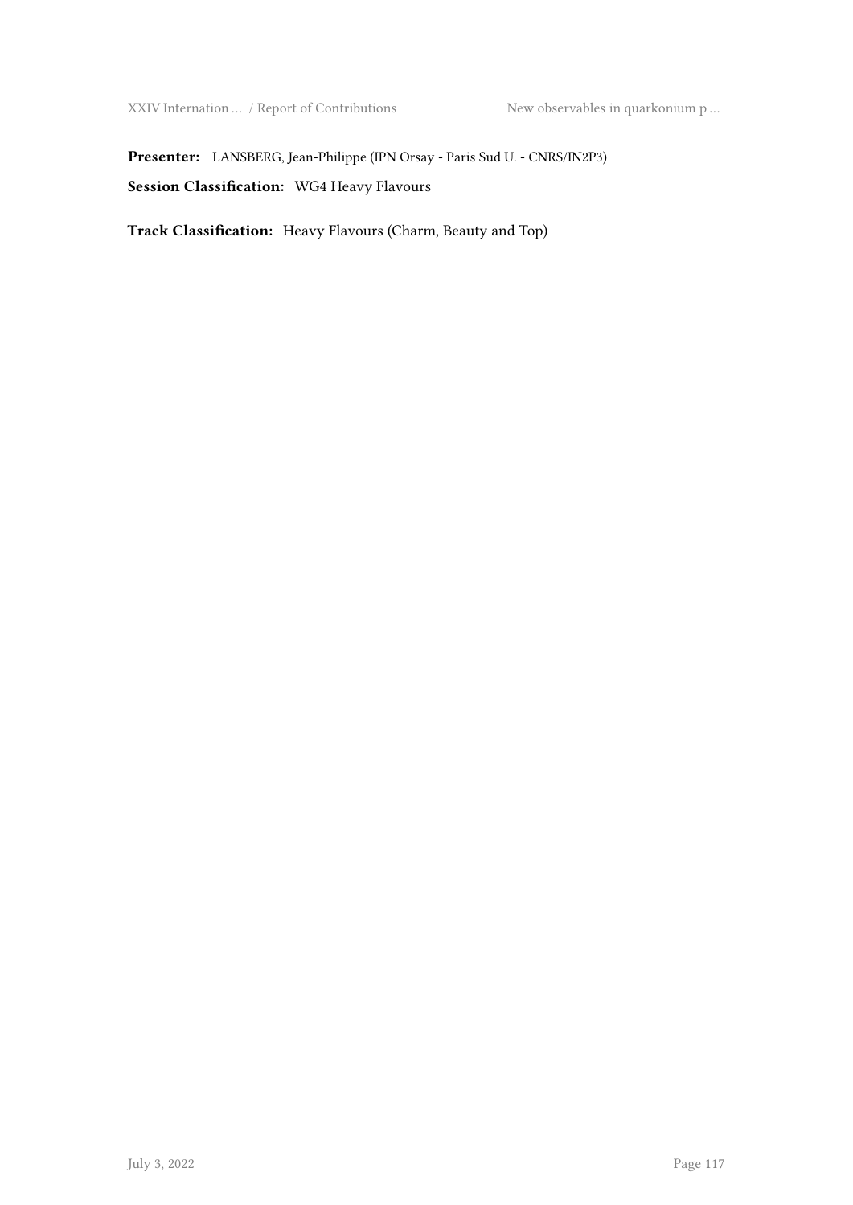**Presenter:** LANSBERG, Jean-Philippe (IPN Orsay - Paris Sud U. - CNRS/IN2P3)

**Session Classification:** WG4 Heavy Flavours

**Track Classification:** Heavy Flavours (Charm, Beauty and Top)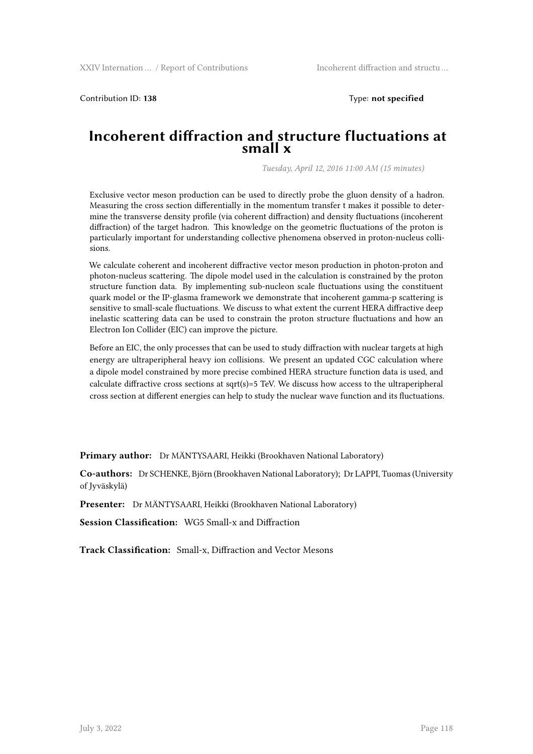Contribution ID: **138**  Type: **not specified**

# Incoherent diffraction and structure fluctuations at small x

*Tuesday, April 12, 2016 11:00 AM (15 minutes)*

Exclusive vector meson production can be used to directly probe the gluon density of a hadron. Measuring the cross section differentially in the momentum transfer t makes it possible to determine the transverse density profile (via coherent diffraction) and density fluctuations (incoherent diffraction) of the target hadron. This knowledge on the geometric fluctuations of the proton is particularly important for understanding collective phenomena observed in proton-nucleus collisions.

We calculate coherent and incoherent diffractive vector meson production in photon-proton and photon-nucleus scattering. The dipole model used in the calculation is constrained by the proton structure function data. By implementing sub-nucleon scale fluctuations using the constituent quark model or the IP-glasma framework we demonstrate that incoherent gamma-p scattering is sensitive to small-scale fluctuations. We discuss to what extent the current HERA diffractive deep inelastic scattering data can be used to constrain the proton structure fluctuations and how an Electron Ion Collider (EIC) can improve the picture.

Before an EIC, the only processes that can be used to study diffraction with nuclear targets at high energy are ultraperipheral heavy ion collisions. We present an updated CGC calculation where a dipole model constrained by more precise combined HERA structure function data is used, and calculate diffractive cross sections at sqrt(s)=5 TeV. We discuss how access to the ultraperipheral cross section at different energies can help to study the nuclear wave function and its fluctuations.

**Primary author:** Dr MÄNTYSAARI, Heikki (Brookhaven National Laboratory)

**Co-authors:** Dr SCHENKE, Björn (Brookhaven National Laboratory); Dr LAPPI, Tuomas (University of Jyväskylä)

**Presenter:** Dr MÄNTYSAARI, Heikki (Brookhaven National Laboratory)

**Session Classification:** WG5 Small-x and Diffraction

**Track Classification:** Small-x, Diffraction and Vector Mesons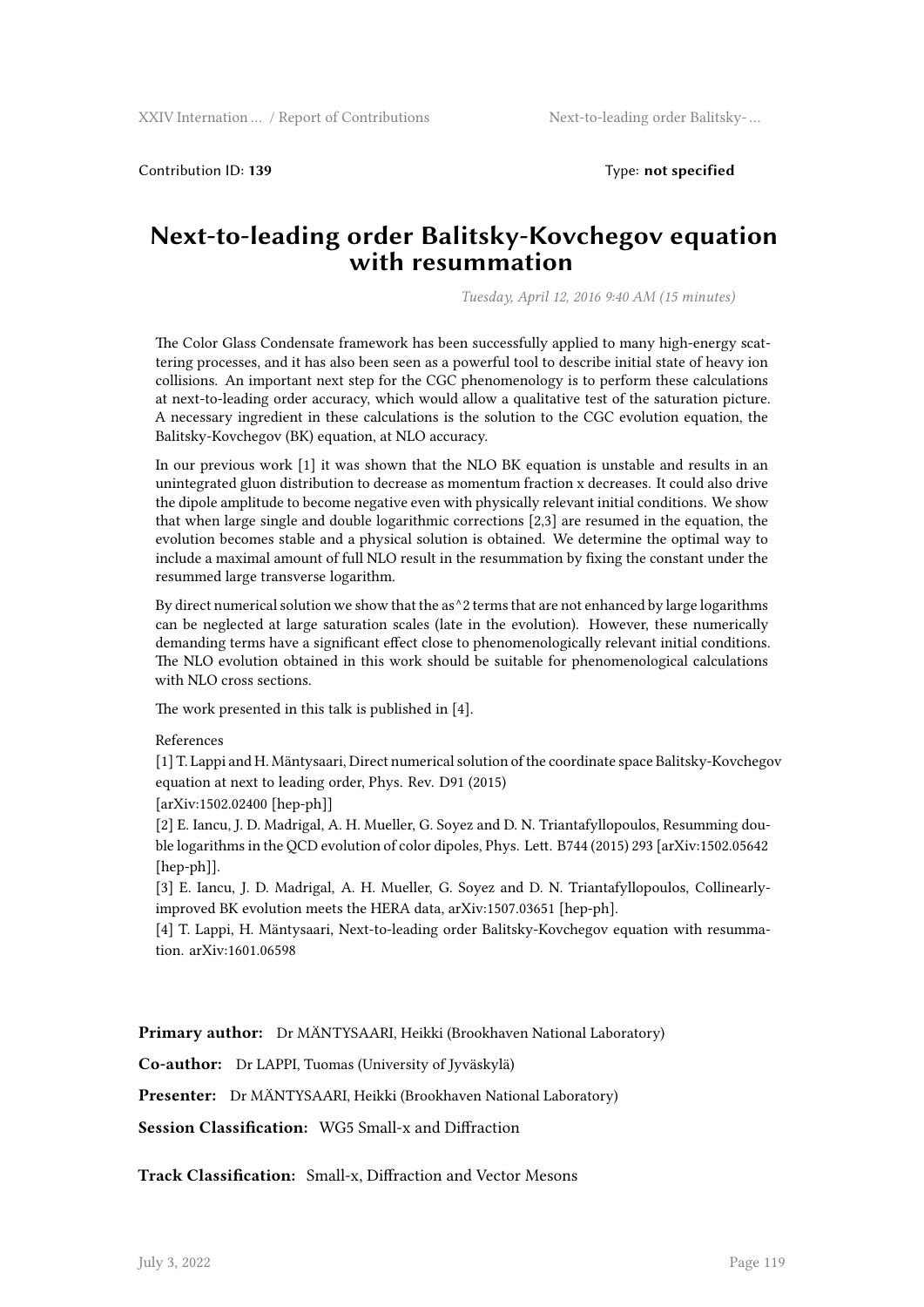Contribution ID: **139** Type: **not specified**

# Next-to-leading order Balitsky-Kovchegov equation with resummation

*Tuesday, April 12, 2016 9:40 AM (15 minutes)*

The Color Glass Condensate framework has been successfully applied to many high-energy scattering processes, and it has also been seen as a powerful tool to describe initial state of heavy ion collisions. An important next step for the CGC phenomenology is to perform these calculations at next-to-leading order accuracy, which would allow a qualitative test of the saturation picture. A necessary ingredient in these calculations is the solution to the CGC evolution equation, the Balitsky-Kovchegov (BK) equation, at NLO accuracy.

In our previous work [1] it was shown that the NLO BK equation is unstable and results in an unintegrated gluon distribution to decrease as momentum fraction x decreases. It could also drive the dipole amplitude to become negative even with physically relevant initial conditions. We show that when large single and double logarithmic corrections [2,3] are resumed in the equation, the evolution becomes stable and a physical solution is obtained. We determine the optimal way to include a maximal amount of full NLO result in the resummation by fixing the constant under the resummed large transverse logarithm.

By direct numerical solution we show that the as^2 terms that are not enhanced by large logarithms can be neglected at large saturation scales (late in the evolution). However, these numerically demanding terms have a significant effect close to phenomenologically relevant initial conditions. The NLO evolution obtained in this work should be suitable for phenomenological calculations with NLO cross sections.

The work presented in this talk is published in [4].

References

[1] T. Lappi and H. Mäntysaari, Direct numerical solution of the coordinate space Balitsky-Kovchegov equation at next to leading order, Phys. Rev. D91 (2015)
[arXiv:1502.02400 [hep-ph]]

[2] E. Iancu, J. D. Madrigal, A. H. Mueller, G. Soyez and D. N. Triantafyllopoulos, Resumming double logarithms in the QCD evolution of color dipoles, Phys. Lett. B744 (2015) 293 [arXiv:1502.05642 [hep-ph]].

[3] E. Iancu, J. D. Madrigal, A. H. Mueller, G. Soyez and D. N. Triantafyllopoulos, Collinearly-improved BK evolution meets the HERA data, arXiv:1507.03651 [hep-ph].

[4] T. Lappi, H. Mäntysaari, Next-to-leading order Balitsky-Kovchegov equation with resummation. arXiv:1601.06598

**Primary author:** Dr MÄNTYSAARI, Heikki (Brookhaven National Laboratory)

**Co-author:** Dr LAPPI, Tuomas (University of Jyväskylä)

**Presenter:** Dr MÄNTYSAARI, Heikki (Brookhaven National Laboratory)

**Session Classification:** WG5 Small-x and Diffraction

**Track Classification:** Small-x, Diffraction and Vector Mesons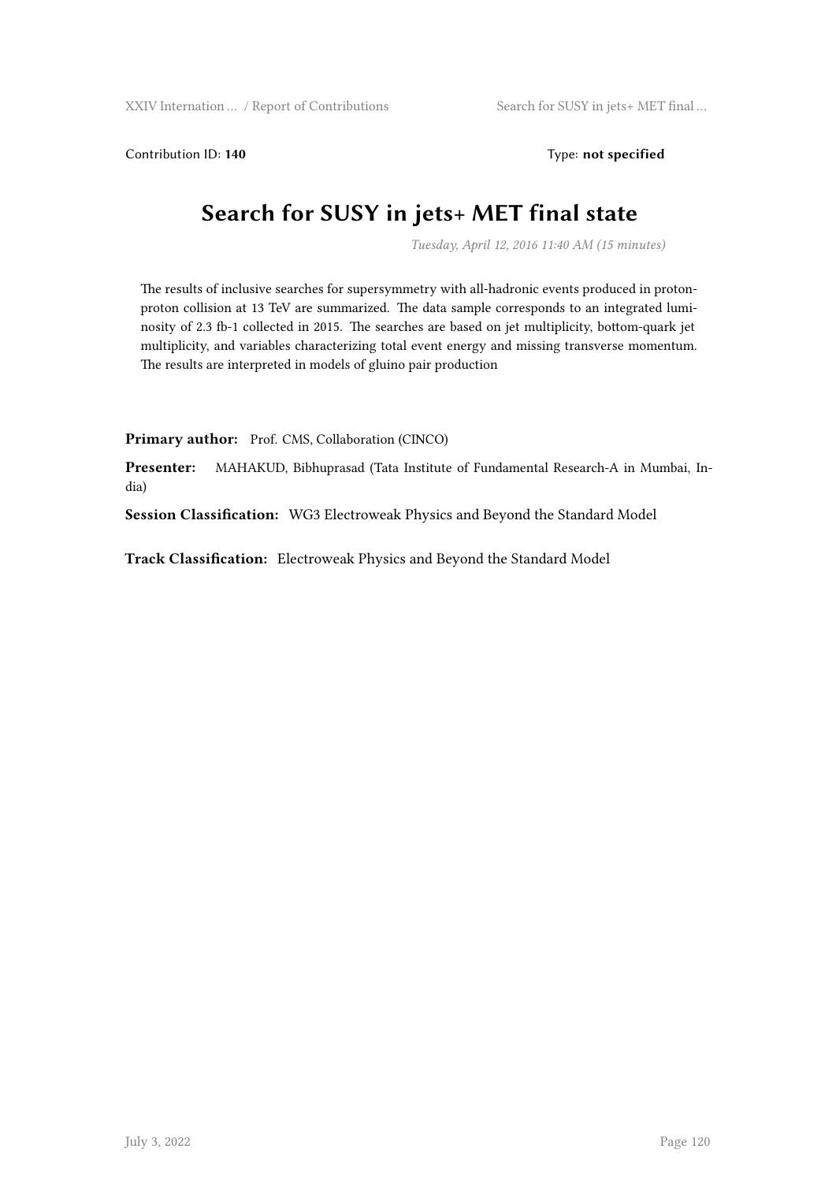Contribution ID: **140** Type: **not specified**

# Search for SUSY in jets+ MET final state

*Tuesday, April 12, 2016 11:40 AM (15 minutes)*

The results of inclusive searches for supersymmetry with all-hadronic events produced in proton-proton collision at 13 TeV are summarized. The data sample corresponds to an integrated luminosity of 2.3 fb-1 collected in 2015. The searches are based on jet multiplicity, bottom-quark jet multiplicity, and variables characterizing total event energy and missing transverse momentum. The results are interpreted in models of gluino pair production

**Primary author:** Prof. CMS, Collaboration (CINCO)

**Presenter:** MAHAKUD, Bibhuprasad (Tata Institute of Fundamental Research-A in Mumbai, India)

**Session Classification:** WG3 Electroweak Physics and Beyond the Standard Model

**Track Classification:** Electroweak Physics and Beyond the Standard Model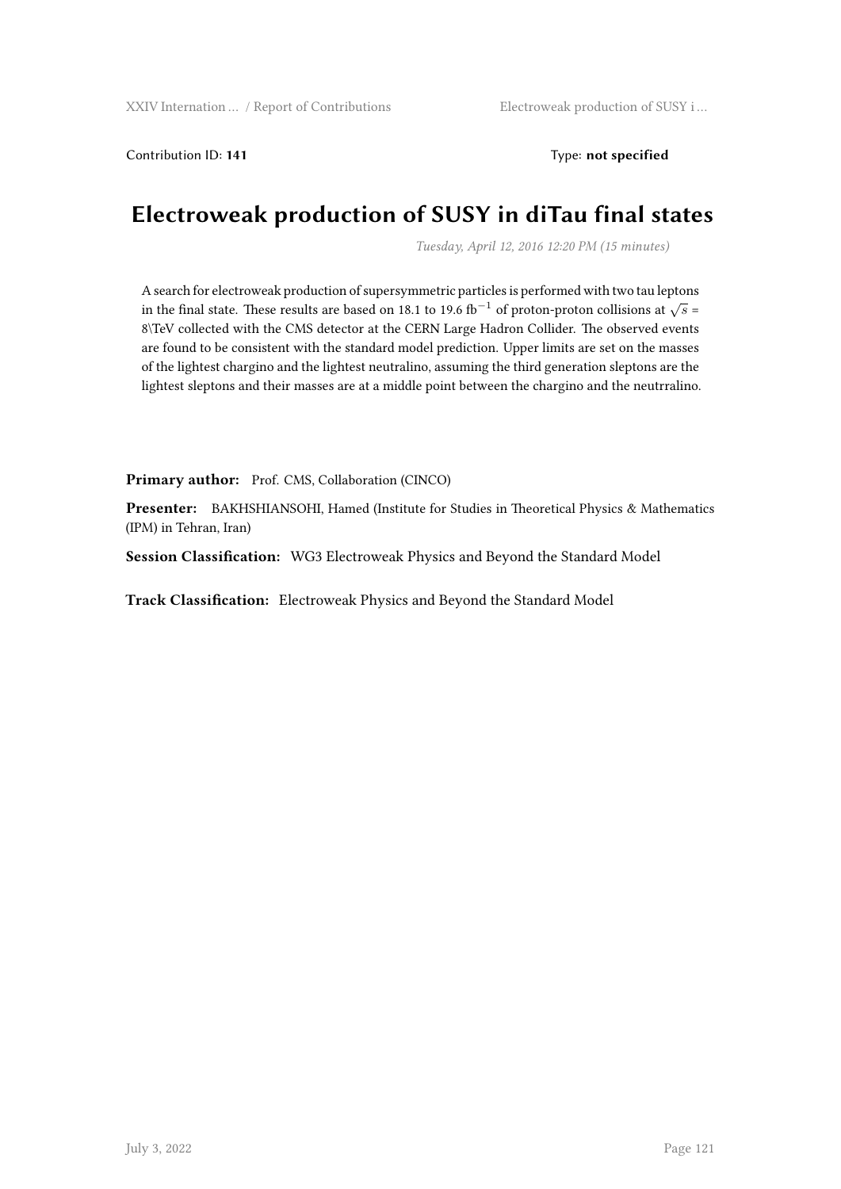Contribution ID: **141** Type: **not specified**

# Electroweak production of SUSY in diTau final states

*Tuesday, April 12, 2016 12:20 PM (15 minutes)*

A search for electroweak production of supersymmetric particles is performed with two tau leptons in the final state. These results are based on 18.1 to 19.6 $\mathrm{fb}^{-1}$ of proton-proton collisions at $\sqrt{s}$ = 8\TeV collected with the CMS detector at the CERN Large Hadron Collider. The observed events are found to be consistent with the standard model prediction. Upper limits are set on the masses of the lightest chargino and the lightest neutralino, assuming the third generation sleptons are the lightest sleptons and their masses are at a middle point between the chargino and the neutrralino.

**Primary author:** Prof. CMS, Collaboration (CINCO)

**Presenter:** BAKHSHIANSOHI, Hamed (Institute for Studies in Theoretical Physics & Mathematics (IPM) in Tehran, Iran)

**Session Classification:** WG3 Electroweak Physics and Beyond the Standard Model

**Track Classification:** Electroweak Physics and Beyond the Standard Model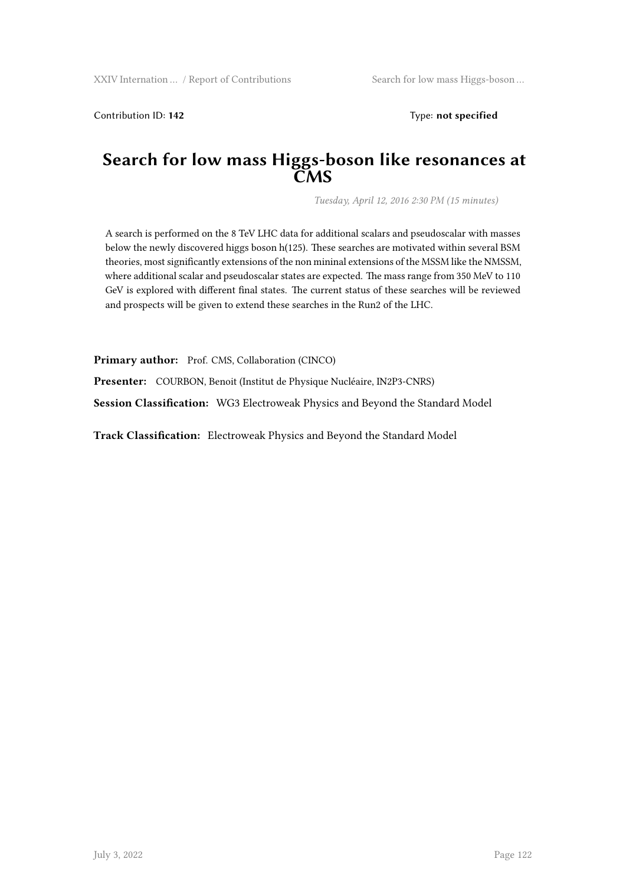Contribution ID: **142** Type: **not specified**

# Search for low mass Higgs-boson like resonances at CMS

*Tuesday, April 12, 2016 2:30 PM (15 minutes)*

A search is performed on the 8 TeV LHC data for additional scalars and pseudoscalar with masses below the newly discovered higgs boson h(125). These searches are motivated within several BSM theories, most significantly extensions of the non mininal extensions of the MSSM like the NMSSM, where additional scalar and pseudoscalar states are expected. The mass range from 350 MeV to 110 GeV is explored with different final states. The current status of these searches will be reviewed and prospects will be given to extend these searches in the Run2 of the LHC.

**Primary author:** Prof. CMS, Collaboration (CINCO)

**Presenter:** COURBON, Benoit (Institut de Physique Nucléaire, IN2P3-CNRS)

**Session Classification:** WG3 Electroweak Physics and Beyond the Standard Model

**Track Classification:** Electroweak Physics and Beyond the Standard Model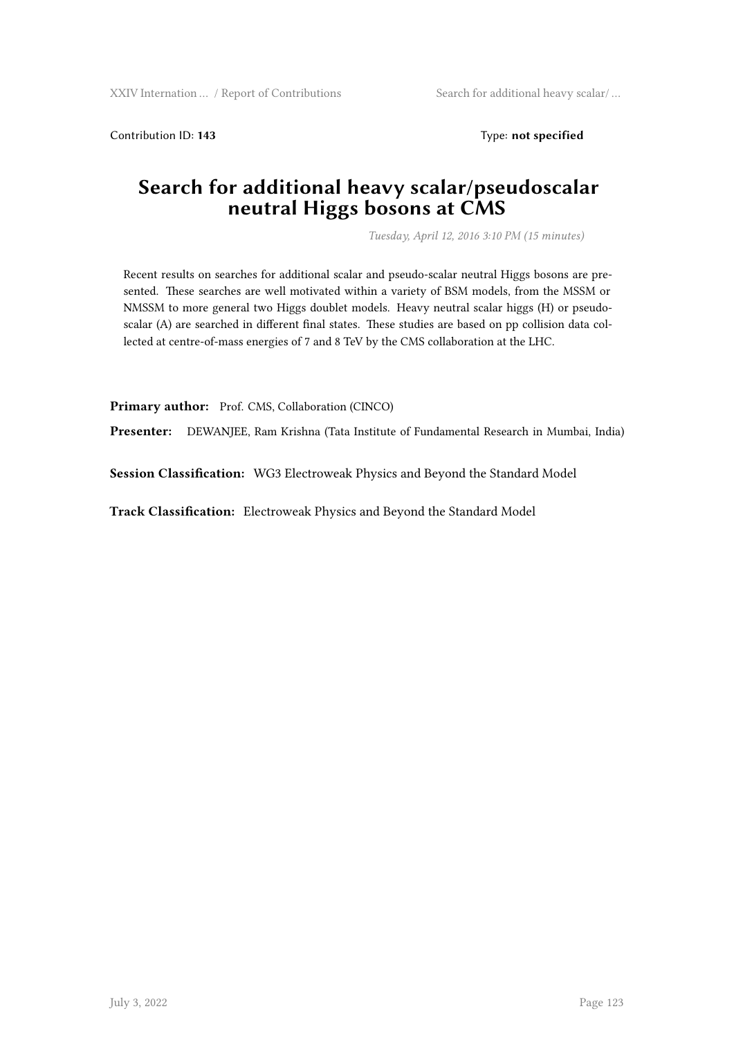Contribution ID: **143** Type: **not specified**

# Search for additional heavy scalar/pseudoscalar neutral Higgs bosons at CMS

*Tuesday, April 12, 2016 3:10 PM (15 minutes)*

Recent results on searches for additional scalar and pseudo-scalar neutral Higgs bosons are presented. These searches are well motivated within a variety of BSM models, from the MSSM or NMSSM to more general two Higgs doublet models. Heavy neutral scalar higgs (H) or pseudoscalar (A) are searched in different final states. These studies are based on pp collision data collected at centre-of-mass energies of 7 and 8 TeV by the CMS collaboration at the LHC.

**Primary author:** Prof. CMS, Collaboration (CINCO)

**Presenter:** DEWANJEE, Ram Krishna (Tata Institute of Fundamental Research in Mumbai, India)

**Session Classification:** WG3 Electroweak Physics and Beyond the Standard Model

**Track Classification:** Electroweak Physics and Beyond the Standard Model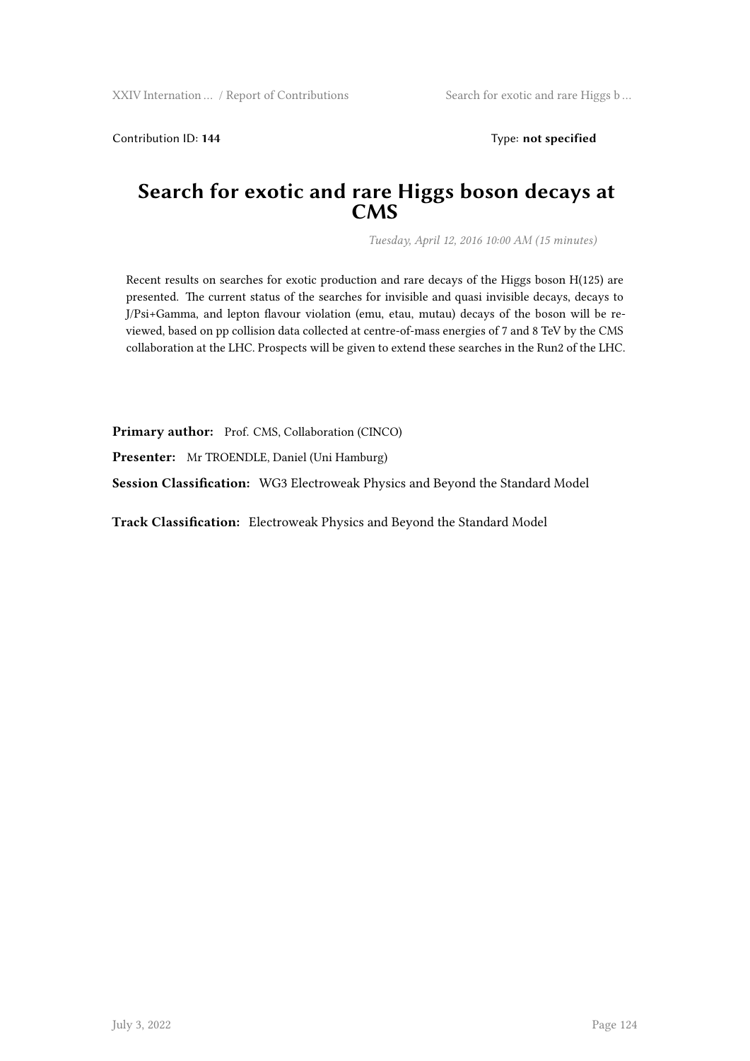Contribution ID: **144** Type: **not specified**

# Search for exotic and rare Higgs boson decays at CMS

*Tuesday, April 12, 2016 10:00 AM (15 minutes)*

Recent results on searches for exotic production and rare decays of the Higgs boson H(125) are presented. The current status of the searches for invisible and quasi invisible decays, decays to J/Psi+Gamma, and lepton flavour violation (emu, etau, mutau) decays of the boson will be reviewed, based on pp collision data collected at centre-of-mass energies of 7 and 8 TeV by the CMS collaboration at the LHC. Prospects will be given to extend these searches in the Run2 of the LHC.

**Primary author:** Prof. CMS, Collaboration (CINCO)

**Presenter:** Mr TROENDLE, Daniel (Uni Hamburg)

**Session Classification:** WG3 Electroweak Physics and Beyond the Standard Model

**Track Classification:** Electroweak Physics and Beyond the Standard Model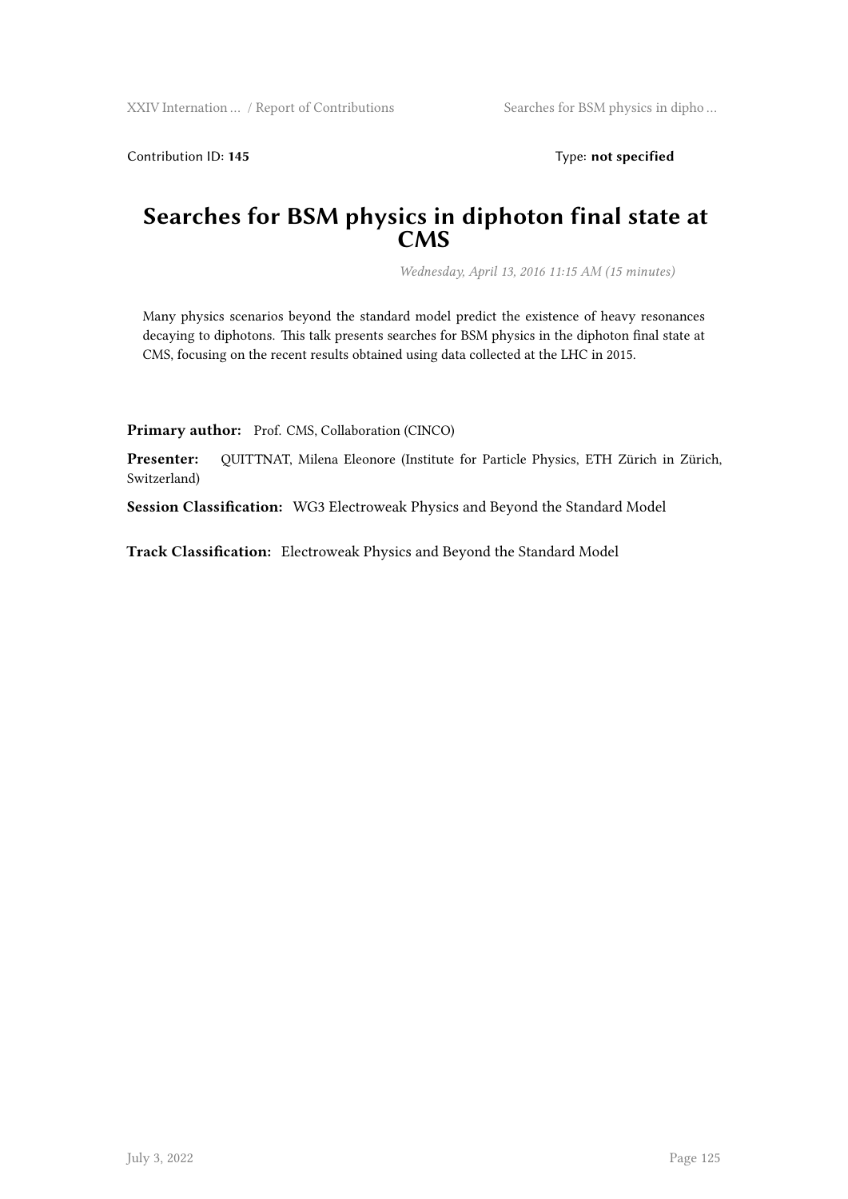Contribution ID: **145** Type: **not specified**

# Searches for BSM physics in diphoton final state at CMS

*Wednesday, April 13, 2016 11:15 AM (15 minutes)*

Many physics scenarios beyond the standard model predict the existence of heavy resonances decaying to diphotons. This talk presents searches for BSM physics in the diphoton final state at CMS, focusing on the recent results obtained using data collected at the LHC in 2015.

**Primary author:** Prof. CMS, Collaboration (CINCO)

**Presenter:** QUITTNAT, Milena Eleonore (Institute for Particle Physics, ETH Zürich in Zürich, Switzerland)

**Session Classification:** WG3 Electroweak Physics and Beyond the Standard Model

**Track Classification:** Electroweak Physics and Beyond the Standard Model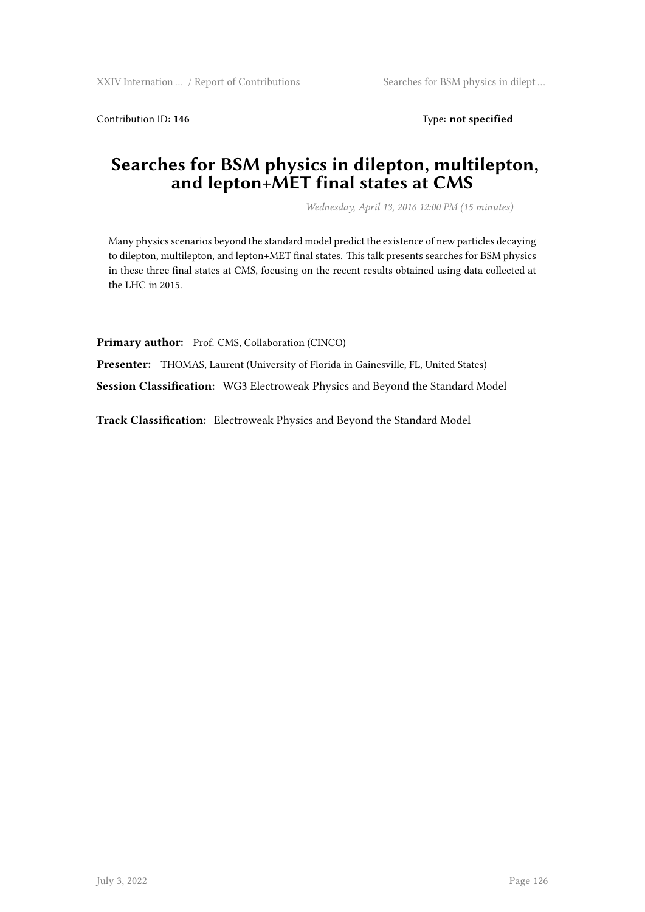Contribution ID: **146** Type: **not specified**

# Searches for BSM physics in dilepton, multilepton, and lepton+MET final states at CMS

*Wednesday, April 13, 2016 12:00 PM (15 minutes)*

Many physics scenarios beyond the standard model predict the existence of new particles decaying to dilepton, multilepton, and lepton+MET final states. This talk presents searches for BSM physics in these three final states at CMS, focusing on the recent results obtained using data collected at the LHC in 2015.

**Primary author:** Prof. CMS, Collaboration (CINCO)

**Presenter:** THOMAS, Laurent (University of Florida in Gainesville, FL, United States)

**Session Classification:** WG3 Electroweak Physics and Beyond the Standard Model

**Track Classification:** Electroweak Physics and Beyond the Standard Model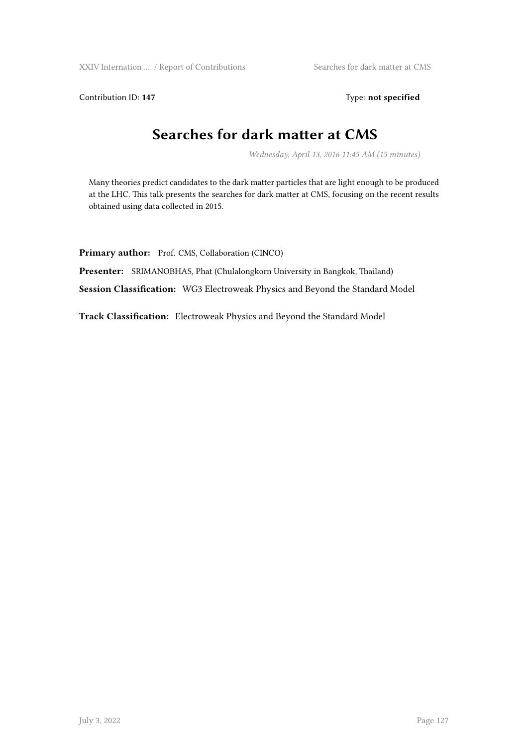Contribution ID: **147**

Type: **not specified**

# Searches for dark matter at CMS

*Wednesday, April 13, 2016 11:45 AM (15 minutes)*

Many theories predict candidates to the dark matter particles that are light enough to be produced at the LHC. This talk presents the searches for dark matter at CMS, focusing on the recent results obtained using data collected in 2015.

**Primary author:** Prof. CMS, Collaboration (CINCO)

**Presenter:** SRIMANOBHAS, Phat (Chulalongkorn University in Bangkok, Thailand)

**Session Classification:** WG3 Electroweak Physics and Beyond the Standard Model

**Track Classification:** Electroweak Physics and Beyond the Standard Model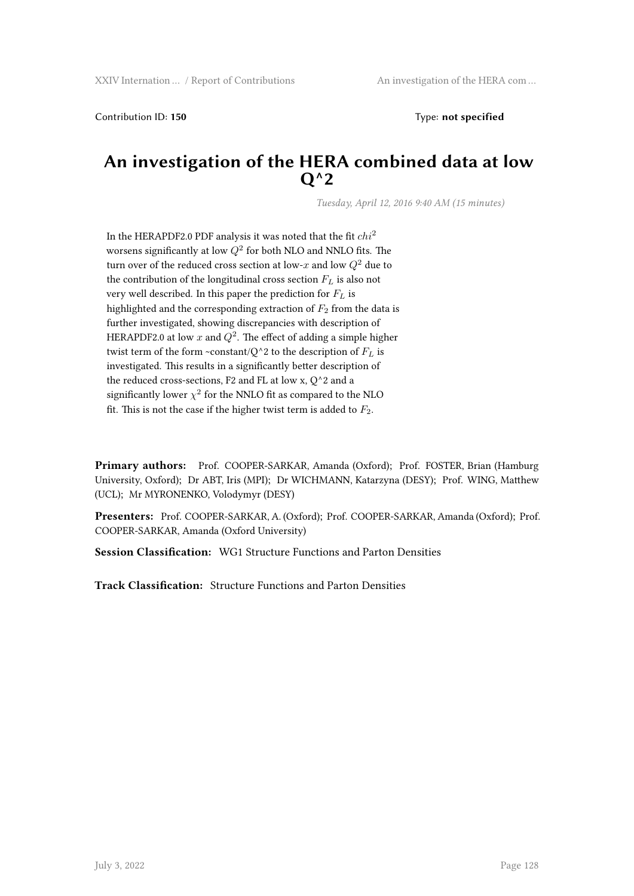Contribution ID: **150** Type: **not specified**

# An investigation of the HERA combined data at low Q^2

*Tuesday, April 12, 2016 9:40 AM (15 minutes)*

In the HERAPDF2.0 PDF analysis it was noted that the fit $chi^2$ worsens significantly at low $Q^2$ for both NLO and NNLO fits. The turn over of the reduced cross section at low-$x$ and low $Q^2$ due to the contribution of the longitudinal cross section $F_L$ is also not very well described. In this paper the prediction for $F_L$ is highlighted and the corresponding extraction of $F_2$ from the data is further investigated, showing discrepancies with description of HERAPDF2.0 at low $x$ and $Q^2$. The effect of adding a simple higher twist term of the form ~constant/Q^2 to the description of $F_L$ is investigated. This results in a significantly better description of the reduced cross-sections, F2 and FL at low x, Q^2 and a significantly lower $\chi^2$ for the NNLO fit as compared to the NLO fit. This is not the case if the higher twist term is added to $F_2$.

**Primary authors:** Prof. COOPER-SARKAR, Amanda (Oxford); Prof. FOSTER, Brian (Hamburg University, Oxford); Dr ABT, Iris (MPI); Dr WICHMANN, Katarzyna (DESY); Prof. WING, Matthew (UCL); Mr MYRONENKO, Volodymyr (DESY)

**Presenters:** Prof. COOPER-SARKAR, A. (Oxford); Prof. COOPER-SARKAR, Amanda (Oxford); Prof. COOPER-SARKAR, Amanda (Oxford University)

**Session Classification:** WG1 Structure Functions and Parton Densities

**Track Classification:** Structure Functions and Parton Densities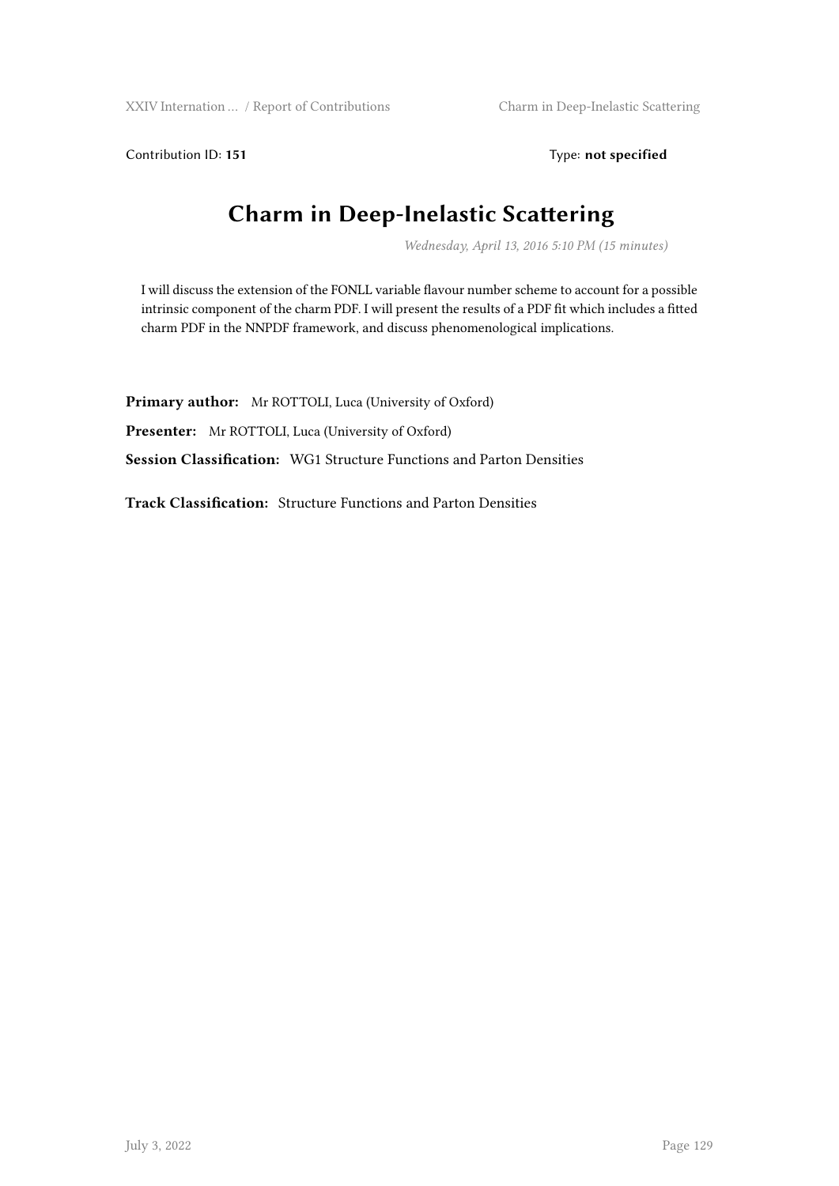Contribution ID: **151** Type: **not specified**

# Charm in Deep-Inelastic Scattering

*Wednesday, April 13, 2016 5:10 PM (15 minutes)*

I will discuss the extension of the FONLL variable flavour number scheme to account for a possible intrinsic component of the charm PDF. I will present the results of a PDF fit which includes a fitted charm PDF in the NNPDF framework, and discuss phenomenological implications.

**Primary author:** Mr ROTTOLI, Luca (University of Oxford)

**Presenter:** Mr ROTTOLI, Luca (University of Oxford)

**Session Classification:** WG1 Structure Functions and Parton Densities

**Track Classification:** Structure Functions and Parton Densities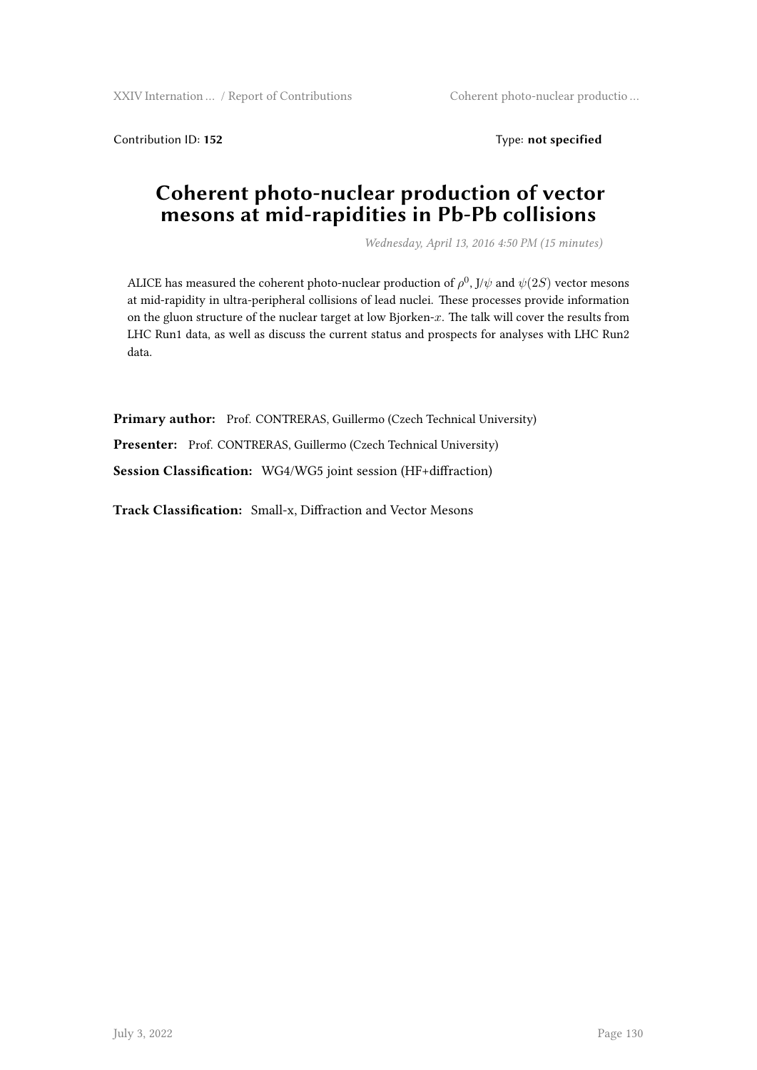Contribution ID: **152** Type: **not specified**

# Coherent photo-nuclear production of vector mesons at mid-rapidities in Pb-Pb collisions

*Wednesday, April 13, 2016 4:50 PM (15 minutes)*

ALICE has measured the coherent photo-nuclear production of $\rho^0$, J/$\psi$ and $\psi(2S)$ vector mesons at mid-rapidity in ultra-peripheral collisions of lead nuclei. These processes provide information on the gluon structure of the nuclear target at low Bjorken-$x$. The talk will cover the results from LHC Run1 data, as well as discuss the current status and prospects for analyses with LHC Run2 data.

**Primary author:** Prof. CONTRERAS, Guillermo (Czech Technical University)

**Presenter:** Prof. CONTRERAS, Guillermo (Czech Technical University)

**Session Classification:** WG4/WG5 joint session (HF+diffraction)

**Track Classification:** Small-x, Diffraction and Vector Mesons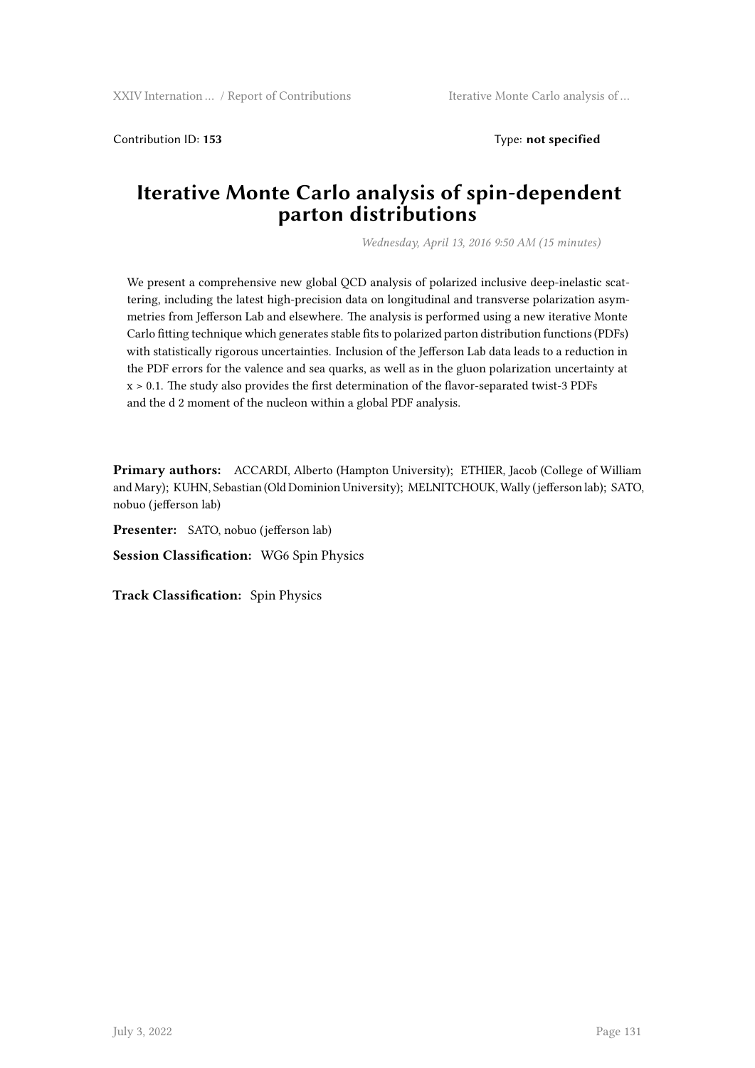Contribution ID: **153** Type: **not specified**

# Iterative Monte Carlo analysis of spin-dependent parton distributions

*Wednesday, April 13, 2016 9:50 AM (15 minutes)*

We present a comprehensive new global QCD analysis of polarized inclusive deep-inelastic scattering, including the latest high-precision data on longitudinal and transverse polarization asymmetries from Jefferson Lab and elsewhere. The analysis is performed using a new iterative Monte Carlo fitting technique which generates stable fits to polarized parton distribution functions (PDFs) with statistically rigorous uncertainties. Inclusion of the Jefferson Lab data leads to a reduction in the PDF errors for the valence and sea quarks, as well as in the gluon polarization uncertainty at $x > 0.1$. The study also provides the first determination of the flavor-separated twist-3 PDFs and the d 2 moment of the nucleon within a global PDF analysis.

**Primary authors:** ACCARDI, Alberto (Hampton University); ETHIER, Jacob (College of William and Mary); KUHN, Sebastian (Old Dominion University); MELNITCHOUK, Wally (jefferson lab); SATO, nobuo (jefferson lab)

**Presenter:** SATO, nobuo (jefferson lab)

**Session Classification:** WG6 Spin Physics

**Track Classification:** Spin Physics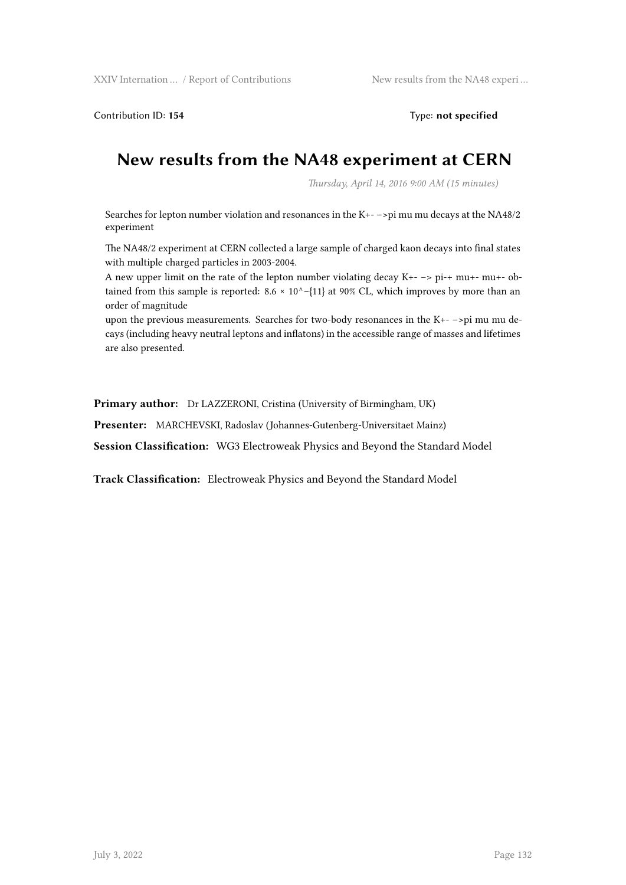Contribution ID: **154** Type: **not specified**

# New results from the NA48 experiment at CERN

*Thursday, April 14, 2016 9:00 AM (15 minutes)*

Searches for lepton number violation and resonances in the K+- −>pi mu mu decays at the NA48/2 experiment

The NA48/2 experiment at CERN collected a large sample of charged kaon decays into final states with multiple charged particles in 2003-2004.
A new upper limit on the rate of the lepton number violating decay K+- −> pi-+ mu+- mu+- obtained from this sample is reported: 8.6 × 10^−{11} at 90% CL, which improves by more than an order of magnitude
upon the previous measurements. Searches for two-body resonances in the K+- −>pi mu mu decays (including heavy neutral leptons and inflatons) in the accessible range of masses and lifetimes are also presented.

**Primary author:** Dr LAZZERONI, Cristina (University of Birmingham, UK)

**Presenter:** MARCHEVSKI, Radoslav (Johannes-Gutenberg-Universitaet Mainz)

**Session Classification:** WG3 Electroweak Physics and Beyond the Standard Model

**Track Classification:** Electroweak Physics and Beyond the Standard Model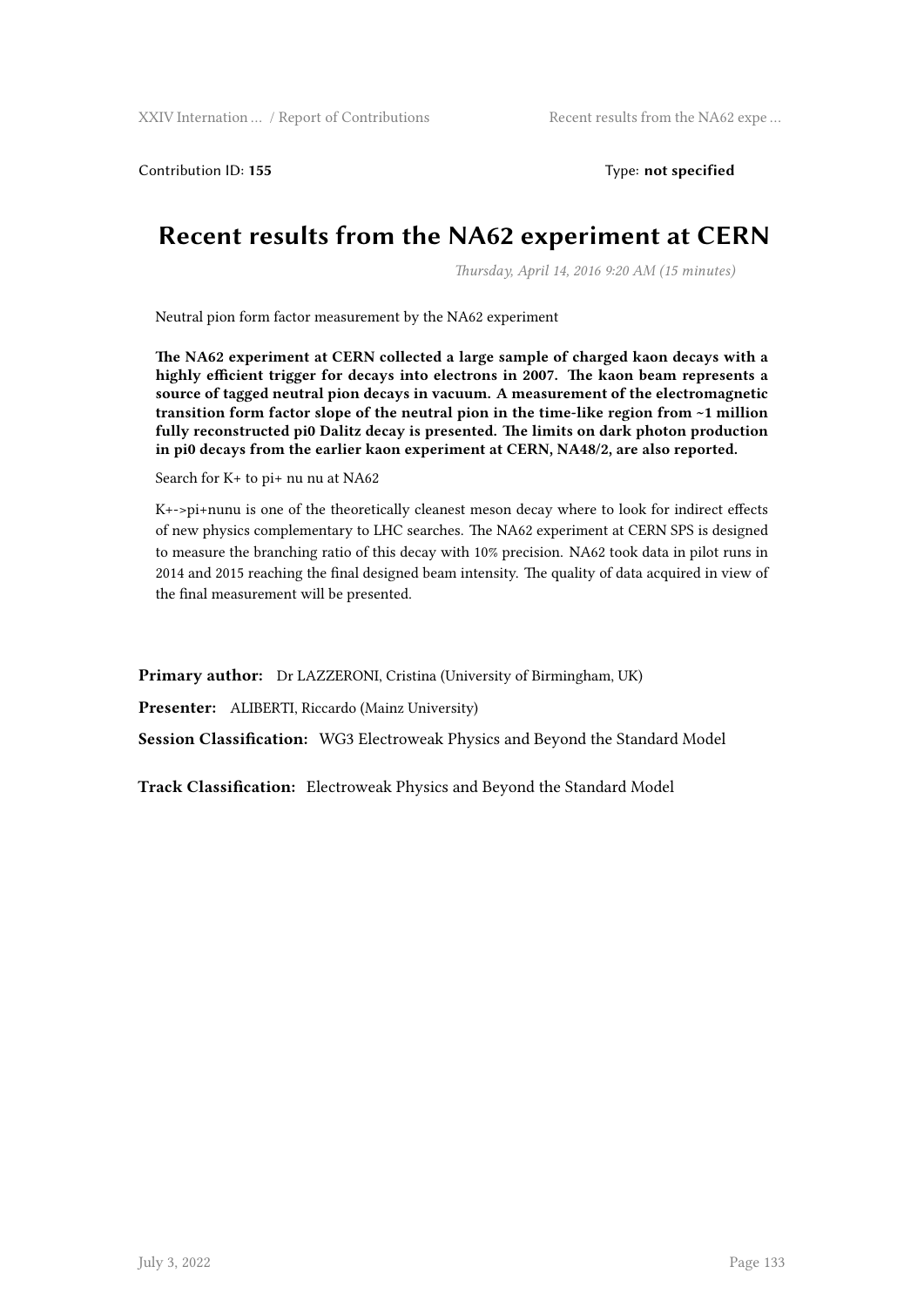Contribution ID: **155** Type: **not specified**

# Recent results from the NA62 experiment at CERN

*Thursday, April 14, 2016 9:20 AM (15 minutes)*

Neutral pion form factor measurement by the NA62 experiment

**The NA62 experiment at CERN collected a large sample of charged kaon decays with a highly efficient trigger for decays into electrons in 2007. The kaon beam represents a source of tagged neutral pion decays in vacuum. A measurement of the electromagnetic transition form factor slope of the neutral pion in the time-like region from ~1 million fully reconstructed pi0 Dalitz decay is presented. The limits on dark photon production in pi0 decays from the earlier kaon experiment at CERN, NA48/2, are also reported.**

Search for K+ to pi+ nu nu at NA62

K+->pi+nunu is one of the theoretically cleanest meson decay where to look for indirect effects of new physics complementary to LHC searches. The NA62 experiment at CERN SPS is designed to measure the branching ratio of this decay with 10% precision. NA62 took data in pilot runs in 2014 and 2015 reaching the final designed beam intensity. The quality of data acquired in view of the final measurement will be presented.

**Primary author:** Dr LAZZERONI, Cristina (University of Birmingham, UK)

**Presenter:** ALIBERTI, Riccardo (Mainz University)

**Session Classification:** WG3 Electroweak Physics and Beyond the Standard Model

**Track Classification:** Electroweak Physics and Beyond the Standard Model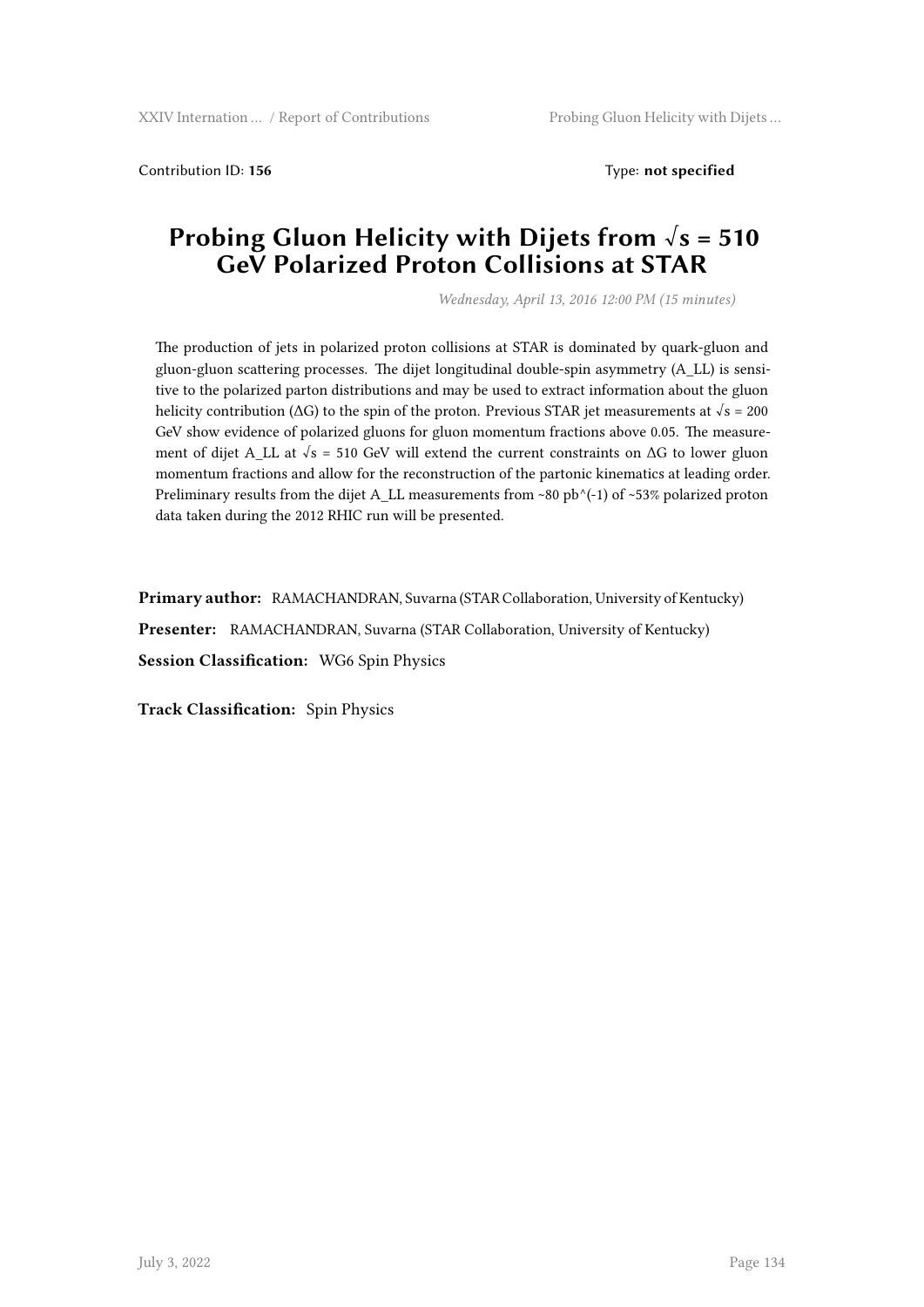Contribution ID: **156** Type: **not specified**

# Probing Gluon Helicity with Dijets from $\sqrt{s}$ = 510 GeV Polarized Proton Collisions at STAR

*Wednesday, April 13, 2016 12:00 PM (15 minutes)*

The production of jets in polarized proton collisions at STAR is dominated by quark-gluon and gluon-gluon scattering processes. The dijet longitudinal double-spin asymmetry ($A_{LL}$) is sensitive to the polarized parton distributions and may be used to extract information about the gluon helicity contribution ($\Delta G$) to the spin of the proton. Previous STAR jet measurements at $\sqrt{s}$ = 200 GeV show evidence of polarized gluons for gluon momentum fractions above 0.05. The measurement of dijet $A_{LL}$ at $\sqrt{s}$ = 510 GeV will extend the current constraints on $\Delta G$ to lower gluon momentum fractions and allow for the reconstruction of the partonic kinematics at leading order. Preliminary results from the dijet $A_{LL}$ measurements from ~80 $pb^{-1}$ of ~53% polarized proton data taken during the 2012 RHIC run will be presented.

**Primary author:** RAMACHANDRAN, Suvarna (STAR Collaboration, University of Kentucky)

**Presenter:** RAMACHANDRAN, Suvarna (STAR Collaboration, University of Kentucky)

**Session Classification:** WG6 Spin Physics

**Track Classification:** Spin Physics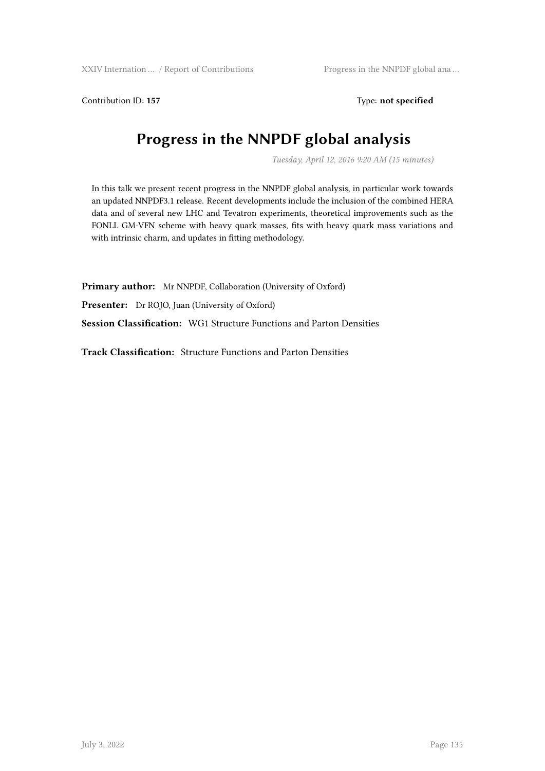Contribution ID: **157** Type: **not specified**

# Progress in the NNPDF global analysis

*Tuesday, April 12, 2016 9:20 AM (15 minutes)*

In this talk we present recent progress in the NNPDF global analysis, in particular work towards an updated NNPDF3.1 release. Recent developments include the inclusion of the combined HERA data and of several new LHC and Tevatron experiments, theoretical improvements such as the FONLL GM-VFN scheme with heavy quark masses, fits with heavy quark mass variations and with intrinsic charm, and updates in fitting methodology.

**Primary author:** Mr NNPDF, Collaboration (University of Oxford)

**Presenter:** Dr ROJO, Juan (University of Oxford)

**Session Classification:** WG1 Structure Functions and Parton Densities

**Track Classification:** Structure Functions and Parton Densities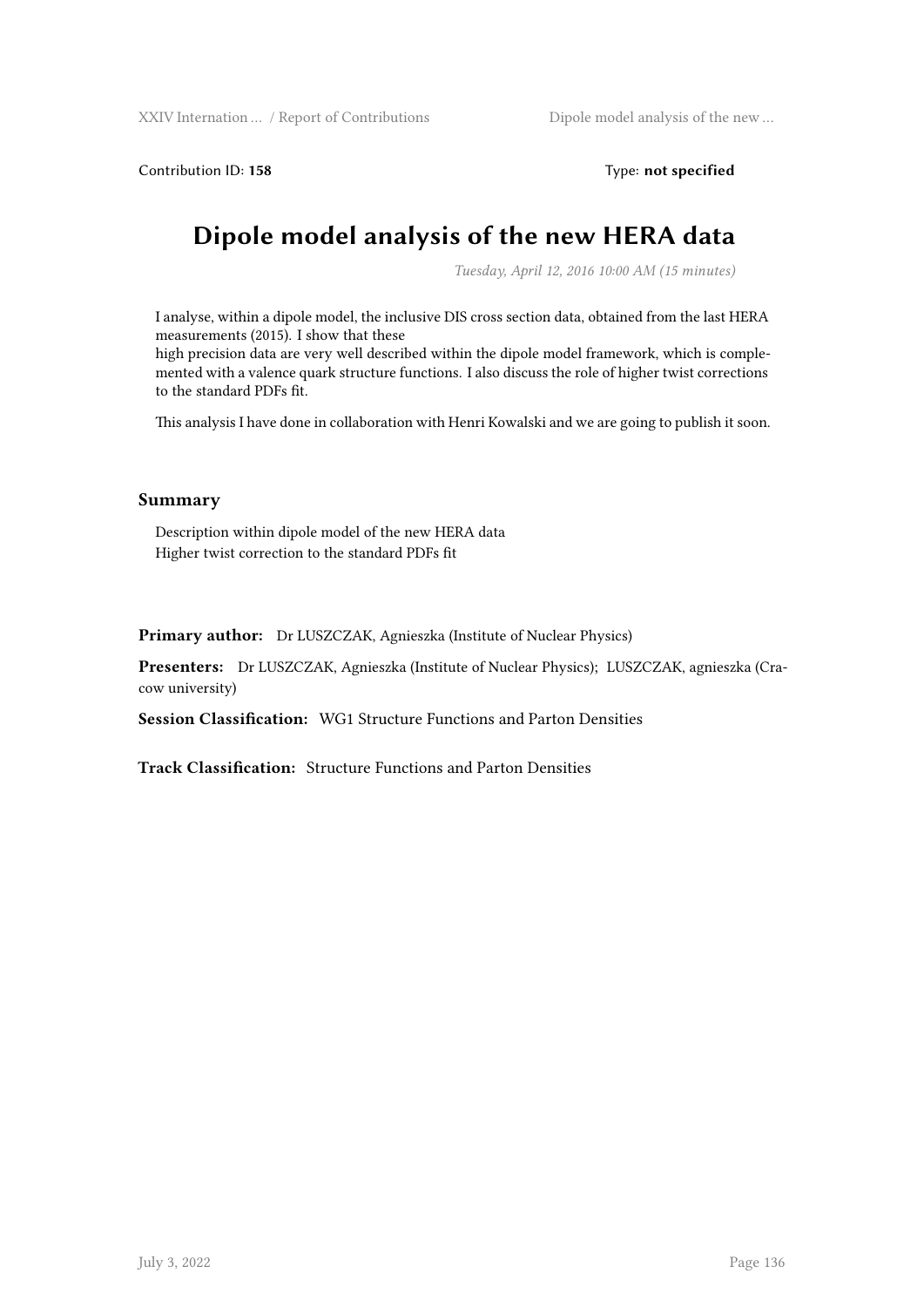Contribution ID: **158** Type: **not specified**

# Dipole model analysis of the new HERA data

*Tuesday, April 12, 2016 10:00 AM (15 minutes)*

I analyse, within a dipole model, the inclusive DIS cross section data, obtained from the last HERA measurements (2015). I show that these
high precision data are very well described within the dipole model framework, which is complemented with a valence quark structure functions. I also discuss the role of higher twist corrections to the standard PDFs fit.

This analysis I have done in collaboration with Henri Kowalski and we are going to publish it soon.

## Summary

Description within dipole model of the new HERA data
Higher twist correction to the standard PDFs fit

**Primary author:** Dr LUSZCZAK, Agnieszka (Institute of Nuclear Physics)

**Presenters:** Dr LUSZCZAK, Agnieszka (Institute of Nuclear Physics); LUSZCZAK, agnieszka (Cracow university)

**Session Classification:** WG1 Structure Functions and Parton Densities

**Track Classification:** Structure Functions and Parton Densities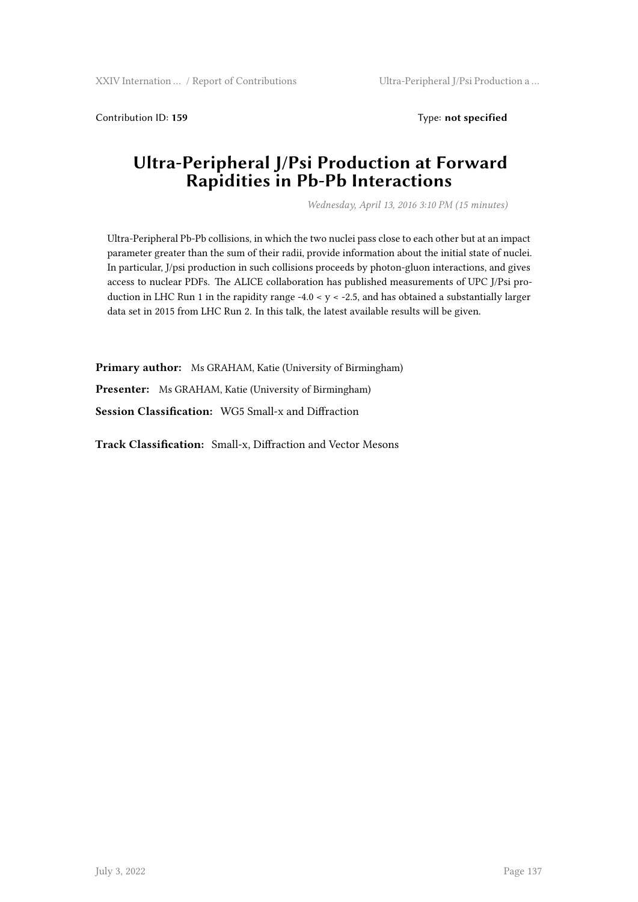Contribution ID: **159** Type: **not specified**

# Ultra-Peripheral J/Psi Production at Forward Rapidities in Pb-Pb Interactions

*Wednesday, April 13, 2016 3:10 PM (15 minutes)*

Ultra-Peripheral Pb-Pb collisions, in which the two nuclei pass close to each other but at an impact parameter greater than the sum of their radii, provide information about the initial state of nuclei. In particular, J/psi production in such collisions proceeds by photon-gluon interactions, and gives access to nuclear PDFs. The ALICE collaboration has published measurements of UPC J/Psi production in LHC Run 1 in the rapidity range $-4.0 < y < -2.5$, and has obtained a substantially larger data set in 2015 from LHC Run 2. In this talk, the latest available results will be given.

**Primary author:** Ms GRAHAM, Katie (University of Birmingham)

**Presenter:** Ms GRAHAM, Katie (University of Birmingham)

**Session Classification:** WG5 Small-x and Diffraction

**Track Classification:** Small-x, Diffraction and Vector Mesons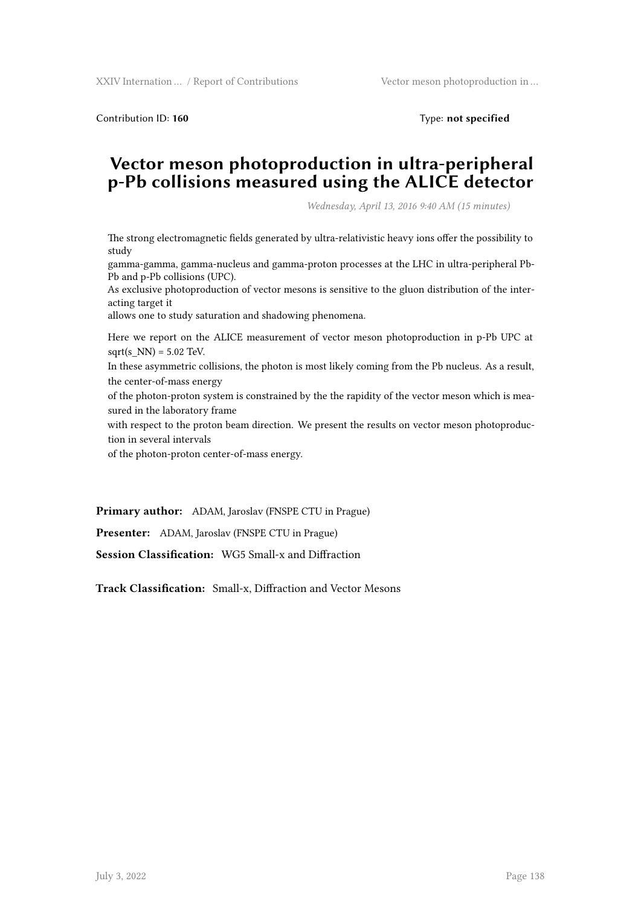Contribution ID: **160** Type: **not specified**

# Vector meson photoproduction in ultra-peripheral p-Pb collisions measured using the ALICE detector

*Wednesday, April 13, 2016 9:40 AM (15 minutes)*

The strong electromagnetic fields generated by ultra-relativistic heavy ions offer the possibility to study
gamma-gamma, gamma-nucleus and gamma-proton processes at the LHC in ultra-peripheral Pb-Pb and p-Pb collisions (UPC).
As exclusive photoproduction of vector mesons is sensitive to the gluon distribution of the interacting target it
allows one to study saturation and shadowing phenomena.

Here we report on the ALICE measurement of vector meson photoproduction in p-Pb UPC at sqrt(s_NN) = 5.02 TeV.
In these asymmetric collisions, the photon is most likely coming from the Pb nucleus. As a result, the center-of-mass energy
of the photon-proton system is constrained by the the rapidity of the vector meson which is measured in the laboratory frame
with respect to the proton beam direction. We present the results on vector meson photoproduction in several intervals
of the photon-proton center-of-mass energy.

**Primary author:** ADAM, Jaroslav (FNSPE CTU in Prague)

**Presenter:** ADAM, Jaroslav (FNSPE CTU in Prague)

**Session Classification:** WG5 Small-x and Diffraction

**Track Classification:** Small-x, Diffraction and Vector Mesons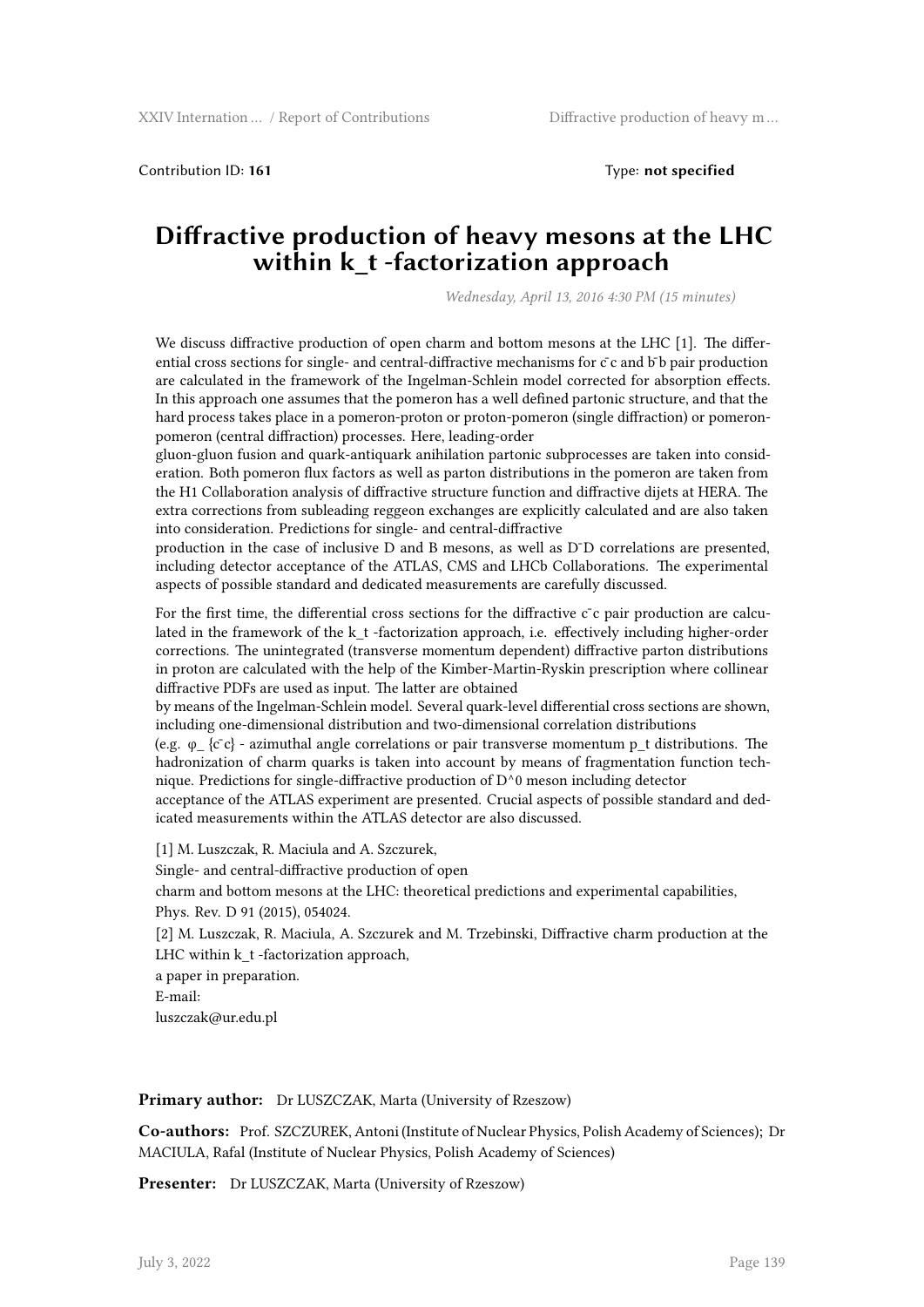Contribution ID: **161** Type: **not specified**

# Diffractive production of heavy mesons at the LHC within k_t -factorization approach

*Wednesday, April 13, 2016 4:30 PM (15 minutes)*

We discuss diffractive production of open charm and bottom mesons at the LHC [1]. The differential cross sections for single- and central-diffractive mechanisms for $c\bar{c}$ and $b\bar{b}$ pair production are calculated in the framework of the Ingelman-Schlein model corrected for absorption effects. In this approach one assumes that the pomeron has a well defined partonic structure, and that the hard process takes place in a pomeron-proton or proton-pomeron (single diffraction) or pomeron-pomeron (central diffraction) processes. Here, leading-order
gluon-gluon fusion and quark-antiquark anihilation partonic subprocesses are taken into consideration. Both pomeron flux factors as well as parton distributions in the pomeron are taken from the H1 Collaboration analysis of diffractive structure function and diffractive dijets at HERA. The extra corrections from subleading reggeon exchanges are explicitly calculated and are also taken into consideration. Predictions for single- and central-diffractive
production in the case of inclusive D and B mesons, as well as $D\bar{D}$ correlations are presented, including detector acceptance of the ATLAS, CMS and LHCb Collaborations. The experimental aspects of possible standard and dedicated measurements are carefully discussed.

For the first time, the differential cross sections for the diffractive $c\bar{c}$ pair production are calculated in the framework of the k_t -factorization approach, i.e. effectively including higher-order corrections. The unintegrated (transverse momentum dependent) diffractive parton distributions in proton are calculated with the help of the Kimber-Martin-Ryskin prescription where collinear diffractive PDFs are used as input. The latter are obtained
by means of the Ingelman-Schlein model. Several quark-level differential cross sections are shown, including one-dimensional distribution and two-dimensional correlation distributions
(e.g. $\varphi_{c\bar{c}}$ - azimuthal angle correlations or pair transverse momentum $p_t$ distributions. The hadronization of charm quarks is taken into account by means of fragmentation function technique. Predictions for single-diffractive production of $D^0$ meson including detector
acceptance of the ATLAS experiment are presented. Crucial aspects of possible standard and dedicated measurements within the ATLAS detector are also discussed.

[1] M. Luszczak, R. Maciula and A. Szczurek,
Single- and central-diffractive production of open
charm and bottom mesons at the LHC: theoretical predictions and experimental capabilities,
Phys. Rev. D 91 (2015), 054024.
[2] M. Luszczak, R. Maciula, A. Szczurek and M. Trzebinski, Diffractive charm production at the LHC within k_t -factorization approach,
a paper in preparation.
E-mail:
luszczak@ur.edu.pl

**Primary author:** Dr LUSZCZAK, Marta (University of Rzeszow)

**Co-authors:** Prof. SZCZUREK, Antoni (Institute of Nuclear Physics, Polish Academy of Sciences); Dr MACIULA, Rafal (Institute of Nuclear Physics, Polish Academy of Sciences)

**Presenter:** Dr LUSZCZAK, Marta (University of Rzeszow)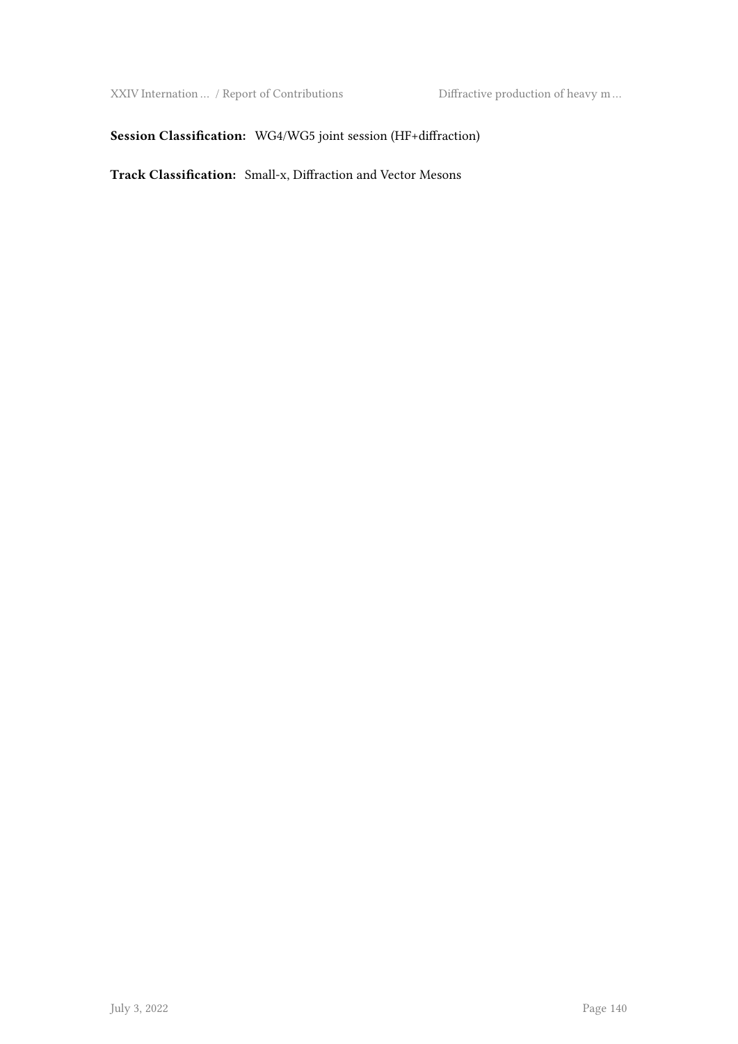**Session Classification:** WG4/WG5 joint session (HF+diffraction)

**Track Classification:** Small-x, Diffraction and Vector Mesons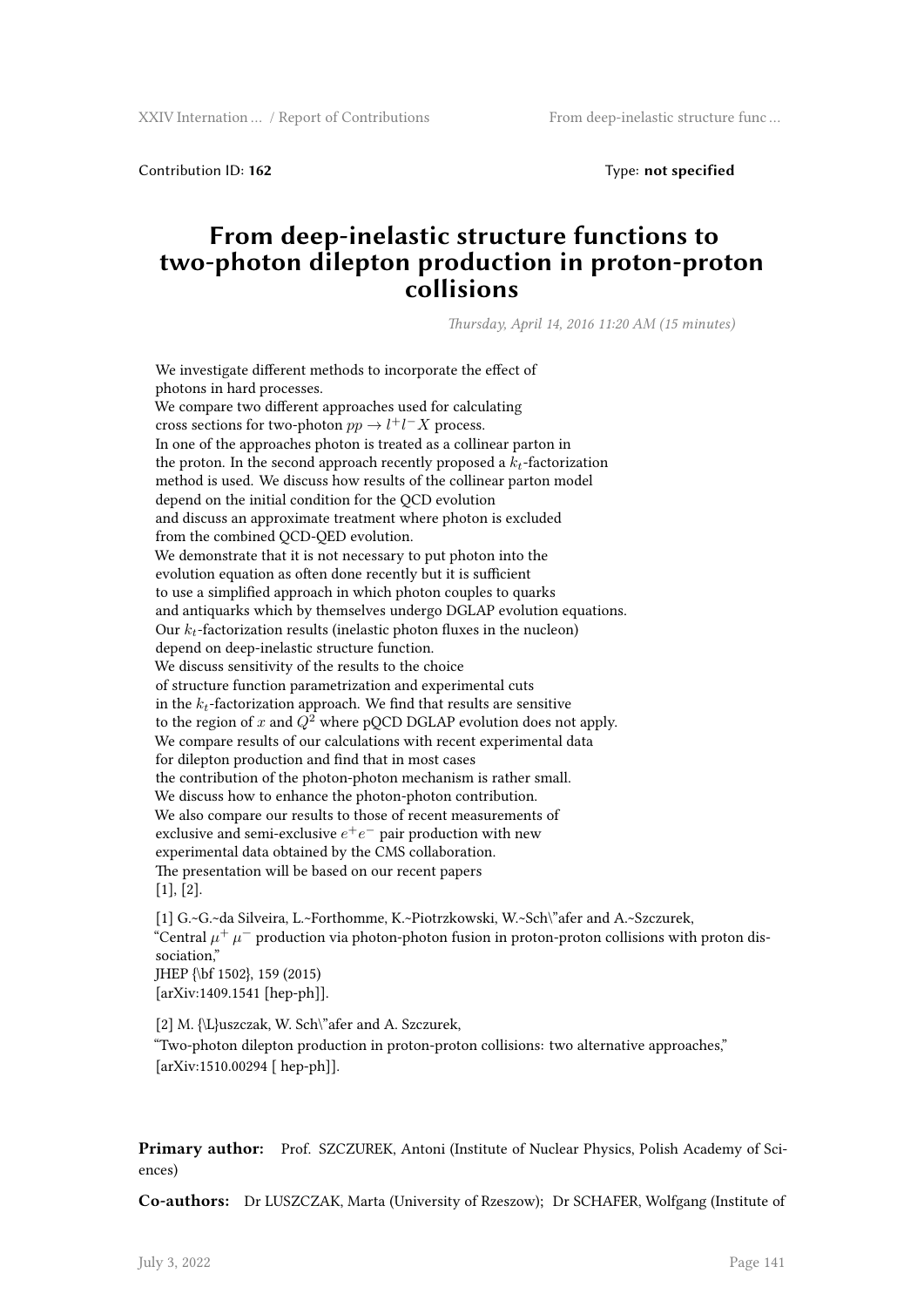Contribution ID: **162** Type: **not specified**

# From deep-inelastic structure functions to two-photon dilepton production in proton-proton collisions

*Thursday, April 14, 2016 11:20 AM (15 minutes)*

We investigate different methods to incorporate the effect of photons in hard processes.
We compare two different approaches used for calculating cross sections for two-photon $pp \to l^+l^- X$ process.
In one of the approaches photon is treated as a collinear parton in the proton. In the second approach recently proposed a $k_t$-factorization method is used. We discuss how results of the collinear parton model depend on the initial condition for the QCD evolution and discuss an approximate treatment where photon is excluded from the combined QCD-QED evolution.
We demonstrate that it is not necessary to put photon into the evolution equation as often done recently but it is sufficient to use a simplified approach in which photon couples to quarks and antiquarks which by themselves undergo DGLAP evolution equations.
Our $k_t$-factorization results (inelastic photon fluxes in the nucleon) depend on deep-inelastic structure function.
We discuss sensitivity of the results to the choice of structure function parametrization and experimental cuts in the $k_t$-factorization approach. We find that results are sensitive to the region of $x$ and $Q^2$ where pQCD DGLAP evolution does not apply.
We compare results of our calculations with recent experimental data for dilepton production and find that in most cases the contribution of the photon-photon mechanism is rather small.
We discuss how to enhance the photon-photon contribution.
We also compare our results to those of recent measurements of exclusive and semi-exclusive $e^+e^-$ pair production with new experimental data obtained by the CMS collaboration.
The presentation will be based on our recent papers [1], [2].

[1] G.~G.~da Silveira, L.~Forthomme, K.~Piotrzkowski, W.~Sch\"afer and A.~Szczurek,
"Central $\mu^+ \mu^-$ production via photon-photon fusion in proton-proton collisions with proton dissociation,"
JHEP {\bf 1502}, 159 (2015)
[arXiv:1409.1541 [hep-ph]].

[2] M. {\L}uszczak, W. Sch\"afer and A. Szczurek,
"Two-photon dilepton production in proton-proton collisions: two alternative approaches,"
[arXiv:1510.00294 [ hep-ph]].

**Primary author:** Prof. SZCZUREK, Antoni (Institute of Nuclear Physics, Polish Academy of Sciences)

**Co-authors:** Dr LUSZCZAK, Marta (University of Rzeszow); Dr SCHAFER, Wolfgang (Institute of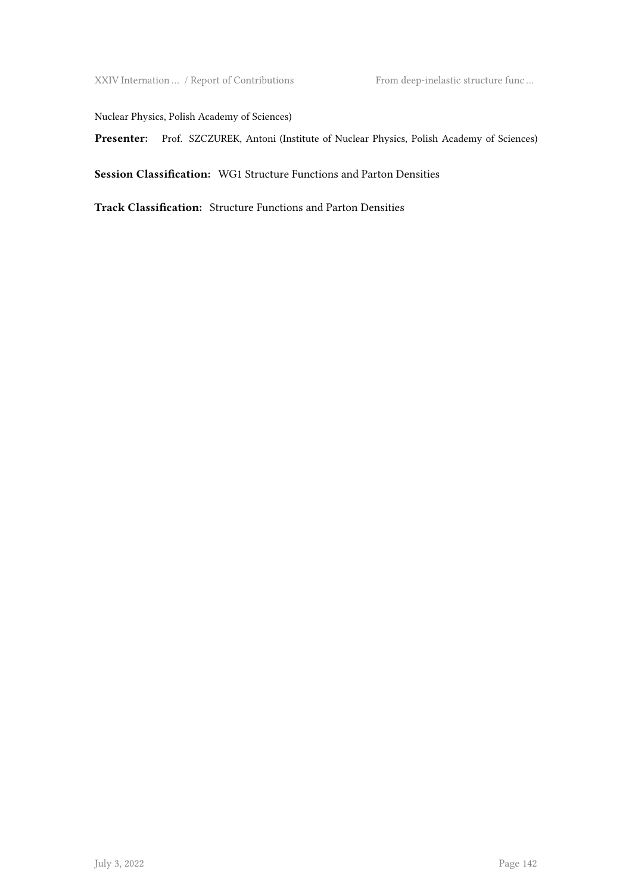Nuclear Physics, Polish Academy of Sciences)

**Presenter:** Prof. SZCZUREK, Antoni (Institute of Nuclear Physics, Polish Academy of Sciences)

**Session Classification:** WG1 Structure Functions and Parton Densities

**Track Classification:** Structure Functions and Parton Densities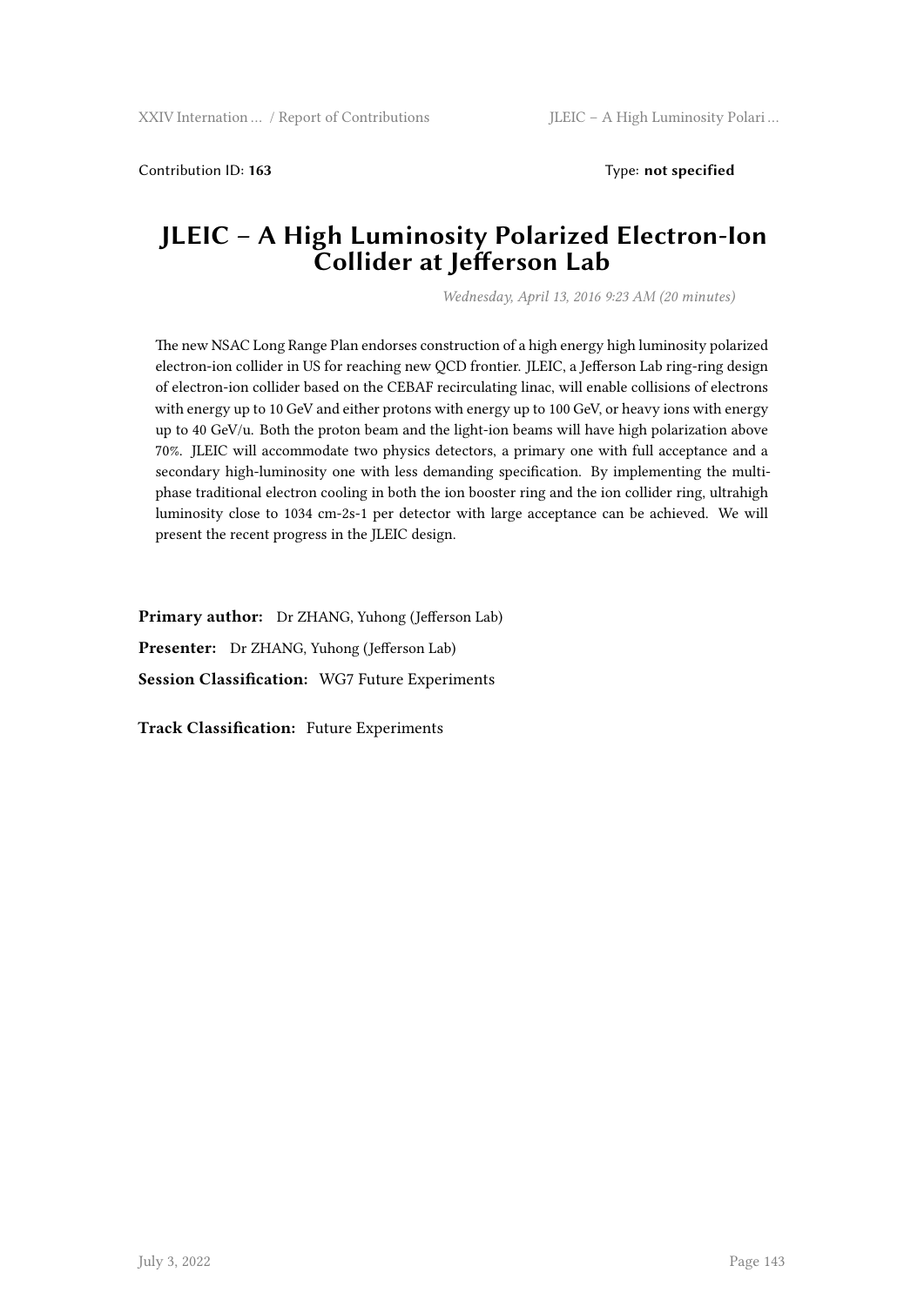Contribution ID: **163** Type: **not specified**

# JLEIC – A High Luminosity Polarized Electron-Ion Collider at Jefferson Lab

*Wednesday, April 13, 2016 9:23 AM (20 minutes)*

The new NSAC Long Range Plan endorses construction of a high energy high luminosity polarized electron-ion collider in US for reaching new QCD frontier. JLEIC, a Jefferson Lab ring-ring design of electron-ion collider based on the CEBAF recirculating linac, will enable collisions of electrons with energy up to 10 GeV and either protons with energy up to 100 GeV, or heavy ions with energy up to 40 GeV/u. Both the proton beam and the light-ion beams will have high polarization above 70%. JLEIC will accommodate two physics detectors, a primary one with full acceptance and a secondary high-luminosity one with less demanding specification. By implementing the multi-phase traditional electron cooling in both the ion booster ring and the ion collider ring, ultrahigh luminosity close to 1034 cm-2s-1 per detector with large acceptance can be achieved. We will present the recent progress in the JLEIC design.

**Primary author:** Dr ZHANG, Yuhong (Jefferson Lab)

**Presenter:** Dr ZHANG, Yuhong (Jefferson Lab)

**Session Classification:** WG7 Future Experiments

**Track Classification:** Future Experiments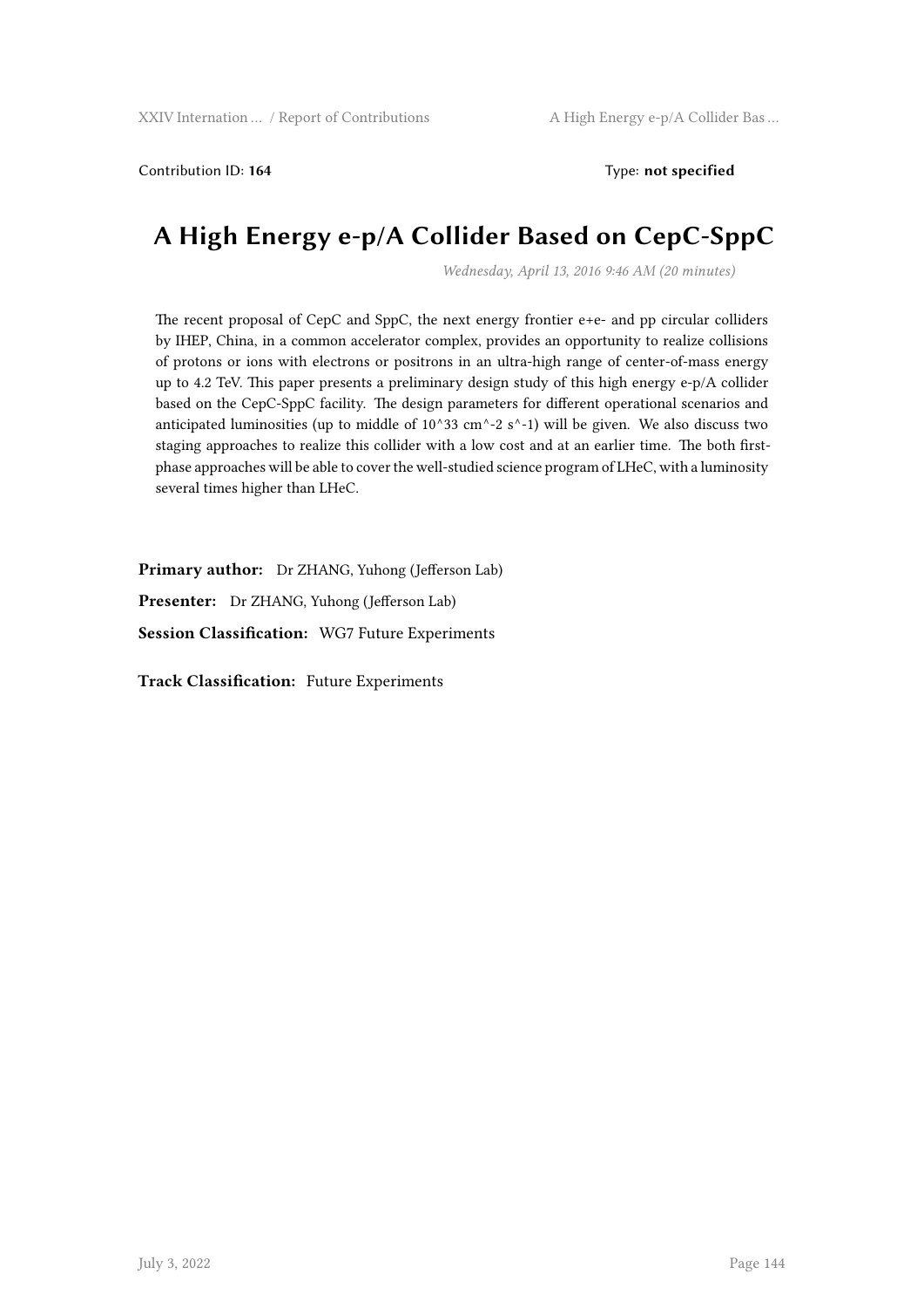Contribution ID: **164** Type: **not specified**

# A High Energy e-p/A Collider Based on CepC-SppC

*Wednesday, April 13, 2016 9:46 AM (20 minutes)*

The recent proposal of CepC and SppC, the next energy frontier e+e- and pp circular colliders by IHEP, China, in a common accelerator complex, provides an opportunity to realize collisions of protons or ions with electrons or positrons in an ultra-high range of center-of-mass energy up to 4.2 TeV. This paper presents a preliminary design study of this high energy e-p/A collider based on the CepC-SppC facility. The design parameters for different operational scenarios and anticipated luminosities (up to middle of $10^{33}$ $cm^{-2}$ $s^{-1}$) will be given. We also discuss two staging approaches to realize this collider with a low cost and at an earlier time. The both first-phase approaches will be able to cover the well-studied science program of LHeC, with a luminosity several times higher than LHeC.

**Primary author:** Dr ZHANG, Yuhong (Jefferson Lab)

**Presenter:** Dr ZHANG, Yuhong (Jefferson Lab)

**Session Classification:** WG7 Future Experiments

**Track Classification:** Future Experiments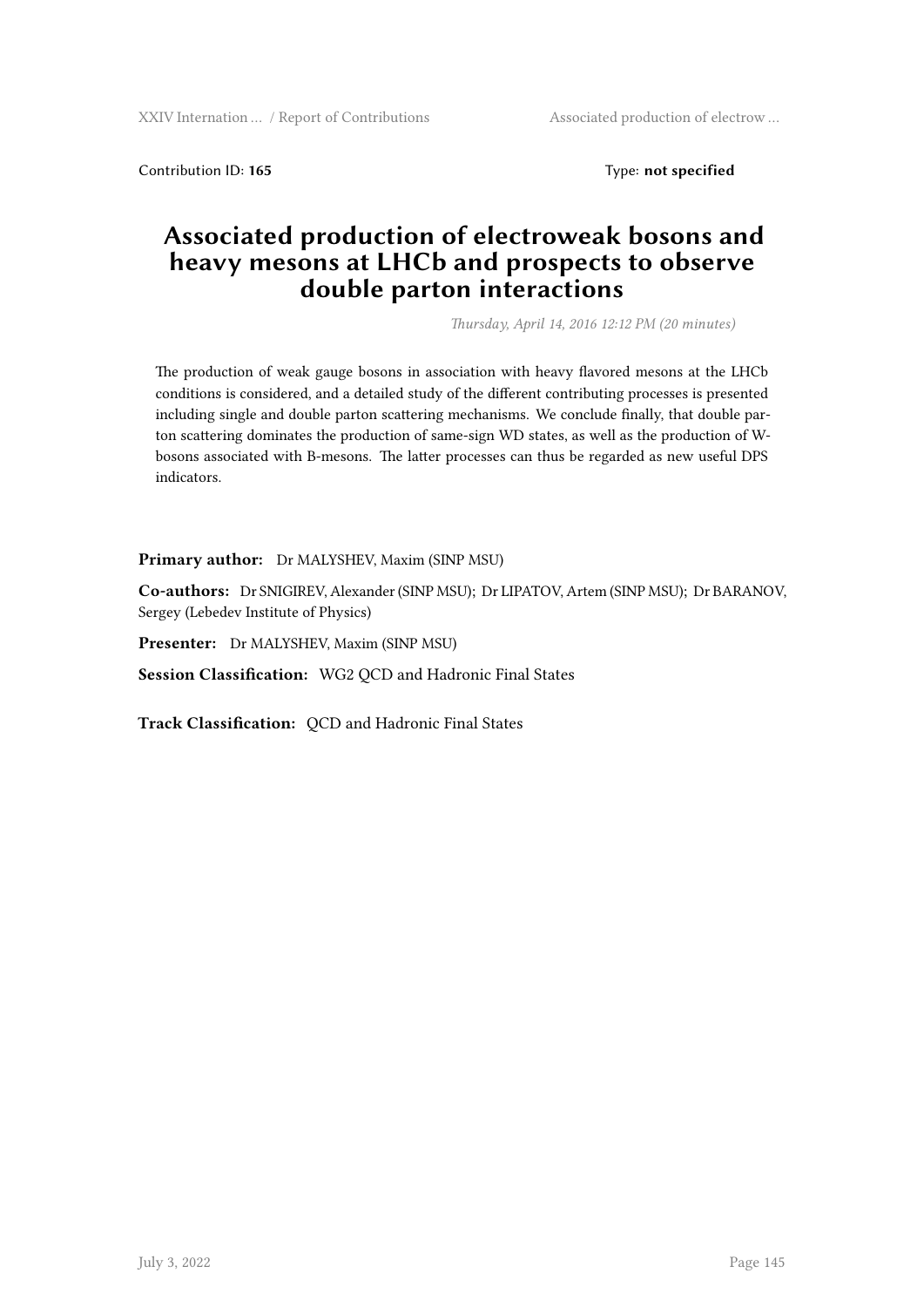Contribution ID: **165** Type: **not specified**

# Associated production of electroweak bosons and heavy mesons at LHCb and prospects to observe double parton interactions

*Thursday, April 14, 2016 12:12 PM (20 minutes)*

The production of weak gauge bosons in association with heavy flavored mesons at the LHCb conditions is considered, and a detailed study of the different contributing processes is presented including single and double parton scattering mechanisms. We conclude finally, that double parton scattering dominates the production of same-sign WD states, as well as the production of W-bosons associated with B-mesons. The latter processes can thus be regarded as new useful DPS indicators.

**Primary author:** Dr MALYSHEV, Maxim (SINP MSU)

**Co-authors:** Dr SNIGIREV, Alexander (SINP MSU); Dr LIPATOV, Artem (SINP MSU); Dr BARANOV, Sergey (Lebedev Institute of Physics)

**Presenter:** Dr MALYSHEV, Maxim (SINP MSU)

**Session Classification:** WG2 QCD and Hadronic Final States

**Track Classification:** QCD and Hadronic Final States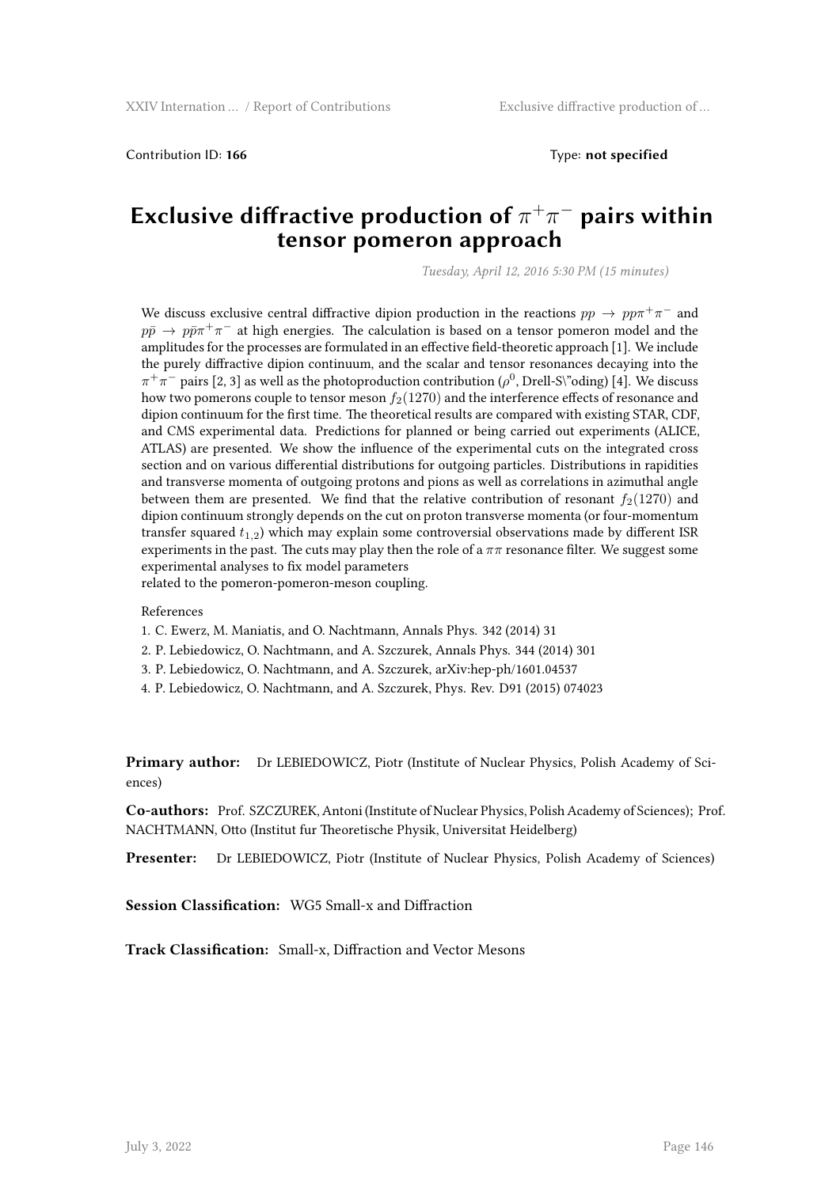Contribution ID: **166** Type: **not specified**

# Exclusive diffractive production of $\pi^+\pi^-$ pairs within tensor pomeron approach

*Tuesday, April 12, 2016 5:30 PM (15 minutes)*

We discuss exclusive central diffractive dipion production in the reactions $pp \to pp\pi^+\pi^-$ and $p\bar{p} \to p\bar{p}\pi^+\pi^-$ at high energies. The calculation is based on a tensor pomeron model and the amplitudes for the processes are formulated in an effective field-theoretic approach [1]. We include the purely diffractive dipion continuum, and the scalar and tensor resonances decaying into the $\pi^+\pi^-$ pairs [2, 3] as well as the photoproduction contribution ($\rho^0$, Drell-S\"oding) [4]. We discuss how two pomerons couple to tensor meson $f_2(1270)$ and the interference effects of resonance and dipion continuum for the first time. The theoretical results are compared with existing STAR, CDF, and CMS experimental data. Predictions for planned or being carried out experiments (ALICE, ATLAS) are presented. We show the influence of the experimental cuts on the integrated cross section and on various differential distributions for outgoing particles. Distributions in rapidities and transverse momenta of outgoing protons and pions as well as correlations in azimuthal angle between them are presented. We find that the relative contribution of resonant $f_2(1270)$ and dipion continuum strongly depends on the cut on proton transverse momenta (or four-momentum transfer squared $t_{1,2}$) which may explain some controversial observations made by different ISR experiments in the past. The cuts may play then the role of a $\pi\pi$ resonance filter. We suggest some experimental analyses to fix model parameters
related to the pomeron-pomeron-meson coupling.

References

1. C. Ewerz, M. Maniatis, and O. Nachtmann, Annals Phys. 342 (2014) 31
2. P. Lebiedowicz, O. Nachtmann, and A. Szczurek, Annals Phys. 344 (2014) 301
3. P. Lebiedowicz, O. Nachtmann, and A. Szczurek, arXiv:hep-ph/1601.04537
4. P. Lebiedowicz, O. Nachtmann, and A. Szczurek, Phys. Rev. D91 (2015) 074023

**Primary author:** Dr LEBIEDOWICZ, Piotr (Institute of Nuclear Physics, Polish Academy of Sciences)

**Co-authors:** Prof. SZCZUREK, Antoni (Institute of Nuclear Physics, Polish Academy of Sciences); Prof. NACHTMANN, Otto (Institut fur Theoretische Physik, Universitat Heidelberg)

**Presenter:** Dr LEBIEDOWICZ, Piotr (Institute of Nuclear Physics, Polish Academy of Sciences)

**Session Classification:** WG5 Small-x and Diffraction

**Track Classification:** Small-x, Diffraction and Vector Mesons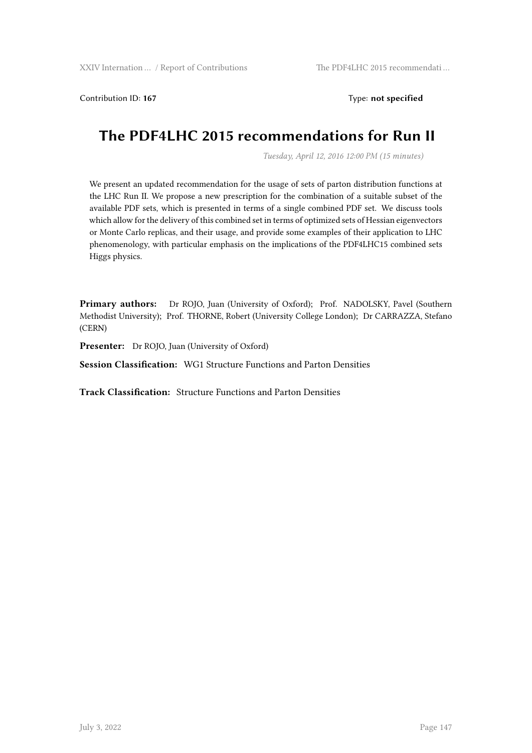Contribution ID: **167** Type: **not specified**

# The PDF4LHC 2015 recommendations for Run II

*Tuesday, April 12, 2016 12:00 PM (15 minutes)*

We present an updated recommendation for the usage of sets of parton distribution functions at the LHC Run II. We propose a new prescription for the combination of a suitable subset of the available PDF sets, which is presented in terms of a single combined PDF set. We discuss tools which allow for the delivery of this combined set in terms of optimized sets of Hessian eigenvectors or Monte Carlo replicas, and their usage, and provide some examples of their application to LHC phenomenology, with particular emphasis on the implications of the PDF4LHC15 combined sets Higgs physics.

**Primary authors:** Dr ROJO, Juan (University of Oxford); Prof. NADOLSKY, Pavel (Southern Methodist University); Prof. THORNE, Robert (University College London); Dr CARRAZZA, Stefano (CERN)

**Presenter:** Dr ROJO, Juan (University of Oxford)

**Session Classification:** WG1 Structure Functions and Parton Densities

**Track Classification:** Structure Functions and Parton Densities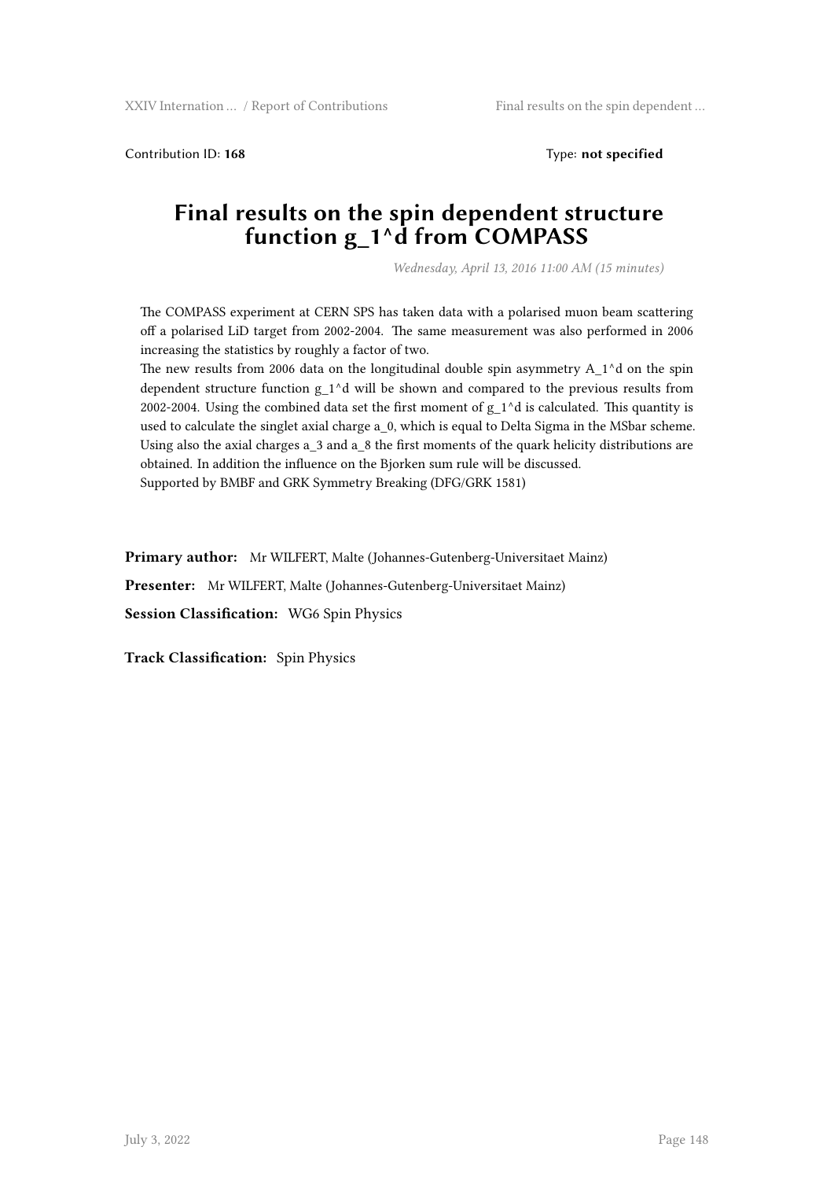Contribution ID: **168** Type: **not specified**

# Final results on the spin dependent structure function $g_1^d$ from COMPASS

*Wednesday, April 13, 2016 11:00 AM (15 minutes)*

The COMPASS experiment at CERN SPS has taken data with a polarised muon beam scattering off a polarised LiD target from 2002-2004. The same measurement was also performed in 2006 increasing the statistics by roughly a factor of two.
The new results from 2006 data on the longitudinal double spin asymmetry $A_1^d$ on the spin dependent structure function $g_1^d$ will be shown and compared to the previous results from 2002-2004. Using the combined data set the first moment of $g_1^d$ is calculated. This quantity is used to calculate the singlet axial charge $a_0$, which is equal to Delta Sigma in the MSbar scheme. Using also the axial charges $a_3$ and $a_8$ the first moments of the quark helicity distributions are obtained. In addition the influence on the Bjorken sum rule will be discussed.
Supported by BMBF and GRK Symmetry Breaking (DFG/GRK 1581)

**Primary author:** Mr WILFERT, Malte (Johannes-Gutenberg-Universitaet Mainz)

**Presenter:** Mr WILFERT, Malte (Johannes-Gutenberg-Universitaet Mainz)

**Session Classification:** WG6 Spin Physics

**Track Classification:** Spin Physics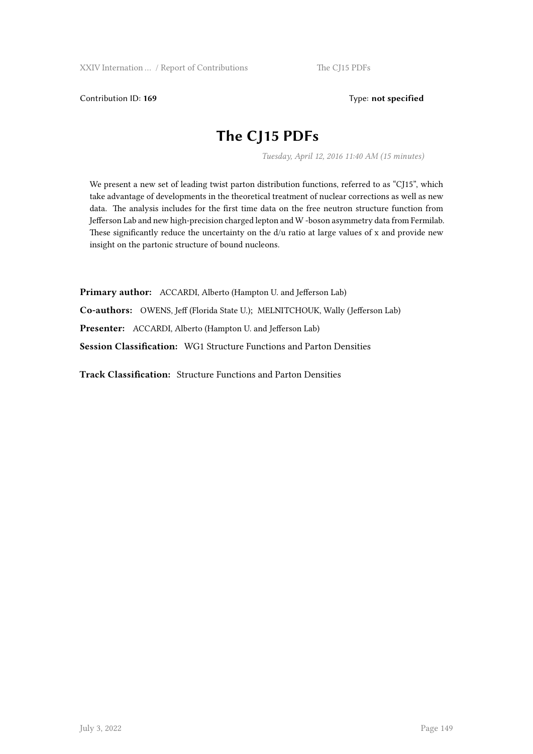Contribution ID: **169** Type: **not specified**

# The CJ15 PDFs

*Tuesday, April 12, 2016 11:40 AM (15 minutes)*

We present a new set of leading twist parton distribution functions, referred to as "CJ15", which take advantage of developments in the theoretical treatment of nuclear corrections as well as new data. The analysis includes for the first time data on the free neutron structure function from Jefferson Lab and new high-precision charged lepton and W -boson asymmetry data from Fermilab. These significantly reduce the uncertainty on the d/u ratio at large values of x and provide new insight on the partonic structure of bound nucleons.

**Primary author:** ACCARDI, Alberto (Hampton U. and Jefferson Lab)

**Co-authors:** OWENS, Jeff (Florida State U.); MELNITCHOUK, Wally (Jefferson Lab)

**Presenter:** ACCARDI, Alberto (Hampton U. and Jefferson Lab)

**Session Classification:** WG1 Structure Functions and Parton Densities

**Track Classification:** Structure Functions and Parton Densities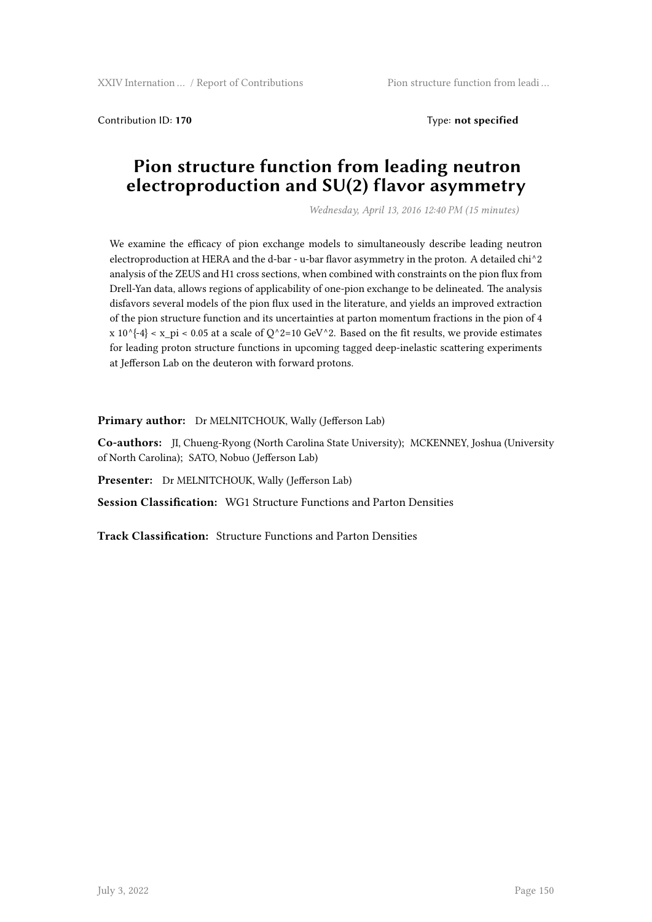Contribution ID: **170**  Type: **not specified**

# Pion structure function from leading neutron electroproduction and SU(2) flavor asymmetry

*Wednesday, April 13, 2016 12:40 PM (15 minutes)*

We examine the efficacy of pion exchange models to simultaneously describe leading neutron electroproduction at HERA and the d-bar - u-bar flavor asymmetry in the proton. A detailed $\chi^2$ analysis of the ZEUS and H1 cross sections, when combined with constraints on the pion flux from Drell-Yan data, allows regions of applicability of one-pion exchange to be delineated. The analysis disfavors several models of the pion flux used in the literature, and yields an improved extraction of the pion structure function and its uncertainties at parton momentum fractions in the pion of $4 \times 10^{-4} < x_\pi < 0.05$ at a scale of $Q^2=10$ GeV$^2$. Based on the fit results, we provide estimates for leading proton structure functions in upcoming tagged deep-inelastic scattering experiments at Jefferson Lab on the deuteron with forward protons.

**Primary author:** Dr MELNITCHOUK, Wally (Jefferson Lab)

**Co-authors:** JI, Chueng-Ryong (North Carolina State University); MCKENNEY, Joshua (University of North Carolina); SATO, Nobuo (Jefferson Lab)

**Presenter:** Dr MELNITCHOUK, Wally (Jefferson Lab)

**Session Classification:** WG1 Structure Functions and Parton Densities

**Track Classification:** Structure Functions and Parton Densities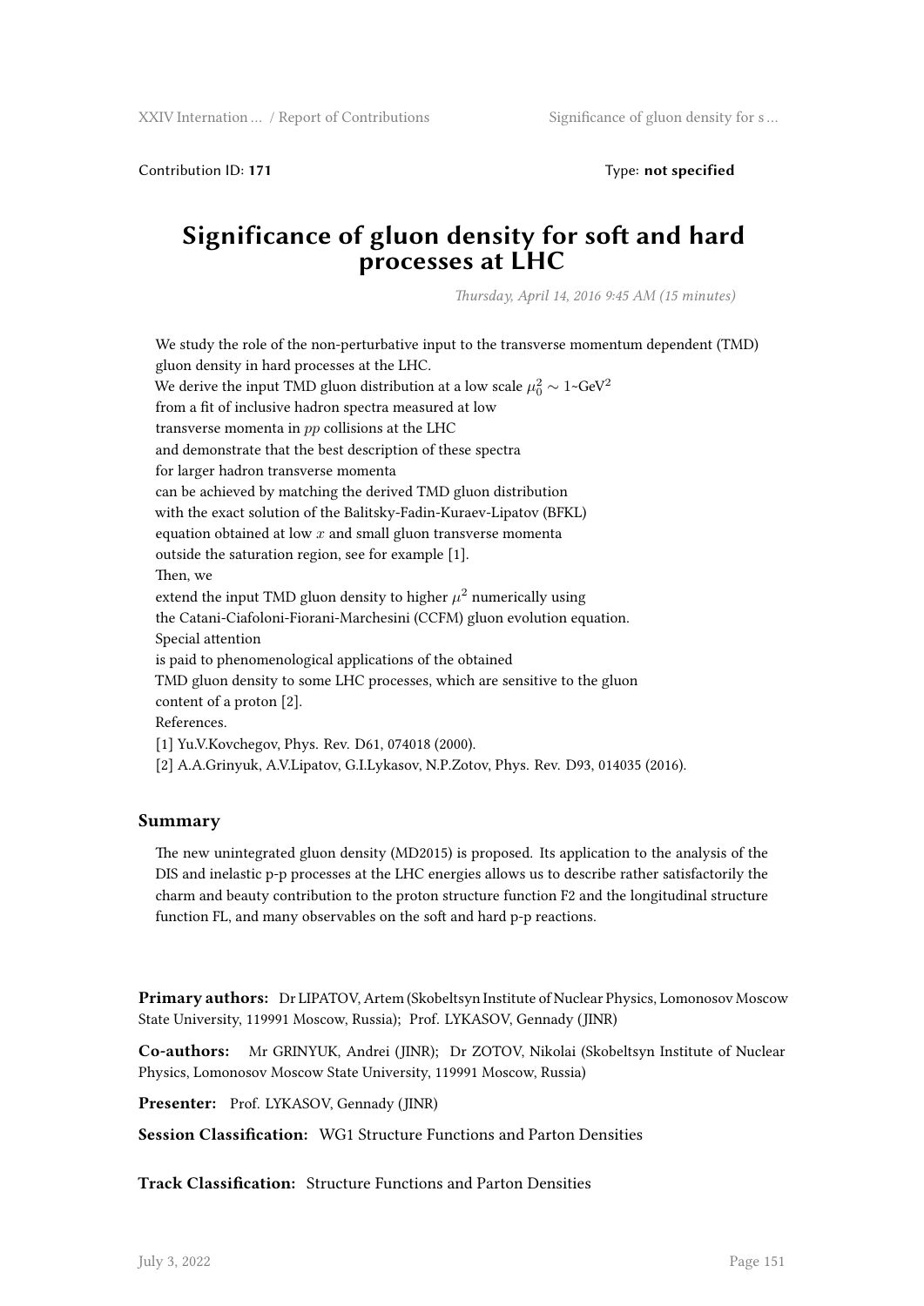Contribution ID: **171** Type: **not specified**

# Significance of gluon density for soft and hard processes at LHC

*Thursday, April 14, 2016 9:45 AM (15 minutes)*

We study the role of the non-perturbative input to the transverse momentum dependent (TMD) gluon density in hard processes at the LHC.
We derive the input TMD gluon distribution at a low scale $\mu_0^2 \sim 1$~GeV$^2$
from a fit of inclusive hadron spectra measured at low
transverse momenta in *pp* collisions at the LHC
and demonstrate that the best description of these spectra
for larger hadron transverse momenta
can be achieved by matching the derived TMD gluon distribution
with the exact solution of the Balitsky-Fadin-Kuraev-Lipatov (BFKL)
equation obtained at low $x$ and small gluon transverse momenta
outside the saturation region, see for example [1].
Then, we
extend the input TMD gluon density to higher $\mu^2$ numerically using
the Catani-Ciafoloni-Fiorani-Marchesini (CCFM) gluon evolution equation.
Special attention
is paid to phenomenological applications of the obtained
TMD gluon density to some LHC processes, which are sensitive to the gluon
content of a proton [2].
References.
[1] Yu.V.Kovchegov, Phys. Rev. D61, 074018 (2000).
[2] A.A.Grinyuk, A.V.Lipatov, G.I.Lykasov, N.P.Zotov, Phys. Rev. D93, 014035 (2016).

### Summary

The new unintegrated gluon density (MD2015) is proposed. Its application to the analysis of the DIS and inelastic p-p processes at the LHC energies allows us to describe rather satisfactorily the charm and beauty contribution to the proton structure function F2 and the longitudinal structure function FL, and many observables on the soft and hard p-p reactions.

**Primary authors:** Dr LIPATOV, Artem (Skobeltsyn Institute of Nuclear Physics, Lomonosov Moscow State University, 119991 Moscow, Russia); Prof. LYKASOV, Gennady (JINR)

**Co-authors:** Mr GRINYUK, Andrei (JINR); Dr ZOTOV, Nikolai (Skobeltsyn Institute of Nuclear Physics, Lomonosov Moscow State University, 119991 Moscow, Russia)

**Presenter:** Prof. LYKASOV, Gennady (JINR)

**Session Classification:** WG1 Structure Functions and Parton Densities

**Track Classification:** Structure Functions and Parton Densities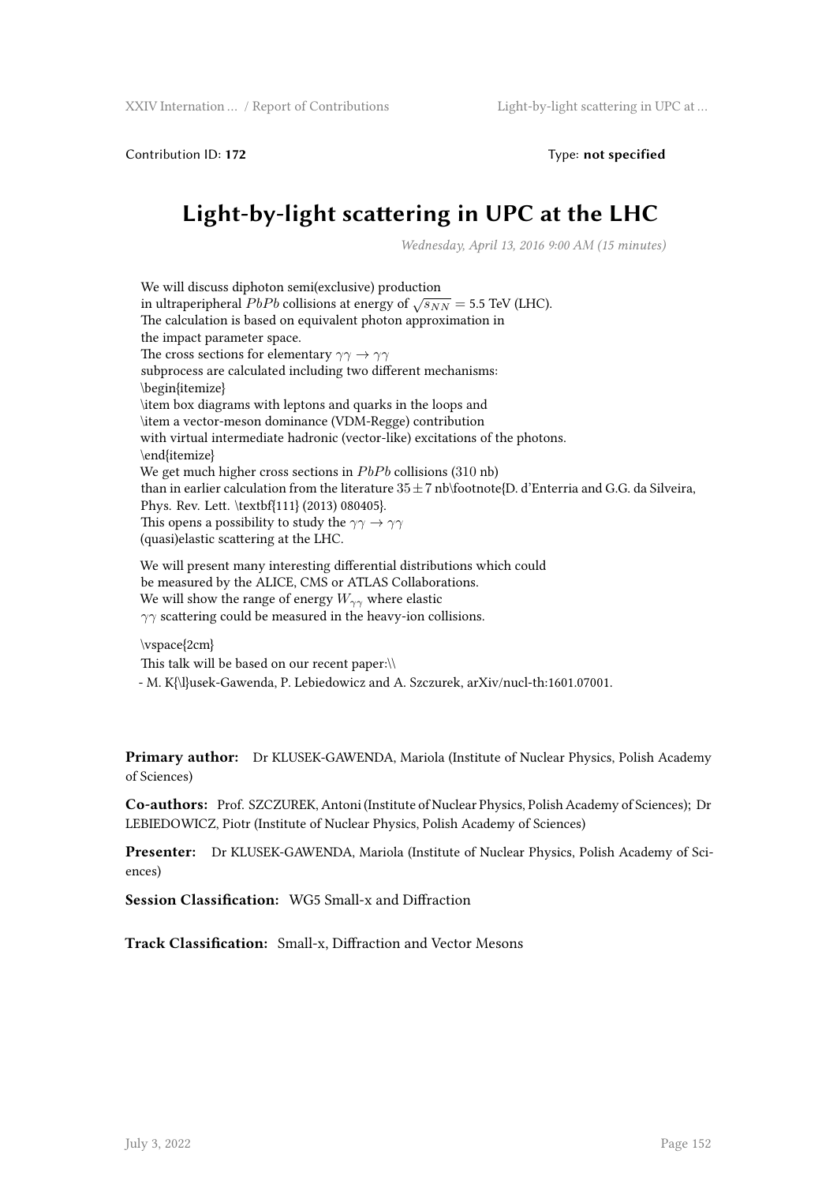Contribution ID: **172** Type: **not specified**

# Light-by-light scattering in UPC at the LHC

*Wednesday, April 13, 2016 9:00 AM (15 minutes)*

We will discuss diphoton semi(exclusive) production
in ultraperipheral $PbPb$ collisions at energy of $\sqrt{s_{NN}}$ = 5.5 TeV (LHC).
The calculation is based on equivalent photon approximation in
the impact parameter space.
The cross sections for elementary $\gamma\gamma \to \gamma\gamma$
subprocess are calculated including two different mechanisms:
\begin{itemize}
\item box diagrams with leptons and quarks in the loops and
\item a vector-meson dominance (VDM-Regge) contribution
with virtual intermediate hadronic (vector-like) excitations of the photons.
\end{itemize}
We get much higher cross sections in $PbPb$ collisions (310 nb)
than in earlier calculation from the literature $35 \pm 7$ nb\footnote{D. d'Enterria and G.G. da Silveira,
Phys. Rev. Lett. \textbf{111} (2013) 080405}.
This opens a possibility to study the $\gamma\gamma \to \gamma\gamma$
(quasi)elastic scattering at the LHC.

We will present many interesting differential distributions which could
be measured by the ALICE, CMS or ATLAS Collaborations.
We will show the range of energy $W_{\gamma\gamma}$ where elastic
$\gamma\gamma$ scattering could be measured in the heavy-ion collisions.

\vspace{2cm}
This talk will be based on our recent paper:\\
- M. K{\l}usek-Gawenda, P. Lebiedowicz and A. Szczurek, arXiv/nucl-th:1601.07001.

**Primary author:** Dr KLUSEK-GAWENDA, Mariola (Institute of Nuclear Physics, Polish Academy of Sciences)

**Co-authors:** Prof. SZCZUREK, Antoni (Institute of Nuclear Physics, Polish Academy of Sciences); Dr LEBIEDOWICZ, Piotr (Institute of Nuclear Physics, Polish Academy of Sciences)

**Presenter:** Dr KLUSEK-GAWENDA, Mariola (Institute of Nuclear Physics, Polish Academy of Sciences)

**Session Classification:** WG5 Small-x and Diffraction

**Track Classification:** Small-x, Diffraction and Vector Mesons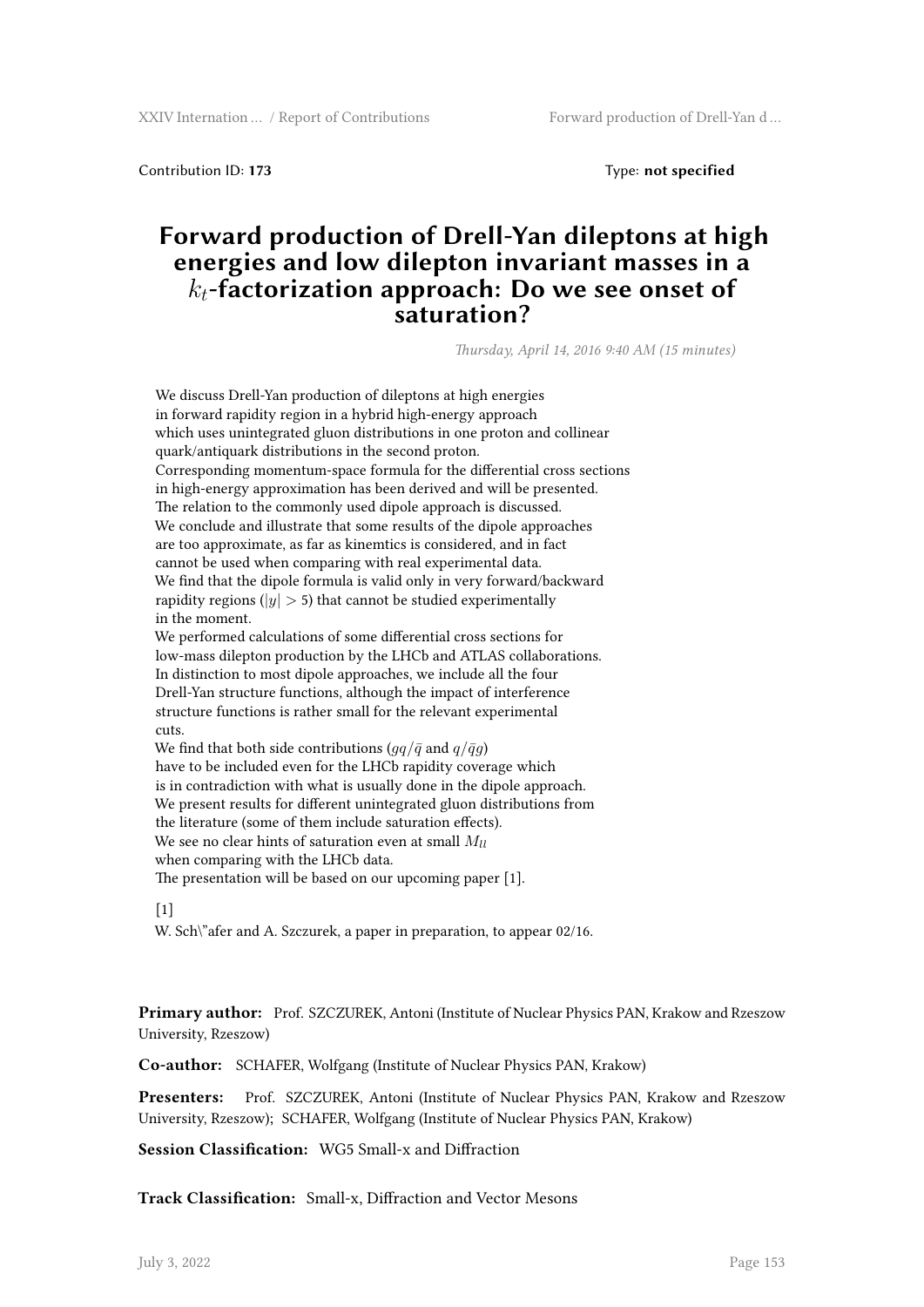Contribution ID: **173** Type: **not specified**

# Forward production of Drell-Yan dileptons at high energies and low dilepton invariant masses in a $k_t$-factorization approach: Do we see onset of saturation?

*Thursday, April 14, 2016 9:40 AM (15 minutes)*

We discuss Drell-Yan production of dileptons at high energies
in forward rapidity region in a hybrid high-energy approach
which uses unintegrated gluon distributions in one proton and collinear
quark/antiquark distributions in the second proton.
Corresponding momentum-space formula for the differential cross sections
in high-energy approximation has been derived and will be presented.
The relation to the commonly used dipole approach is discussed.
We conclude and illustrate that some results of the dipole approaches
are too approximate, as far as kinematics is considered, and in fact
cannot be used when comparing with real experimental data.
We find that the dipole formula is valid only in very forward/backward
rapidity regions ($|y| > 5$) that cannot be studied experimentally
in the moment.
We performed calculations of some differential cross sections for
low-mass dilepton production by the LHCb and ATLAS collaborations.
In distinction to most dipole approaches, we include all the four
Drell-Yan structure functions, although the impact of interference
structure functions is rather small for the relevant experimental
cuts.
We find that both side contributions ($gq/\bar{q}$ and $q/\bar{q}g$)
have to be included even for the LHCb rapidity coverage which
is in contradiction with what is usually done in the dipole approach.
We present results for different unintegrated gluon distributions from
the literature (some of them include saturation effects).
We see no clear hints of saturation even at small $M_{ll}$
when comparing with the LHCb data.
The presentation will be based on our upcoming paper [1].

[1]
W. Sch\"afer and A. Szczurek, a paper in preparation, to appear 02/16.

**Primary author:** Prof. SZCZUREK, Antoni (Institute of Nuclear Physics PAN, Krakow and Rzeszow University, Rzeszow)

**Co-author:** SCHAFER, Wolfgang (Institute of Nuclear Physics PAN, Krakow)

**Presenters:** Prof. SZCZUREK, Antoni (Institute of Nuclear Physics PAN, Krakow and Rzeszow University, Rzeszow); SCHAFER, Wolfgang (Institute of Nuclear Physics PAN, Krakow)

**Session Classification:** WG5 Small-x and Diffraction

**Track Classification:** Small-x, Diffraction and Vector Mesons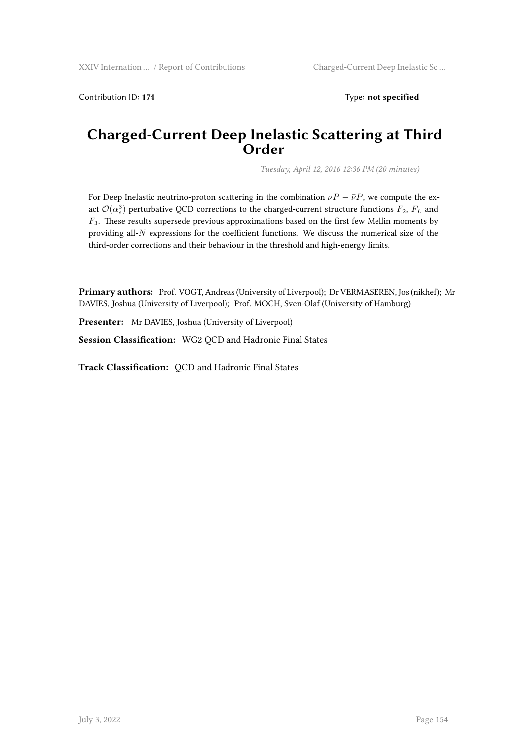Contribution ID: **174** Type: **not specified**

# Charged-Current Deep Inelastic Scattering at Third Order

*Tuesday, April 12, 2016 12:36 PM (20 minutes)*

For Deep Inelastic neutrino-proton scattering in the combination $\nu P - \bar{\nu} P$, we compute the exact $\mathcal{O}(\alpha_s^3)$ perturbative QCD corrections to the charged-current structure functions $F_2$, $F_L$ and $F_3$. These results supersede previous approximations based on the first few Mellin moments by providing all-$N$ expressions for the coefficient functions. We discuss the numerical size of the third-order corrections and their behaviour in the threshold and high-energy limits.

**Primary authors:** Prof. VOGT, Andreas (University of Liverpool); Dr VERMASEREN, Jos (nikhef); Mr DAVIES, Joshua (University of Liverpool); Prof. MOCH, Sven-Olaf (University of Hamburg)

**Presenter:** Mr DAVIES, Joshua (University of Liverpool)

**Session Classification:** WG2 QCD and Hadronic Final States

**Track Classification:** QCD and Hadronic Final States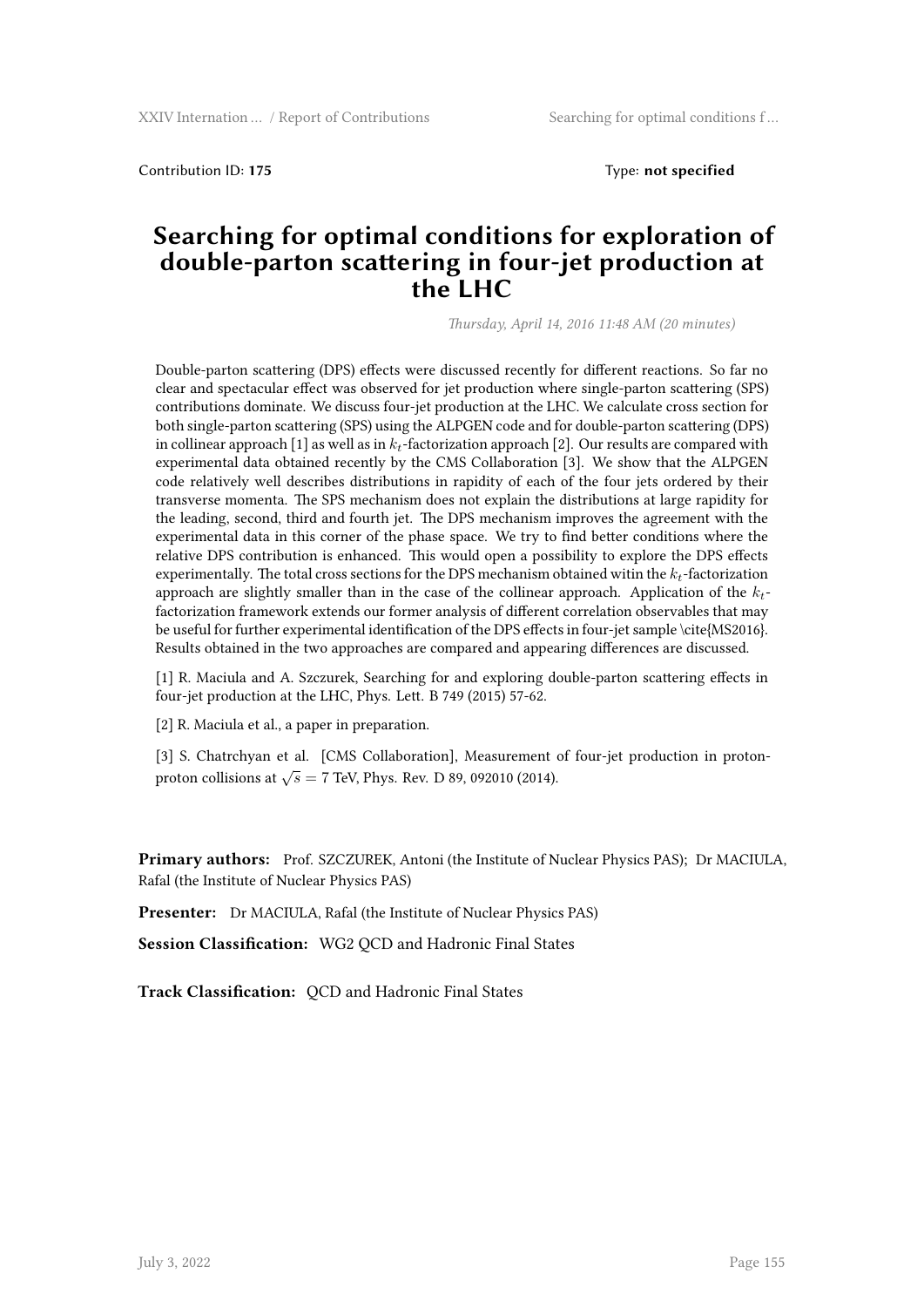Contribution ID: **175** Type: **not specified**

# Searching for optimal conditions for exploration of double-parton scattering in four-jet production at the LHC

*Thursday, April 14, 2016 11:48 AM (20 minutes)*

Double-parton scattering (DPS) effects were discussed recently for different reactions. So far no clear and spectacular effect was observed for jet production where single-parton scattering (SPS) contributions dominate. We discuss four-jet production at the LHC. We calculate cross section for both single-parton scattering (SPS) using the ALPGEN code and for double-parton scattering (DPS) in collinear approach [1] as well as in $k_t$-factorization approach [2]. Our results are compared with experimental data obtained recently by the CMS Collaboration [3]. We show that the ALPGEN code relatively well describes distributions in rapidity of each of the four jets ordered by their transverse momenta. The SPS mechanism does not explain the distributions at large rapidity for the leading, second, third and fourth jet. The DPS mechanism improves the agreement with the experimental data in this corner of the phase space. We try to find better conditions where the relative DPS contribution is enhanced. This would open a possibility to explore the DPS effects experimentally. The total cross sections for the DPS mechanism obtained witin the $k_t$-factorization approach are slightly smaller than in the case of the collinear approach. Application of the $k_t$-factorization framework extends our former analysis of different correlation observables that may be useful for further experimental identification of the DPS effects in four-jet sample \cite{MS2016}. Results obtained in the two approaches are compared and appearing differences are discussed.

[1] R. Maciula and A. Szczurek, Searching for and exploring double-parton scattering effects in four-jet production at the LHC, Phys. Lett. B 749 (2015) 57-62.

[2] R. Maciula et al., a paper in preparation.

[3] S. Chatrchyan et al. [CMS Collaboration], Measurement of four-jet production in proton-proton collisions at $\sqrt{s} = 7$ TeV, Phys. Rev. D 89, 092010 (2014).

**Primary authors:** Prof. SZCZUREK, Antoni (the Institute of Nuclear Physics PAS); Dr MACIULA, Rafal (the Institute of Nuclear Physics PAS)

**Presenter:** Dr MACIULA, Rafal (the Institute of Nuclear Physics PAS)

**Session Classification:** WG2 QCD and Hadronic Final States

**Track Classification:** QCD and Hadronic Final States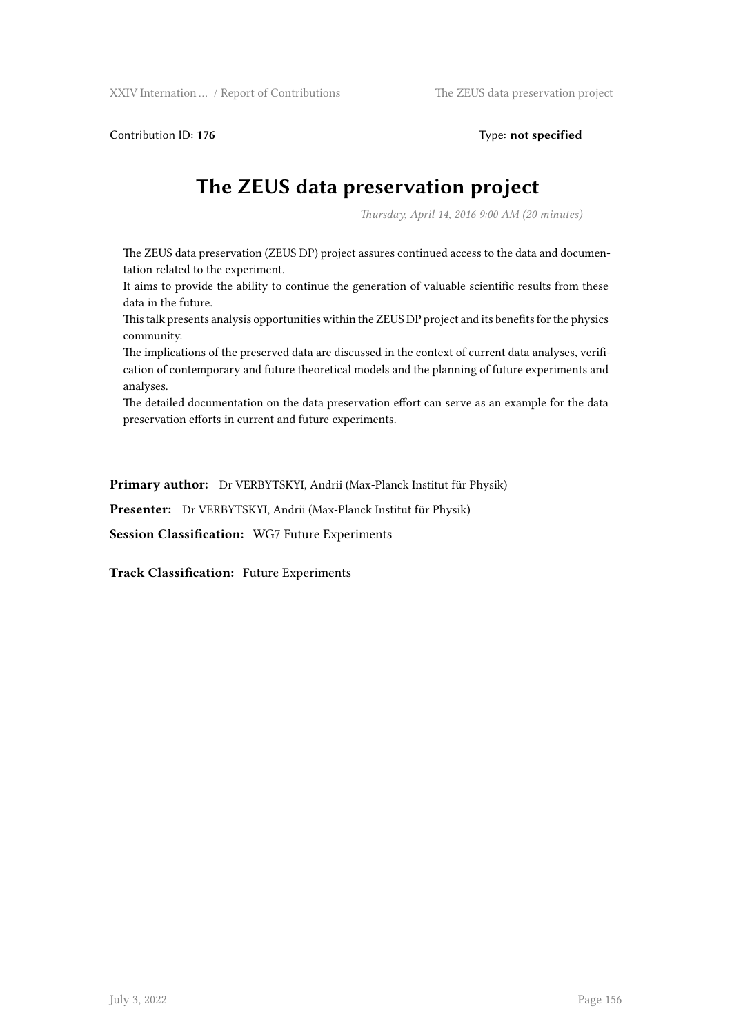Contribution ID: **176** Type: **not specified**

# The ZEUS data preservation project

*Thursday, April 14, 2016 9:00 AM (20 minutes)*

The ZEUS data preservation (ZEUS DP) project assures continued access to the data and documentation related to the experiment.
It aims to provide the ability to continue the generation of valuable scientific results from these data in the future.
This talk presents analysis opportunities within the ZEUS DP project and its benefits for the physics community.
The implications of the preserved data are discussed in the context of current data analyses, verification of contemporary and future theoretical models and the planning of future experiments and analyses.
The detailed documentation on the data preservation effort can serve as an example for the data preservation efforts in current and future experiments.

**Primary author:** Dr VERBYTSKYI, Andrii (Max-Planck Institut für Physik)

**Presenter:** Dr VERBYTSKYI, Andrii (Max-Planck Institut für Physik)

**Session Classification:** WG7 Future Experiments

**Track Classification:** Future Experiments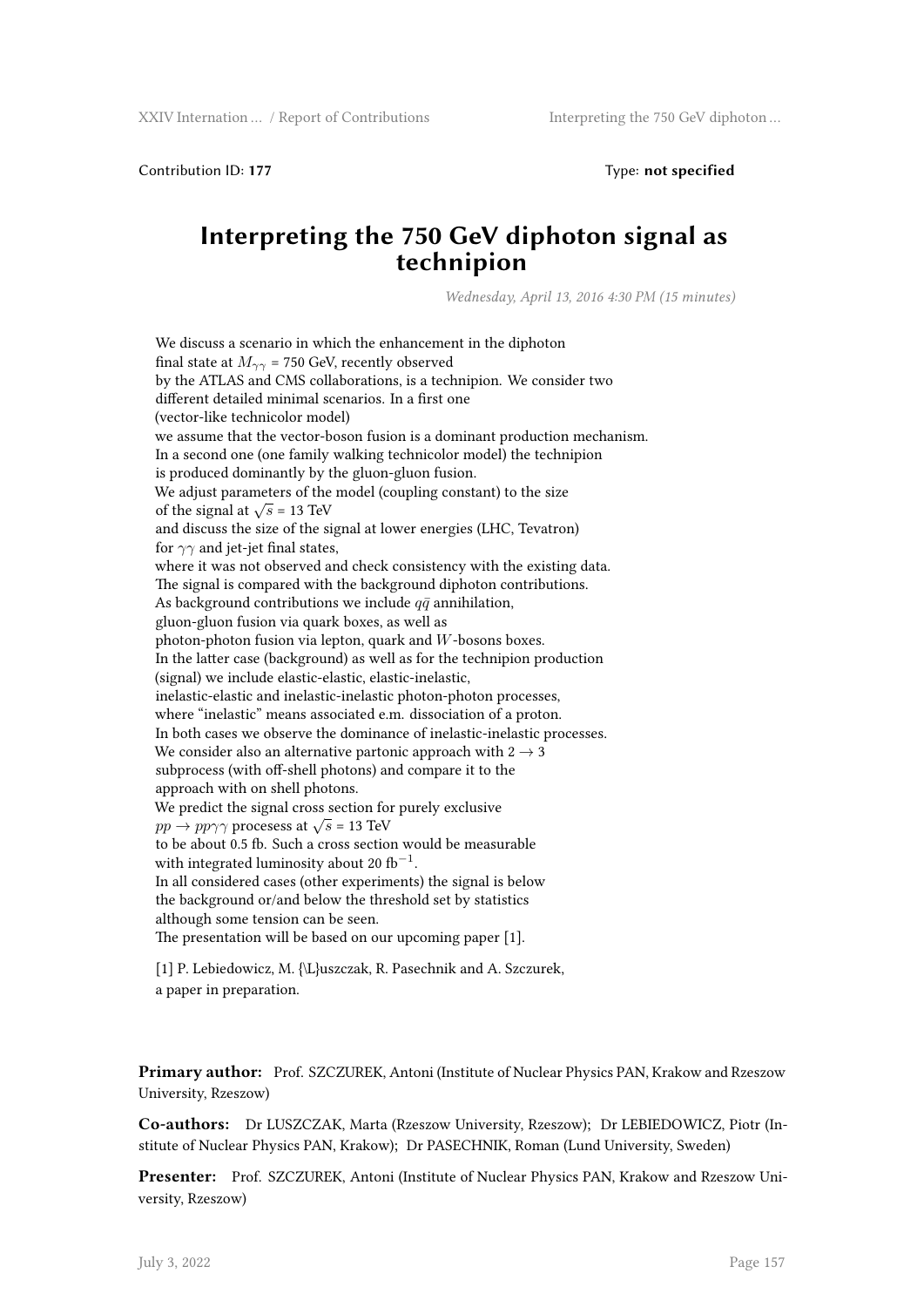Contribution ID: **177** Type: **not specified**

# Interpreting the 750 GeV diphoton signal as technipion

*Wednesday, April 13, 2016 4:30 PM (15 minutes)*

We discuss a scenario in which the enhancement in the diphoton final state at $M_{\gamma\gamma}$ = 750 GeV, recently observed by the ATLAS and CMS collaborations, is a technipion. We consider two different detailed minimal scenarios. In a first one (vector-like technicolor model) we assume that the vector-boson fusion is a dominant production mechanism. In a second one (one family walking technicolor model) the technipion is produced dominantly by the gluon-gluon fusion. We adjust parameters of the model (coupling constant) to the size of the signal at $\sqrt{s}$ = 13 TeV and discuss the size of the signal at lower energies (LHC, Tevatron) for $\gamma\gamma$ and jet-jet final states, where it was not observed and check consistency with the existing data. The signal is compared with the background diphoton contributions. As background contributions we include $q\bar{q}$ annihilation, gluon-gluon fusion via quark boxes, as well as photon-photon fusion via lepton, quark and $W$-bosons boxes. In the latter case (background) as well as for the technipion production (signal) we include elastic-elastic, elastic-inelastic, inelastic-elastic and inelastic-inelastic photon-photon processes, where "inelastic" means associated e.m. dissociation of a proton. In both cases we observe the dominance of inelastic-inelastic processes. We consider also an alternative partonic approach with $2 \to 3$ subprocess (with off-shell photons) and compare it to the approach with on shell photons. We predict the signal cross section for purely exclusive $pp \to pp\gamma\gamma$ processess at $\sqrt{s}$ = 13 TeV to be about 0.5 fb. Such a cross section would be measurable with integrated luminosity about 20 fb$^{-1}$. In all considered cases (other experiments) the signal is below the background or/and below the threshold set by statistics although some tension can be seen. The presentation will be based on our upcoming paper [1].

[1] P. Lebiedowicz, M. {\L}uszczak, R. Pasechnik and A. Szczurek, a paper in preparation.

**Primary author:** Prof. SZCZUREK, Antoni (Institute of Nuclear Physics PAN, Krakow and Rzeszow University, Rzeszow)

**Co-authors:** Dr LUSZCZAK, Marta (Rzeszow University, Rzeszow); Dr LEBIEDOWICZ, Piotr (Institute of Nuclear Physics PAN, Krakow); Dr PASECHNIK, Roman (Lund University, Sweden)

**Presenter:** Prof. SZCZUREK, Antoni (Institute of Nuclear Physics PAN, Krakow and Rzeszow University, Rzeszow)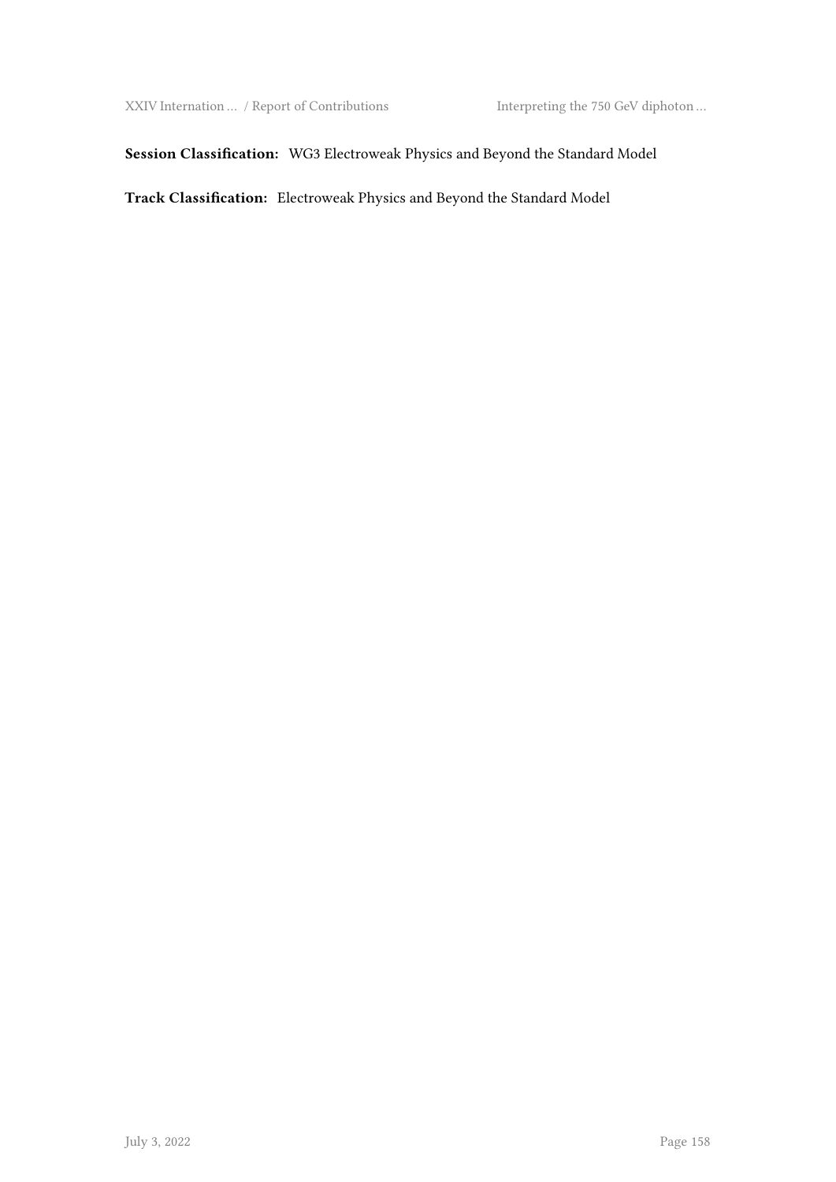**Session Classification:** WG3 Electroweak Physics and Beyond the Standard Model

**Track Classification:** Electroweak Physics and Beyond the Standard Model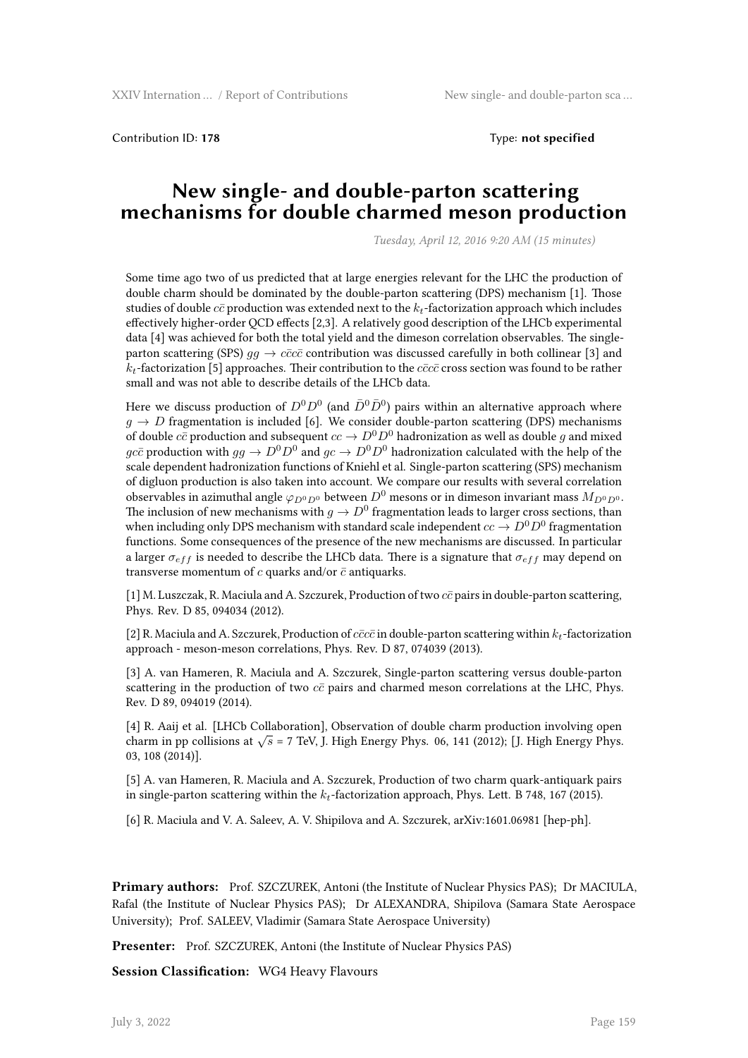Contribution ID: **178** Type: **not specified**

# New single- and double-parton scattering mechanisms for double charmed meson production

*Tuesday, April 12, 2016 9:20 AM (15 minutes)*

Some time ago two of us predicted that at large energies relevant for the LHC the production of double charm should be dominated by the double-parton scattering (DPS) mechanism [1]. Those studies of double $c\bar{c}$ production was extended next to the $k_t$-factorization approach which includes effectively higher-order QCD effects [2,3]. A relatively good description of the LHCb experimental data [4] was achieved for both the total yield and the dimeson correlation observables. The single-parton scattering (SPS) $gg \to c\bar{c}c\bar{c}$ contribution was discussed carefully in both collinear [3] and $k_t$-factorization [5] approaches. Their contribution to the $c\bar{c}c\bar{c}$ cross section was found to be rather small and was not able to describe details of the LHCb data.

Here we discuss production of $D^0 D^0$ (and $\bar{D}^0 \bar{D}^0$) pairs within an alternative approach where $g \to D$ fragmentation is included [6]. We consider double-parton scattering (DPS) mechanisms of double $c\bar{c}$ production and subsequent $cc \to D^0 D^0$ hadronization as well as double $g$ and mixed $gc\bar{c}$ production with $gg \to D^0 D^0$ and $gc \to D^0 D^0$ hadronization calculated with the help of the scale dependent hadronization functions of Kniehl et al. Single-parton scattering (SPS) mechanism of digluon production is also taken into account. We compare our results with several correlation observables in azimuthal angle $\varphi_{D^0 D^0}$ between $D^0$ mesons or in dimeson invariant mass $M_{D^0 D^0}$. The inclusion of new mechanisms with $g \to D^0$ fragmentation leads to larger cross sections, than when including only DPS mechanism with standard scale independent $cc \to D^0 D^0$ fragmentation functions. Some consequences of the presence of the new mechanisms are discussed. In particular a larger $\sigma_{eff}$ is needed to describe the LHCb data. There is a signature that $\sigma_{eff}$ may depend on transverse momentum of $c$ quarks and/or $\bar{c}$ antiquarks.

[1] M. Luszczak, R. Maciula and A. Szczurek, Production of two $c\bar{c}$ pairs in double-parton scattering, Phys. Rev. D 85, 094034 (2012).

[2] R. Maciula and A. Szczurek, Production of $c\bar{c}c\bar{c}$ in double-parton scattering within $k_t$-factorization approach - meson-meson correlations, Phys. Rev. D 87, 074039 (2013).

[3] A. van Hameren, R. Maciula and A. Szczurek, Single-parton scattering versus double-parton scattering in the production of two $c\bar{c}$ pairs and charmed meson correlations at the LHC, Phys. Rev. D 89, 094019 (2014).

[4] R. Aaij et al. [LHCb Collaboration], Observation of double charm production involving open charm in pp collisions at $\sqrt{s}$ = 7 TeV, J. High Energy Phys. 06, 141 (2012); [J. High Energy Phys. 03, 108 (2014)].

[5] A. van Hameren, R. Maciula and A. Szczurek, Production of two charm quark-antiquark pairs in single-parton scattering within the $k_t$-factorization approach, Phys. Lett. B 748, 167 (2015).

[6] R. Maciula and V. A. Saleev, A. V. Shipilova and A. Szczurek, arXiv:1601.06981 [hep-ph].

**Primary authors:** Prof. SZCZUREK, Antoni (the Institute of Nuclear Physics PAS); Dr MACIULA, Rafal (the Institute of Nuclear Physics PAS); Dr ALEXANDRA, Shipilova (Samara State Aerospace University); Prof. SALEEV, Vladimir (Samara State Aerospace University)

**Presenter:** Prof. SZCZUREK, Antoni (the Institute of Nuclear Physics PAS)

**Session Classification:** WG4 Heavy Flavours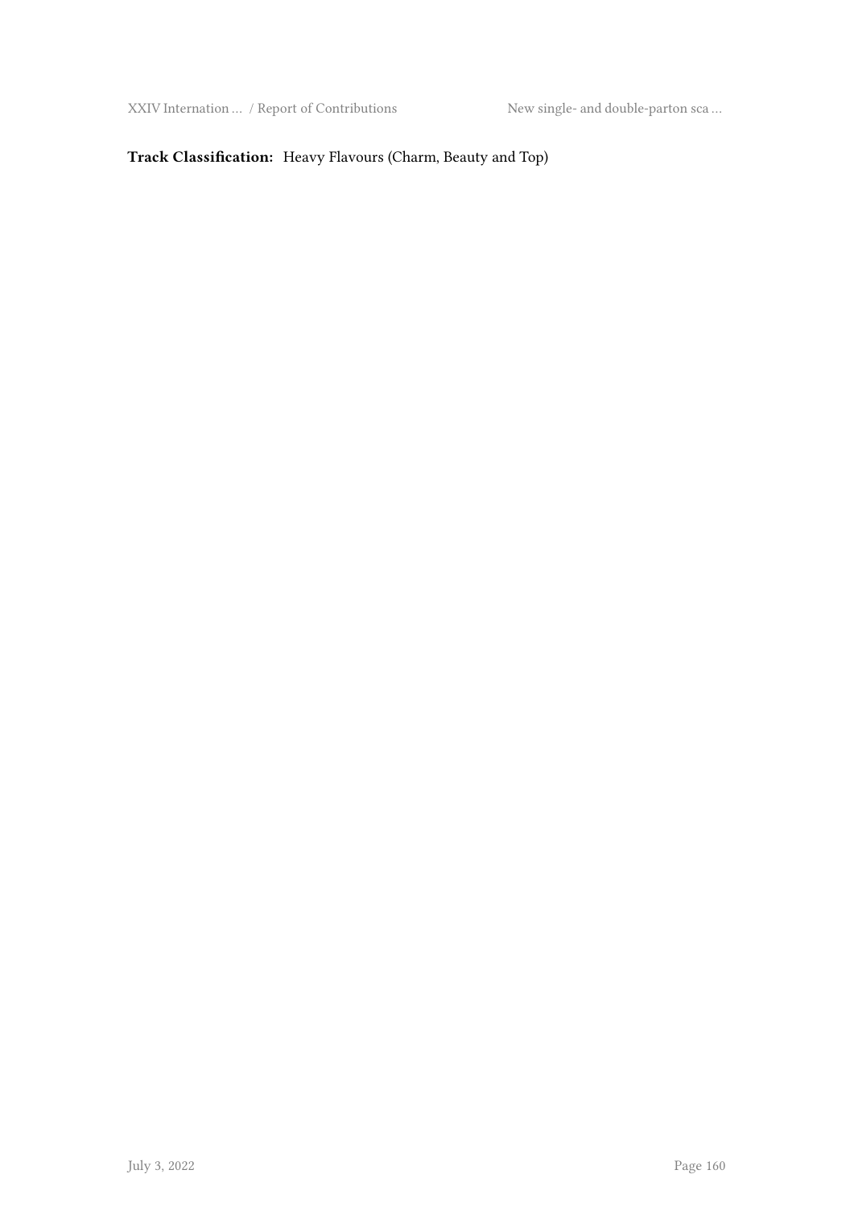**Track Classification:** Heavy Flavours (Charm, Beauty and Top)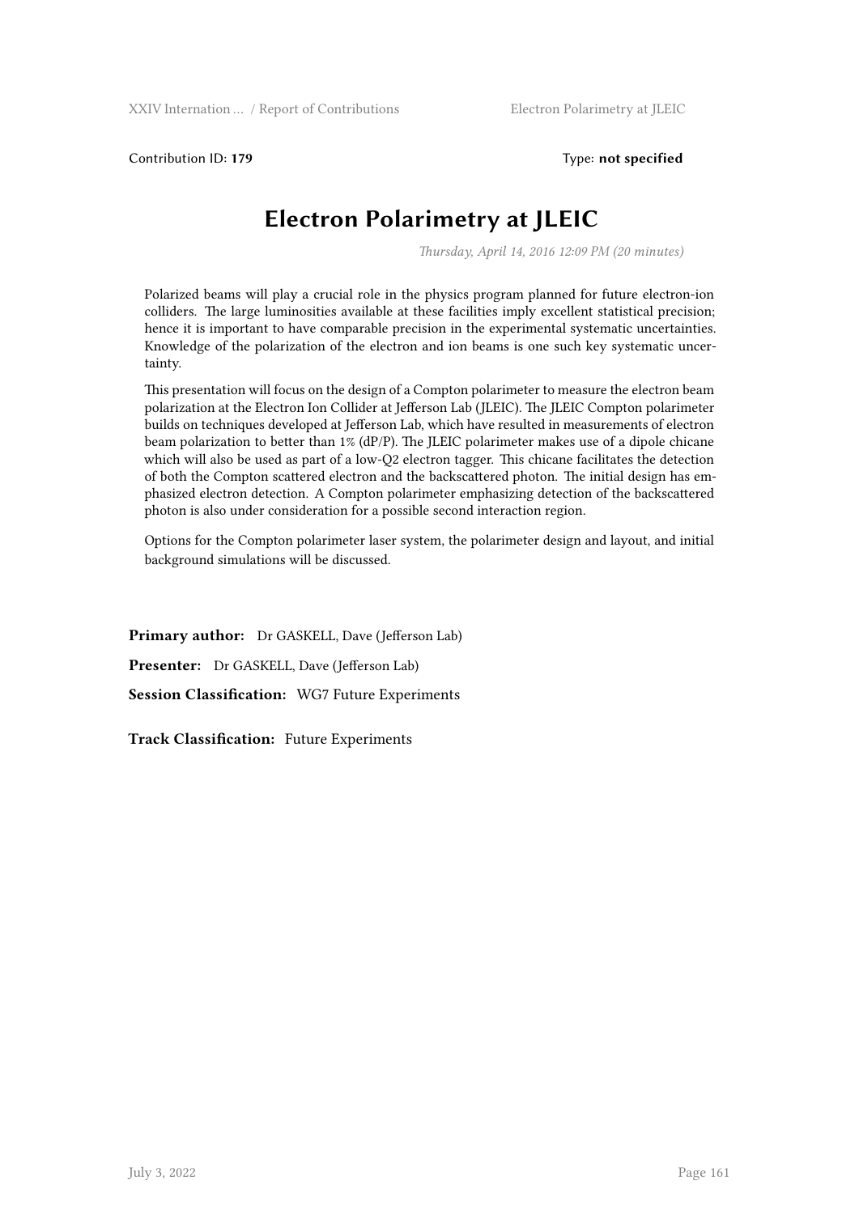Contribution ID: **179**

Type: **not specified**

# Electron Polarimetry at JLEIC

*Thursday, April 14, 2016 12:09 PM (20 minutes)*

Polarized beams will play a crucial role in the physics program planned for future electron-ion colliders. The large luminosities available at these facilities imply excellent statistical precision; hence it is important to have comparable precision in the experimental systematic uncertainties. Knowledge of the polarization of the electron and ion beams is one such key systematic uncertainty.

This presentation will focus on the design of a Compton polarimeter to measure the electron beam polarization at the Electron Ion Collider at Jefferson Lab (JLEIC). The JLEIC Compton polarimeter builds on techniques developed at Jefferson Lab, which have resulted in measurements of electron beam polarization to better than 1% (dP/P). The JLEIC polarimeter makes use of a dipole chicane which will also be used as part of a low-Q2 electron tagger. This chicane facilitates the detection of both the Compton scattered electron and the backscattered photon. The initial design has emphasized electron detection. A Compton polarimeter emphasizing detection of the backscattered photon is also under consideration for a possible second interaction region.

Options for the Compton polarimeter laser system, the polarimeter design and layout, and initial background simulations will be discussed.

**Primary author:** Dr GASKELL, Dave (Jefferson Lab)

**Presenter:** Dr GASKELL, Dave (Jefferson Lab)

**Session Classification:** WG7 Future Experiments

**Track Classification:** Future Experiments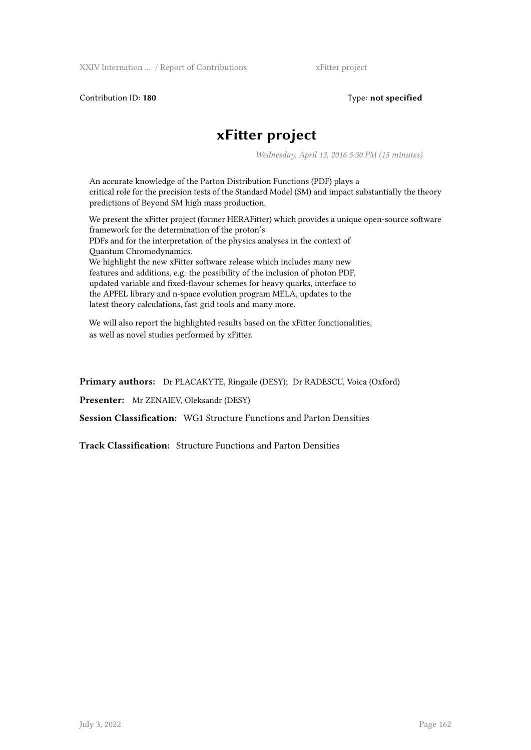Contribution ID: **180** Type: **not specified**

# xFitter project

*Wednesday, April 13, 2016 5:30 PM (15 minutes)*

An accurate knowledge of the Parton Distribution Functions (PDF) plays a critical role for the precision tests of the Standard Model (SM) and impact substantially the theory predictions of Beyond SM high mass production.

We present the xFitter project (former HERAFitter) which provides a unique open-source software framework for the determination of the proton's PDFs and for the interpretation of the physics analyses in the context of Quantum Chromodynamics.
We highlight the new xFitter software release which includes many new features and additions, e.g. the possibility of the inclusion of photon PDF, updated variable and fixed-flavour schemes for heavy quarks, interface to the APFEL library and n-space evolution program MELA, updates to the latest theory calculations, fast grid tools and many more.

We will also report the highlighted results based on the xFitter functionalities, as well as novel studies performed by xFitter.

**Primary authors:** Dr PLACAKYTE, Ringaile (DESY); Dr RADESCU, Voica (Oxford)

**Presenter:** Mr ZENAIEV, Oleksandr (DESY)

**Session Classification:** WG1 Structure Functions and Parton Densities

**Track Classification:** Structure Functions and Parton Densities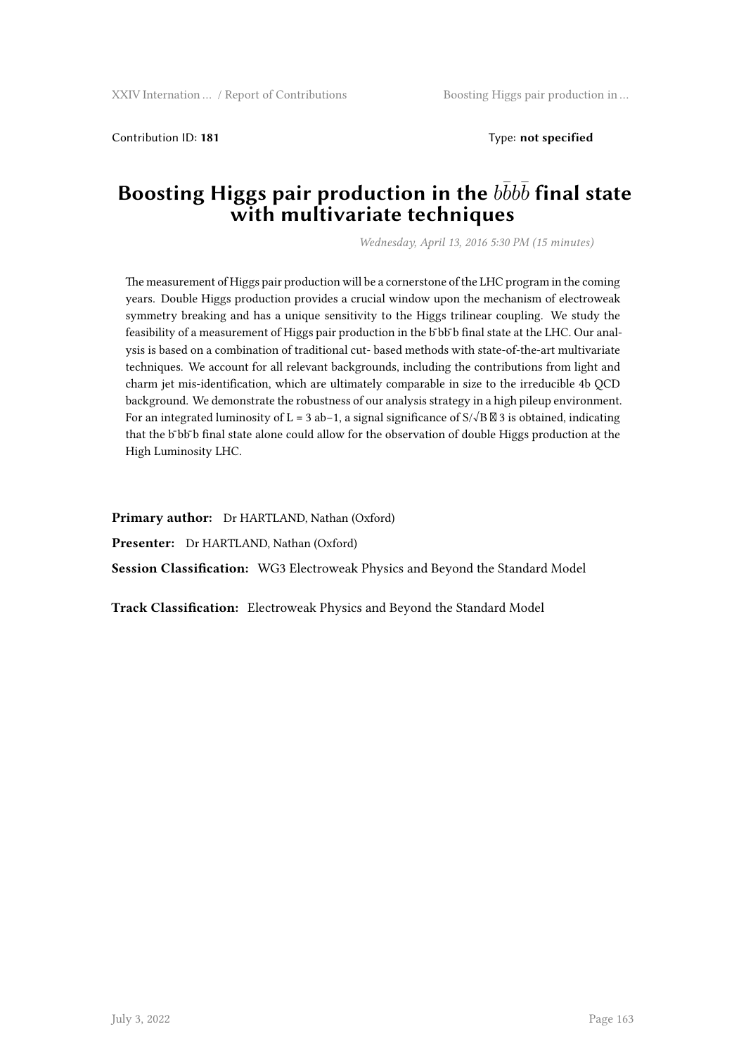Contribution ID: **181** Type: **not specified**

# Boosting Higgs pair production in the $b\bar{b}b\bar{b}$ final state with multivariate techniques

*Wednesday, April 13, 2016 5:30 PM (15 minutes)*

The measurement of Higgs pair production will be a cornerstone of the LHC program in the coming years. Double Higgs production provides a crucial window upon the mechanism of electroweak symmetry breaking and has a unique sensitivity to the Higgs trilinear coupling. We study the feasibility of a measurement of Higgs pair production in the b¯bb¯b final state at the LHC. Our analysis is based on a combination of traditional cut- based methods with state-of-the-art multivariate techniques. We account for all relevant backgrounds, including the contributions from light and charm jet mis-identification, which are ultimately comparable in size to the irreducible 4b QCD background. We demonstrate the robustness of our analysis strategy in a high pileup environment. For an integrated luminosity of L = 3 ab−1, a signal significance of S/√B ≃ 3 is obtained, indicating that the b¯bb¯b final state alone could allow for the observation of double Higgs production at the High Luminosity LHC.

**Primary author:** Dr HARTLAND, Nathan (Oxford)

**Presenter:** Dr HARTLAND, Nathan (Oxford)

**Session Classification:** WG3 Electroweak Physics and Beyond the Standard Model

**Track Classification:** Electroweak Physics and Beyond the Standard Model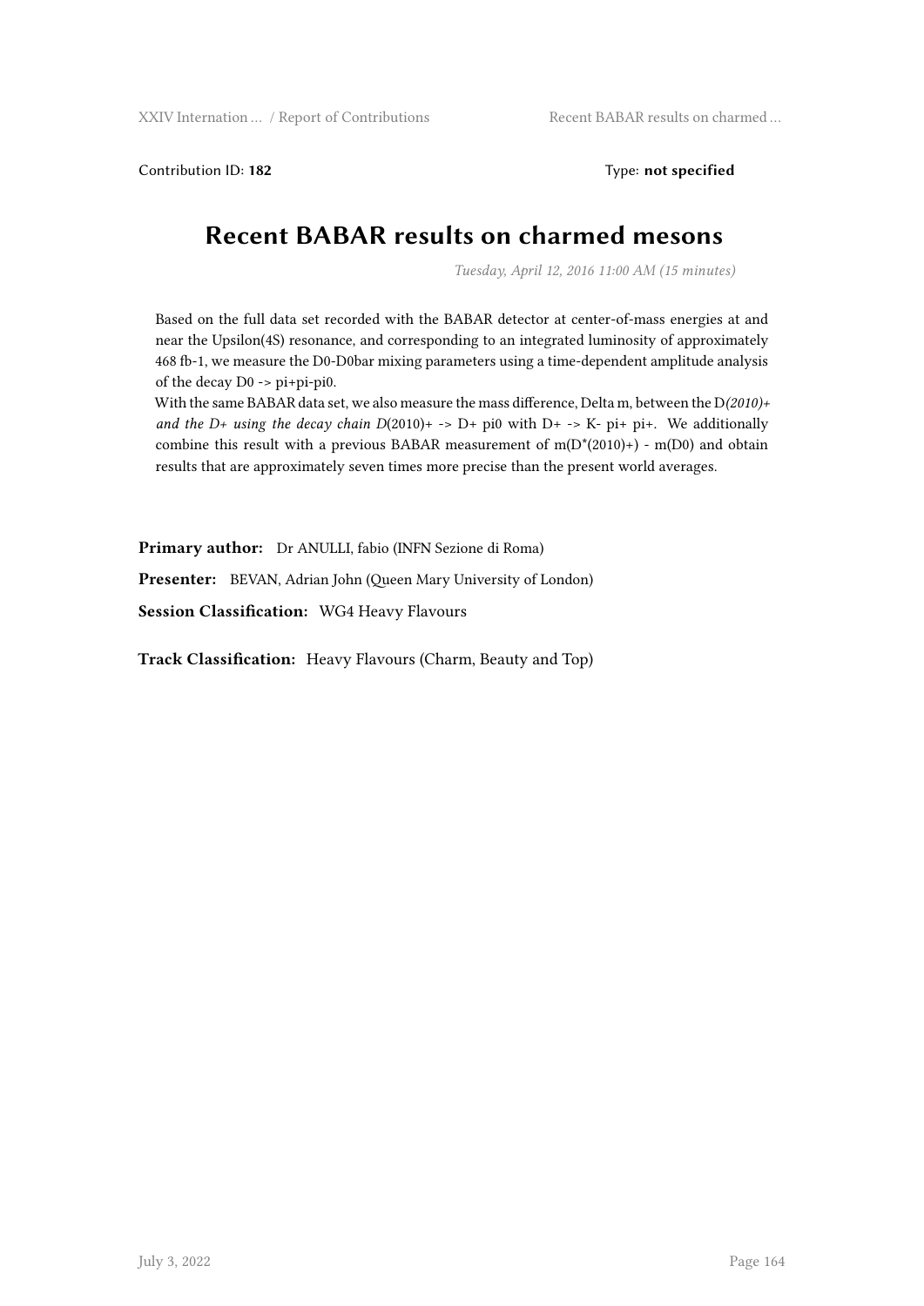Contribution ID: **182** Type: **not specified**

# Recent BABAR results on charmed mesons

*Tuesday, April 12, 2016 11:00 AM (15 minutes)*

Based on the full data set recorded with the BABAR detector at center-of-mass energies at and near the Upsilon(4S) resonance, and corresponding to an integrated luminosity of approximately 468 fb-1, we measure the D0-D0bar mixing parameters using a time-dependent amplitude analysis of the decay D0 -> pi+pi-pi0.

With the same BABAR data set, we also measure the mass difference, Delta m, between the D*(2010)+ and the D+ using the decay chain D*(2010)+ -> D+ pi0 with D+ -> K- pi+ pi+. We additionally combine this result with a previous BABAR measurement of m(D*(2010)+) - m(D0) and obtain results that are approximately seven times more precise than the present world averages.

**Primary author:** Dr ANULLI, fabio (INFN Sezione di Roma)

**Presenter:** BEVAN, Adrian John (Queen Mary University of London)

**Session Classification:** WG4 Heavy Flavours

**Track Classification:** Heavy Flavours (Charm, Beauty and Top)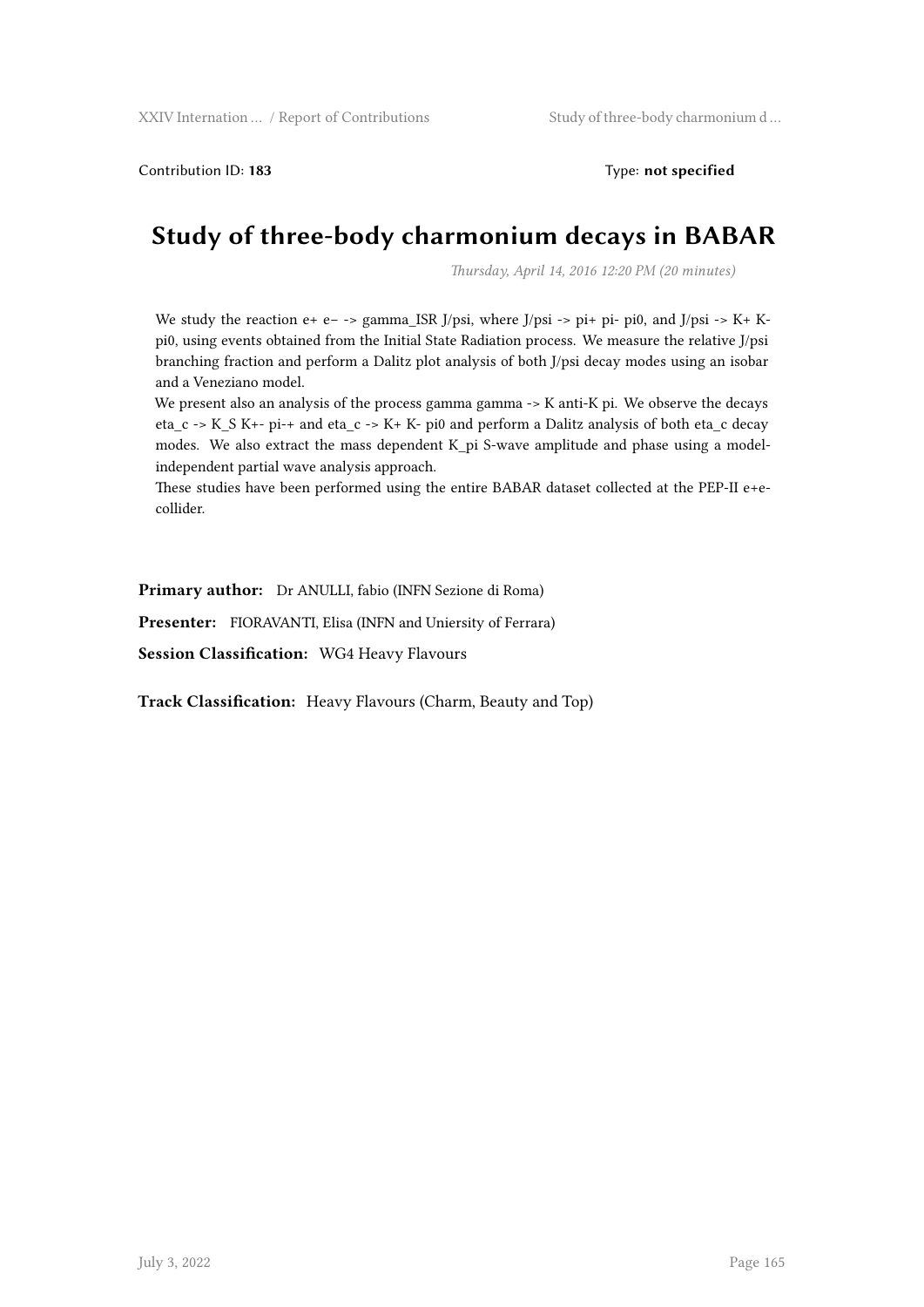Contribution ID: **183** Type: **not specified**

# Study of three-body charmonium decays in BABAR

*Thursday, April 14, 2016 12:20 PM (20 minutes)*

We study the reaction e+ e− -> gamma_ISR J/psi, where J/psi -> pi+ pi- pi0, and J/psi -> K+ K- pi0, using events obtained from the Initial State Radiation process. We measure the relative J/psi branching fraction and perform a Dalitz plot analysis of both J/psi decay modes using an isobar and a Veneziano model.

We present also an analysis of the process gamma gamma -> K anti-K pi. We observe the decays eta_c -> K_S K+- pi-+ and eta_c -> K+ K- pi0 and perform a Dalitz analysis of both eta_c decay modes. We also extract the mass dependent K_pi S-wave amplitude and phase using a model-independent partial wave analysis approach.

These studies have been performed using the entire BABAR dataset collected at the PEP-II e+e- collider.

**Primary author:** Dr ANULLI, fabio (INFN Sezione di Roma)

**Presenter:** FIORAVANTI, Elisa (INFN and Uniersity of Ferrara)

**Session Classification:** WG4 Heavy Flavours

**Track Classification:** Heavy Flavours (Charm, Beauty and Top)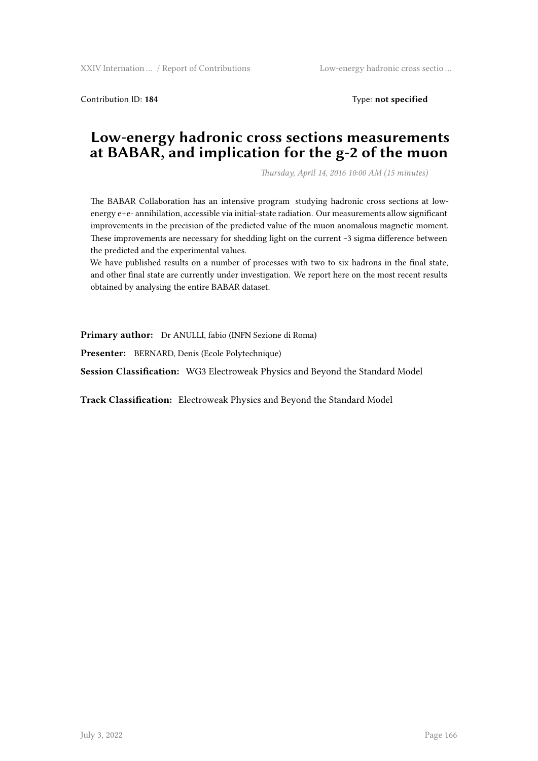Contribution ID: **184** Type: **not specified**

# Low-energy hadronic cross sections measurements at BABAR, and implication for the g-2 of the muon

*Thursday, April 14, 2016 10:00 AM (15 minutes)*

The BABAR Collaboration has an intensive program studying hadronic cross sections at low-energy e+e- annihilation, accessible via initial-state radiation. Our measurements allow significant improvements in the precision of the predicted value of the muon anomalous magnetic moment. These improvements are necessary for shedding light on the current ~3 sigma difference between the predicted and the experimental values.

We have published results on a number of processes with two to six hadrons in the final state, and other final state are currently under investigation. We report here on the most recent results obtained by analysing the entire BABAR dataset.

**Primary author:** Dr ANULLI, fabio (INFN Sezione di Roma)

**Presenter:** BERNARD, Denis (Ecole Polytechnique)

**Session Classification:** WG3 Electroweak Physics and Beyond the Standard Model

**Track Classification:** Electroweak Physics and Beyond the Standard Model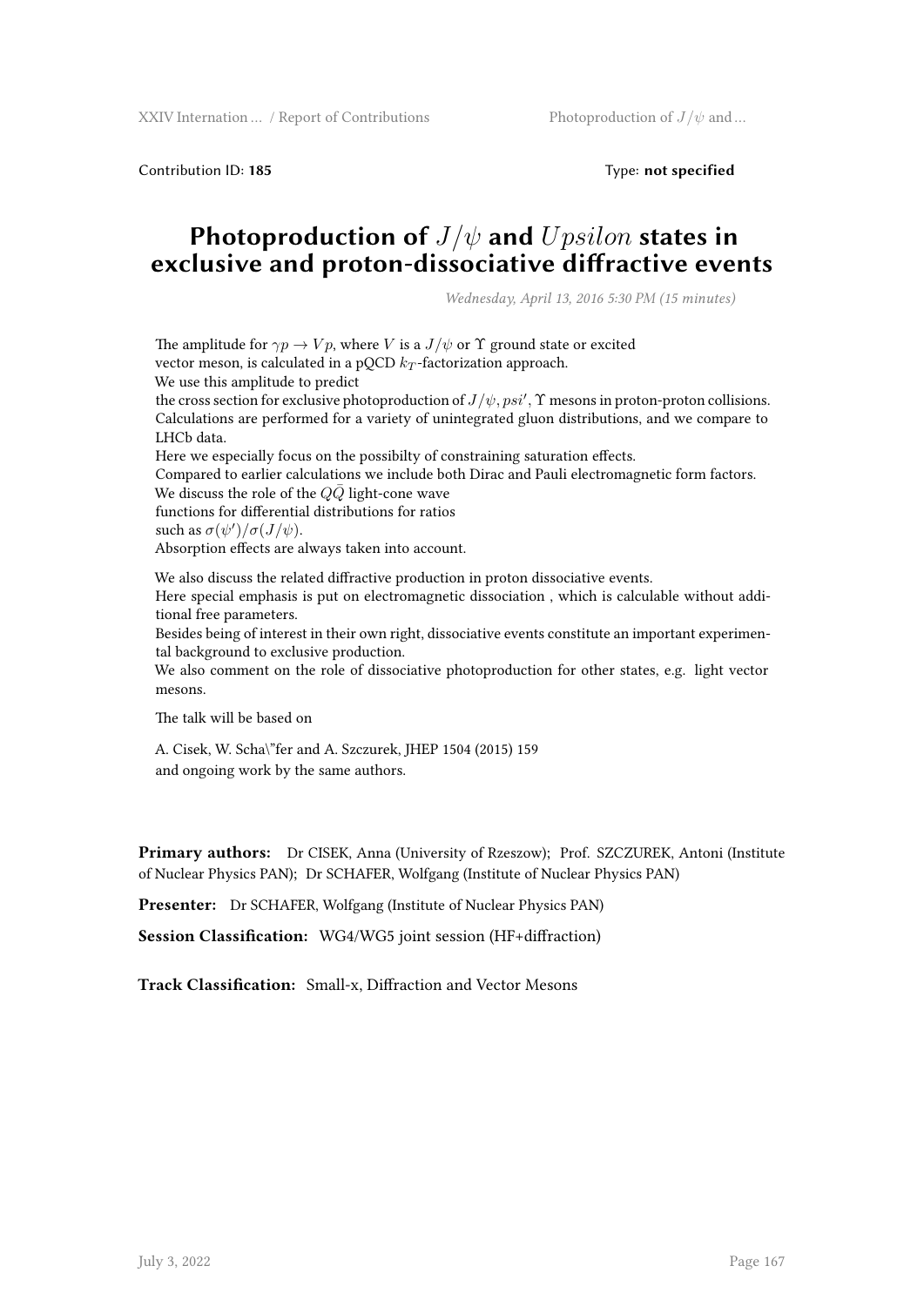Contribution ID: **185** Type: **not specified**

# Photoproduction of $J/\psi$ and $Upsilon$ states in exclusive and proton-dissociative diffractive events

*Wednesday, April 13, 2016 5:30 PM (15 minutes)*

The amplitude for $\gamma p \to V p$, where $V$ is a $J/\psi$ or $\Upsilon$ ground state or excited vector meson, is calculated in a pQCD $k_T$-factorization approach.
We use this amplitude to predict
the cross section for exclusive photoproduction of $J/\psi, psi', \Upsilon$ mesons in proton-proton collisions.
Calculations are performed for a variety of unintegrated gluon distributions, and we compare to LHCb data.
Here we especially focus on the possibilty of constraining saturation effects.
Compared to earlier calculations we include both Dirac and Pauli electromagnetic form factors.
We discuss the role of the $Q\bar{Q}$ light-cone wave
functions for differential distributions for ratios
such as $\sigma(\psi')/\sigma(J/\psi)$.
Absorption effects are always taken into account.

We also discuss the related diffractive production in proton dissociative events.
Here special emphasis is put on electromagnetic dissociation , which is calculable without additional free parameters.
Besides being of interest in their own right, dissociative events constitute an important experimental background to exclusive production.
We also comment on the role of dissociative photoproduction for other states, e.g. light vector mesons.

The talk will be based on

A. Cisek, W. Scha\"fer and A. Szczurek, JHEP 1504 (2015) 159
and ongoing work by the same authors.

**Primary authors:** Dr CISEK, Anna (University of Rzeszow); Prof. SZCZUREK, Antoni (Institute of Nuclear Physics PAN); Dr SCHAFER, Wolfgang (Institute of Nuclear Physics PAN)

**Presenter:** Dr SCHAFER, Wolfgang (Institute of Nuclear Physics PAN)

**Session Classification:** WG4/WG5 joint session (HF+diffraction)

**Track Classification:** Small-x, Diffraction and Vector Mesons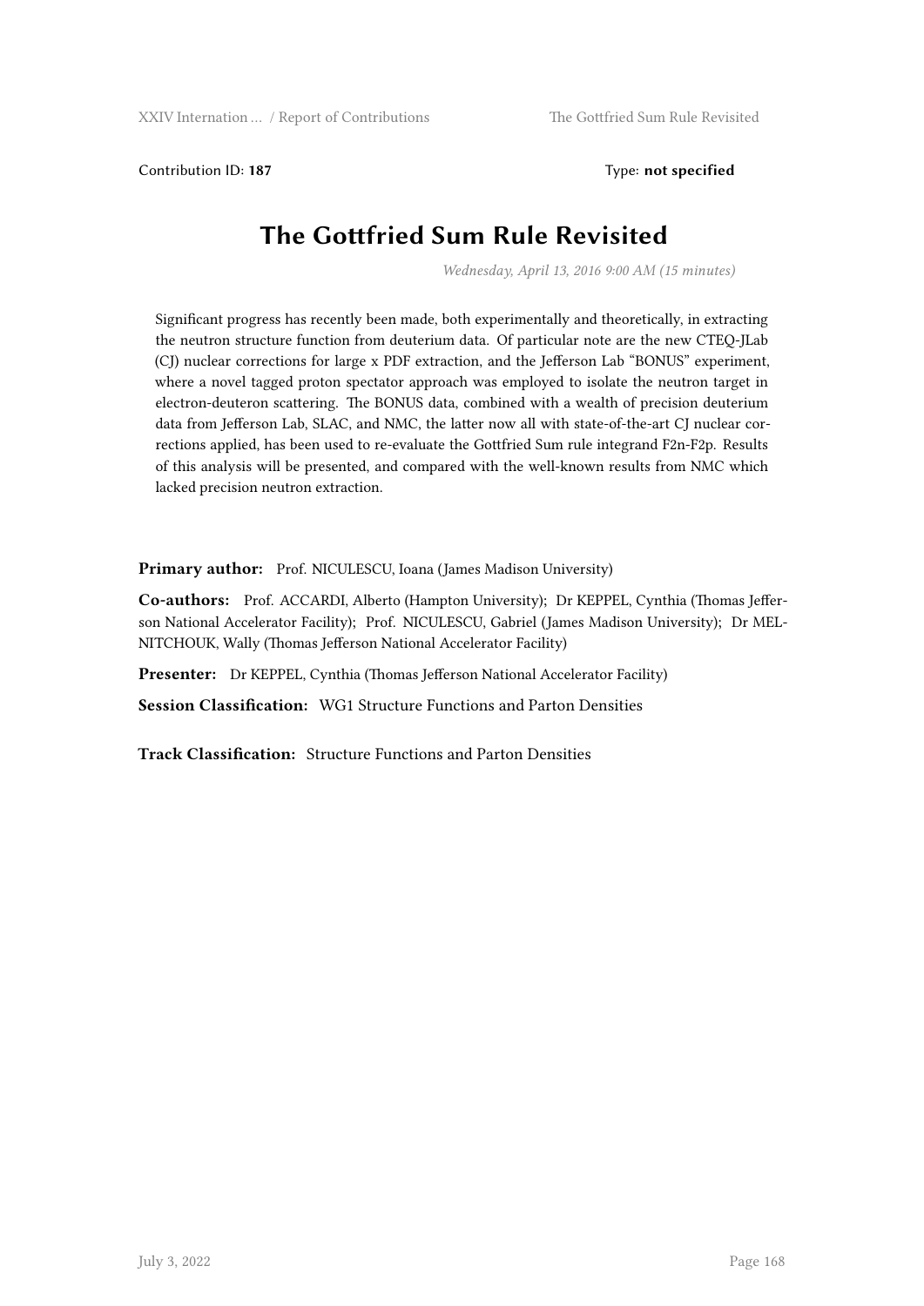Contribution ID: **187** Type: **not specified**

# The Gottfried Sum Rule Revisited

*Wednesday, April 13, 2016 9:00 AM (15 minutes)*

Significant progress has recently been made, both experimentally and theoretically, in extracting the neutron structure function from deuterium data. Of particular note are the new CTEQ-JLab (CJ) nuclear corrections for large x PDF extraction, and the Jefferson Lab "BONUS" experiment, where a novel tagged proton spectator approach was employed to isolate the neutron target in electron-deuteron scattering. The BONUS data, combined with a wealth of precision deuterium data from Jefferson Lab, SLAC, and NMC, the latter now all with state-of-the-art CJ nuclear corrections applied, has been used to re-evaluate the Gottfried Sum rule integrand F2n-F2p. Results of this analysis will be presented, and compared with the well-known results from NMC which lacked precision neutron extraction.

**Primary author:** Prof. NICULESCU, Ioana (James Madison University)

**Co-authors:** Prof. ACCARDI, Alberto (Hampton University); Dr KEPPEL, Cynthia (Thomas Jefferson National Accelerator Facility); Prof. NICULESCU, Gabriel (James Madison University); Dr MELNITCHOUK, Wally (Thomas Jefferson National Accelerator Facility)

**Presenter:** Dr KEPPEL, Cynthia (Thomas Jefferson National Accelerator Facility)

**Session Classification:** WG1 Structure Functions and Parton Densities

**Track Classification:** Structure Functions and Parton Densities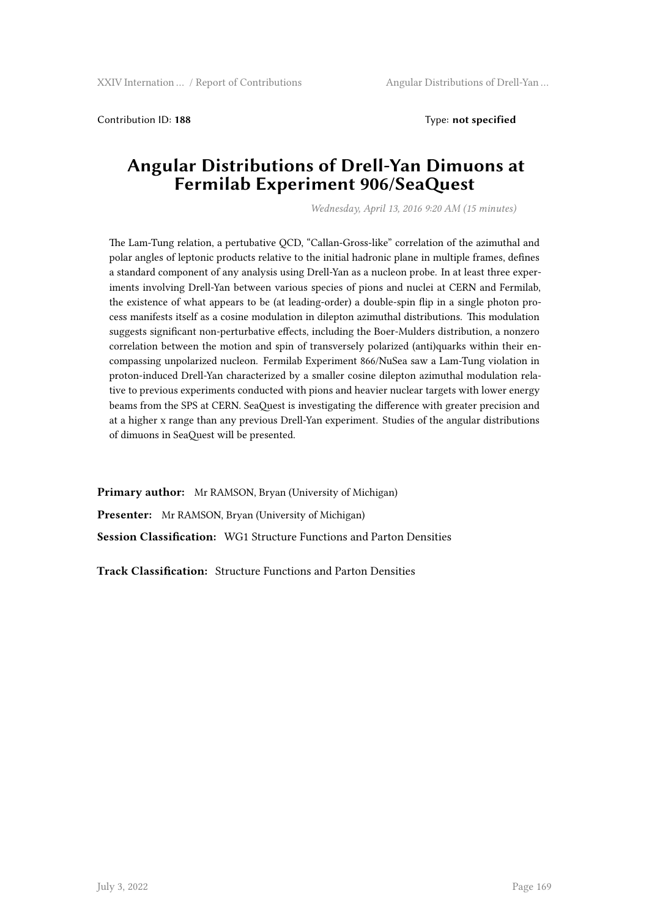Contribution ID: **188** Type: **not specified**

# Angular Distributions of Drell-Yan Dimuons at Fermilab Experiment 906/SeaQuest

*Wednesday, April 13, 2016 9:20 AM (15 minutes)*

The Lam-Tung relation, a pertubative QCD, "Callan-Gross-like" correlation of the azimuthal and polar angles of leptonic products relative to the initial hadronic plane in multiple frames, defines a standard component of any analysis using Drell-Yan as a nucleon probe. In at least three experiments involving Drell-Yan between various species of pions and nuclei at CERN and Fermilab, the existence of what appears to be (at leading-order) a double-spin flip in a single photon process manifests itself as a cosine modulation in dilepton azimuthal distributions. This modulation suggests significant non-perturbative effects, including the Boer-Mulders distribution, a nonzero correlation between the motion and spin of transversely polarized (anti)quarks within their encompassing unpolarized nucleon. Fermilab Experiment 866/NuSea saw a Lam-Tung violation in proton-induced Drell-Yan characterized by a smaller cosine dilepton azimuthal modulation relative to previous experiments conducted with pions and heavier nuclear targets with lower energy beams from the SPS at CERN. SeaQuest is investigating the difference with greater precision and at a higher x range than any previous Drell-Yan experiment. Studies of the angular distributions of dimuons in SeaQuest will be presented.

**Primary author:** Mr RAMSON, Bryan (University of Michigan)

**Presenter:** Mr RAMSON, Bryan (University of Michigan)

**Session Classification:** WG1 Structure Functions and Parton Densities

**Track Classification:** Structure Functions and Parton Densities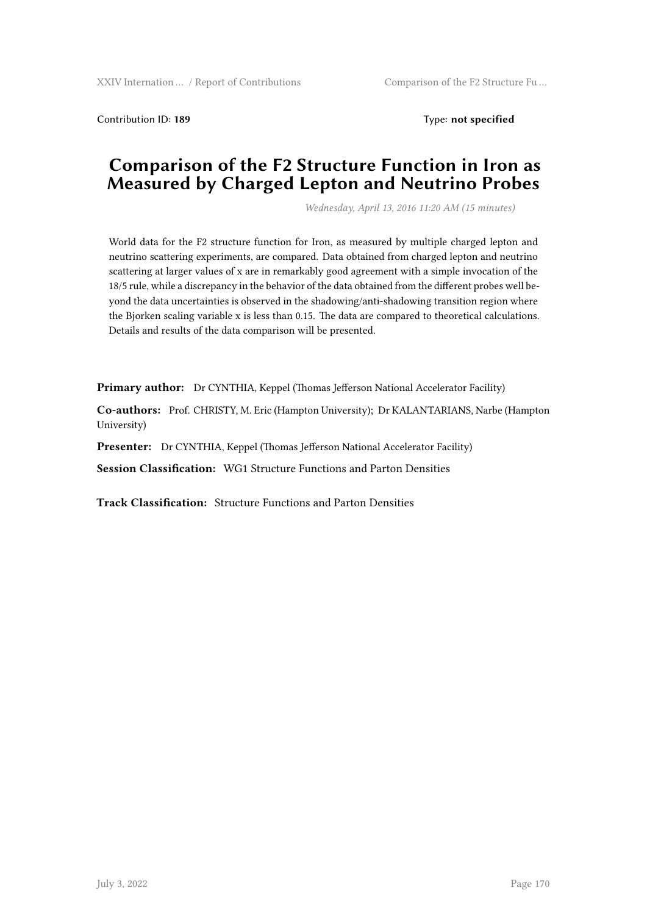Contribution ID: **189** Type: **not specified**

# Comparison of the F2 Structure Function in Iron as Measured by Charged Lepton and Neutrino Probes

*Wednesday, April 13, 2016 11:20 AM (15 minutes)*

World data for the F2 structure function for Iron, as measured by multiple charged lepton and neutrino scattering experiments, are compared. Data obtained from charged lepton and neutrino scattering at larger values of x are in remarkably good agreement with a simple invocation of the 18/5 rule, while a discrepancy in the behavior of the data obtained from the different probes well beyond the data uncertainties is observed in the shadowing/anti-shadowing transition region where the Bjorken scaling variable x is less than 0.15. The data are compared to theoretical calculations. Details and results of the data comparison will be presented.

**Primary author:** Dr CYNTHIA, Keppel (Thomas Jefferson National Accelerator Facility)

**Co-authors:** Prof. CHRISTY, M. Eric (Hampton University); Dr KALANTARIANS, Narbe (Hampton University)

**Presenter:** Dr CYNTHIA, Keppel (Thomas Jefferson National Accelerator Facility)

**Session Classification:** WG1 Structure Functions and Parton Densities

**Track Classification:** Structure Functions and Parton Densities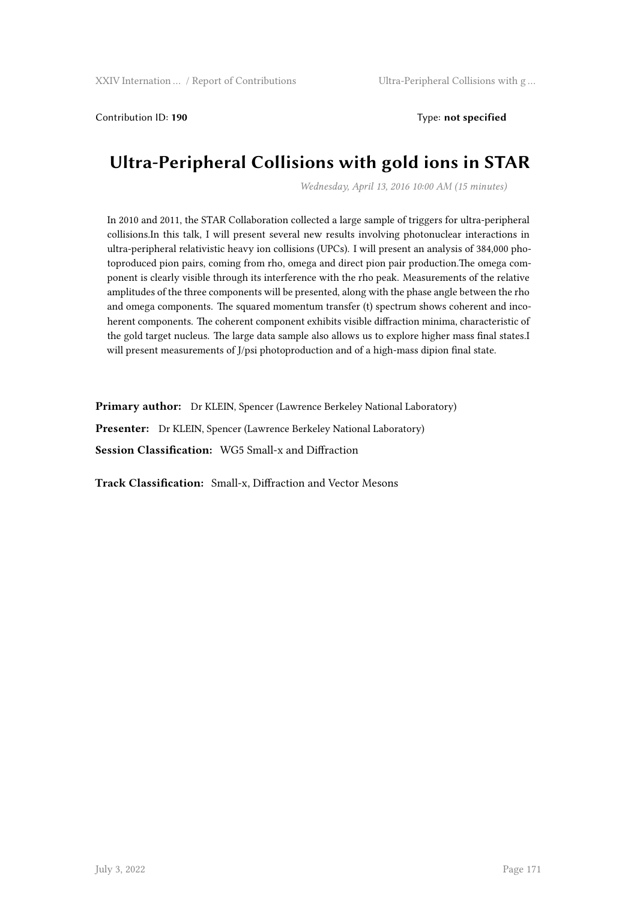Contribution ID: **190** Type: **not specified**

# Ultra-Peripheral Collisions with gold ions in STAR

*Wednesday, April 13, 2016 10:00 AM (15 minutes)*

In 2010 and 2011, the STAR Collaboration collected a large sample of triggers for ultra-peripheral collisions.In this talk, I will present several new results involving photonuclear interactions in ultra-peripheral relativistic heavy ion collisions (UPCs). I will present an analysis of 384,000 photoproduced pion pairs, coming from rho, omega and direct pion pair production.The omega component is clearly visible through its interference with the rho peak. Measurements of the relative amplitudes of the three components will be presented, along with the phase angle between the rho and omega components. The squared momentum transfer (t) spectrum shows coherent and incoherent components. The coherent component exhibits visible diffraction minima, characteristic of the gold target nucleus. The large data sample also allows us to explore higher mass final states.I will present measurements of J/psi photoproduction and of a high-mass dipion final state.

**Primary author:** Dr KLEIN, Spencer (Lawrence Berkeley National Laboratory)

**Presenter:** Dr KLEIN, Spencer (Lawrence Berkeley National Laboratory)

**Session Classification:** WG5 Small-x and Diffraction

**Track Classification:** Small-x, Diffraction and Vector Mesons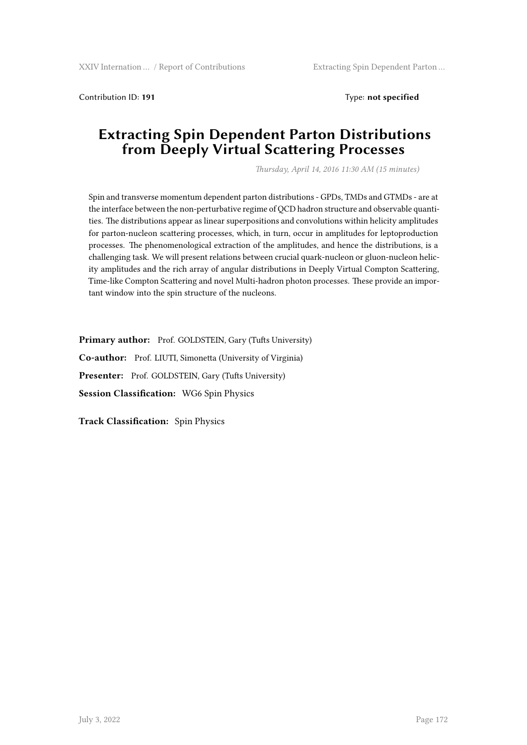Contribution ID: **191** Type: **not specified**

# Extracting Spin Dependent Parton Distributions from Deeply Virtual Scattering Processes

*Thursday, April 14, 2016 11:30 AM (15 minutes)*

Spin and transverse momentum dependent parton distributions - GPDs, TMDs and GTMDs - are at the interface between the non-perturbative regime of QCD hadron structure and observable quantities. The distributions appear as linear superpositions and convolutions within helicity amplitudes for parton-nucleon scattering processes, which, in turn, occur in amplitudes for leptoproduction processes. The phenomenological extraction of the amplitudes, and hence the distributions, is a challenging task. We will present relations between crucial quark-nucleon or gluon-nucleon helicity amplitudes and the rich array of angular distributions in Deeply Virtual Compton Scattering, Time-like Compton Scattering and novel Multi-hadron photon processes. These provide an important window into the spin structure of the nucleons.

**Primary author:** Prof. GOLDSTEIN, Gary (Tufts University)

**Co-author:** Prof. LIUTI, Simonetta (University of Virginia)

**Presenter:** Prof. GOLDSTEIN, Gary (Tufts University)

**Session Classification:** WG6 Spin Physics

**Track Classification:** Spin Physics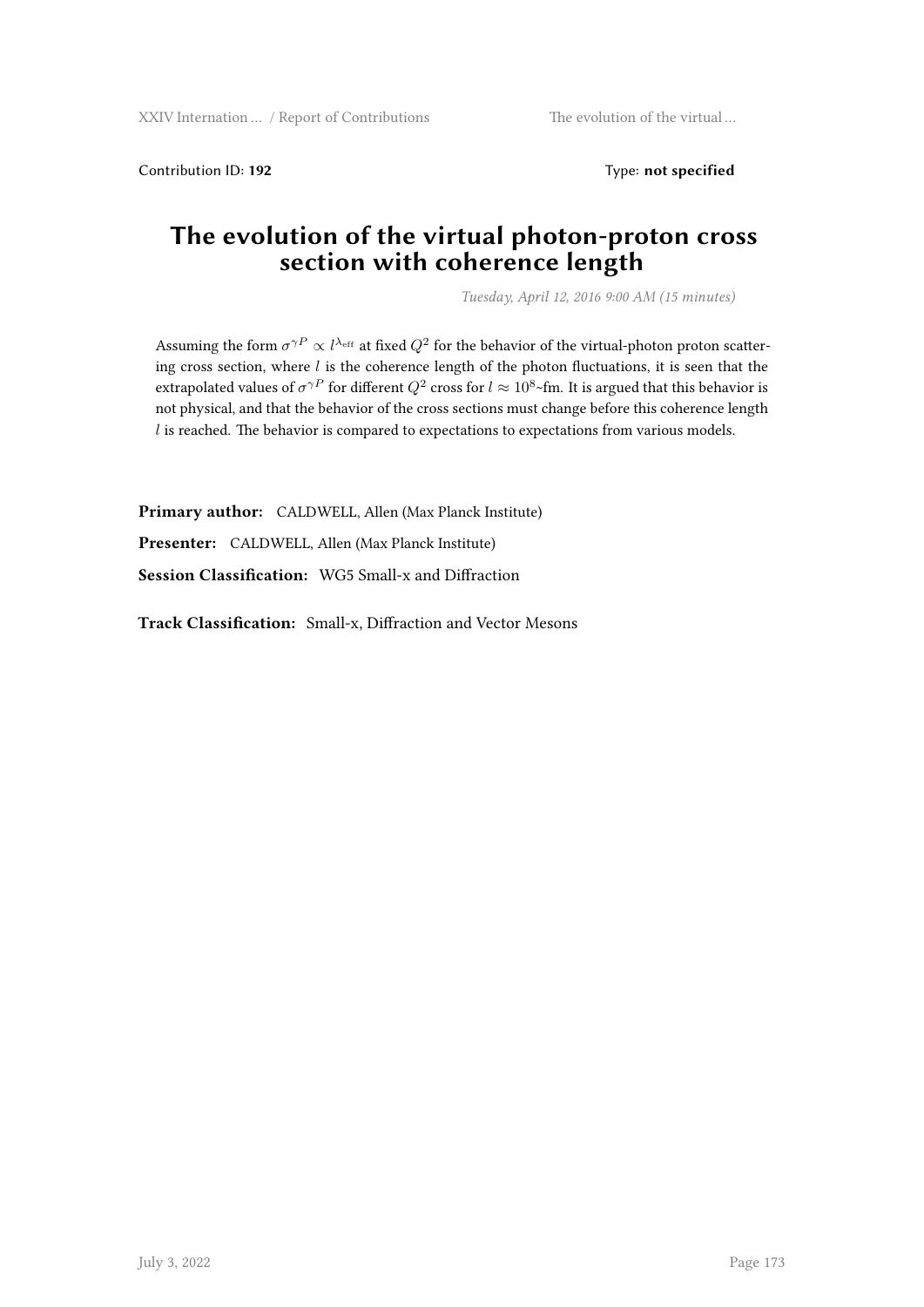Contribution ID: **192** Type: **not specified**

# The evolution of the virtual photon-proton cross section with coherence length

*Tuesday, April 12, 2016 9:00 AM (15 minutes)*

Assuming the form $\sigma^{\gamma P} \propto l^{\lambda_{\rm eff}}$ at fixed $Q^2$ for the behavior of the virtual-photon proton scattering cross section, where $l$ is the coherence length of the photon fluctuations, it is seen that the extrapolated values of $\sigma^{\gamma P}$ for different $Q^2$ cross for $l \approx 10^8$~fm. It is argued that this behavior is not physical, and that the behavior of the cross sections must change before this coherence length $l$ is reached. The behavior is compared to expectations to expectations from various models.

**Primary author:** CALDWELL, Allen (Max Planck Institute)

**Presenter:** CALDWELL, Allen (Max Planck Institute)

**Session Classification:** WG5 Small-x and Diffraction

**Track Classification:** Small-x, Diffraction and Vector Mesons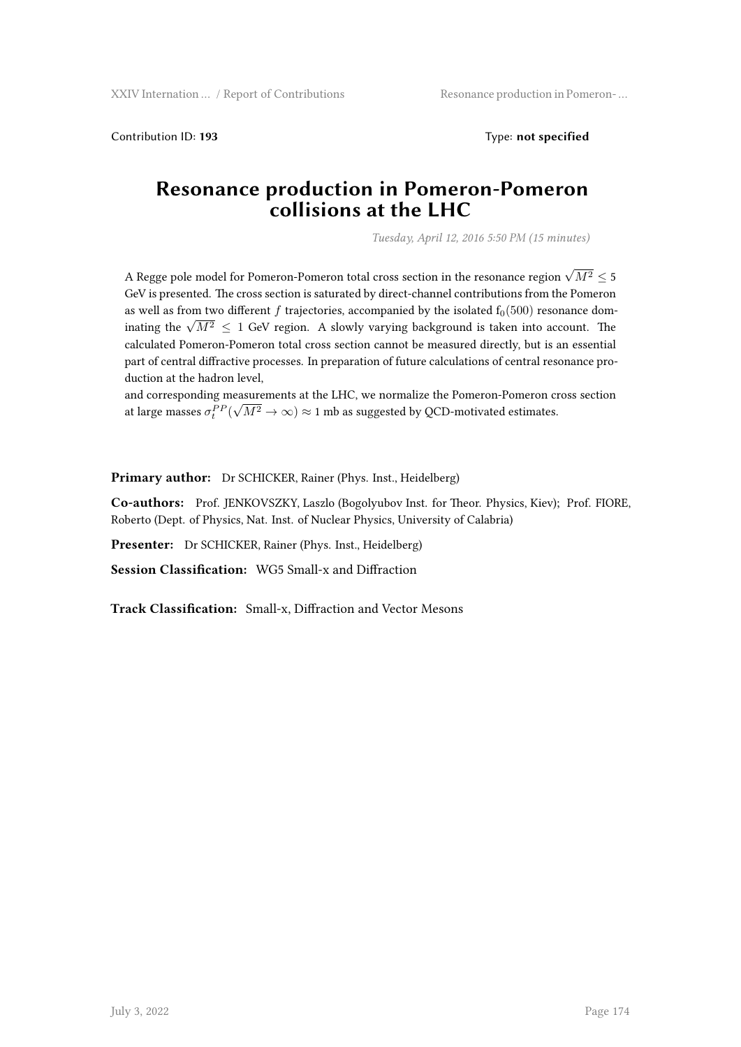Contribution ID: **193** Type: **not specified**

# Resonance production in Pomeron-Pomeron collisions at the LHC

*Tuesday, April 12, 2016 5:50 PM (15 minutes)*

A Regge pole model for Pomeron-Pomeron total cross section in the resonance region $\sqrt{M^2} \leq 5$ GeV is presented. The cross section is saturated by direct-channel contributions from the Pomeron as well as from two different $f$ trajectories, accompanied by the isolated $f_0(500)$ resonance dominating the $\sqrt{M^2} \leq 1$ GeV region. A slowly varying background is taken into account. The calculated Pomeron-Pomeron total cross section cannot be measured directly, but is an essential part of central diffractive processes. In preparation of future calculations of central resonance production at the hadron level,
and corresponding measurements at the LHC, we normalize the Pomeron-Pomeron cross section at large masses $\sigma_t^{PP}(\sqrt{M^2} \to \infty) \approx 1$ mb as suggested by QCD-motivated estimates.

**Primary author:** Dr SCHICKER, Rainer (Phys. Inst., Heidelberg)

**Co-authors:** Prof. JENKOVSZKY, Laszlo (Bogolyubov Inst. for Theor. Physics, Kiev); Prof. FIORE, Roberto (Dept. of Physics, Nat. Inst. of Nuclear Physics, University of Calabria)

**Presenter:** Dr SCHICKER, Rainer (Phys. Inst., Heidelberg)

**Session Classification:** WG5 Small-x and Diffraction

**Track Classification:** Small-x, Diffraction and Vector Mesons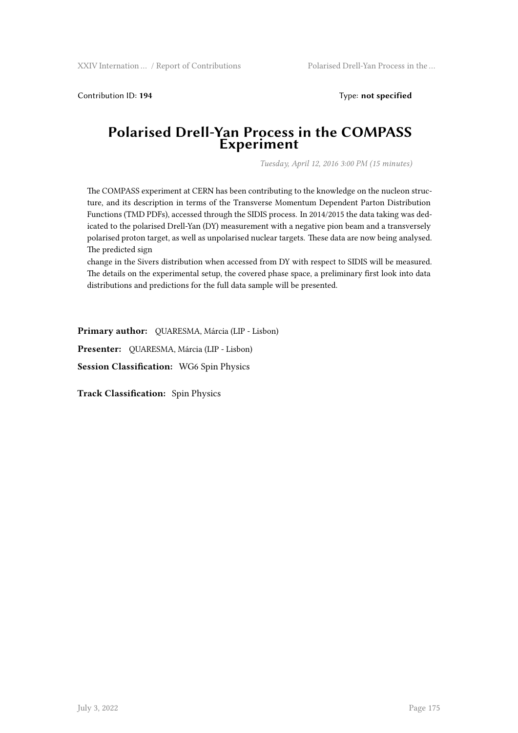Contribution ID: **194** Type: **not specified**

# Polarised Drell-Yan Process in the COMPASS Experiment

*Tuesday, April 12, 2016 3:00 PM (15 minutes)*

The COMPASS experiment at CERN has been contributing to the knowledge on the nucleon structure, and its description in terms of the Transverse Momentum Dependent Parton Distribution Functions (TMD PDFs), accessed through the SIDIS process. In 2014/2015 the data taking was dedicated to the polarised Drell-Yan (DY) measurement with a negative pion beam and a transversely polarised proton target, as well as unpolarised nuclear targets. These data are now being analysed. The predicted sign
change in the Sivers distribution when accessed from DY with respect to SIDIS will be measured. The details on the experimental setup, the covered phase space, a preliminary first look into data distributions and predictions for the full data sample will be presented.

**Primary author:** QUARESMA, Márcia (LIP - Lisbon)

**Presenter:** QUARESMA, Márcia (LIP - Lisbon)

**Session Classification:** WG6 Spin Physics

**Track Classification:** Spin Physics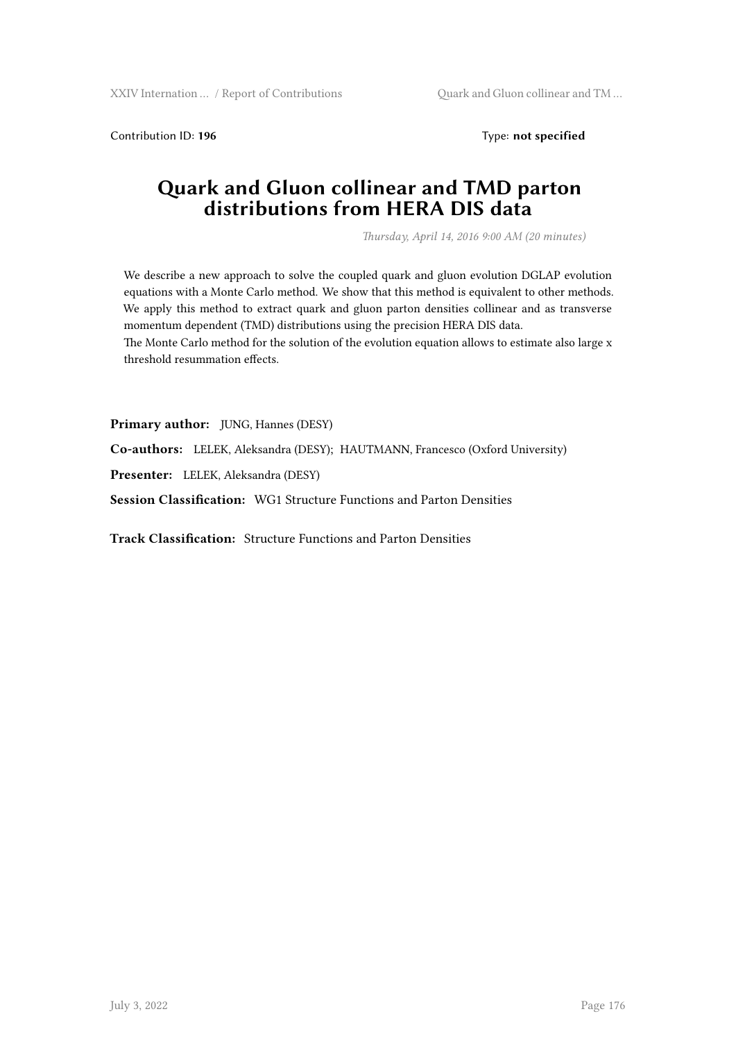Contribution ID: **196** Type: **not specified**

# Quark and Gluon collinear and TMD parton distributions from HERA DIS data

*Thursday, April 14, 2016 9:00 AM (20 minutes)*

We describe a new approach to solve the coupled quark and gluon evolution DGLAP evolution equations with a Monte Carlo method. We show that this method is equivalent to other methods. We apply this method to extract quark and gluon parton densities collinear and as transverse momentum dependent (TMD) distributions using the precision HERA DIS data.
The Monte Carlo method for the solution of the evolution equation allows to estimate also large x threshold resummation effects.

**Primary author:** JUNG, Hannes (DESY)

**Co-authors:** LELEK, Aleksandra (DESY); HAUTMANN, Francesco (Oxford University)

**Presenter:** LELEK, Aleksandra (DESY)

**Session Classification:** WG1 Structure Functions and Parton Densities

**Track Classification:** Structure Functions and Parton Densities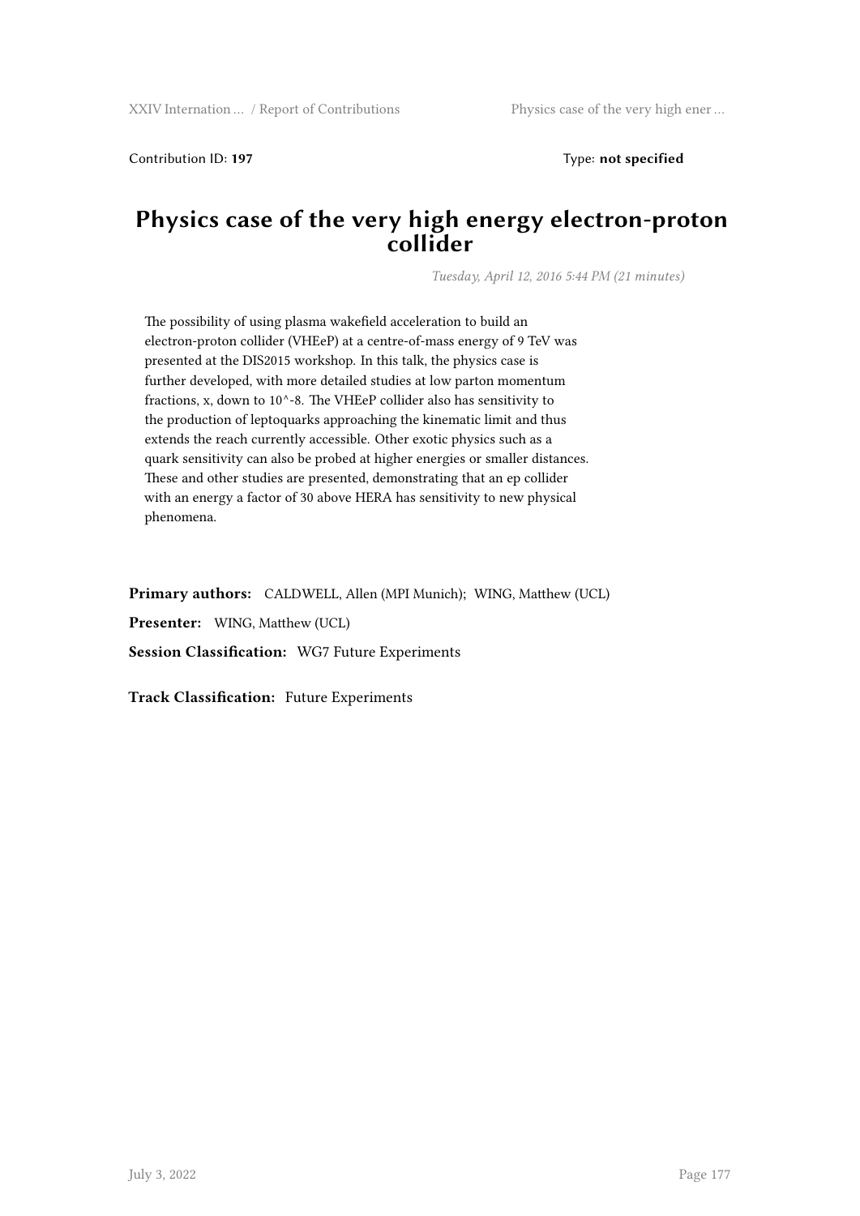Contribution ID: **197** Type: **not specified**

# Physics case of the very high energy electron-proton collider

*Tuesday, April 12, 2016 5:44 PM (21 minutes)*

The possibility of using plasma wakefield acceleration to build an electron-proton collider (VHEeP) at a centre-of-mass energy of 9 TeV was presented at the DIS2015 workshop. In this talk, the physics case is further developed, with more detailed studies at low parton momentum fractions, x, down to 10^-8. The VHEeP collider also has sensitivity to the production of leptoquarks approaching the kinematic limit and thus extends the reach currently accessible. Other exotic physics such as a quark sensitivity can also be probed at higher energies or smaller distances. These and other studies are presented, demonstrating that an ep collider with an energy a factor of 30 above HERA has sensitivity to new physical phenomena.

**Primary authors:** CALDWELL, Allen (MPI Munich); WING, Matthew (UCL)

**Presenter:** WING, Matthew (UCL)

**Session Classification:** WG7 Future Experiments

**Track Classification:** Future Experiments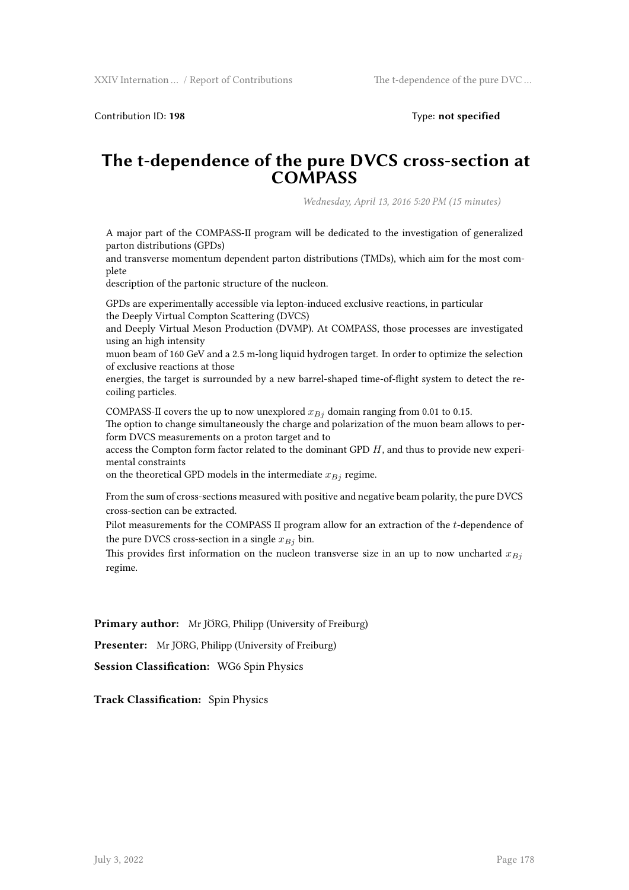Contribution ID: **198** Type: **not specified**

# The t-dependence of the pure DVCS cross-section at COMPASS

*Wednesday, April 13, 2016 5:20 PM (15 minutes)*

A major part of the COMPASS-II program will be dedicated to the investigation of generalized parton distributions (GPDs)
and transverse momentum dependent parton distributions (TMDs), which aim for the most complete
description of the partonic structure of the nucleon.

GPDs are experimentally accessible via lepton-induced exclusive reactions, in particular
the Deeply Virtual Compton Scattering (DVCS)
and Deeply Virtual Meson Production (DVMP). At COMPASS, those processes are investigated using an high intensity
muon beam of 160 GeV and a 2.5 m-long liquid hydrogen target. In order to optimize the selection of exclusive reactions at those
energies, the target is surrounded by a new barrel-shaped time-of-flight system to detect the recoiling particles.

COMPASS-II covers the up to now unexplored $x_{Bj}$ domain ranging from 0.01 to 0.15.
The option to change simultaneously the charge and polarization of the muon beam allows to perform DVCS measurements on a proton target and to
access the Compton form factor related to the dominant GPD $H$, and thus to provide new experimental constraints
on the theoretical GPD models in the intermediate $x_{Bj}$ regime.

From the sum of cross-sections measured with positive and negative beam polarity, the pure DVCS cross-section can be extracted.
Pilot measurements for the COMPASS II program allow for an extraction of the $t$-dependence of the pure DVCS cross-section in a single $x_{Bj}$ bin.
This provides first information on the nucleon transverse size in an up to now uncharted $x_{Bj}$ regime.

**Primary author:** Mr JÖRG, Philipp (University of Freiburg)

**Presenter:** Mr JÖRG, Philipp (University of Freiburg)

**Session Classification:** WG6 Spin Physics

**Track Classification:** Spin Physics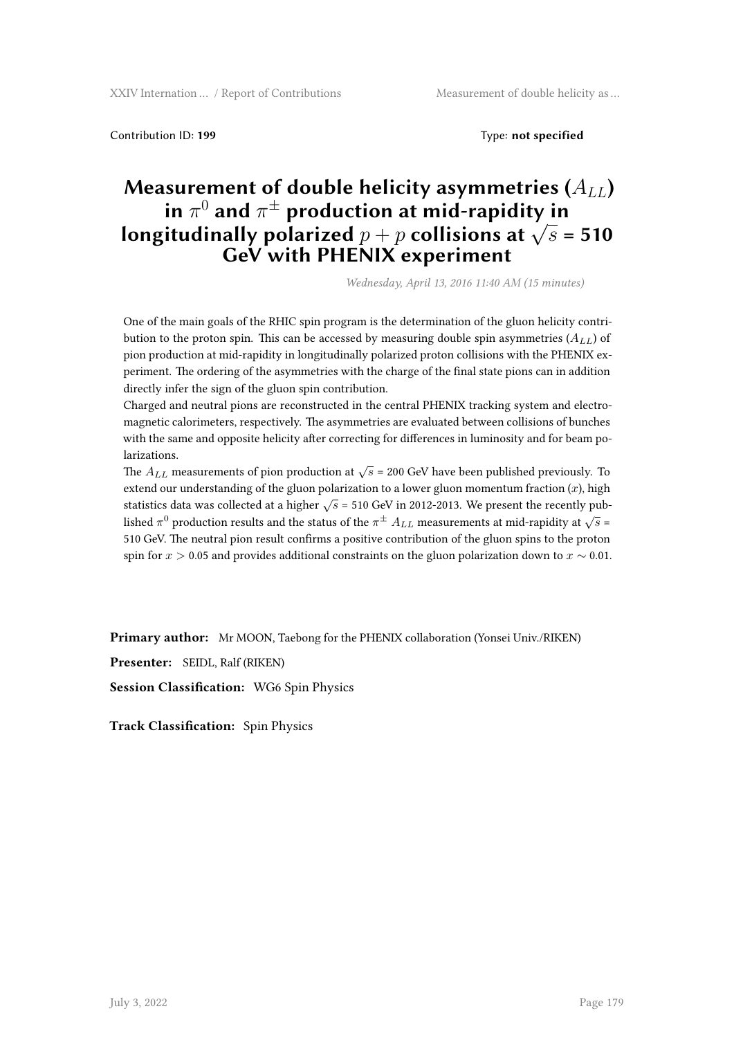Contribution ID: **199** Type: **not specified**

# Measurement of double helicity asymmetries ($A_{LL}$) in $\pi^0$ and $\pi^\pm$ production at mid-rapidity in longitudinally polarized $p+p$ collisions at $\sqrt{s}$ = 510 GeV with PHENIX experiment

*Wednesday, April 13, 2016 11:40 AM (15 minutes)*

One of the main goals of the RHIC spin program is the determination of the gluon helicity contribution to the proton spin. This can be accessed by measuring double spin asymmetries ($A_{LL}$) of pion production at mid-rapidity in longitudinally polarized proton collisions with the PHENIX experiment. The ordering of the asymmetries with the charge of the final state pions can in addition directly infer the sign of the gluon spin contribution.

Charged and neutral pions are reconstructed in the central PHENIX tracking system and electromagnetic calorimeters, respectively. The asymmetries are evaluated between collisions of bunches with the same and opposite helicity after correcting for differences in luminosity and for beam polarizations.

The $A_{LL}$ measurements of pion production at $\sqrt{s}$ = 200 GeV have been published previously. To extend our understanding of the gluon polarization to a lower gluon momentum fraction ($x$), high statistics data was collected at a higher $\sqrt{s}$ = 510 GeV in 2012-2013. We present the recently published $\pi^0$ production results and the status of the $\pi^\pm$ $A_{LL}$ measurements at mid-rapidity at $\sqrt{s}$ = 510 GeV. The neutral pion result confirms a positive contribution of the gluon spins to the proton spin for $x > 0.05$ and provides additional constraints on the gluon polarization down to $x \sim 0.01$.

**Primary author:** Mr MOON, Taebong for the PHENIX collaboration (Yonsei Univ./RIKEN)

**Presenter:** SEIDL, Ralf (RIKEN)

**Session Classification:** WG6 Spin Physics

**Track Classification:** Spin Physics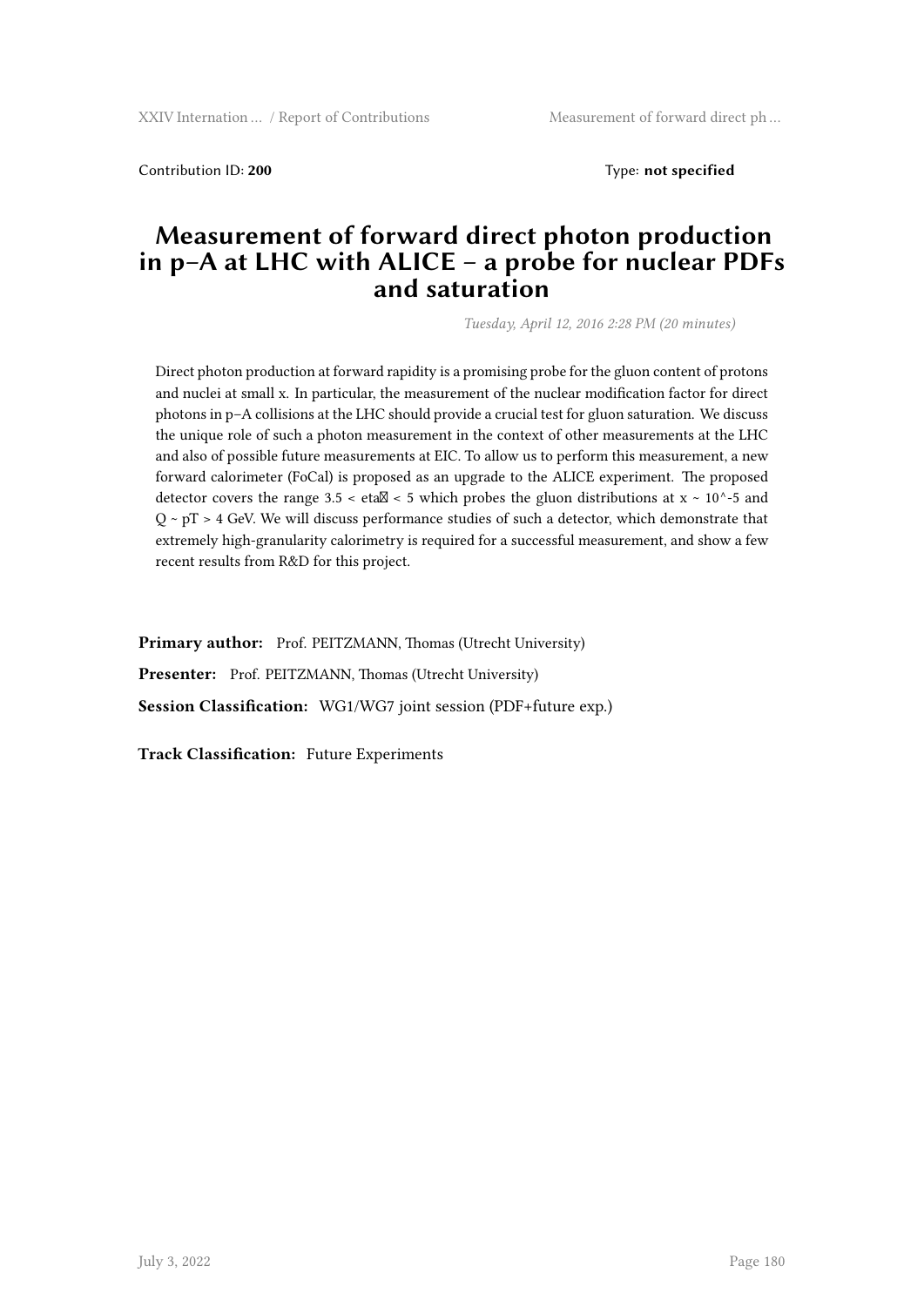Contribution ID: **200** Type: **not specified**

# Measurement of forward direct photon production in p–A at LHC with ALICE – a probe for nuclear PDFs and saturation

*Tuesday, April 12, 2016 2:28 PM (20 minutes)*

Direct photon production at forward rapidity is a promising probe for the gluon content of protons and nuclei at small x. In particular, the measurement of the nuclear modification factor for direct photons in p–A collisions at the LHC should provide a crucial test for gluon saturation. We discuss the unique role of such a photon measurement in the context of other measurements at the LHC and also of possible future measurements at EIC. To allow us to perform this measurement, a new forward calorimeter (FoCal) is proposed as an upgrade to the ALICE experiment. The proposed detector covers the range 3.5 < eta < 5 which probes the gluon distributions at x ~ 10^-5 and Q ~ pT > 4 GeV. We will discuss performance studies of such a detector, which demonstrate that extremely high-granularity calorimetry is required for a successful measurement, and show a few recent results from R&D for this project.

**Primary author:** Prof. PEITZMANN, Thomas (Utrecht University)

**Presenter:** Prof. PEITZMANN, Thomas (Utrecht University)

**Session Classification:** WG1/WG7 joint session (PDF+future exp.)

**Track Classification:** Future Experiments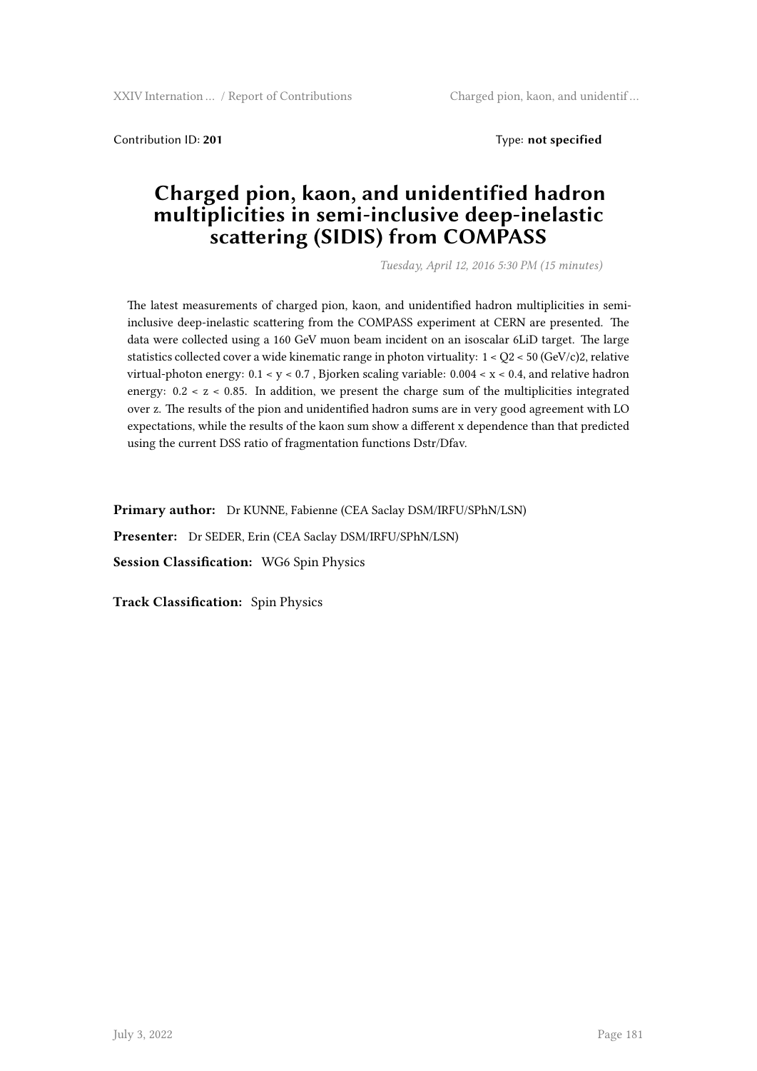Contribution ID: **201** Type: **not specified**

# Charged pion, kaon, and unidentified hadron multiplicities in semi-inclusive deep-inelastic scattering (SIDIS) from COMPASS

*Tuesday, April 12, 2016 5:30 PM (15 minutes)*

The latest measurements of charged pion, kaon, and unidentified hadron multiplicities in semi-inclusive deep-inelastic scattering from the COMPASS experiment at CERN are presented. The data were collected using a 160 GeV muon beam incident on an isoscalar 6LiD target. The large statistics collected cover a wide kinematic range in photon virtuality: $1 < Q2 < 50$ (GeV/c)2, relative virtual-photon energy: $0.1 < y < 0.7$ , Bjorken scaling variable: $0.004 < x < 0.4$, and relative hadron energy: $0.2 < z < 0.85$. In addition, we present the charge sum of the multiplicities integrated over z. The results of the pion and unidentified hadron sums are in very good agreement with LO expectations, while the results of the kaon sum show a different x dependence than that predicted using the current DSS ratio of fragmentation functions Dstr/Dfav.

**Primary author:** Dr KUNNE, Fabienne (CEA Saclay DSM/IRFU/SPhN/LSN)

**Presenter:** Dr SEDER, Erin (CEA Saclay DSM/IRFU/SPhN/LSN)

**Session Classification:** WG6 Spin Physics

**Track Classification:** Spin Physics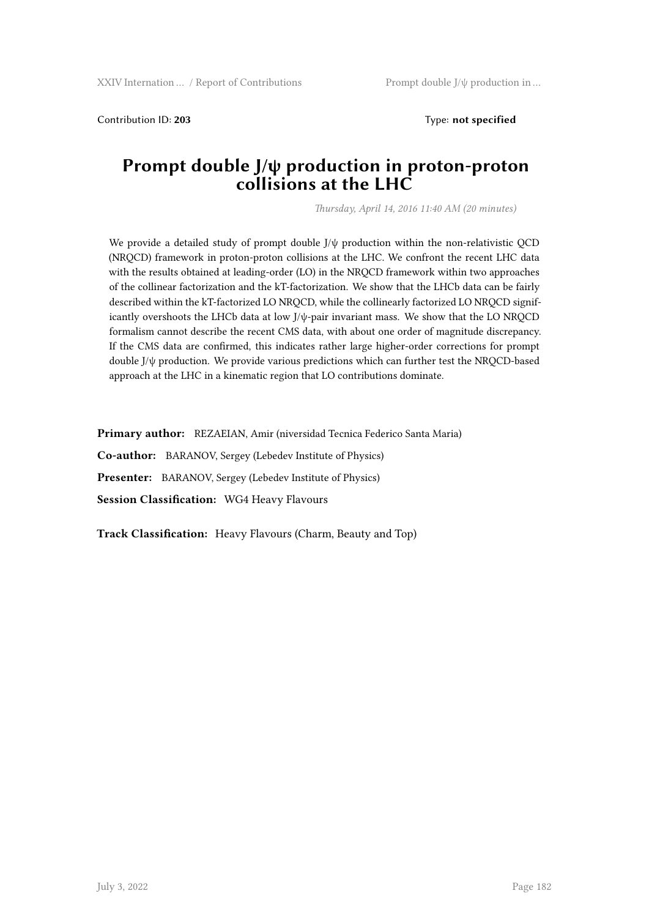Contribution ID: **203** Type: **not specified**

# Prompt double J/ψ production in proton-proton collisions at the LHC

*Thursday, April 14, 2016 11:40 AM (20 minutes)*

We provide a detailed study of prompt double J/ψ production within the non-relativistic QCD (NRQCD) framework in proton-proton collisions at the LHC. We confront the recent LHC data with the results obtained at leading-order (LO) in the NRQCD framework within two approaches of the collinear factorization and the kT-factorization. We show that the LHCb data can be fairly described within the kT-factorized LO NRQCD, while the collinearly factorized LO NRQCD significantly overshoots the LHCb data at low J/ψ-pair invariant mass. We show that the LO NRQCD formalism cannot describe the recent CMS data, with about one order of magnitude discrepancy. If the CMS data are confirmed, this indicates rather large higher-order corrections for prompt double J/ψ production. We provide various predictions which can further test the NRQCD-based approach at the LHC in a kinematic region that LO contributions dominate.

**Primary author:** REZAEIAN, Amir (niversidad Tecnica Federico Santa Maria)

**Co-author:** BARANOV, Sergey (Lebedev Institute of Physics)

**Presenter:** BARANOV, Sergey (Lebedev Institute of Physics)

**Session Classification:** WG4 Heavy Flavours

**Track Classification:** Heavy Flavours (Charm, Beauty and Top)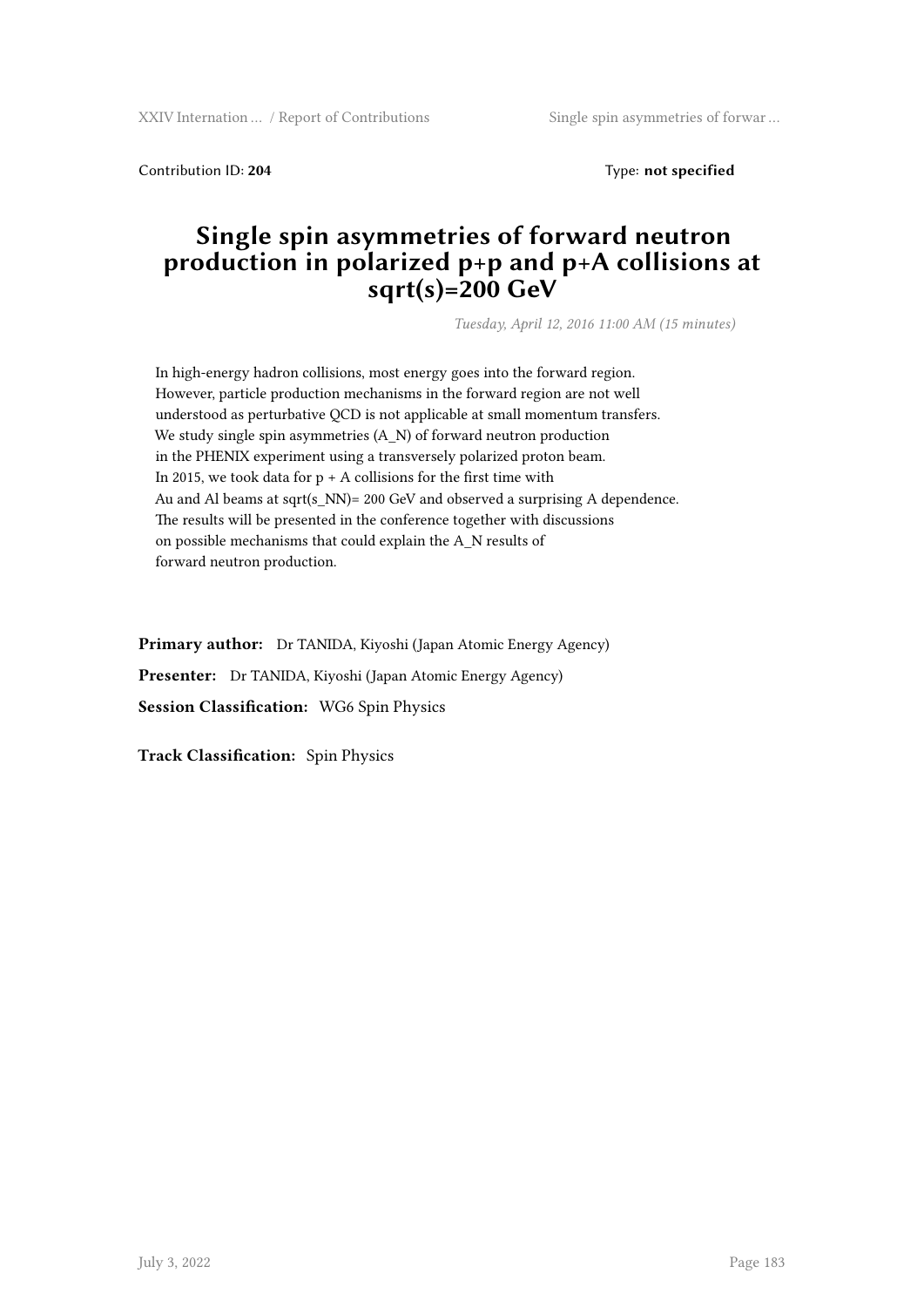Contribution ID: **204** Type: **not specified**

# Single spin asymmetries of forward neutron production in polarized p+p and p+A collisions at sqrt(s)=200 GeV

*Tuesday, April 12, 2016 11:00 AM (15 minutes)*

In high-energy hadron collisions, most energy goes into the forward region. However, particle production mechanisms in the forward region are not well understood as perturbative QCD is not applicable at small momentum transfers. We study single spin asymmetries (A_N) of forward neutron production in the PHENIX experiment using a transversely polarized proton beam. In 2015, we took data for p + A collisions for the first time with Au and Al beams at sqrt(s_NN)= 200 GeV and observed a surprising A dependence. The results will be presented in the conference together with discussions on possible mechanisms that could explain the A_N results of forward neutron production.

**Primary author:** Dr TANIDA, Kiyoshi (Japan Atomic Energy Agency)

**Presenter:** Dr TANIDA, Kiyoshi (Japan Atomic Energy Agency)

**Session Classification:** WG6 Spin Physics

**Track Classification:** Spin Physics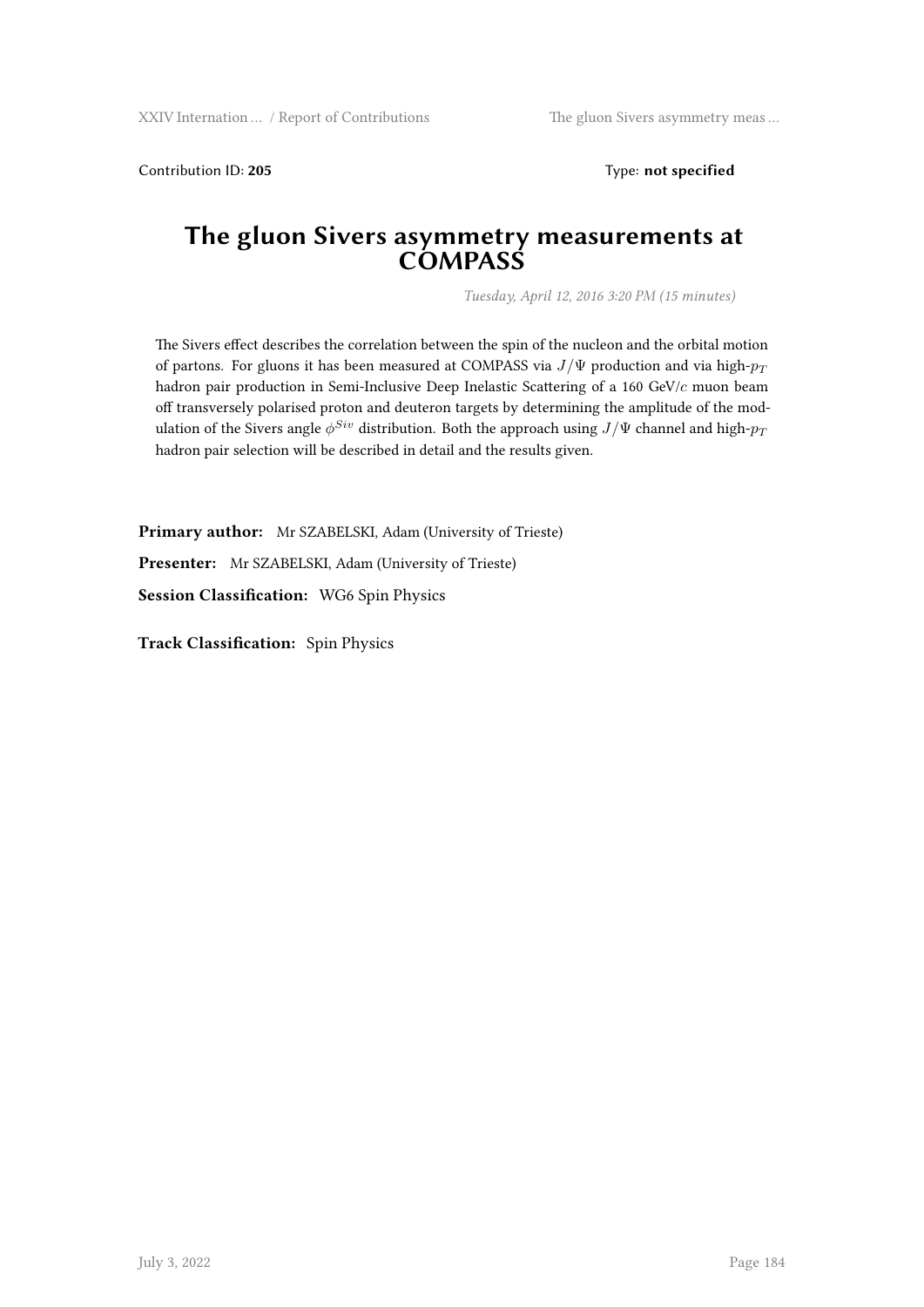Contribution ID: **205** Type: **not specified**

# The gluon Sivers asymmetry measurements at COMPASS

*Tuesday, April 12, 2016 3:20 PM (15 minutes)*

The Sivers effect describes the correlation between the spin of the nucleon and the orbital motion of partons. For gluons it has been measured at COMPASS via $J/\Psi$ production and via high-$p_T$ hadron pair production in Semi-Inclusive Deep Inelastic Scattering of a 160 GeV/$c$ muon beam off transversely polarised proton and deuteron targets by determining the amplitude of the modulation of the Sivers angle $\phi^{Siv}$ distribution. Both the approach using $J/\Psi$ channel and high-$p_T$ hadron pair selection will be described in detail and the results given.

**Primary author:** Mr SZABELSKI, Adam (University of Trieste)

**Presenter:** Mr SZABELSKI, Adam (University of Trieste)

**Session Classification:** WG6 Spin Physics

**Track Classification:** Spin Physics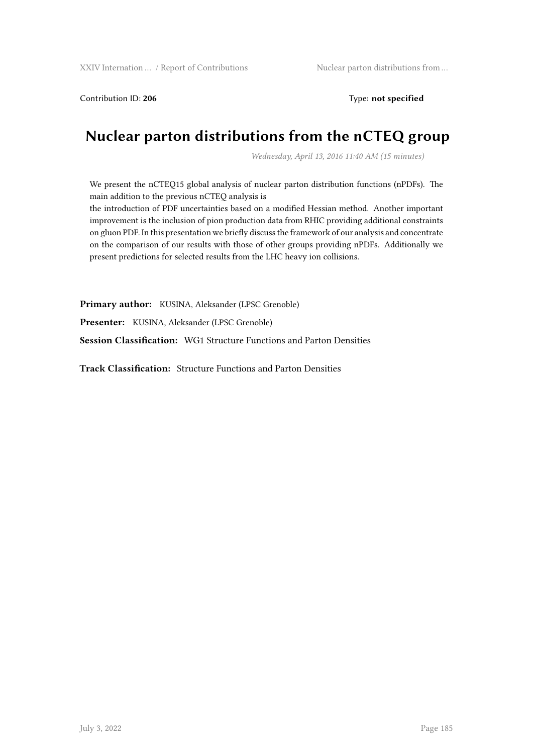Contribution ID: **206** Type: **not specified**

# Nuclear parton distributions from the nCTEQ group

*Wednesday, April 13, 2016 11:40 AM (15 minutes)*

We present the nCTEQ15 global analysis of nuclear parton distribution functions (nPDFs). The main addition to the previous nCTEQ analysis is
the introduction of PDF uncertainties based on a modified Hessian method. Another important improvement is the inclusion of pion production data from RHIC providing additional constraints on gluon PDF. In this presentation we briefly discuss the framework of our analysis and concentrate on the comparison of our results with those of other groups providing nPDFs. Additionally we present predictions for selected results from the LHC heavy ion collisions.

**Primary author:** KUSINA, Aleksander (LPSC Grenoble)

**Presenter:** KUSINA, Aleksander (LPSC Grenoble)

**Session Classification:** WG1 Structure Functions and Parton Densities

**Track Classification:** Structure Functions and Parton Densities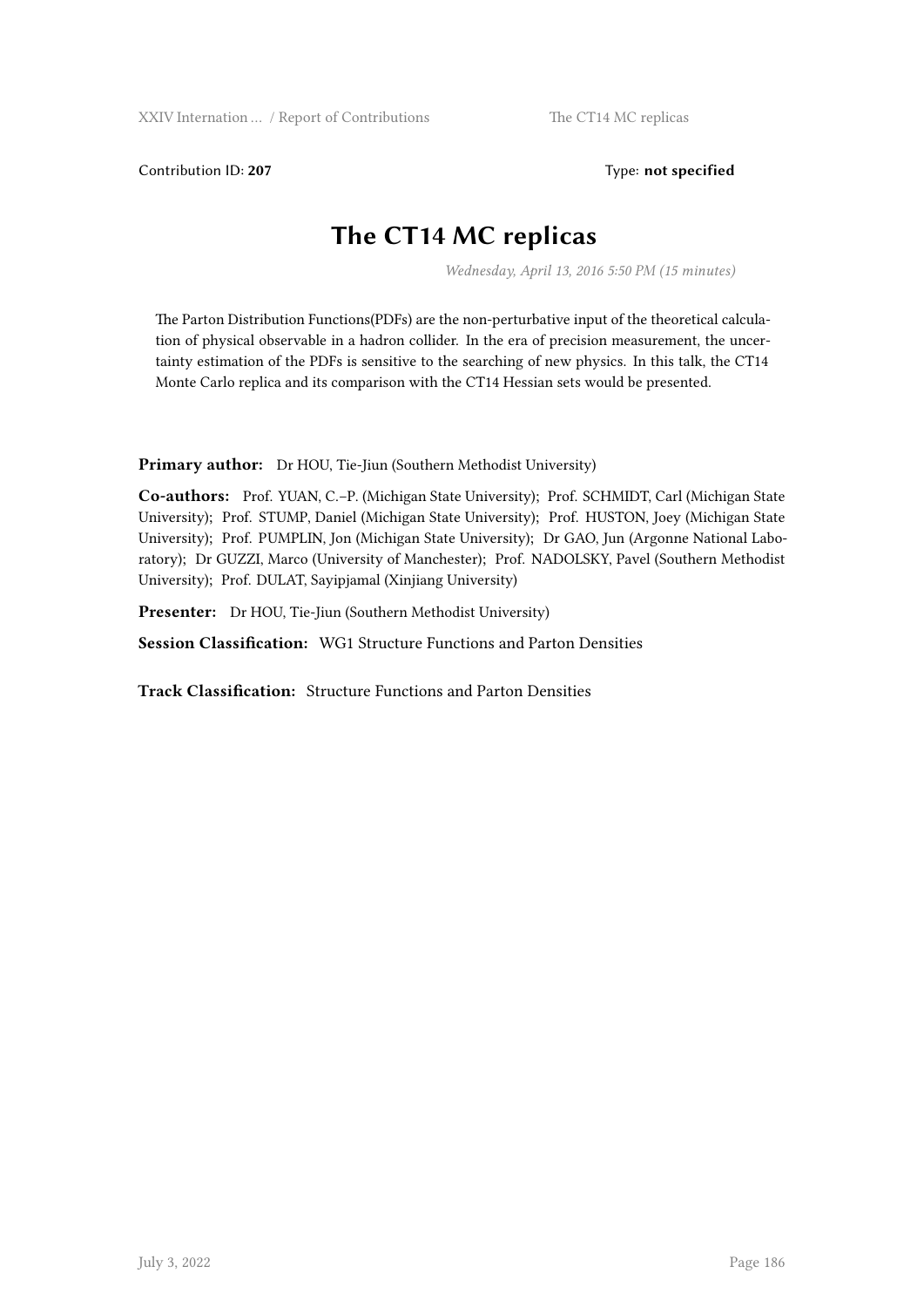Contribution ID: **207** Type: **not specified**

# The CT14 MC replicas

*Wednesday, April 13, 2016 5:50 PM (15 minutes)*

The Parton Distribution Functions(PDFs) are the non-perturbative input of the theoretical calculation of physical observable in a hadron collider. In the era of precision measurement, the uncertainty estimation of the PDFs is sensitive to the searching of new physics. In this talk, the CT14 Monte Carlo replica and its comparison with the CT14 Hessian sets would be presented.

**Primary author:** Dr HOU, Tie-Jiun (Southern Methodist University)

**Co-authors:** Prof. YUAN, C.–P. (Michigan State University); Prof. SCHMIDT, Carl (Michigan State University); Prof. STUMP, Daniel (Michigan State University); Prof. HUSTON, Joey (Michigan State University); Prof. PUMPLIN, Jon (Michigan State University); Dr GAO, Jun (Argonne National Laboratory); Dr GUZZI, Marco (University of Manchester); Prof. NADOLSKY, Pavel (Southern Methodist University); Prof. DULAT, Sayipjamal (Xinjiang University)

**Presenter:** Dr HOU, Tie-Jiun (Southern Methodist University)

**Session Classification:** WG1 Structure Functions and Parton Densities

**Track Classification:** Structure Functions and Parton Densities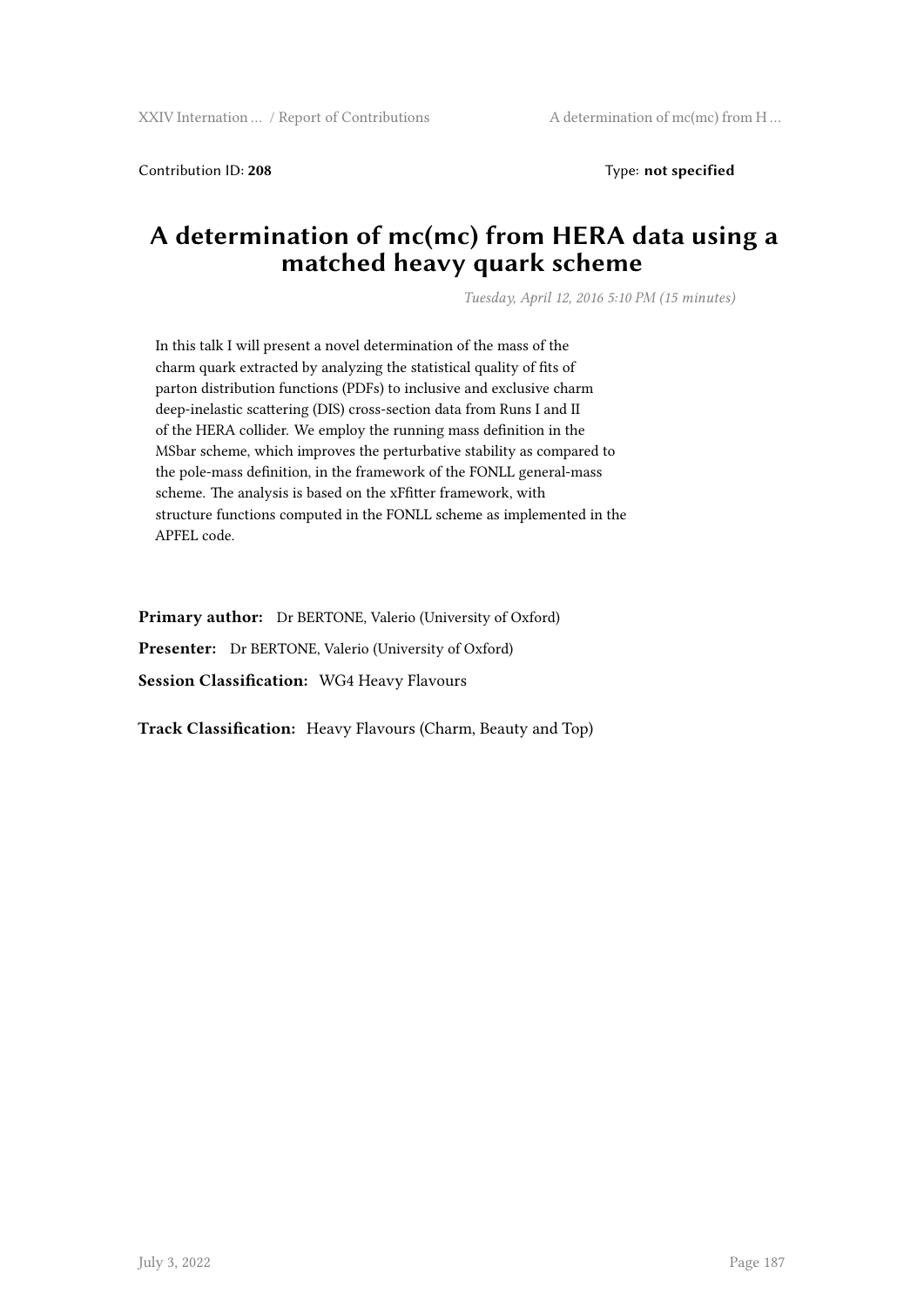Contribution ID: **208**

Type: **not specified**

# A determination of mc(mc) from HERA data using a matched heavy quark scheme

*Tuesday, April 12, 2016 5:10 PM (15 minutes)*

In this talk I will present a novel determination of the mass of the charm quark extracted by analyzing the statistical quality of fits of parton distribution functions (PDFs) to inclusive and exclusive charm deep-inelastic scattering (DIS) cross-section data from Runs I and II of the HERA collider. We employ the running mass definition in the MSbar scheme, which improves the perturbative stability as compared to the pole-mass definition, in the framework of the FONLL general-mass scheme. The analysis is based on the xFfitter framework, with structure functions computed in the FONLL scheme as implemented in the APFEL code.

**Primary author:** Dr BERTONE, Valerio (University of Oxford)

**Presenter:** Dr BERTONE, Valerio (University of Oxford)

**Session Classification:** WG4 Heavy Flavours

**Track Classification:** Heavy Flavours (Charm, Beauty and Top)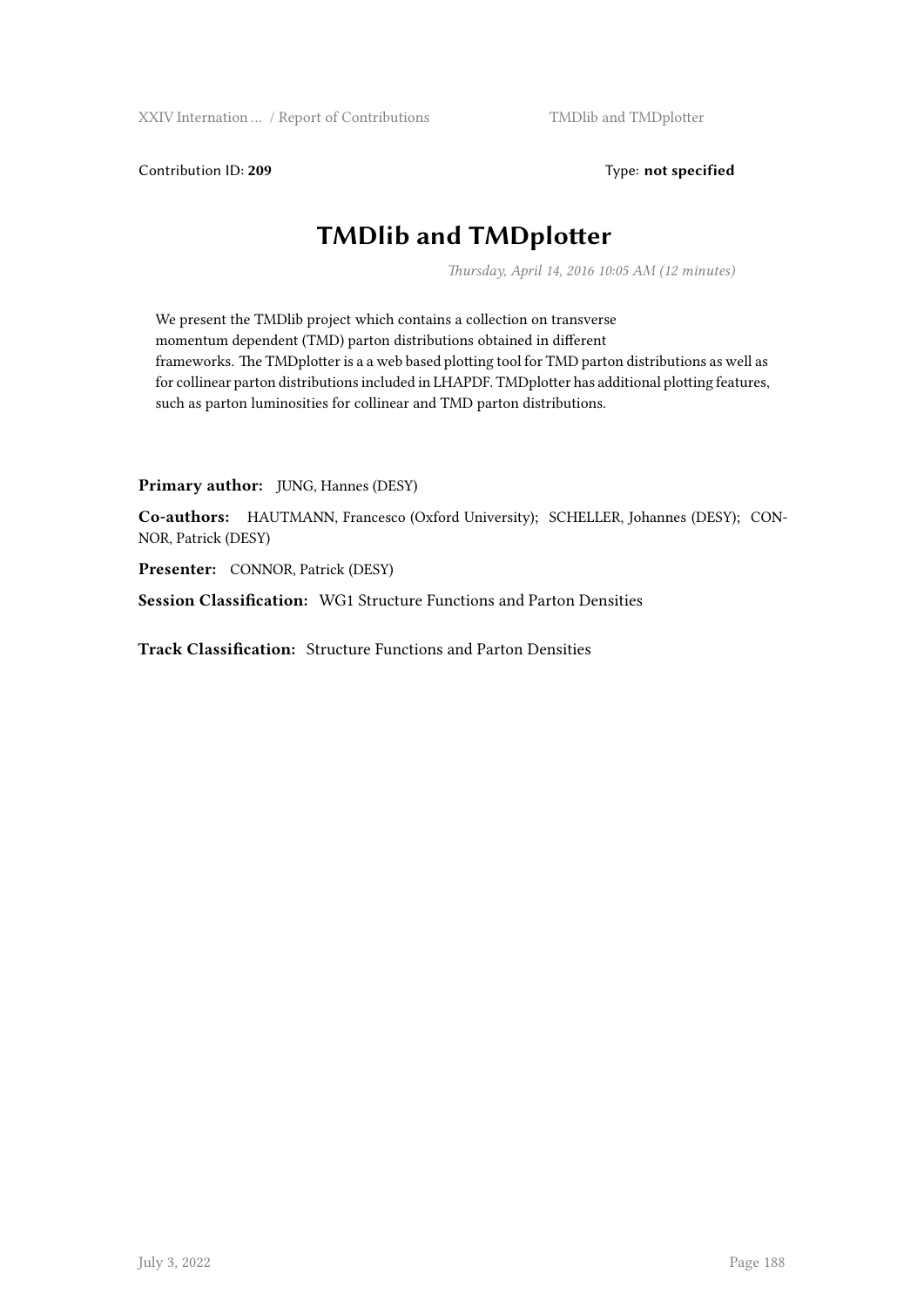Contribution ID: **209** Type: **not specified**

# TMDlib and TMDplotter

*Thursday, April 14, 2016 10:05 AM (12 minutes)*

We present the TMDlib project which contains a collection on transverse momentum dependent (TMD) parton distributions obtained in different frameworks. The TMDplotter is a a web based plotting tool for TMD parton distributions as well as for collinear parton distributions included in LHAPDF. TMDplotter has additional plotting features, such as parton luminosities for collinear and TMD parton distributions.

**Primary author:** JUNG, Hannes (DESY)

**Co-authors:** HAUTMANN, Francesco (Oxford University); SCHELLER, Johannes (DESY); CONNOR, Patrick (DESY)

**Presenter:** CONNOR, Patrick (DESY)

**Session Classification:** WG1 Structure Functions and Parton Densities

**Track Classification:** Structure Functions and Parton Densities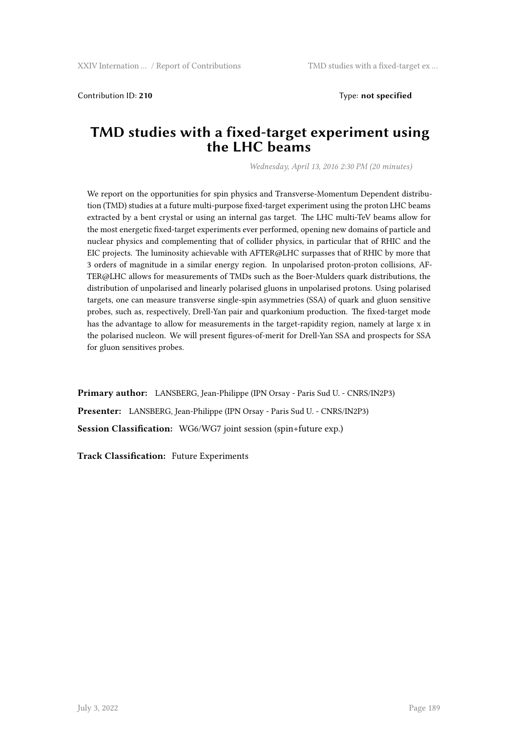Contribution ID: **210** Type: **not specified**

# TMD studies with a fixed-target experiment using the LHC beams

*Wednesday, April 13, 2016 2:30 PM (20 minutes)*

We report on the opportunities for spin physics and Transverse-Momentum Dependent distribution (TMD) studies at a future multi-purpose fixed-target experiment using the proton LHC beams extracted by a bent crystal or using an internal gas target. The LHC multi-TeV beams allow for the most energetic fixed-target experiments ever performed, opening new domains of particle and nuclear physics and complementing that of collider physics, in particular that of RHIC and the EIC projects. The luminosity achievable with AFTER@LHC surpasses that of RHIC by more that 3 orders of magnitude in a similar energy region. In unpolarised proton-proton collisions, AFTER@LHC allows for measurements of TMDs such as the Boer-Mulders quark distributions, the distribution of unpolarised and linearly polarised gluons in unpolarised protons. Using polarised targets, one can measure transverse single-spin asymmetries (SSA) of quark and gluon sensitive probes, such as, respectively, Drell-Yan pair and quarkonium production. The fixed-target mode has the advantage to allow for measurements in the target-rapidity region, namely at large x in the polarised nucleon. We will present figures-of-merit for Drell-Yan SSA and prospects for SSA for gluon sensitives probes.

**Primary author:** LANSBERG, Jean-Philippe (IPN Orsay - Paris Sud U. - CNRS/IN2P3)

**Presenter:** LANSBERG, Jean-Philippe (IPN Orsay - Paris Sud U. - CNRS/IN2P3)

**Session Classification:** WG6/WG7 joint session (spin+future exp.)

**Track Classification:** Future Experiments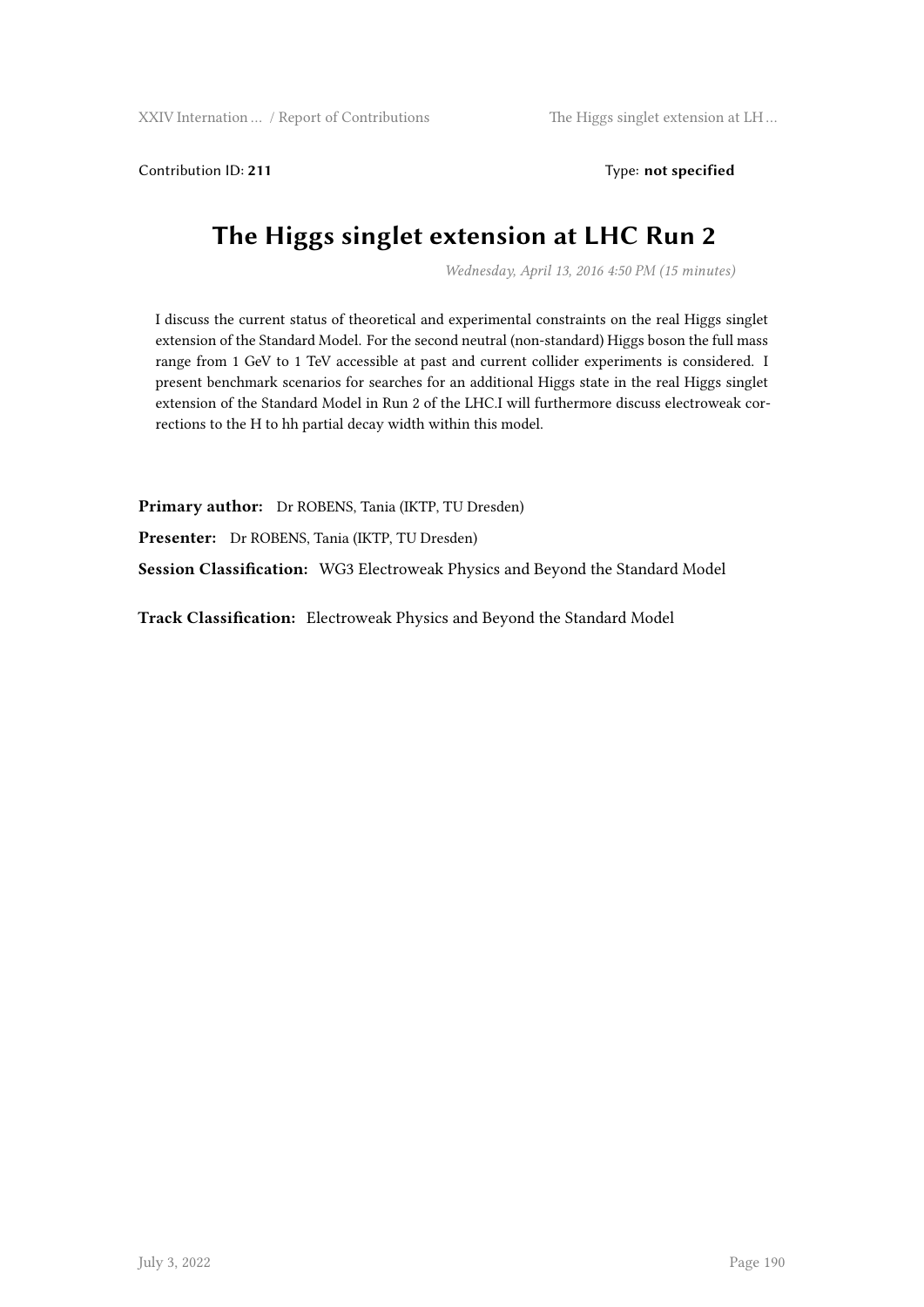Contribution ID: **211** Type: **not specified**

# The Higgs singlet extension at LHC Run 2

*Wednesday, April 13, 2016 4:50 PM (15 minutes)*

I discuss the current status of theoretical and experimental constraints on the real Higgs singlet extension of the Standard Model. For the second neutral (non-standard) Higgs boson the full mass range from 1 GeV to 1 TeV accessible at past and current collider experiments is considered. I present benchmark scenarios for searches for an additional Higgs state in the real Higgs singlet extension of the Standard Model in Run 2 of the LHC.I will furthermore discuss electroweak corrections to the H to hh partial decay width within this model.

**Primary author:** Dr ROBENS, Tania (IKTP, TU Dresden)

**Presenter:** Dr ROBENS, Tania (IKTP, TU Dresden)

**Session Classification:** WG3 Electroweak Physics and Beyond the Standard Model

**Track Classification:** Electroweak Physics and Beyond the Standard Model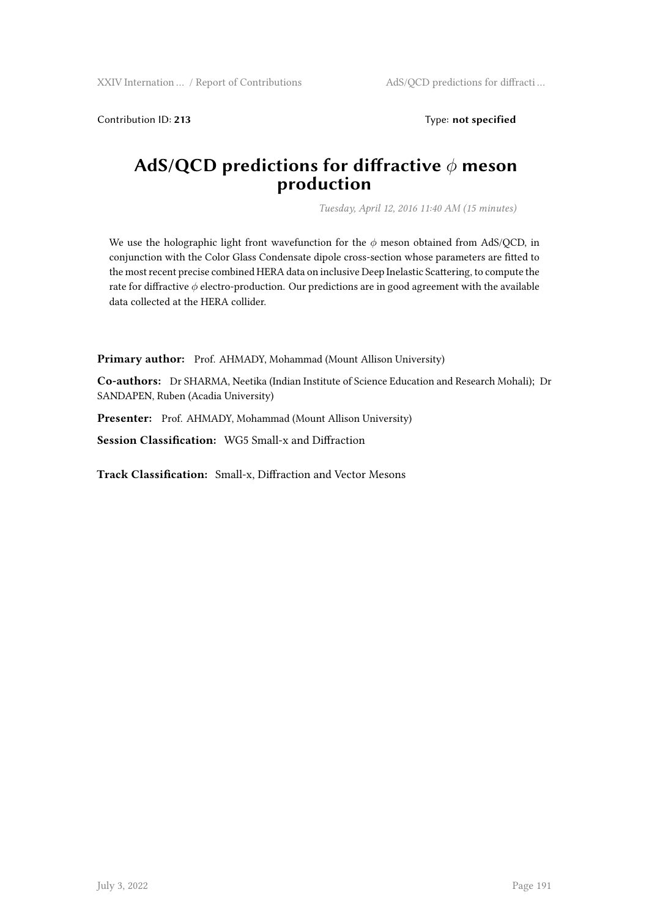Contribution ID: **213** Type: **not specified**

# AdS/QCD predictions for diffractive $\phi$ meson production

*Tuesday, April 12, 2016 11:40 AM (15 minutes)*

We use the holographic light front wavefunction for the $\phi$ meson obtained from AdS/QCD, in conjunction with the Color Glass Condensate dipole cross-section whose parameters are fitted to the most recent precise combined HERA data on inclusive Deep Inelastic Scattering, to compute the rate for diffractive $\phi$ electro-production. Our predictions are in good agreement with the available data collected at the HERA collider.

**Primary author:** Prof. AHMADY, Mohammad (Mount Allison University)

**Co-authors:** Dr SHARMA, Neetika (Indian Institute of Science Education and Research Mohali); Dr SANDAPEN, Ruben (Acadia University)

**Presenter:** Prof. AHMADY, Mohammad (Mount Allison University)

**Session Classification:** WG5 Small-x and Diffraction

**Track Classification:** Small-x, Diffraction and Vector Mesons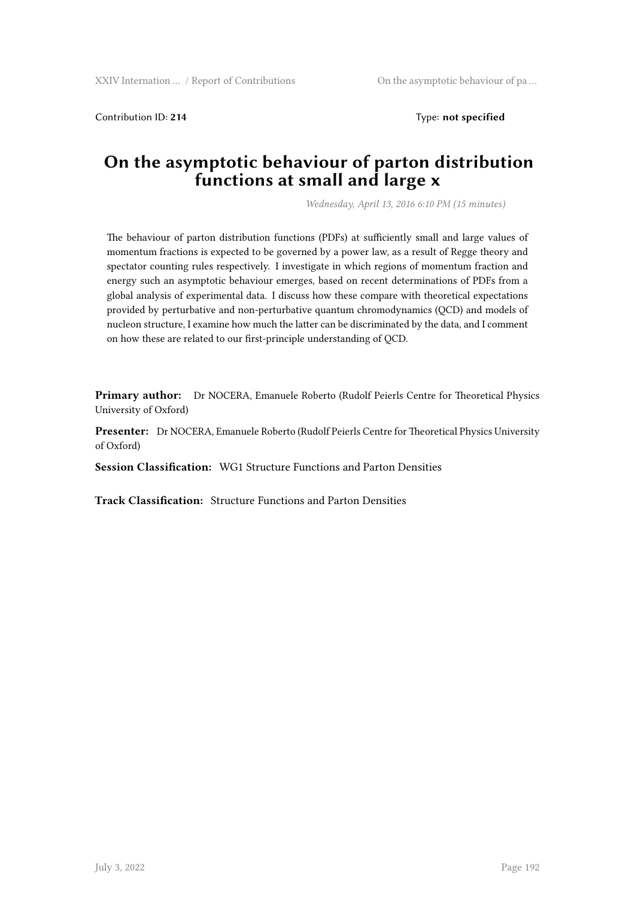Contribution ID: **214** Type: **not specified**

# On the asymptotic behaviour of parton distribution functions at small and large x

*Wednesday, April 13, 2016 6:10 PM (15 minutes)*

The behaviour of parton distribution functions (PDFs) at sufficiently small and large values of momentum fractions is expected to be governed by a power law, as a result of Regge theory and spectator counting rules respectively. I investigate in which regions of momentum fraction and energy such an asymptotic behaviour emerges, based on recent determinations of PDFs from a global analysis of experimental data. I discuss how these compare with theoretical expectations provided by perturbative and non-perturbative quantum chromodynamics (QCD) and models of nucleon structure, I examine how much the latter can be discriminated by the data, and I comment on how these are related to our first-principle understanding of QCD.

**Primary author:** Dr NOCERA, Emanuele Roberto (Rudolf Peierls Centre for Theoretical Physics University of Oxford)

**Presenter:** Dr NOCERA, Emanuele Roberto (Rudolf Peierls Centre for Theoretical Physics University of Oxford)

**Session Classification:** WG1 Structure Functions and Parton Densities

**Track Classification:** Structure Functions and Parton Densities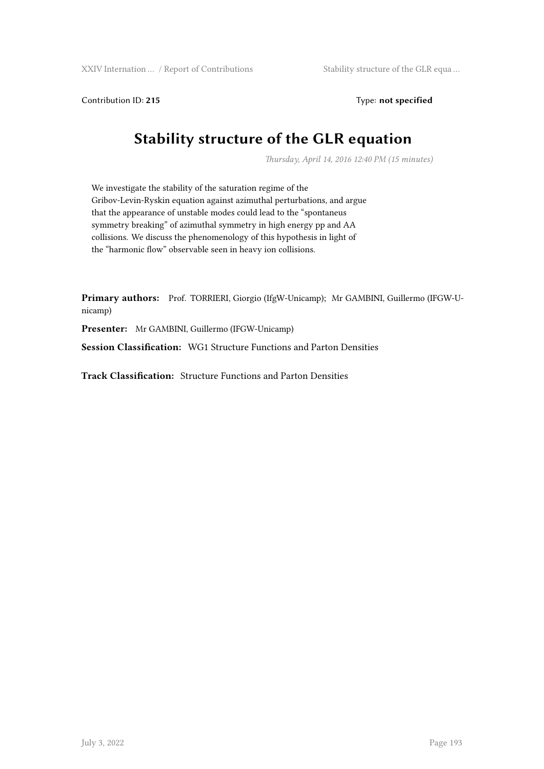Contribution ID: **215** Type: **not specified**

# Stability structure of the GLR equation

*Thursday, April 14, 2016 12:40 PM (15 minutes)*

We investigate the stability of the saturation regime of the Gribov-Levin-Ryskin equation against azimuthal perturbations, and argue that the appearance of unstable modes could lead to the "spontaneus symmetry breaking" of azimuthal symmetry in high energy pp and AA collisions. We discuss the phenomenology of this hypothesis in light of the "harmonic flow" observable seen in heavy ion collisions.

**Primary authors:** Prof. TORRIERI, Giorgio (IfgW-Unicamp); Mr GAMBINI, Guillermo (IFGW-Unicamp)

**Presenter:** Mr GAMBINI, Guillermo (IFGW-Unicamp)

**Session Classification:** WG1 Structure Functions and Parton Densities

**Track Classification:** Structure Functions and Parton Densities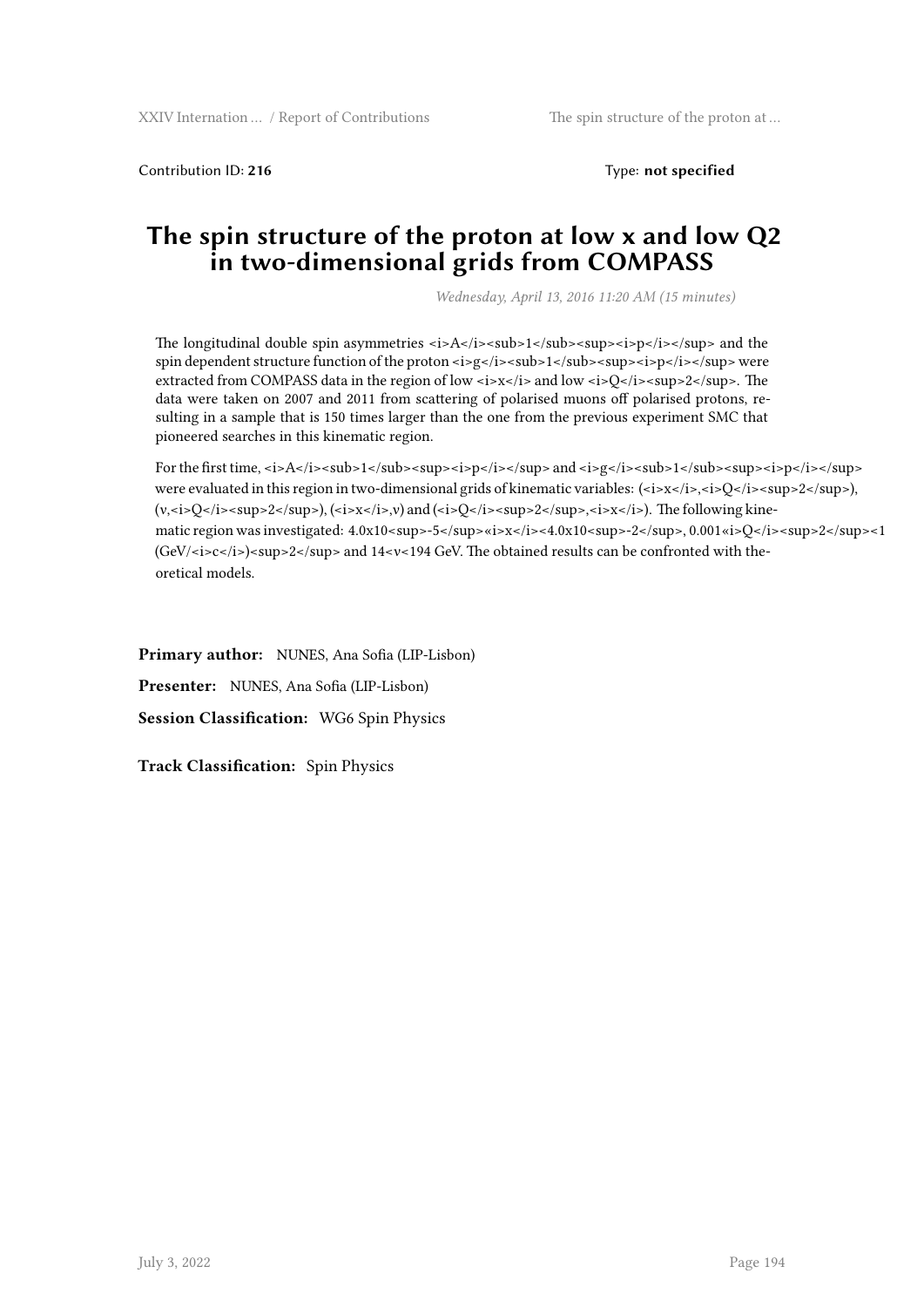Contribution ID: **216** Type: **not specified**

# The spin structure of the proton at low x and low Q2 in two-dimensional grids from COMPASS

*Wednesday, April 13, 2016 11:20 AM (15 minutes)*

The longitudinal double spin asymmetries $A_1^p$ and the spin dependent structure function of the proton $g_1^p$ were extracted from COMPASS data in the region of low $x$ and low $Q^2$. The data were taken on 2007 and 2011 from scattering of polarised muons off polarised protons, resulting in a sample that is 150 times larger than the one from the previous experiment SMC that pioneered searches in this kinematic region.

For the first time, $A_1^p$ and $g_1^p$ were evaluated in this region in two-dimensional grids of kinematic variables: ($x$,$Q^2$), (ν,$Q^2$), ($x$,ν) and ($Q^2$,$x$). The following kinematic region was investigated: $4.0\times10^{-5} \ll x < 4.0\times10^{-2}$, $0.001 \ll Q^2 < 1$ $(GeV/c)^2$ and $14 < \nu < 194$ GeV. The obtained results can be confronted with theoretical models.

**Primary author:** NUNES, Ana Sofia (LIP-Lisbon)

**Presenter:** NUNES, Ana Sofia (LIP-Lisbon)

**Session Classification:** WG6 Spin Physics

**Track Classification:** Spin Physics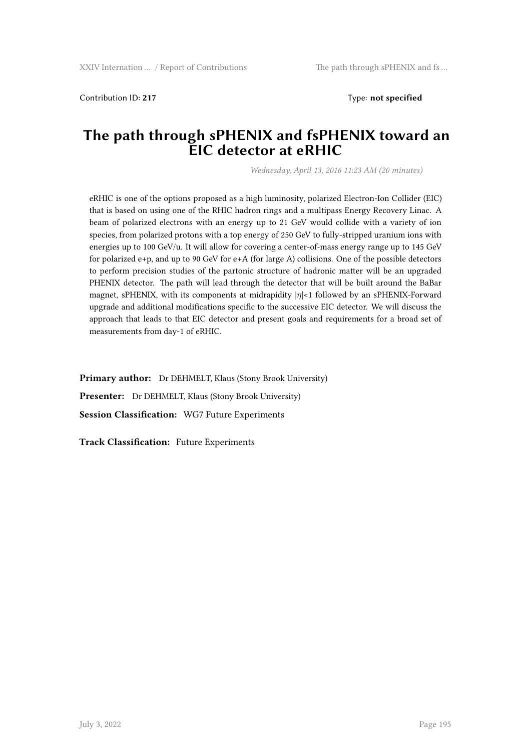Contribution ID: **217** Type: **not specified**

# The path through sPHENIX and fsPHENIX toward an EIC detector at eRHIC

*Wednesday, April 13, 2016 11:23 AM (20 minutes)*

eRHIC is one of the options proposed as a high luminosity, polarized Electron-Ion Collider (EIC) that is based on using one of the RHIC hadron rings and a multipass Energy Recovery Linac. A beam of polarized electrons with an energy up to 21 GeV would collide with a variety of ion species, from polarized protons with a top energy of 250 GeV to fully-stripped uranium ions with energies up to 100 GeV/u. It will allow for covering a center-of-mass energy range up to 145 GeV for polarized e+p, and up to 90 GeV for e+A (for large A) collisions. One of the possible detectors to perform precision studies of the partonic structure of hadronic matter will be an upgraded PHENIX detector. The path will lead through the detector that will be built around the BaBar magnet, sPHENIX, with its components at midrapidity $|\eta|<1$ followed by an sPHENIX-Forward upgrade and additional modifications specific to the successive EIC detector. We will discuss the approach that leads to that EIC detector and present goals and requirements for a broad set of measurements from day-1 of eRHIC.

**Primary author:** Dr DEHMELT, Klaus (Stony Brook University)

**Presenter:** Dr DEHMELT, Klaus (Stony Brook University)

**Session Classification:** WG7 Future Experiments

**Track Classification:** Future Experiments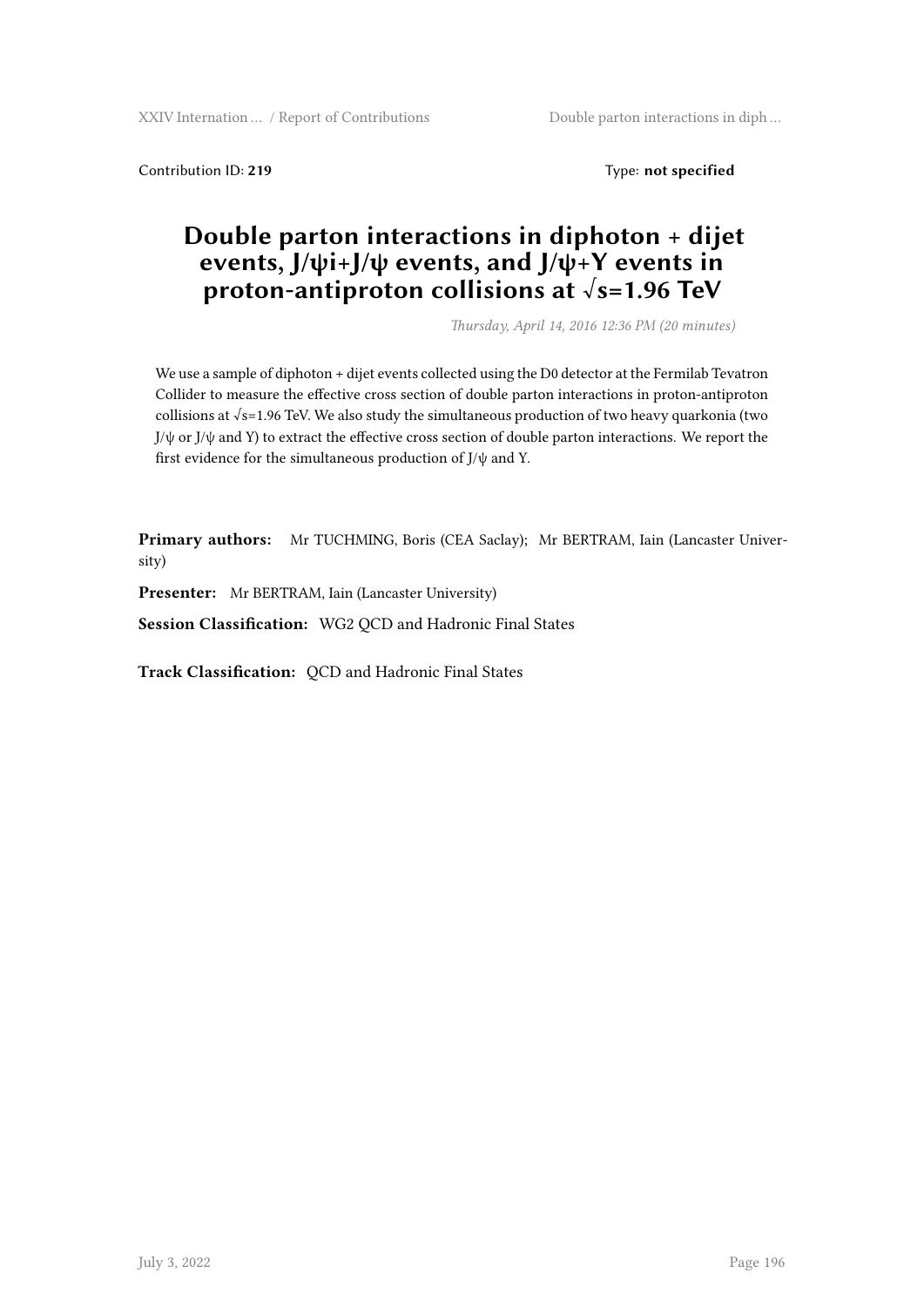Contribution ID: **219** Type: **not specified**

# Double parton interactions in diphoton + dijet events, J/ψi+J/ψ events, and J/ψ+Y events in proton-antiproton collisions at √s=1.96 TeV

*Thursday, April 14, 2016 12:36 PM (20 minutes)*

We use a sample of diphoton + dijet events collected using the D0 detector at the Fermilab Tevatron Collider to measure the effective cross section of double parton interactions in proton-antiproton collisions at √s=1.96 TeV. We also study the simultaneous production of two heavy quarkonia (two J/ψ or J/ψ and Y) to extract the effective cross section of double parton interactions. We report the first evidence for the simultaneous production of J/ψ and Y.

**Primary authors:** Mr TUCHMING, Boris (CEA Saclay); Mr BERTRAM, Iain (Lancaster University)

**Presenter:** Mr BERTRAM, Iain (Lancaster University)

**Session Classification:** WG2 QCD and Hadronic Final States

**Track Classification:** QCD and Hadronic Final States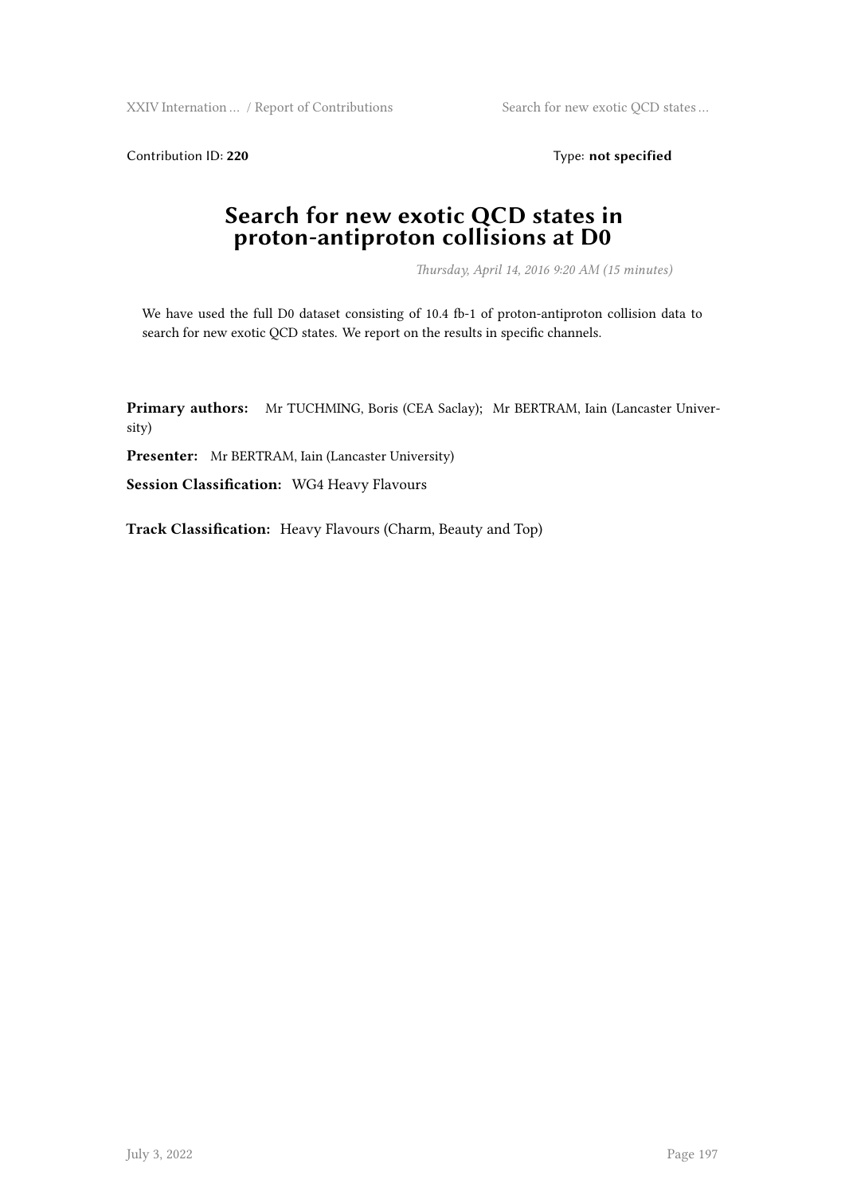Contribution ID: **220** Type: **not specified**

# Search for new exotic QCD states in proton-antiproton collisions at D0

*Thursday, April 14, 2016 9:20 AM (15 minutes)*

We have used the full D0 dataset consisting of 10.4 fb-1 of proton-antiproton collision data to search for new exotic QCD states. We report on the results in specific channels.

**Primary authors:** Mr TUCHMING, Boris (CEA Saclay); Mr BERTRAM, Iain (Lancaster University)

**Presenter:** Mr BERTRAM, Iain (Lancaster University)

**Session Classification:** WG4 Heavy Flavours

**Track Classification:** Heavy Flavours (Charm, Beauty and Top)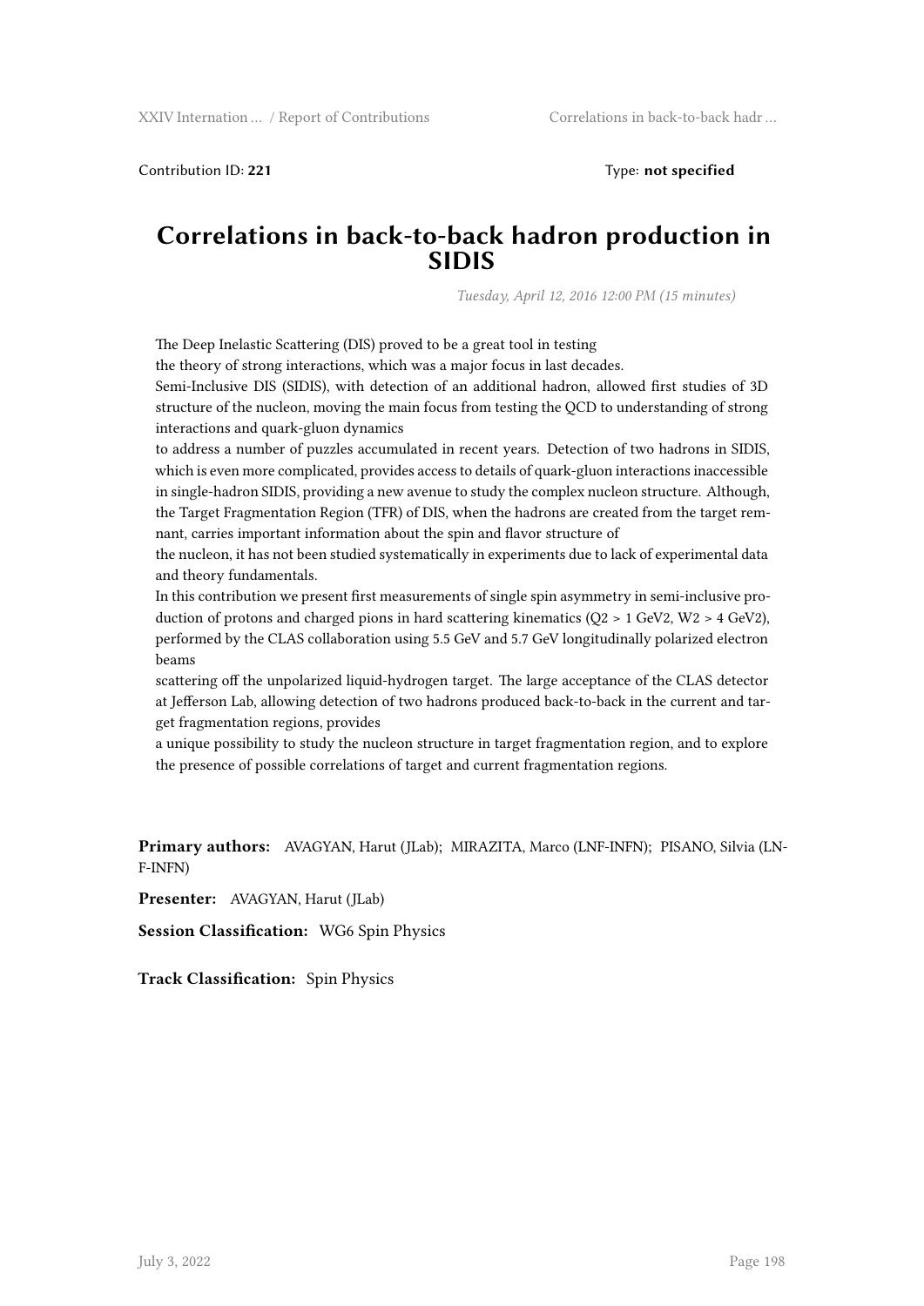Contribution ID: **221**　　　　　　　　　　　　　　　　　　　　Type: **not specified**

# Correlations in back-to-back hadron production in SIDIS

*Tuesday, April 12, 2016 12:00 PM (15 minutes)*

The Deep Inelastic Scattering (DIS) proved to be a great tool in testing
the theory of strong interactions, which was a major focus in last decades.
Semi-Inclusive DIS (SIDIS), with detection of an additional hadron, allowed first studies of 3D structure of the nucleon, moving the main focus from testing the QCD to understanding of strong interactions and quark-gluon dynamics
to address a number of puzzles accumulated in recent years. Detection of two hadrons in SIDIS, which is even more complicated, provides access to details of quark-gluon interactions inaccessible in single-hadron SIDIS, providing a new avenue to study the complex nucleon structure. Although, the Target Fragmentation Region (TFR) of DIS, when the hadrons are created from the target remnant, carries important information about the spin and flavor structure of
the nucleon, it has not been studied systematically in experiments due to lack of experimental data and theory fundamentals.
In this contribution we present first measurements of single spin asymmetry in semi-inclusive production of protons and charged pions in hard scattering kinematics (Q2 > 1 GeV2, W2 > 4 GeV2), performed by the CLAS collaboration using 5.5 GeV and 5.7 GeV longitudinally polarized electron beams
scattering off the unpolarized liquid-hydrogen target. The large acceptance of the CLAS detector at Jefferson Lab, allowing detection of two hadrons produced back-to-back in the current and target fragmentation regions, provides
a unique possibility to study the nucleon structure in target fragmentation region, and to explore the presence of possible correlations of target and current fragmentation regions.

**Primary authors:** AVAGYAN, Harut (JLab); MIRAZITA, Marco (LNF-INFN); PISANO, Silvia (LNF-INFN)

**Presenter:** AVAGYAN, Harut (JLab)

**Session Classification:** WG6 Spin Physics

**Track Classification:** Spin Physics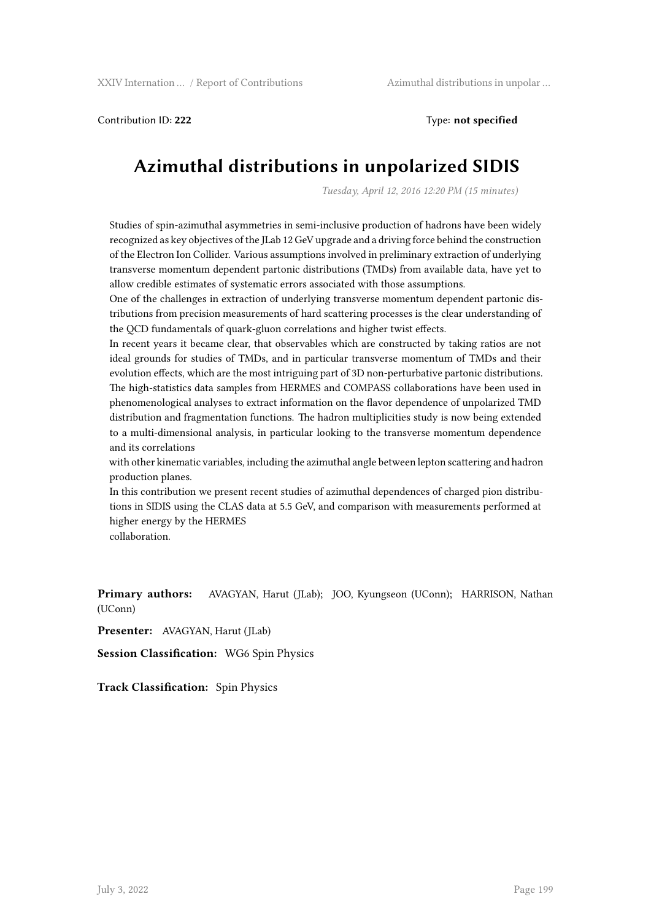Contribution ID: **222**

Type: **not specified**

# Azimuthal distributions in unpolarized SIDIS

*Tuesday, April 12, 2016 12:20 PM (15 minutes)*

Studies of spin-azimuthal asymmetries in semi-inclusive production of hadrons have been widely recognized as key objectives of the JLab 12 GeV upgrade and a driving force behind the construction of the Electron Ion Collider. Various assumptions involved in preliminary extraction of underlying transverse momentum dependent partonic distributions (TMDs) from available data, have yet to allow credible estimates of systematic errors associated with those assumptions.
One of the challenges in extraction of underlying transverse momentum dependent partonic distributions from precision measurements of hard scattering processes is the clear understanding of the QCD fundamentals of quark-gluon correlations and higher twist effects.
In recent years it became clear, that observables which are constructed by taking ratios are not ideal grounds for studies of TMDs, and in particular transverse momentum of TMDs and their evolution effects, which are the most intriguing part of 3D non-perturbative partonic distributions.
The high-statistics data samples from HERMES and COMPASS collaborations have been used in phenomenological analyses to extract information on the flavor dependence of unpolarized TMD distribution and fragmentation functions. The hadron multiplicities study is now being extended to a multi-dimensional analysis, in particular looking to the transverse momentum dependence and its correlations
with other kinematic variables, including the azimuthal angle between lepton scattering and hadron production planes.
In this contribution we present recent studies of azimuthal dependences of charged pion distributions in SIDIS using the CLAS data at 5.5 GeV, and comparison with measurements performed at higher energy by the HERMES
collaboration.

**Primary authors:** AVAGYAN, Harut (JLab); JOO, Kyungseon (UConn); HARRISON, Nathan (UConn)

**Presenter:** AVAGYAN, Harut (JLab)

**Session Classification:** WG6 Spin Physics

**Track Classification:** Spin Physics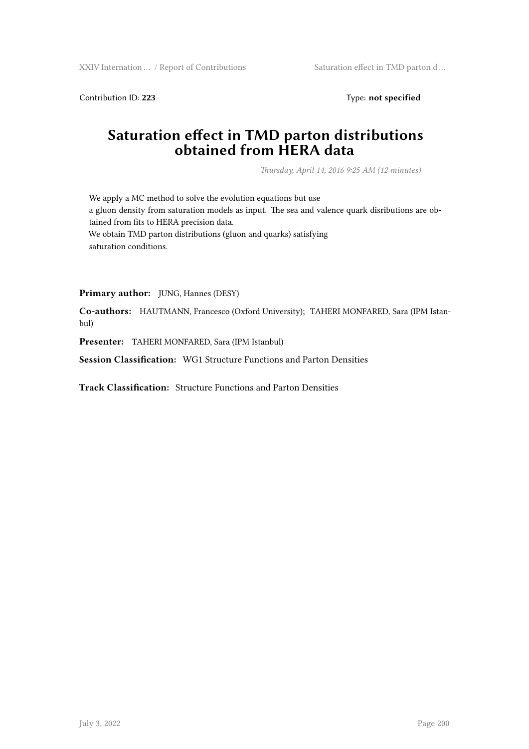Contribution ID: **223** Type: **not specified**

# Saturation effect in TMD parton distributions obtained from HERA data

*Thursday, April 14, 2016 9:25 AM (12 minutes)*

We apply a MC method to solve the evolution equations but use a gluon density from saturation models as input. The sea and valence quark disributions are obtained from fits to HERA precision data.
We obtain TMD parton distributions (gluon and quarks) satisfying saturation conditions.

**Primary author:** JUNG, Hannes (DESY)

**Co-authors:** HAUTMANN, Francesco (Oxford University); TAHERI MONFARED, Sara (IPM Istanbul)

**Presenter:** TAHERI MONFARED, Sara (IPM Istanbul)

**Session Classification:** WG1 Structure Functions and Parton Densities

**Track Classification:** Structure Functions and Parton Densities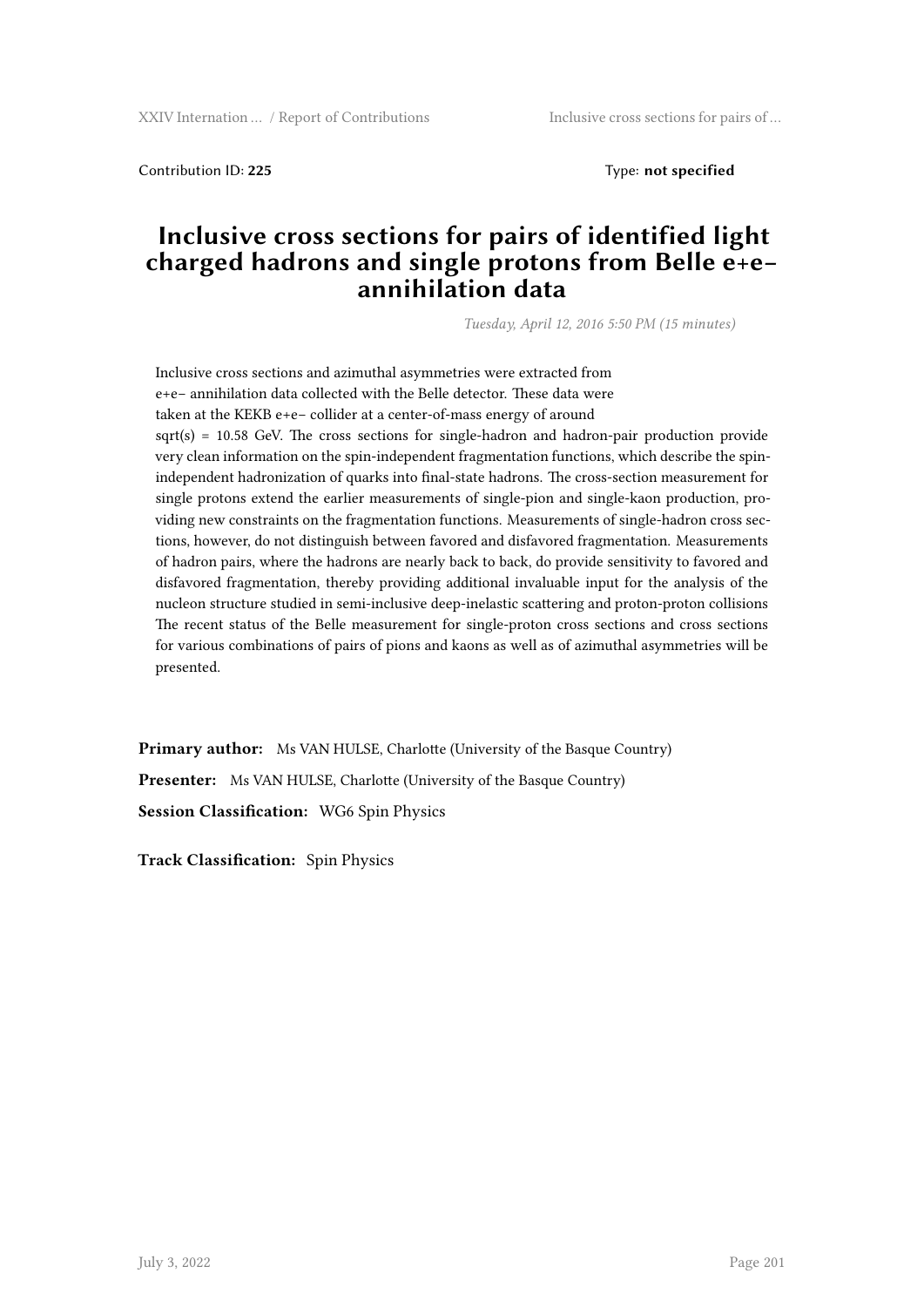Contribution ID: **225**

Type: **not specified**

# Inclusive cross sections for pairs of identified light charged hadrons and single protons from Belle e+e− annihilation data

*Tuesday, April 12, 2016 5:50 PM (15 minutes)*

Inclusive cross sections and azimuthal asymmetries were extracted from e+e− annihilation data collected with the Belle detector. These data were taken at the KEKB e+e− collider at a center-of-mass energy of around sqrt(s) = 10.58 GeV. The cross sections for single-hadron and hadron-pair production provide very clean information on the spin-independent fragmentation functions, which describe the spin-independent hadronization of quarks into final-state hadrons. The cross-section measurement for single protons extend the earlier measurements of single-pion and single-kaon production, providing new constraints on the fragmentation functions. Measurements of single-hadron cross sections, however, do not distinguish between favored and disfavored fragmentation. Measurements of hadron pairs, where the hadrons are nearly back to back, do provide sensitivity to favored and disfavored fragmentation, thereby providing additional invaluable input for the analysis of the nucleon structure studied in semi-inclusive deep-inelastic scattering and proton-proton collisions The recent status of the Belle measurement for single-proton cross sections and cross sections for various combinations of pairs of pions and kaons as well as of azimuthal asymmetries will be presented.

**Primary author:** Ms VAN HULSE, Charlotte (University of the Basque Country)

**Presenter:** Ms VAN HULSE, Charlotte (University of the Basque Country)

**Session Classification:** WG6 Spin Physics

**Track Classification:** Spin Physics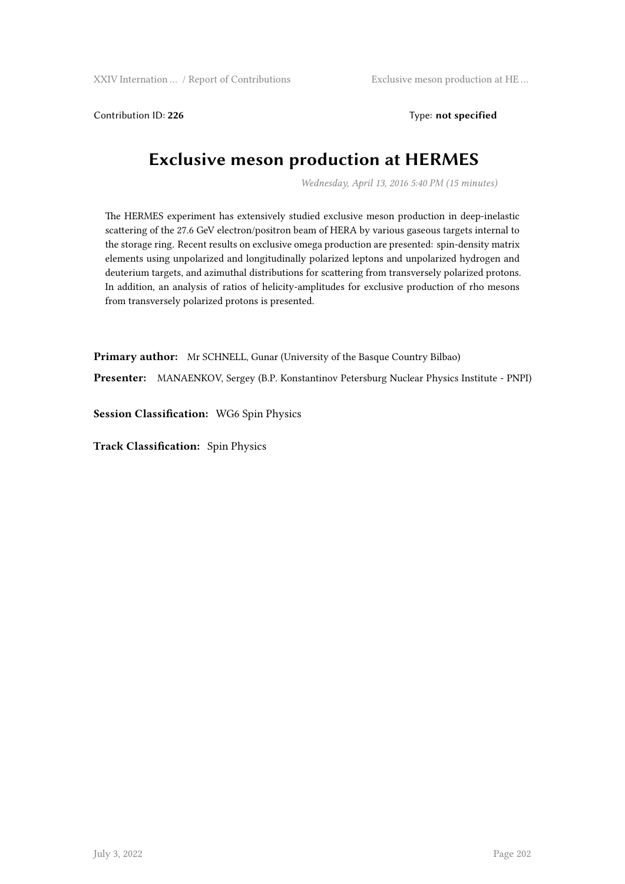Contribution ID: **226** Type: **not specified**

# Exclusive meson production at HERMES

*Wednesday, April 13, 2016 5:40 PM (15 minutes)*

The HERMES experiment has extensively studied exclusive meson production in deep-inelastic scattering of the 27.6 GeV electron/positron beam of HERA by various gaseous targets internal to the storage ring. Recent results on exclusive omega production are presented: spin-density matrix elements using unpolarized and longitudinally polarized leptons and unpolarized hydrogen and deuterium targets, and azimuthal distributions for scattering from transversely polarized protons. In addition, an analysis of ratios of helicity-amplitudes for exclusive production of rho mesons from transversely polarized protons is presented.

**Primary author:** Mr SCHNELL, Gunar (University of the Basque Country Bilbao)

**Presenter:** MANAENKOV, Sergey (B.P. Konstantinov Petersburg Nuclear Physics Institute - PNPI)

**Session Classification:** WG6 Spin Physics

**Track Classification:** Spin Physics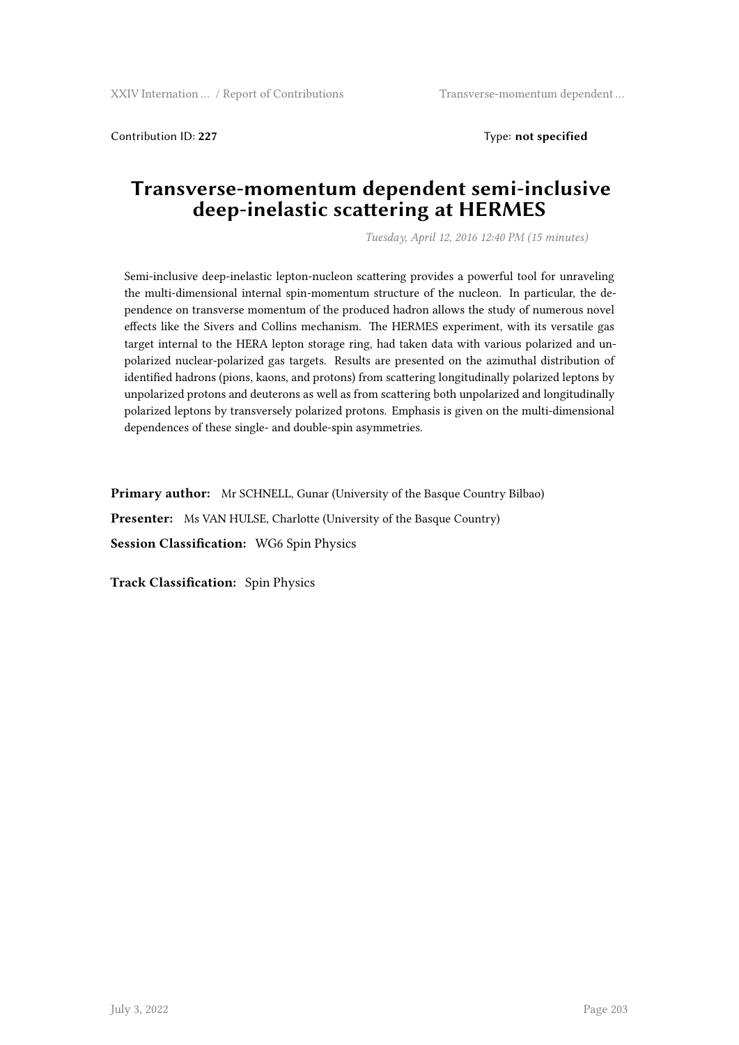Contribution ID: **227** Type: **not specified**

# Transverse-momentum dependent semi-inclusive deep-inelastic scattering at HERMES

*Tuesday, April 12, 2016 12:40 PM (15 minutes)*

Semi-inclusive deep-inelastic lepton-nucleon scattering provides a powerful tool for unraveling the multi-dimensional internal spin-momentum structure of the nucleon. In particular, the dependence on transverse momentum of the produced hadron allows the study of numerous novel effects like the Sivers and Collins mechanism. The HERMES experiment, with its versatile gas target internal to the HERA lepton storage ring, had taken data with various polarized and unpolarized nuclear-polarized gas targets. Results are presented on the azimuthal distribution of identified hadrons (pions, kaons, and protons) from scattering longitudinally polarized leptons by unpolarized protons and deuterons as well as from scattering both unpolarized and longitudinally polarized leptons by transversely polarized protons. Emphasis is given on the multi-dimensional dependences of these single- and double-spin asymmetries.

**Primary author:** Mr SCHNELL, Gunar (University of the Basque Country Bilbao)

**Presenter:** Ms VAN HULSE, Charlotte (University of the Basque Country)

**Session Classification:** WG6 Spin Physics

**Track Classification:** Spin Physics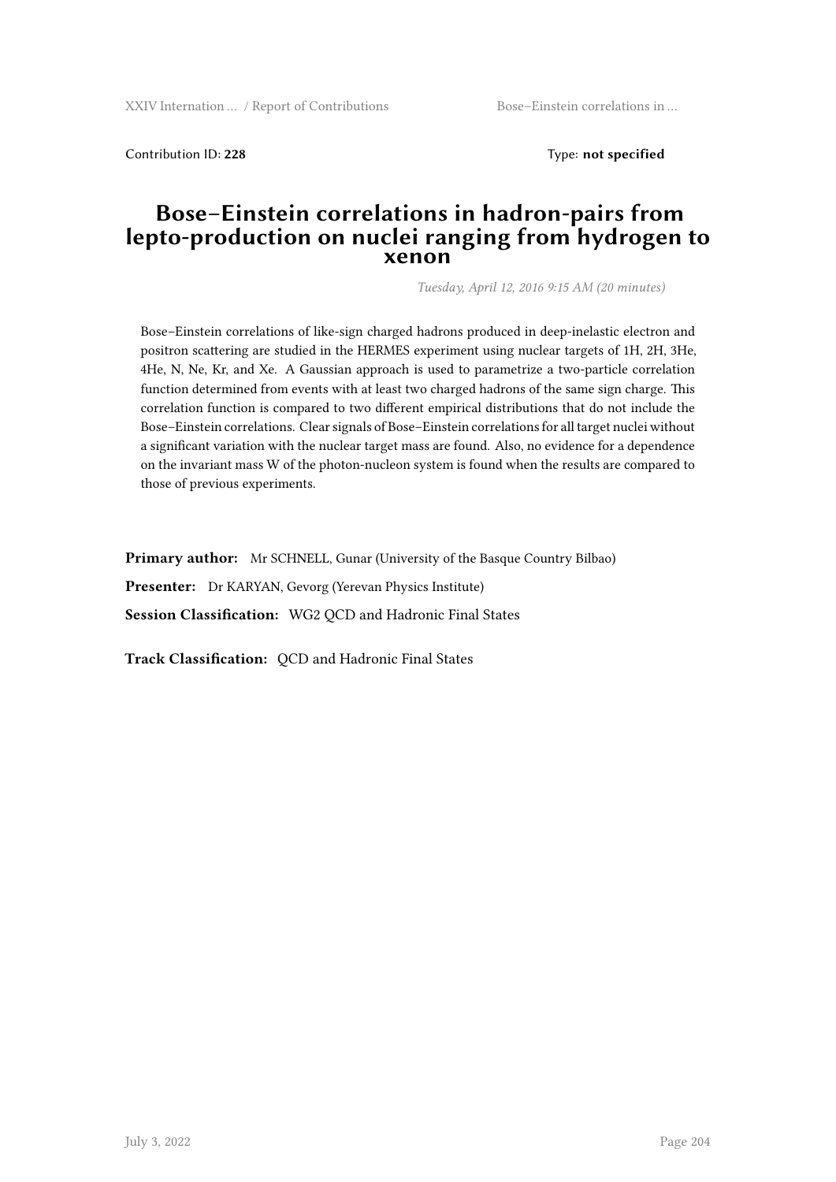Contribution ID: **228** Type: **not specified**

# Bose–Einstein correlations in hadron-pairs from lepto-production on nuclei ranging from hydrogen to xenon

*Tuesday, April 12, 2016 9:15 AM (20 minutes)*

Bose–Einstein correlations of like-sign charged hadrons produced in deep-inelastic electron and positron scattering are studied in the HERMES experiment using nuclear targets of 1H, 2H, 3He, 4He, N, Ne, Kr, and Xe. A Gaussian approach is used to parametrize a two-particle correlation function determined from events with at least two charged hadrons of the same sign charge. This correlation function is compared to two different empirical distributions that do not include the Bose–Einstein correlations. Clear signals of Bose–Einstein correlations for all target nuclei without a significant variation with the nuclear target mass are found. Also, no evidence for a dependence on the invariant mass W of the photon-nucleon system is found when the results are compared to those of previous experiments.

**Primary author:** Mr SCHNELL, Gunar (University of the Basque Country Bilbao)

**Presenter:** Dr KARYAN, Gevorg (Yerevan Physics Institute)

**Session Classification:** WG2 QCD and Hadronic Final States

**Track Classification:** QCD and Hadronic Final States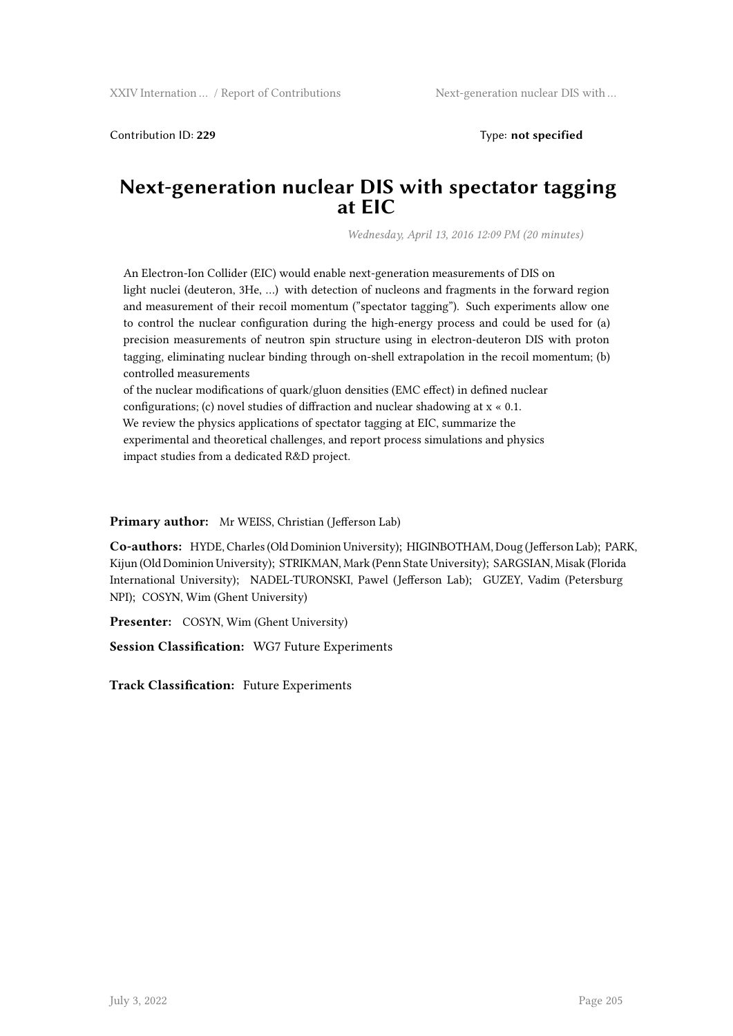Contribution ID: **229** Type: **not specified**

# Next-generation nuclear DIS with spectator tagging at EIC

*Wednesday, April 13, 2016 12:09 PM (20 minutes)*

An Electron-Ion Collider (EIC) would enable next-generation measurements of DIS on light nuclei (deuteron, 3He, …) with detection of nucleons and fragments in the forward region and measurement of their recoil momentum ("spectator tagging"). Such experiments allow one to control the nuclear configuration during the high-energy process and could be used for (a) precision measurements of neutron spin structure using in electron-deuteron DIS with proton tagging, eliminating nuclear binding through on-shell extrapolation in the recoil momentum; (b) controlled measurements of the nuclear modifications of quark/gluon densities (EMC effect) in defined nuclear configurations; (c) novel studies of diffraction and nuclear shadowing at x « 0.1.
We review the physics applications of spectator tagging at EIC, summarize the experimental and theoretical challenges, and report process simulations and physics impact studies from a dedicated R&D project.

**Primary author:** Mr WEISS, Christian (Jefferson Lab)

**Co-authors:** HYDE, Charles (Old Dominion University); HIGINBOTHAM, Doug (Jefferson Lab); PARK, Kijun (Old Dominion University); STRIKMAN, Mark (Penn State University); SARGSIAN, Misak (Florida International University); NADEL-TURONSKI, Pawel (Jefferson Lab); GUZEY, Vadim (Petersburg NPI); COSYN, Wim (Ghent University)

**Presenter:** COSYN, Wim (Ghent University)

**Session Classification:** WG7 Future Experiments

**Track Classification:** Future Experiments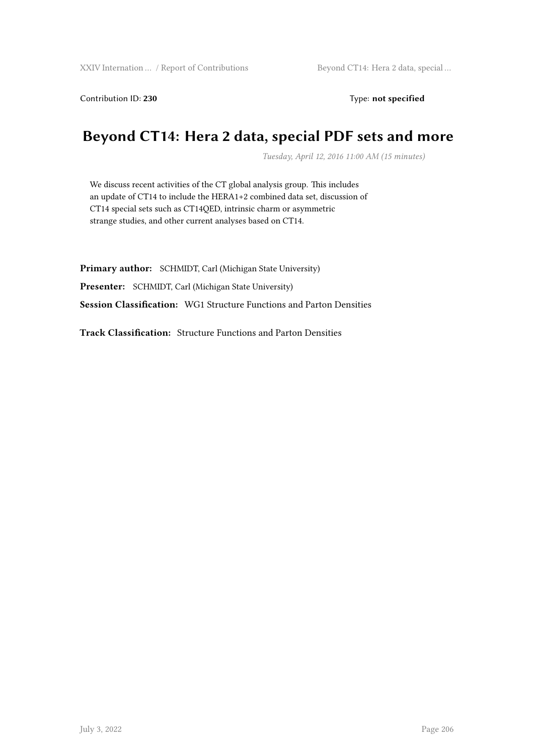Contribution ID: **230** Type: **not specified**

# Beyond CT14: Hera 2 data, special PDF sets and more

*Tuesday, April 12, 2016 11:00 AM (15 minutes)*

We discuss recent activities of the CT global analysis group. This includes an update of CT14 to include the HERA1+2 combined data set, discussion of CT14 special sets such as CT14QED, intrinsic charm or asymmetric strange studies, and other current analyses based on CT14.

**Primary author:** SCHMIDT, Carl (Michigan State University)

**Presenter:** SCHMIDT, Carl (Michigan State University)

**Session Classification:** WG1 Structure Functions and Parton Densities

**Track Classification:** Structure Functions and Parton Densities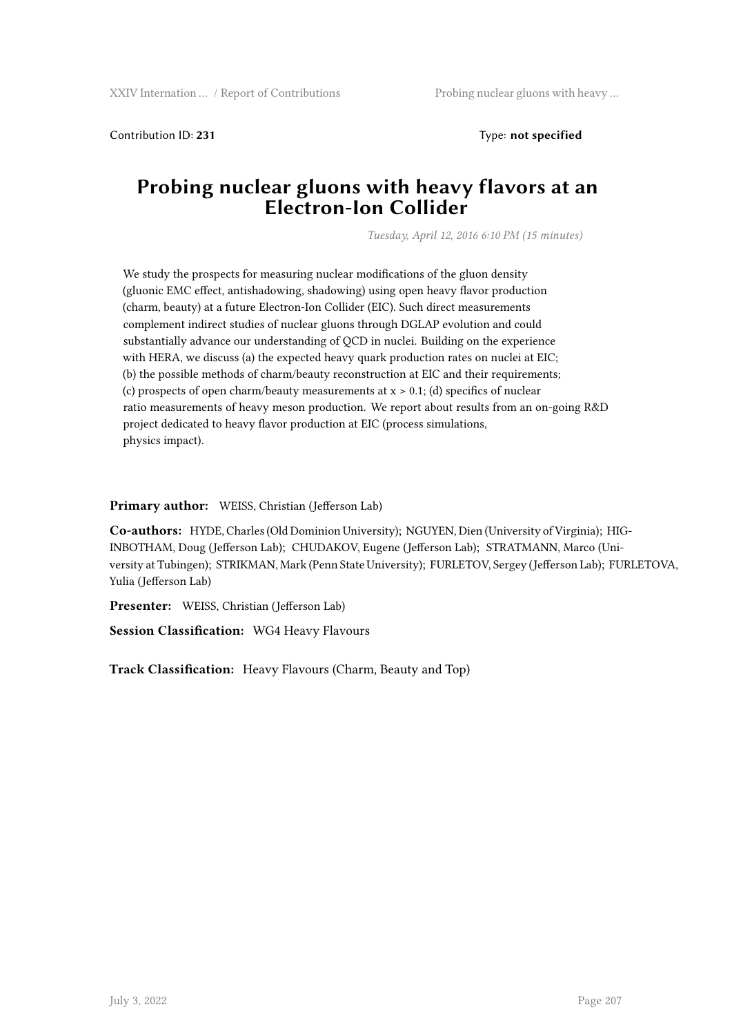Contribution ID: **231** Type: **not specified**

# Probing nuclear gluons with heavy flavors at an Electron-Ion Collider

*Tuesday, April 12, 2016 6:10 PM (15 minutes)*

We study the prospects for measuring nuclear modifications of the gluon density (gluonic EMC effect, antishadowing, shadowing) using open heavy flavor production (charm, beauty) at a future Electron-Ion Collider (EIC). Such direct measurements complement indirect studies of nuclear gluons through DGLAP evolution and could substantially advance our understanding of QCD in nuclei. Building on the experience with HERA, we discuss (a) the expected heavy quark production rates on nuclei at EIC; (b) the possible methods of charm/beauty reconstruction at EIC and their requirements; (c) prospects of open charm/beauty measurements at $x > 0.1$; (d) specifics of nuclear ratio measurements of heavy meson production. We report about results from an on-going R&D project dedicated to heavy flavor production at EIC (process simulations, physics impact).

**Primary author:** WEISS, Christian (Jefferson Lab)

**Co-authors:** HYDE, Charles (Old Dominion University); NGUYEN, Dien (University of Virginia); HIGINBOTHAM, Doug (Jefferson Lab); CHUDAKOV, Eugene (Jefferson Lab); STRATMANN, Marco (University at Tubingen); STRIKMAN, Mark (Penn State University); FURLETOV, Sergey (Jefferson Lab); FURLETOVA, Yulia (Jefferson Lab)

**Presenter:** WEISS, Christian (Jefferson Lab)

**Session Classification:** WG4 Heavy Flavours

**Track Classification:** Heavy Flavours (Charm, Beauty and Top)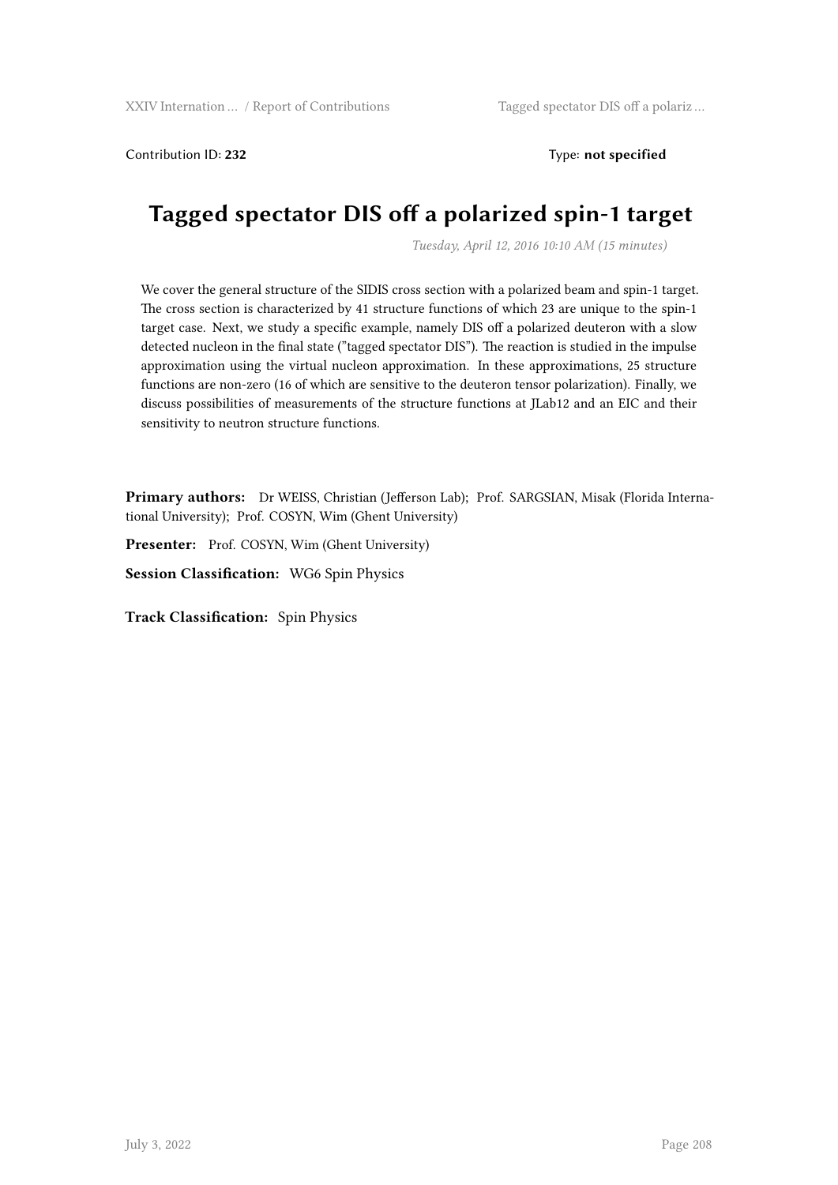Contribution ID: **232**

Type: **not specified**

# Tagged spectator DIS off a polarized spin-1 target

*Tuesday, April 12, 2016 10:10 AM (15 minutes)*

We cover the general structure of the SIDIS cross section with a polarized beam and spin-1 target. The cross section is characterized by 41 structure functions of which 23 are unique to the spin-1 target case. Next, we study a specific example, namely DIS off a polarized deuteron with a slow detected nucleon in the final state ("tagged spectator DIS"). The reaction is studied in the impulse approximation using the virtual nucleon approximation. In these approximations, 25 structure functions are non-zero (16 of which are sensitive to the deuteron tensor polarization). Finally, we discuss possibilities of measurements of the structure functions at JLab12 and an EIC and their sensitivity to neutron structure functions.

**Primary authors:** Dr WEISS, Christian (Jefferson Lab); Prof. SARGSIAN, Misak (Florida International University); Prof. COSYN, Wim (Ghent University)

**Presenter:** Prof. COSYN, Wim (Ghent University)

**Session Classification:** WG6 Spin Physics

**Track Classification:** Spin Physics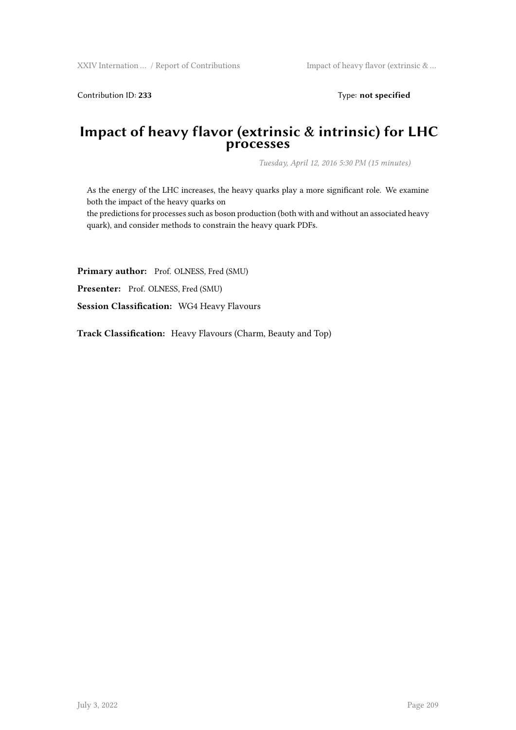Contribution ID: **233** Type: **not specified**

# Impact of heavy flavor (extrinsic & intrinsic) for LHC processes

*Tuesday, April 12, 2016 5:30 PM (15 minutes)*

As the energy of the LHC increases, the heavy quarks play a more significant role. We examine both the impact of the heavy quarks on
the predictions for processes such as boson production (both with and without an associated heavy quark), and consider methods to constrain the heavy quark PDFs.

**Primary author:** Prof. OLNESS, Fred (SMU)

**Presenter:** Prof. OLNESS, Fred (SMU)

**Session Classification:** WG4 Heavy Flavours

**Track Classification:** Heavy Flavours (Charm, Beauty and Top)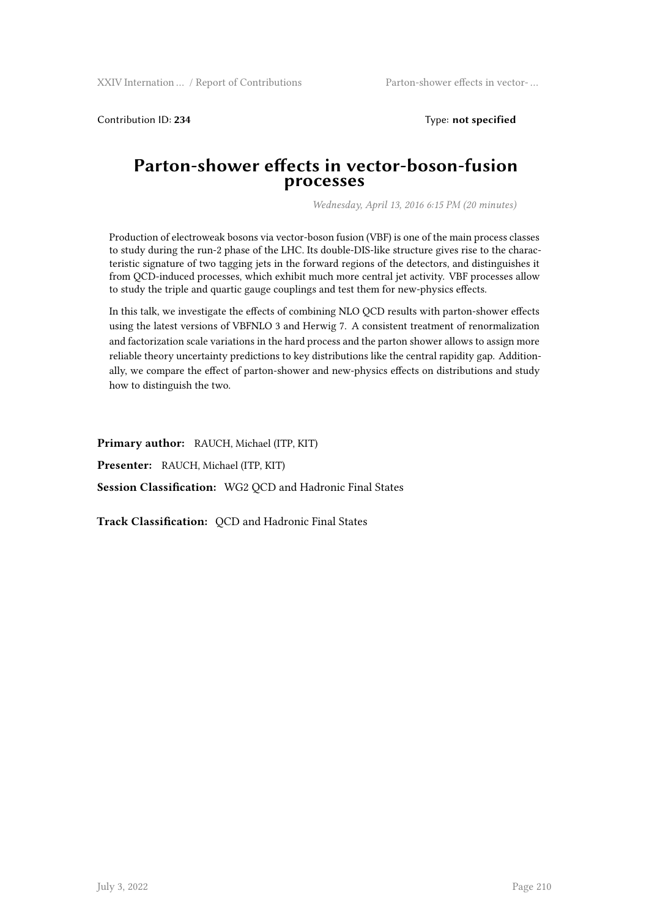Contribution ID: **234** Type: **not specified**

# Parton-shower effects in vector-boson-fusion processes

*Wednesday, April 13, 2016 6:15 PM (20 minutes)*

Production of electroweak bosons via vector-boson fusion (VBF) is one of the main process classes to study during the run-2 phase of the LHC. Its double-DIS-like structure gives rise to the characteristic signature of two tagging jets in the forward regions of the detectors, and distinguishes it from QCD-induced processes, which exhibit much more central jet activity. VBF processes allow to study the triple and quartic gauge couplings and test them for new-physics effects.

In this talk, we investigate the effects of combining NLO QCD results with parton-shower effects using the latest versions of VBFNLO 3 and Herwig 7. A consistent treatment of renormalization and factorization scale variations in the hard process and the parton shower allows to assign more reliable theory uncertainty predictions to key distributions like the central rapidity gap. Additionally, we compare the effect of parton-shower and new-physics effects on distributions and study how to distinguish the two.

**Primary author:** RAUCH, Michael (ITP, KIT)

**Presenter:** RAUCH, Michael (ITP, KIT)

**Session Classification:** WG2 QCD and Hadronic Final States

**Track Classification:** QCD and Hadronic Final States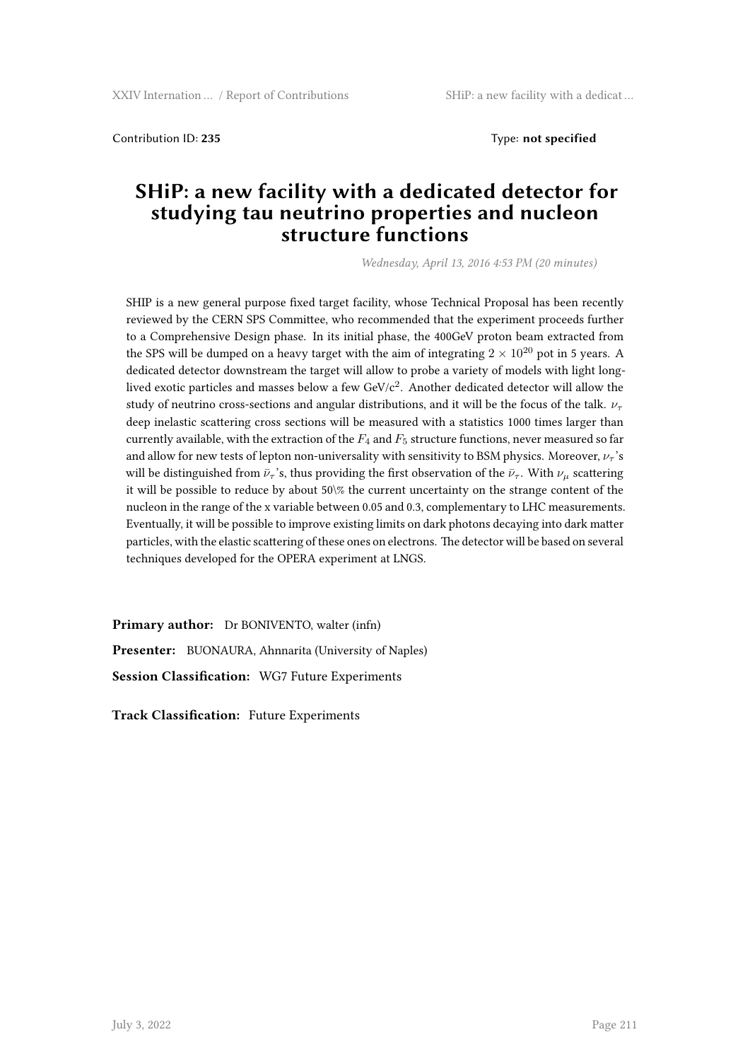Contribution ID: **235** Type: **not specified**

# SHiP: a new facility with a dedicated detector for studying tau neutrino properties and nucleon structure functions

*Wednesday, April 13, 2016 4:53 PM (20 minutes)*

SHIP is a new general purpose fixed target facility, whose Technical Proposal has been recently reviewed by the CERN SPS Committee, who recommended that the experiment proceeds further to a Comprehensive Design phase. In its initial phase, the 400GeV proton beam extracted from the SPS will be dumped on a heavy target with the aim of integrating $2 \times 10^{20}$ pot in 5 years. A dedicated detector downstream the target will allow to probe a variety of models with light long-lived exotic particles and masses below a few GeV/c$^2$. Another dedicated detector will allow the study of neutrino cross-sections and angular distributions, and it will be the focus of the talk. $\nu_\tau$ deep inelastic scattering cross sections will be measured with a statistics 1000 times larger than currently available, with the extraction of the $F_4$ and $F_5$ structure functions, never measured so far and allow for new tests of lepton non-universality with sensitivity to BSM physics. Moreover, $\nu_\tau$'s will be distinguished from $\bar{\nu}_\tau$'s, thus providing the first observation of the $\bar{\nu}_\tau$. With $\nu_\mu$ scattering it will be possible to reduce by about 50\% the current uncertainty on the strange content of the nucleon in the range of the x variable between 0.05 and 0.3, complementary to LHC measurements. Eventually, it will be possible to improve existing limits on dark photons decaying into dark matter particles, with the elastic scattering of these ones on electrons. The detector will be based on several techniques developed for the OPERA experiment at LNGS.

**Primary author:** Dr BONIVENTO, walter (infn)

**Presenter:** BUONAURA, Ahnnarita (University of Naples)

**Session Classification:** WG7 Future Experiments

**Track Classification:** Future Experiments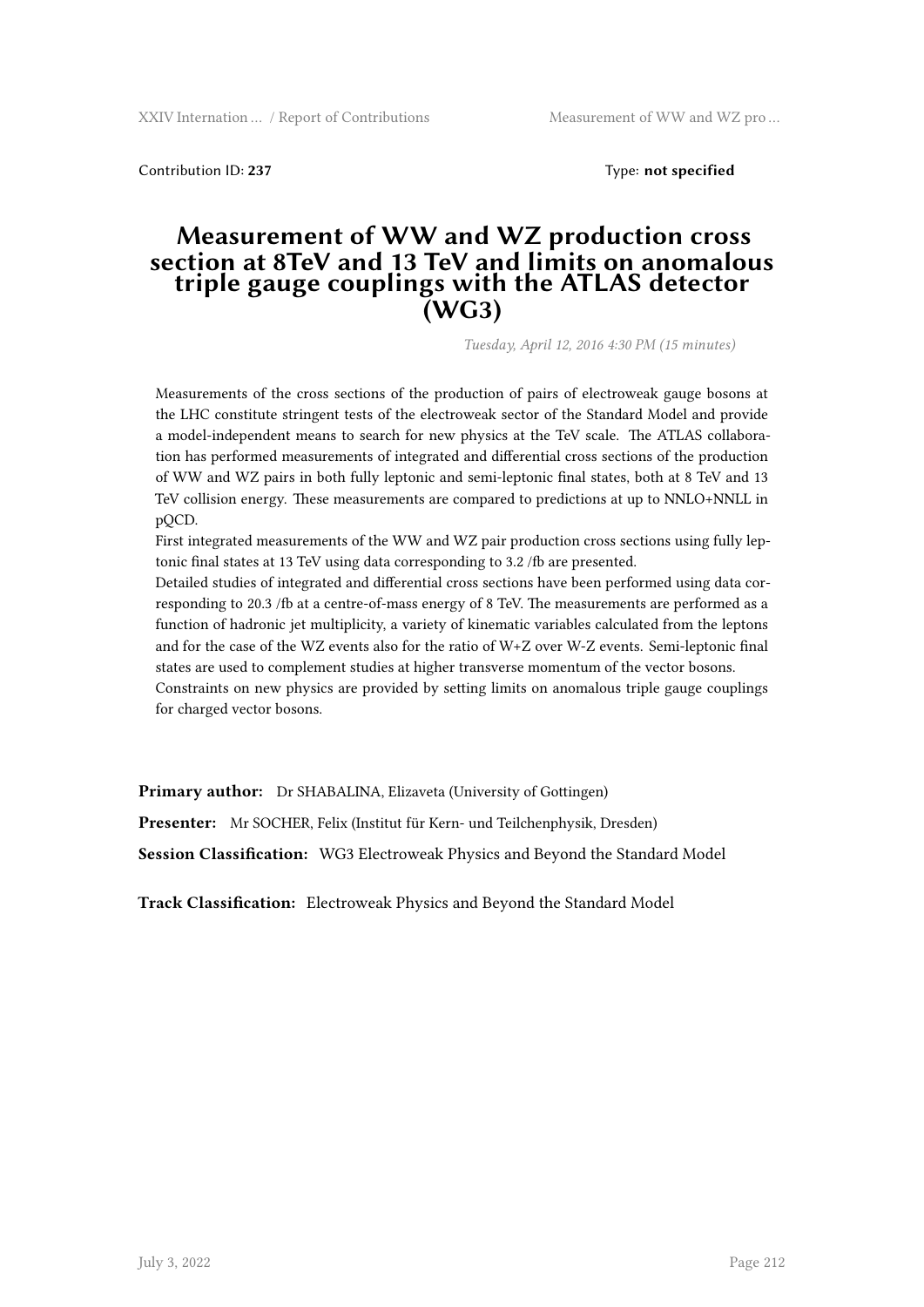Contribution ID: **237** Type: **not specified**

# Measurement of WW and WZ production cross section at 8TeV and 13 TeV and limits on anomalous triple gauge couplings with the ATLAS detector (WG3)

*Tuesday, April 12, 2016 4:30 PM (15 minutes)*

Measurements of the cross sections of the production of pairs of electroweak gauge bosons at the LHC constitute stringent tests of the electroweak sector of the Standard Model and provide a model-independent means to search for new physics at the TeV scale. The ATLAS collaboration has performed measurements of integrated and differential cross sections of the production of WW and WZ pairs in both fully leptonic and semi-leptonic final states, both at 8 TeV and 13 TeV collision energy. These measurements are compared to predictions at up to NNLO+NNLL in pQCD.
First integrated measurements of the WW and WZ pair production cross sections using fully leptonic final states at 13 TeV using data corresponding to 3.2 /fb are presented.
Detailed studies of integrated and differential cross sections have been performed using data corresponding to 20.3 /fb at a centre-of-mass energy of 8 TeV. The measurements are performed as a function of hadronic jet multiplicity, a variety of kinematic variables calculated from the leptons and for the case of the WZ events also for the ratio of W+Z over W-Z events. Semi-leptonic final states are used to complement studies at higher transverse momentum of the vector bosons.
Constraints on new physics are provided by setting limits on anomalous triple gauge couplings for charged vector bosons.

**Primary author:** Dr SHABALINA, Elizaveta (University of Gottingen)

**Presenter:** Mr SOCHER, Felix (Institut für Kern- und Teilchenphysik, Dresden)

**Session Classification:** WG3 Electroweak Physics and Beyond the Standard Model

**Track Classification:** Electroweak Physics and Beyond the Standard Model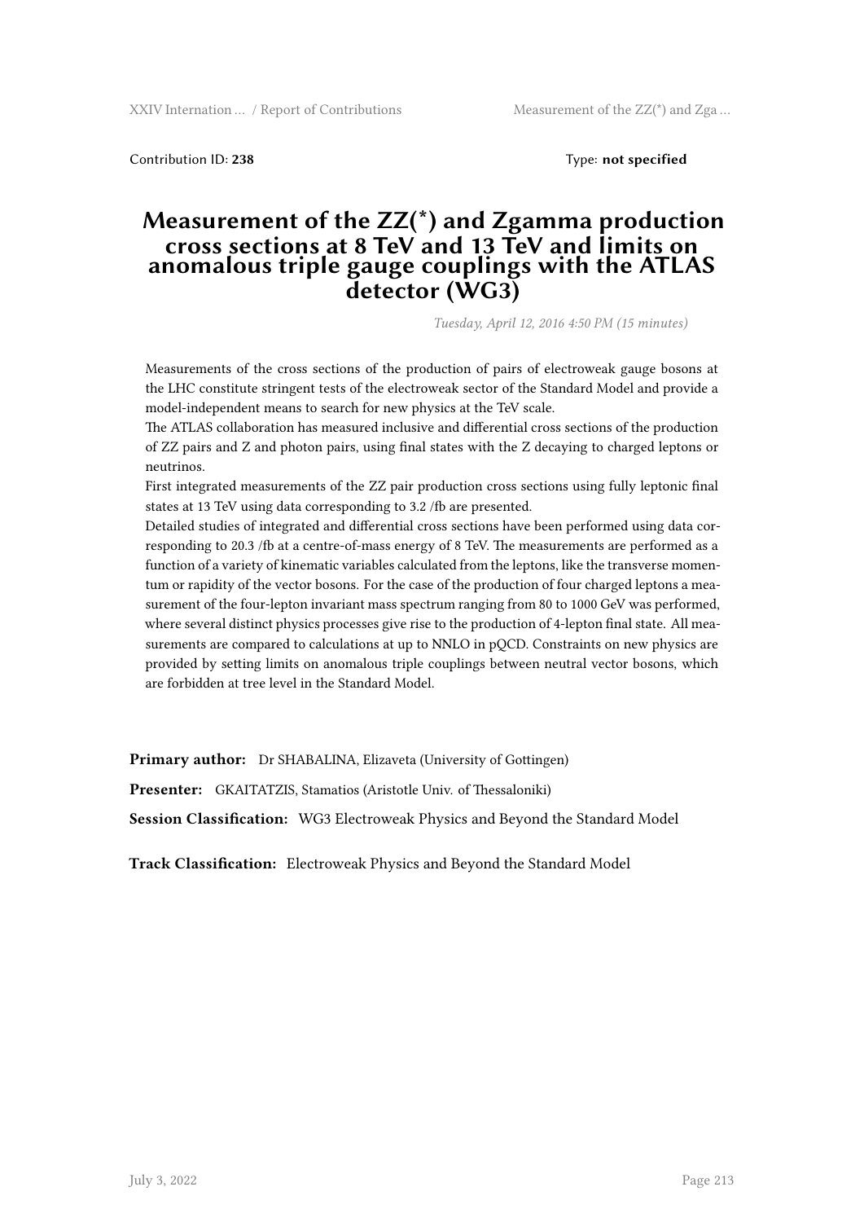Contribution ID: **238** Type: **not specified**

# Measurement of the ZZ(*) and Zgamma production cross sections at 8 TeV and 13 TeV and limits on anomalous triple gauge couplings with the ATLAS detector (WG3)

*Tuesday, April 12, 2016 4:50 PM (15 minutes)*

Measurements of the cross sections of the production of pairs of electroweak gauge bosons at the LHC constitute stringent tests of the electroweak sector of the Standard Model and provide a model-independent means to search for new physics at the TeV scale.
The ATLAS collaboration has measured inclusive and differential cross sections of the production of ZZ pairs and Z and photon pairs, using final states with the Z decaying to charged leptons or neutrinos.
First integrated measurements of the ZZ pair production cross sections using fully leptonic final states at 13 TeV using data corresponding to 3.2 /fb are presented.
Detailed studies of integrated and differential cross sections have been performed using data corresponding to 20.3 /fb at a centre-of-mass energy of 8 TeV. The measurements are performed as a function of a variety of kinematic variables calculated from the leptons, like the transverse momentum or rapidity of the vector bosons. For the case of the production of four charged leptons a measurement of the four-lepton invariant mass spectrum ranging from 80 to 1000 GeV was performed, where several distinct physics processes give rise to the production of 4-lepton final state. All measurements are compared to calculations at up to NNLO in pQCD. Constraints on new physics are provided by setting limits on anomalous triple couplings between neutral vector bosons, which are forbidden at tree level in the Standard Model.

**Primary author:** Dr SHABALINA, Elizaveta (University of Gottingen)

**Presenter:** GKAITATZIS, Stamatios (Aristotle Univ. of Thessaloniki)

**Session Classification:** WG3 Electroweak Physics and Beyond the Standard Model

**Track Classification:** Electroweak Physics and Beyond the Standard Model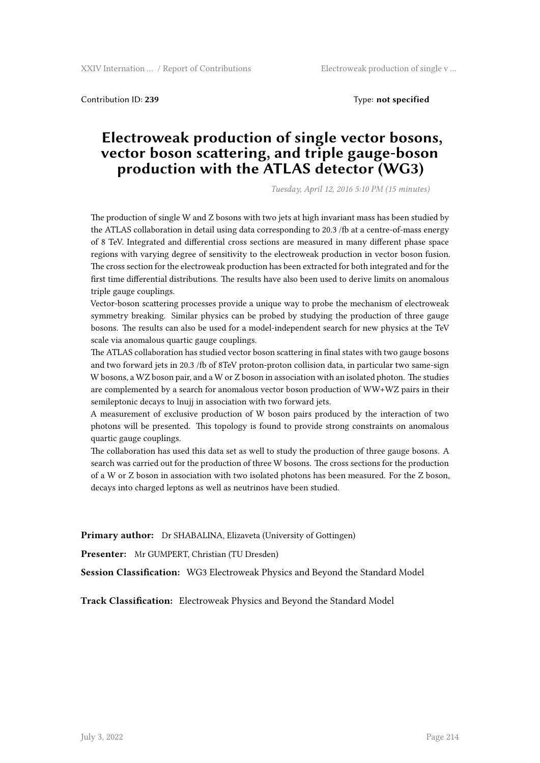Contribution ID: **239** Type: **not specified**

# Electroweak production of single vector bosons, vector boson scattering, and triple gauge-boson production with the ATLAS detector (WG3)

*Tuesday, April 12, 2016 5:10 PM (15 minutes)*

The production of single W and Z bosons with two jets at high invariant mass has been studied by the ATLAS collaboration in detail using data corresponding to 20.3 /fb at a centre-of-mass energy of 8 TeV. Integrated and differential cross sections are measured in many different phase space regions with varying degree of sensitivity to the electroweak production in vector boson fusion. The cross section for the electroweak production has been extracted for both integrated and for the first time differential distributions. The results have also been used to derive limits on anomalous triple gauge couplings.

Vector-boson scattering processes provide a unique way to probe the mechanism of electroweak symmetry breaking. Similar physics can be probed by studying the production of three gauge bosons. The results can also be used for a model-independent search for new physics at the TeV scale via anomalous quartic gauge couplings.

The ATLAS collaboration has studied vector boson scattering in final states with two gauge bosons and two forward jets in 20.3 /fb of 8TeV proton-proton collision data, in particular two same-sign W bosons, a WZ boson pair, and a W or Z boson in association with an isolated photon. The studies are complemented by a search for anomalous vector boson production of WW+WZ pairs in their semileptonic decays to lnujj in association with two forward jets.

A measurement of exclusive production of W boson pairs produced by the interaction of two photons will be presented. This topology is found to provide strong constraints on anomalous quartic gauge couplings.

The collaboration has used this data set as well to study the production of three gauge bosons. A search was carried out for the production of three W bosons. The cross sections for the production of a W or Z boson in association with two isolated photons has been measured. For the Z boson, decays into charged leptons as well as neutrinos have been studied.

**Primary author:** Dr SHABALINA, Elizaveta (University of Gottingen)

**Presenter:** Mr GUMPERT, Christian (TU Dresden)

**Session Classification:** WG3 Electroweak Physics and Beyond the Standard Model

**Track Classification:** Electroweak Physics and Beyond the Standard Model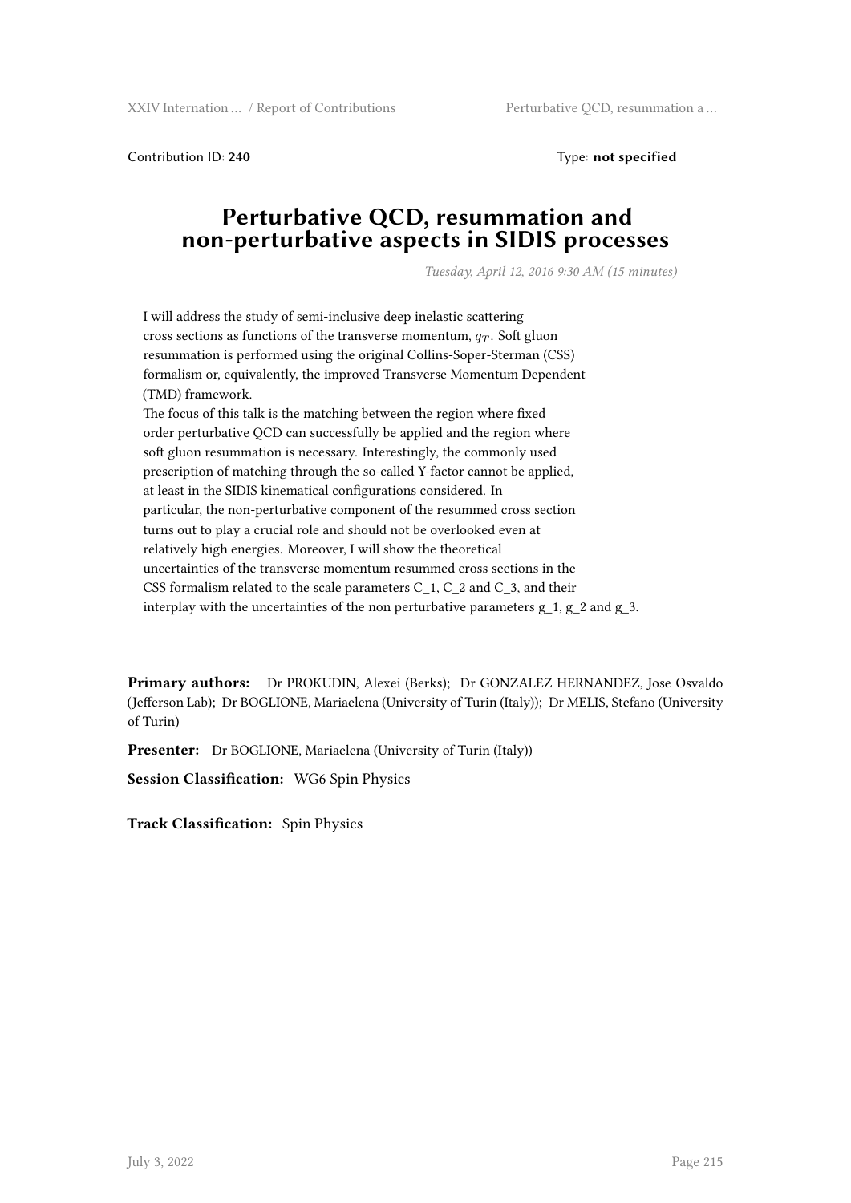Contribution ID: **240** Type: **not specified**

# Perturbative QCD, resummation and non-perturbative aspects in SIDIS processes

*Tuesday, April 12, 2016 9:30 AM (15 minutes)*

I will address the study of semi-inclusive deep inelastic scattering cross sections as functions of the transverse momentum, $q_T$. Soft gluon resummation is performed using the original Collins-Soper-Sterman (CSS) formalism or, equivalently, the improved Transverse Momentum Dependent (TMD) framework.
The focus of this talk is the matching between the region where fixed order perturbative QCD can successfully be applied and the region where soft gluon resummation is necessary. Interestingly, the commonly used prescription of matching through the so-called Y-factor cannot be applied, at least in the SIDIS kinematical configurations considered. In particular, the non-perturbative component of the resummed cross section turns out to play a crucial role and should not be overlooked even at relatively high energies. Moreover, I will show the theoretical uncertainties of the transverse momentum resummed cross sections in the CSS formalism related to the scale parameters $C_1$, $C_2$ and $C_3$, and their interplay with the uncertainties of the non perturbative parameters $g_1$, $g_2$ and $g_3$.

**Primary authors:** Dr PROKUDIN, Alexei (Berks); Dr GONZALEZ HERNANDEZ, Jose Osvaldo (Jefferson Lab); Dr BOGLIONE, Mariaelena (University of Turin (Italy)); Dr MELIS, Stefano (University of Turin)

**Presenter:** Dr BOGLIONE, Mariaelena (University of Turin (Italy))

**Session Classification:** WG6 Spin Physics

**Track Classification:** Spin Physics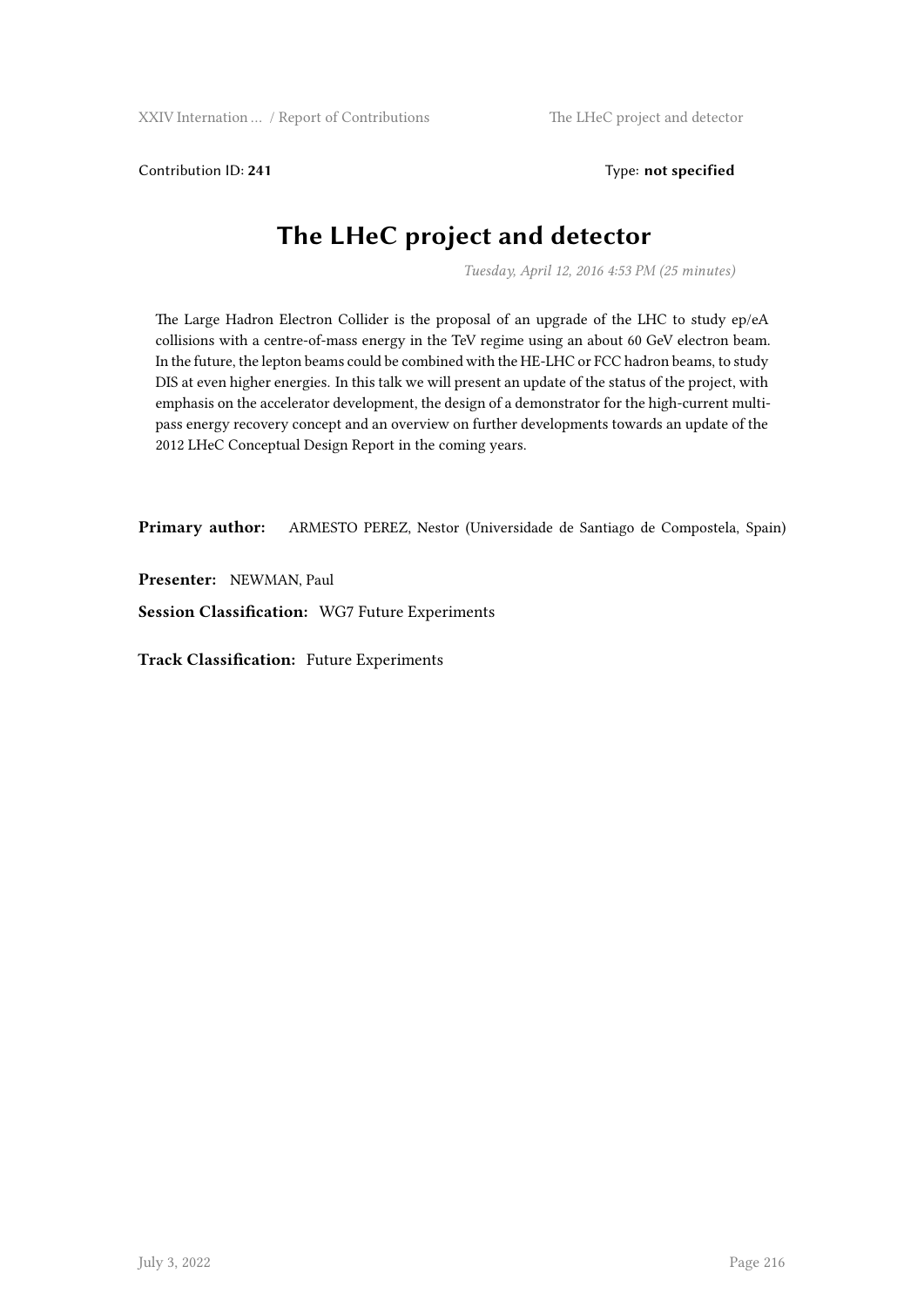Contribution ID: **241** Type: **not specified**

# The LHeC project and detector

*Tuesday, April 12, 2016 4:53 PM (25 minutes)*

The Large Hadron Electron Collider is the proposal of an upgrade of the LHC to study ep/eA collisions with a centre-of-mass energy in the TeV regime using an about 60 GeV electron beam. In the future, the lepton beams could be combined with the HE-LHC or FCC hadron beams, to study DIS at even higher energies. In this talk we will present an update of the status of the project, with emphasis on the accelerator development, the design of a demonstrator for the high-current multi-pass energy recovery concept and an overview on further developments towards an update of the 2012 LHeC Conceptual Design Report in the coming years.

**Primary author:** ARMESTO PEREZ, Nestor (Universidade de Santiago de Compostela, Spain)

**Presenter:** NEWMAN, Paul

**Session Classification:** WG7 Future Experiments

**Track Classification:** Future Experiments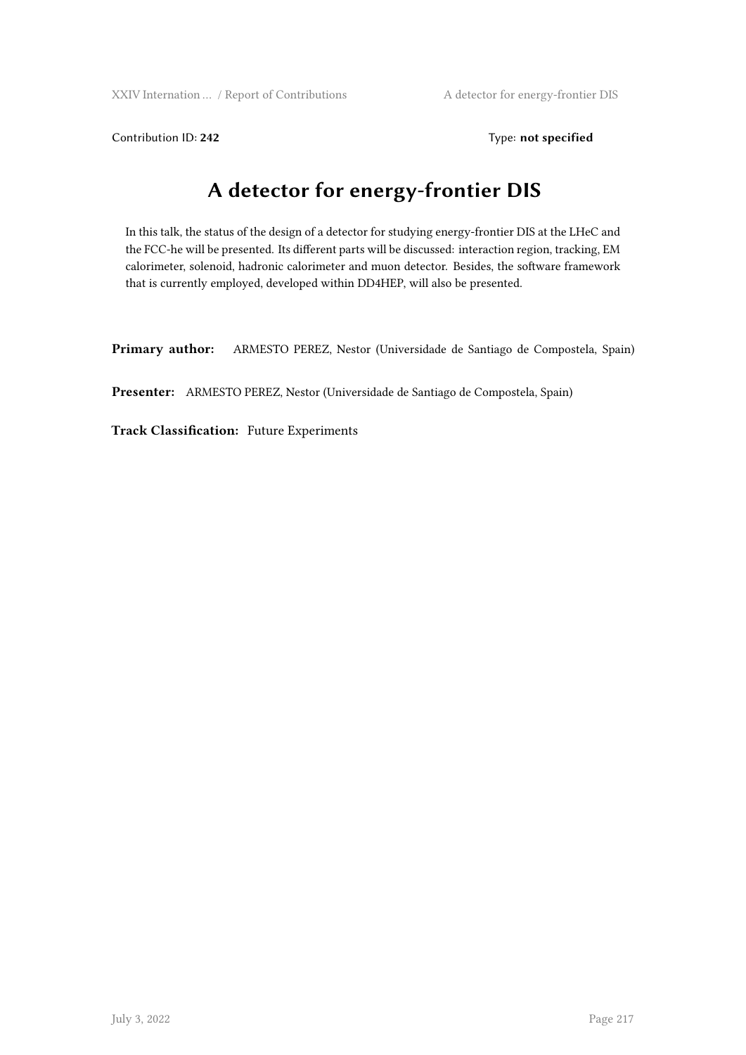Contribution ID: **242** Type: **not specified**

# A detector for energy-frontier DIS

In this talk, the status of the design of a detector for studying energy-frontier DIS at the LHeC and the FCC-he will be presented. Its different parts will be discussed: interaction region, tracking, EM calorimeter, solenoid, hadronic calorimeter and muon detector. Besides, the software framework that is currently employed, developed within DD4HEP, will also be presented.

**Primary author:** ARMESTO PEREZ, Nestor (Universidade de Santiago de Compostela, Spain)

**Presenter:** ARMESTO PEREZ, Nestor (Universidade de Santiago de Compostela, Spain)

**Track Classification:** Future Experiments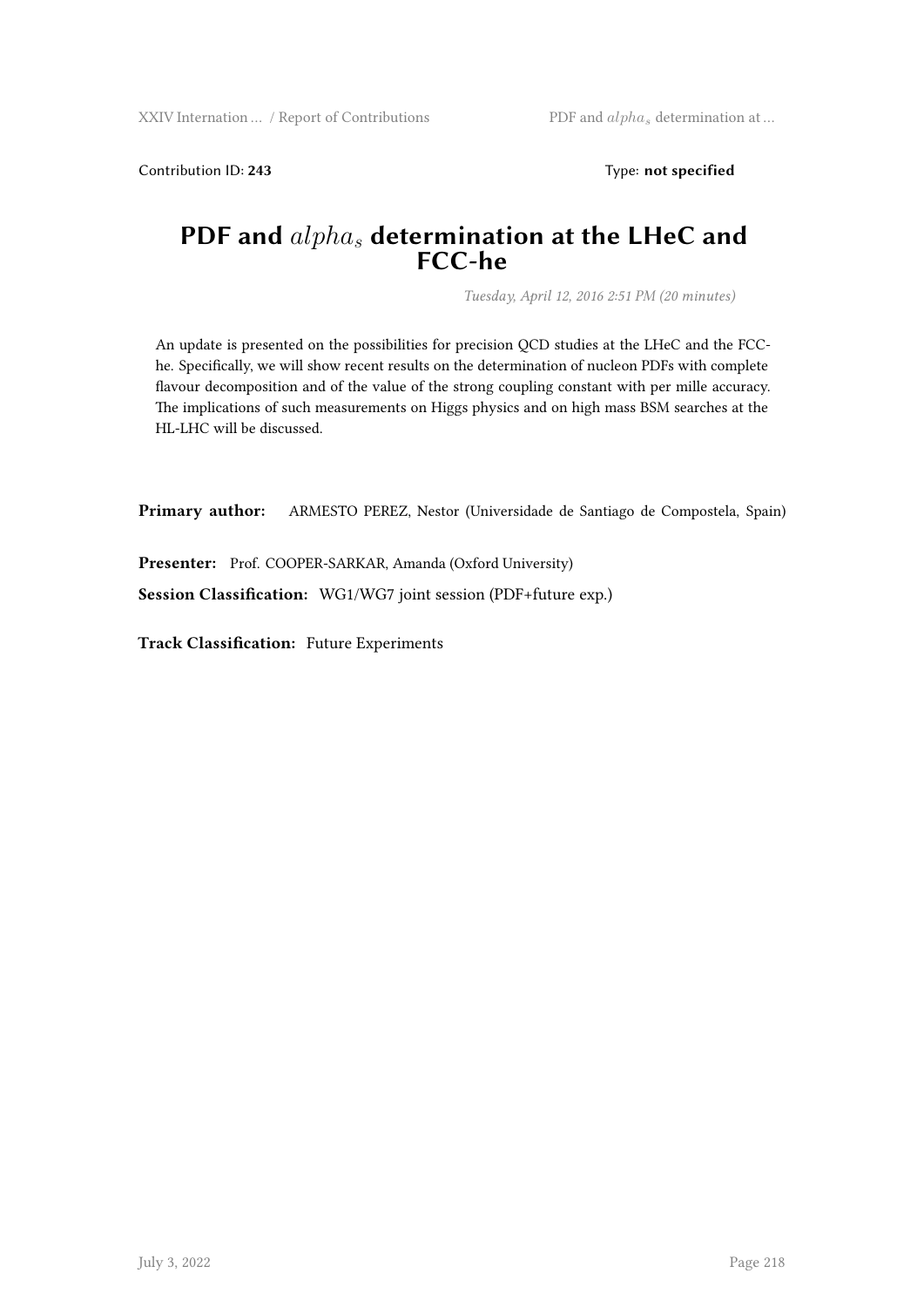Contribution ID: **243** Type: **not specified**

# PDF and $alpha_s$ determination at the LHeC and FCC-he

*Tuesday, April 12, 2016 2:51 PM (20 minutes)*

An update is presented on the possibilities for precision QCD studies at the LHeC and the FCC-he. Specifically, we will show recent results on the determination of nucleon PDFs with complete flavour decomposition and of the value of the strong coupling constant with per mille accuracy. The implications of such measurements on Higgs physics and on high mass BSM searches at the HL-LHC will be discussed.

**Primary author:** ARMESTO PEREZ, Nestor (Universidade de Santiago de Compostela, Spain)

**Presenter:** Prof. COOPER-SARKAR, Amanda (Oxford University)

**Session Classification:** WG1/WG7 joint session (PDF+future exp.)

**Track Classification:** Future Experiments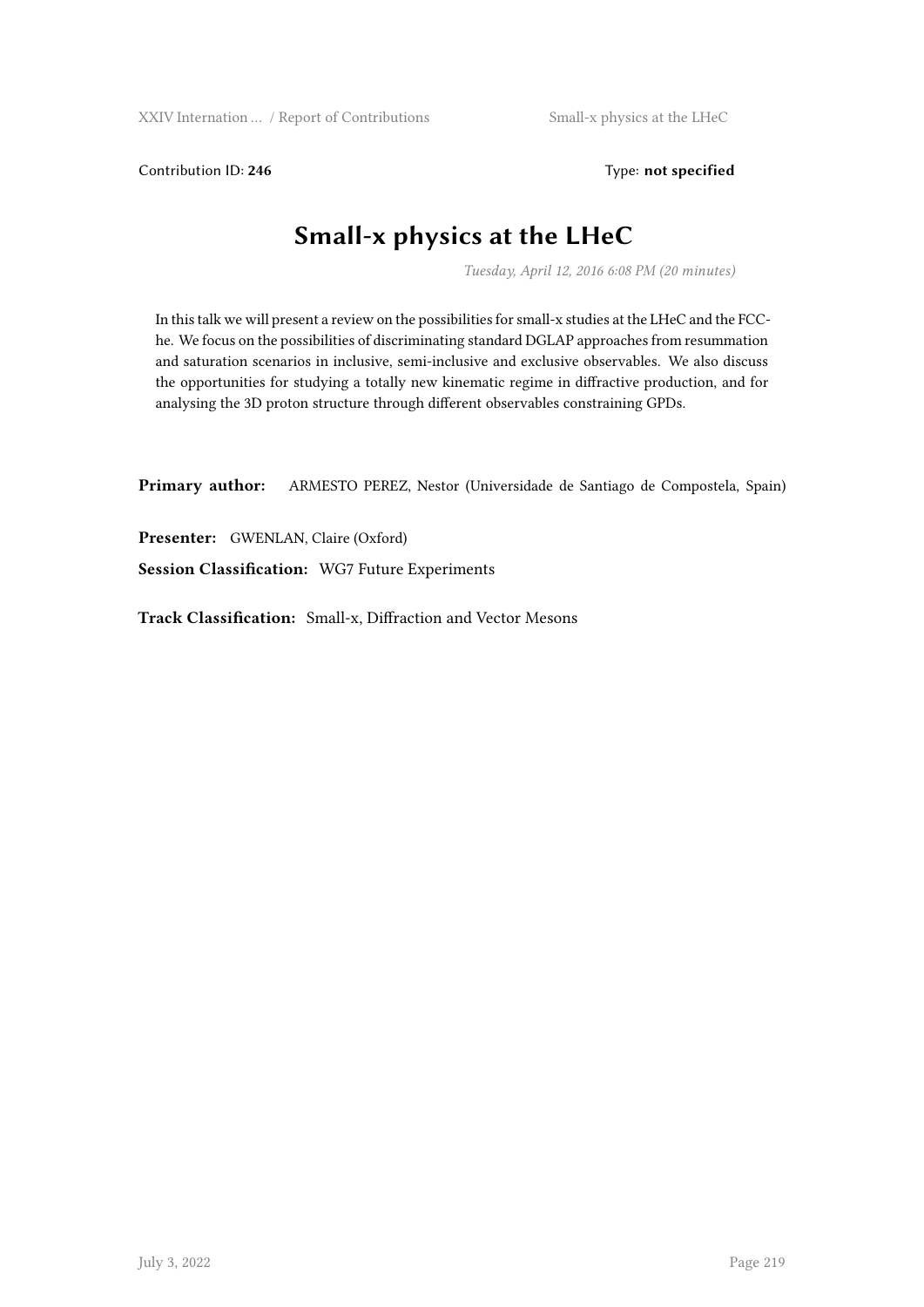Contribution ID: **246** Type: **not specified**

# Small-x physics at the LHeC

*Tuesday, April 12, 2016 6:08 PM (20 minutes)*

In this talk we will present a review on the possibilities for small-x studies at the LHeC and the FCC-he. We focus on the possibilities of discriminating standard DGLAP approaches from resummation and saturation scenarios in inclusive, semi-inclusive and exclusive observables. We also discuss the opportunities for studying a totally new kinematic regime in diffractive production, and for analysing the 3D proton structure through different observables constraining GPDs.

**Primary author:** ARMESTO PEREZ, Nestor (Universidade de Santiago de Compostela, Spain)

**Presenter:** GWENLAN, Claire (Oxford)

**Session Classification:** WG7 Future Experiments

**Track Classification:** Small-x, Diffraction and Vector Mesons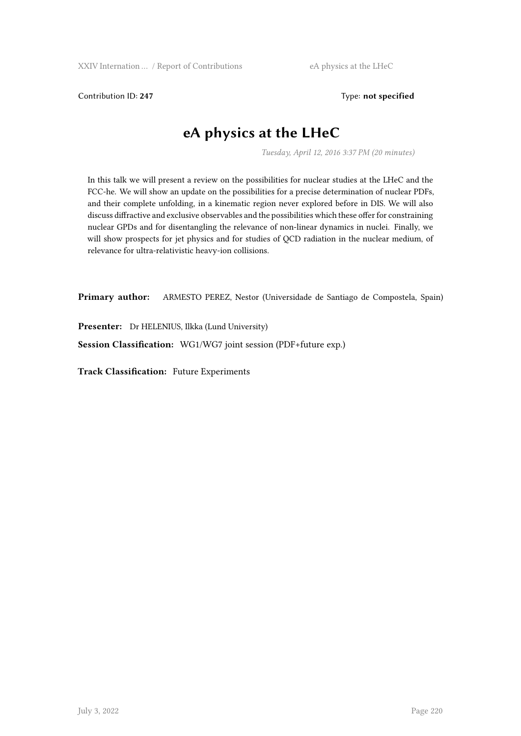Contribution ID: **247** Type: **not specified**

# eA physics at the LHeC

*Tuesday, April 12, 2016 3:37 PM (20 minutes)*

In this talk we will present a review on the possibilities for nuclear studies at the LHeC and the FCC-he. We will show an update on the possibilities for a precise determination of nuclear PDFs, and their complete unfolding, in a kinematic region never explored before in DIS. We will also discuss diffractive and exclusive observables and the possibilities which these offer for constraining nuclear GPDs and for disentangling the relevance of non-linear dynamics in nuclei. Finally, we will show prospects for jet physics and for studies of QCD radiation in the nuclear medium, of relevance for ultra-relativistic heavy-ion collisions.

**Primary author:** ARMESTO PEREZ, Nestor (Universidade de Santiago de Compostela, Spain)

**Presenter:** Dr HELENIUS, Ilkka (Lund University)

**Session Classification:** WG1/WG7 joint session (PDF+future exp.)

**Track Classification:** Future Experiments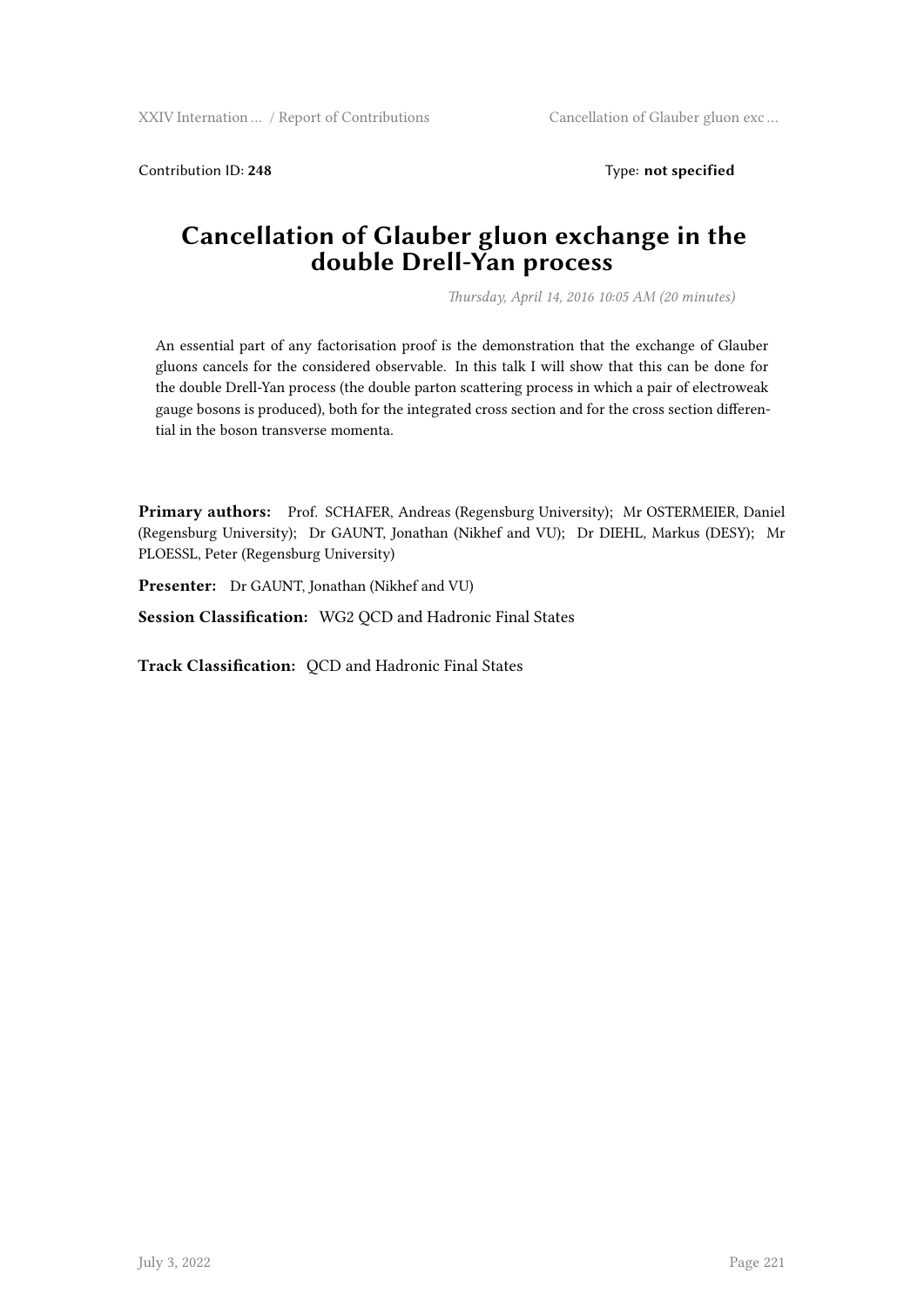Contribution ID: **248**

Type: **not specified**

# Cancellation of Glauber gluon exchange in the double Drell-Yan process

*Thursday, April 14, 2016 10:05 AM (20 minutes)*

An essential part of any factorisation proof is the demonstration that the exchange of Glauber gluons cancels for the considered observable. In this talk I will show that this can be done for the double Drell-Yan process (the double parton scattering process in which a pair of electroweak gauge bosons is produced), both for the integrated cross section and for the cross section differential in the boson transverse momenta.

**Primary authors:** Prof. SCHAFER, Andreas (Regensburg University); Mr OSTERMEIER, Daniel (Regensburg University); Dr GAUNT, Jonathan (Nikhef and VU); Dr DIEHL, Markus (DESY); Mr PLOESSL, Peter (Regensburg University)

**Presenter:** Dr GAUNT, Jonathan (Nikhef and VU)

**Session Classification:** WG2 QCD and Hadronic Final States

**Track Classification:** QCD and Hadronic Final States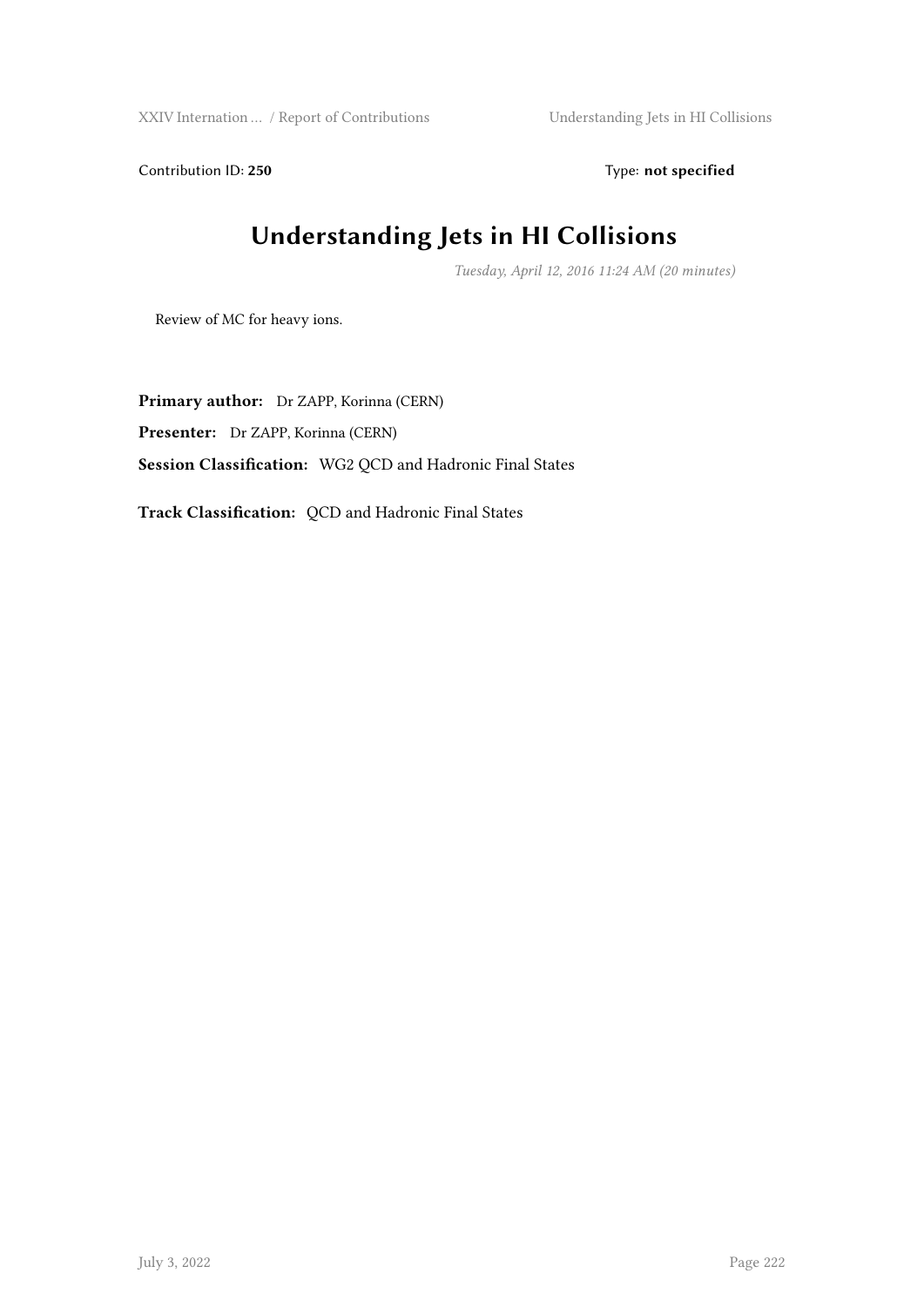Contribution ID: **250** Type: **not specified**

# Understanding Jets in HI Collisions

*Tuesday, April 12, 2016 11:24 AM (20 minutes)*

Review of MC for heavy ions.

**Primary author:** Dr ZAPP, Korinna (CERN)

**Presenter:** Dr ZAPP, Korinna (CERN)

**Session Classification:** WG2 QCD and Hadronic Final States

**Track Classification:** QCD and Hadronic Final States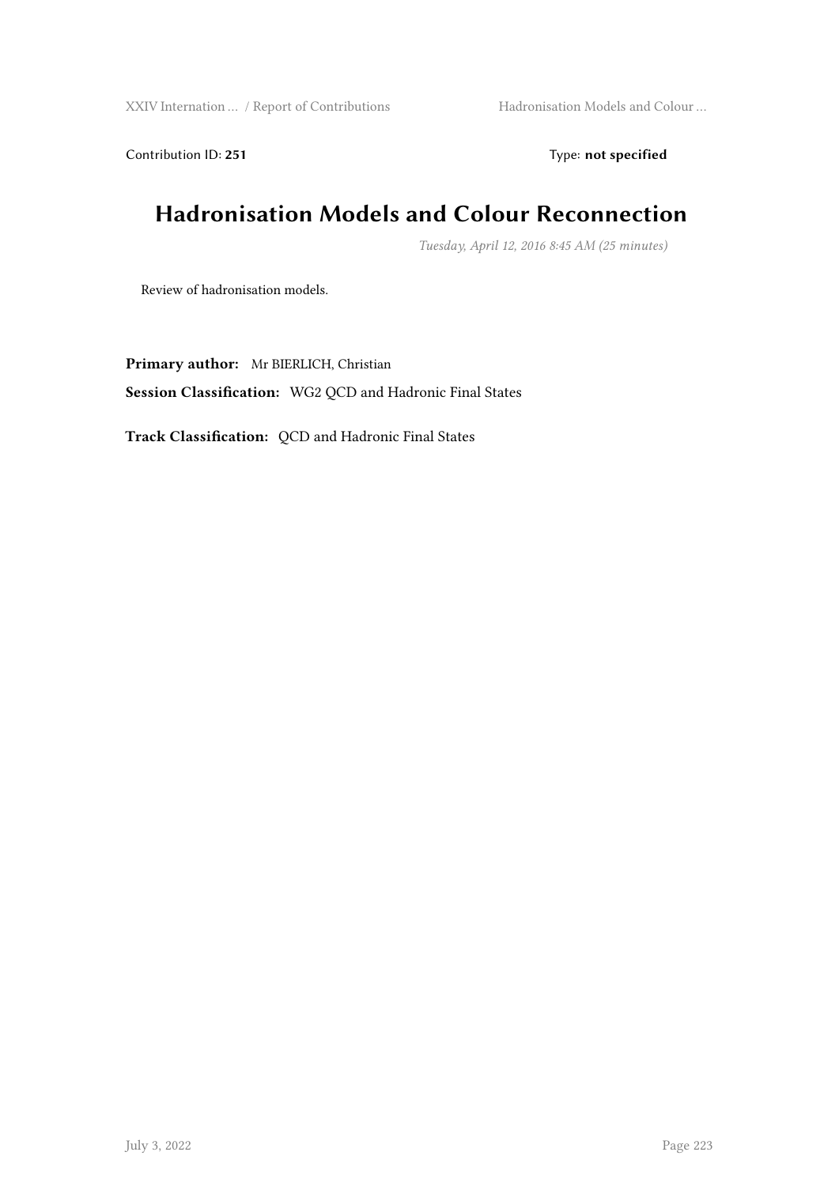Contribution ID: **251** Type: **not specified**

# Hadronisation Models and Colour Reconnection

*Tuesday, April 12, 2016 8:45 AM (25 minutes)*

Review of hadronisation models.

**Primary author:** Mr BIERLICH, Christian

**Session Classification:** WG2 QCD and Hadronic Final States

**Track Classification:** QCD and Hadronic Final States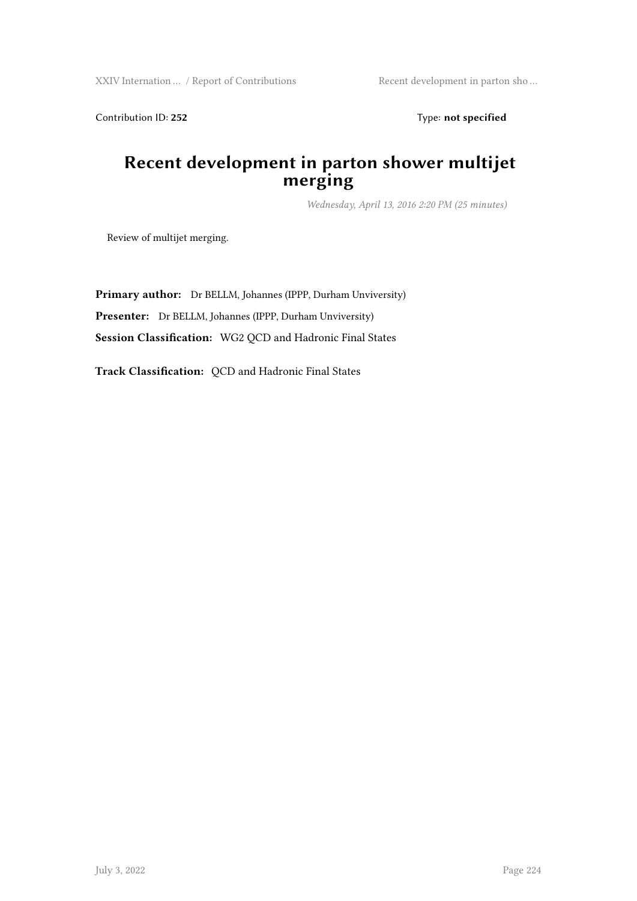Contribution ID: **252** Type: **not specified**

# Recent development in parton shower multijet merging

*Wednesday, April 13, 2016 2:20 PM (25 minutes)*

Review of multijet merging.

**Primary author:** Dr BELLM, Johannes (IPPP, Durham Unviversity)

**Presenter:** Dr BELLM, Johannes (IPPP, Durham Unviversity)

**Session Classification:** WG2 QCD and Hadronic Final States

**Track Classification:** QCD and Hadronic Final States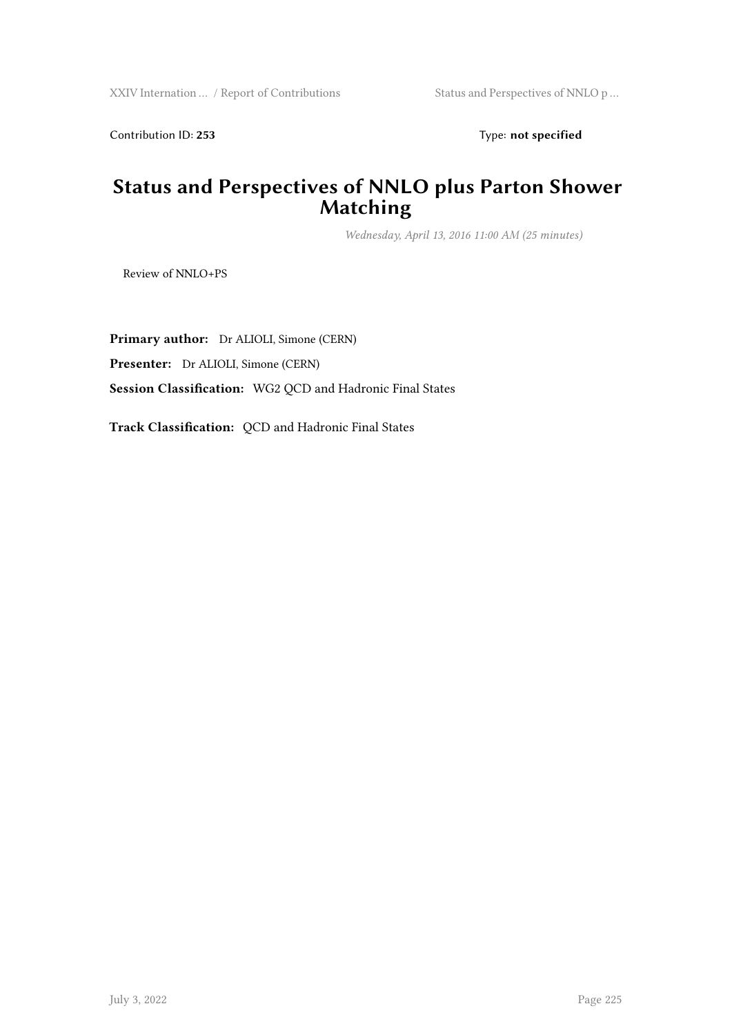Contribution ID: **253** Type: **not specified**

# Status and Perspectives of NNLO plus Parton Shower Matching

*Wednesday, April 13, 2016 11:00 AM (25 minutes)*

Review of NNLO+PS

**Primary author:** Dr ALIOLI, Simone (CERN)

**Presenter:** Dr ALIOLI, Simone (CERN)

**Session Classification:** WG2 QCD and Hadronic Final States

**Track Classification:** QCD and Hadronic Final States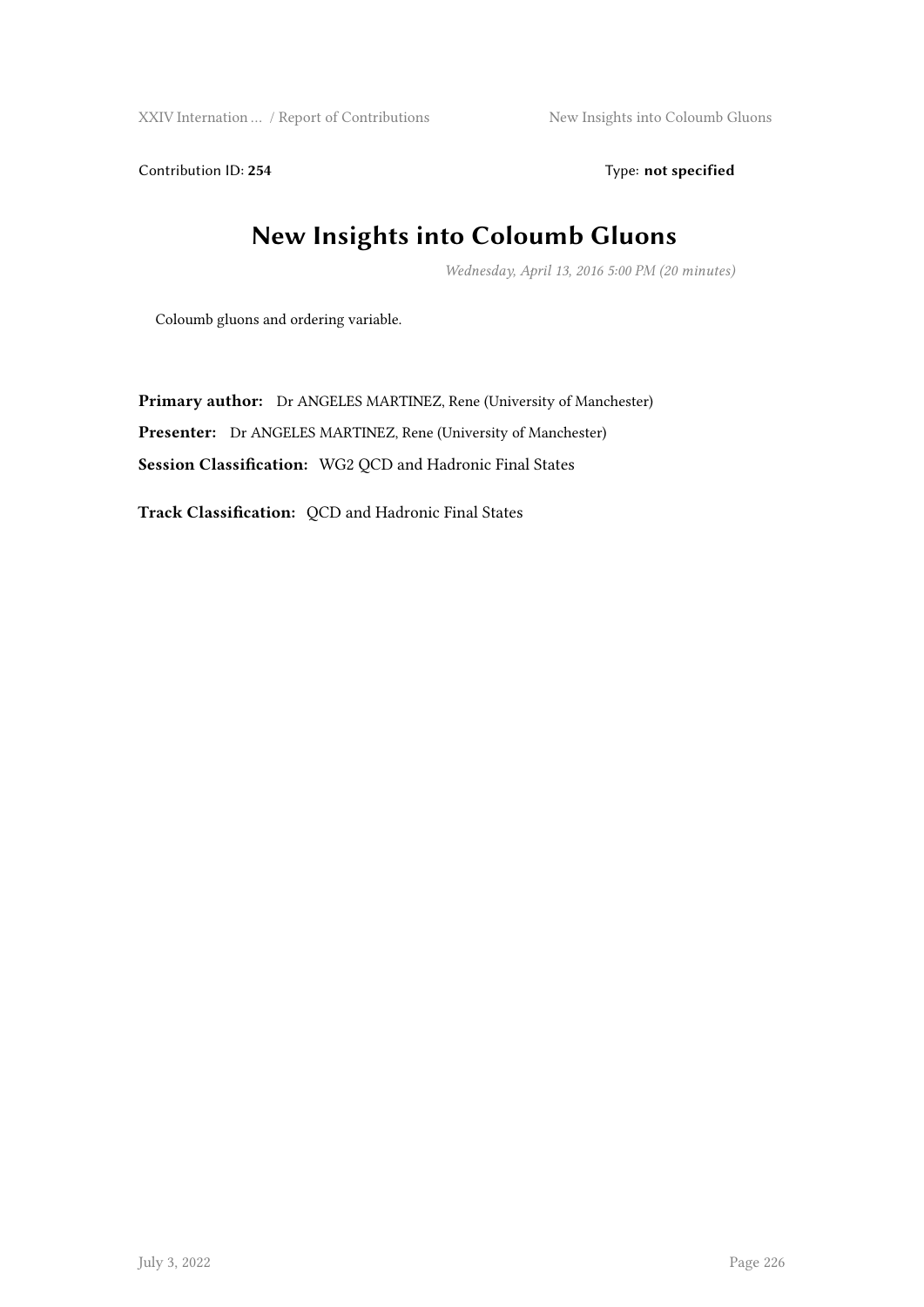Contribution ID: **254** Type: **not specified**

# New Insights into Coloumb Gluons

*Wednesday, April 13, 2016 5:00 PM (20 minutes)*

Coloumb gluons and ordering variable.

**Primary author:** Dr ANGELES MARTINEZ, Rene (University of Manchester)

**Presenter:** Dr ANGELES MARTINEZ, Rene (University of Manchester)

**Session Classification:** WG2 QCD and Hadronic Final States

**Track Classification:** QCD and Hadronic Final States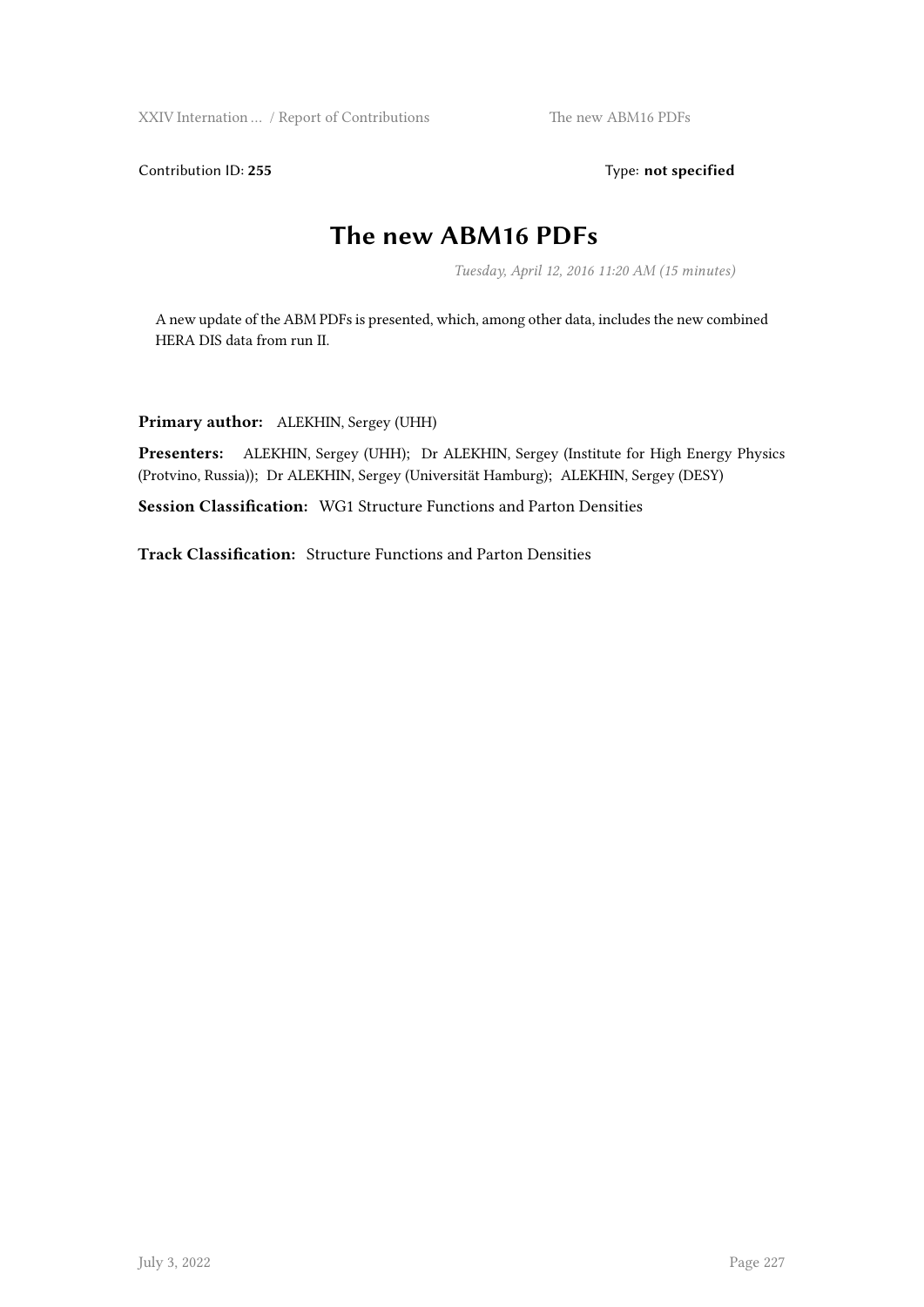Contribution ID: **255**

Type: **not specified**

# The new ABM16 PDFs

*Tuesday, April 12, 2016 11:20 AM (15 minutes)*

A new update of the ABM PDFs is presented, which, among other data, includes the new combined HERA DIS data from run II.

**Primary author:** ALEKHIN, Sergey (UHH)

**Presenters:** ALEKHIN, Sergey (UHH); Dr ALEKHIN, Sergey (Institute for High Energy Physics (Protvino, Russia)); Dr ALEKHIN, Sergey (Universität Hamburg); ALEKHIN, Sergey (DESY)

**Session Classification:** WG1 Structure Functions and Parton Densities

**Track Classification:** Structure Functions and Parton Densities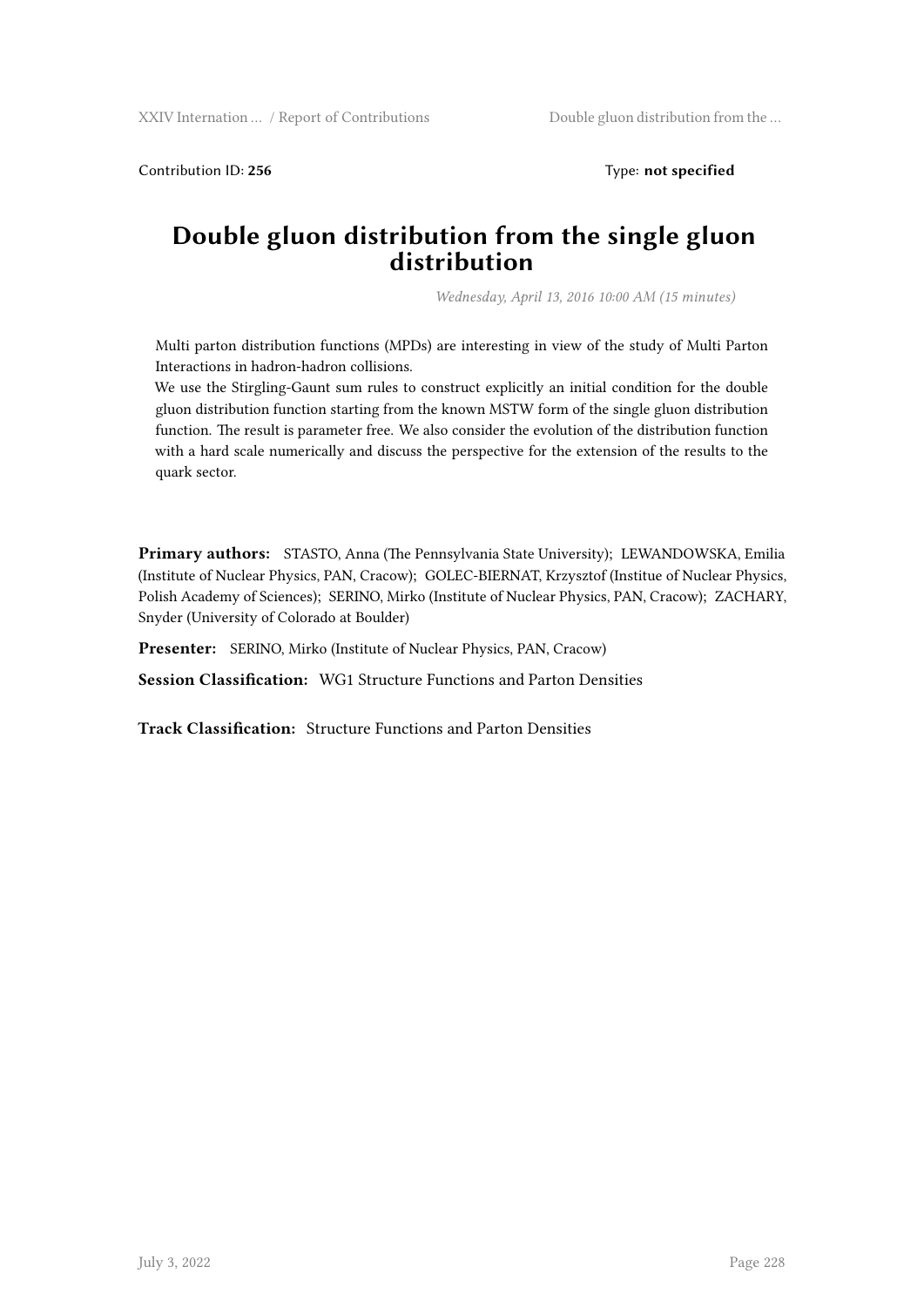Contribution ID: **256** Type: **not specified**

# Double gluon distribution from the single gluon distribution

*Wednesday, April 13, 2016 10:00 AM (15 minutes)*

Multi parton distribution functions (MPDs) are interesting in view of the study of Multi Parton Interactions in hadron-hadron collisions.
We use the Stirgling-Gaunt sum rules to construct explicitly an initial condition for the double gluon distribution function starting from the known MSTW form of the single gluon distribution function. The result is parameter free. We also consider the evolution of the distribution function with a hard scale numerically and discuss the perspective for the extension of the results to the quark sector.

**Primary authors:** STASTO, Anna (The Pennsylvania State University); LEWANDOWSKA, Emilia (Institute of Nuclear Physics, PAN, Cracow); GOLEC-BIERNAT, Krzysztof (Institue of Nuclear Physics, Polish Academy of Sciences); SERINO, Mirko (Institute of Nuclear Physics, PAN, Cracow); ZACHARY, Snyder (University of Colorado at Boulder)

**Presenter:** SERINO, Mirko (Institute of Nuclear Physics, PAN, Cracow)

**Session Classification:** WG1 Structure Functions and Parton Densities

**Track Classification:** Structure Functions and Parton Densities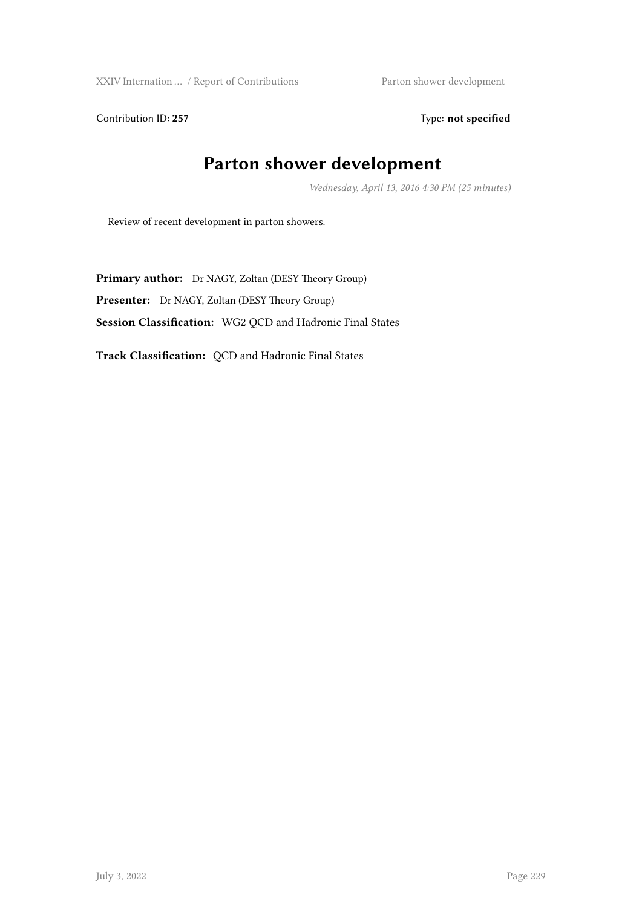Contribution ID: **257**

Type: **not specified**

# Parton shower development

*Wednesday, April 13, 2016 4:30 PM (25 minutes)*

Review of recent development in parton showers.

**Primary author:** Dr NAGY, Zoltan (DESY Theory Group)

**Presenter:** Dr NAGY, Zoltan (DESY Theory Group)

**Session Classification:** WG2 QCD and Hadronic Final States

**Track Classification:** QCD and Hadronic Final States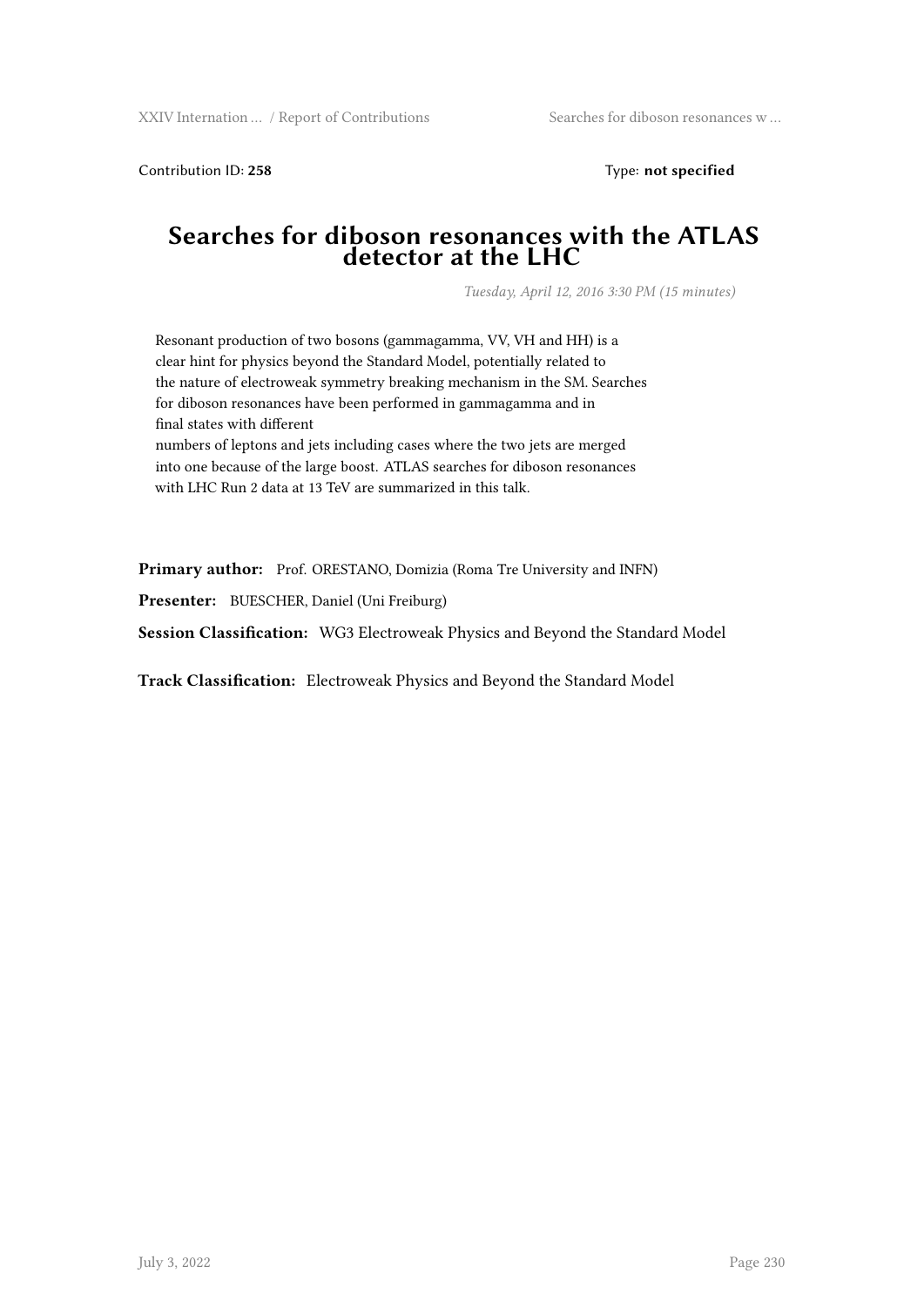Contribution ID: **258** Type: **not specified**

# Searches for diboson resonances with the ATLAS detector at the LHC

*Tuesday, April 12, 2016 3:30 PM (15 minutes)*

Resonant production of two bosons (gammagamma, VV, VH and HH) is a clear hint for physics beyond the Standard Model, potentially related to the nature of electroweak symmetry breaking mechanism in the SM. Searches for diboson resonances have been performed in gammagamma and in final states with different numbers of leptons and jets including cases where the two jets are merged into one because of the large boost. ATLAS searches for diboson resonances with LHC Run 2 data at 13 TeV are summarized in this talk.

**Primary author:** Prof. ORESTANO, Domizia (Roma Tre University and INFN)

**Presenter:** BUESCHER, Daniel (Uni Freiburg)

**Session Classification:** WG3 Electroweak Physics and Beyond the Standard Model

**Track Classification:** Electroweak Physics and Beyond the Standard Model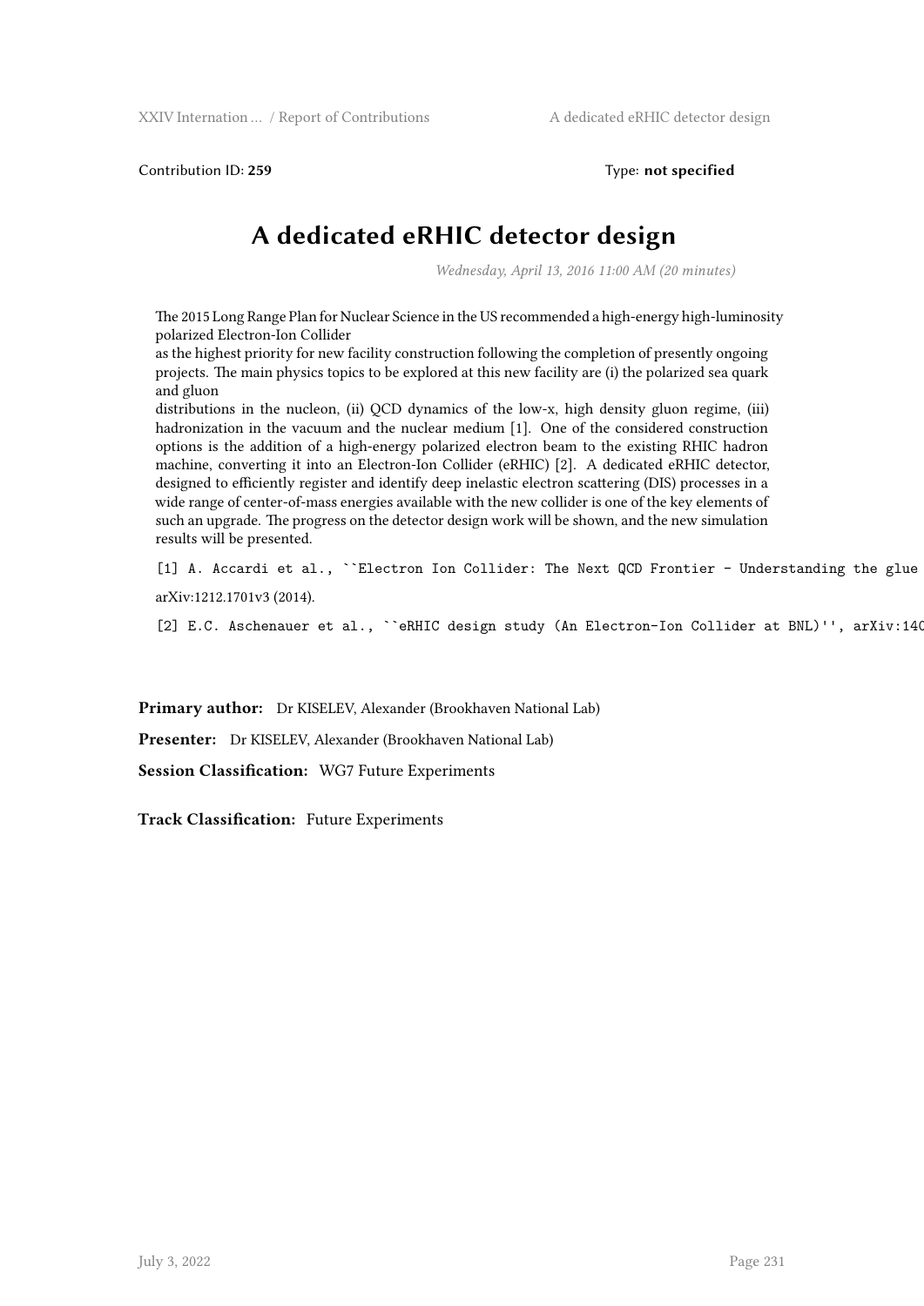Contribution ID: **259** Type: **not specified**

# A dedicated eRHIC detector design

*Wednesday, April 13, 2016 11:00 AM (20 minutes)*

The 2015 Long Range Plan for Nuclear Science in the US recommended a high-energy high-luminosity polarized Electron-Ion Collider
as the highest priority for new facility construction following the completion of presently ongoing projects. The main physics topics to be explored at this new facility are (i) the polarized sea quark and gluon
distributions in the nucleon, (ii) QCD dynamics of the low-x, high density gluon regime, (iii) hadronization in the vacuum and the nuclear medium [1]. One of the considered construction options is the addition of a high-energy polarized electron beam to the existing RHIC hadron machine, converting it into an Electron-Ion Collider (eRHIC) [2]. A dedicated eRHIC detector, designed to efficiently register and identify deep inelastic electron scattering (DIS) processes in a wide range of center-of-mass energies available with the new collider is one of the key elements of such an upgrade. The progress on the detector design work will be shown, and the new simulation results will be presented.

```
[1] A. Accardi et al., ``Electron Ion Collider: The Next QCD Frontier - Understanding the glue
```

arXiv:1212.1701v3 (2014).

```
[2] E.C. Aschenauer et al., ``eRHIC design study (An Electron-Ion Collider at BNL)'', arXiv:140
```

**Primary author:** Dr KISELEV, Alexander (Brookhaven National Lab)

**Presenter:** Dr KISELEV, Alexander (Brookhaven National Lab)

**Session Classification:** WG7 Future Experiments

**Track Classification:** Future Experiments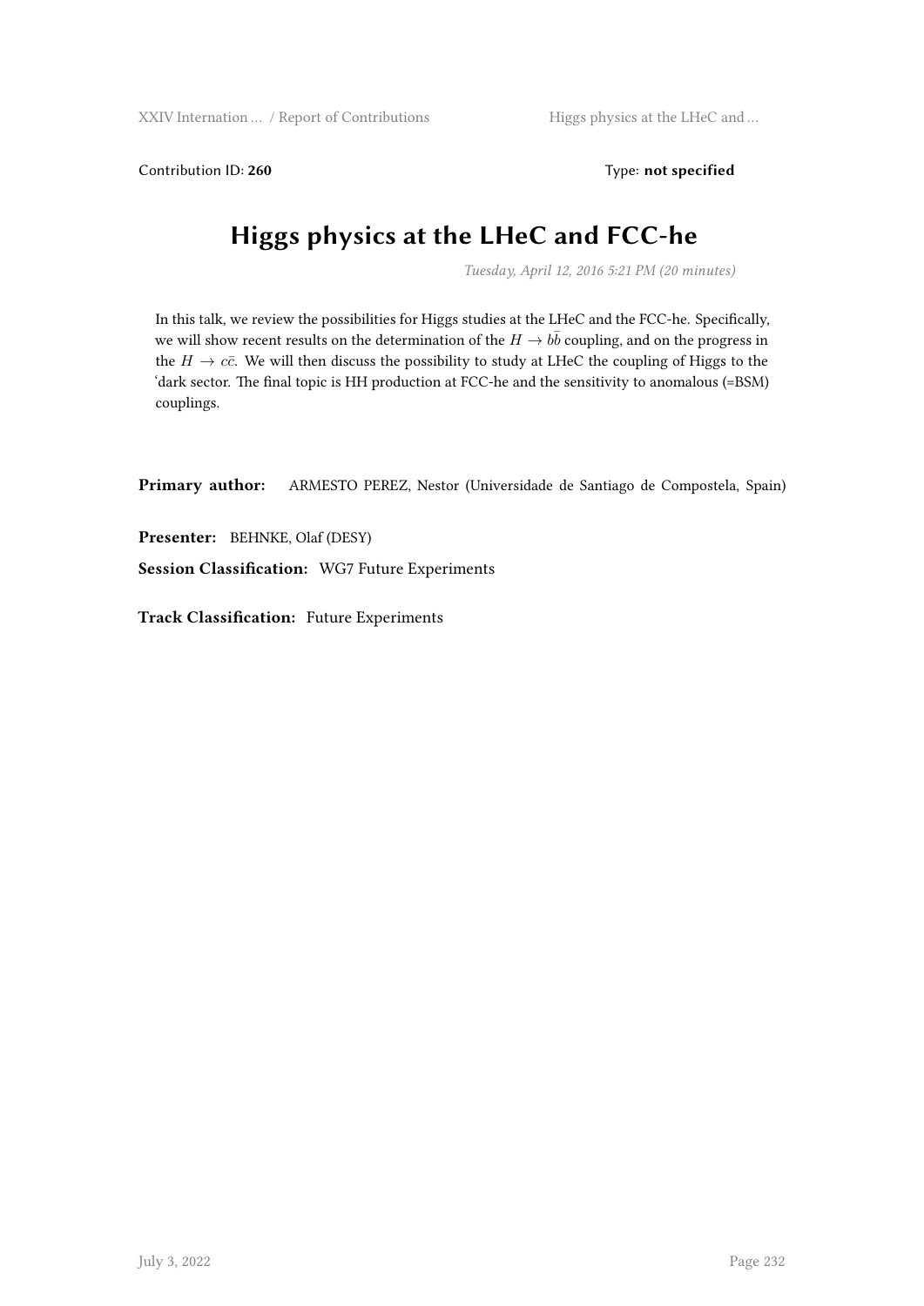Contribution ID: **260** Type: **not specified**

# Higgs physics at the LHeC and FCC-he

*Tuesday, April 12, 2016 5:21 PM (20 minutes)*

In this talk, we review the possibilities for Higgs studies at the LHeC and the FCC-he. Specifically, we will show recent results on the determination of the $H \to b\bar{b}$ coupling, and on the progress in the $H \to c\bar{c}$. We will then discuss the possibility to study at LHeC the coupling of Higgs to the 'dark sector. The final topic is HH production at FCC-he and the sensitivity to anomalous (=BSM) couplings.

**Primary author:** ARMESTO PEREZ, Nestor (Universidade de Santiago de Compostela, Spain)

**Presenter:** BEHNKE, Olaf (DESY)

**Session Classification:** WG7 Future Experiments

**Track Classification:** Future Experiments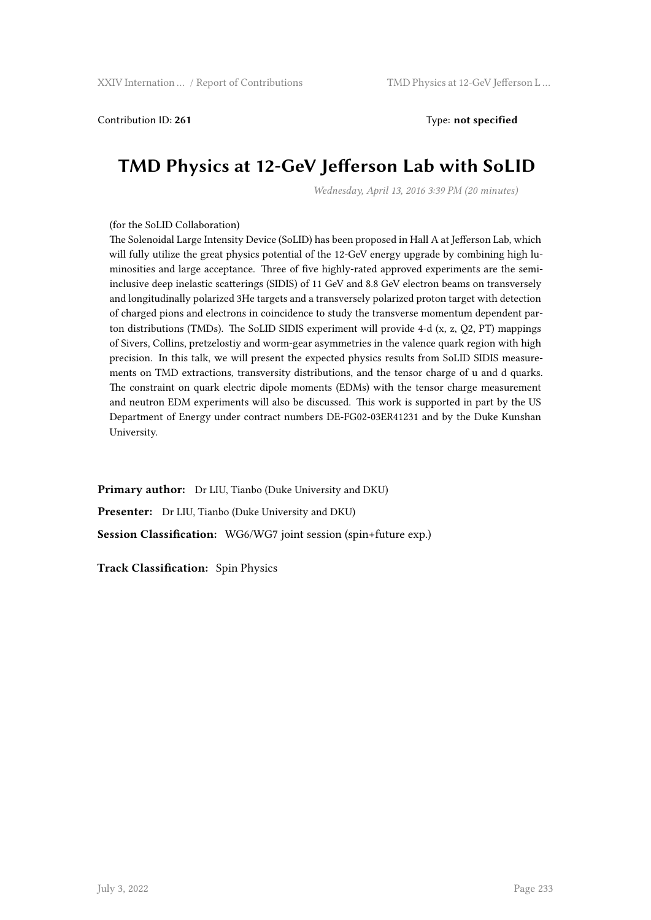Contribution ID: **261** Type: **not specified**

# TMD Physics at 12-GeV Jefferson Lab with SoLID

*Wednesday, April 13, 2016 3:39 PM (20 minutes)*

(for the SoLID Collaboration)
The Solenoidal Large Intensity Device (SoLID) has been proposed in Hall A at Jefferson Lab, which will fully utilize the great physics potential of the 12-GeV energy upgrade by combining high luminosities and large acceptance. Three of five highly-rated approved experiments are the semi-inclusive deep inelastic scatterings (SIDIS) of 11 GeV and 8.8 GeV electron beams on transversely and longitudinally polarized 3He targets and a transversely polarized proton target with detection of charged pions and electrons in coincidence to study the transverse momentum dependent parton distributions (TMDs). The SoLID SIDIS experiment will provide 4-d (x, z, Q2, PT) mappings of Sivers, Collins, pretzelostiy and worm-gear asymmetries in the valence quark region with high precision. In this talk, we will present the expected physics results from SoLID SIDIS measurements on TMD extractions, transversity distributions, and the tensor charge of u and d quarks. The constraint on quark electric dipole moments (EDMs) with the tensor charge measurement and neutron EDM experiments will also be discussed. This work is supported in part by the US Department of Energy under contract numbers DE-FG02-03ER41231 and by the Duke Kunshan University.

**Primary author:** Dr LIU, Tianbo (Duke University and DKU)

**Presenter:** Dr LIU, Tianbo (Duke University and DKU)

**Session Classification:** WG6/WG7 joint session (spin+future exp.)

**Track Classification:** Spin Physics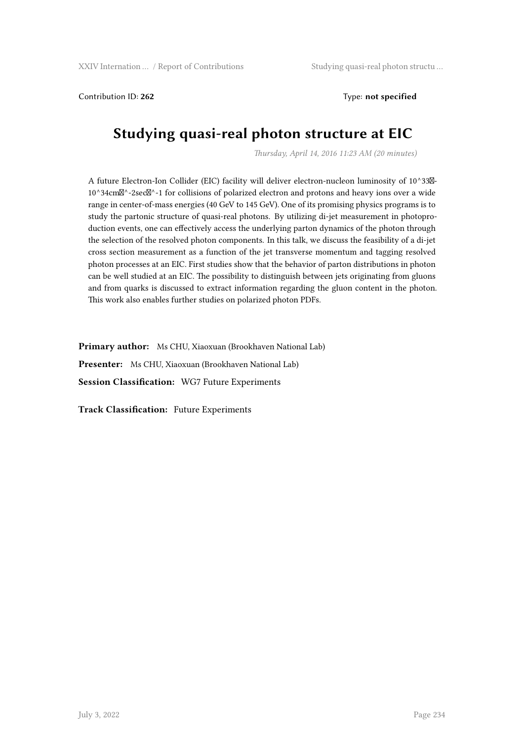Contribution ID: **262** Type: **not specified**

# Studying quasi-real photon structure at EIC

*Thursday, April 14, 2016 11:23 AM (20 minutes)*

A future Electron-Ion Collider (EIC) facility will deliver electron-nucleon luminosity of 10^33-10^34cm^-2sec^-1 for collisions of polarized electron and protons and heavy ions over a wide range in center-of-mass energies (40 GeV to 145 GeV). One of its promising physics programs is to study the partonic structure of quasi-real photons. By utilizing di-jet measurement in photoproduction events, one can effectively access the underlying parton dynamics of the photon through the selection of the resolved photon components. In this talk, we discuss the feasibility of a di-jet cross section measurement as a function of the jet transverse momentum and tagging resolved photon processes at an EIC. First studies show that the behavior of parton distributions in photon can be well studied at an EIC. The possibility to distinguish between jets originating from gluons and from quarks is discussed to extract information regarding the gluon content in the photon. This work also enables further studies on polarized photon PDFs.

**Primary author:** Ms CHU, Xiaoxuan (Brookhaven National Lab)

**Presenter:** Ms CHU, Xiaoxuan (Brookhaven National Lab)

**Session Classification:** WG7 Future Experiments

**Track Classification:** Future Experiments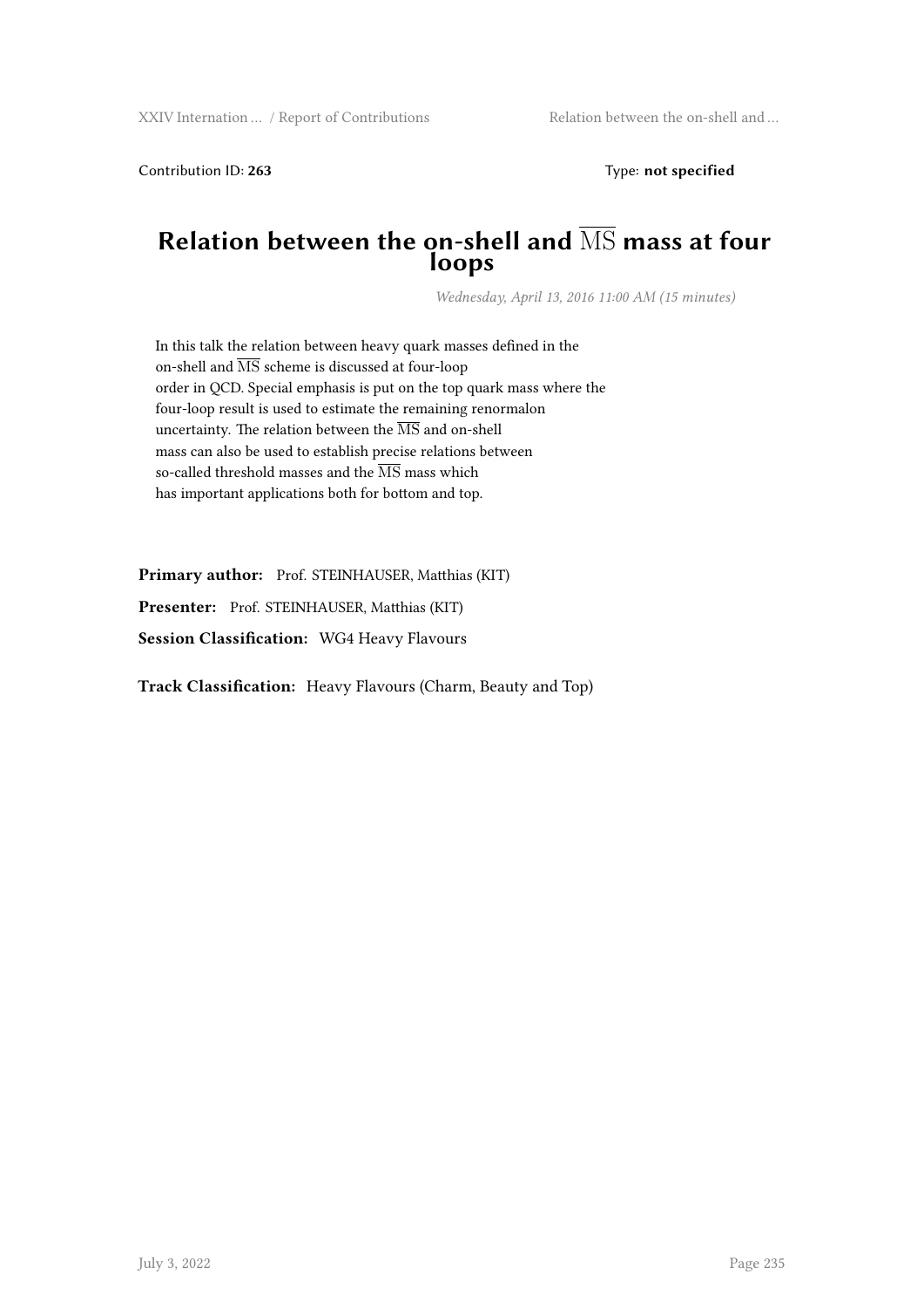Contribution ID: **263** Type: **not specified**

# Relation between the on-shell and $\overline{\mathrm{MS}}$ mass at four loops

*Wednesday, April 13, 2016 11:00 AM (15 minutes)*

In this talk the relation between heavy quark masses defined in the on-shell and $\overline{\mathrm{MS}}$ scheme is discussed at four-loop order in QCD. Special emphasis is put on the top quark mass where the four-loop result is used to estimate the remaining renormalon uncertainty. The relation between the $\overline{\mathrm{MS}}$ and on-shell mass can also be used to establish precise relations between so-called threshold masses and the $\overline{\mathrm{MS}}$ mass which has important applications both for bottom and top.

**Primary author:** Prof. STEINHAUSER, Matthias (KIT)

**Presenter:** Prof. STEINHAUSER, Matthias (KIT)

**Session Classification:** WG4 Heavy Flavours

**Track Classification:** Heavy Flavours (Charm, Beauty and Top)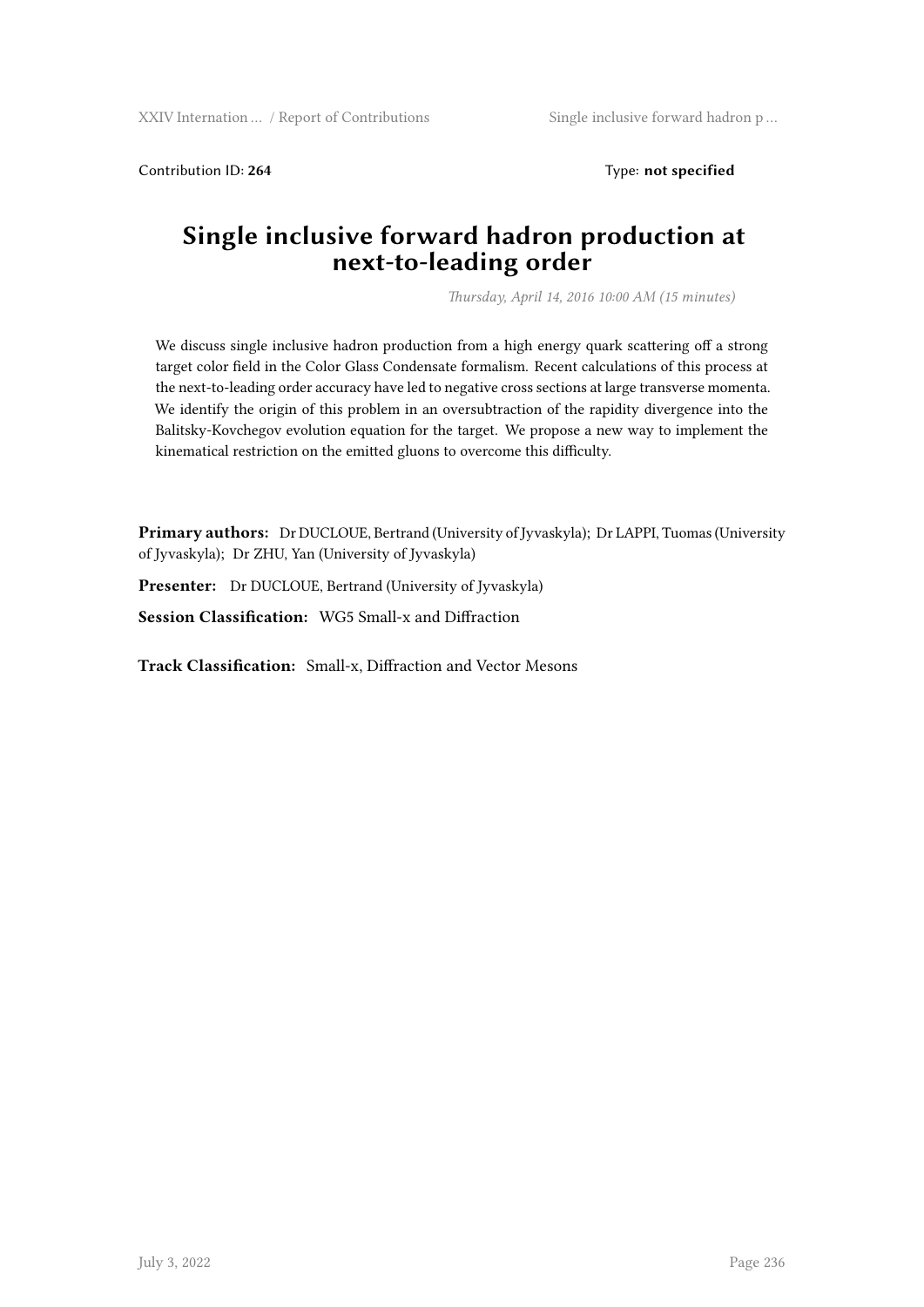Contribution ID: **264** Type: **not specified**

# Single inclusive forward hadron production at next-to-leading order

*Thursday, April 14, 2016 10:00 AM (15 minutes)*

We discuss single inclusive hadron production from a high energy quark scattering off a strong target color field in the Color Glass Condensate formalism. Recent calculations of this process at the next-to-leading order accuracy have led to negative cross sections at large transverse momenta. We identify the origin of this problem in an oversubtraction of the rapidity divergence into the Balitsky-Kovchegov evolution equation for the target. We propose a new way to implement the kinematical restriction on the emitted gluons to overcome this difficulty.

**Primary authors:** Dr DUCLOUE, Bertrand (University of Jyvaskyla); Dr LAPPI, Tuomas (University of Jyvaskyla); Dr ZHU, Yan (University of Jyvaskyla)

**Presenter:** Dr DUCLOUE, Bertrand (University of Jyvaskyla)

**Session Classification:** WG5 Small-x and Diffraction

**Track Classification:** Small-x, Diffraction and Vector Mesons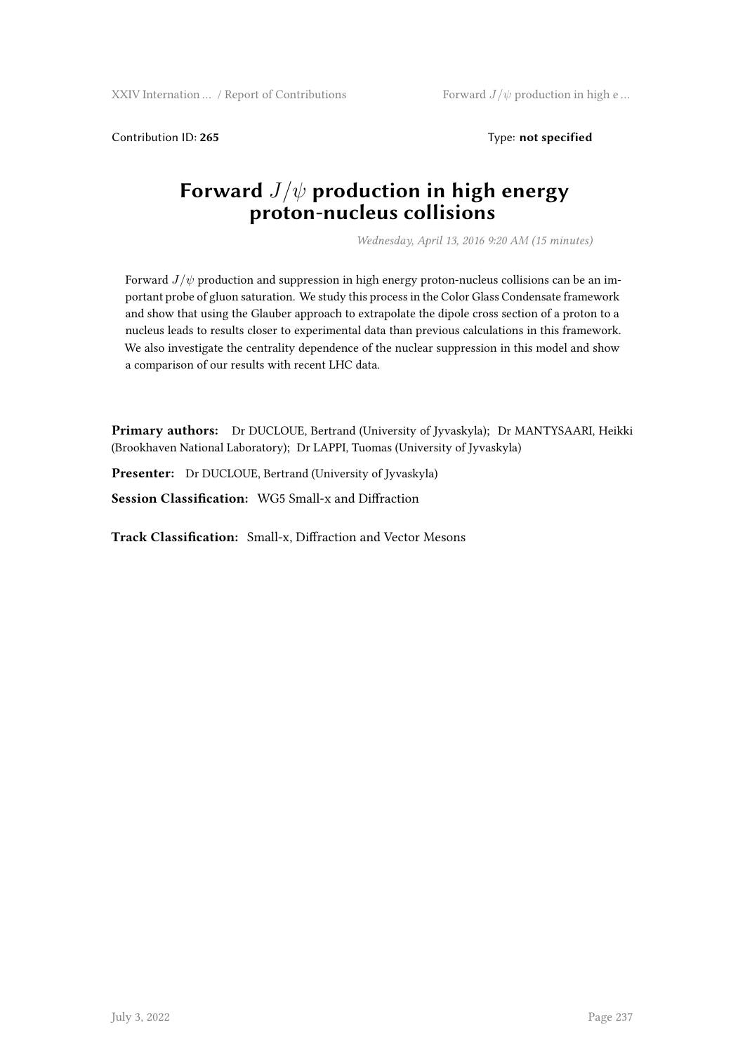Contribution ID: **265** Type: **not specified**

# Forward $J/\psi$ production in high energy proton-nucleus collisions

*Wednesday, April 13, 2016 9:20 AM (15 minutes)*

Forward $J/\psi$ production and suppression in high energy proton-nucleus collisions can be an important probe of gluon saturation. We study this process in the Color Glass Condensate framework and show that using the Glauber approach to extrapolate the dipole cross section of a proton to a nucleus leads to results closer to experimental data than previous calculations in this framework. We also investigate the centrality dependence of the nuclear suppression in this model and show a comparison of our results with recent LHC data.

**Primary authors:** Dr DUCLOUE, Bertrand (University of Jyvaskyla); Dr MANTYSAARI, Heikki (Brookhaven National Laboratory); Dr LAPPI, Tuomas (University of Jyvaskyla)

**Presenter:** Dr DUCLOUE, Bertrand (University of Jyvaskyla)

**Session Classification:** WG5 Small-x and Diffraction

**Track Classification:** Small-x, Diffraction and Vector Mesons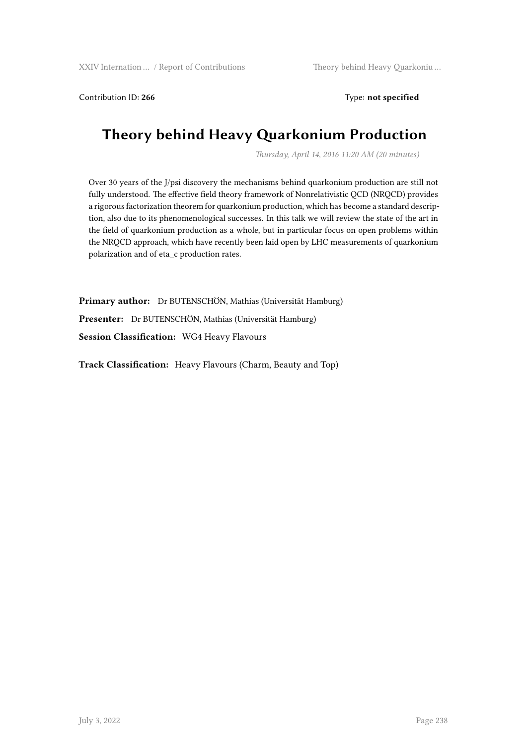Contribution ID: **266** Type: **not specified**

# Theory behind Heavy Quarkonium Production

*Thursday, April 14, 2016 11:20 AM (20 minutes)*

Over 30 years of the J/psi discovery the mechanisms behind quarkonium production are still not fully understood. The effective field theory framework of Nonrelativistic QCD (NRQCD) provides a rigorous factorization theorem for quarkonium production, which has become a standard description, also due to its phenomenological successes. In this talk we will review the state of the art in the field of quarkonium production as a whole, but in particular focus on open problems within the NRQCD approach, which have recently been laid open by LHC measurements of quarkonium polarization and of eta_c production rates.

**Primary author:** Dr BUTENSCHÖN, Mathias (Universität Hamburg)

**Presenter:** Dr BUTENSCHÖN, Mathias (Universität Hamburg)

**Session Classification:** WG4 Heavy Flavours

**Track Classification:** Heavy Flavours (Charm, Beauty and Top)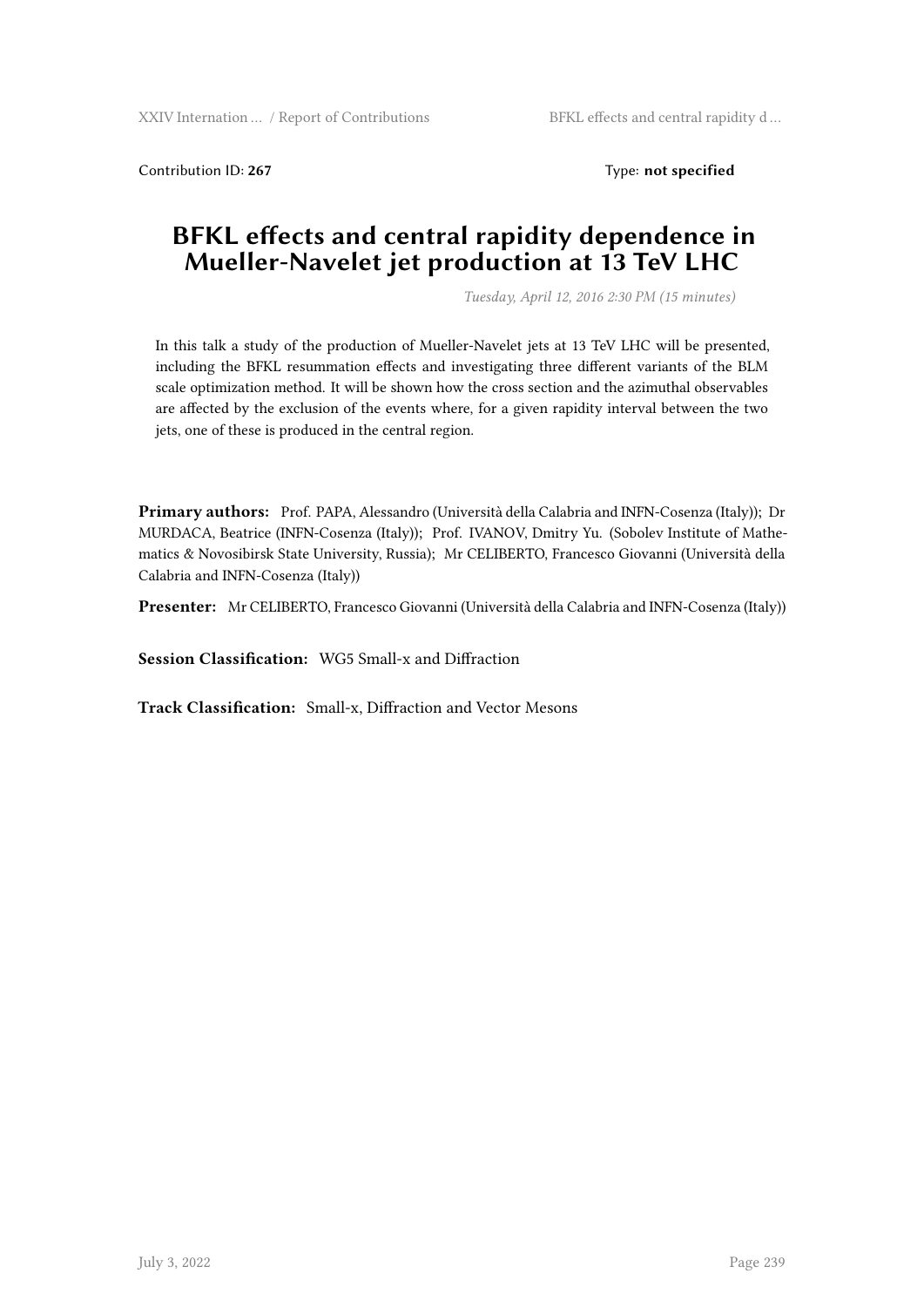Contribution ID: **267** Type: **not specified**

# BFKL effects and central rapidity dependence in Mueller-Navelet jet production at 13 TeV LHC

*Tuesday, April 12, 2016 2:30 PM (15 minutes)*

In this talk a study of the production of Mueller-Navelet jets at 13 TeV LHC will be presented, including the BFKL resummation effects and investigating three different variants of the BLM scale optimization method. It will be shown how the cross section and the azimuthal observables are affected by the exclusion of the events where, for a given rapidity interval between the two jets, one of these is produced in the central region.

**Primary authors:** Prof. PAPA, Alessandro (Università della Calabria and INFN-Cosenza (Italy)); Dr MURDACA, Beatrice (INFN-Cosenza (Italy)); Prof. IVANOV, Dmitry Yu. (Sobolev Institute of Mathematics & Novosibirsk State University, Russia); Mr CELIBERTO, Francesco Giovanni (Università della Calabria and INFN-Cosenza (Italy))

**Presenter:** Mr CELIBERTO, Francesco Giovanni (Università della Calabria and INFN-Cosenza (Italy))

**Session Classification:** WG5 Small-x and Diffraction

**Track Classification:** Small-x, Diffraction and Vector Mesons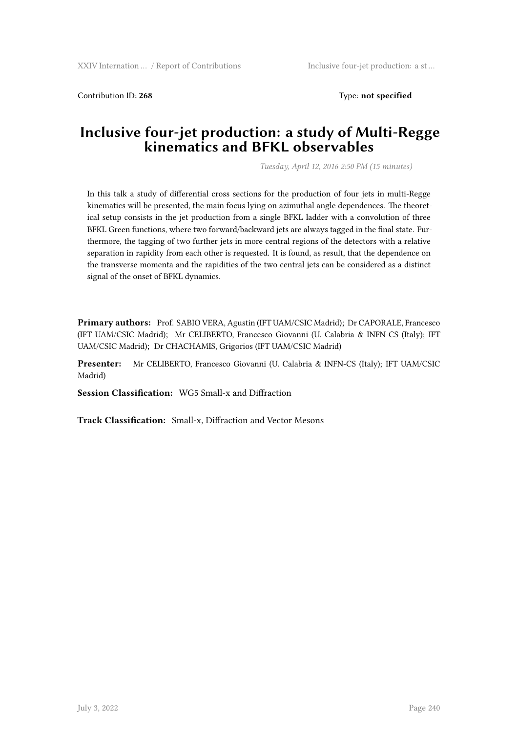Contribution ID: **268** Type: **not specified**

# Inclusive four-jet production: a study of Multi-Regge kinematics and BFKL observables

*Tuesday, April 12, 2016 2:50 PM (15 minutes)*

In this talk a study of differential cross sections for the production of four jets in multi-Regge kinematics will be presented, the main focus lying on azimuthal angle dependences. The theoretical setup consists in the jet production from a single BFKL ladder with a convolution of three BFKL Green functions, where two forward/backward jets are always tagged in the final state. Furthermore, the tagging of two further jets in more central regions of the detectors with a relative separation in rapidity from each other is requested. It is found, as result, that the dependence on the transverse momenta and the rapidities of the two central jets can be considered as a distinct signal of the onset of BFKL dynamics.

**Primary authors:** Prof. SABIO VERA, Agustin (IFT UAM/CSIC Madrid); Dr CAPORALE, Francesco (IFT UAM/CSIC Madrid); Mr CELIBERTO, Francesco Giovanni (U. Calabria & INFN-CS (Italy); IFT UAM/CSIC Madrid); Dr CHACHAMIS, Grigorios (IFT UAM/CSIC Madrid)

**Presenter:** Mr CELIBERTO, Francesco Giovanni (U. Calabria & INFN-CS (Italy); IFT UAM/CSIC Madrid)

**Session Classification:** WG5 Small-x and Diffraction

**Track Classification:** Small-x, Diffraction and Vector Mesons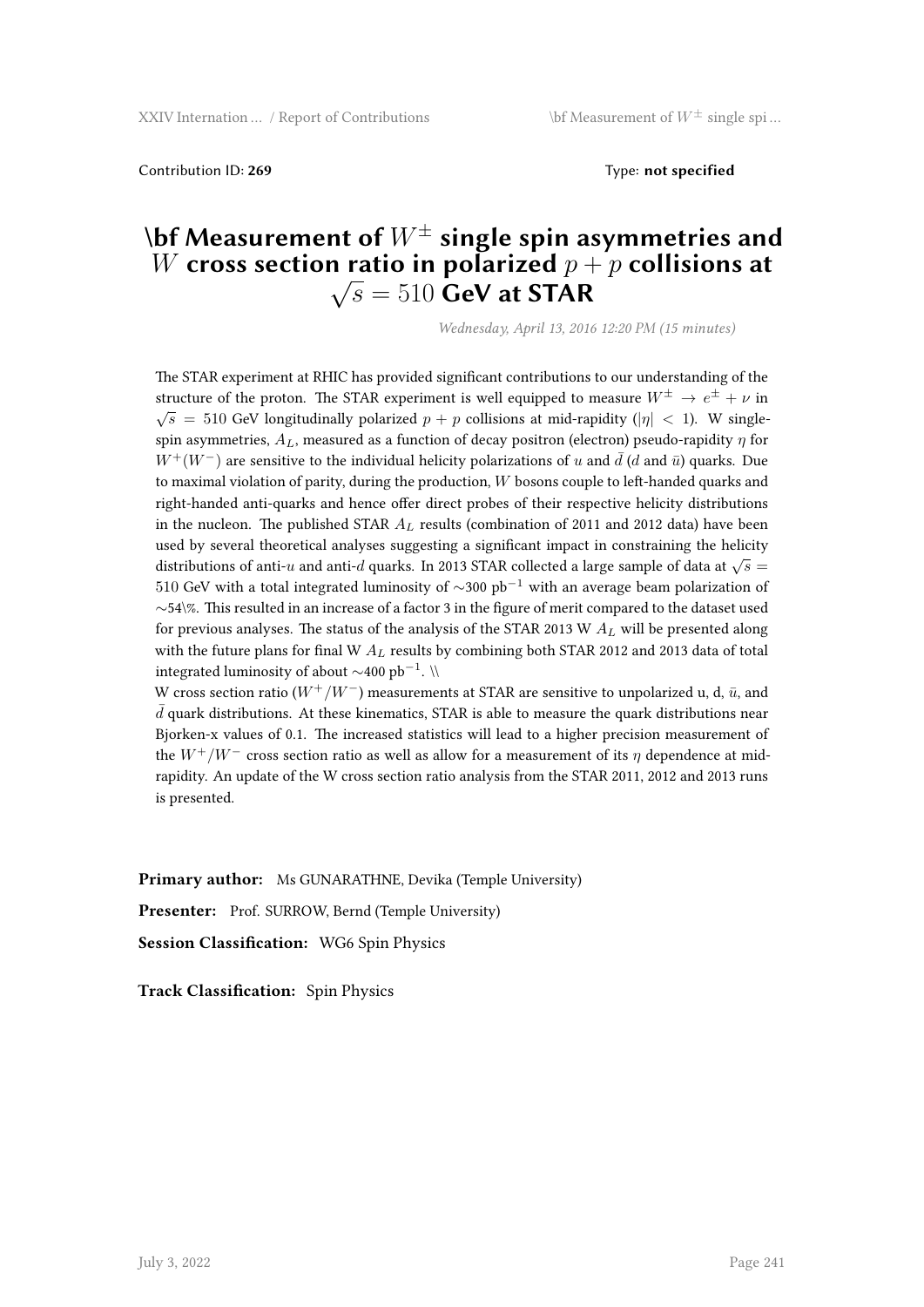Contribution ID: **269** Type: **not specified**

# \bf Measurement of $W^{\pm}$ single spin asymmetries and $W$ cross section ratio in polarized $p + p$ collisions at $\sqrt{s} = 510$ GeV at STAR

*Wednesday, April 13, 2016 12:20 PM (15 minutes)*

The STAR experiment at RHIC has provided significant contributions to our understanding of the structure of the proton. The STAR experiment is well equipped to measure $W^{\pm} \rightarrow e^{\pm} + \nu$ in $\sqrt{s} = 510$ GeV longitudinally polarized $p + p$ collisions at mid-rapidity ($|\eta| < 1$). W single-spin asymmetries, $A_L$, measured as a function of decay positron (electron) pseudo-rapidity $\eta$ for $W^{+}(W^{-})$ are sensitive to the individual helicity polarizations of $u$ and $\bar{d}$ ($d$ and $\bar{u}$) quarks. Due to maximal violation of parity, during the production, $W$ bosons couple to left-handed quarks and right-handed anti-quarks and hence offer direct probes of their respective helicity distributions in the nucleon. The published STAR $A_L$ results (combination of 2011 and 2012 data) have been used by several theoretical analyses suggesting a significant impact in constraining the helicity distributions of anti-$u$ and anti-$d$ quarks. In 2013 STAR collected a large sample of data at $\sqrt{s} = 510$ GeV with a total integrated luminosity of $\sim$300 pb$^{-1}$ with an average beam polarization of $\sim$54\%. This resulted in an increase of a factor 3 in the figure of merit compared to the dataset used for previous analyses. The status of the analysis of the STAR 2013 W $A_L$ will be presented along with the future plans for final W $A_L$ results by combining both STAR 2012 and 2013 data of total integrated luminosity of about $\sim$400 pb$^{-1}$. \\
W cross section ratio ($W^{+}/W^{-}$) measurements at STAR are sensitive to unpolarized u, d, $\bar{u}$, and $\bar{d}$ quark distributions. At these kinematics, STAR is able to measure the quark distributions near Bjorken-x values of 0.1. The increased statistics will lead to a higher precision measurement of the $W^{+}/W^{-}$ cross section ratio as well as allow for a measurement of its $\eta$ dependence at mid-rapidity. An update of the W cross section ratio analysis from the STAR 2011, 2012 and 2013 runs is presented.

**Primary author:** Ms GUNARATHNE, Devika (Temple University)

**Presenter:** Prof. SURROW, Bernd (Temple University)

**Session Classification:** WG6 Spin Physics

**Track Classification:** Spin Physics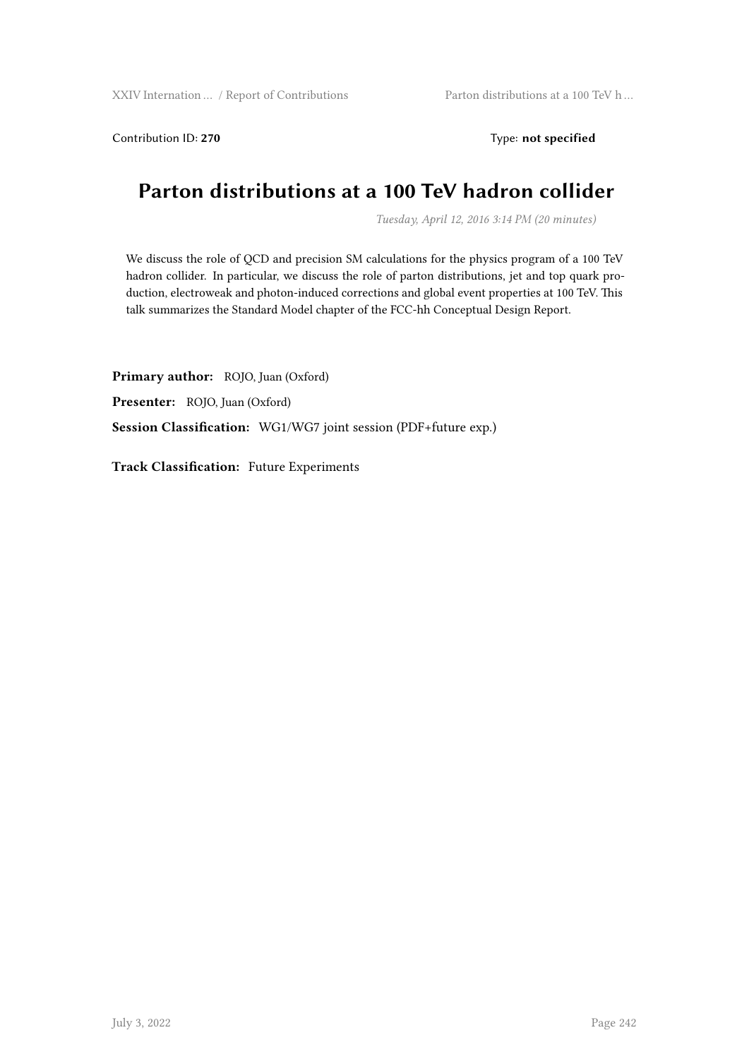Contribution ID: **270** Type: **not specified**

# Parton distributions at a 100 TeV hadron collider

*Tuesday, April 12, 2016 3:14 PM (20 minutes)*

We discuss the role of QCD and precision SM calculations for the physics program of a 100 TeV hadron collider. In particular, we discuss the role of parton distributions, jet and top quark production, electroweak and photon-induced corrections and global event properties at 100 TeV. This talk summarizes the Standard Model chapter of the FCC-hh Conceptual Design Report.

**Primary author:** ROJO, Juan (Oxford)

**Presenter:** ROJO, Juan (Oxford)

**Session Classification:** WG1/WG7 joint session (PDF+future exp.)

**Track Classification:** Future Experiments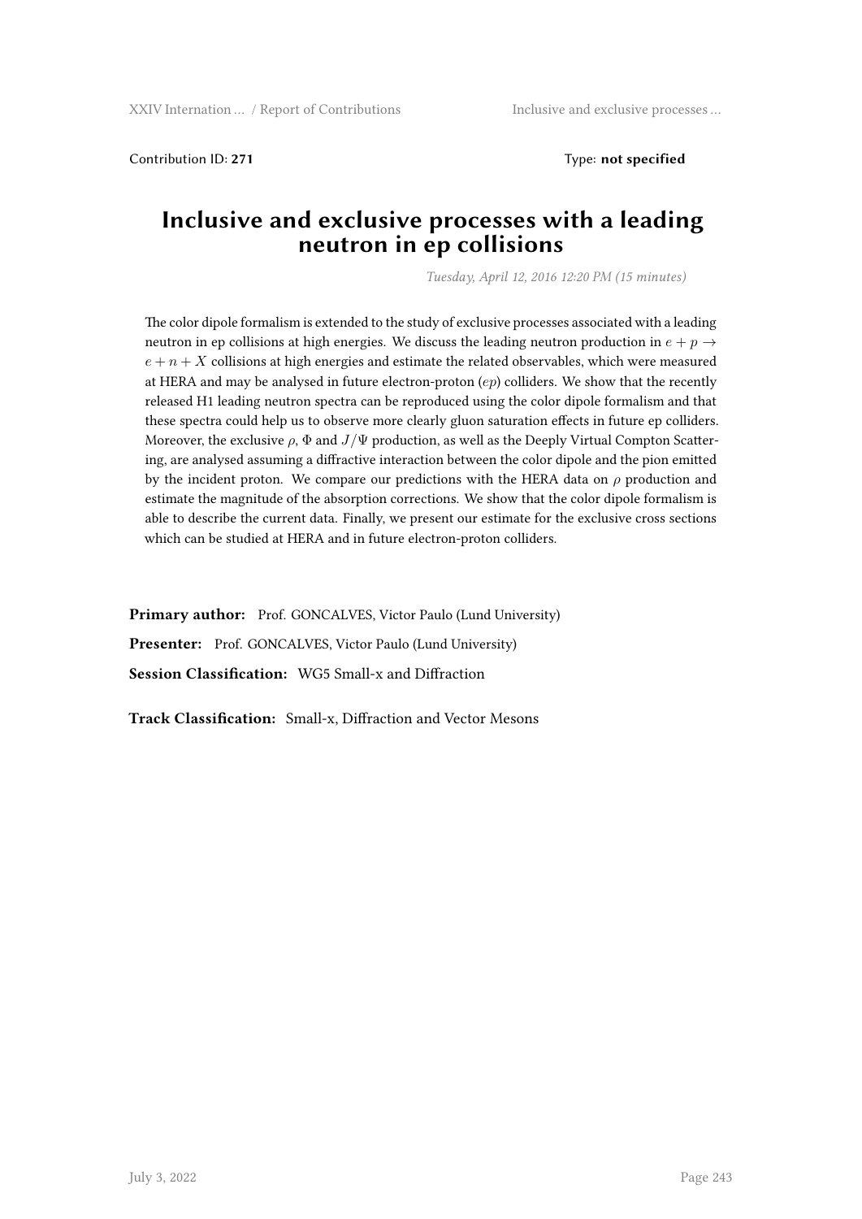Contribution ID: **271**  Type: **not specified**

# Inclusive and exclusive processes with a leading neutron in ep collisions

*Tuesday, April 12, 2016 12:20 PM (15 minutes)*

The color dipole formalism is extended to the study of exclusive processes associated with a leading neutron in ep collisions at high energies. We discuss the leading neutron production in $e + p \to e + n + X$ collisions at high energies and estimate the related observables, which were measured at HERA and may be analysed in future electron-proton ($ep$) colliders. We show that the recently released H1 leading neutron spectra can be reproduced using the color dipole formalism and that these spectra could help us to observe more clearly gluon saturation effects in future ep colliders. Moreover, the exclusive $\rho$, $\Phi$ and $J/\Psi$ production, as well as the Deeply Virtual Compton Scattering, are analysed assuming a diffractive interaction between the color dipole and the pion emitted by the incident proton. We compare our predictions with the HERA data on $\rho$ production and estimate the magnitude of the absorption corrections. We show that the color dipole formalism is able to describe the current data. Finally, we present our estimate for the exclusive cross sections which can be studied at HERA and in future electron-proton colliders.

**Primary author:** Prof. GONCALVES, Victor Paulo (Lund University)

**Presenter:** Prof. GONCALVES, Victor Paulo (Lund University)

**Session Classification:** WG5 Small-x and Diffraction

**Track Classification:** Small-x, Diffraction and Vector Mesons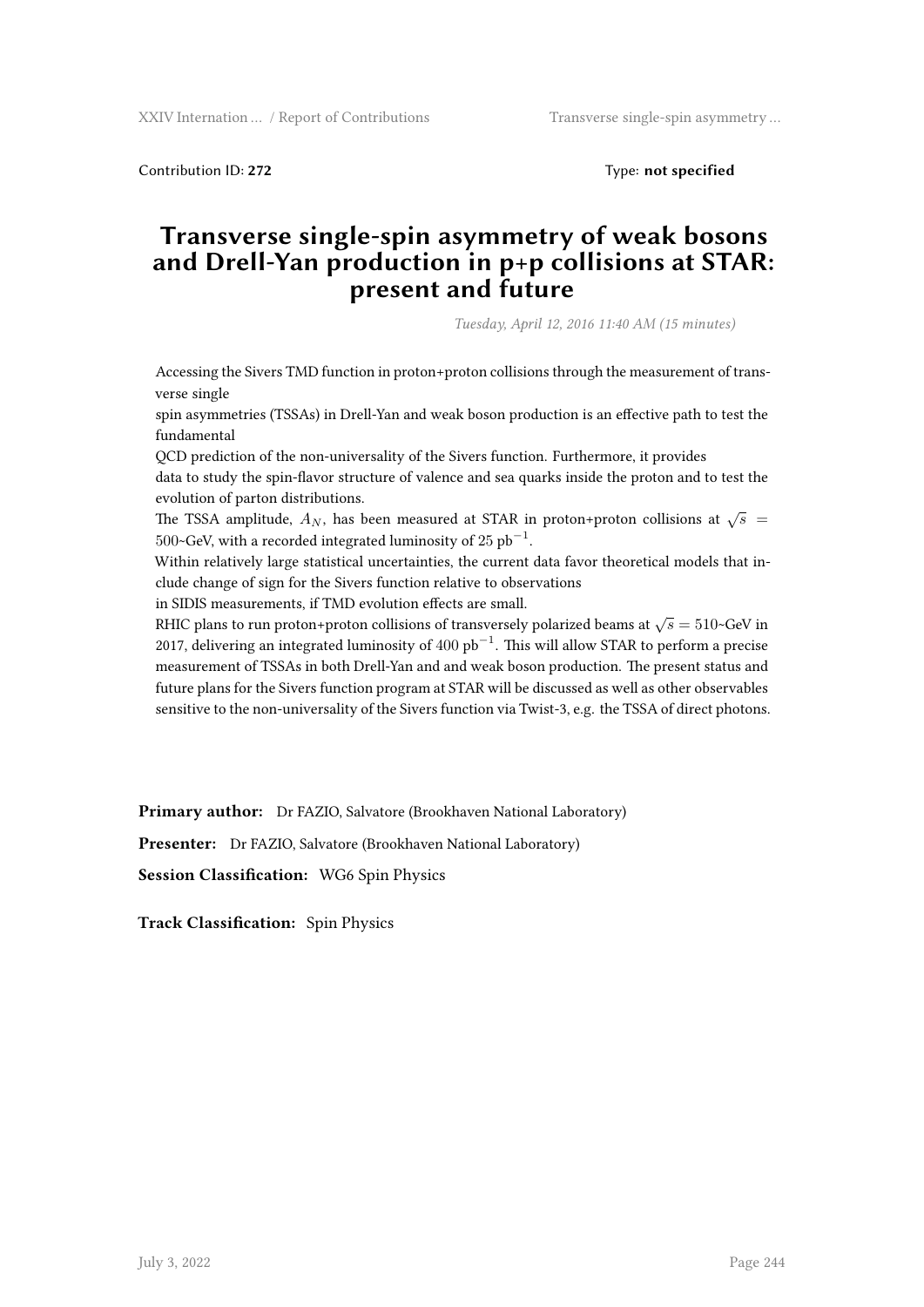Contribution ID: **272** Type: **not specified**

# Transverse single-spin asymmetry of weak bosons and Drell-Yan production in p+p collisions at STAR: present and future

*Tuesday, April 12, 2016 11:40 AM (15 minutes)*

Accessing the Sivers TMD function in proton+proton collisions through the measurement of transverse single
spin asymmetries (TSSAs) in Drell-Yan and weak boson production is an effective path to test the fundamental
QCD prediction of the non-universality of the Sivers function. Furthermore, it provides
data to study the spin-flavor structure of valence and sea quarks inside the proton and to test the evolution of parton distributions.
The TSSA amplitude, $A_N$, has been measured at STAR in proton+proton collisions at $\sqrt{s} = 500$~GeV, with a recorded integrated luminosity of $25$ pb$^{-1}$.
Within relatively large statistical uncertainties, the current data favor theoretical models that include change of sign for the Sivers function relative to observations
in SIDIS measurements, if TMD evolution effects are small.
RHIC plans to run proton+proton collisions of transversely polarized beams at $\sqrt{s} = 510$~GeV in 2017, delivering an integrated luminosity of $400$ pb$^{-1}$. This will allow STAR to perform a precise measurement of TSSAs in both Drell-Yan and and weak boson production. The present status and future plans for the Sivers function program at STAR will be discussed as well as other observables sensitive to the non-universality of the Sivers function via Twist-3, e.g. the TSSA of direct photons.

**Primary author:** Dr FAZIO, Salvatore (Brookhaven National Laboratory)

**Presenter:** Dr FAZIO, Salvatore (Brookhaven National Laboratory)

**Session Classification:** WG6 Spin Physics

**Track Classification:** Spin Physics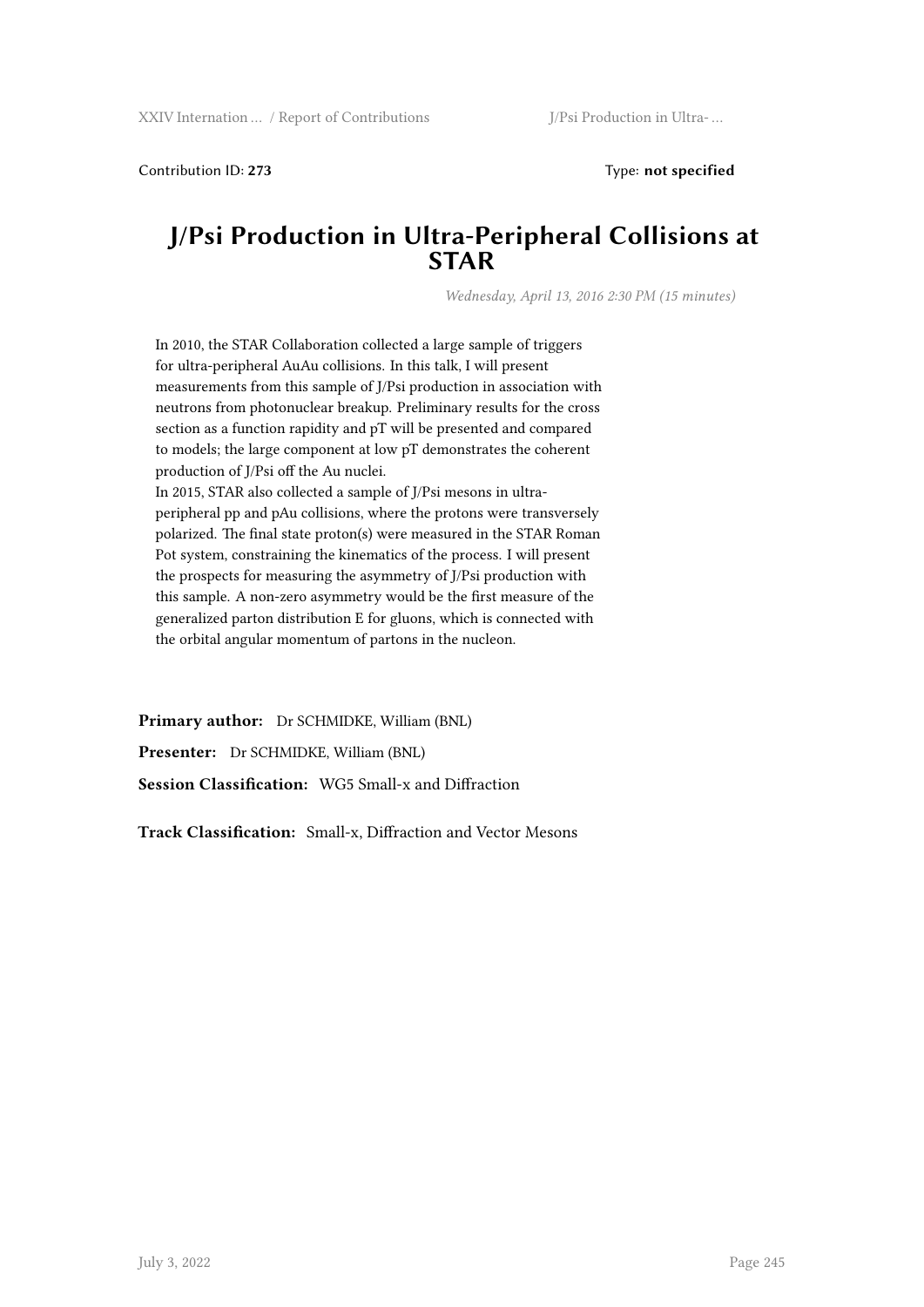Contribution ID: **273** Type: **not specified**

# J/Psi Production in Ultra-Peripheral Collisions at STAR

*Wednesday, April 13, 2016 2:30 PM (15 minutes)*

In 2010, the STAR Collaboration collected a large sample of triggers for ultra-peripheral AuAu collisions. In this talk, I will present measurements from this sample of J/Psi production in association with neutrons from photonuclear breakup. Preliminary results for the cross section as a function rapidity and pT will be presented and compared to models; the large component at low pT demonstrates the coherent production of J/Psi off the Au nuclei.
In 2015, STAR also collected a sample of J/Psi mesons in ultra-peripheral pp and pAu collisions, where the protons were transversely polarized. The final state proton(s) were measured in the STAR Roman Pot system, constraining the kinematics of the process. I will present the prospects for measuring the asymmetry of J/Psi production with this sample. A non-zero asymmetry would be the first measure of the generalized parton distribution E for gluons, which is connected with the orbital angular momentum of partons in the nucleon.

**Primary author:** Dr SCHMIDKE, William (BNL)

**Presenter:** Dr SCHMIDKE, William (BNL)

**Session Classification:** WG5 Small-x and Diffraction

**Track Classification:** Small-x, Diffraction and Vector Mesons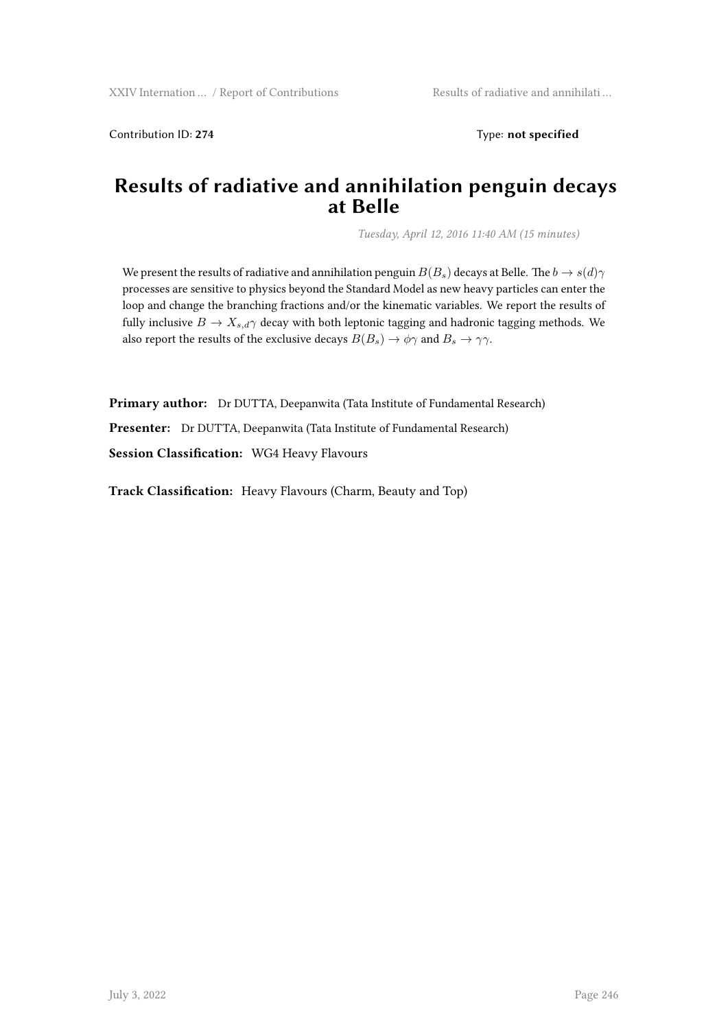Contribution ID: **274** Type: **not specified**

# Results of radiative and annihilation penguin decays at Belle

*Tuesday, April 12, 2016 11:40 AM (15 minutes)*

We present the results of radiative and annihilation penguin $B(B_s)$ decays at Belle. The $b \to s(d)\gamma$ processes are sensitive to physics beyond the Standard Model as new heavy particles can enter the loop and change the branching fractions and/or the kinematic variables. We report the results of fully inclusive $B \to X_{s,d}\gamma$ decay with both leptonic tagging and hadronic tagging methods. We also report the results of the exclusive decays $B(B_s) \to \phi\gamma$ and $B_s \to \gamma\gamma$.

**Primary author:** Dr DUTTA, Deepanwita (Tata Institute of Fundamental Research)

**Presenter:** Dr DUTTA, Deepanwita (Tata Institute of Fundamental Research)

**Session Classification:** WG4 Heavy Flavours

**Track Classification:** Heavy Flavours (Charm, Beauty and Top)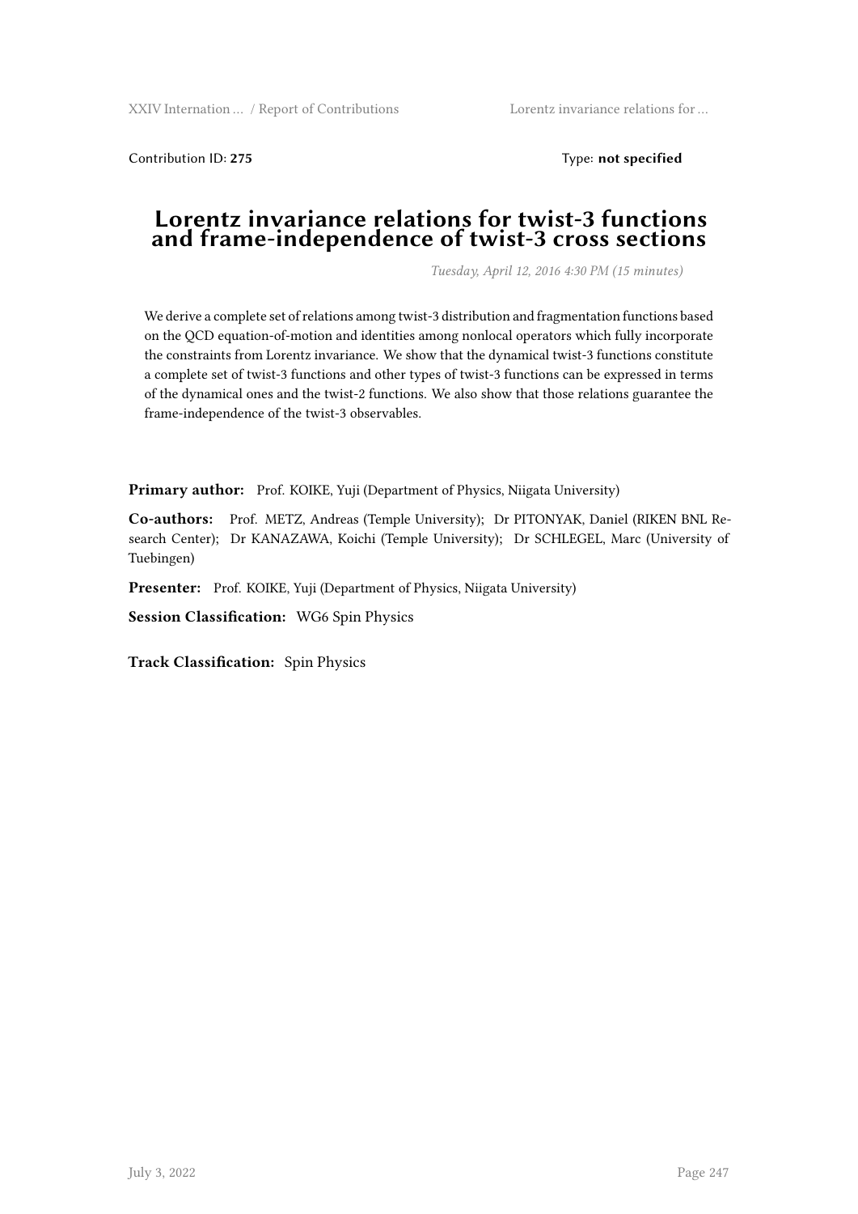Contribution ID: **275** Type: **not specified**

# Lorentz invariance relations for twist-3 functions and frame-independence of twist-3 cross sections

*Tuesday, April 12, 2016 4:30 PM (15 minutes)*

We derive a complete set of relations among twist-3 distribution and fragmentation functions based on the QCD equation-of-motion and identities among nonlocal operators which fully incorporate the constraints from Lorentz invariance. We show that the dynamical twist-3 functions constitute a complete set of twist-3 functions and other types of twist-3 functions can be expressed in terms of the dynamical ones and the twist-2 functions. We also show that those relations guarantee the frame-independence of the twist-3 observables.

**Primary author:** Prof. KOIKE, Yuji (Department of Physics, Niigata University)

**Co-authors:** Prof. METZ, Andreas (Temple University); Dr PITONYAK, Daniel (RIKEN BNL Research Center); Dr KANAZAWA, Koichi (Temple University); Dr SCHLEGEL, Marc (University of Tuebingen)

**Presenter:** Prof. KOIKE, Yuji (Department of Physics, Niigata University)

**Session Classification:** WG6 Spin Physics

**Track Classification:** Spin Physics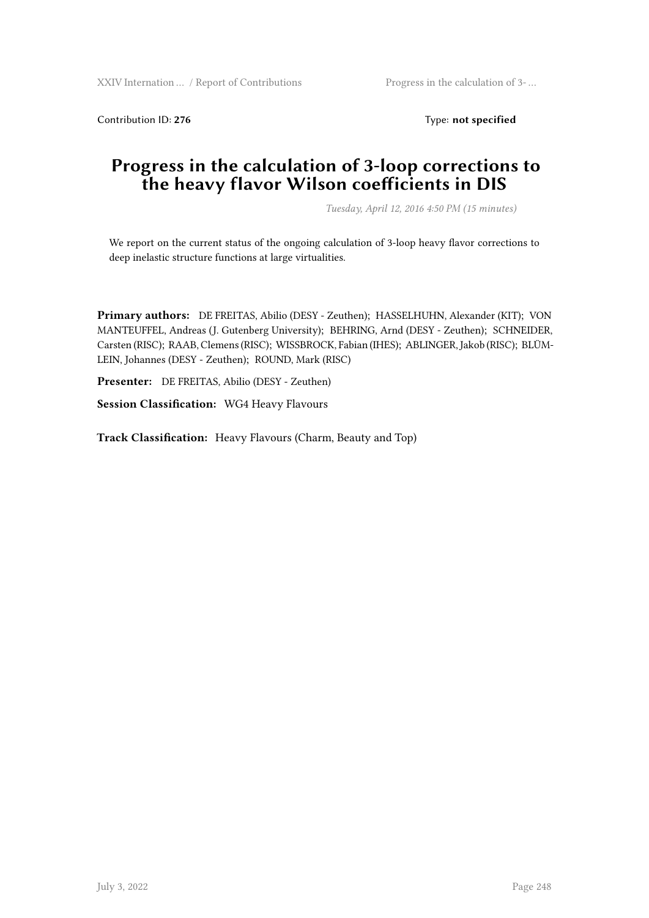Contribution ID: **276** Type: **not specified**

# Progress in the calculation of 3-loop corrections to the heavy flavor Wilson coefficients in DIS

*Tuesday, April 12, 2016 4:50 PM (15 minutes)*

We report on the current status of the ongoing calculation of 3-loop heavy flavor corrections to deep inelastic structure functions at large virtualities.

**Primary authors:** DE FREITAS, Abilio (DESY - Zeuthen); HASSELHUHN, Alexander (KIT); VON MANTEUFFEL, Andreas (J. Gutenberg University); BEHRING, Arnd (DESY - Zeuthen); SCHNEIDER, Carsten (RISC); RAAB, Clemens (RISC); WISSBROCK, Fabian (IHES); ABLINGER, Jakob (RISC); BLÜMLEIN, Johannes (DESY - Zeuthen); ROUND, Mark (RISC)

**Presenter:** DE FREITAS, Abilio (DESY - Zeuthen)

**Session Classification:** WG4 Heavy Flavours

**Track Classification:** Heavy Flavours (Charm, Beauty and Top)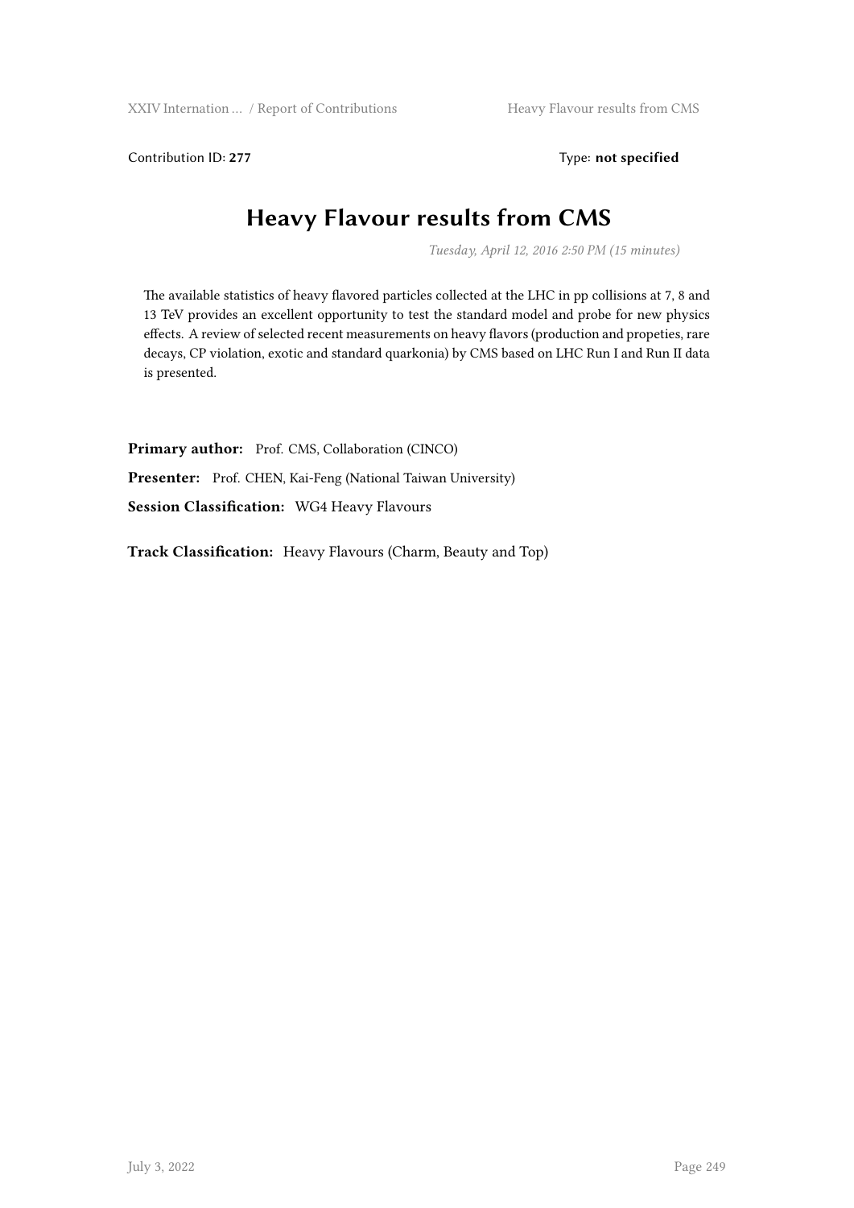Contribution ID: **277** Type: **not specified**

# Heavy Flavour results from CMS

*Tuesday, April 12, 2016 2:50 PM (15 minutes)*

The available statistics of heavy flavored particles collected at the LHC in pp collisions at 7, 8 and 13 TeV provides an excellent opportunity to test the standard model and probe for new physics effects. A review of selected recent measurements on heavy flavors (production and propeties, rare decays, CP violation, exotic and standard quarkonia) by CMS based on LHC Run I and Run II data is presented.

**Primary author:** Prof. CMS, Collaboration (CINCO)

**Presenter:** Prof. CHEN, Kai-Feng (National Taiwan University)

**Session Classification:** WG4 Heavy Flavours

**Track Classification:** Heavy Flavours (Charm, Beauty and Top)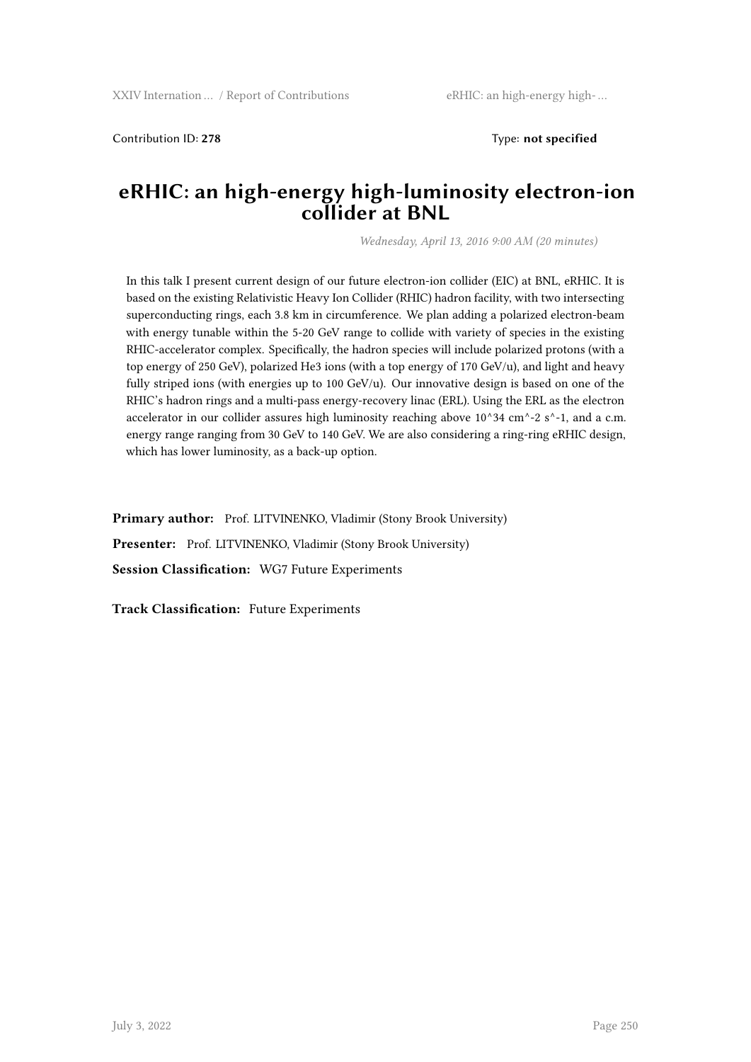Contribution ID: **278** Type: **not specified**

# eRHIC: an high-energy high-luminosity electron-ion collider at BNL

*Wednesday, April 13, 2016 9:00 AM (20 minutes)*

In this talk I present current design of our future electron-ion collider (EIC) at BNL, eRHIC. It is based on the existing Relativistic Heavy Ion Collider (RHIC) hadron facility, with two intersecting superconducting rings, each 3.8 km in circumference. We plan adding a polarized electron-beam with energy tunable within the 5-20 GeV range to collide with variety of species in the existing RHIC-accelerator complex. Specifically, the hadron species will include polarized protons (with a top energy of 250 GeV), polarized He3 ions (with a top energy of 170 GeV/u), and light and heavy fully striped ions (with energies up to 100 GeV/u). Our innovative design is based on one of the RHIC's hadron rings and a multi-pass energy-recovery linac (ERL). Using the ERL as the electron accelerator in our collider assures high luminosity reaching above 10^34 cm^-2 s^-1, and a c.m. energy range ranging from 30 GeV to 140 GeV. We are also considering a ring-ring eRHIC design, which has lower luminosity, as a back-up option.

**Primary author:** Prof. LITVINENKO, Vladimir (Stony Brook University)

**Presenter:** Prof. LITVINENKO, Vladimir (Stony Brook University)

**Session Classification:** WG7 Future Experiments

**Track Classification:** Future Experiments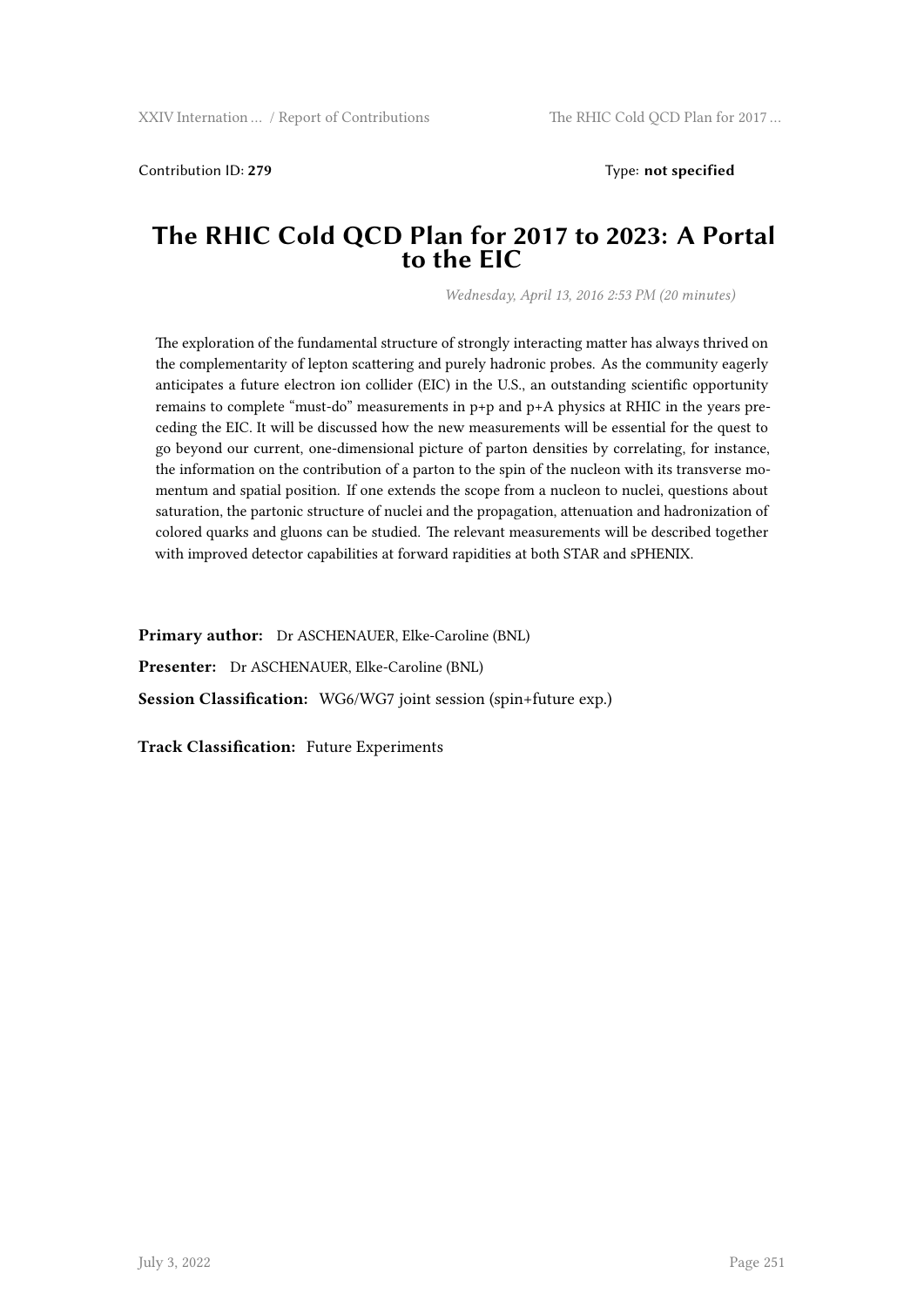Contribution ID: **279** Type: **not specified**

# The RHIC Cold QCD Plan for 2017 to 2023: A Portal to the EIC

*Wednesday, April 13, 2016 2:53 PM (20 minutes)*

The exploration of the fundamental structure of strongly interacting matter has always thrived on the complementarity of lepton scattering and purely hadronic probes. As the community eagerly anticipates a future electron ion collider (EIC) in the U.S., an outstanding scientific opportunity remains to complete "must-do" measurements in p+p and p+A physics at RHIC in the years preceding the EIC. It will be discussed how the new measurements will be essential for the quest to go beyond our current, one-dimensional picture of parton densities by correlating, for instance, the information on the contribution of a parton to the spin of the nucleon with its transverse momentum and spatial position. If one extends the scope from a nucleon to nuclei, questions about saturation, the partonic structure of nuclei and the propagation, attenuation and hadronization of colored quarks and gluons can be studied. The relevant measurements will be described together with improved detector capabilities at forward rapidities at both STAR and sPHENIX.

**Primary author:** Dr ASCHENAUER, Elke-Caroline (BNL)

**Presenter:** Dr ASCHENAUER, Elke-Caroline (BNL)

**Session Classification:** WG6/WG7 joint session (spin+future exp.)

**Track Classification:** Future Experiments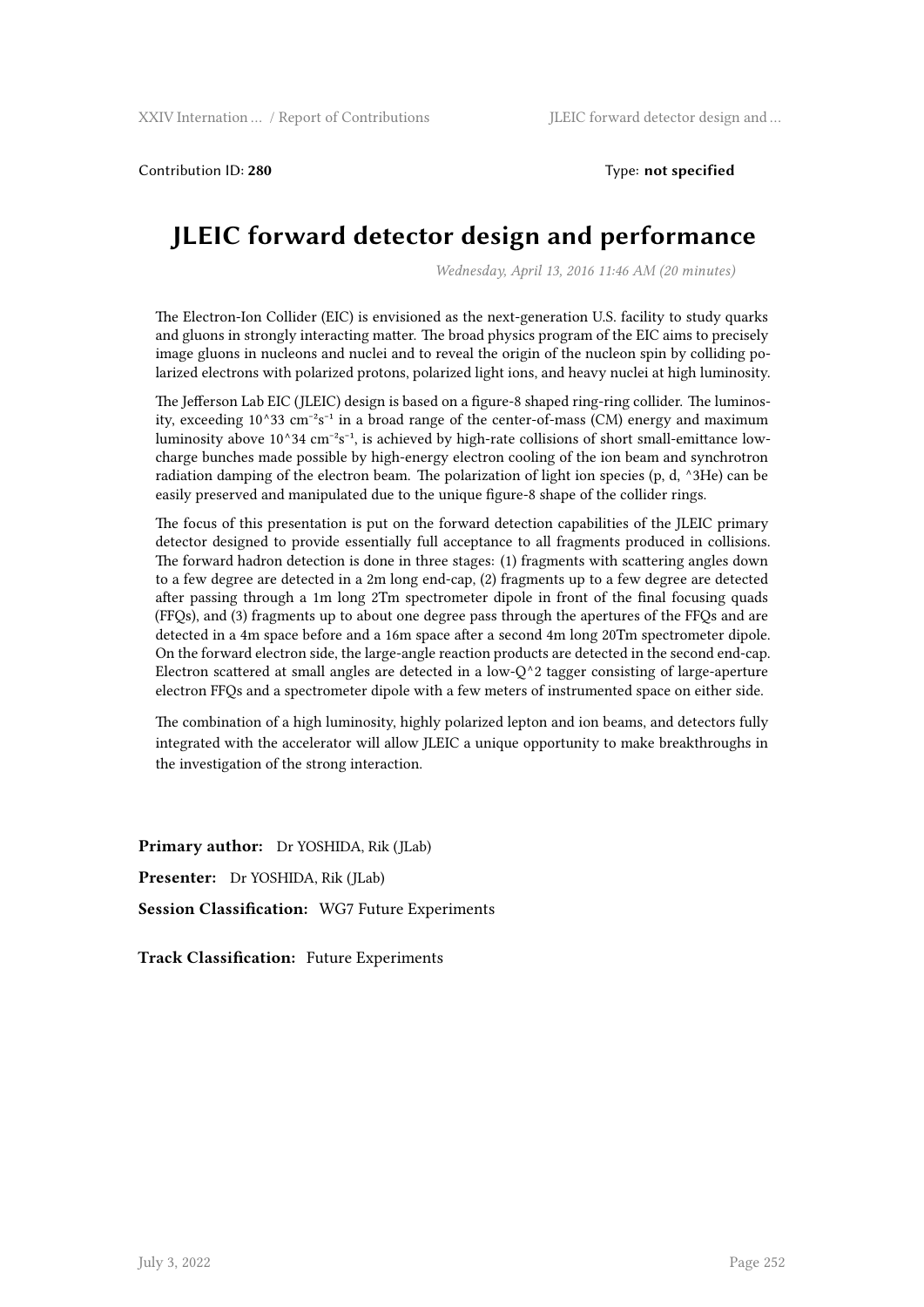Contribution ID: **280** Type: **not specified**

# JLEIC forward detector design and performance

*Wednesday, April 13, 2016 11:46 AM (20 minutes)*

The Electron-Ion Collider (EIC) is envisioned as the next-generation U.S. facility to study quarks and gluons in strongly interacting matter. The broad physics program of the EIC aims to precisely image gluons in nucleons and nuclei and to reveal the origin of the nucleon spin by colliding polarized electrons with polarized protons, polarized light ions, and heavy nuclei at high luminosity.

The Jefferson Lab EIC (JLEIC) design is based on a figure-8 shaped ring-ring collider. The luminosity, exceeding 10^33 $cm^{-2}s^{-1}$ in a broad range of the center-of-mass (CM) energy and maximum luminosity above 10^34 $cm^{-2}s^{-1}$, is achieved by high-rate collisions of short small-emittance low-charge bunches made possible by high-energy electron cooling of the ion beam and synchrotron radiation damping of the electron beam. The polarization of light ion species (p, d, ^3He) can be easily preserved and manipulated due to the unique figure-8 shape of the collider rings.

The focus of this presentation is put on the forward detection capabilities of the JLEIC primary detector designed to provide essentially full acceptance to all fragments produced in collisions. The forward hadron detection is done in three stages: (1) fragments with scattering angles down to a few degree are detected in a 2m long end-cap, (2) fragments up to a few degree are detected after passing through a 1m long 2Tm spectrometer dipole in front of the final focusing quads (FFQs), and (3) fragments up to about one degree pass through the apertures of the FFQs and are detected in a 4m space before and a 16m space after a second 4m long 20Tm spectrometer dipole. On the forward electron side, the large-angle reaction products are detected in the second end-cap. Electron scattered at small angles are detected in a low-Q^2 tagger consisting of large-aperture electron FFQs and a spectrometer dipole with a few meters of instrumented space on either side.

The combination of a high luminosity, highly polarized lepton and ion beams, and detectors fully integrated with the accelerator will allow JLEIC a unique opportunity to make breakthroughs in the investigation of the strong interaction.

**Primary author:** Dr YOSHIDA, Rik (JLab)

**Presenter:** Dr YOSHIDA, Rik (JLab)

**Session Classification:** WG7 Future Experiments

**Track Classification:** Future Experiments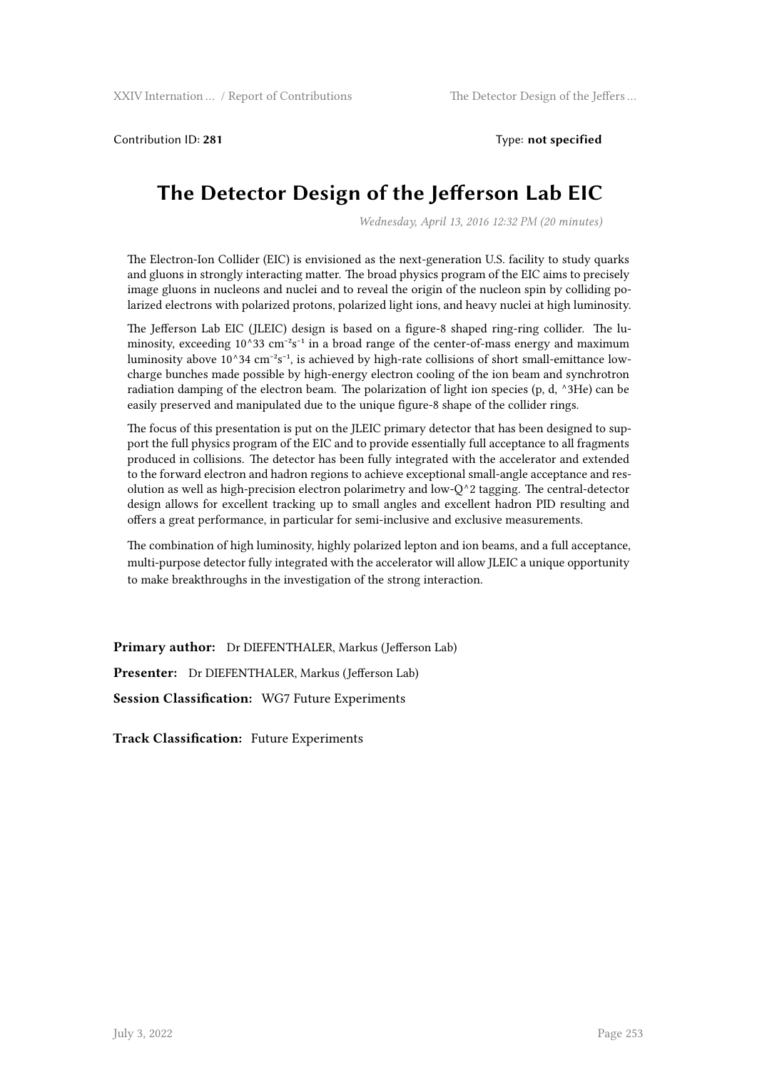Contribution ID: **281**

Type: **not specified**

# The Detector Design of the Jefferson Lab EIC

*Wednesday, April 13, 2016 12:32 PM (20 minutes)*

The Electron-Ion Collider (EIC) is envisioned as the next-generation U.S. facility to study quarks and gluons in strongly interacting matter. The broad physics program of the EIC aims to precisely image gluons in nucleons and nuclei and to reveal the origin of the nucleon spin by colliding polarized electrons with polarized protons, polarized light ions, and heavy nuclei at high luminosity.

The Jefferson Lab EIC (JLEIC) design is based on a figure-8 shaped ring-ring collider. The luminosity, exceeding $10^{33}$ $cm^{-2}s^{-1}$ in a broad range of the center-of-mass energy and maximum luminosity above $10^{34}$ $cm^{-2}s^{-1}$, is achieved by high-rate collisions of short small-emittance low-charge bunches made possible by high-energy electron cooling of the ion beam and synchrotron radiation damping of the electron beam. The polarization of light ion species (p, d, $^3$He) can be easily preserved and manipulated due to the unique figure-8 shape of the collider rings.

The focus of this presentation is put on the JLEIC primary detector that has been designed to support the full physics program of the EIC and to provide essentially full acceptance to all fragments produced in collisions. The detector has been fully integrated with the accelerator and extended to the forward electron and hadron regions to achieve exceptional small-angle acceptance and resolution as well as high-precision electron polarimetry and low-$Q^2$ tagging. The central-detector design allows for excellent tracking up to small angles and excellent hadron PID resulting and offers a great performance, in particular for semi-inclusive and exclusive measurements.

The combination of high luminosity, highly polarized lepton and ion beams, and a full acceptance, multi-purpose detector fully integrated with the accelerator will allow JLEIC a unique opportunity to make breakthroughs in the investigation of the strong interaction.

**Primary author:** Dr DIEFENTHALER, Markus (Jefferson Lab)

**Presenter:** Dr DIEFENTHALER, Markus (Jefferson Lab)

**Session Classification:** WG7 Future Experiments

**Track Classification:** Future Experiments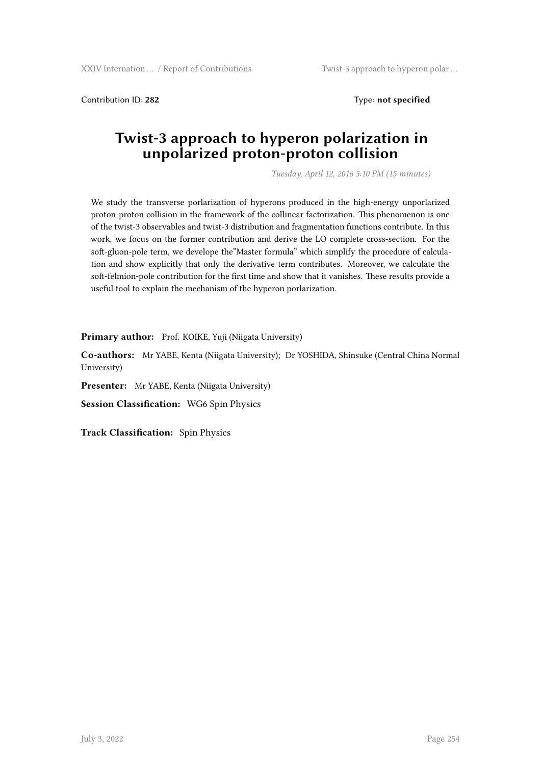Contribution ID: **282** Type: **not specified**

# Twist-3 approach to hyperon polarization in unpolarized proton-proton collision

*Tuesday, April 12, 2016 5:10 PM (15 minutes)*

We study the transverse porlarization of hyperons produced in the high-energy unporlarized proton-proton collision in the framework of the collinear factorization. This phenomenon is one of the twist-3 observables and twist-3 distribution and fragmentation functions contribute. In this work, we focus on the former contribution and derive the LO complete cross-section. For the soft-gluon-pole term, we develope the"Master formula" which simplify the procedure of calculation and show explicitly that only the derivative term contributes. Moreover, we calculate the soft-felmion-pole contribution for the first time and show that it vanishes. These results provide a useful tool to explain the mechanism of the hyperon porlarization.

**Primary author:** Prof. KOIKE, Yuji (Niigata University)

**Co-authors:** Mr YABE, Kenta (Niigata University); Dr YOSHIDA, Shinsuke (Central China Normal University)

**Presenter:** Mr YABE, Kenta (Niigata University)

**Session Classification:** WG6 Spin Physics

**Track Classification:** Spin Physics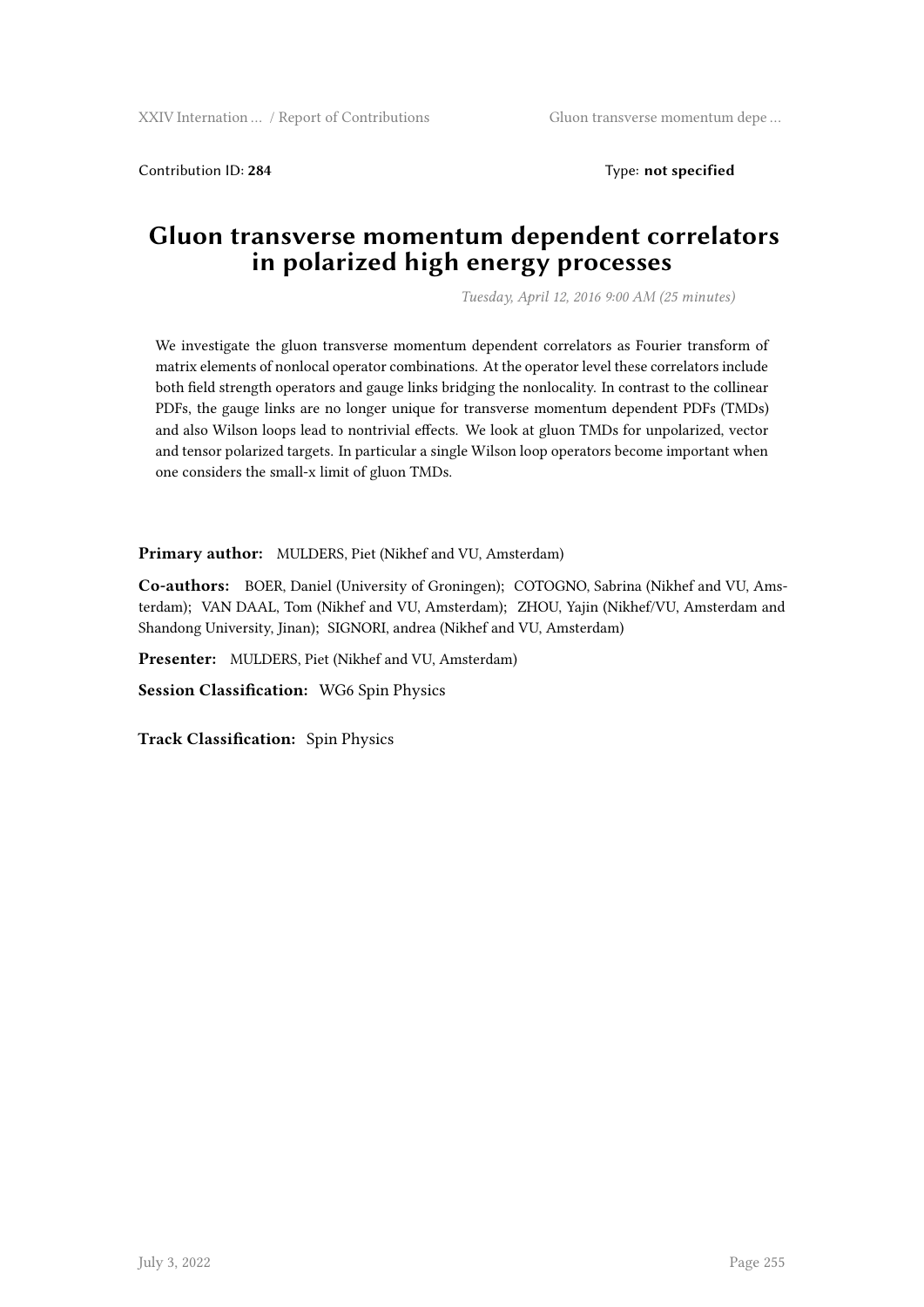Contribution ID: **284** Type: **not specified**

# Gluon transverse momentum dependent correlators in polarized high energy processes

*Tuesday, April 12, 2016 9:00 AM (25 minutes)*

We investigate the gluon transverse momentum dependent correlators as Fourier transform of matrix elements of nonlocal operator combinations. At the operator level these correlators include both field strength operators and gauge links bridging the nonlocality. In contrast to the collinear PDFs, the gauge links are no longer unique for transverse momentum dependent PDFs (TMDs) and also Wilson loops lead to nontrivial effects. We look at gluon TMDs for unpolarized, vector and tensor polarized targets. In particular a single Wilson loop operators become important when one considers the small-x limit of gluon TMDs.

**Primary author:** MULDERS, Piet (Nikhef and VU, Amsterdam)

**Co-authors:** BOER, Daniel (University of Groningen); COTOGNO, Sabrina (Nikhef and VU, Amsterdam); VAN DAAL, Tom (Nikhef and VU, Amsterdam); ZHOU, Yajin (Nikhef/VU, Amsterdam and Shandong University, Jinan); SIGNORI, andrea (Nikhef and VU, Amsterdam)

**Presenter:** MULDERS, Piet (Nikhef and VU, Amsterdam)

**Session Classification:** WG6 Spin Physics

**Track Classification:** Spin Physics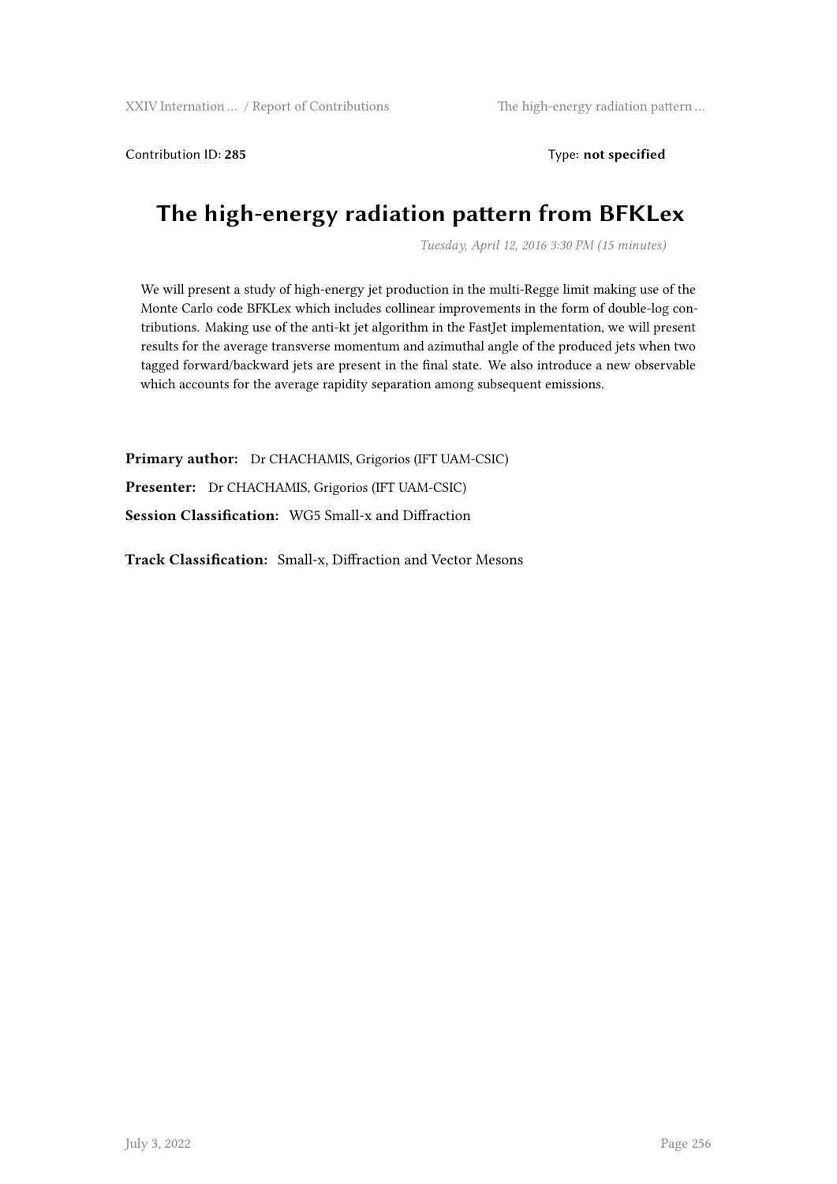Contribution ID: **285** Type: **not specified**

# The high-energy radiation pattern from BFKLex

*Tuesday, April 12, 2016 3:30 PM (15 minutes)*

We will present a study of high-energy jet production in the multi-Regge limit making use of the Monte Carlo code BFKLex which includes collinear improvements in the form of double-log contributions. Making use of the anti-kt jet algorithm in the FastJet implementation, we will present results for the average transverse momentum and azimuthal angle of the produced jets when two tagged forward/backward jets are present in the final state. We also introduce a new observable which accounts for the average rapidity separation among subsequent emissions.

**Primary author:** Dr CHACHAMIS, Grigorios (IFT UAM-CSIC)

**Presenter:** Dr CHACHAMIS, Grigorios (IFT UAM-CSIC)

**Session Classification:** WG5 Small-x and Diffraction

**Track Classification:** Small-x, Diffraction and Vector Mesons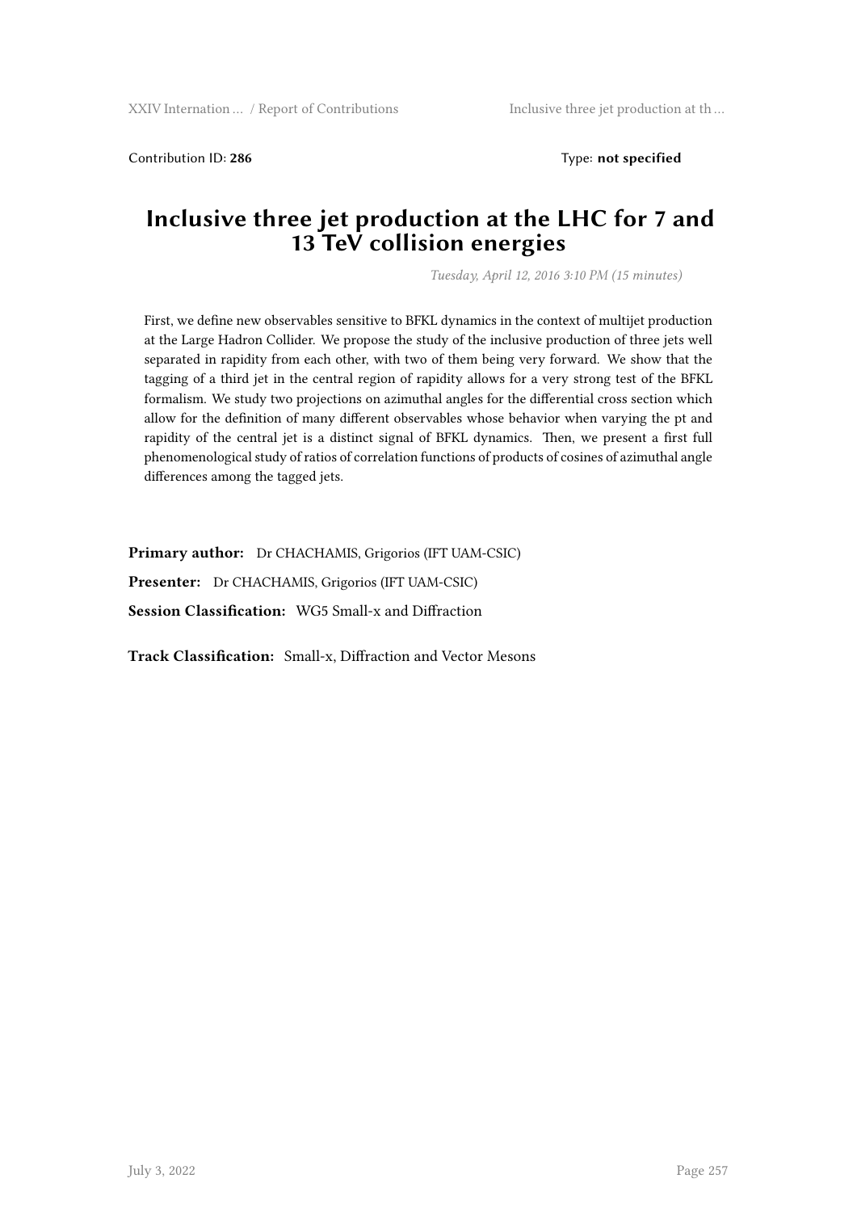Contribution ID: **286** Type: **not specified**

# Inclusive three jet production at the LHC for 7 and 13 TeV collision energies

*Tuesday, April 12, 2016 3:10 PM (15 minutes)*

First, we define new observables sensitive to BFKL dynamics in the context of multijet production at the Large Hadron Collider. We propose the study of the inclusive production of three jets well separated in rapidity from each other, with two of them being very forward. We show that the tagging of a third jet in the central region of rapidity allows for a very strong test of the BFKL formalism. We study two projections on azimuthal angles for the differential cross section which allow for the definition of many different observables whose behavior when varying the pt and rapidity of the central jet is a distinct signal of BFKL dynamics. Then, we present a first full phenomenological study of ratios of correlation functions of products of cosines of azimuthal angle differences among the tagged jets.

**Primary author:** Dr CHACHAMIS, Grigorios (IFT UAM-CSIC)

**Presenter:** Dr CHACHAMIS, Grigorios (IFT UAM-CSIC)

**Session Classification:** WG5 Small-x and Diffraction

**Track Classification:** Small-x, Diffraction and Vector Mesons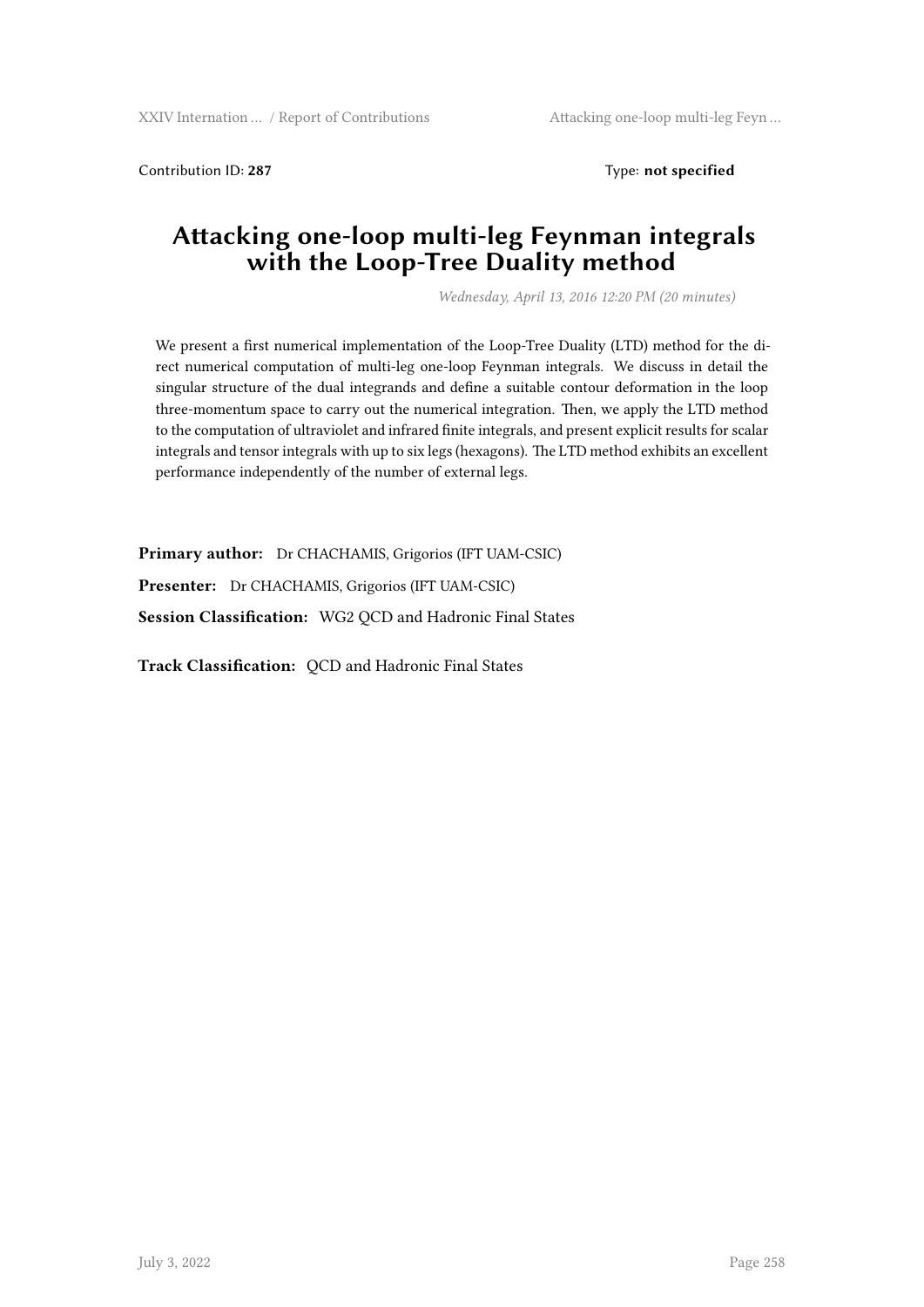Contribution ID: **287** Type: **not specified**

# Attacking one-loop multi-leg Feynman integrals with the Loop-Tree Duality method

*Wednesday, April 13, 2016 12:20 PM (20 minutes)*

We present a first numerical implementation of the Loop-Tree Duality (LTD) method for the direct numerical computation of multi-leg one-loop Feynman integrals. We discuss in detail the singular structure of the dual integrands and define a suitable contour deformation in the loop three-momentum space to carry out the numerical integration. Then, we apply the LTD method to the computation of ultraviolet and infrared finite integrals, and present explicit results for scalar integrals and tensor integrals with up to six legs (hexagons). The LTD method exhibits an excellent performance independently of the number of external legs.

**Primary author:** Dr CHACHAMIS, Grigorios (IFT UAM-CSIC)

**Presenter:** Dr CHACHAMIS, Grigorios (IFT UAM-CSIC)

**Session Classification:** WG2 QCD and Hadronic Final States

**Track Classification:** QCD and Hadronic Final States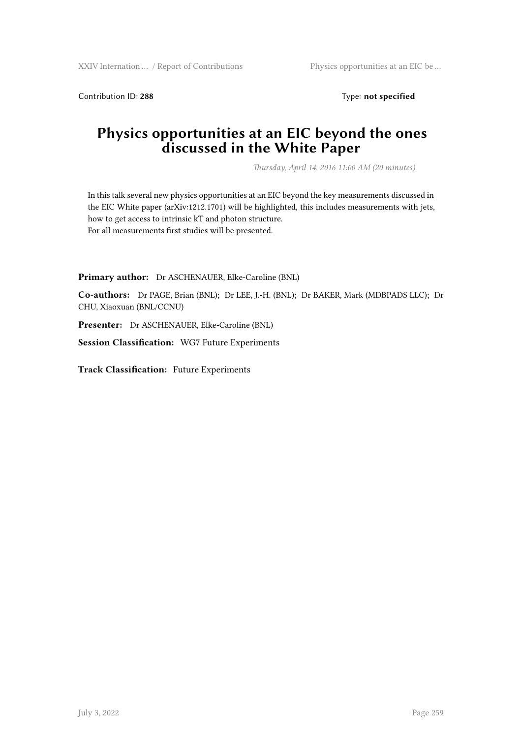Contribution ID: **288** Type: **not specified**

# Physics opportunities at an EIC beyond the ones discussed in the White Paper

*Thursday, April 14, 2016 11:00 AM (20 minutes)*

In this talk several new physics opportunities at an EIC beyond the key measurements discussed in the EIC White paper (arXiv:1212.1701) will be highlighted, this includes measurements with jets, how to get access to intrinsic kT and photon structure.
For all measurements first studies will be presented.

**Primary author:** Dr ASCHENAUER, Elke-Caroline (BNL)

**Co-authors:** Dr PAGE, Brian (BNL); Dr LEE, J.-H. (BNL); Dr BAKER, Mark (MDBPADS LLC); Dr CHU, Xiaoxuan (BNL/CCNU)

**Presenter:** Dr ASCHENAUER, Elke-Caroline (BNL)

**Session Classification:** WG7 Future Experiments

**Track Classification:** Future Experiments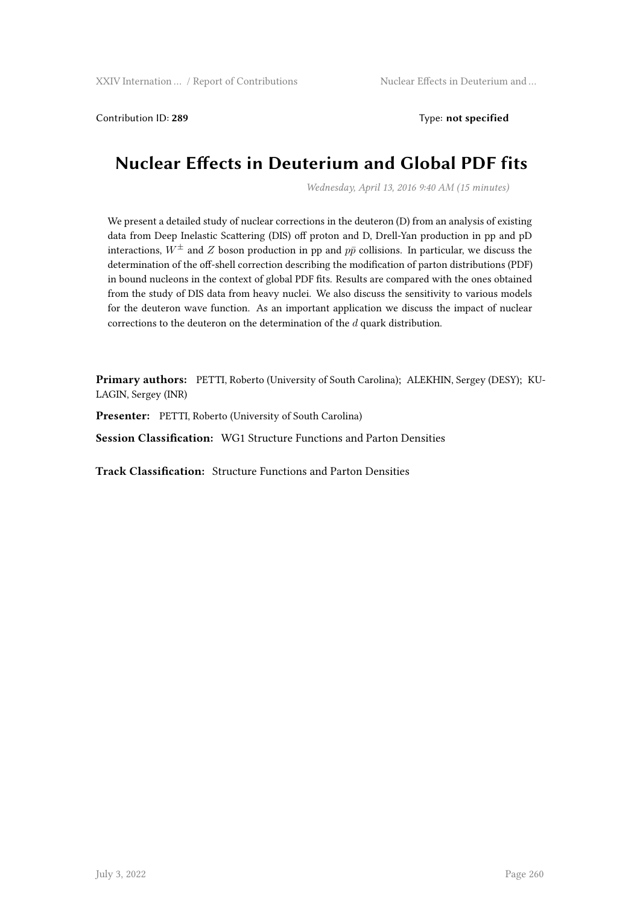Contribution ID: **289** Type: **not specified**

# Nuclear Effects in Deuterium and Global PDF fits

*Wednesday, April 13, 2016 9:40 AM (15 minutes)*

We present a detailed study of nuclear corrections in the deuteron (D) from an analysis of existing data from Deep Inelastic Scattering (DIS) off proton and D, Drell-Yan production in pp and pD interactions, $W^{\pm}$ and $Z$ boson production in pp and $p\bar{p}$ collisions. In particular, we discuss the determination of the off-shell correction describing the modification of parton distributions (PDF) in bound nucleons in the context of global PDF fits. Results are compared with the ones obtained from the study of DIS data from heavy nuclei. We also discuss the sensitivity to various models for the deuteron wave function. As an important application we discuss the impact of nuclear corrections to the deuteron on the determination of the $d$ quark distribution.

**Primary authors:** PETTI, Roberto (University of South Carolina); ALEKHIN, Sergey (DESY); KULAGIN, Sergey (INR)

**Presenter:** PETTI, Roberto (University of South Carolina)

**Session Classification:** WG1 Structure Functions and Parton Densities

**Track Classification:** Structure Functions and Parton Densities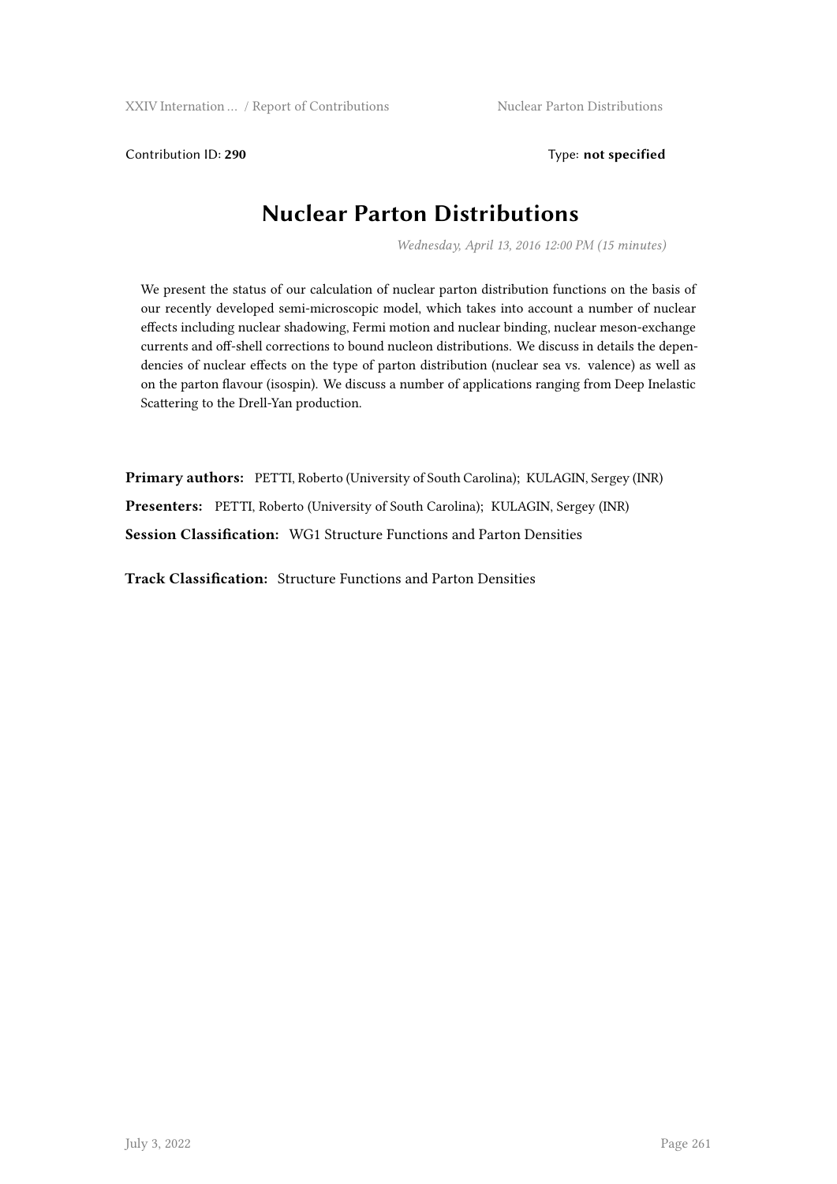Contribution ID: **290** Type: **not specified**

# Nuclear Parton Distributions

*Wednesday, April 13, 2016 12:00 PM (15 minutes)*

We present the status of our calculation of nuclear parton distribution functions on the basis of our recently developed semi-microscopic model, which takes into account a number of nuclear effects including nuclear shadowing, Fermi motion and nuclear binding, nuclear meson-exchange currents and off-shell corrections to bound nucleon distributions. We discuss in details the dependencies of nuclear effects on the type of parton distribution (nuclear sea vs. valence) as well as on the parton flavour (isospin). We discuss a number of applications ranging from Deep Inelastic Scattering to the Drell-Yan production.

**Primary authors:** PETTI, Roberto (University of South Carolina); KULAGIN, Sergey (INR)

**Presenters:** PETTI, Roberto (University of South Carolina); KULAGIN, Sergey (INR)

**Session Classification:** WG1 Structure Functions and Parton Densities

**Track Classification:** Structure Functions and Parton Densities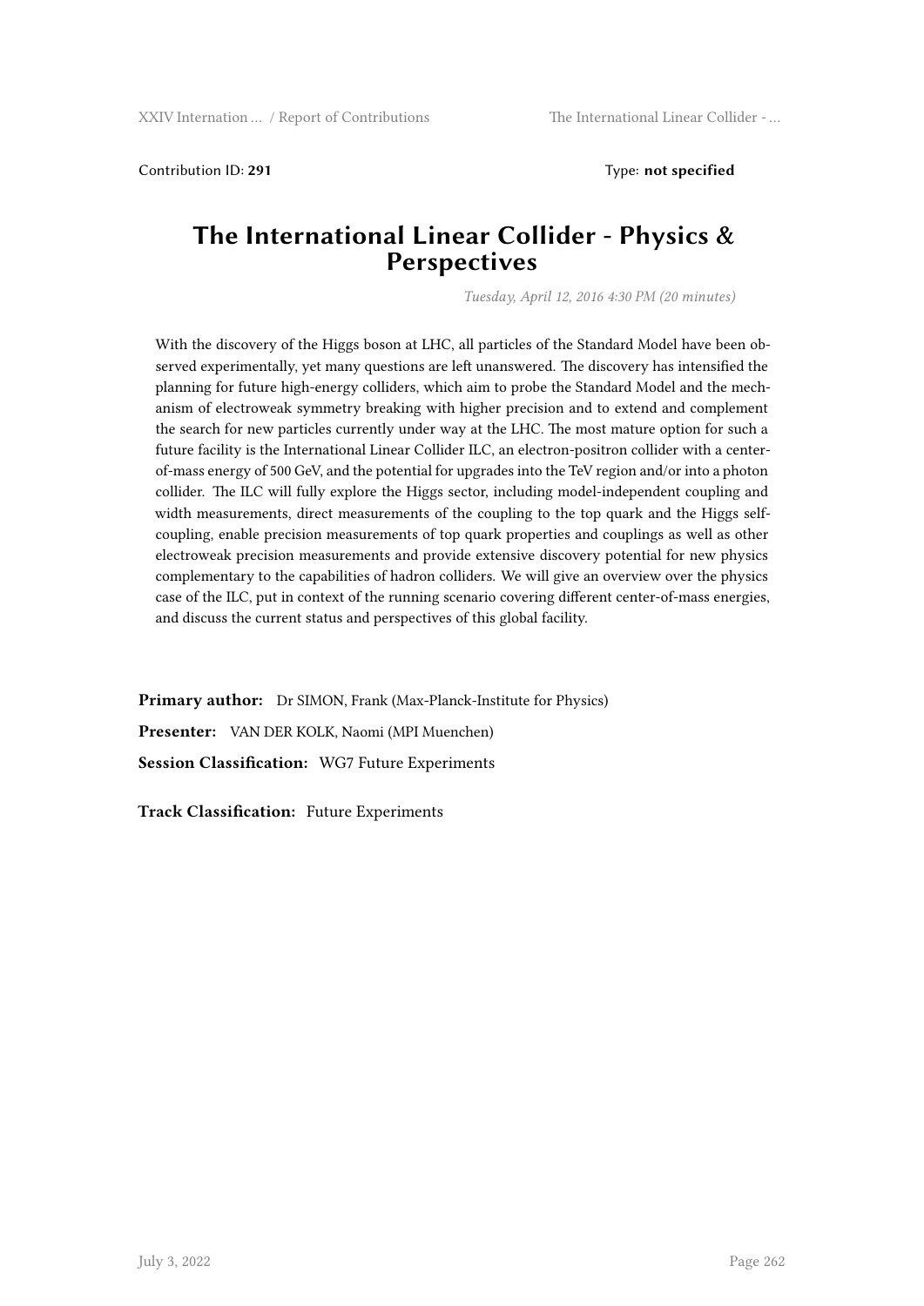Contribution ID: **291** Type: **not specified**

# The International Linear Collider - Physics & Perspectives

*Tuesday, April 12, 2016 4:30 PM (20 minutes)*

With the discovery of the Higgs boson at LHC, all particles of the Standard Model have been observed experimentally, yet many questions are left unanswered. The discovery has intensified the planning for future high-energy colliders, which aim to probe the Standard Model and the mechanism of electroweak symmetry breaking with higher precision and to extend and complement the search for new particles currently under way at the LHC. The most mature option for such a future facility is the International Linear Collider ILC, an electron-positron collider with a center-of-mass energy of 500 GeV, and the potential for upgrades into the TeV region and/or into a photon collider. The ILC will fully explore the Higgs sector, including model-independent coupling and width measurements, direct measurements of the coupling to the top quark and the Higgs self-coupling, enable precision measurements of top quark properties and couplings as well as other electroweak precision measurements and provide extensive discovery potential for new physics complementary to the capabilities of hadron colliders. We will give an overview over the physics case of the ILC, put in context of the running scenario covering different center-of-mass energies, and discuss the current status and perspectives of this global facility.

**Primary author:** Dr SIMON, Frank (Max-Planck-Institute for Physics)

**Presenter:** VAN DER KOLK, Naomi (MPI Muenchen)

**Session Classification:** WG7 Future Experiments

**Track Classification:** Future Experiments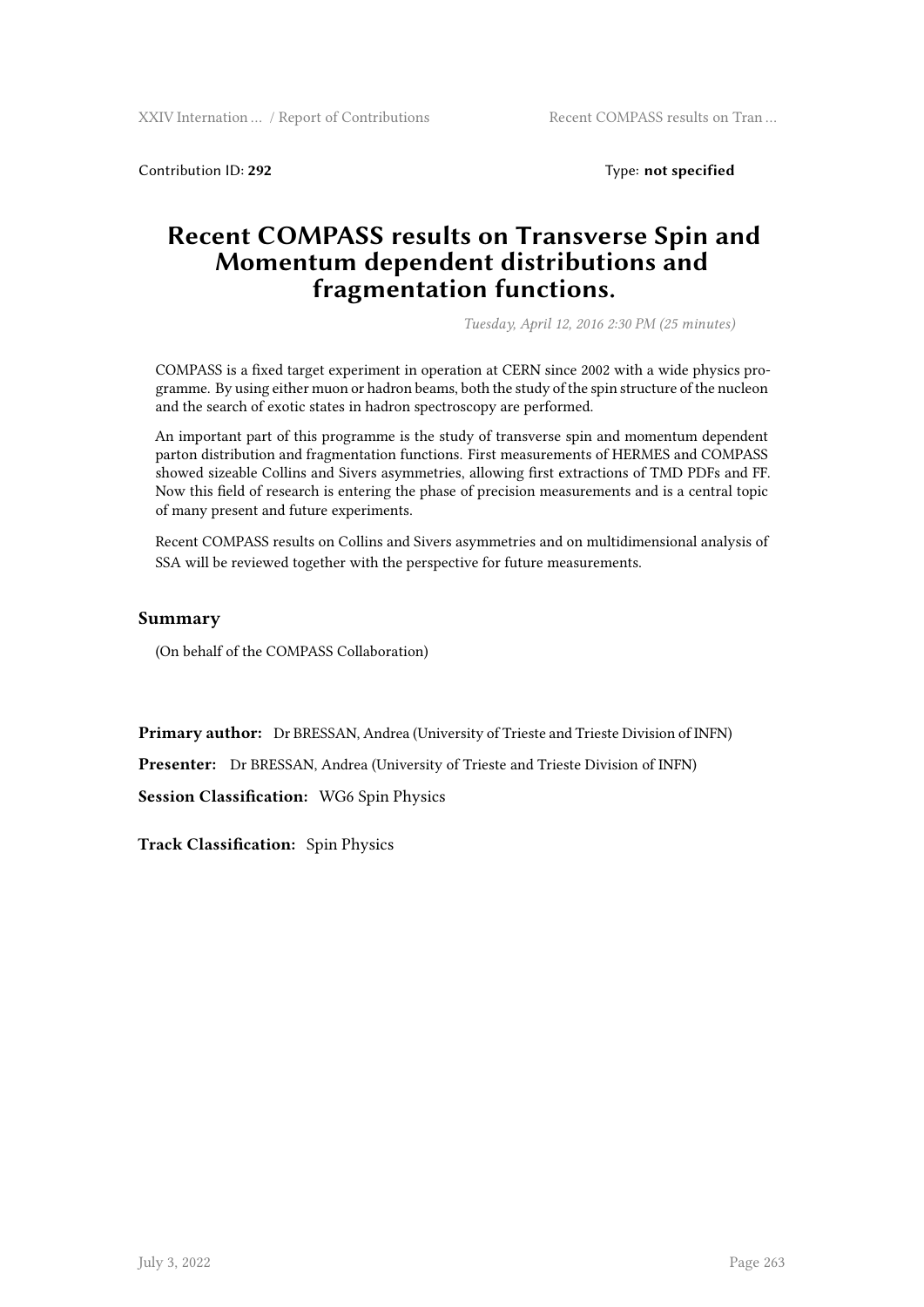Contribution ID: **292** Type: **not specified**

# Recent COMPASS results on Transverse Spin and Momentum dependent distributions and fragmentation functions.

*Tuesday, April 12, 2016 2:30 PM (25 minutes)*

COMPASS is a fixed target experiment in operation at CERN since 2002 with a wide physics programme. By using either muon or hadron beams, both the study of the spin structure of the nucleon and the search of exotic states in hadron spectroscopy are performed.

An important part of this programme is the study of transverse spin and momentum dependent parton distribution and fragmentation functions. First measurements of HERMES and COMPASS showed sizeable Collins and Sivers asymmetries, allowing first extractions of TMD PDFs and FF. Now this field of research is entering the phase of precision measurements and is a central topic of many present and future experiments.

Recent COMPASS results on Collins and Sivers asymmetries and on multidimensional analysis of SSA will be reviewed together with the perspective for future measurements.

## Summary

(On behalf of the COMPASS Collaboration)

**Primary author:** Dr BRESSAN, Andrea (University of Trieste and Trieste Division of INFN)

**Presenter:** Dr BRESSAN, Andrea (University of Trieste and Trieste Division of INFN)

**Session Classification:** WG6 Spin Physics

**Track Classification:** Spin Physics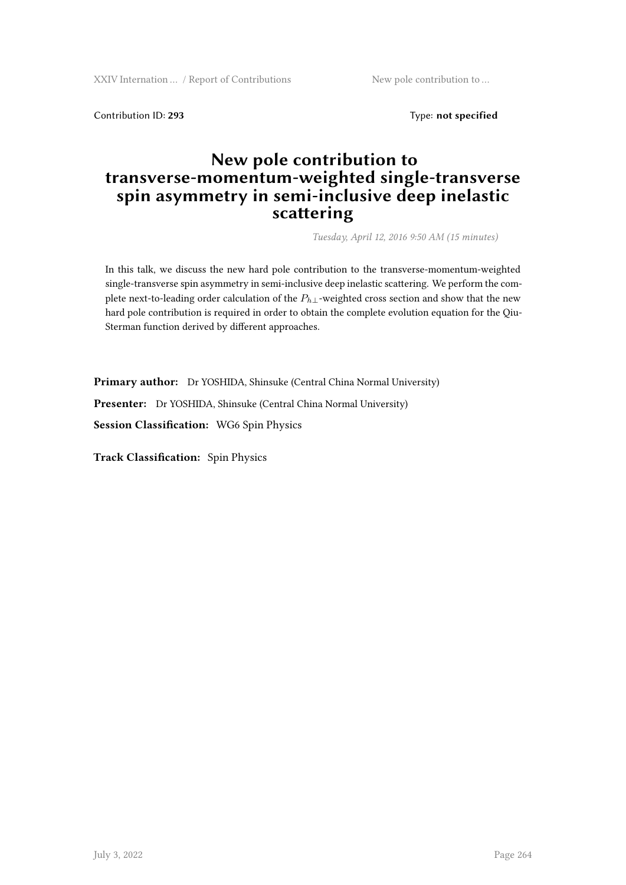Contribution ID: **293**    Type: **not specified**

# New pole contribution to transverse-momentum-weighted single-transverse spin asymmetry in semi-inclusive deep inelastic scattering

*Tuesday, April 12, 2016 9:50 AM (15 minutes)*

In this talk, we discuss the new hard pole contribution to the transverse-momentum-weighted single-transverse spin asymmetry in semi-inclusive deep inelastic scattering. We perform the complete next-to-leading order calculation of the $P_{h\perp}$-weighted cross section and show that the new hard pole contribution is required in order to obtain the complete evolution equation for the Qiu-Sterman function derived by different approaches.

**Primary author:** Dr YOSHIDA, Shinsuke (Central China Normal University)

**Presenter:** Dr YOSHIDA, Shinsuke (Central China Normal University)

**Session Classification:** WG6 Spin Physics

**Track Classification:** Spin Physics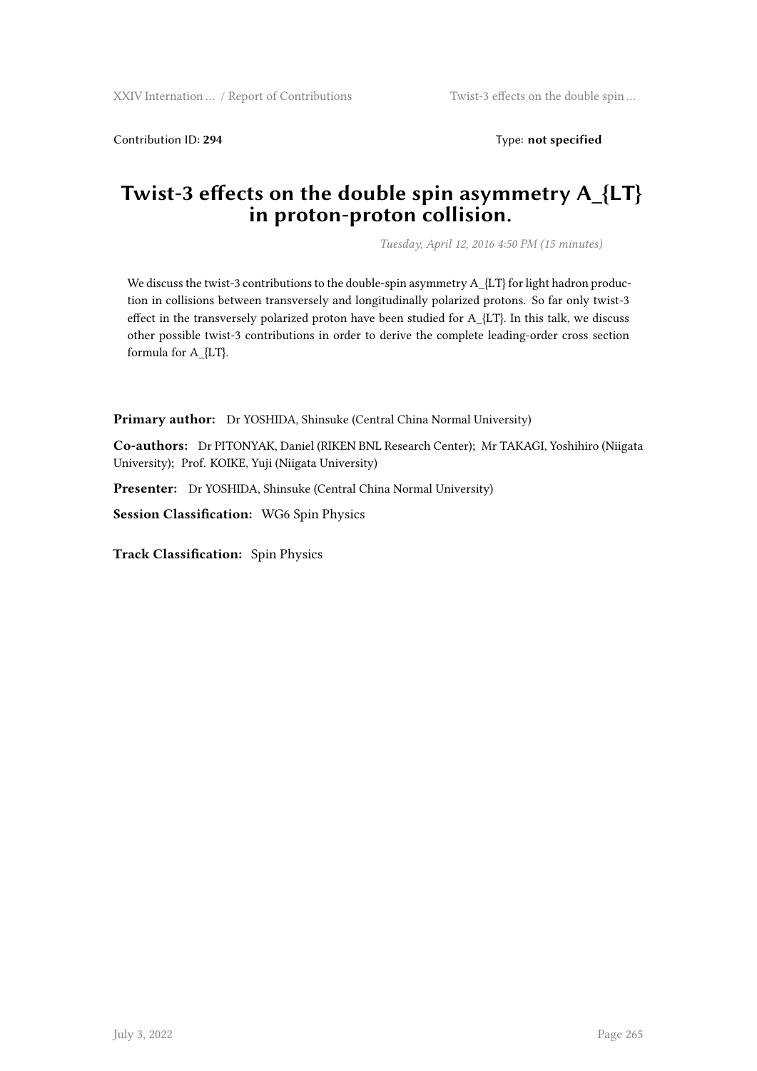Contribution ID: **294** Type: **not specified**

# Twist-3 effects on the double spin asymmetry A_{LT} in proton-proton collision.

*Tuesday, April 12, 2016 4:50 PM (15 minutes)*

We discuss the twist-3 contributions to the double-spin asymmetry A_{LT} for light hadron production in collisions between transversely and longitudinally polarized protons. So far only twist-3 effect in the transversely polarized proton have been studied for A_{LT}. In this talk, we discuss other possible twist-3 contributions in order to derive the complete leading-order cross section formula for A_{LT}.

**Primary author:** Dr YOSHIDA, Shinsuke (Central China Normal University)

**Co-authors:** Dr PITONYAK, Daniel (RIKEN BNL Research Center); Mr TAKAGI, Yoshihiro (Niigata University); Prof. KOIKE, Yuji (Niigata University)

**Presenter:** Dr YOSHIDA, Shinsuke (Central China Normal University)

**Session Classification:** WG6 Spin Physics

**Track Classification:** Spin Physics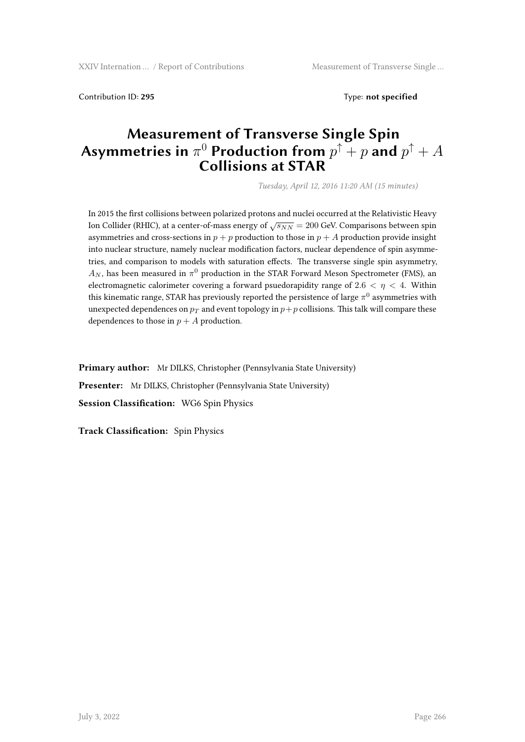Contribution ID: **295** Type: **not specified**

# Measurement of Transverse Single Spin Asymmetries in $\pi^0$ Production from $p^\uparrow + p$ and $p^\uparrow + A$ Collisions at STAR

*Tuesday, April 12, 2016 11:20 AM (15 minutes)*

In 2015 the first collisions between polarized protons and nuclei occurred at the Relativistic Heavy Ion Collider (RHIC), at a center-of-mass energy of $\sqrt{s_{NN}} = 200$ GeV. Comparisons between spin asymmetries and cross-sections in $p + p$ production to those in $p + A$ production provide insight into nuclear structure, namely nuclear modification factors, nuclear dependence of spin asymmetries, and comparison to models with saturation effects. The transverse single spin asymmetry, $A_N$, has been measured in $\pi^0$ production in the STAR Forward Meson Spectrometer (FMS), an electromagnetic calorimeter covering a forward psuedorapidity range of $2.6 < \eta < 4$. Within this kinematic range, STAR has previously reported the persistence of large $\pi^0$ asymmetries with unexpected dependences on $p_T$ and event topology in $p+p$ collisions. This talk will compare these dependences to those in $p + A$ production.

**Primary author:** Mr DILKS, Christopher (Pennsylvania State University)

**Presenter:** Mr DILKS, Christopher (Pennsylvania State University)

**Session Classification:** WG6 Spin Physics

**Track Classification:** Spin Physics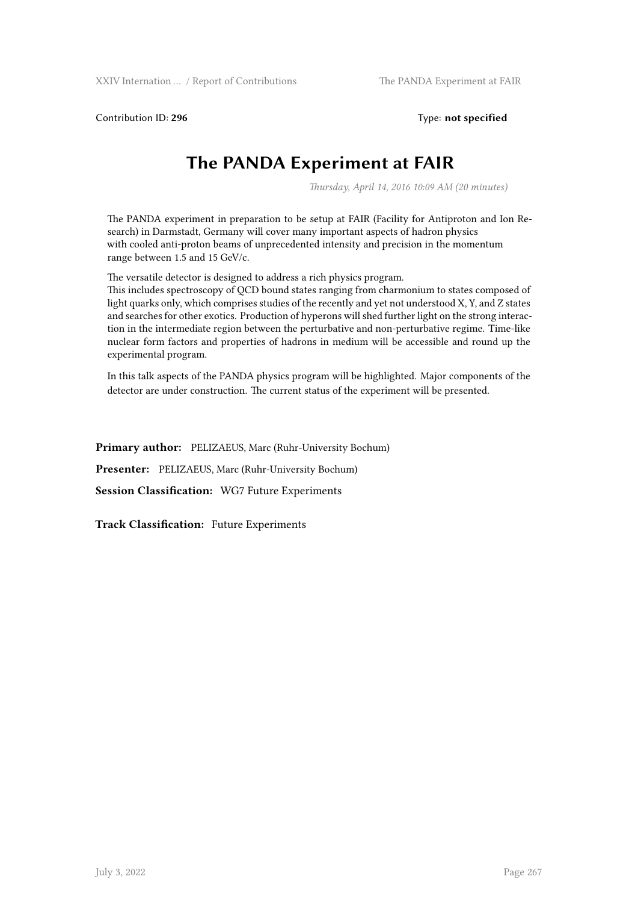Contribution ID: **296** Type: **not specified**

# The PANDA Experiment at FAIR

*Thursday, April 14, 2016 10:09 AM (20 minutes)*

The PANDA experiment in preparation to be setup at FAIR (Facility for Antiproton and Ion Research) in Darmstadt, Germany will cover many important aspects of hadron physics with cooled anti-proton beams of unprecedented intensity and precision in the momentum range between 1.5 and 15 GeV/c.

The versatile detector is designed to address a rich physics program.
This includes spectroscopy of QCD bound states ranging from charmonium to states composed of light quarks only, which comprises studies of the recently and yet not understood X, Y, and Z states and searches for other exotics. Production of hyperons will shed further light on the strong interaction in the intermediate region between the perturbative and non-perturbative regime. Time-like nuclear form factors and properties of hadrons in medium will be accessible and round up the experimental program.

In this talk aspects of the PANDA physics program will be highlighted. Major components of the detector are under construction. The current status of the experiment will be presented.

**Primary author:** PELIZAEUS, Marc (Ruhr-University Bochum)

**Presenter:** PELIZAEUS, Marc (Ruhr-University Bochum)

**Session Classification:** WG7 Future Experiments

**Track Classification:** Future Experiments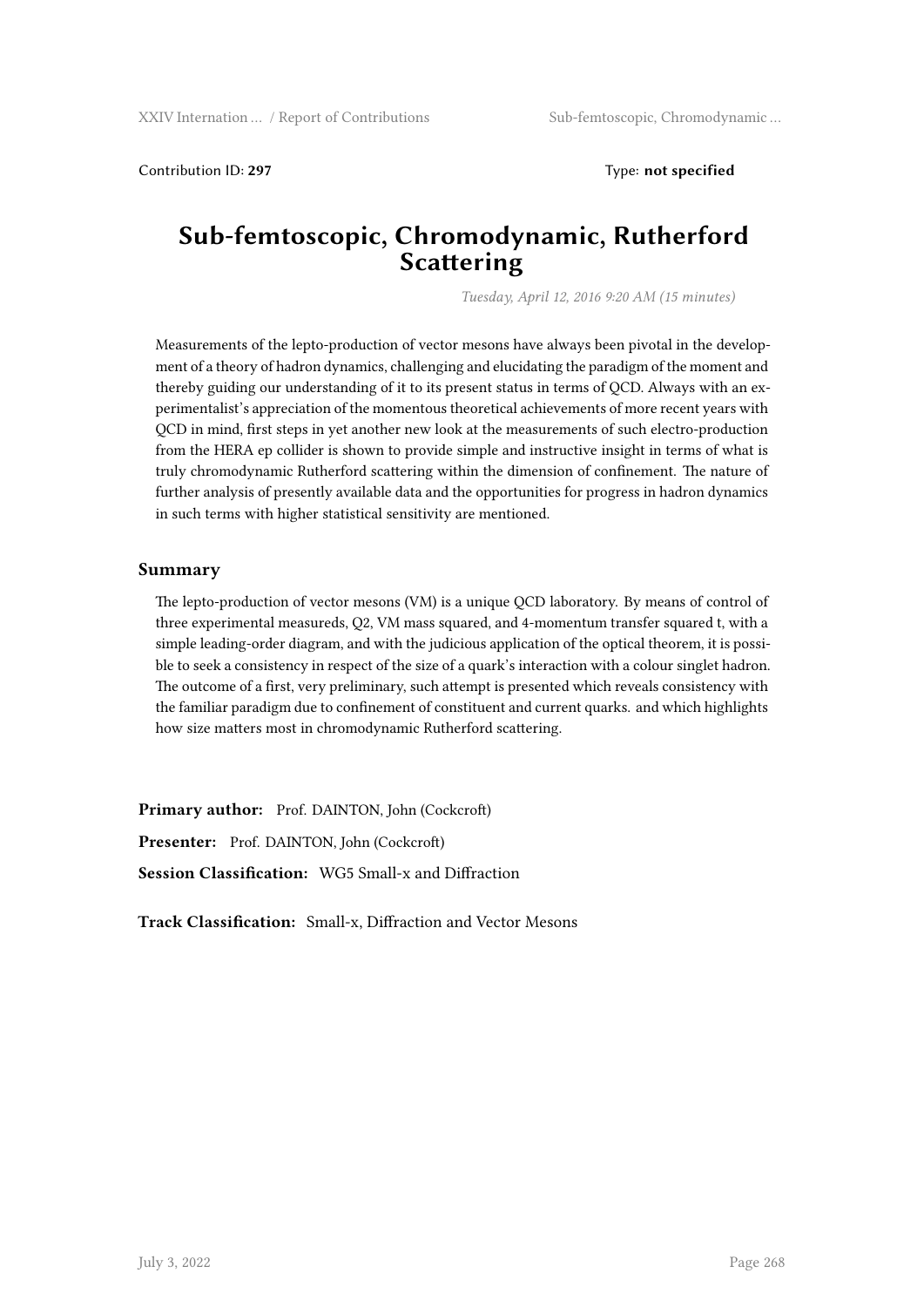Contribution ID: **297**

Type: **not specified**

# Sub-femtoscopic, Chromodynamic, Rutherford Scattering

*Tuesday, April 12, 2016 9:20 AM (15 minutes)*

Measurements of the lepto-production of vector mesons have always been pivotal in the development of a theory of hadron dynamics, challenging and elucidating the paradigm of the moment and thereby guiding our understanding of it to its present status in terms of QCD. Always with an experimentalist's appreciation of the momentous theoretical achievements of more recent years with QCD in mind, first steps in yet another new look at the measurements of such electro-production from the HERA ep collider is shown to provide simple and instructive insight in terms of what is truly chromodynamic Rutherford scattering within the dimension of confinement. The nature of further analysis of presently available data and the opportunities for progress in hadron dynamics in such terms with higher statistical sensitivity are mentioned.

## Summary

The lepto-production of vector mesons (VM) is a unique QCD laboratory. By means of control of three experimental measureds, Q2, VM mass squared, and 4-momentum transfer squared t, with a simple leading-order diagram, and with the judicious application of the optical theorem, it is possible to seek a consistency in respect of the size of a quark's interaction with a colour singlet hadron. The outcome of a first, very preliminary, such attempt is presented which reveals consistency with the familiar paradigm due to confinement of constituent and current quarks. and which highlights how size matters most in chromodynamic Rutherford scattering.

**Primary author:** Prof. DAINTON, John (Cockcroft)

**Presenter:** Prof. DAINTON, John (Cockcroft)

**Session Classification:** WG5 Small-x and Diffraction

**Track Classification:** Small-x, Diffraction and Vector Mesons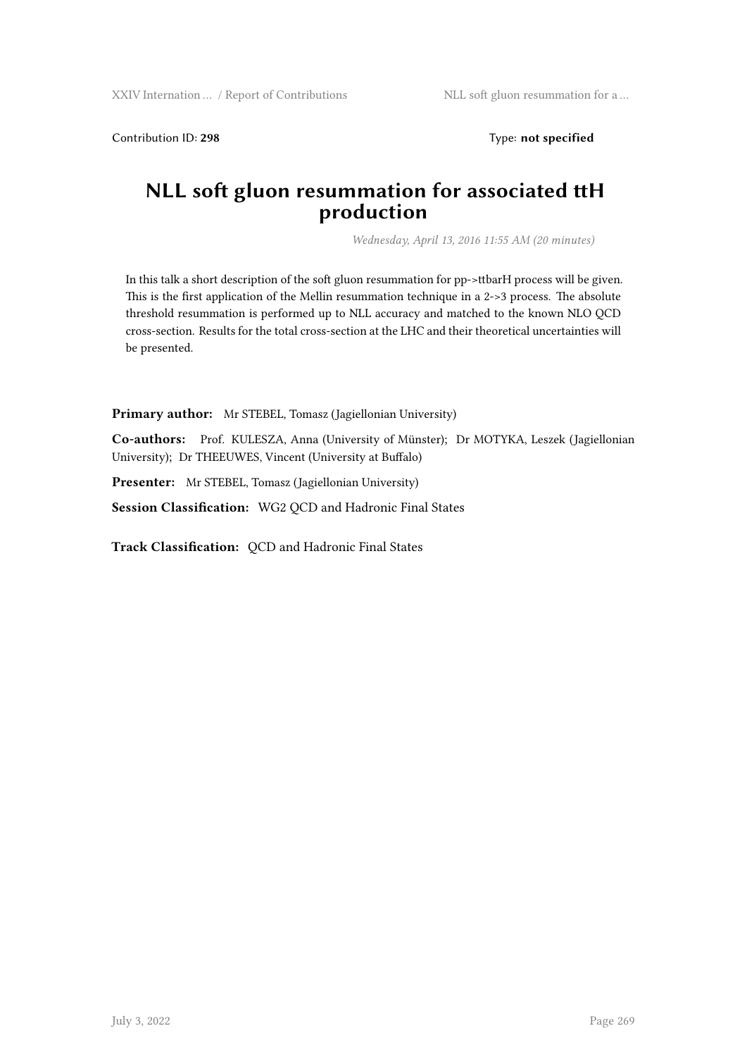Contribution ID: **298** Type: **not specified**

# NLL soft gluon resummation for associated ttH production

*Wednesday, April 13, 2016 11:55 AM (20 minutes)*

In this talk a short description of the soft gluon resummation for pp->ttbarH process will be given. This is the first application of the Mellin resummation technique in a 2->3 process. The absolute threshold resummation is performed up to NLL accuracy and matched to the known NLO QCD cross-section. Results for the total cross-section at the LHC and their theoretical uncertainties will be presented.

**Primary author:** Mr STEBEL, Tomasz (Jagiellonian University)

**Co-authors:** Prof. KULESZA, Anna (University of Münster); Dr MOTYKA, Leszek (Jagiellonian University); Dr THEEUWES, Vincent (University at Buffalo)

**Presenter:** Mr STEBEL, Tomasz (Jagiellonian University)

**Session Classification:** WG2 QCD and Hadronic Final States

**Track Classification:** QCD and Hadronic Final States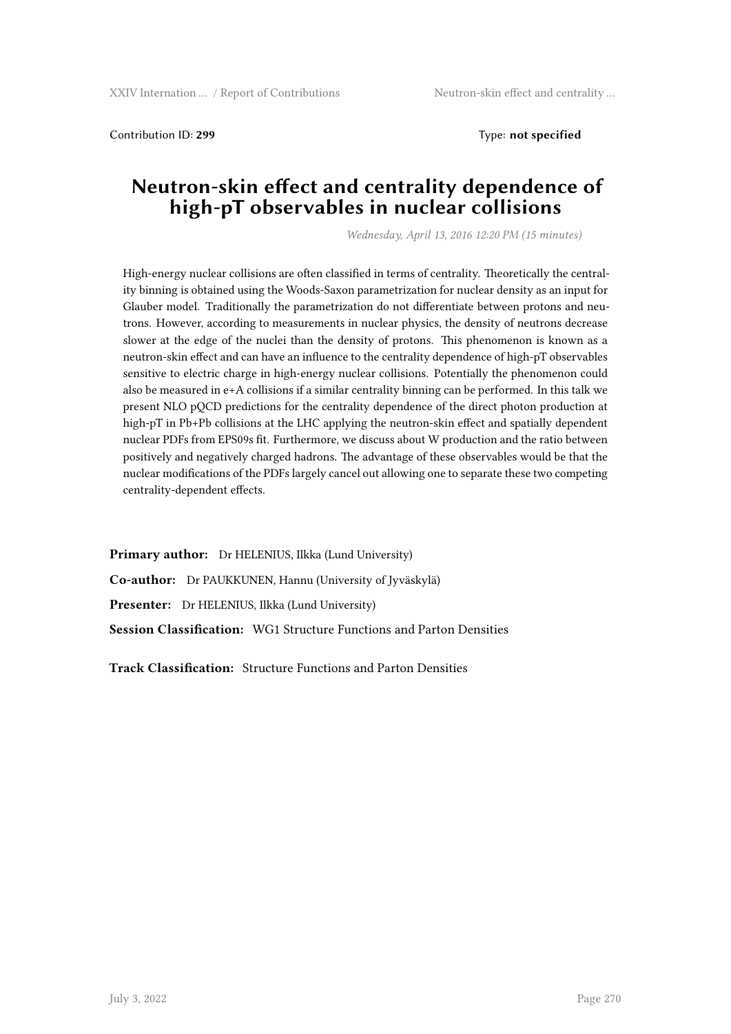Contribution ID: **299** Type: **not specified**

# Neutron-skin effect and centrality dependence of high-pT observables in nuclear collisions

*Wednesday, April 13, 2016 12:20 PM (15 minutes)*

High-energy nuclear collisions are often classified in terms of centrality. Theoretically the centrality binning is obtained using the Woods-Saxon parametrization for nuclear density as an input for Glauber model. Traditionally the parametrization do not differentiate between protons and neutrons. However, according to measurements in nuclear physics, the density of neutrons decrease slower at the edge of the nuclei than the density of protons. This phenomenon is known as a neutron-skin effect and can have an influence to the centrality dependence of high-pT observables sensitive to electric charge in high-energy nuclear collisions. Potentially the phenomenon could also be measured in e+A collisions if a similar centrality binning can be performed. In this talk we present NLO pQCD predictions for the centrality dependence of the direct photon production at high-pT in Pb+Pb collisions at the LHC applying the neutron-skin effect and spatially dependent nuclear PDFs from EPS09s fit. Furthermore, we discuss about W production and the ratio between positively and negatively charged hadrons. The advantage of these observables would be that the nuclear modifications of the PDFs largely cancel out allowing one to separate these two competing centrality-dependent effects.

**Primary author:** Dr HELENIUS, Ilkka (Lund University)

**Co-author:** Dr PAUKKUNEN, Hannu (University of Jyväskylä)

**Presenter:** Dr HELENIUS, Ilkka (Lund University)

**Session Classification:** WG1 Structure Functions and Parton Densities

**Track Classification:** Structure Functions and Parton Densities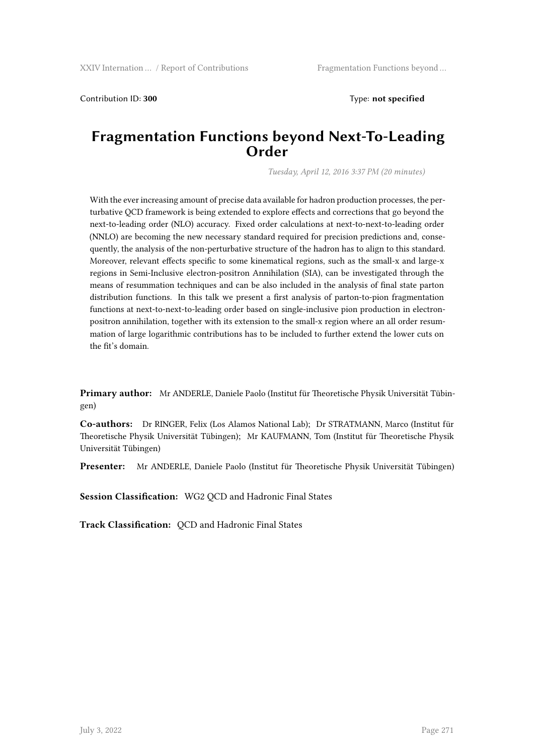Contribution ID: **300**

Type: **not specified**

# Fragmentation Functions beyond Next-To-Leading Order

*Tuesday, April 12, 2016 3:37 PM (20 minutes)*

With the ever increasing amount of precise data available for hadron production processes, the perturbative QCD framework is being extended to explore effects and corrections that go beyond the next-to-leading order (NLO) accuracy. Fixed order calculations at next-to-next-to-leading order (NNLO) are becoming the new necessary standard required for precision predictions and, consequently, the analysis of the non-perturbative structure of the hadron has to align to this standard. Moreover, relevant effects specific to some kinematical regions, such as the small-x and large-x regions in Semi-Inclusive electron-positron Annihilation (SIA), can be investigated through the means of resummation techniques and can be also included in the analysis of final state parton distribution functions. In this talk we present a first analysis of parton-to-pion fragmentation functions at next-to-next-to-leading order based on single-inclusive pion production in electron-positron annihilation, together with its extension to the small-x region where an all order resummation of large logarithmic contributions has to be included to further extend the lower cuts on the fit's domain.

**Primary author:** Mr ANDERLE, Daniele Paolo (Institut für Theoretische Physik Universität Tübingen)

**Co-authors:** Dr RINGER, Felix (Los Alamos National Lab); Dr STRATMANN, Marco (Institut für Theoretische Physik Universität Tübingen); Mr KAUFMANN, Tom (Institut für Theoretische Physik Universität Tübingen)

**Presenter:** Mr ANDERLE, Daniele Paolo (Institut für Theoretische Physik Universität Tübingen)

**Session Classification:** WG2 QCD and Hadronic Final States

**Track Classification:** QCD and Hadronic Final States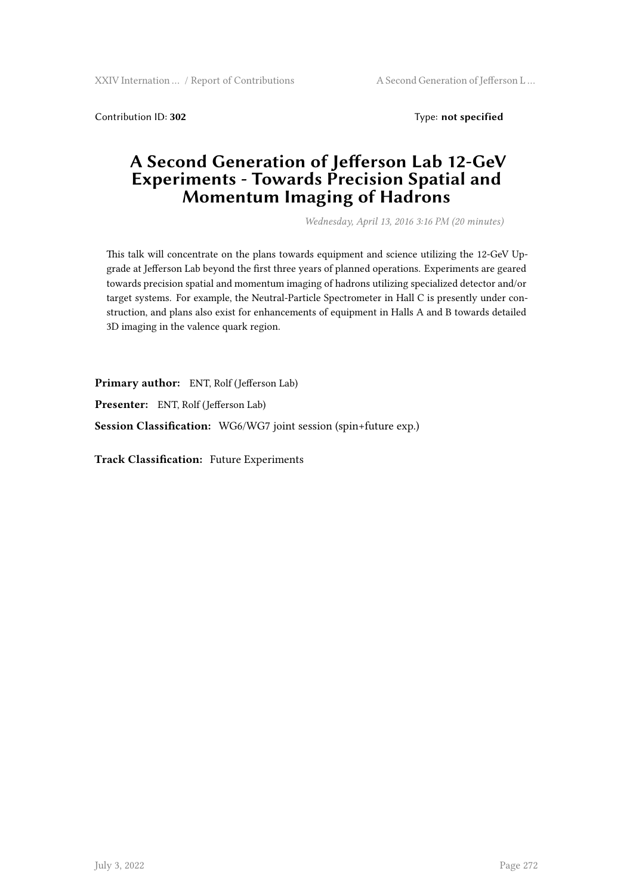Contribution ID: **302** Type: **not specified**

# A Second Generation of Jefferson Lab 12-GeV Experiments - Towards Precision Spatial and Momentum Imaging of Hadrons

*Wednesday, April 13, 2016 3:16 PM (20 minutes)*

This talk will concentrate on the plans towards equipment and science utilizing the 12-GeV Upgrade at Jefferson Lab beyond the first three years of planned operations. Experiments are geared towards precision spatial and momentum imaging of hadrons utilizing specialized detector and/or target systems. For example, the Neutral-Particle Spectrometer in Hall C is presently under construction, and plans also exist for enhancements of equipment in Halls A and B towards detailed 3D imaging in the valence quark region.

**Primary author:** ENT, Rolf (Jefferson Lab)

**Presenter:** ENT, Rolf (Jefferson Lab)

**Session Classification:** WG6/WG7 joint session (spin+future exp.)

**Track Classification:** Future Experiments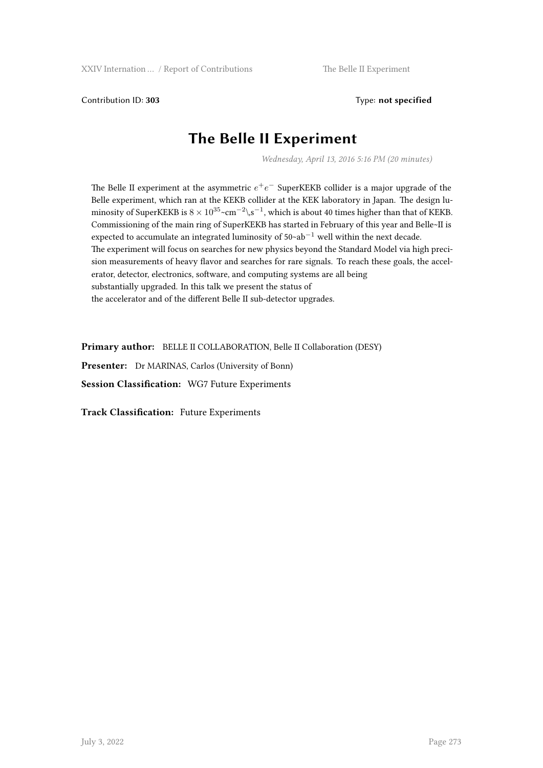Contribution ID: **303**

Type: **not specified**

# The Belle II Experiment

*Wednesday, April 13, 2016 5:16 PM (20 minutes)*

The Belle II experiment at the asymmetric $e^+e^-$ SuperKEKB collider is a major upgrade of the Belle experiment, which ran at the KEKB collider at the KEK laboratory in Japan. The design luminosity of SuperKEKB is $8 \times 10^{35}$~cm$^{-2}$\,s$^{-1}$, which is about 40 times higher than that of KEKB. Commissioning of the main ring of SuperKEKB has started in February of this year and Belle~II is expected to accumulate an integrated luminosity of 50~ab$^{-1}$ well within the next decade.
The experiment will focus on searches for new physics beyond the Standard Model via high precision measurements of heavy flavor and searches for rare signals. To reach these goals, the accelerator, detector, electronics, software, and computing systems are all being substantially upgraded. In this talk we present the status of the accelerator and of the different Belle II sub-detector upgrades.

**Primary author:** BELLE II COLLABORATION, Belle II Collaboration (DESY)

**Presenter:** Dr MARINAS, Carlos (University of Bonn)

**Session Classification:** WG7 Future Experiments

**Track Classification:** Future Experiments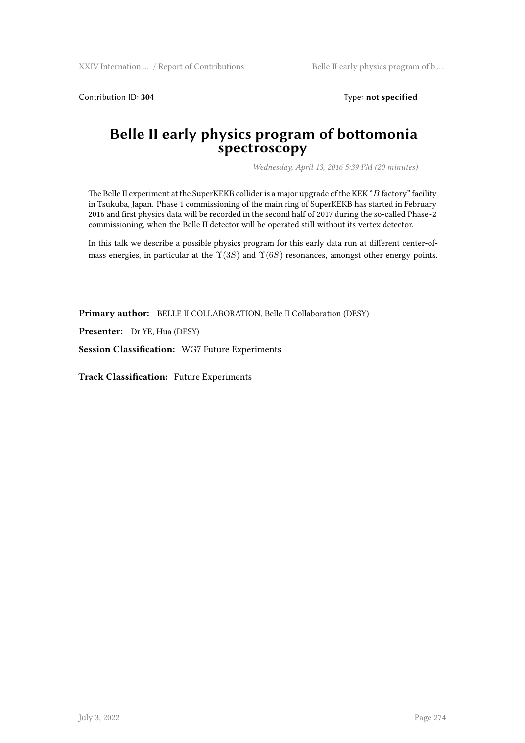Contribution ID: **304**

Type: **not specified**

# Belle II early physics program of bottomonia spectroscopy

*Wednesday, April 13, 2016 5:39 PM (20 minutes)*

The Belle II experiment at the SuperKEKB collider is a major upgrade of the KEK "$B$ factory" facility in Tsukuba, Japan. Phase 1 commissioning of the main ring of SuperKEKB has started in February 2016 and first physics data will be recorded in the second half of 2017 during the so-called Phase~2 commissioning, when the Belle II detector will be operated still without its vertex detector.

In this talk we describe a possible physics program for this early data run at different center-of-mass energies, in particular at the $\Upsilon(3S)$ and $\Upsilon(6S)$ resonances, amongst other energy points.

**Primary author:** BELLE II COLLABORATION, Belle II Collaboration (DESY)

**Presenter:** Dr YE, Hua (DESY)

**Session Classification:** WG7 Future Experiments

**Track Classification:** Future Experiments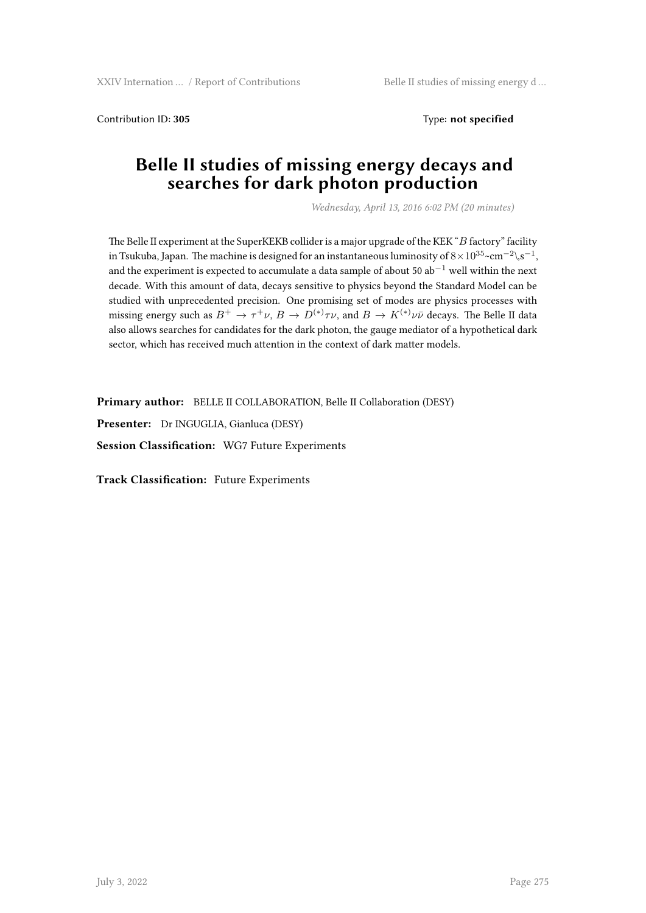Contribution ID: **305** Type: **not specified**

# Belle II studies of missing energy decays and searches for dark photon production

*Wednesday, April 13, 2016 6:02 PM (20 minutes)*

The Belle II experiment at the SuperKEKB collider is a major upgrade of the KEK "$B$ factory" facility in Tsukuba, Japan. The machine is designed for an instantaneous luminosity of $8\times10^{35}$~cm$^{-2}$\,s$^{-1}$, and the experiment is expected to accumulate a data sample of about 50 ab$^{-1}$ well within the next decade. With this amount of data, decays sensitive to physics beyond the Standard Model can be studied with unprecedented precision. One promising set of modes are physics processes with missing energy such as $B^+ \to \tau^+\nu$, $B \to D^{(*)}\tau\nu$, and $B \to K^{(*)}\nu\bar{\nu}$ decays. The Belle II data also allows searches for candidates for the dark photon, the gauge mediator of a hypothetical dark sector, which has received much attention in the context of dark matter models.

**Primary author:** BELLE II COLLABORATION, Belle II Collaboration (DESY)

**Presenter:** Dr INGUGLIA, Gianluca (DESY)

**Session Classification:** WG7 Future Experiments

**Track Classification:** Future Experiments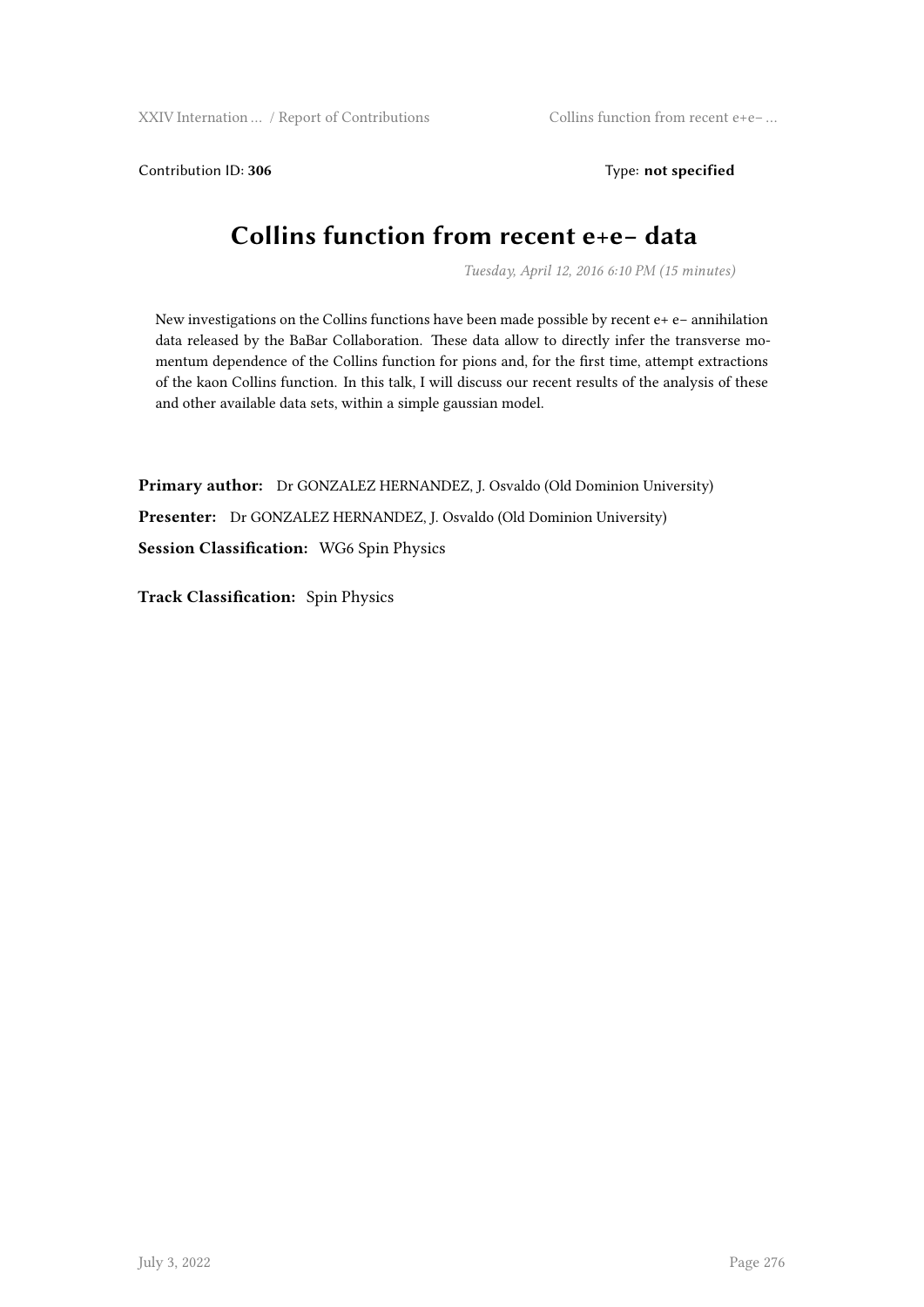Contribution ID: **306** Type: **not specified**

# Collins function from recent e+e– data

*Tuesday, April 12, 2016 6:10 PM (15 minutes)*

New investigations on the Collins functions have been made possible by recent e+ e– annihilation data released by the BaBar Collaboration. These data allow to directly infer the transverse momentum dependence of the Collins function for pions and, for the first time, attempt extractions of the kaon Collins function. In this talk, I will discuss our recent results of the analysis of these and other available data sets, within a simple gaussian model.

**Primary author:** Dr GONZALEZ HERNANDEZ, J. Osvaldo (Old Dominion University)

**Presenter:** Dr GONZALEZ HERNANDEZ, J. Osvaldo (Old Dominion University)

**Session Classification:** WG6 Spin Physics

**Track Classification:** Spin Physics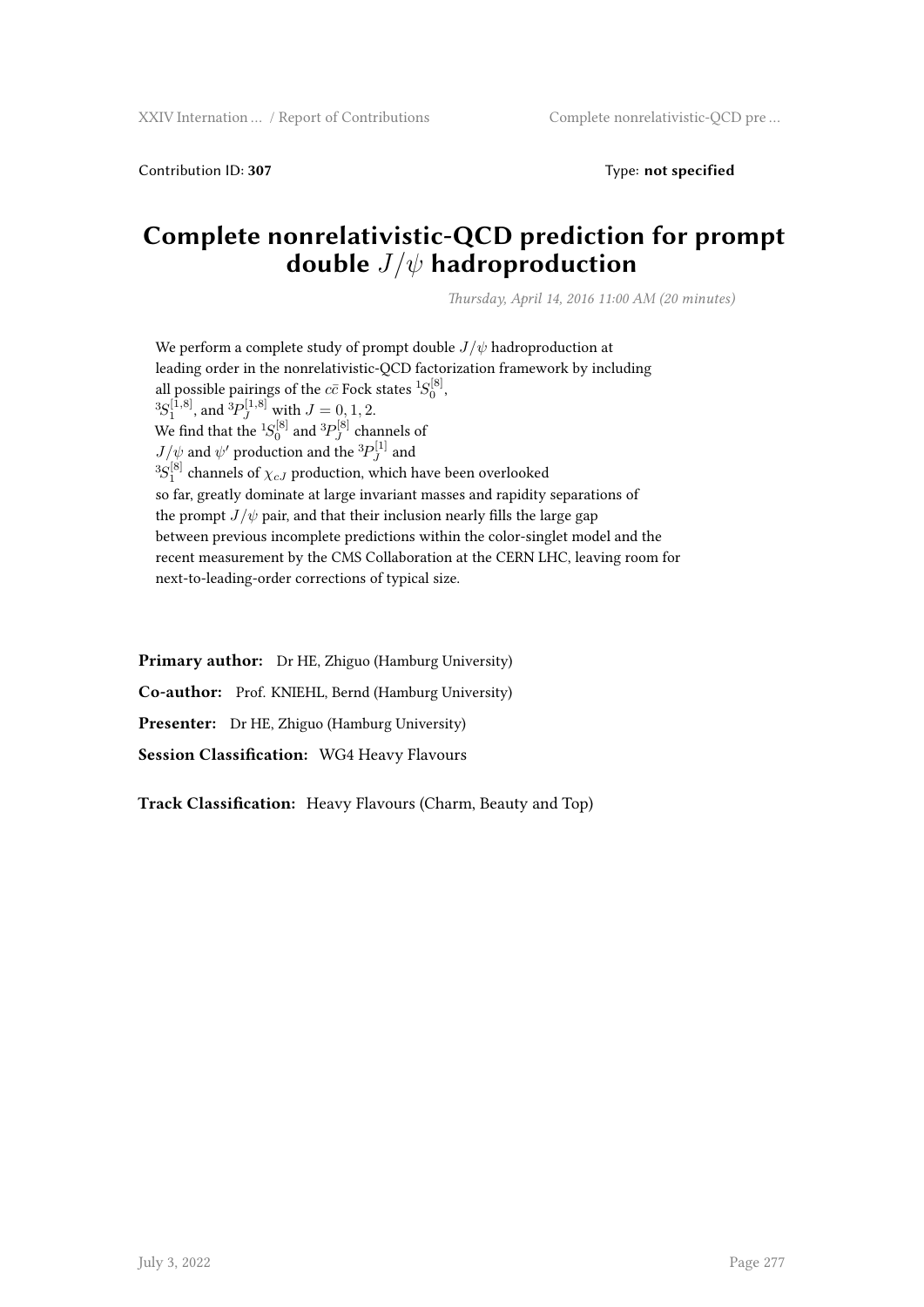Contribution ID: **307** Type: **not specified**

# Complete nonrelativistic-QCD prediction for prompt double $J/\psi$ hadroproduction

*Thursday, April 14, 2016 11:00 AM (20 minutes)*

We perform a complete study of prompt double $J/\psi$ hadroproduction at leading order in the nonrelativistic-QCD factorization framework by including all possible pairings of the $c\bar{c}$ Fock states ${}^1S_0^{[8]}$, ${}^3S_1^{[1,8]}$, and ${}^3P_J^{[1,8]}$ with $J = 0, 1, 2$.
We find that the ${}^1S_0^{[8]}$ and ${}^3P_J^{[8]}$ channels of $J/\psi$ and $\psi'$ production and the ${}^3P_J^{[1]}$ and ${}^3S_1^{[8]}$ channels of $\chi_{cJ}$ production, which have been overlooked so far, greatly dominate at large invariant masses and rapidity separations of the prompt $J/\psi$ pair, and that their inclusion nearly fills the large gap between previous incomplete predictions within the color-singlet model and the recent measurement by the CMS Collaboration at the CERN LHC, leaving room for next-to-leading-order corrections of typical size.

**Primary author:** Dr HE, Zhiguo (Hamburg University)

**Co-author:** Prof. KNIEHL, Bernd (Hamburg University)

**Presenter:** Dr HE, Zhiguo (Hamburg University)

**Session Classification:** WG4 Heavy Flavours

**Track Classification:** Heavy Flavours (Charm, Beauty and Top)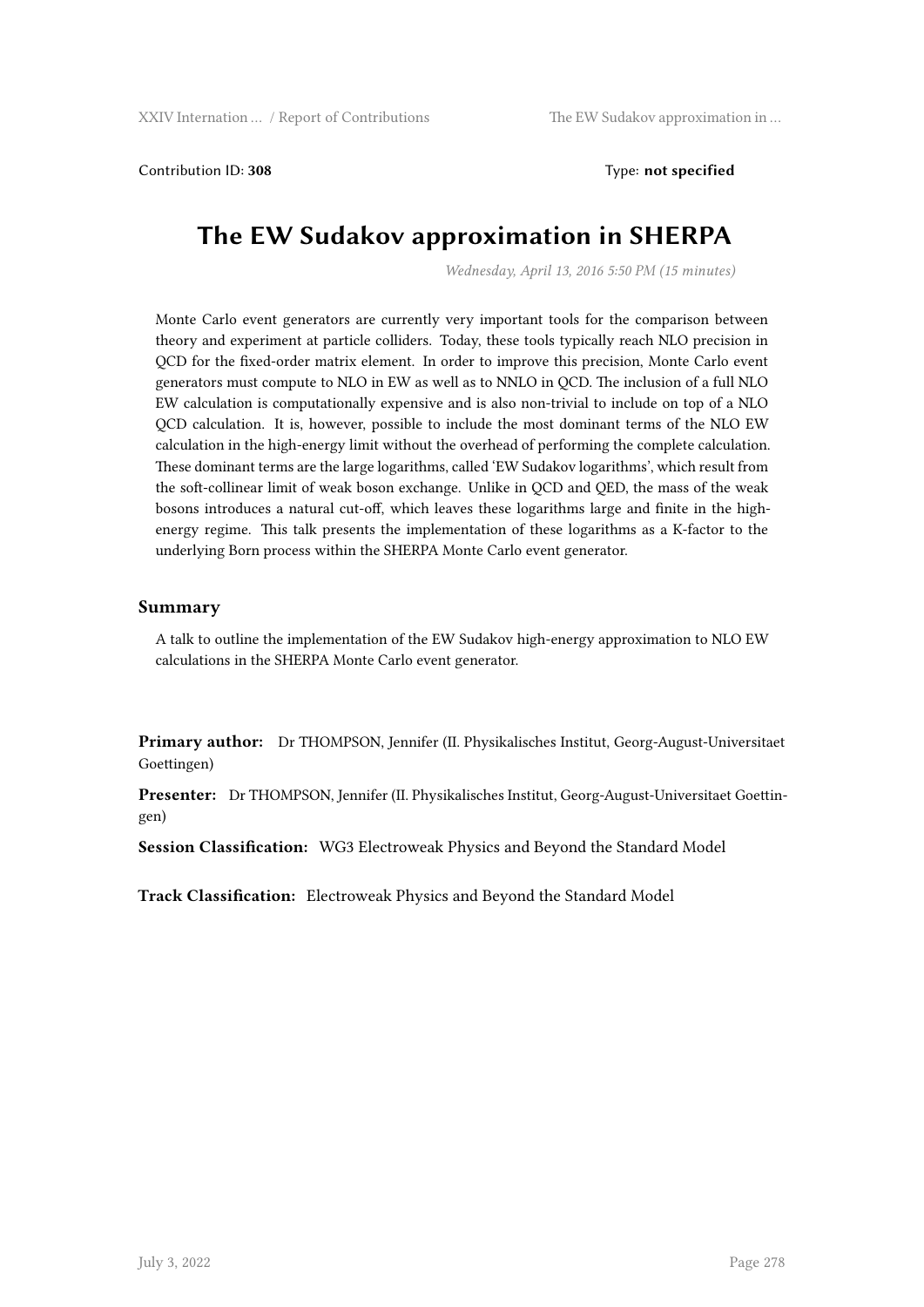Contribution ID: **308** Type: **not specified**

# The EW Sudakov approximation in SHERPA

*Wednesday, April 13, 2016 5:50 PM (15 minutes)*

Monte Carlo event generators are currently very important tools for the comparison between theory and experiment at particle colliders. Today, these tools typically reach NLO precision in QCD for the fixed-order matrix element. In order to improve this precision, Monte Carlo event generators must compute to NLO in EW as well as to NNLO in QCD. The inclusion of a full NLO EW calculation is computationally expensive and is also non-trivial to include on top of a NLO QCD calculation. It is, however, possible to include the most dominant terms of the NLO EW calculation in the high-energy limit without the overhead of performing the complete calculation. These dominant terms are the large logarithms, called 'EW Sudakov logarithms', which result from the soft-collinear limit of weak boson exchange. Unlike in QCD and QED, the mass of the weak bosons introduces a natural cut-off, which leaves these logarithms large and finite in the high-energy regime. This talk presents the implementation of these logarithms as a K-factor to the underlying Born process within the SHERPA Monte Carlo event generator.

## Summary

A talk to outline the implementation of the EW Sudakov high-energy approximation to NLO EW calculations in the SHERPA Monte Carlo event generator.

**Primary author:** Dr THOMPSON, Jennifer (II. Physikalisches Institut, Georg-August-Universitaet Goettingen)

**Presenter:** Dr THOMPSON, Jennifer (II. Physikalisches Institut, Georg-August-Universitaet Goettingen)

**Session Classification:** WG3 Electroweak Physics and Beyond the Standard Model

**Track Classification:** Electroweak Physics and Beyond the Standard Model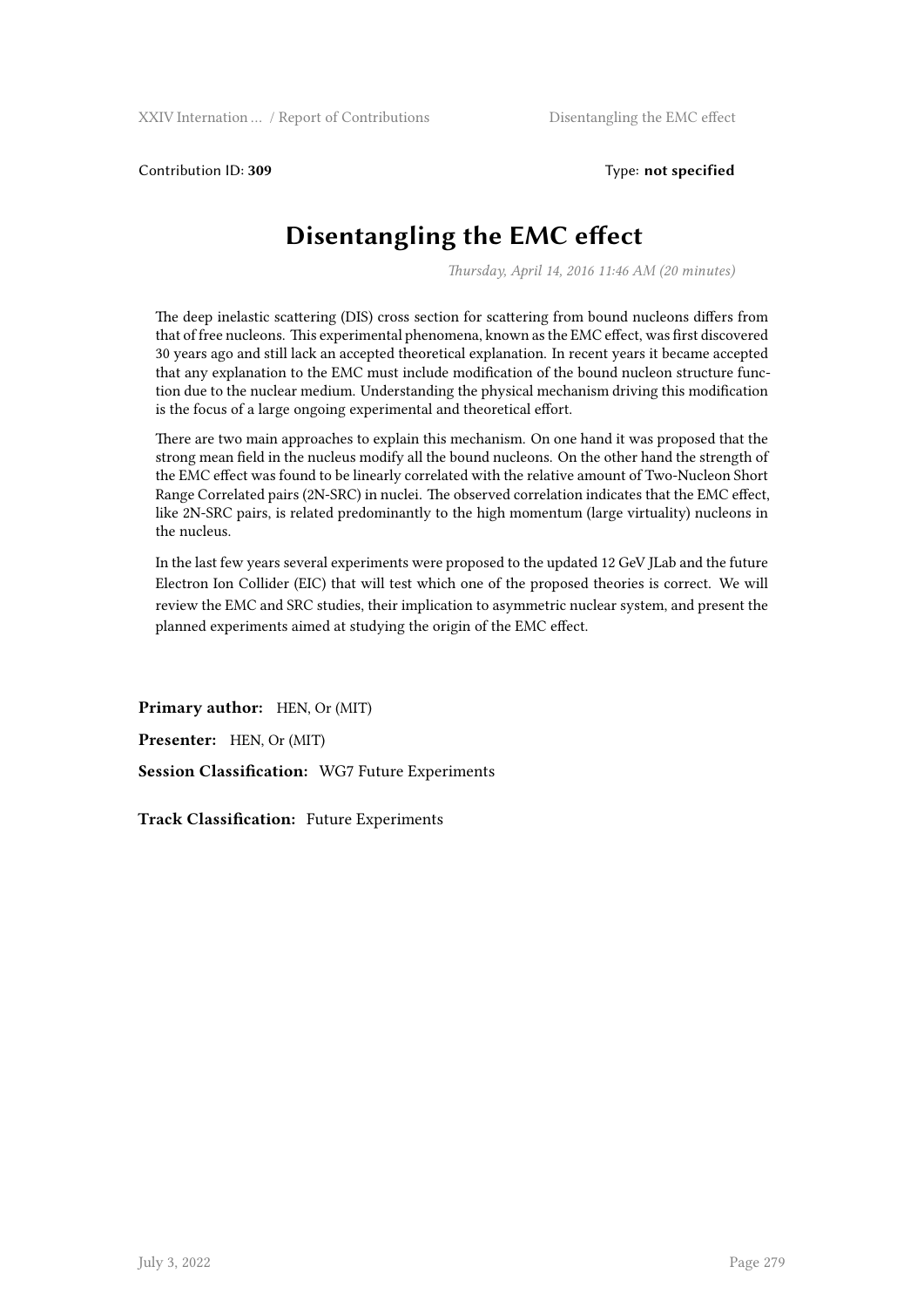Contribution ID: **309** Type: **not specified**

# Disentangling the EMC effect

*Thursday, April 14, 2016 11:46 AM (20 minutes)*

The deep inelastic scattering (DIS) cross section for scattering from bound nucleons differs from that of free nucleons. This experimental phenomena, known as the EMC effect, was first discovered 30 years ago and still lack an accepted theoretical explanation. In recent years it became accepted that any explanation to the EMC must include modification of the bound nucleon structure function due to the nuclear medium. Understanding the physical mechanism driving this modification is the focus of a large ongoing experimental and theoretical effort.

There are two main approaches to explain this mechanism. On one hand it was proposed that the strong mean field in the nucleus modify all the bound nucleons. On the other hand the strength of the EMC effect was found to be linearly correlated with the relative amount of Two-Nucleon Short Range Correlated pairs (2N-SRC) in nuclei. The observed correlation indicates that the EMC effect, like 2N-SRC pairs, is related predominantly to the high momentum (large virtuality) nucleons in the nucleus.

In the last few years several experiments were proposed to the updated 12 GeV JLab and the future Electron Ion Collider (EIC) that will test which one of the proposed theories is correct. We will review the EMC and SRC studies, their implication to asymmetric nuclear system, and present the planned experiments aimed at studying the origin of the EMC effect.

**Primary author:** HEN, Or (MIT)

**Presenter:** HEN, Or (MIT)

**Session Classification:** WG7 Future Experiments

**Track Classification:** Future Experiments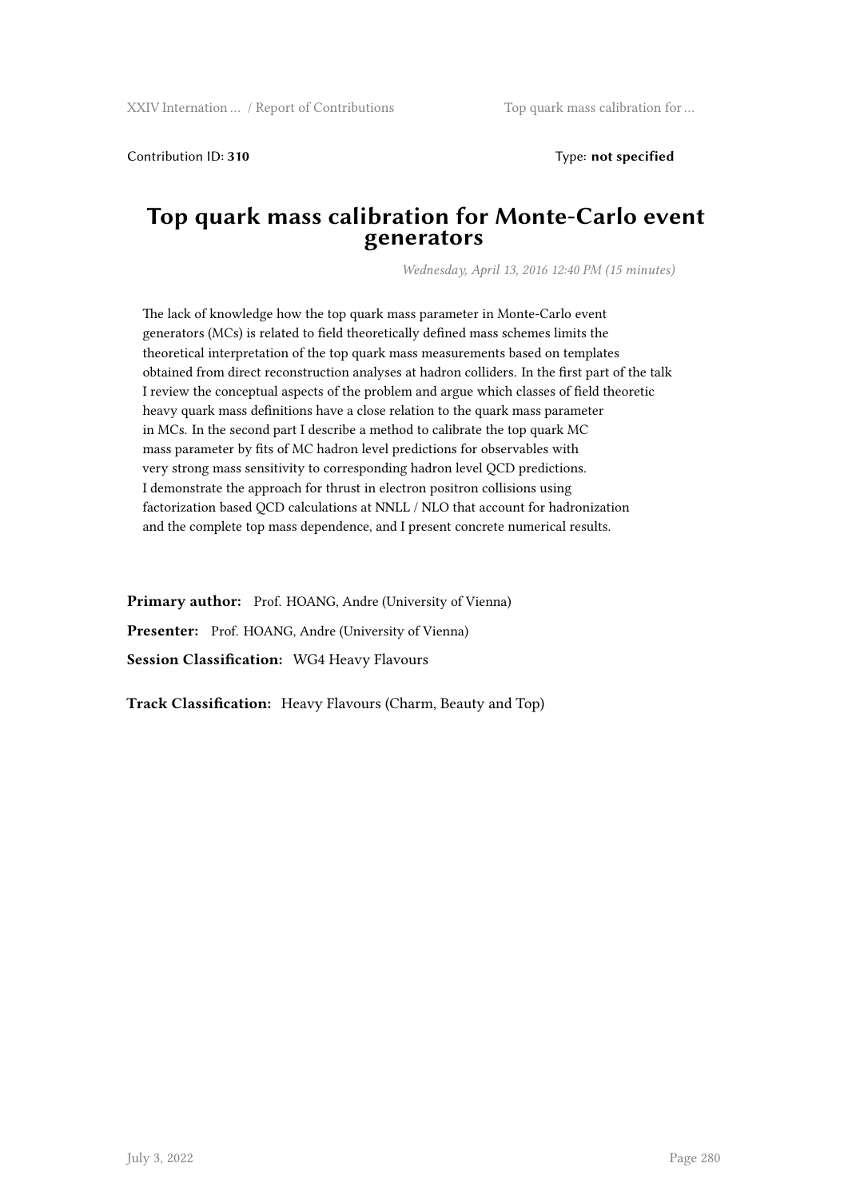Contribution ID: **310** Type: **not specified**

# Top quark mass calibration for Monte-Carlo event generators

*Wednesday, April 13, 2016 12:40 PM (15 minutes)*

The lack of knowledge how the top quark mass parameter in Monte-Carlo event generators (MCs) is related to field theoretically defined mass schemes limits the theoretical interpretation of the top quark mass measurements based on templates obtained from direct reconstruction analyses at hadron colliders. In the first part of the talk I review the conceptual aspects of the problem and argue which classes of field theoretic heavy quark mass definitions have a close relation to the quark mass parameter in MCs. In the second part I describe a method to calibrate the top quark MC mass parameter by fits of MC hadron level predictions for observables with very strong mass sensitivity to corresponding hadron level QCD predictions. I demonstrate the approach for thrust in electron positron collisions using factorization based QCD calculations at NNLL / NLO that account for hadronization and the complete top mass dependence, and I present concrete numerical results.

**Primary author:** Prof. HOANG, Andre (University of Vienna)

**Presenter:** Prof. HOANG, Andre (University of Vienna)

**Session Classification:** WG4 Heavy Flavours

**Track Classification:** Heavy Flavours (Charm, Beauty and Top)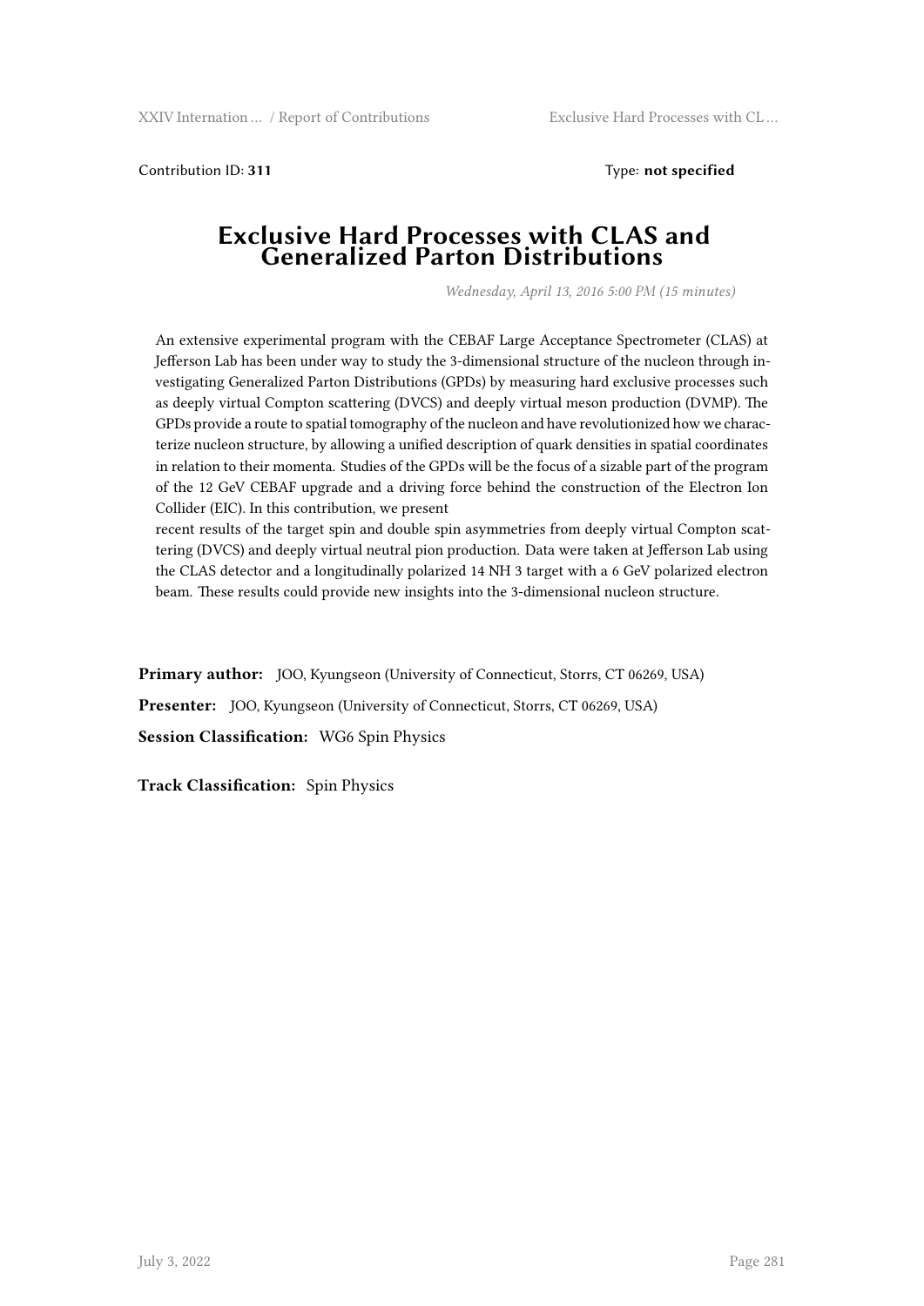Contribution ID: **311** Type: **not specified**

# Exclusive Hard Processes with CLAS and Generalized Parton Distributions

*Wednesday, April 13, 2016 5:00 PM (15 minutes)*

An extensive experimental program with the CEBAF Large Acceptance Spectrometer (CLAS) at Jefferson Lab has been under way to study the 3-dimensional structure of the nucleon through investigating Generalized Parton Distributions (GPDs) by measuring hard exclusive processes such as deeply virtual Compton scattering (DVCS) and deeply virtual meson production (DVMP). The GPDs provide a route to spatial tomography of the nucleon and have revolutionized how we characterize nucleon structure, by allowing a unified description of quark densities in spatial coordinates in relation to their momenta. Studies of the GPDs will be the focus of a sizable part of the program of the 12 GeV CEBAF upgrade and a driving force behind the construction of the Electron Ion Collider (EIC). In this contribution, we present
recent results of the target spin and double spin asymmetries from deeply virtual Compton scattering (DVCS) and deeply virtual neutral pion production. Data were taken at Jefferson Lab using the CLAS detector and a longitudinally polarized 14 NH 3 target with a 6 GeV polarized electron beam. These results could provide new insights into the 3-dimensional nucleon structure.

**Primary author:** JOO, Kyungseon (University of Connecticut, Storrs, CT 06269, USA)

**Presenter:** JOO, Kyungseon (University of Connecticut, Storrs, CT 06269, USA)

**Session Classification:** WG6 Spin Physics

**Track Classification:** Spin Physics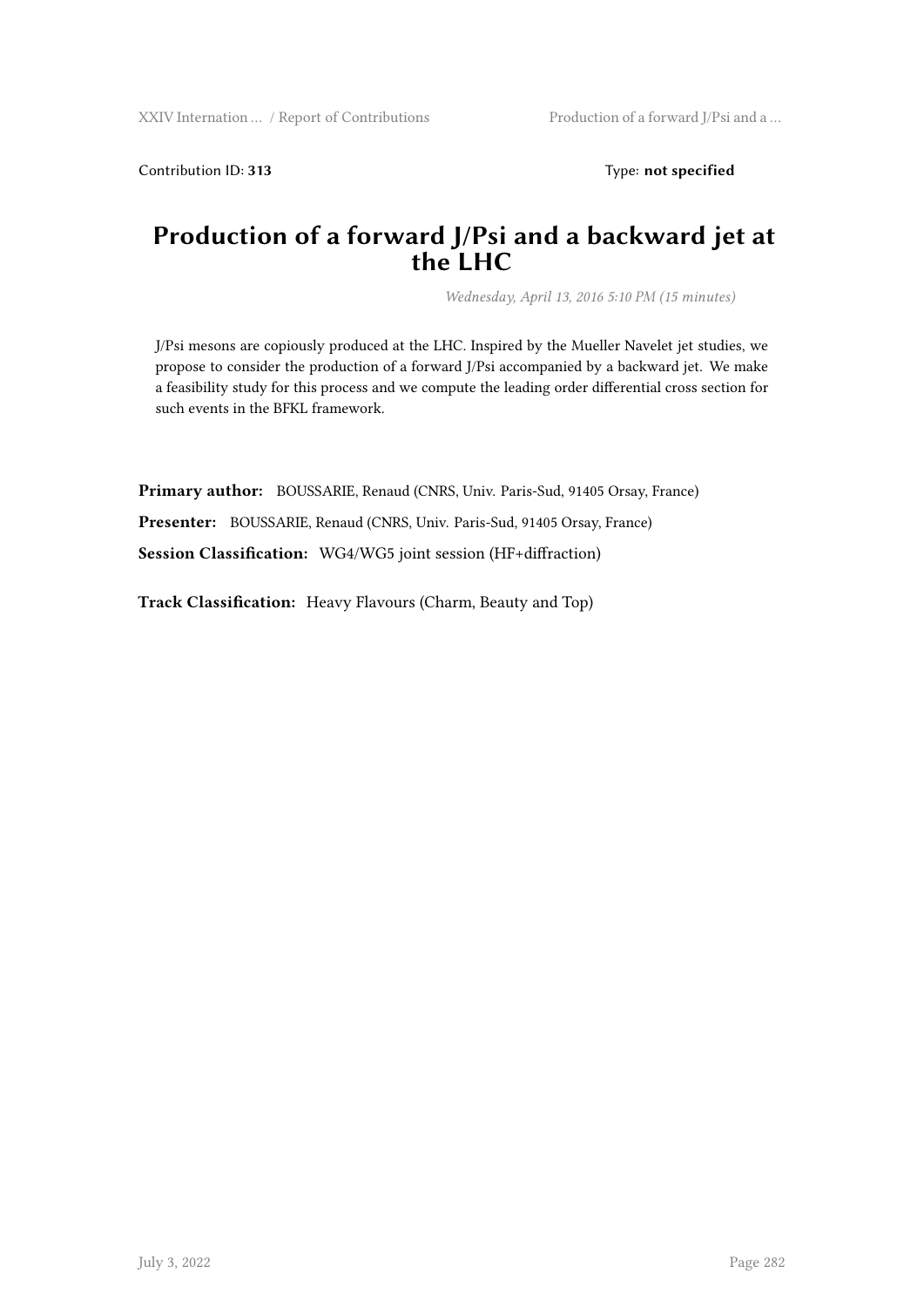Contribution ID: **313** Type: **not specified**

# Production of a forward J/Psi and a backward jet at the LHC

*Wednesday, April 13, 2016 5:10 PM (15 minutes)*

J/Psi mesons are copiously produced at the LHC. Inspired by the Mueller Navelet jet studies, we propose to consider the production of a forward J/Psi accompanied by a backward jet. We make a feasibility study for this process and we compute the leading order differential cross section for such events in the BFKL framework.

**Primary author:** BOUSSARIE, Renaud (CNRS, Univ. Paris-Sud, 91405 Orsay, France)

**Presenter:** BOUSSARIE, Renaud (CNRS, Univ. Paris-Sud, 91405 Orsay, France)

**Session Classification:** WG4/WG5 joint session (HF+diffraction)

**Track Classification:** Heavy Flavours (Charm, Beauty and Top)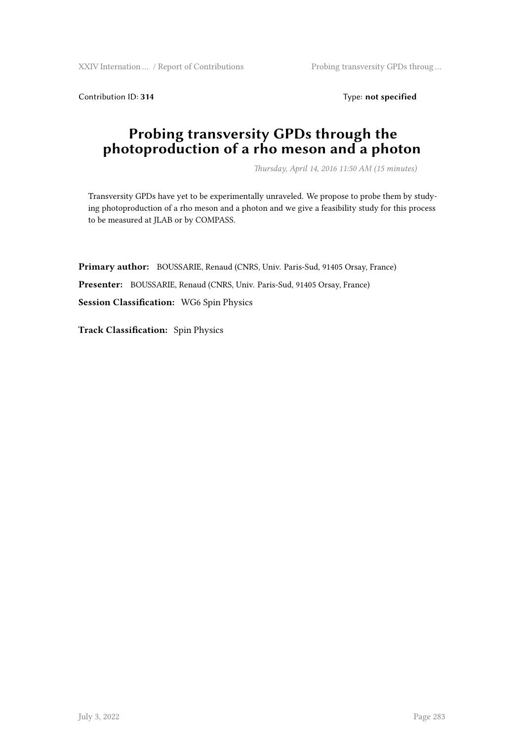Contribution ID: **314** Type: **not specified**

# Probing transversity GPDs through the photoproduction of a rho meson and a photon

*Thursday, April 14, 2016 11:50 AM (15 minutes)*

Transversity GPDs have yet to be experimentally unraveled. We propose to probe them by studying photoproduction of a rho meson and a photon and we give a feasibility study for this process to be measured at JLAB or by COMPASS.

**Primary author:** BOUSSARIE, Renaud (CNRS, Univ. Paris-Sud, 91405 Orsay, France)

**Presenter:** BOUSSARIE, Renaud (CNRS, Univ. Paris-Sud, 91405 Orsay, France)

**Session Classification:** WG6 Spin Physics

**Track Classification:** Spin Physics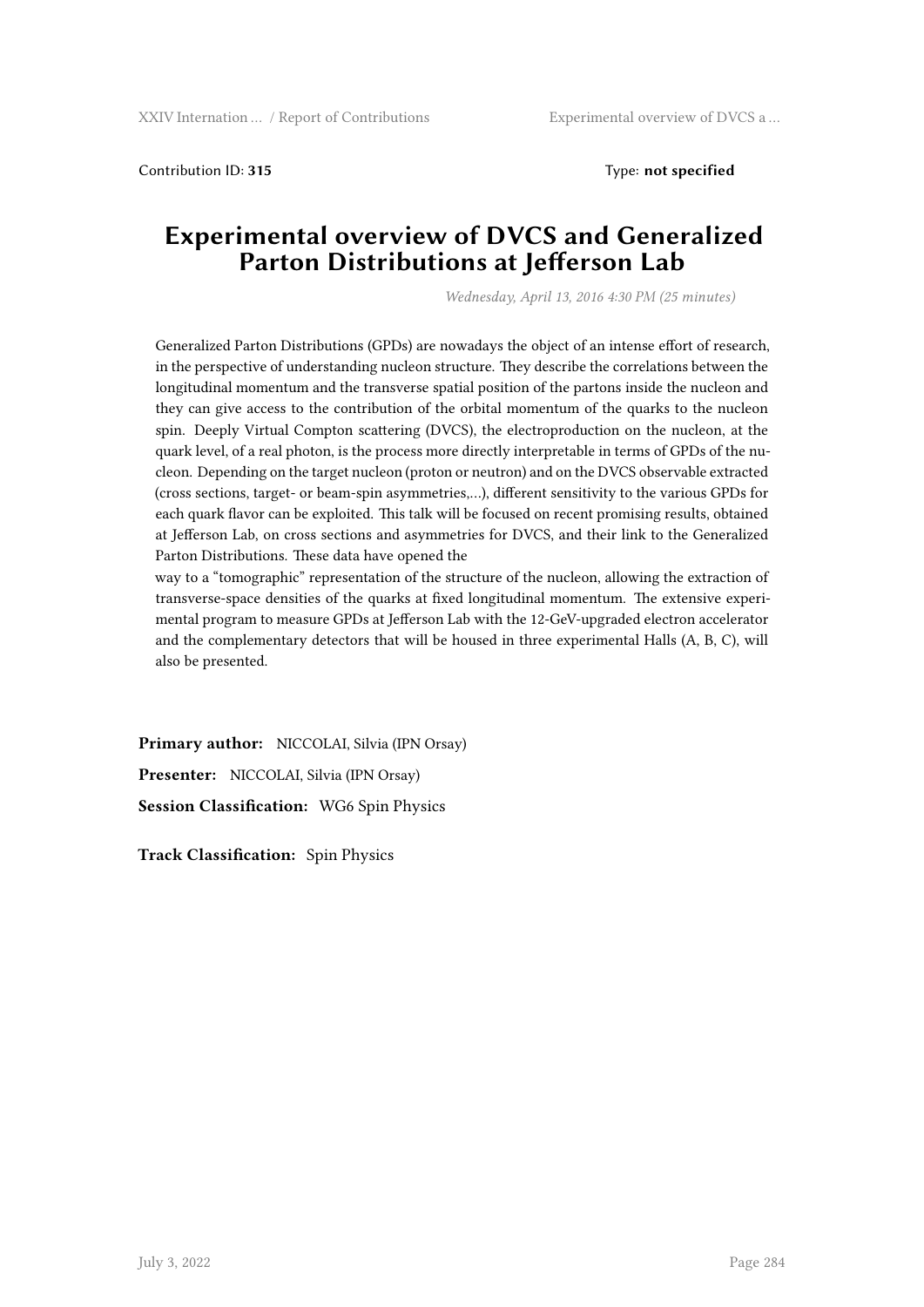Contribution ID: **315** Type: **not specified**

# Experimental overview of DVCS and Generalized Parton Distributions at Jefferson Lab

*Wednesday, April 13, 2016 4:30 PM (25 minutes)*

Generalized Parton Distributions (GPDs) are nowadays the object of an intense effort of research, in the perspective of understanding nucleon structure. They describe the correlations between the longitudinal momentum and the transverse spatial position of the partons inside the nucleon and they can give access to the contribution of the orbital momentum of the quarks to the nucleon spin. Deeply Virtual Compton scattering (DVCS), the electroproduction on the nucleon, at the quark level, of a real photon, is the process more directly interpretable in terms of GPDs of the nucleon. Depending on the target nucleon (proton or neutron) and on the DVCS observable extracted (cross sections, target- or beam-spin asymmetries,…), different sensitivity to the various GPDs for each quark flavor can be exploited. This talk will be focused on recent promising results, obtained at Jefferson Lab, on cross sections and asymmetries for DVCS, and their link to the Generalized Parton Distributions. These data have opened the
way to a "tomographic" representation of the structure of the nucleon, allowing the extraction of transverse-space densities of the quarks at fixed longitudinal momentum. The extensive experimental program to measure GPDs at Jefferson Lab with the 12-GeV-upgraded electron accelerator and the complementary detectors that will be housed in three experimental Halls (A, B, C), will also be presented.

**Primary author:** NICCOLAI, Silvia (IPN Orsay)

**Presenter:** NICCOLAI, Silvia (IPN Orsay)

**Session Classification:** WG6 Spin Physics

**Track Classification:** Spin Physics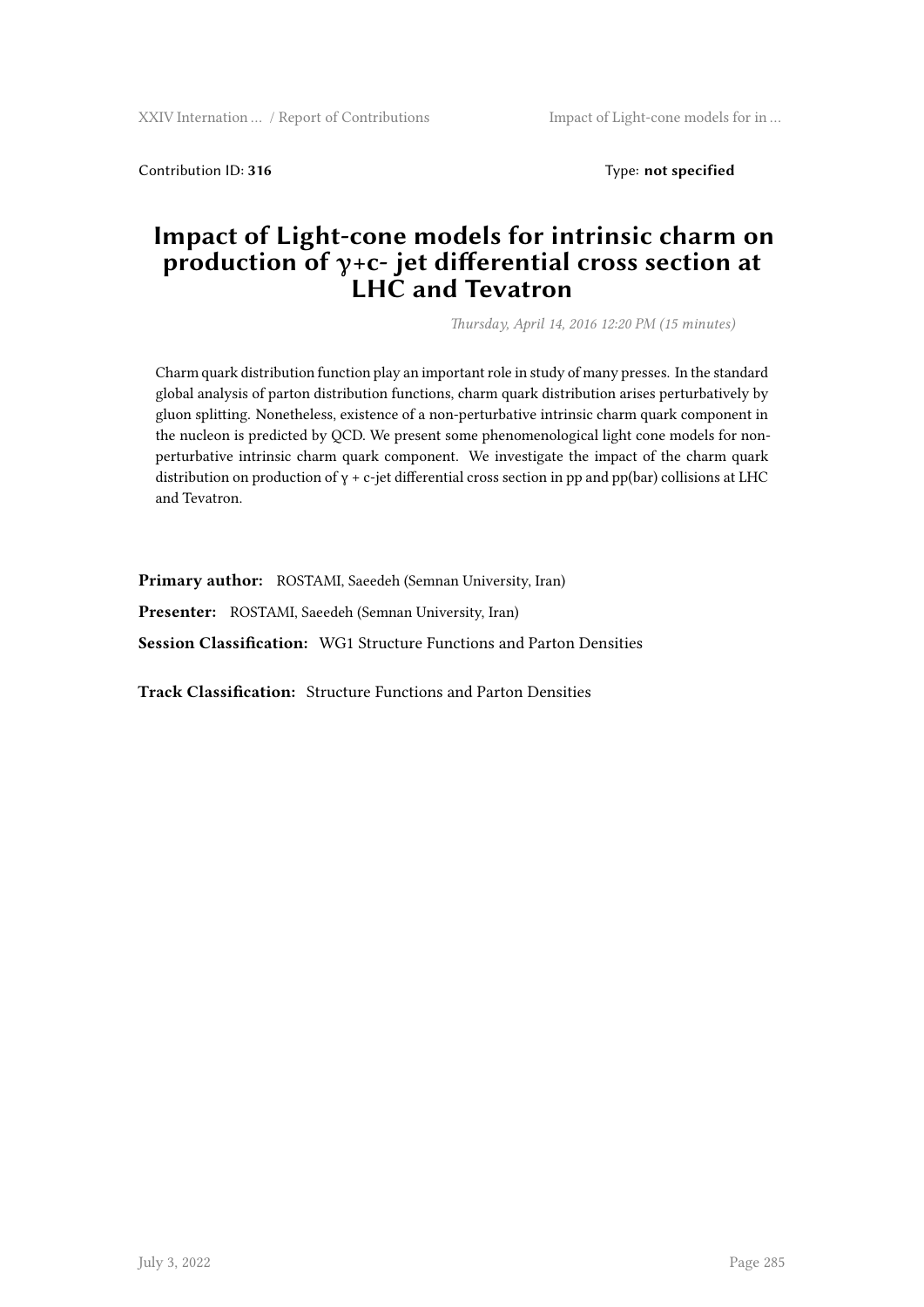Contribution ID: **316** Type: **not specified**

# Impact of Light-cone models for intrinsic charm on production of γ+c- jet differential cross section at LHC and Tevatron

*Thursday, April 14, 2016 12:20 PM (15 minutes)*

Charm quark distribution function play an important role in study of many presses. In the standard global analysis of parton distribution functions, charm quark distribution arises perturbatively by gluon splitting. Nonetheless, existence of a non-perturbative intrinsic charm quark component in the nucleon is predicted by QCD. We present some phenomenological light cone models for non-perturbative intrinsic charm quark component. We investigate the impact of the charm quark distribution on production of γ + c-jet differential cross section in pp and pp(bar) collisions at LHC and Tevatron.

**Primary author:** ROSTAMI, Saeedeh (Semnan University, Iran)

**Presenter:** ROSTAMI, Saeedeh (Semnan University, Iran)

**Session Classification:** WG1 Structure Functions and Parton Densities

**Track Classification:** Structure Functions and Parton Densities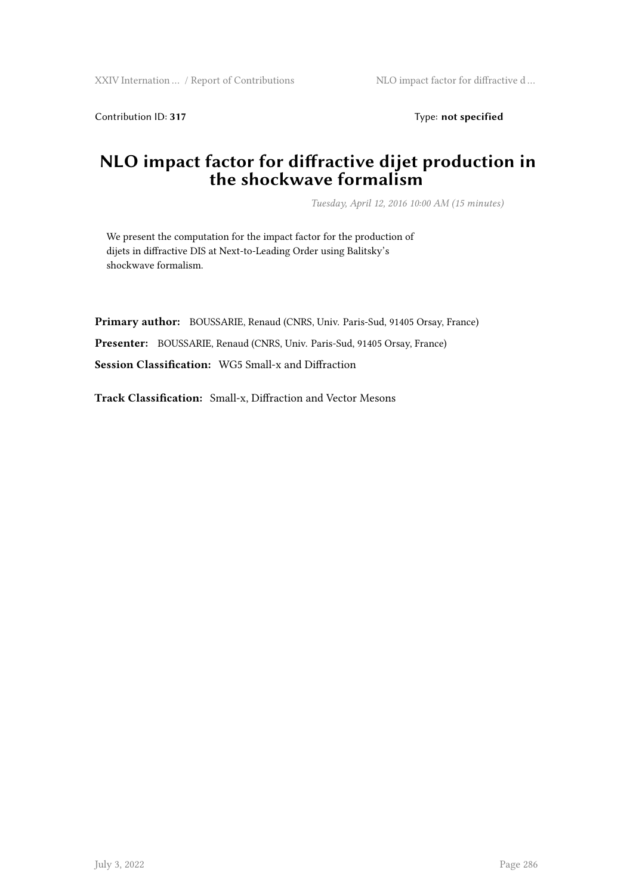Contribution ID: **317** Type: **not specified**

# NLO impact factor for diffractive dijet production in the shockwave formalism

*Tuesday, April 12, 2016 10:00 AM (15 minutes)*

We present the computation for the impact factor for the production of dijets in diffractive DIS at Next-to-Leading Order using Balitsky's shockwave formalism.

**Primary author:** BOUSSARIE, Renaud (CNRS, Univ. Paris-Sud, 91405 Orsay, France)

**Presenter:** BOUSSARIE, Renaud (CNRS, Univ. Paris-Sud, 91405 Orsay, France)

**Session Classification:** WG5 Small-x and Diffraction

**Track Classification:** Small-x, Diffraction and Vector Mesons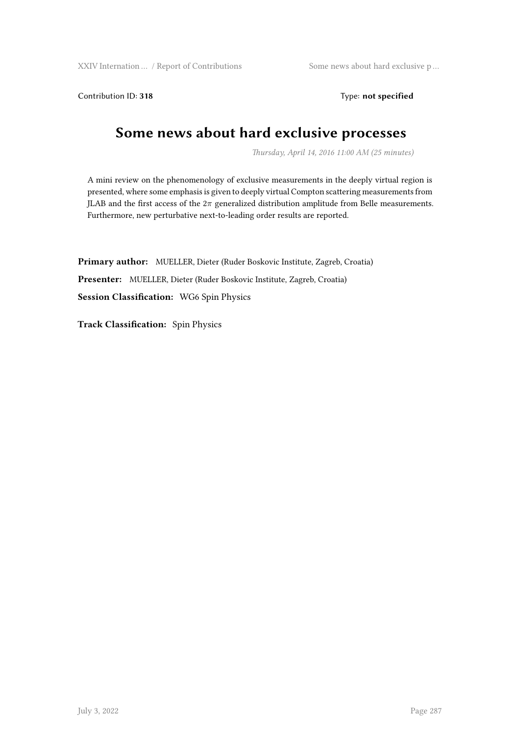Contribution ID: **318** Type: **not specified**

# Some news about hard exclusive processes

*Thursday, April 14, 2016 11:00 AM (25 minutes)*

A mini review on the phenomenology of exclusive measurements in the deeply virtual region is presented, where some emphasis is given to deeply virtual Compton scattering measurements from JLAB and the first access of the $2\pi$ generalized distribution amplitude from Belle measurements. Furthermore, new perturbative next-to-leading order results are reported.

**Primary author:** MUELLER, Dieter (Ruder Boskovic Institute, Zagreb, Croatia)

**Presenter:** MUELLER, Dieter (Ruder Boskovic Institute, Zagreb, Croatia)

**Session Classification:** WG6 Spin Physics

**Track Classification:** Spin Physics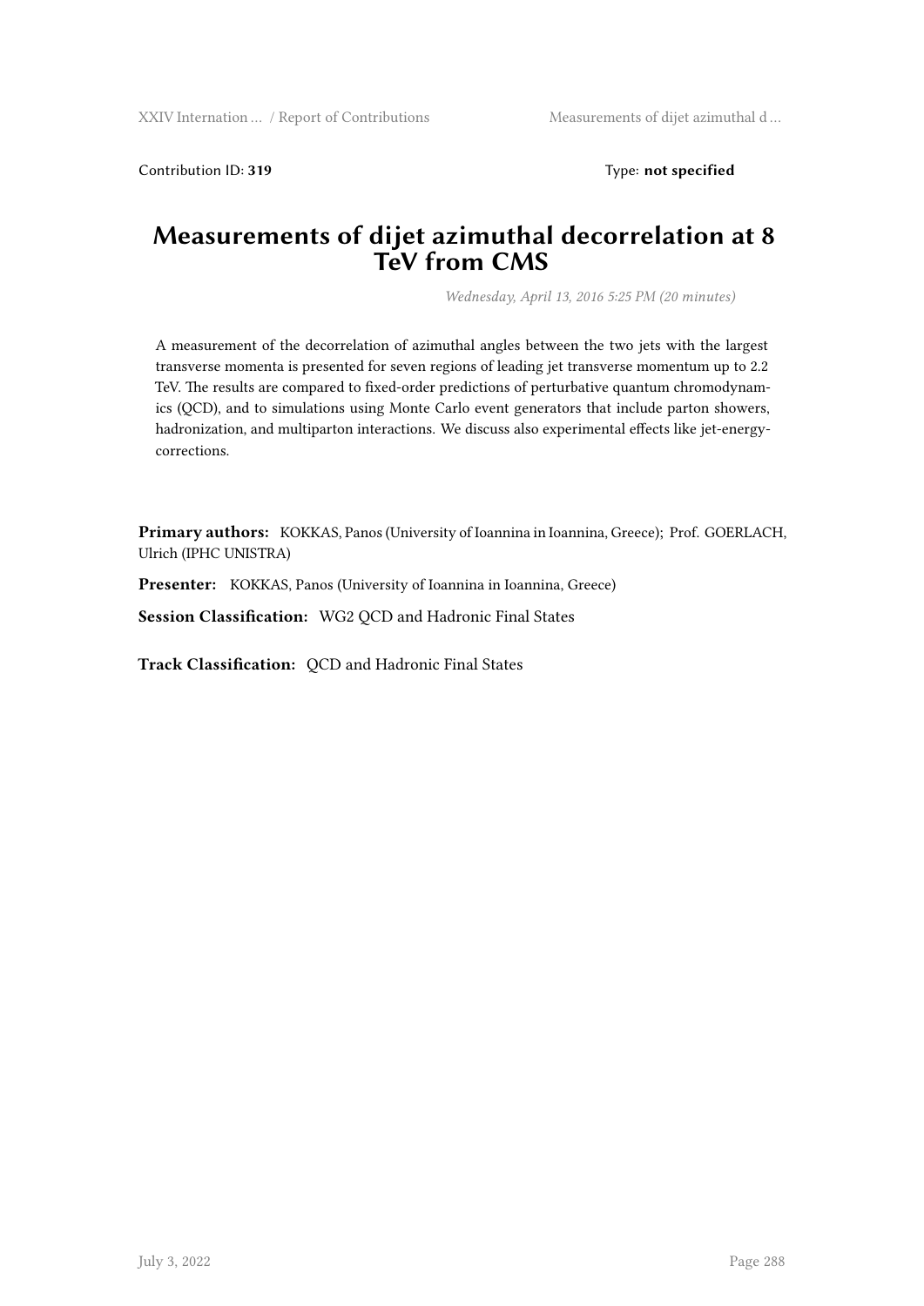Contribution ID: **319** Type: **not specified**

# Measurements of dijet azimuthal decorrelation at 8 TeV from CMS

*Wednesday, April 13, 2016 5:25 PM (20 minutes)*

A measurement of the decorrelation of azimuthal angles between the two jets with the largest transverse momenta is presented for seven regions of leading jet transverse momentum up to 2.2 TeV. The results are compared to fixed-order predictions of perturbative quantum chromodynamics (QCD), and to simulations using Monte Carlo event generators that include parton showers, hadronization, and multiparton interactions. We discuss also experimental effects like jet-energy-corrections.

**Primary authors:** KOKKAS, Panos (University of Ioannina in Ioannina, Greece); Prof. GOERLACH, Ulrich (IPHC UNISTRA)

**Presenter:** KOKKAS, Panos (University of Ioannina in Ioannina, Greece)

**Session Classification:** WG2 QCD and Hadronic Final States

**Track Classification:** QCD and Hadronic Final States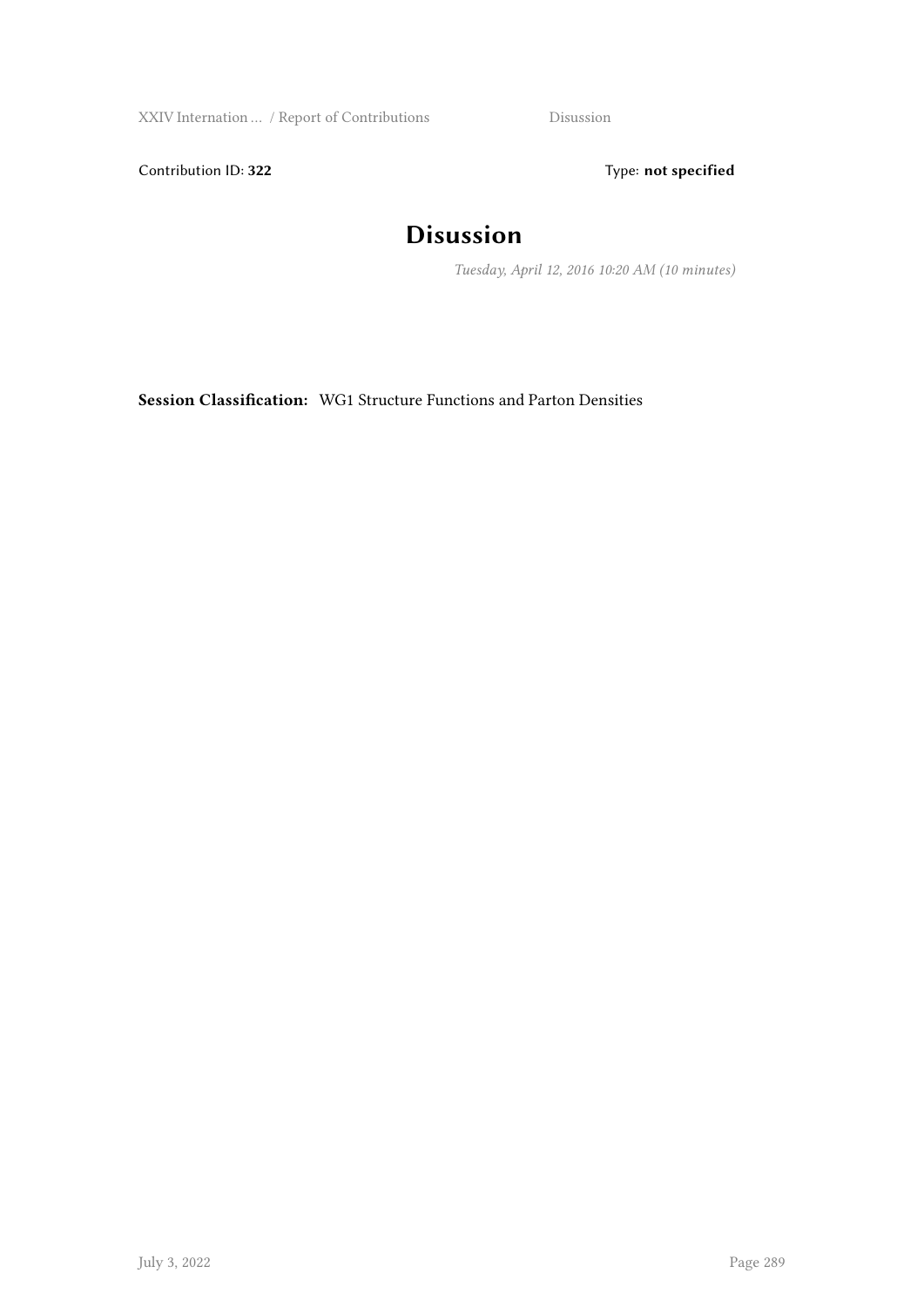Contribution ID: **322** Type: **not specified**

# Disussion

*Tuesday, April 12, 2016 10:20 AM (10 minutes)*

**Session Classification:** WG1 Structure Functions and Parton Densities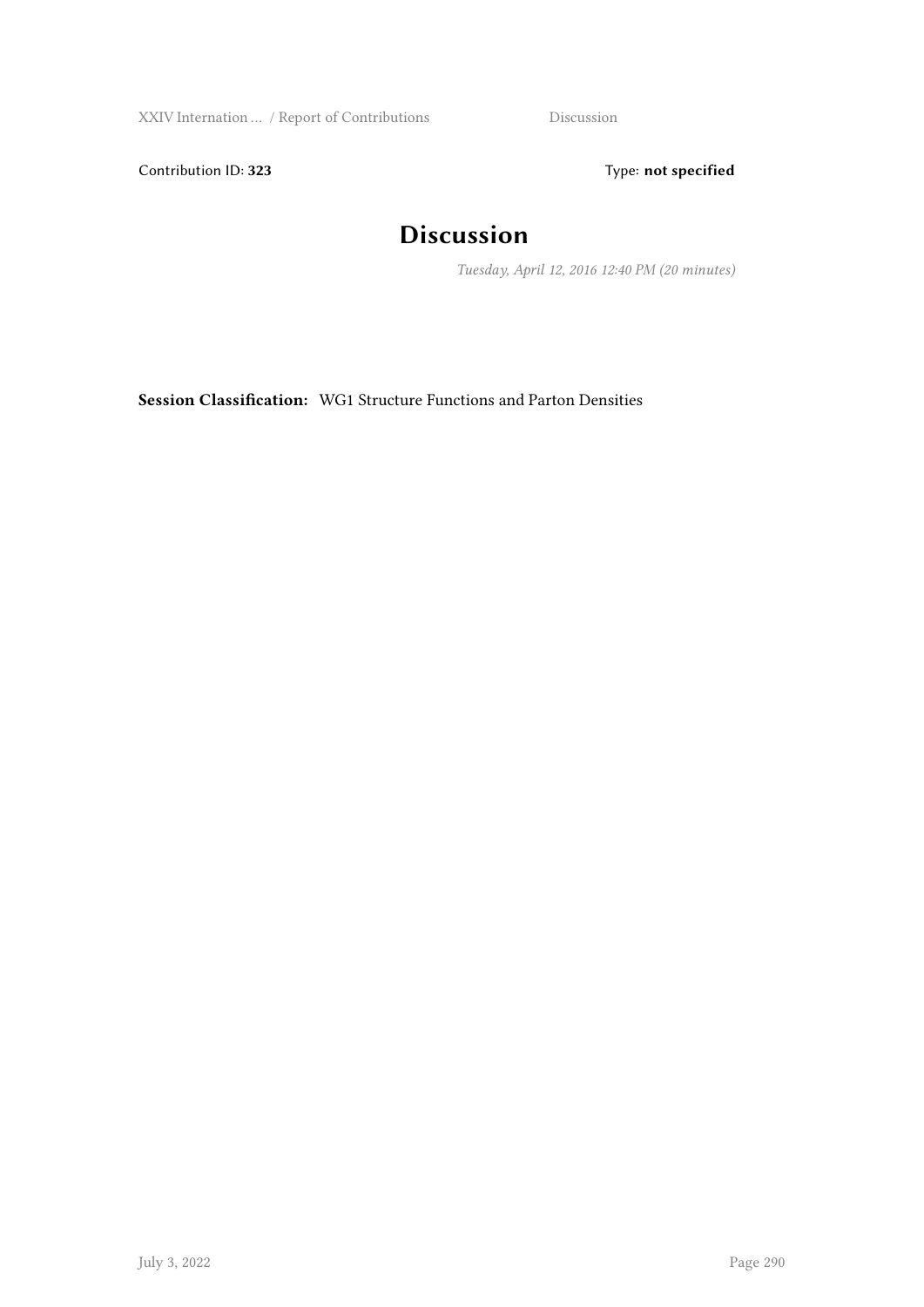Contribution ID: **323** Type: **not specified**

# Discussion

*Tuesday, April 12, 2016 12:40 PM (20 minutes)*

**Session Classification:** WG1 Structure Functions and Parton Densities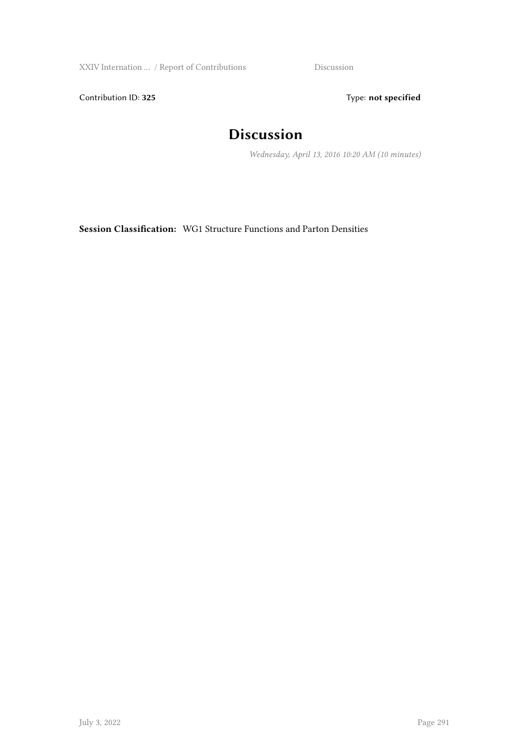Contribution ID: **325** Type: **not specified**

# Discussion

*Wednesday, April 13, 2016 10:20 AM (10 minutes)*

**Session Classification:** WG1 Structure Functions and Parton Densities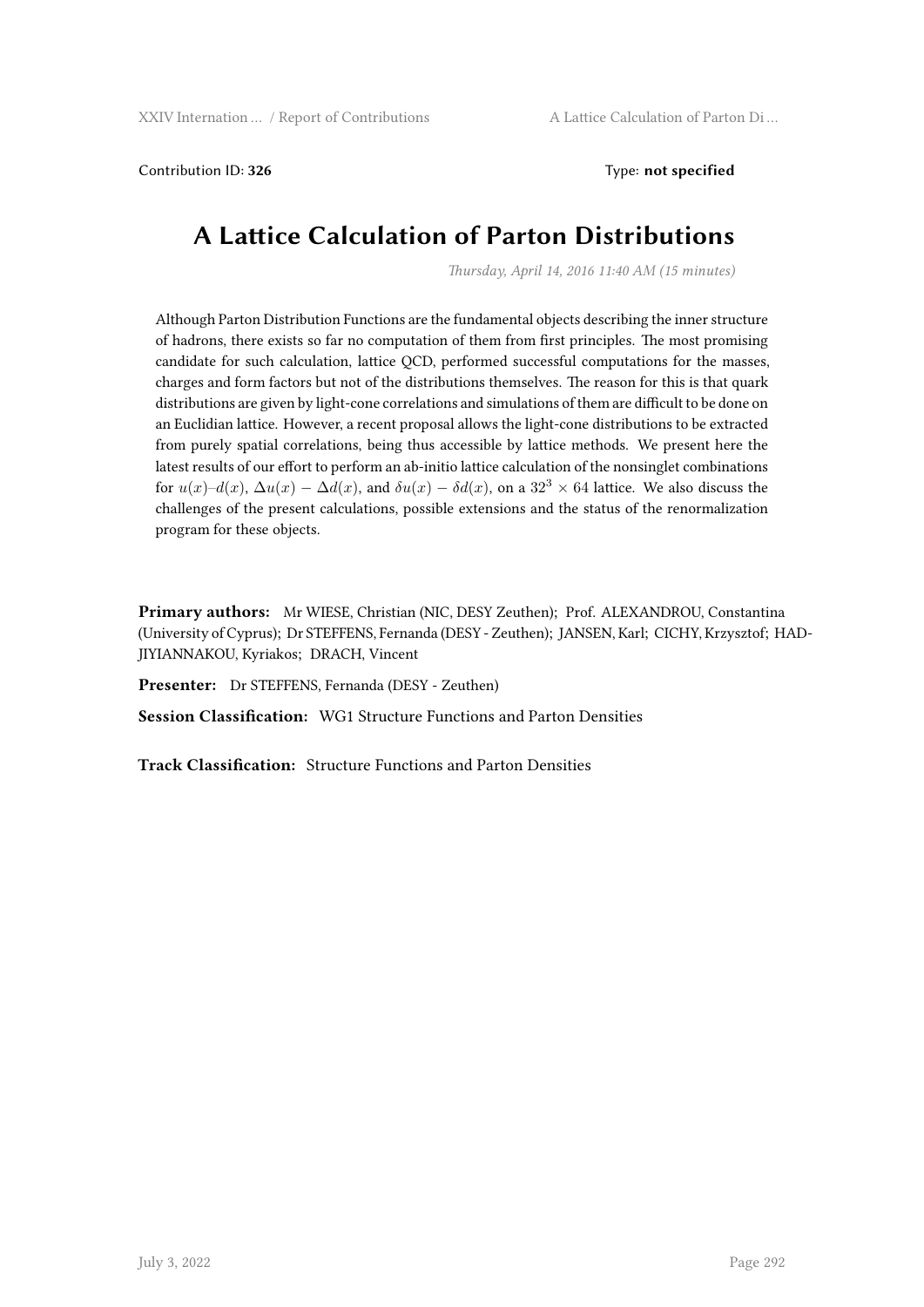Contribution ID: **326** Type: **not specified**

# A Lattice Calculation of Parton Distributions

*Thursday, April 14, 2016 11:40 AM (15 minutes)*

Although Parton Distribution Functions are the fundamental objects describing the inner structure of hadrons, there exists so far no computation of them from first principles. The most promising candidate for such calculation, lattice QCD, performed successful computations for the masses, charges and form factors but not of the distributions themselves. The reason for this is that quark distributions are given by light-cone correlations and simulations of them are difficult to be done on an Euclidian lattice. However, a recent proposal allows the light-cone distributions to be extracted from purely spatial correlations, being thus accessible by lattice methods. We present here the latest results of our effort to perform an ab-initio lattice calculation of the nonsinglet combinations for $u(x)$–$d(x)$, $\Delta u(x) - \Delta d(x)$, and $\delta u(x) - \delta d(x)$, on a $32^3 \times 64$ lattice. We also discuss the challenges of the present calculations, possible extensions and the status of the renormalization program for these objects.

**Primary authors:** Mr WIESE, Christian (NIC, DESY Zeuthen); Prof. ALEXANDROU, Constantina (University of Cyprus); Dr STEFFENS, Fernanda (DESY - Zeuthen); JANSEN, Karl; CICHY, Krzysztof; HADJIYIANNAKOU, Kyriakos; DRACH, Vincent

**Presenter:** Dr STEFFENS, Fernanda (DESY - Zeuthen)

**Session Classification:** WG1 Structure Functions and Parton Densities

**Track Classification:** Structure Functions and Parton Densities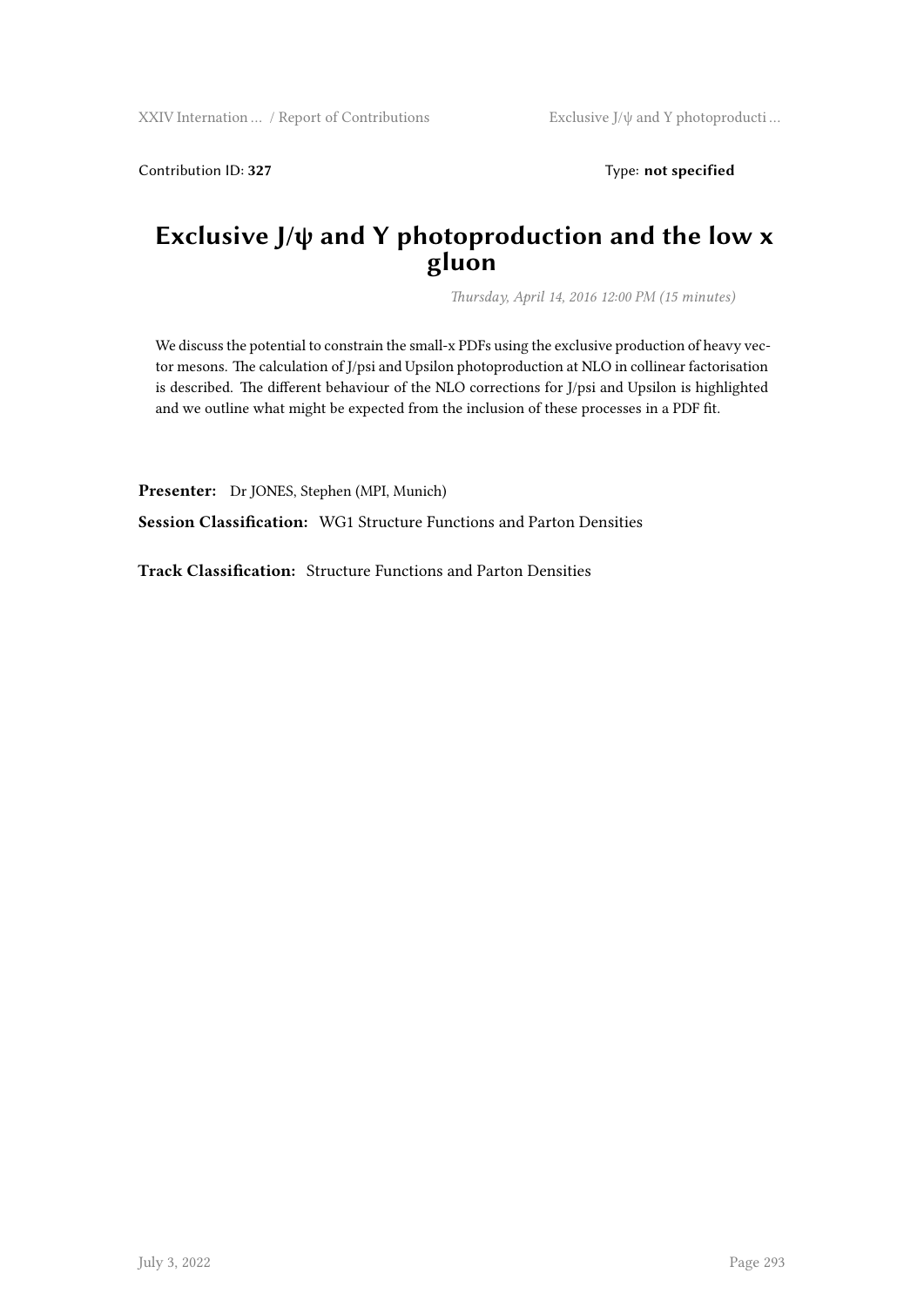Contribution ID: **327** Type: **not specified**

# Exclusive J/ψ and Y photoproduction and the low x gluon

*Thursday, April 14, 2016 12:00 PM (15 minutes)*

We discuss the potential to constrain the small-x PDFs using the exclusive production of heavy vector mesons. The calculation of J/psi and Upsilon photoproduction at NLO in collinear factorisation is described. The different behaviour of the NLO corrections for J/psi and Upsilon is highlighted and we outline what might be expected from the inclusion of these processes in a PDF fit.

**Presenter:** Dr JONES, Stephen (MPI, Munich)

**Session Classification:** WG1 Structure Functions and Parton Densities

**Track Classification:** Structure Functions and Parton Densities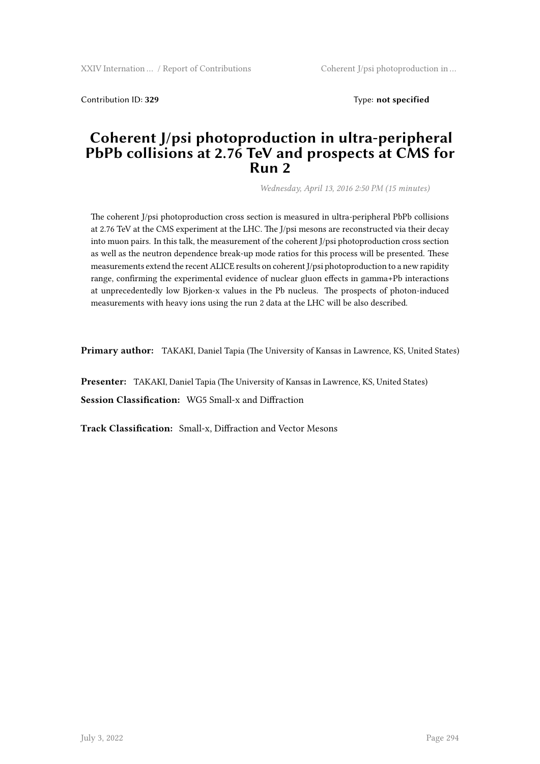Contribution ID: **329** Type: **not specified**

# Coherent J/psi photoproduction in ultra-peripheral PbPb collisions at 2.76 TeV and prospects at CMS for Run 2

*Wednesday, April 13, 2016 2:50 PM (15 minutes)*

The coherent J/psi photoproduction cross section is measured in ultra-peripheral PbPb collisions at 2.76 TeV at the CMS experiment at the LHC. The J/psi mesons are reconstructed via their decay into muon pairs. In this talk, the measurement of the coherent J/psi photoproduction cross section as well as the neutron dependence break-up mode ratios for this process will be presented. These measurements extend the recent ALICE results on coherent J/psi photoproduction to a new rapidity range, confirming the experimental evidence of nuclear gluon effects in gamma+Pb interactions at unprecedentedly low Bjorken-x values in the Pb nucleus. The prospects of photon-induced measurements with heavy ions using the run 2 data at the LHC will be also described.

**Primary author:** TAKAKI, Daniel Tapia (The University of Kansas in Lawrence, KS, United States)

**Presenter:** TAKAKI, Daniel Tapia (The University of Kansas in Lawrence, KS, United States)

**Session Classification:** WG5 Small-x and Diffraction

**Track Classification:** Small-x, Diffraction and Vector Mesons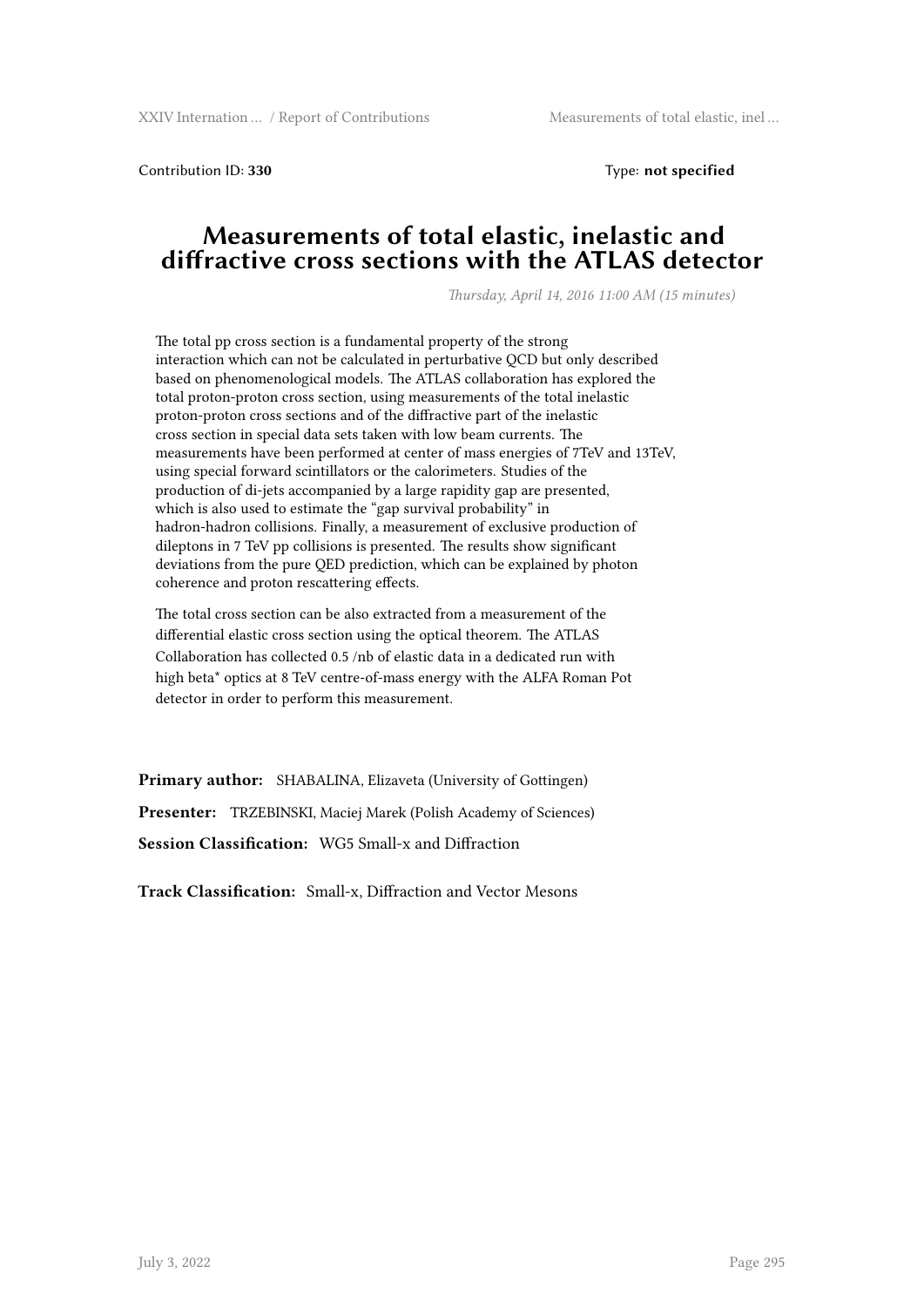Contribution ID: **330** Type: **not specified**

# Measurements of total elastic, inelastic and diffractive cross sections with the ATLAS detector

*Thursday, April 14, 2016 11:00 AM (15 minutes)*

The total pp cross section is a fundamental property of the strong interaction which can not be calculated in perturbative QCD but only described based on phenomenological models. The ATLAS collaboration has explored the total proton-proton cross section, using measurements of the total inelastic proton-proton cross sections and of the diffractive part of the inelastic cross section in special data sets taken with low beam currents. The measurements have been performed at center of mass energies of 7TeV and 13TeV, using special forward scintillators or the calorimeters. Studies of the production of di-jets accompanied by a large rapidity gap are presented, which is also used to estimate the "gap survival probability" in hadron-hadron collisions. Finally, a measurement of exclusive production of dileptons in 7 TeV pp collisions is presented. The results show significant deviations from the pure QED prediction, which can be explained by photon coherence and proton rescattering effects.

The total cross section can be also extracted from a measurement of the differential elastic cross section using the optical theorem. The ATLAS Collaboration has collected 0.5 /nb of elastic data in a dedicated run with high beta* optics at 8 TeV centre-of-mass energy with the ALFA Roman Pot detector in order to perform this measurement.

**Primary author:** SHABALINA, Elizaveta (University of Gottingen)

**Presenter:** TRZEBINSKI, Maciej Marek (Polish Academy of Sciences)

**Session Classification:** WG5 Small-x and Diffraction

**Track Classification:** Small-x, Diffraction and Vector Mesons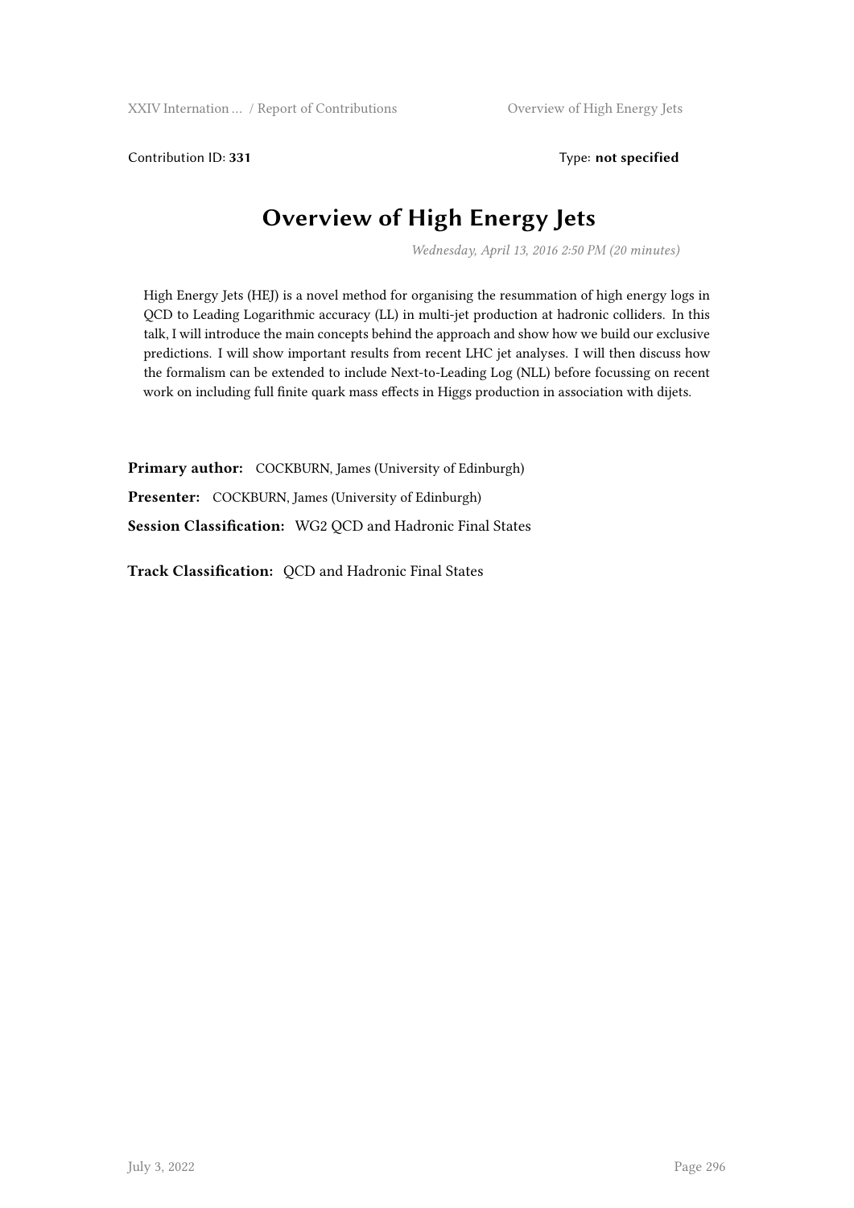Contribution ID: **331**  Type: **not specified**

# Overview of High Energy Jets

*Wednesday, April 13, 2016 2:50 PM (20 minutes)*

High Energy Jets (HEJ) is a novel method for organising the resummation of high energy logs in QCD to Leading Logarithmic accuracy (LL) in multi-jet production at hadronic colliders. In this talk, I will introduce the main concepts behind the approach and show how we build our exclusive predictions. I will show important results from recent LHC jet analyses. I will then discuss how the formalism can be extended to include Next-to-Leading Log (NLL) before focussing on recent work on including full finite quark mass effects in Higgs production in association with dijets.

**Primary author:** COCKBURN, James (University of Edinburgh)

**Presenter:** COCKBURN, James (University of Edinburgh)

**Session Classification:** WG2 QCD and Hadronic Final States

**Track Classification:** QCD and Hadronic Final States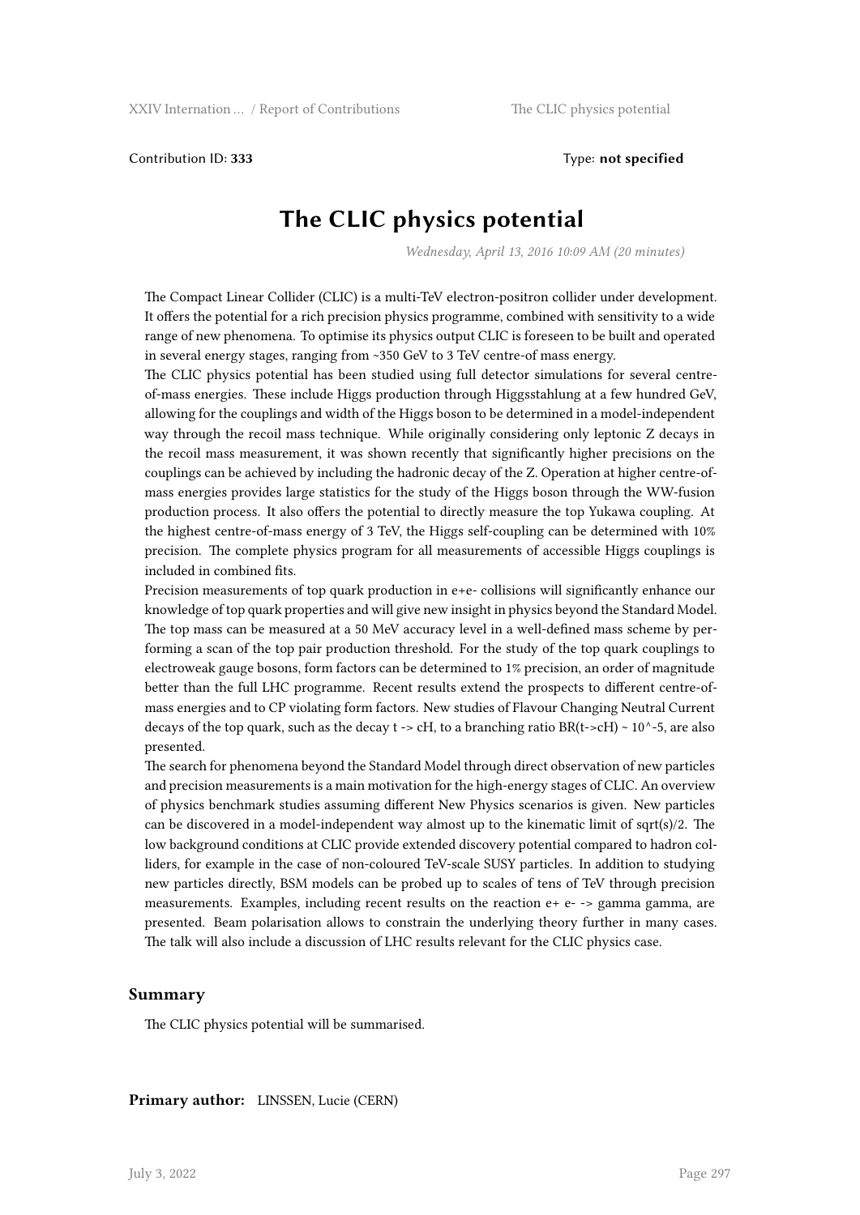Contribution ID: **333** Type: **not specified**

# The CLIC physics potential

*Wednesday, April 13, 2016 10:09 AM (20 minutes)*

The Compact Linear Collider (CLIC) is a multi-TeV electron-positron collider under development. It offers the potential for a rich precision physics programme, combined with sensitivity to a wide range of new phenomena. To optimise its physics output CLIC is foreseen to be built and operated in several energy stages, ranging from ~350 GeV to 3 TeV centre-of mass energy.

The CLIC physics potential has been studied using full detector simulations for several centre-of-mass energies. These include Higgs production through Higgsstahlung at a few hundred GeV, allowing for the couplings and width of the Higgs boson to be determined in a model-independent way through the recoil mass technique. While originally considering only leptonic Z decays in the recoil mass measurement, it was shown recently that significantly higher precisions on the couplings can be achieved by including the hadronic decay of the Z. Operation at higher centre-of-mass energies provides large statistics for the study of the Higgs boson through the WW-fusion production process. It also offers the potential to directly measure the top Yukawa coupling. At the highest centre-of-mass energy of 3 TeV, the Higgs self-coupling can be determined with 10% precision. The complete physics program for all measurements of accessible Higgs couplings is included in combined fits.

Precision measurements of top quark production in e+e- collisions will significantly enhance our knowledge of top quark properties and will give new insight in physics beyond the Standard Model. The top mass can be measured at a 50 MeV accuracy level in a well-defined mass scheme by performing a scan of the top pair production threshold. For the study of the top quark couplings to electroweak gauge bosons, form factors can be determined to 1% precision, an order of magnitude better than the full LHC programme. Recent results extend the prospects to different centre-of-mass energies and to CP violating form factors. New studies of Flavour Changing Neutral Current decays of the top quark, such as the decay t -> cH, to a branching ratio BR(t->cH) ~ 10^-5, are also presented.

The search for phenomena beyond the Standard Model through direct observation of new particles and precision measurements is a main motivation for the high-energy stages of CLIC. An overview of physics benchmark studies assuming different New Physics scenarios is given. New particles can be discovered in a model-independent way almost up to the kinematic limit of sqrt(s)/2. The low background conditions at CLIC provide extended discovery potential compared to hadron colliders, for example in the case of non-coloured TeV-scale SUSY particles. In addition to studying new particles directly, BSM models can be probed up to scales of tens of TeV through precision measurements. Examples, including recent results on the reaction e+ e- -> gamma gamma, are presented. Beam polarisation allows to constrain the underlying theory further in many cases. The talk will also include a discussion of LHC results relevant for the CLIC physics case.

### Summary

The CLIC physics potential will be summarised.

**Primary author:** LINSSEN, Lucie (CERN)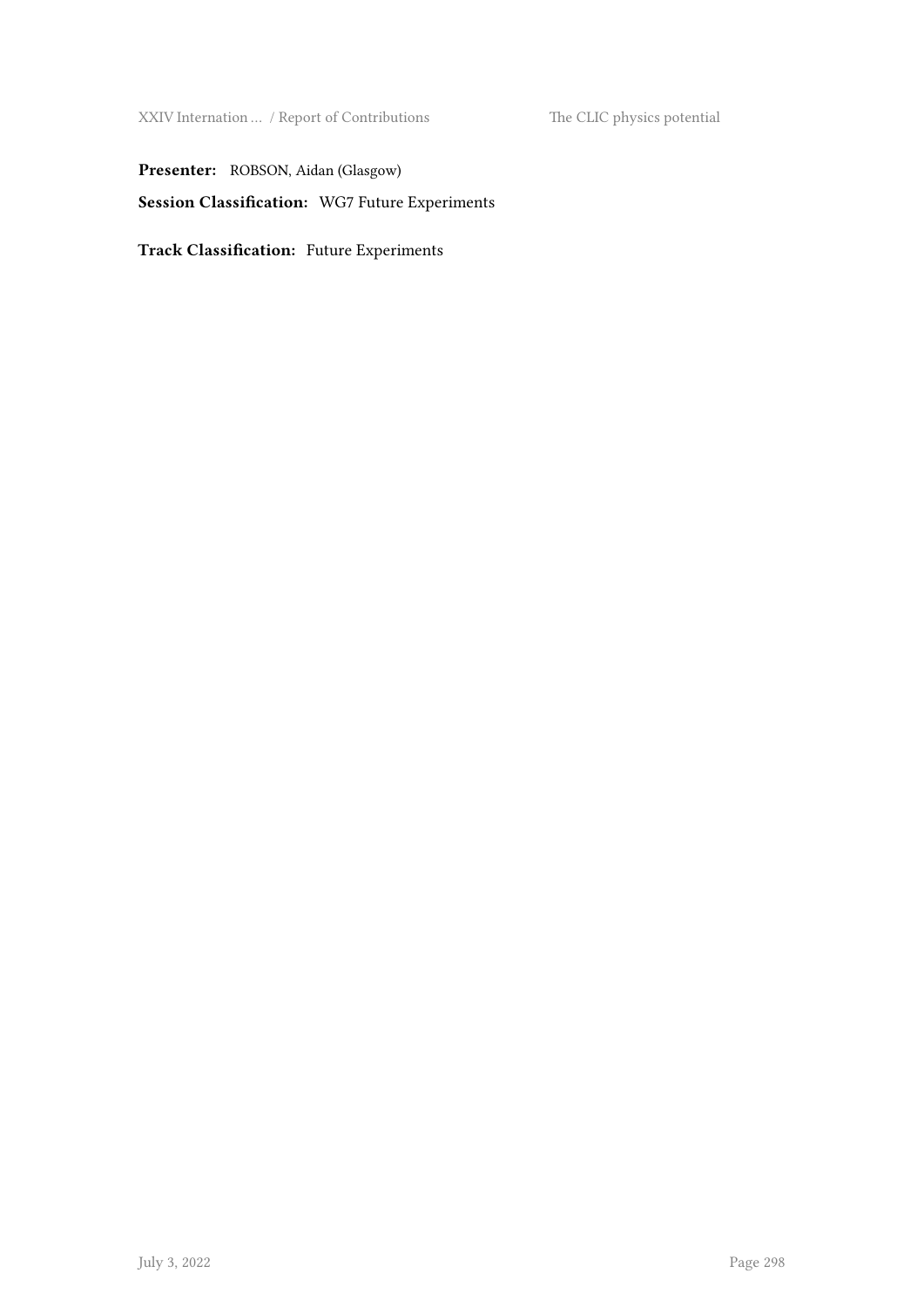**Presenter:** ROBSON, Aidan (Glasgow)

**Session Classification:** WG7 Future Experiments

**Track Classification:** Future Experiments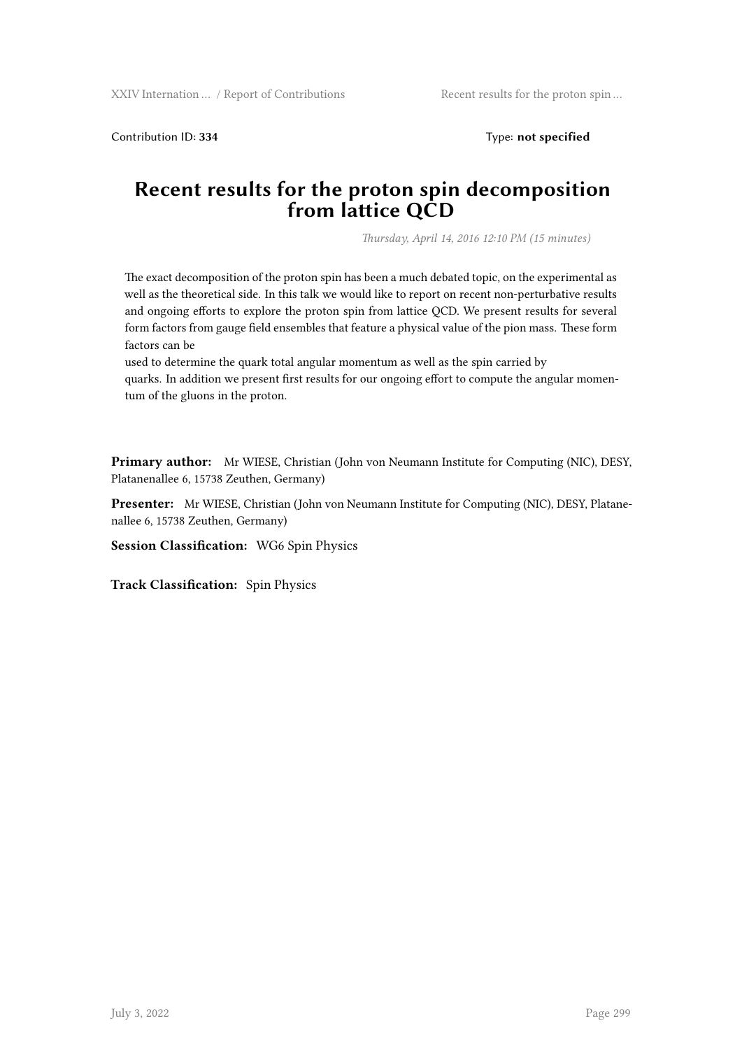Contribution ID: **334** Type: **not specified**

# Recent results for the proton spin decomposition from lattice QCD

*Thursday, April 14, 2016 12:10 PM (15 minutes)*

The exact decomposition of the proton spin has been a much debated topic, on the experimental as well as the theoretical side. In this talk we would like to report on recent non-perturbative results and ongoing efforts to explore the proton spin from lattice QCD. We present results for several form factors from gauge field ensembles that feature a physical value of the pion mass. These form factors can be
used to determine the quark total angular momentum as well as the spin carried by
quarks. In addition we present first results for our ongoing effort to compute the angular momentum of the gluons in the proton.

**Primary author:** Mr WIESE, Christian (John von Neumann Institute for Computing (NIC), DESY, Platanenallee 6, 15738 Zeuthen, Germany)

**Presenter:** Mr WIESE, Christian (John von Neumann Institute for Computing (NIC), DESY, Platanenallee 6, 15738 Zeuthen, Germany)

**Session Classification:** WG6 Spin Physics

**Track Classification:** Spin Physics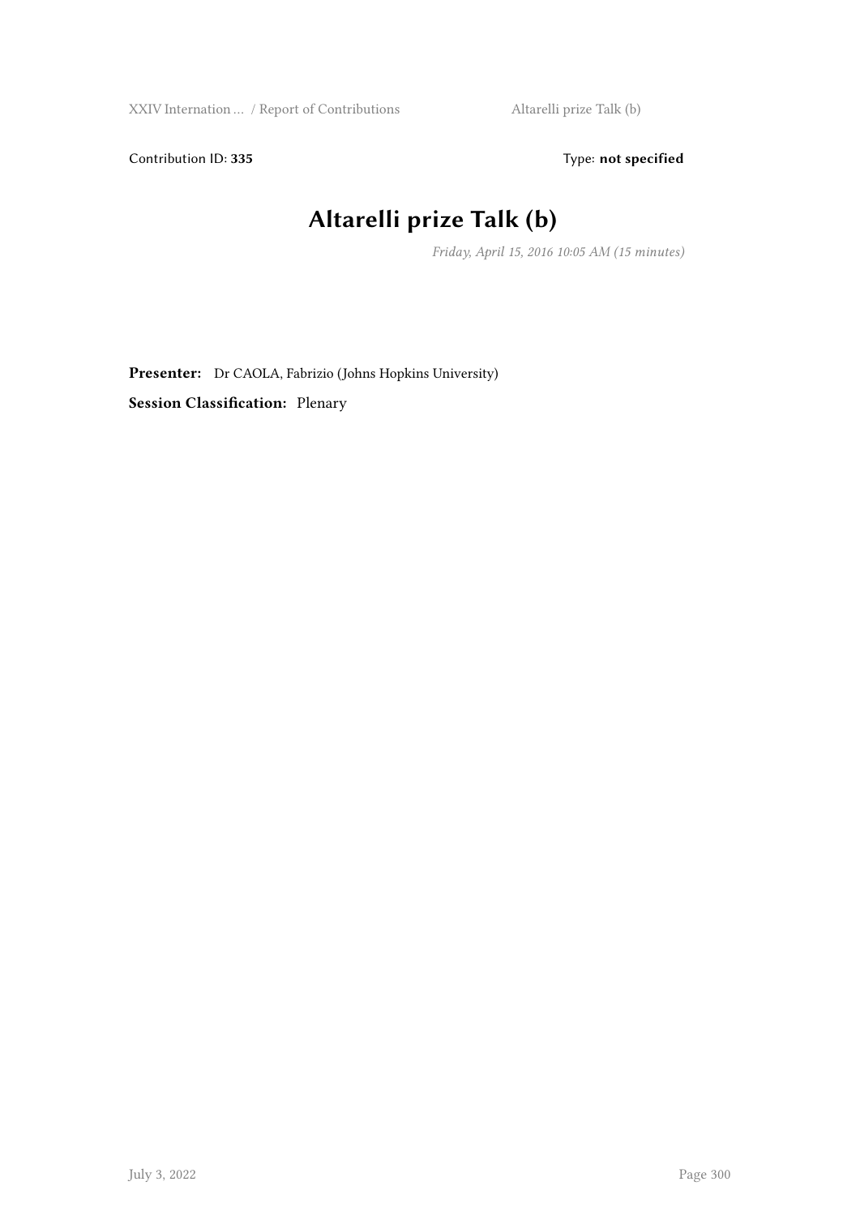Contribution ID: **335** Type: **not specified**

# Altarelli prize Talk (b)

*Friday, April 15, 2016 10:05 AM (15 minutes)*

**Presenter:** Dr CAOLA, Fabrizio (Johns Hopkins University)

**Session Classification:** Plenary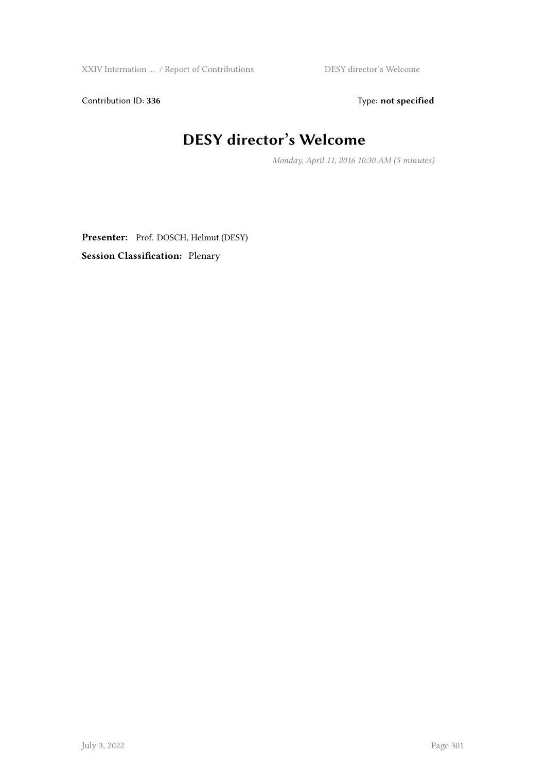Contribution ID: **336** Type: **not specified**

# DESY director's Welcome

*Monday, April 11, 2016 10:30 AM (5 minutes)*

**Presenter:** Prof. DOSCH, Helmut (DESY)

**Session Classification:** Plenary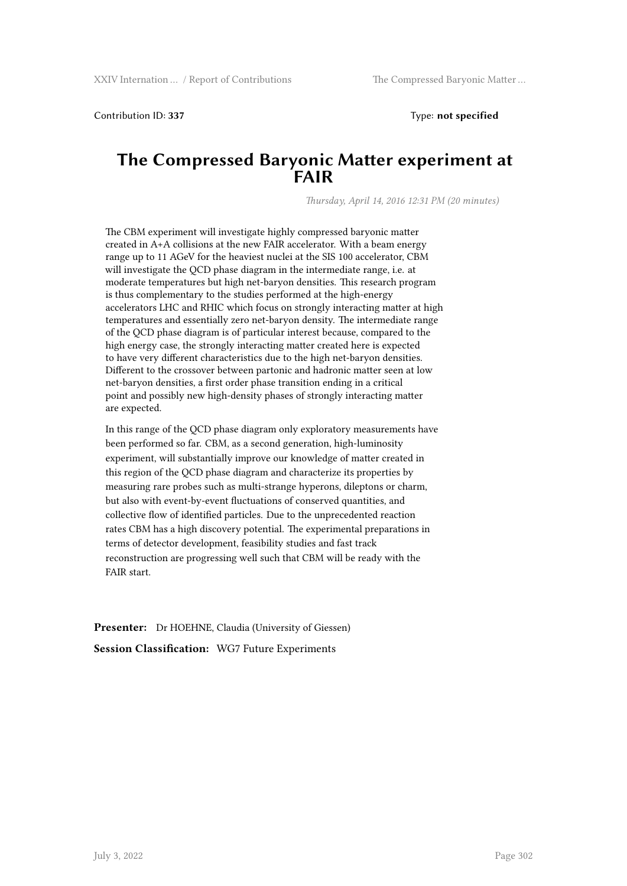Contribution ID: **337** Type: **not specified**

# The Compressed Baryonic Matter experiment at FAIR

*Thursday, April 14, 2016 12:31 PM (20 minutes)*

The CBM experiment will investigate highly compressed baryonic matter created in A+A collisions at the new FAIR accelerator. With a beam energy range up to 11 AGeV for the heaviest nuclei at the SIS 100 accelerator, CBM will investigate the QCD phase diagram in the intermediate range, i.e. at moderate temperatures but high net-baryon densities. This research program is thus complementary to the studies performed at the high-energy accelerators LHC and RHIC which focus on strongly interacting matter at high temperatures and essentially zero net-baryon density. The intermediate range of the QCD phase diagram is of particular interest because, compared to the high energy case, the strongly interacting matter created here is expected to have very different characteristics due to the high net-baryon densities. Different to the crossover between partonic and hadronic matter seen at low net-baryon densities, a first order phase transition ending in a critical point and possibly new high-density phases of strongly interacting matter are expected.

In this range of the QCD phase diagram only exploratory measurements have been performed so far. CBM, as a second generation, high-luminosity experiment, will substantially improve our knowledge of matter created in this region of the QCD phase diagram and characterize its properties by measuring rare probes such as multi-strange hyperons, dileptons or charm, but also with event-by-event fluctuations of conserved quantities, and collective flow of identified particles. Due to the unprecedented reaction rates CBM has a high discovery potential. The experimental preparations in terms of detector development, feasibility studies and fast track reconstruction are progressing well such that CBM will be ready with the FAIR start.

**Presenter:** Dr HOEHNE, Claudia (University of Giessen)

**Session Classification:** WG7 Future Experiments